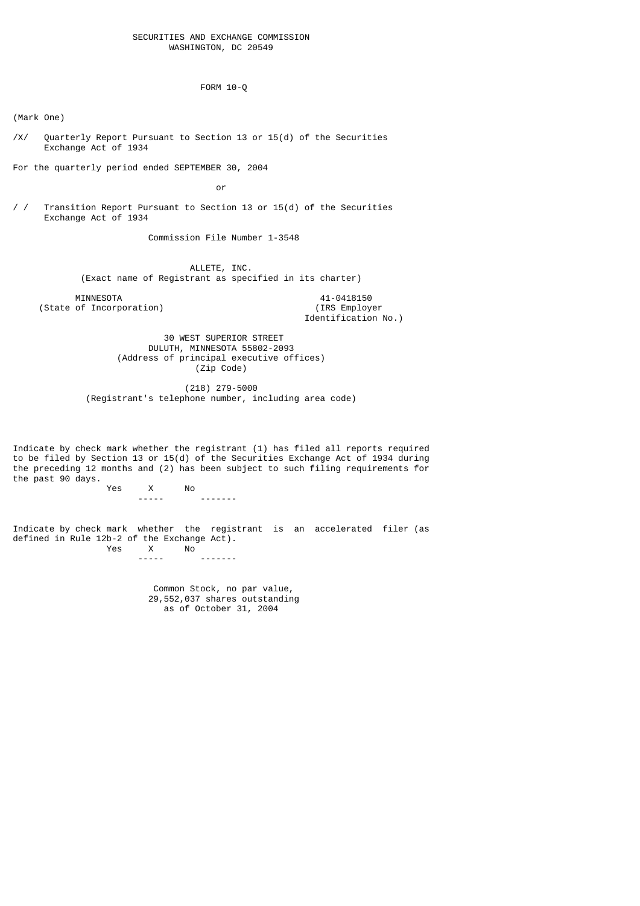SECURITIES AND EXCHANGE COMMISSION
WASHINGTON, DC 20549

# FORM 10-Q

(Mark One)

/X/ Quarterly Report Pursuant to Section 13 or 15(d) of the Securities Exchange Act of 1934

For the quarterly period ended SEPTEMBER 30, 2004

or

/ / Transition Report Pursuant to Section 13 or 15(d) of the Securities Exchange Act of 1934

Commission File Number 1-3548

**ALLETE, INC.**
(Exact name of Registrant as specified in its charter)

| MINNESOTA | 41-0418150 |
|---|---|
| (State of Incorporation) | (IRS Employer Identification No.) |

30 WEST SUPERIOR STREET
DULUTH, MINNESOTA 55802-2093
(Address of principal executive offices)
(Zip Code)

(218) 279-5000
(Registrant's telephone number, including area code)

Indicate by check mark whether the registrant (1) has filed all reports required to be filed by Section 13 or 15(d) of the Securities Exchange Act of 1934 during the preceding 12 months and (2) has been subject to such filing requirements for the past 90 days.

Yes X No ___

Indicate by check mark whether the registrant is an accelerated filer (as defined in Rule 12b-2 of the Exchange Act).

Yes X No ___

Common Stock, no par value,
29,552,037 shares outstanding
as of October 31, 2004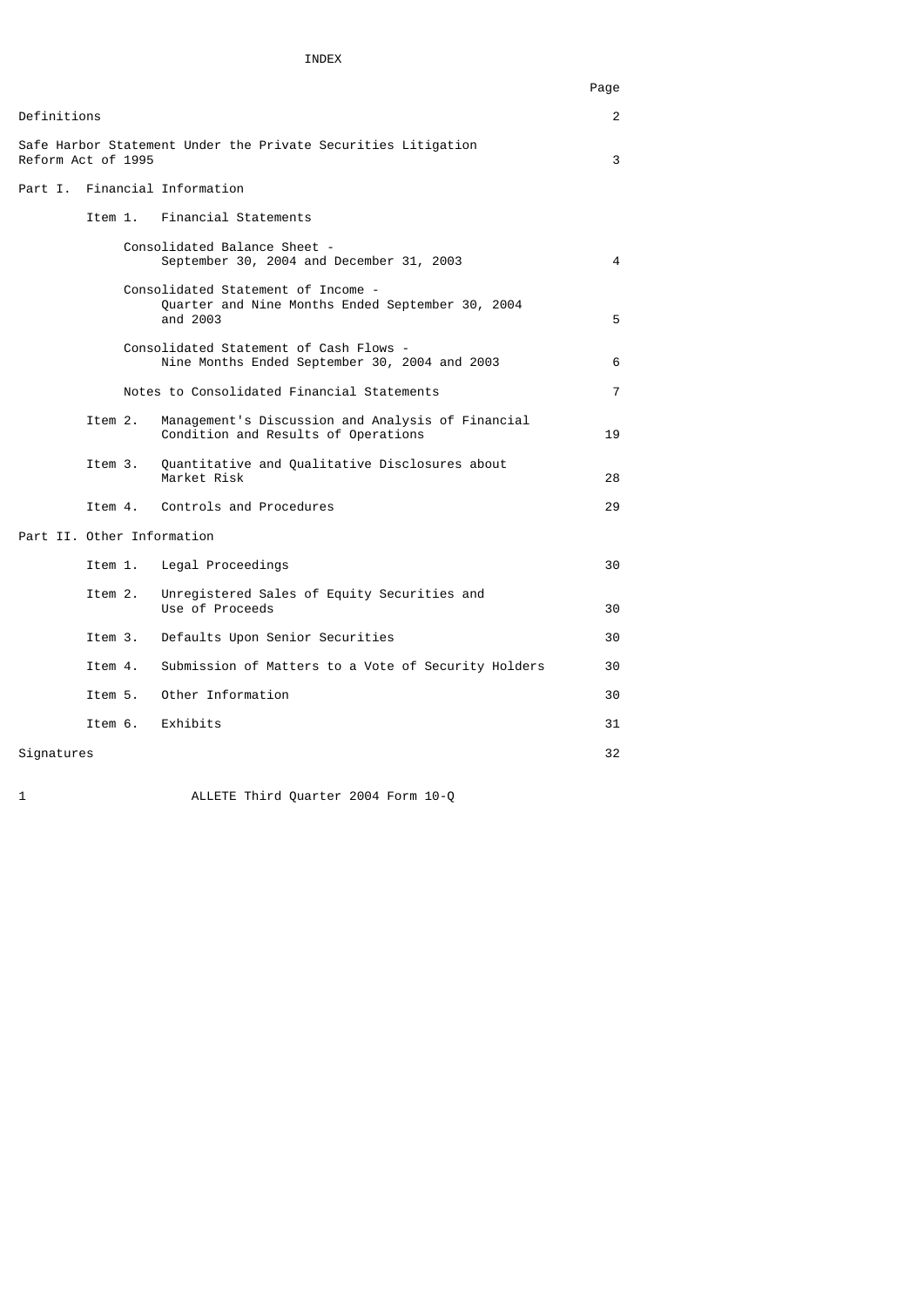# INDEX

| | Page |
|---|---|
| Definitions | 2 |
| Safe Harbor Statement Under the Private Securities Litigation Reform Act of 1995 | 3 |
| **Part I. Financial Information** | |
| Item 1. Financial Statements | |
| Consolidated Balance Sheet - September 30, 2004 and December 31, 2003 | 4 |
| Consolidated Statement of Income - Quarter and Nine Months Ended September 30, 2004 and 2003 | 5 |
| Consolidated Statement of Cash Flows - Nine Months Ended September 30, 2004 and 2003 | 6 |
| Notes to Consolidated Financial Statements | 7 |
| Item 2. Management's Discussion and Analysis of Financial Condition and Results of Operations | 19 |
| Item 3. Quantitative and Qualitative Disclosures about Market Risk | 28 |
| Item 4. Controls and Procedures | 29 |
| **Part II. Other Information** | |
| Item 1. Legal Proceedings | 30 |
| Item 2. Unregistered Sales of Equity Securities and Use of Proceeds | 30 |
| Item 3. Defaults Upon Senior Securities | 30 |
| Item 4. Submission of Matters to a Vote of Security Holders | 30 |
| Item 5. Other Information | 30 |
| Item 6. Exhibits | 31 |
| Signatures | 32 |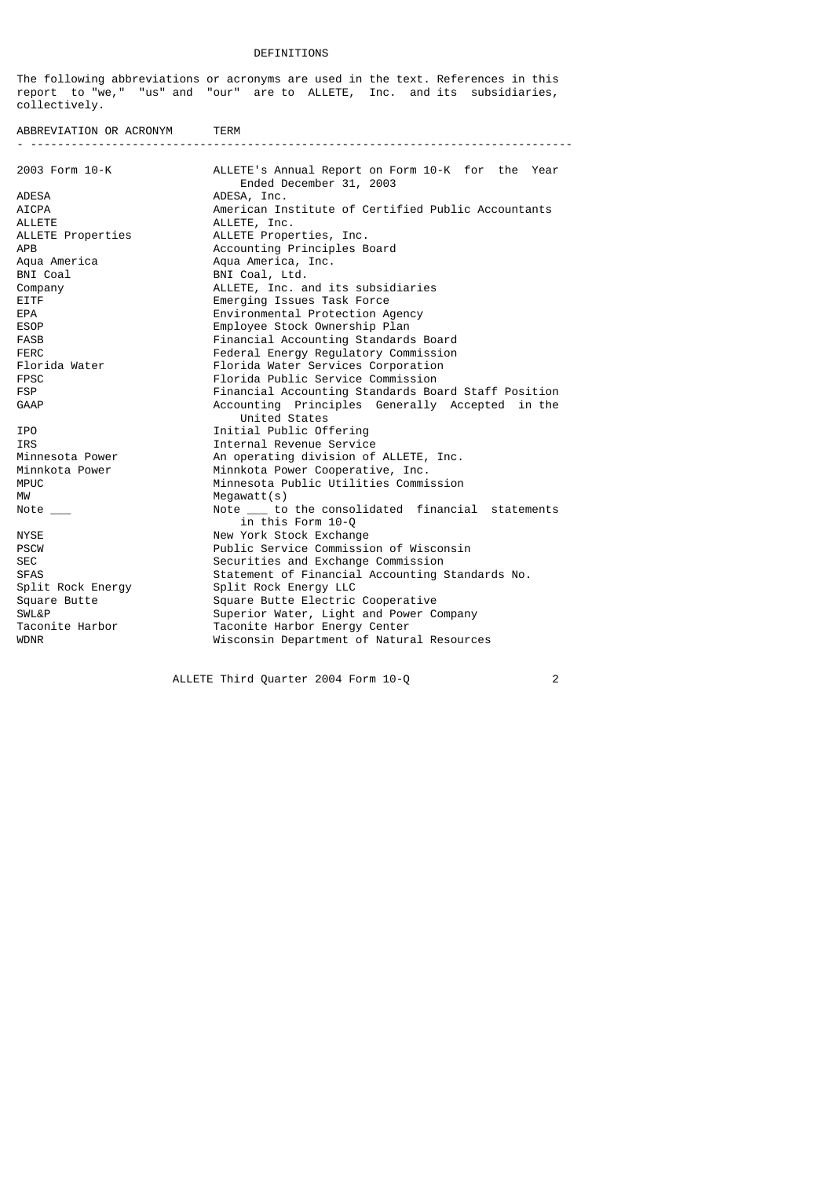# DEFINITIONS

The following abbreviations or acronyms are used in the text. References in this report to "we," "us" and "our" are to ALLETE, Inc. and its subsidiaries, collectively.

| ABBREVIATION OR ACRONYM | TERM |
|---|---|
| 2003 Form 10-K | ALLETE's Annual Report on Form 10-K for the Year Ended December 31, 2003 |
| ADESA | ADESA, Inc. |
| AICPA | American Institute of Certified Public Accountants |
| ALLETE | ALLETE, Inc. |
| ALLETE Properties | ALLETE Properties, Inc. |
| APB | Accounting Principles Board |
| Aqua America | Aqua America, Inc. |
| BNI Coal | BNI Coal, Ltd. |
| Company | ALLETE, Inc. and its subsidiaries |
| EITF | Emerging Issues Task Force |
| EPA | Environmental Protection Agency |
| ESOP | Employee Stock Ownership Plan |
| FASB | Financial Accounting Standards Board |
| FERC | Federal Energy Regulatory Commission |
| Florida Water | Florida Water Services Corporation |
| FPSC | Florida Public Service Commission |
| FSP | Financial Accounting Standards Board Staff Position |
| GAAP | Accounting Principles Generally Accepted in the United States |
| IPO | Initial Public Offering |
| IRS | Internal Revenue Service |
| Minnesota Power | An operating division of ALLETE, Inc. |
| Minnkota Power | Minnkota Power Cooperative, Inc. |
| MPUC | Minnesota Public Utilities Commission |
| MW | Megawatt(s) |
| Note ___ | Note ___ to the consolidated financial statements in this Form 10-Q |
| NYSE | New York Stock Exchange |
| PSCW | Public Service Commission of Wisconsin |
| SEC | Securities and Exchange Commission |
| SFAS | Statement of Financial Accounting Standards No. |
| Split Rock Energy | Split Rock Energy LLC |
| Square Butte | Square Butte Electric Cooperative |
| SWL&P | Superior Water, Light and Power Company |
| Taconite Harbor | Taconite Harbor Energy Center |
| WDNR | Wisconsin Department of Natural Resources |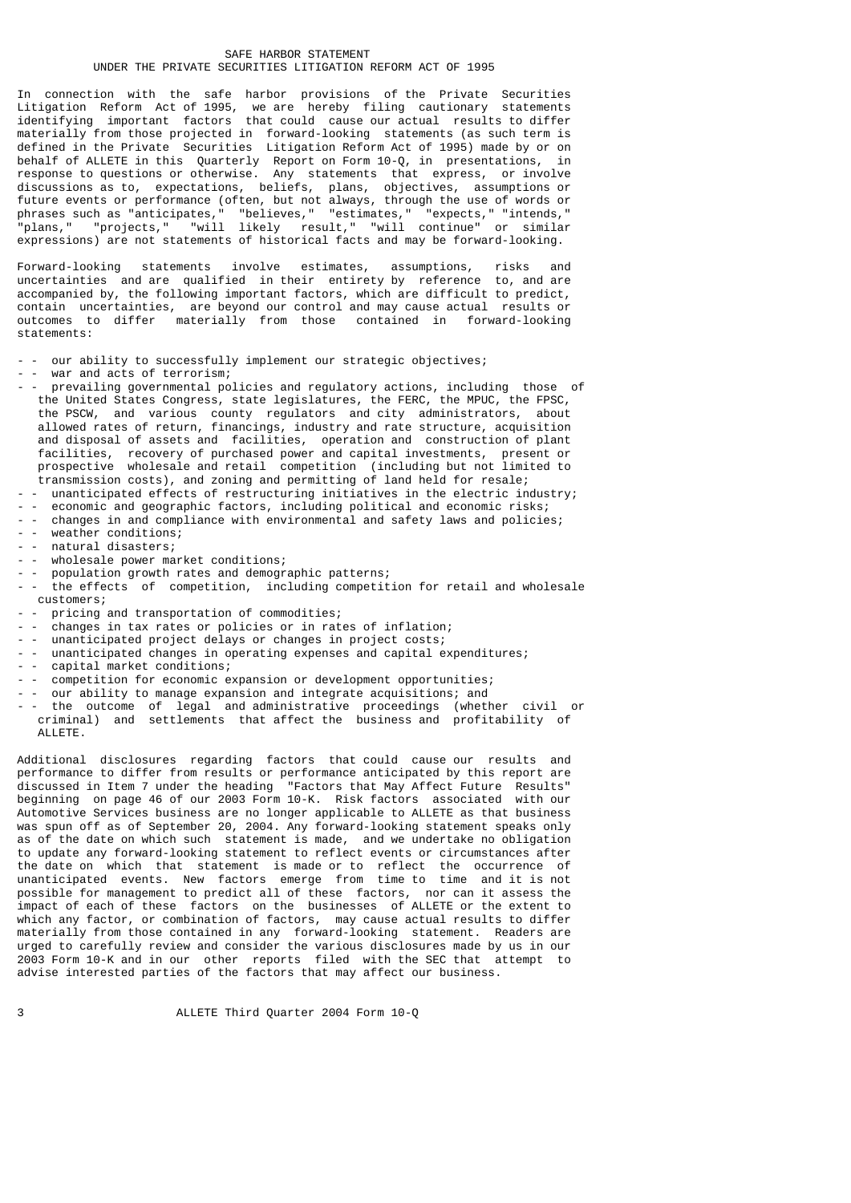# SAFE HARBOR STATEMENT UNDER THE PRIVATE SECURITIES LITIGATION REFORM ACT OF 1995

In connection with the safe harbor provisions of the Private Securities Litigation Reform Act of 1995, we are hereby filing cautionary statements identifying important factors that could cause our actual results to differ materially from those projected in forward-looking statements (as such term is defined in the Private Securities Litigation Reform Act of 1995) made by or on behalf of ALLETE in this Quarterly Report on Form 10-Q, in presentations, in response to questions or otherwise. Any statements that express, or involve discussions as to, expectations, beliefs, plans, objectives, assumptions or future events or performance (often, but not always, through the use of words or phrases such as "anticipates," "believes," "estimates," "expects," "intends," "plans," "projects," "will likely result," "will continue" or similar expressions) are not statements of historical facts and may be forward-looking.

Forward-looking statements involve estimates, assumptions, risks and uncertainties and are qualified in their entirety by reference to, and are accompanied by, the following important factors, which are difficult to predict, contain uncertainties, are beyond our control and may cause actual results or outcomes to differ materially from those contained in forward-looking statements:

- our ability to successfully implement our strategic objectives;
- war and acts of terrorism;
- prevailing governmental policies and regulatory actions, including those of the United States Congress, state legislatures, the FERC, the MPUC, the FPSC, the PSCW, and various county regulators and city administrators, about allowed rates of return, financings, industry and rate structure, acquisition and disposal of assets and facilities, operation and construction of plant facilities, recovery of purchased power and capital investments, present or prospective wholesale and retail competition (including but not limited to transmission costs), and zoning and permitting of land held for resale;
- unanticipated effects of restructuring initiatives in the electric industry;
- economic and geographic factors, including political and economic risks;
- changes in and compliance with environmental and safety laws and policies;
- weather conditions;
- natural disasters;
- wholesale power market conditions;
- population growth rates and demographic patterns;
- the effects of competition, including competition for retail and wholesale customers;
- pricing and transportation of commodities;
- changes in tax rates or policies or in rates of inflation;
- unanticipated project delays or changes in project costs;
- unanticipated changes in operating expenses and capital expenditures;
- capital market conditions;
- competition for economic expansion or development opportunities;
- our ability to manage expansion and integrate acquisitions; and
- the outcome of legal and administrative proceedings (whether civil or criminal) and settlements that affect the business and profitability of ALLETE.

Additional disclosures regarding factors that could cause our results and performance to differ from results or performance anticipated by this report are discussed in Item 7 under the heading "Factors that May Affect Future Results" beginning on page 46 of our 2003 Form 10-K. Risk factors associated with our Automotive Services business are no longer applicable to ALLETE as that business was spun off as of September 20, 2004. Any forward-looking statement speaks only as of the date on which such statement is made, and we undertake no obligation to update any forward-looking statement to reflect events or circumstances after the date on which that statement is made or to reflect the occurrence of unanticipated events. New factors emerge from time to time and it is not possible for management to predict all of these factors, nor can it assess the impact of each of these factors on the businesses of ALLETE or the extent to which any factor, or combination of factors, may cause actual results to differ materially from those contained in any forward-looking statement. Readers are urged to carefully review and consider the various disclosures made by us in our 2003 Form 10-K and in our other reports filed with the SEC that attempt to advise interested parties of the factors that may affect our business.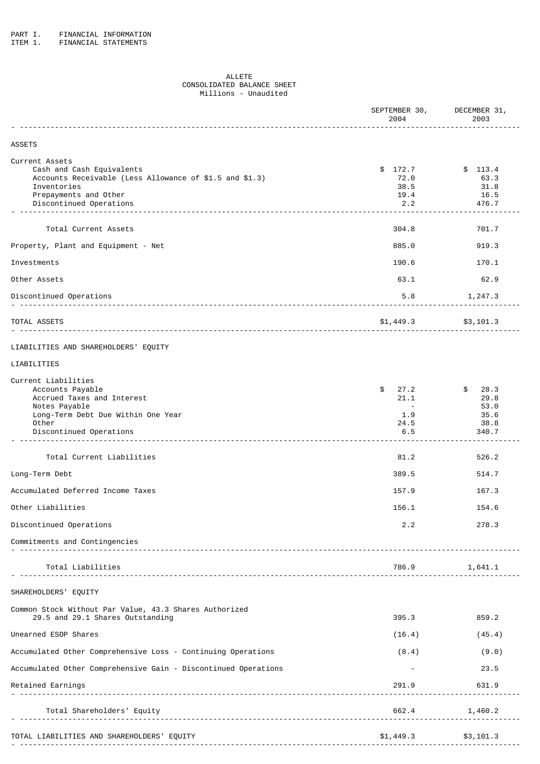PART I. FINANCIAL INFORMATION
ITEM 1. FINANCIAL STATEMENTS

# ALLETE
## CONSOLIDATED BALANCE SHEET
Millions - Unaudited

| | SEPTEMBER 30, 2004 | DECEMBER 31, 2003 |
|---|---|---|
| **ASSETS** | | |
| Current Assets | | |
| Cash and Cash Equivalents | $ 172.7 | $ 113.4 |
| Accounts Receivable (Less Allowance of $1.5 and $1.3) | 72.0 | 63.3 |
| Inventories | 38.5 | 31.8 |
| Prepayments and Other | 19.4 | 16.5 |
| Discontinued Operations | 2.2 | 476.7 |
| Total Current Assets | 304.8 | 701.7 |
| Property, Plant and Equipment - Net | 885.0 | 919.3 |
| Investments | 190.6 | 170.1 |
| Other Assets | 63.1 | 62.9 |
| Discontinued Operations | 5.8 | 1,247.3 |
| TOTAL ASSETS | $1,449.3 | $3,101.3 |
| **LIABILITIES AND SHAREHOLDERS' EQUITY** | | |
| LIABILITIES | | |
| Current Liabilities | | |
| Accounts Payable | $ 27.2 | $ 28.3 |
| Accrued Taxes and Interest | 21.1 | 29.8 |
| Notes Payable | - | 53.0 |
| Long-Term Debt Due Within One Year | 1.9 | 35.6 |
| Other | 24.5 | 38.8 |
| Discontinued Operations | 6.5 | 340.7 |
| Total Current Liabilities | 81.2 | 526.2 |
| Long-Term Debt | 389.5 | 514.7 |
| Accumulated Deferred Income Taxes | 157.9 | 167.3 |
| Other Liabilities | 156.1 | 154.6 |
| Discontinued Operations | 2.2 | 278.3 |
| Commitments and Contingencies | | |
| Total Liabilities | 786.9 | 1,641.1 |
| SHAREHOLDERS' EQUITY | | |
| Common Stock Without Par Value, 43.3 Shares Authorized 29.5 and 29.1 Shares Outstanding | 395.3 | 859.2 |
| Unearned ESOP Shares | (16.4) | (45.4) |
| Accumulated Other Comprehensive Loss - Continuing Operations | (8.4) | (9.0) |
| Accumulated Other Comprehensive Gain - Discontinued Operations | - | 23.5 |
| Retained Earnings | 291.9 | 631.9 |
| Total Shareholders' Equity | 662.4 | 1,460.2 |
| TOTAL LIABILITIES AND SHAREHOLDERS' EQUITY | $1,449.3 | $3,101.3 |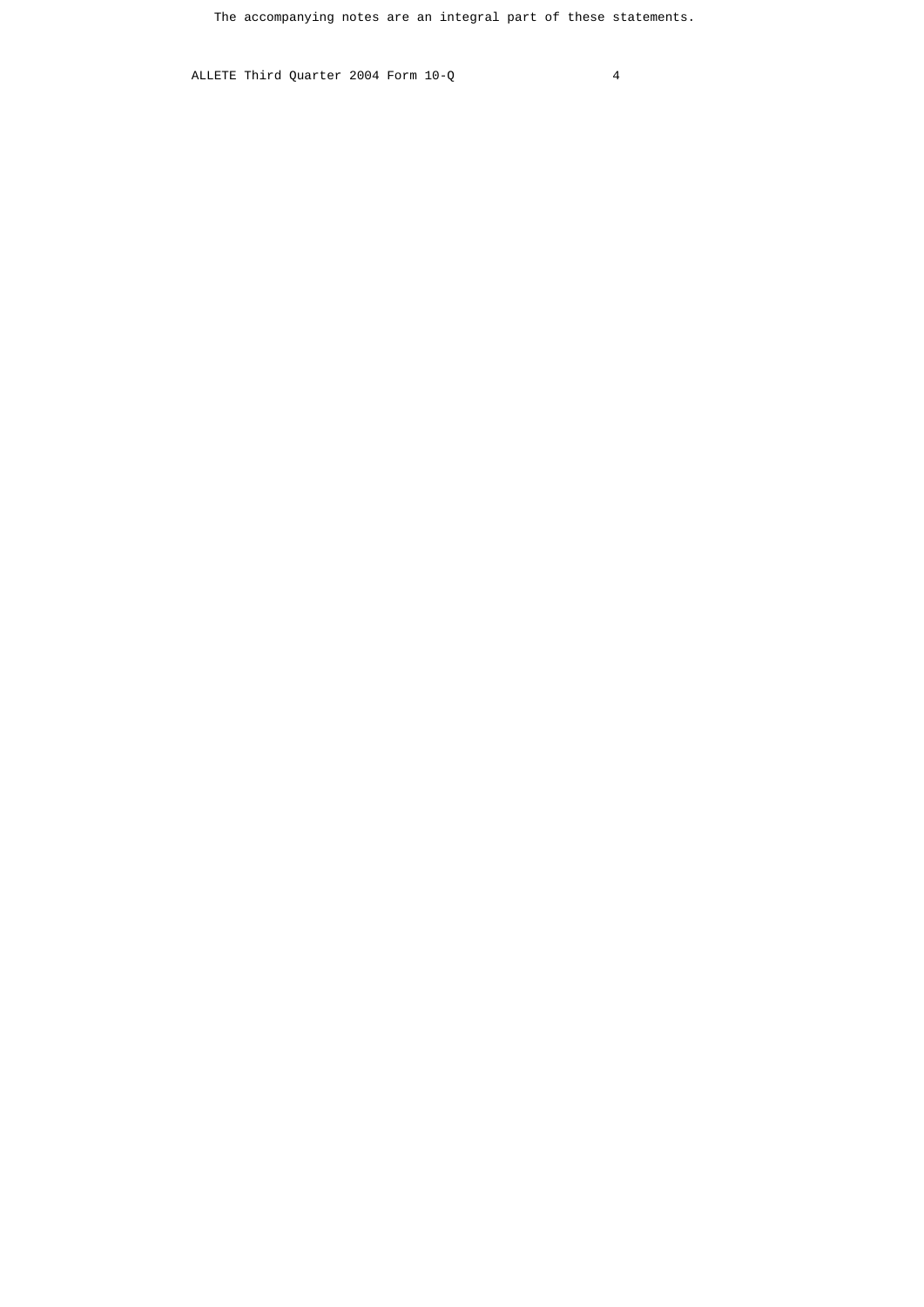The accompanying notes are an integral part of these statements.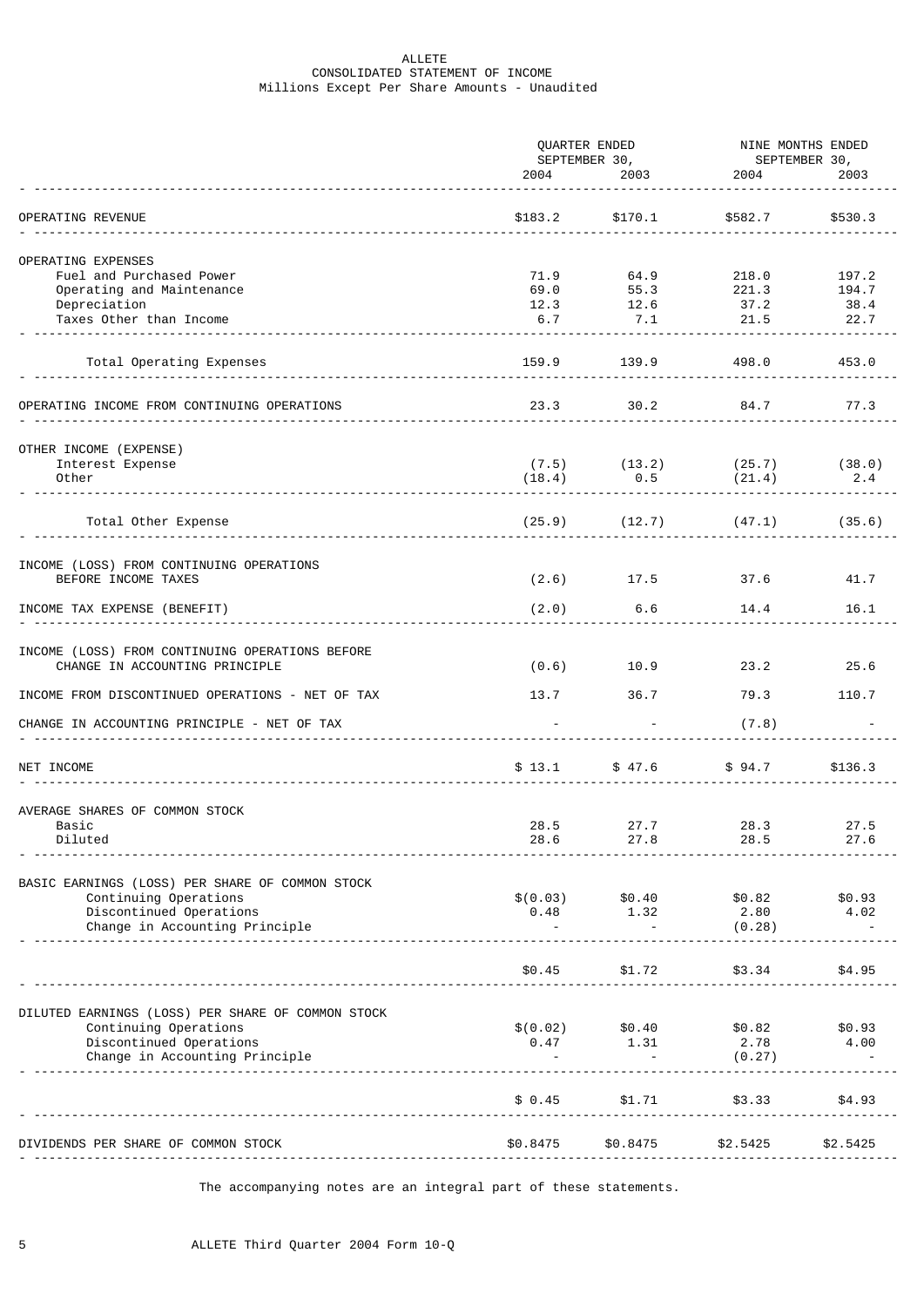ALLETE

CONSOLIDATED STATEMENT OF INCOME

Millions Except Per Share Amounts - Unaudited

| | QUARTER ENDED SEPTEMBER 30, | | NINE MONTHS ENDED SEPTEMBER 30, | |
|---|---|---|---|---|
| | 2004 | 2003 | 2004 | 2003 |
| OPERATING REVENUE | $183.2 | $170.1 | $582.7 | $530.3 |
| OPERATING EXPENSES | | | | |
| Fuel and Purchased Power | 71.9 | 64.9 | 218.0 | 197.2 |
| Operating and Maintenance | 69.0 | 55.3 | 221.3 | 194.7 |
| Depreciation | 12.3 | 12.6 | 37.2 | 38.4 |
| Taxes Other than Income | 6.7 | 7.1 | 21.5 | 22.7 |
| Total Operating Expenses | 159.9 | 139.9 | 498.0 | 453.0 |
| OPERATING INCOME FROM CONTINUING OPERATIONS | 23.3 | 30.2 | 84.7 | 77.3 |
| OTHER INCOME (EXPENSE) | | | | |
| Interest Expense | (7.5) | (13.2) | (25.7) | (38.0) |
| Other | (18.4) | 0.5 | (21.4) | 2.4 |
| Total Other Expense | (25.9) | (12.7) | (47.1) | (35.6) |
| INCOME (LOSS) FROM CONTINUING OPERATIONS BEFORE INCOME TAXES | (2.6) | 17.5 | 37.6 | 41.7 |
| INCOME TAX EXPENSE (BENEFIT) | (2.0) | 6.6 | 14.4 | 16.1 |
| INCOME (LOSS) FROM CONTINUING OPERATIONS BEFORE CHANGE IN ACCOUNTING PRINCIPLE | (0.6) | 10.9 | 23.2 | 25.6 |
| INCOME FROM DISCONTINUED OPERATIONS - NET OF TAX | 13.7 | 36.7 | 79.3 | 110.7 |
| CHANGE IN ACCOUNTING PRINCIPLE - NET OF TAX | - | - | (7.8) | - |
| NET INCOME | $ 13.1 | $ 47.6 | $ 94.7 | $136.3 |
| AVERAGE SHARES OF COMMON STOCK | | | | |
| Basic | 28.5 | 27.7 | 28.3 | 27.5 |
| Diluted | 28.6 | 27.8 | 28.5 | 27.6 |
| BASIC EARNINGS (LOSS) PER SHARE OF COMMON STOCK | | | | |
| Continuing Operations | $(0.03) | $0.40 | $0.82 | $0.93 |
| Discontinued Operations | 0.48 | 1.32 | 2.80 | 4.02 |
| Change in Accounting Principle | - | - | (0.28) | - |
| | $0.45 | $1.72 | $3.34 | $4.95 |
| DILUTED EARNINGS (LOSS) PER SHARE OF COMMON STOCK | | | | |
| Continuing Operations | $(0.02) | $0.40 | $0.82 | $0.93 |
| Discontinued Operations | 0.47 | 1.31 | 2.78 | 4.00 |
| Change in Accounting Principle | - | - | (0.27) | - |
| | $ 0.45 | $1.71 | $3.33 | $4.93 |
| DIVIDENDS PER SHARE OF COMMON STOCK | $0.8475 | $0.8475 | $2.5425 | $2.5425 |

The accompanying notes are an integral part of these statements.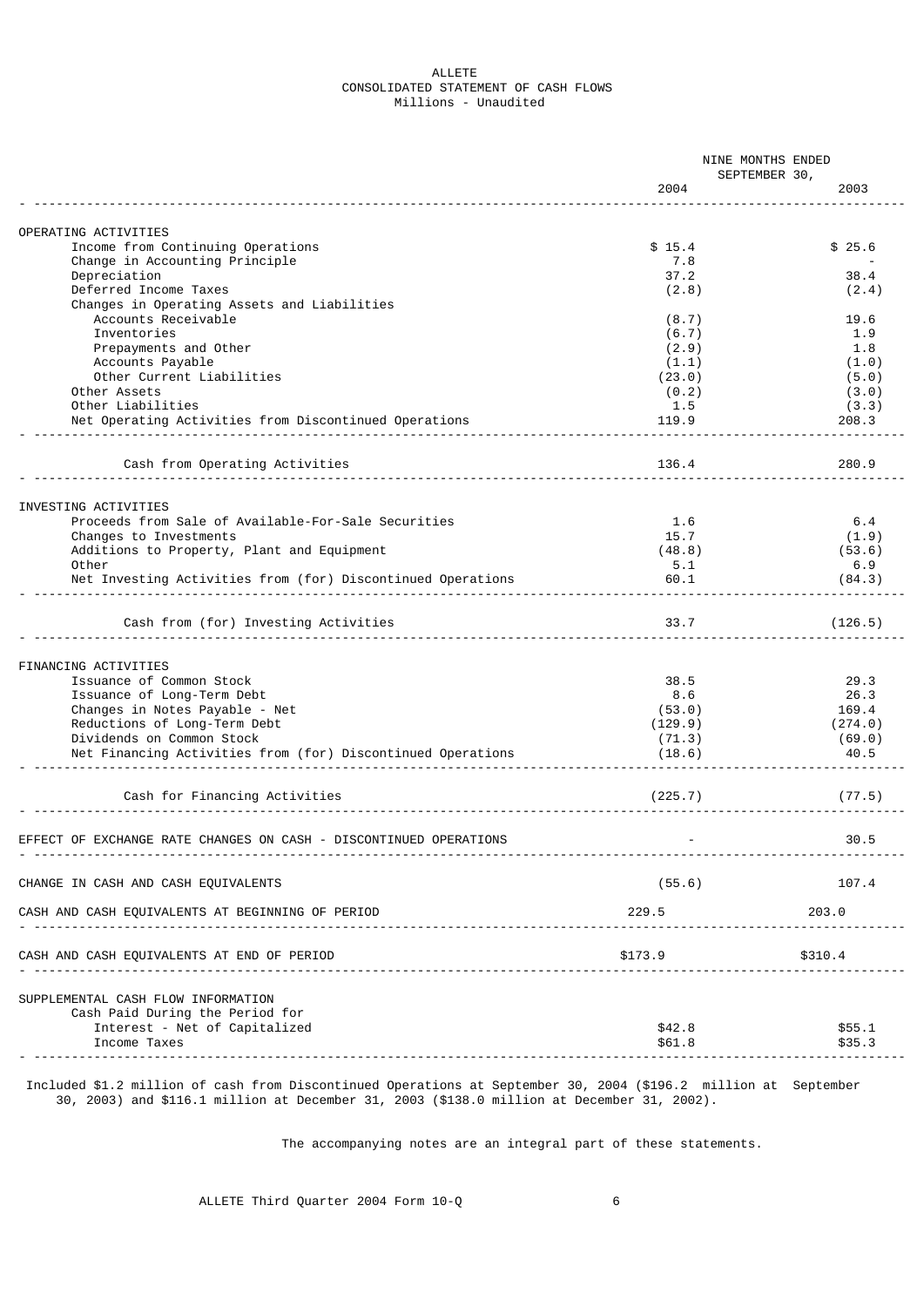# ALLETE
## CONSOLIDATED STATEMENT OF CASH FLOWS
Millions - Unaudited

| | NINE MONTHS ENDED SEPTEMBER 30, | |
|---|---|---|
| | 2004 | 2003 |
| **OPERATING ACTIVITIES** | | |
| Income from Continuing Operations | $ 15.4 | $ 25.6 |
| Change in Accounting Principle | 7.8 | - |
| Depreciation | 37.2 | 38.4 |
| Deferred Income Taxes | (2.8) | (2.4) |
| Changes in Operating Assets and Liabilities | | |
| Accounts Receivable | (8.7) | 19.6 |
| Inventories | (6.7) | 1.9 |
| Prepayments and Other | (2.9) | 1.8 |
| Accounts Payable | (1.1) | (1.0) |
| Other Current Liabilities | (23.0) | (5.0) |
| Other Assets | (0.2) | (3.0) |
| Other Liabilities | 1.5 | (3.3) |
| Net Operating Activities from Discontinued Operations | 119.9 | 208.3 |
| Cash from Operating Activities | 136.4 | 280.9 |
| **INVESTING ACTIVITIES** | | |
| Proceeds from Sale of Available-For-Sale Securities | 1.6 | 6.4 |
| Changes to Investments | 15.7 | (1.9) |
| Additions to Property, Plant and Equipment | (48.8) | (53.6) |
| Other | 5.1 | 6.9 |
| Net Investing Activities from (for) Discontinued Operations | 60.1 | (84.3) |
| Cash from (for) Investing Activities | 33.7 | (126.5) |
| **FINANCING ACTIVITIES** | | |
| Issuance of Common Stock | 38.5 | 29.3 |
| Issuance of Long-Term Debt | 8.6 | 26.3 |
| Changes in Notes Payable - Net | (53.0) | 169.4 |
| Reductions of Long-Term Debt | (129.9) | (274.0) |
| Dividends on Common Stock | (71.3) | (69.0) |
| Net Financing Activities from (for) Discontinued Operations | (18.6) | 40.5 |
| Cash for Financing Activities | (225.7) | (77.5) |
| EFFECT OF EXCHANGE RATE CHANGES ON CASH - DISCONTINUED OPERATIONS | - | 30.5 |
| CHANGE IN CASH AND CASH EQUIVALENTS | (55.6) | 107.4 |
| CASH AND CASH EQUIVALENTS AT BEGINNING OF PERIOD | 229.5 | 203.0 |
| CASH AND CASH EQUIVALENTS AT END OF PERIOD | $173.9 | $310.4 |
| **SUPPLEMENTAL CASH FLOW INFORMATION** | | |
| Cash Paid During the Period for | | |
| Interest - Net of Capitalized | $42.8 | $55.1 |
| Income Taxes | $61.8 | $35.3 |

Included $1.2 million of cash from Discontinued Operations at September 30, 2004 ($196.2 million at September 30, 2003) and $116.1 million at December 31, 2003 ($138.0 million at December 31, 2002).

The accompanying notes are an integral part of these statements.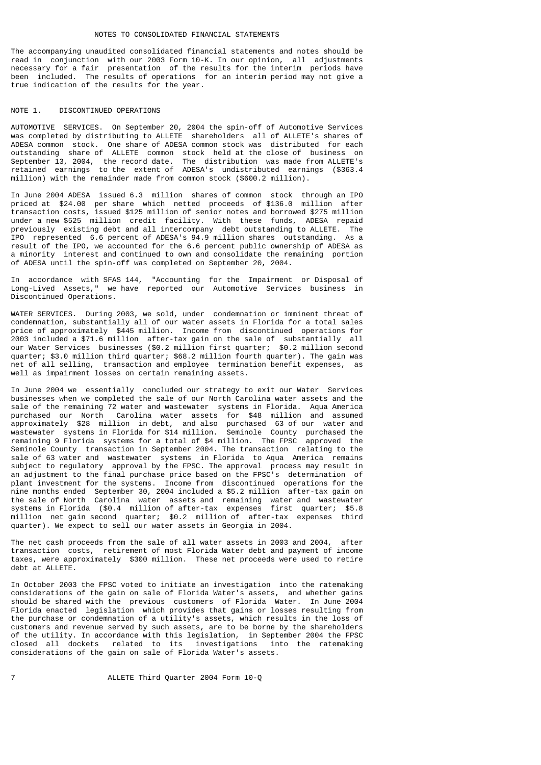## NOTES TO CONSOLIDATED FINANCIAL STATEMENTS

The accompanying unaudited consolidated financial statements and notes should be read in conjunction with our 2003 Form 10-K. In our opinion, all adjustments necessary for a fair presentation of the results for the interim periods have been included. The results of operations for an interim period may not give a true indication of the results for the year.

### NOTE 1. DISCONTINUED OPERATIONS

AUTOMOTIVE SERVICES. On September 20, 2004 the spin-off of Automotive Services was completed by distributing to ALLETE shareholders all of ALLETE's shares of ADESA common stock. One share of ADESA common stock was distributed for each outstanding share of ALLETE common stock held at the close of business on September 13, 2004, the record date. The distribution was made from ALLETE's retained earnings to the extent of ADESA's undistributed earnings ($363.4 million) with the remainder made from common stock ($600.2 million).

In June 2004 ADESA issued 6.3 million shares of common stock through an IPO priced at $24.00 per share which netted proceeds of $136.0 million after transaction costs, issued $125 million of senior notes and borrowed $275 million under a new $525 million credit facility. With these funds, ADESA repaid previously existing debt and all intercompany debt outstanding to ALLETE. The IPO represented 6.6 percent of ADESA's 94.9 million shares outstanding. As a result of the IPO, we accounted for the 6.6 percent public ownership of ADESA as a minority interest and continued to own and consolidate the remaining portion of ADESA until the spin-off was completed on September 20, 2004.

In accordance with SFAS 144, "Accounting for the Impairment or Disposal of Long-Lived Assets," we have reported our Automotive Services business in Discontinued Operations.

WATER SERVICES. During 2003, we sold, under condemnation or imminent threat of condemnation, substantially all of our water assets in Florida for a total sales price of approximately $445 million. Income from discontinued operations for 2003 included a $71.6 million after-tax gain on the sale of substantially all our Water Services businesses ($0.2 million first quarter; $0.2 million second quarter; $3.0 million third quarter; $68.2 million fourth quarter). The gain was net of all selling, transaction and employee termination benefit expenses, as well as impairment losses on certain remaining assets.

In June 2004 we essentially concluded our strategy to exit our Water Services businesses when we completed the sale of our North Carolina water assets and the sale of the remaining 72 water and wastewater systems in Florida. Aqua America purchased our North Carolina water assets for $48 million and assumed approximately $28 million in debt, and also purchased 63 of our water and wastewater systems in Florida for $14 million. Seminole County purchased the remaining 9 Florida systems for a total of $4 million. The FPSC approved the Seminole County transaction in September 2004. The transaction relating to the sale of 63 water and wastewater systems in Florida to Aqua America remains subject to regulatory approval by the FPSC. The approval process may result in an adjustment to the final purchase price based on the FPSC's determination of plant investment for the systems. Income from discontinued operations for the nine months ended September 30, 2004 included a $5.2 million after-tax gain on the sale of North Carolina water assets and remaining water and wastewater systems in Florida ($0.4 million of after-tax expenses first quarter; $5.8 million net gain second quarter; $0.2 million of after-tax expenses third quarter). We expect to sell our water assets in Georgia in 2004.

The net cash proceeds from the sale of all water assets in 2003 and 2004, after transaction costs, retirement of most Florida Water debt and payment of income taxes, were approximately $300 million. These net proceeds were used to retire debt at ALLETE.

In October 2003 the FPSC voted to initiate an investigation into the ratemaking considerations of the gain on sale of Florida Water's assets, and whether gains should be shared with the previous customers of Florida Water. In June 2004 Florida enacted legislation which provides that gains or losses resulting from the purchase or condemnation of a utility's assets, which results in the loss of customers and revenue served by such assets, are to be borne by the shareholders of the utility. In accordance with this legislation, in September 2004 the FPSC closed all dockets related to its investigations into the ratemaking considerations of the gain on sale of Florida Water's assets.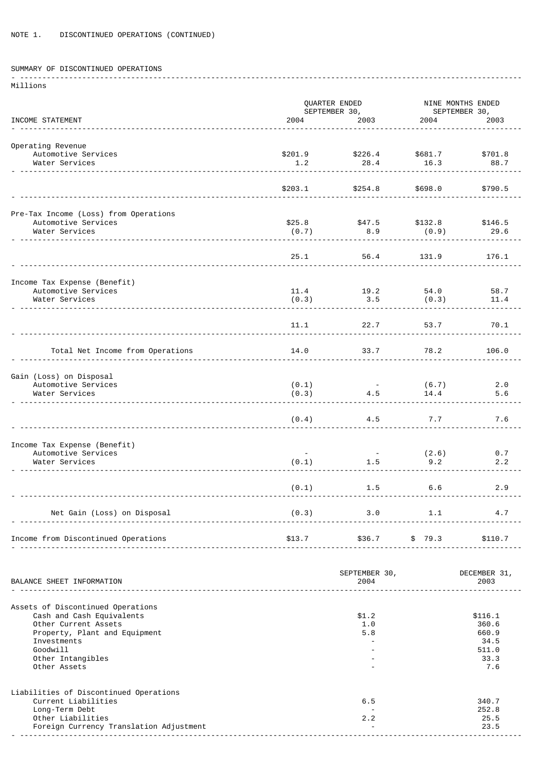NOTE 1. DISCONTINUED OPERATIONS (CONTINUED)

SUMMARY OF DISCONTINUED OPERATIONS

Millions

| INCOME STATEMENT | QUARTER ENDED SEPTEMBER 30, 2004 | QUARTER ENDED SEPTEMBER 30, 2003 | NINE MONTHS ENDED SEPTEMBER 30, 2004 | NINE MONTHS ENDED SEPTEMBER 30, 2003 |
|---|---|---|---|---|
| Operating Revenue | | | | |
| Automotive Services | $201.9 | $226.4 | $681.7 | $701.8 |
| Water Services | 1.2 | 28.4 | 16.3 | 88.7 |
| | $203.1 | $254.8 | $698.0 | $790.5 |
| Pre-Tax Income (Loss) from Operations | | | | |
| Automotive Services | $25.8 | $47.5 | $132.8 | $146.5 |
| Water Services | (0.7) | 8.9 | (0.9) | 29.6 |
| | 25.1 | 56.4 | 131.9 | 176.1 |
| Income Tax Expense (Benefit) | | | | |
| Automotive Services | 11.4 | 19.2 | 54.0 | 58.7 |
| Water Services | (0.3) | 3.5 | (0.3) | 11.4 |
| | 11.1 | 22.7 | 53.7 | 70.1 |
| Total Net Income from Operations | 14.0 | 33.7 | 78.2 | 106.0 |
| Gain (Loss) on Disposal | | | | |
| Automotive Services | (0.1) | - | (6.7) | 2.0 |
| Water Services | (0.3) | 4.5 | 14.4 | 5.6 |
| | (0.4) | 4.5 | 7.7 | 7.6 |
| Income Tax Expense (Benefit) | | | | |
| Automotive Services | - | - | (2.6) | 0.7 |
| Water Services | (0.1) | 1.5 | 9.2 | 2.2 |
| | (0.1) | 1.5 | 6.6 | 2.9 |
| Net Gain (Loss) on Disposal | (0.3) | 3.0 | 1.1 | 4.7 |
| Income from Discontinued Operations | $13.7 | $36.7 | $ 79.3 | $110.7 |

| BALANCE SHEET INFORMATION | SEPTEMBER 30, 2004 | DECEMBER 31, 2003 |
|---|---|---|
| Assets of Discontinued Operations | | |
| Cash and Cash Equivalents | $1.2 | $116.1 |
| Other Current Assets | 1.0 | 360.6 |
| Property, Plant and Equipment | 5.8 | 660.9 |
| Investments | - | 34.5 |
| Goodwill | - | 511.0 |
| Other Intangibles | - | 33.3 |
| Other Assets | - | 7.6 |
| Liabilities of Discontinued Operations | | |
| Current Liabilities | 6.5 | 340.7 |
| Long-Term Debt | - | 252.8 |
| Other Liabilities | 2.2 | 25.5 |
| Foreign Currency Translation Adjustment | - | 23.5 |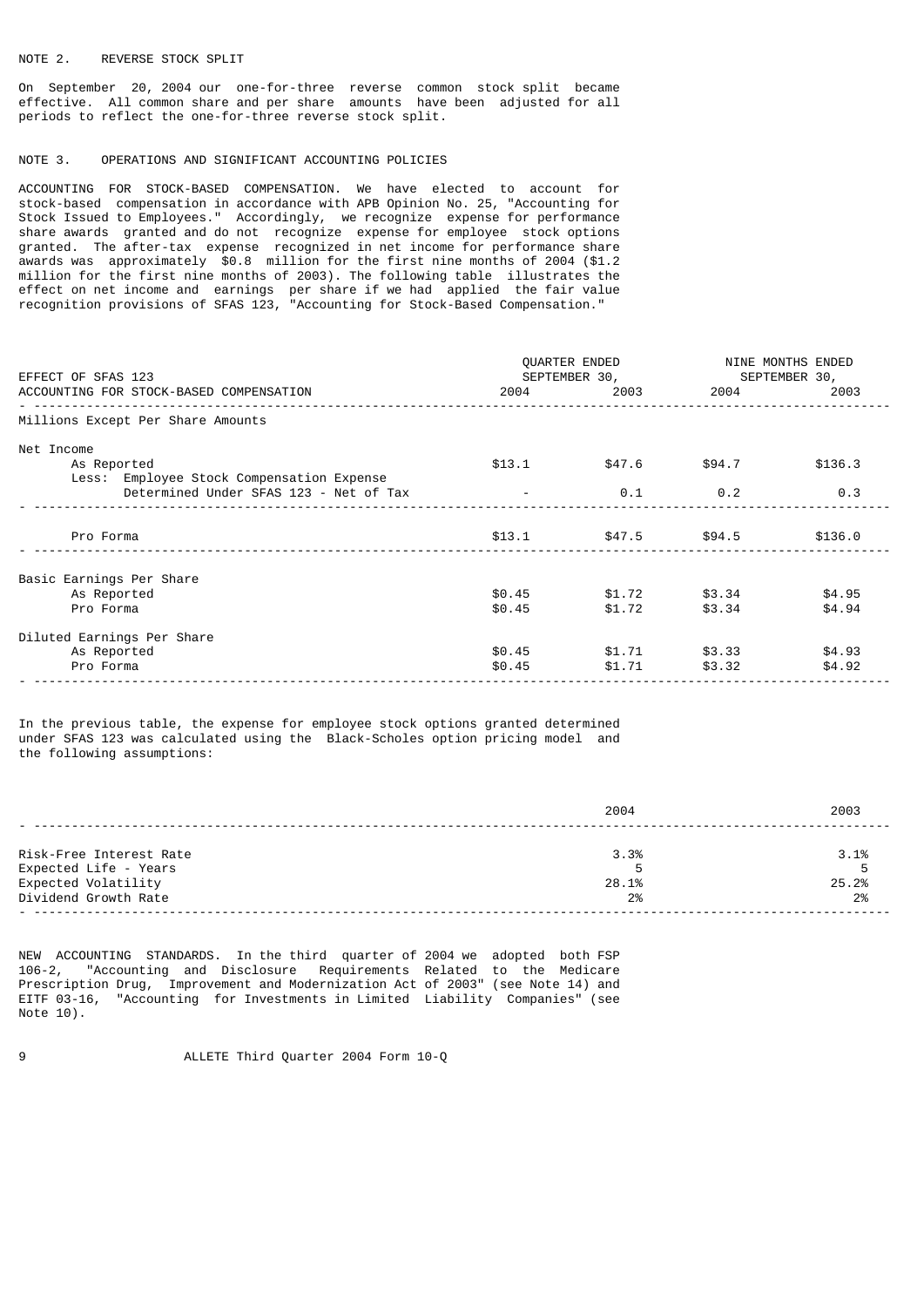NOTE 2. REVERSE STOCK SPLIT

On September 20, 2004 our one-for-three reverse common stock split became effective. All common share and per share amounts have been adjusted for all periods to reflect the one-for-three reverse stock split.

NOTE 3. OPERATIONS AND SIGNIFICANT ACCOUNTING POLICIES

ACCOUNTING FOR STOCK-BASED COMPENSATION. We have elected to account for stock-based compensation in accordance with APB Opinion No. 25, "Accounting for Stock Issued to Employees." Accordingly, we recognize expense for performance share awards granted and do not recognize expense for employee stock options granted. The after-tax expense recognized in net income for performance share awards was approximately $0.8 million for the first nine months of 2004 ($1.2 million for the first nine months of 2003). The following table illustrates the effect on net income and earnings per share if we had applied the fair value recognition provisions of SFAS 123, "Accounting for Stock-Based Compensation."

| EFFECT OF SFAS 123 ACCOUNTING FOR STOCK-BASED COMPENSATION | QUARTER ENDED SEPTEMBER 30, | | NINE MONTHS ENDED SEPTEMBER 30, | |
|---|---|---|---|---|
| | 2004 | 2003 | 2004 | 2003 |
| Millions Except Per Share Amounts | | | | |
| Net Income | | | | |
| As Reported | $13.1 | $47.6 | $94.7 | $136.3 |
| Less: Employee Stock Compensation Expense Determined Under SFAS 123 - Net of Tax | - | 0.1 | 0.2 | 0.3 |
| Pro Forma | $13.1 | $47.5 | $94.5 | $136.0 |
| Basic Earnings Per Share | | | | |
| As Reported | $0.45 | $1.72 | $3.34 | $4.95 |
| Pro Forma | $0.45 | $1.72 | $3.34 | $4.94 |
| Diluted Earnings Per Share | | | | |
| As Reported | $0.45 | $1.71 | $3.33 | $4.93 |
| Pro Forma | $0.45 | $1.71 | $3.32 | $4.92 |

In the previous table, the expense for employee stock options granted determined under SFAS 123 was calculated using the Black-Scholes option pricing model and the following assumptions:

| | 2004 | 2003 |
|---|---|---|
| Risk-Free Interest Rate | 3.3% | 3.1% |
| Expected Life - Years | 5 | 5 |
| Expected Volatility | 28.1% | 25.2% |
| Dividend Growth Rate | 2% | 2% |

NEW ACCOUNTING STANDARDS. In the third quarter of 2004 we adopted both FSP 106-2, "Accounting and Disclosure Requirements Related to the Medicare Prescription Drug, Improvement and Modernization Act of 2003" (see Note 14) and EITF 03-16, "Accounting for Investments in Limited Liability Companies" (see Note 10).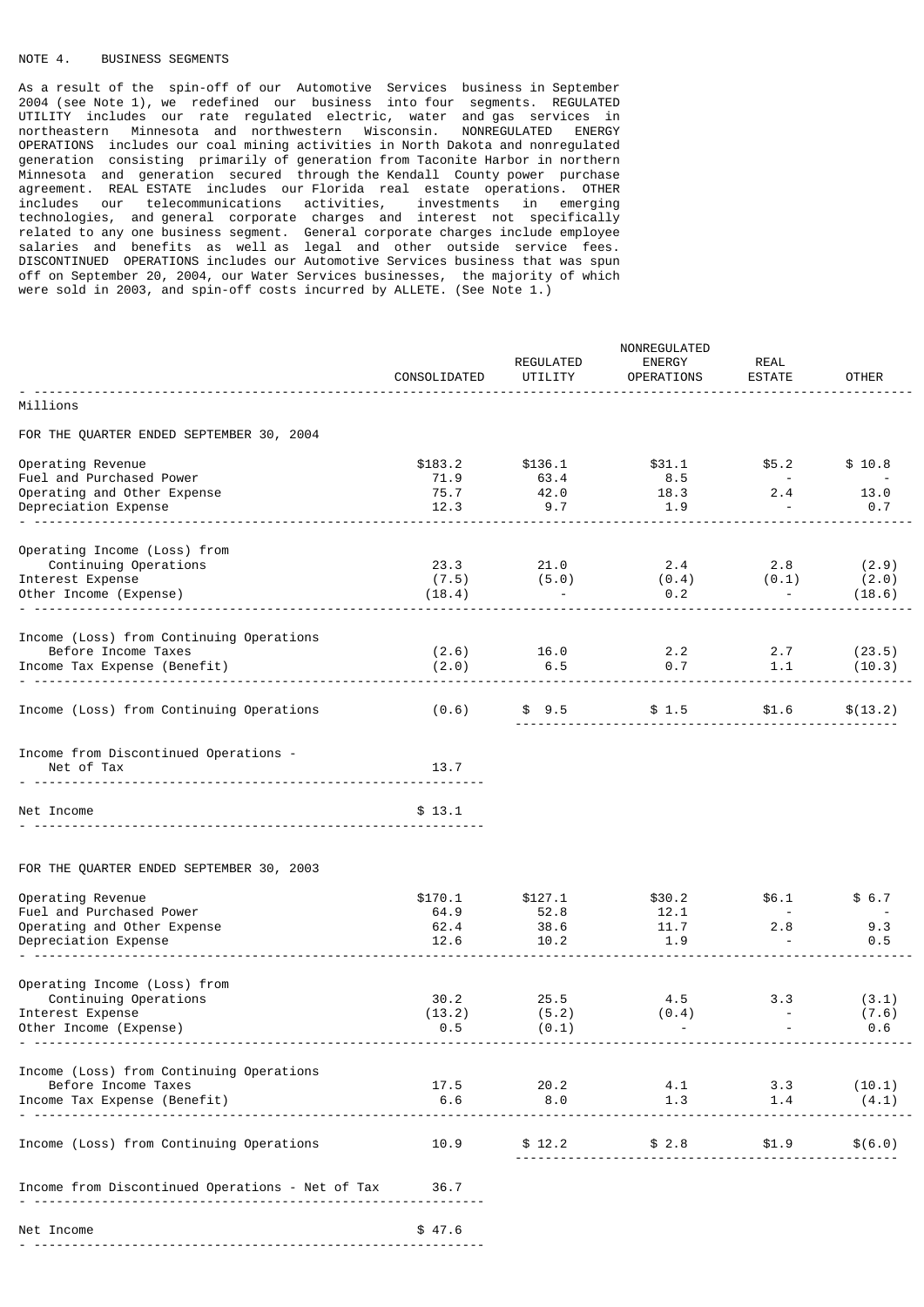NOTE 4. BUSINESS SEGMENTS

As a result of the spin-off of our Automotive Services business in September 2004 (see Note 1), we redefined our business into four segments. REGULATED UTILITY includes our rate regulated electric, water and gas services in northeastern Minnesota and northwestern Wisconsin. NONREGULATED ENERGY OPERATIONS includes our coal mining activities in North Dakota and nonregulated generation consisting primarily of generation from Taconite Harbor in northern Minnesota and generation secured through the Kendall County power purchase agreement. REAL ESTATE includes our Florida real estate operations. OTHER includes our telecommunications activities, investments in emerging technologies, and general corporate charges and interest not specifically related to any one business segment. General corporate charges include employee salaries and benefits as well as legal and other outside service fees. DISCONTINUED OPERATIONS includes our Automotive Services business that was spun off on September 20, 2004, our Water Services businesses, the majority of which were sold in 2003, and spin-off costs incurred by ALLETE. (See Note 1.)

| Millions | CONSOLIDATED | REGULATED UTILITY | NONREGULATED ENERGY OPERATIONS | REAL ESTATE | OTHER |
|---|---|---|---|---|---|
| FOR THE QUARTER ENDED SEPTEMBER 30, 2004 | | | | | |
| Operating Revenue | $183.2 | $136.1 | $31.1 | $5.2 | $ 10.8 |
| Fuel and Purchased Power | 71.9 | 63.4 | 8.5 | - | - |
| Operating and Other Expense | 75.7 | 42.0 | 18.3 | 2.4 | 13.0 |
| Depreciation Expense | 12.3 | 9.7 | 1.9 | - | 0.7 |
| Operating Income (Loss) from Continuing Operations | 23.3 | 21.0 | 2.4 | 2.8 | (2.9) |
| Interest Expense | (7.5) | (5.0) | (0.4) | (0.1) | (2.0) |
| Other Income (Expense) | (18.4) | - | 0.2 | - | (18.6) |
| Income (Loss) from Continuing Operations Before Income Taxes | (2.6) | 16.0 | 2.2 | 2.7 | (23.5) |
| Income Tax Expense (Benefit) | (2.0) | 6.5 | 0.7 | 1.1 | (10.3) |
| Income (Loss) from Continuing Operations | (0.6) | $ 9.5 | $ 1.5 | $1.6 | $(13.2) |
| Income from Discontinued Operations - Net of Tax | 13.7 | | | | |
| Net Income | $ 13.1 | | | | |
| FOR THE QUARTER ENDED SEPTEMBER 30, 2003 | | | | | |
| Operating Revenue | $170.1 | $127.1 | $30.2 | $6.1 | $ 6.7 |
| Fuel and Purchased Power | 64.9 | 52.8 | 12.1 | - | - |
| Operating and Other Expense | 62.4 | 38.6 | 11.7 | 2.8 | 9.3 |
| Depreciation Expense | 12.6 | 10.2 | 1.9 | - | 0.5 |
| Operating Income (Loss) from Continuing Operations | 30.2 | 25.5 | 4.5 | 3.3 | (3.1) |
| Interest Expense | (13.2) | (5.2) | (0.4) | - | (7.6) |
| Other Income (Expense) | 0.5 | (0.1) | - | - | 0.6 |
| Income (Loss) from Continuing Operations Before Income Taxes | 17.5 | 20.2 | 4.1 | 3.3 | (10.1) |
| Income Tax Expense (Benefit) | 6.6 | 8.0 | 1.3 | 1.4 | (4.1) |
| Income (Loss) from Continuing Operations | 10.9 | $ 12.2 | $ 2.8 | $1.9 | $(6.0) |
| Income from Discontinued Operations - Net of Tax | 36.7 | | | | |
| Net Income | $ 47.6 | | | | |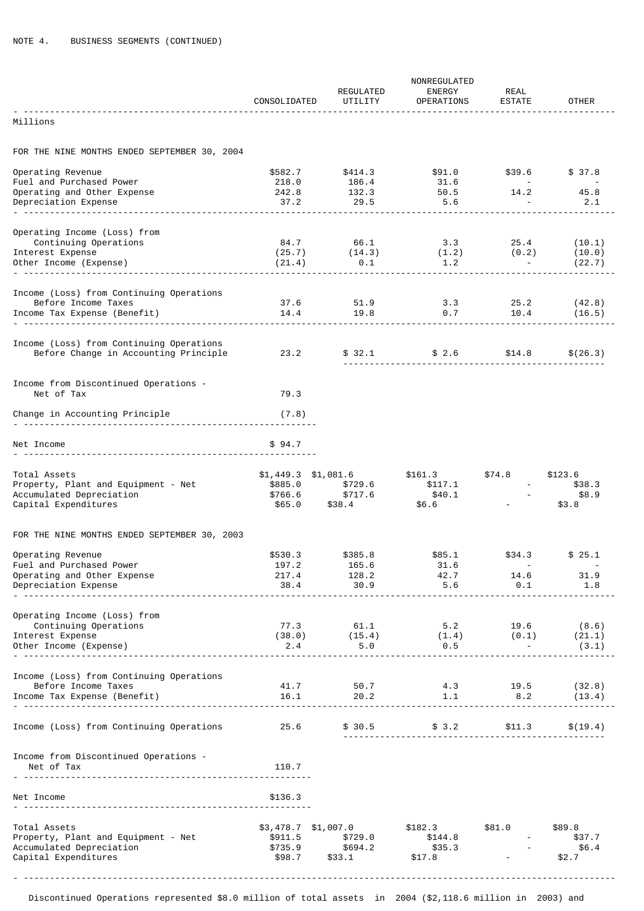NOTE 4. BUSINESS SEGMENTS (CONTINUED)

| Millions | CONSOLIDATED | REGULATED UTILITY | NONREGULATED ENERGY OPERATIONS | REAL ESTATE | OTHER |
|---|---|---|---|---|---|
| **FOR THE NINE MONTHS ENDED SEPTEMBER 30, 2004** | | | | | |
| Operating Revenue | $582.7 | $414.3 | $91.0 | $39.6 | $ 37.8 |
| Fuel and Purchased Power | 218.0 | 186.4 | 31.6 | - | - |
| Operating and Other Expense | 242.8 | 132.3 | 50.5 | 14.2 | 45.8 |
| Depreciation Expense | 37.2 | 29.5 | 5.6 | - | 2.1 |
| Operating Income (Loss) from Continuing Operations | 84.7 | 66.1 | 3.3 | 25.4 | (10.1) |
| Interest Expense | (25.7) | (14.3) | (1.2) | (0.2) | (10.0) |
| Other Income (Expense) | (21.4) | 0.1 | 1.2 | - | (22.7) |
| Income (Loss) from Continuing Operations Before Income Taxes | 37.6 | 51.9 | 3.3 | 25.2 | (42.8) |
| Income Tax Expense (Benefit) | 14.4 | 19.8 | 0.7 | 10.4 | (16.5) |
| Income (Loss) from Continuing Operations Before Change in Accounting Principle | 23.2 | $ 32.1 | $ 2.6 | $14.8 | $(26.3) |
| Income from Discontinued Operations - Net of Tax | 79.3 | | | | |
| Change in Accounting Principle | (7.8) | | | | |
| Net Income | $ 94.7 | | | | |
| Total Assets | $1,449.3 | $1,081.6 | $161.3 | $74.8 | $123.6 |
| Property, Plant and Equipment - Net | $885.0 | $729.6 | $117.1 | - | $38.3 |
| Accumulated Depreciation | $766.6 | $717.6 | $40.1 | - | $8.9 |
| Capital Expenditures | $65.0 | $38.4 | $6.6 | - | $3.8 |
| **FOR THE NINE MONTHS ENDED SEPTEMBER 30, 2003** | | | | | |
| Operating Revenue | $530.3 | $385.8 | $85.1 | $34.3 | $ 25.1 |
| Fuel and Purchased Power | 197.2 | 165.6 | 31.6 | - | - |
| Operating and Other Expense | 217.4 | 128.2 | 42.7 | 14.6 | 31.9 |
| Depreciation Expense | 38.4 | 30.9 | 5.6 | 0.1 | 1.8 |
| Operating Income (Loss) from Continuing Operations | 77.3 | 61.1 | 5.2 | 19.6 | (8.6) |
| Interest Expense | (38.0) | (15.4) | (1.4) | (0.1) | (21.1) |
| Other Income (Expense) | 2.4 | 5.0 | 0.5 | - | (3.1) |
| Income (Loss) from Continuing Operations Before Income Taxes | 41.7 | 50.7 | 4.3 | 19.5 | (32.8) |
| Income Tax Expense (Benefit) | 16.1 | 20.2 | 1.1 | 8.2 | (13.4) |
| Income (Loss) from Continuing Operations | 25.6 | $ 30.5 | $ 3.2 | $11.3 | $(19.4) |
| Income from Discontinued Operations - Net of Tax | 110.7 | | | | |
| Net Income | $136.3 | | | | |
| Total Assets | $3,478.7 | $1,007.0 | $182.3 | $81.0 | $89.8 |
| Property, Plant and Equipment - Net | $911.5 | $729.0 | $144.8 | - | $37.7 |
| Accumulated Depreciation | $735.9 | $694.2 | $35.3 | - | $6.4 |
| Capital Expenditures | $98.7 | $33.1 | $17.8 | - | $2.7 |

Discontinued Operations represented $8.0 million of total assets in 2004 ($2,118.6 million in 2003) and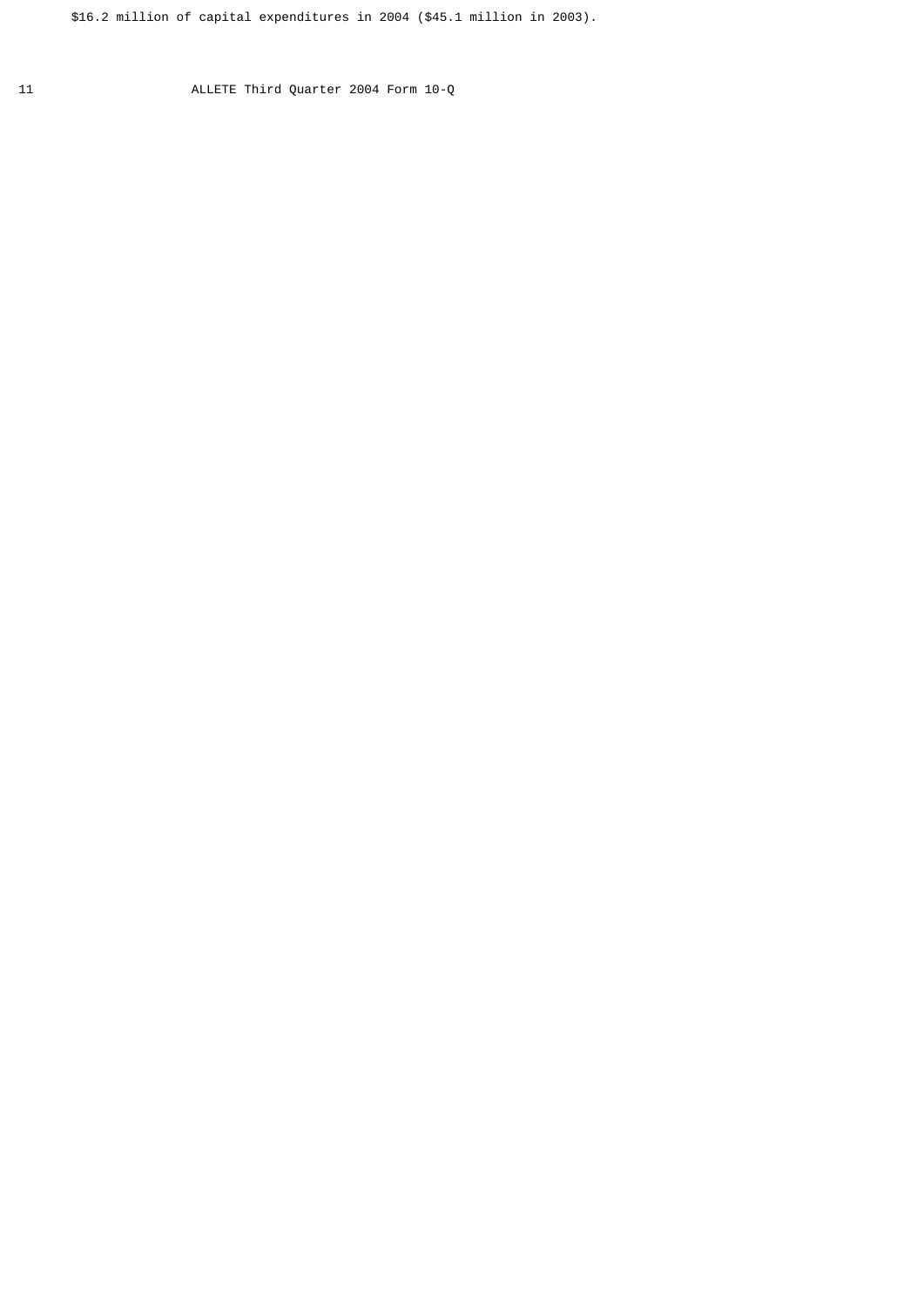$16.2 million of capital expenditures in 2004 ($45.1 million in 2003).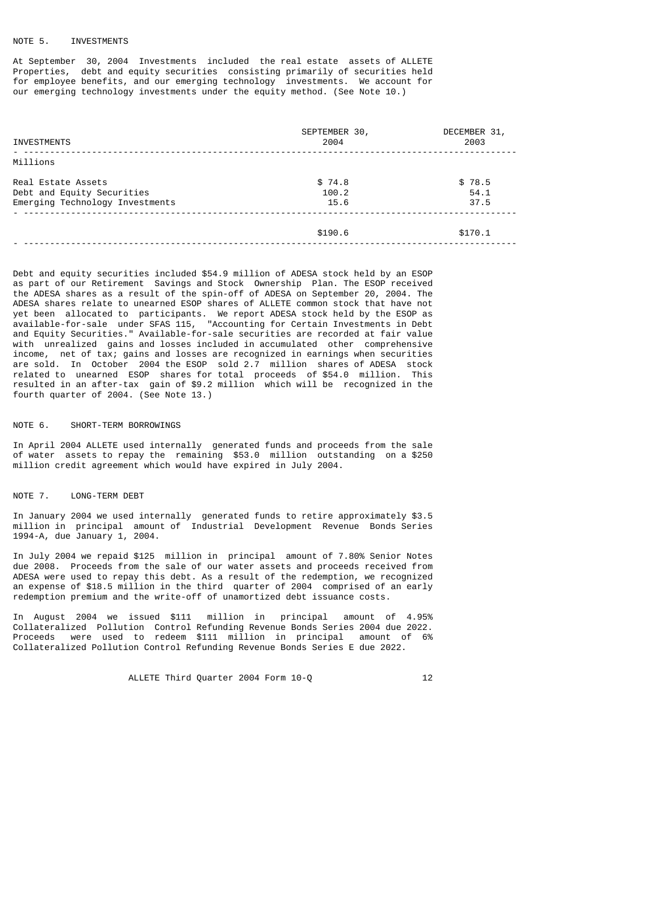## NOTE 5. INVESTMENTS

At September 30, 2004 Investments included the real estate assets of ALLETE Properties, debt and equity securities consisting primarily of securities held for employee benefits, and our emerging technology investments. We account for our emerging technology investments under the equity method. (See Note 10.)

| INVESTMENTS | SEPTEMBER 30, 2004 | DECEMBER 31, 2003 |
|---|---|---|
| Millions | | |
| Real Estate Assets | $ 74.8 | $ 78.5 |
| Debt and Equity Securities | 100.2 | 54.1 |
| Emerging Technology Investments | 15.6 | 37.5 |
| | $190.6 | $170.1 |

Debt and equity securities included $54.9 million of ADESA stock held by an ESOP as part of our Retirement Savings and Stock Ownership Plan. The ESOP received the ADESA shares as a result of the spin-off of ADESA on September 20, 2004. The ADESA shares relate to unearned ESOP shares of ALLETE common stock that have not yet been allocated to participants. We report ADESA stock held by the ESOP as available-for-sale under SFAS 115, "Accounting for Certain Investments in Debt and Equity Securities." Available-for-sale securities are recorded at fair value with unrealized gains and losses included in accumulated other comprehensive income, net of tax; gains and losses are recognized in earnings when securities are sold. In October 2004 the ESOP sold 2.7 million shares of ADESA stock related to unearned ESOP shares for total proceeds of $54.0 million. This resulted in an after-tax gain of $9.2 million which will be recognized in the fourth quarter of 2004. (See Note 13.)

## NOTE 6. SHORT-TERM BORROWINGS

In April 2004 ALLETE used internally generated funds and proceeds from the sale of water assets to repay the remaining $53.0 million outstanding on a $250 million credit agreement which would have expired in July 2004.

## NOTE 7. LONG-TERM DEBT

In January 2004 we used internally generated funds to retire approximately $3.5 million in principal amount of Industrial Development Revenue Bonds Series 1994-A, due January 1, 2004.

In July 2004 we repaid $125 million in principal amount of 7.80% Senior Notes due 2008. Proceeds from the sale of our water assets and proceeds received from ADESA were used to repay this debt. As a result of the redemption, we recognized an expense of $18.5 million in the third quarter of 2004 comprised of an early redemption premium and the write-off of unamortized debt issuance costs.

In August 2004 we issued $111 million in principal amount of 4.95% Collateralized Pollution Control Refunding Revenue Bonds Series 2004 due 2022. Proceeds were used to redeem $111 million in principal amount of 6% Collateralized Pollution Control Refunding Revenue Bonds Series E due 2022.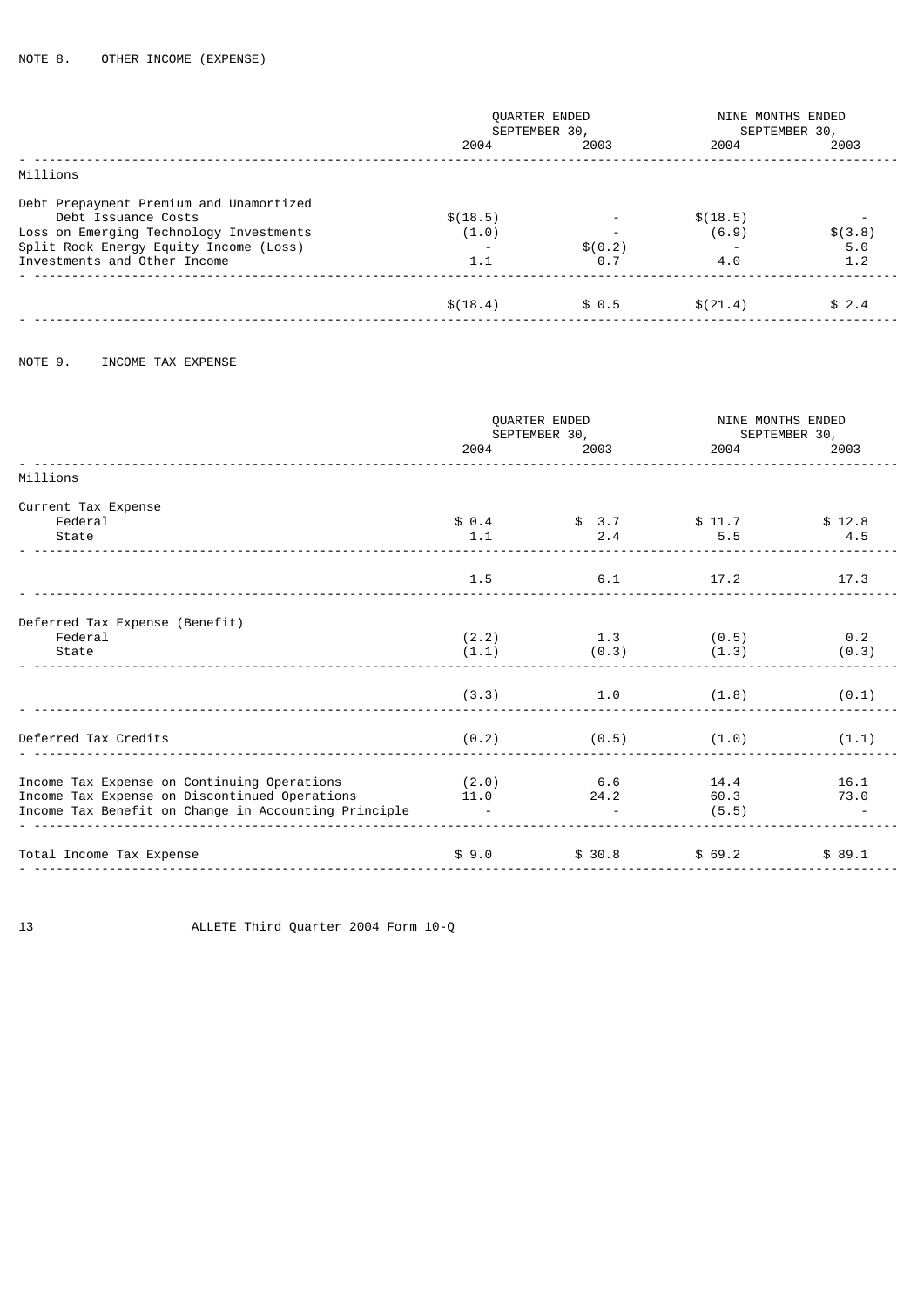NOTE 8. OTHER INCOME (EXPENSE)

| | QUARTER ENDED SEPTEMBER 30, | | NINE MONTHS ENDED SEPTEMBER 30, | |
|---|---|---|---|---|
| | 2004 | 2003 | 2004 | 2003 |
| Millions | | | | |
| Debt Prepayment Premium and Unamortized Debt Issuance Costs | $(18.5) | - | $(18.5) | - |
| Loss on Emerging Technology Investments | (1.0) | - | (6.9) | $(3.8) |
| Split Rock Energy Equity Income (Loss) | - | $(0.2) | - | 5.0 |
| Investments and Other Income | 1.1 | 0.7 | 4.0 | 1.2 |
| | $(18.4) | $ 0.5 | $(21.4) | $ 2.4 |

NOTE 9. INCOME TAX EXPENSE

| | QUARTER ENDED SEPTEMBER 30, | | NINE MONTHS ENDED SEPTEMBER 30, | |
|---|---|---|---|---|
| | 2004 | 2003 | 2004 | 2003 |
| Millions | | | | |
| Current Tax Expense | | | | |
| Federal | $ 0.4 | $ 3.7 | $ 11.7 | $ 12.8 |
| State | 1.1 | 2.4 | 5.5 | 4.5 |
| | 1.5 | 6.1 | 17.2 | 17.3 |
| Deferred Tax Expense (Benefit) | | | | |
| Federal | (2.2) | 1.3 | (0.5) | 0.2 |
| State | (1.1) | (0.3) | (1.3) | (0.3) |
| | (3.3) | 1.0 | (1.8) | (0.1) |
| Deferred Tax Credits | (0.2) | (0.5) | (1.0) | (1.1) |
| Income Tax Expense on Continuing Operations | (2.0) | 6.6 | 14.4 | 16.1 |
| Income Tax Expense on Discontinued Operations | 11.0 | 24.2 | 60.3 | 73.0 |
| Income Tax Benefit on Change in Accounting Principle | - | - | (5.5) | - |
| Total Income Tax Expense | $ 9.0 | $ 30.8 | $ 69.2 | $ 89.1 |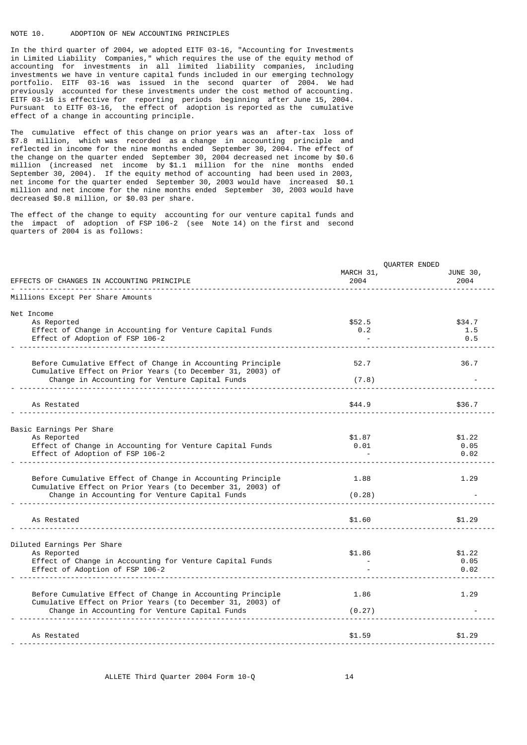NOTE 10. ADOPTION OF NEW ACCOUNTING PRINCIPLES

In the third quarter of 2004, we adopted EITF 03-16, "Accounting for Investments in Limited Liability Companies," which requires the use of the equity method of accounting for investments in all limited liability companies, including investments we have in venture capital funds included in our emerging technology portfolio. EITF 03-16 was issued in the second quarter of 2004. We had previously accounted for these investments under the cost method of accounting. EITF 03-16 is effective for reporting periods beginning after June 15, 2004. Pursuant to EITF 03-16, the effect of adoption is reported as the cumulative effect of a change in accounting principle.

The cumulative effect of this change on prior years was an after-tax loss of $7.8 million, which was recorded as a change in accounting principle and reflected in income for the nine months ended September 30, 2004. The effect of the change on the quarter ended September 30, 2004 decreased net income by $0.6 million (increased net income by $1.1 million for the nine months ended September 30, 2004). If the equity method of accounting had been used in 2003, net income for the quarter ended September 30, 2003 would have increased $0.1 million and net income for the nine months ended September 30, 2003 would have decreased $0.8 million, or $0.03 per share.

The effect of the change to equity accounting for our venture capital funds and the impact of adoption of FSP 106-2 (see Note 14) on the first and second quarters of 2004 is as follows:

| | QUARTER ENDED | |
|---|---|---|
| EFFECTS OF CHANGES IN ACCOUNTING PRINCIPLE | MARCH 31, 2004 | JUNE 30, 2004 |
| Millions Except Per Share Amounts | | |
| Net Income | | |
| As Reported | $52.5 | $34.7 |
| Effect of Change in Accounting for Venture Capital Funds | 0.2 | 1.5 |
| Effect of Adoption of FSP 106-2 | - | 0.5 |
| Before Cumulative Effect of Change in Accounting Principle | 52.7 | 36.7 |
| Cumulative Effect on Prior Years (to December 31, 2003) of Change in Accounting for Venture Capital Funds | (7.8) | - |
| As Restated | $44.9 | $36.7 |
| Basic Earnings Per Share | | |
| As Reported | $1.87 | $1.22 |
| Effect of Change in Accounting for Venture Capital Funds | 0.01 | 0.05 |
| Effect of Adoption of FSP 106-2 | - | 0.02 |
| Before Cumulative Effect of Change in Accounting Principle | 1.88 | 1.29 |
| Cumulative Effect on Prior Years (to December 31, 2003) of Change in Accounting for Venture Capital Funds | (0.28) | - |
| As Restated | $1.60 | $1.29 |
| Diluted Earnings Per Share | | |
| As Reported | $1.86 | $1.22 |
| Effect of Change in Accounting for Venture Capital Funds | - | 0.05 |
| Effect of Adoption of FSP 106-2 | - | 0.02 |
| Before Cumulative Effect of Change in Accounting Principle | 1.86 | 1.29 |
| Cumulative Effect on Prior Years (to December 31, 2003) of Change in Accounting for Venture Capital Funds | (0.27) | - |
| As Restated | $1.59 | $1.29 |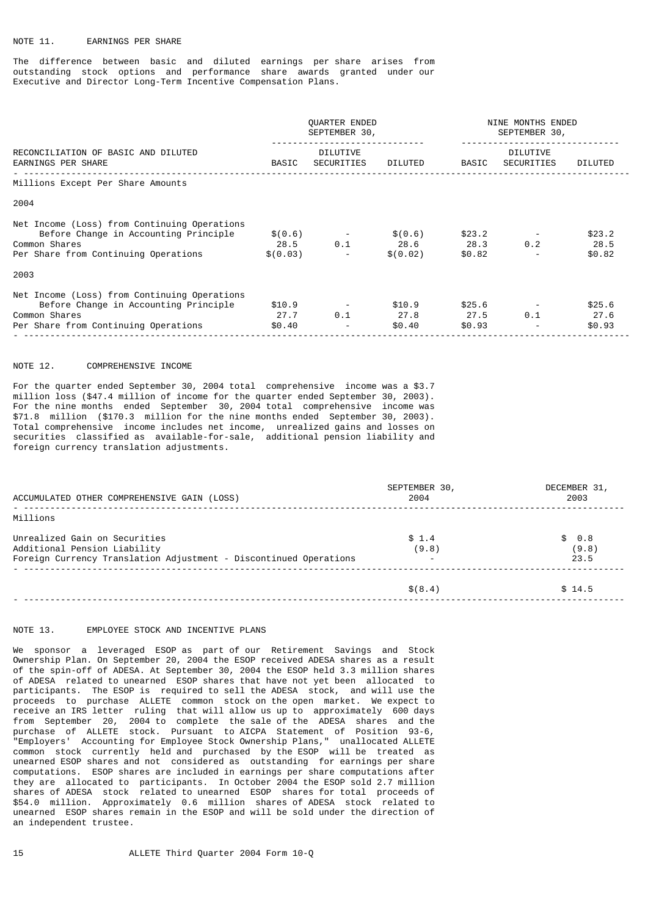## NOTE 11. EARNINGS PER SHARE

The difference between basic and diluted earnings per share arises from outstanding stock options and performance share awards granted under our Executive and Director Long-Term Incentive Compensation Plans.

| RECONCILIATION OF BASIC AND DILUTED EARNINGS PER SHARE | QUARTER ENDED SEPTEMBER 30, | | | NINE MONTHS ENDED SEPTEMBER 30, | | |
|---|---|---|---|---|---|---|
| | BASIC | DILUTIVE SECURITIES | DILUTED | BASIC | DILUTIVE SECURITIES | DILUTED |
| Millions Except Per Share Amounts | | | | | | |
| 2004 | | | | | | |
| Net Income (Loss) from Continuing Operations Before Change in Accounting Principle | $(0.6) | - | $(0.6) | $23.2 | - | $23.2 |
| Common Shares | 28.5 | 0.1 | 28.6 | 28.3 | 0.2 | 28.5 |
| Per Share from Continuing Operations | $(0.03) | - | $(0.02) | $0.82 | - | $0.82 |
| 2003 | | | | | | |
| Net Income (Loss) from Continuing Operations Before Change in Accounting Principle | $10.9 | - | $10.9 | $25.6 | - | $25.6 |
| Common Shares | 27.7 | 0.1 | 27.8 | 27.5 | 0.1 | 27.6 |
| Per Share from Continuing Operations | $0.40 | - | $0.40 | $0.93 | - | $0.93 |

## NOTE 12. COMPREHENSIVE INCOME

For the quarter ended September 30, 2004 total comprehensive income was a $3.7 million loss ($47.4 million of income for the quarter ended September 30, 2003). For the nine months ended September 30, 2004 total comprehensive income was $71.8 million ($170.3 million for the nine months ended September 30, 2003). Total comprehensive income includes net income, unrealized gains and losses on securities classified as available-for-sale, additional pension liability and foreign currency translation adjustments.

| ACCUMULATED OTHER COMPREHENSIVE GAIN (LOSS) | SEPTEMBER 30, 2004 | DECEMBER 31, 2003 |
|---|---|---|
| Millions | | |
| Unrealized Gain on Securities | $ 1.4 | $ 0.8 |
| Additional Pension Liability | (9.8) | (9.8) |
| Foreign Currency Translation Adjustment - Discontinued Operations | - | 23.5 |
| | $(8.4) | $ 14.5 |

## NOTE 13. EMPLOYEE STOCK AND INCENTIVE PLANS

We sponsor a leveraged ESOP as part of our Retirement Savings and Stock Ownership Plan. On September 20, 2004 the ESOP received ADESA shares as a result of the spin-off of ADESA. At September 30, 2004 the ESOP held 3.3 million shares of ADESA related to unearned ESOP shares that have not yet been allocated to participants. The ESOP is required to sell the ADESA stock, and will use the proceeds to purchase ALLETE common stock on the open market. We expect to receive an IRS letter ruling that will allow us up to approximately 600 days from September 20, 2004 to complete the sale of the ADESA shares and the purchase of ALLETE stock. Pursuant to AICPA Statement of Position 93-6, "Employers' Accounting for Employee Stock Ownership Plans," unallocated ALLETE common stock currently held and purchased by the ESOP will be treated as unearned ESOP shares and not considered as outstanding for earnings per share computations. ESOP shares are included in earnings per share computations after they are allocated to participants. In October 2004 the ESOP sold 2.7 million shares of ADESA stock related to unearned ESOP shares for total proceeds of $54.0 million. Approximately 0.6 million shares of ADESA stock related to unearned ESOP shares remain in the ESOP and will be sold under the direction of an independent trustee.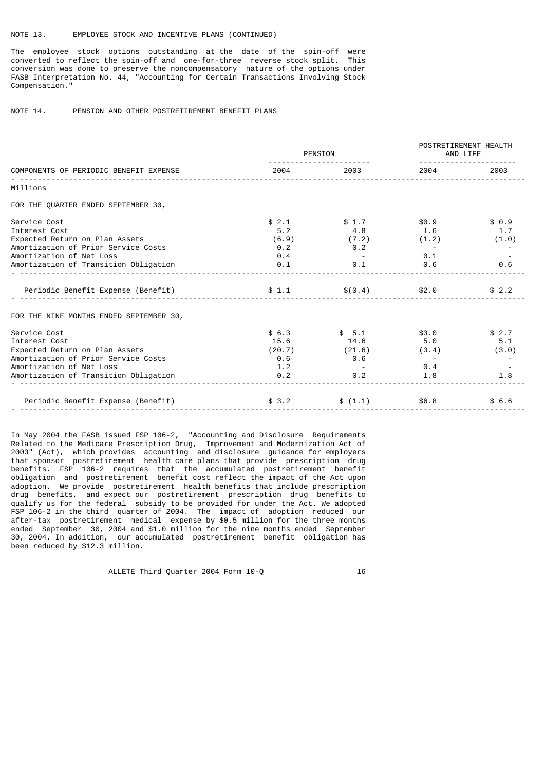NOTE 13. EMPLOYEE STOCK AND INCENTIVE PLANS (CONTINUED)

The employee stock options outstanding at the date of the spin-off were converted to reflect the spin-off and one-for-three reverse stock split. This conversion was done to preserve the noncompensatory nature of the options under FASB Interpretation No. 44, "Accounting for Certain Transactions Involving Stock Compensation."

NOTE 14. PENSION AND OTHER POSTRETIREMENT BENEFIT PLANS

| | PENSION | | POSTRETIREMENT HEALTH AND LIFE | |
|---|---|---|---|---|
| COMPONENTS OF PERIODIC BENEFIT EXPENSE | 2004 | 2003 | 2004 | 2003 |
| Millions | | | | |
| FOR THE QUARTER ENDED SEPTEMBER 30, | | | | |
| Service Cost | $ 2.1 | $ 1.7 | $0.9 | $ 0.9 |
| Interest Cost | 5.2 | 4.8 | 1.6 | 1.7 |
| Expected Return on Plan Assets | (6.9) | (7.2) | (1.2) | (1.0) |
| Amortization of Prior Service Costs | 0.2 | 0.2 | - | - |
| Amortization of Net Loss | 0.4 | - | 0.1 | - |
| Amortization of Transition Obligation | 0.1 | 0.1 | 0.6 | 0.6 |
| Periodic Benefit Expense (Benefit) | $ 1.1 | $(0.4) | $2.0 | $ 2.2 |
| FOR THE NINE MONTHS ENDED SEPTEMBER 30, | | | | |
| Service Cost | $ 6.3 | $ 5.1 | $3.0 | $ 2.7 |
| Interest Cost | 15.6 | 14.6 | 5.0 | 5.1 |
| Expected Return on Plan Assets | (20.7) | (21.6) | (3.4) | (3.0) |
| Amortization of Prior Service Costs | 0.6 | 0.6 | - | - |
| Amortization of Net Loss | 1.2 | - | 0.4 | - |
| Amortization of Transition Obligation | 0.2 | 0.2 | 1.8 | 1.8 |
| Periodic Benefit Expense (Benefit) | $ 3.2 | $ (1.1) | $6.8 | $ 6.6 |

In May 2004 the FASB issued FSP 106-2, "Accounting and Disclosure Requirements Related to the Medicare Prescription Drug, Improvement and Modernization Act of 2003" (Act), which provides accounting and disclosure guidance for employers that sponsor postretirement health care plans that provide prescription drug benefits. FSP 106-2 requires that the accumulated postretirement benefit obligation and postretirement benefit cost reflect the impact of the Act upon adoption. We provide postretirement health benefits that include prescription drug benefits, and expect our postretirement prescription drug benefits to qualify us for the federal subsidy to be provided for under the Act. We adopted FSP 106-2 in the third quarter of 2004. The impact of adoption reduced our after-tax postretirement medical expense by $0.5 million for the three months ended September 30, 2004 and $1.0 million for the nine months ended September 30, 2004. In addition, our accumulated postretirement benefit obligation has been reduced by $12.3 million.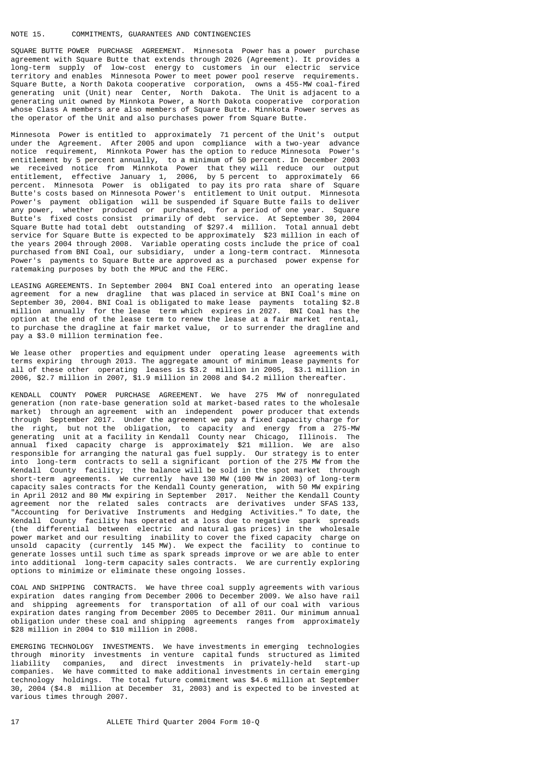## NOTE 15. COMMITMENTS, GUARANTEES AND CONTINGENCIES

SQUARE BUTTE POWER PURCHASE AGREEMENT. Minnesota Power has a power purchase agreement with Square Butte that extends through 2026 (Agreement). It provides a long-term supply of low-cost energy to customers in our electric service territory and enables Minnesota Power to meet power pool reserve requirements. Square Butte, a North Dakota cooperative corporation, owns a 455-MW coal-fired generating unit (Unit) near Center, North Dakota. The Unit is adjacent to a generating unit owned by Minnkota Power, a North Dakota cooperative corporation whose Class A members are also members of Square Butte. Minnkota Power serves as the operator of the Unit and also purchases power from Square Butte.

Minnesota Power is entitled to approximately 71 percent of the Unit's output under the Agreement. After 2005 and upon compliance with a two-year advance notice requirement, Minnkota Power has the option to reduce Minnesota Power's entitlement by 5 percent annually, to a minimum of 50 percent. In December 2003 we received notice from Minnkota Power that they will reduce our output entitlement, effective January 1, 2006, by 5 percent to approximately 66 percent. Minnesota Power is obligated to pay its pro rata share of Square Butte's costs based on Minnesota Power's entitlement to Unit output. Minnesota Power's payment obligation will be suspended if Square Butte fails to deliver any power, whether produced or purchased, for a period of one year. Square Butte's fixed costs consist primarily of debt service. At September 30, 2004 Square Butte had total debt outstanding of $297.4 million. Total annual debt service for Square Butte is expected to be approximately $23 million in each of the years 2004 through 2008. Variable operating costs include the price of coal purchased from BNI Coal, our subsidiary, under a long-term contract. Minnesota Power's payments to Square Butte are approved as a purchased power expense for ratemaking purposes by both the MPUC and the FERC.

LEASING AGREEMENTS. In September 2004 BNI Coal entered into an operating lease agreement for a new dragline that was placed in service at BNI Coal's mine on September 30, 2004. BNI Coal is obligated to make lease payments totaling $2.8 million annually for the lease term which expires in 2027. BNI Coal has the option at the end of the lease term to renew the lease at a fair market rental, to purchase the dragline at fair market value, or to surrender the dragline and pay a $3.0 million termination fee.

We lease other properties and equipment under operating lease agreements with terms expiring through 2013. The aggregate amount of minimum lease payments for all of these other operating leases is $3.2 million in 2005, $3.1 million in 2006, $2.7 million in 2007, $1.9 million in 2008 and $4.2 million thereafter.

KENDALL COUNTY POWER PURCHASE AGREEMENT. We have 275 MW of nonregulated generation (non rate-base generation sold at market-based rates to the wholesale market) through an agreement with an independent power producer that extends through September 2017. Under the agreement we pay a fixed capacity charge for the right, but not the obligation, to capacity and energy from a 275-MW generating unit at a facility in Kendall County near Chicago, Illinois. The annual fixed capacity charge is approximately $21 million. We are also responsible for arranging the natural gas fuel supply. Our strategy is to enter into long-term contracts to sell a significant portion of the 275 MW from the Kendall County facility; the balance will be sold in the spot market through short-term agreements. We currently have 130 MW (100 MW in 2003) of long-term capacity sales contracts for the Kendall County generation, with 50 MW expiring in April 2012 and 80 MW expiring in September 2017. Neither the Kendall County agreement nor the related sales contracts are derivatives under SFAS 133, "Accounting for Derivative Instruments and Hedging Activities." To date, the Kendall County facility has operated at a loss due to negative spark spreads (the differential between electric and natural gas prices) in the wholesale power market and our resulting inability to cover the fixed capacity charge on unsold capacity (currently 145 MW). We expect the facility to continue to generate losses until such time as spark spreads improve or we are able to enter into additional long-term capacity sales contracts. We are currently exploring options to minimize or eliminate these ongoing losses.

COAL AND SHIPPING CONTRACTS. We have three coal supply agreements with various expiration dates ranging from December 2006 to December 2009. We also have rail and shipping agreements for transportation of all of our coal with various expiration dates ranging from December 2005 to December 2011. Our minimum annual obligation under these coal and shipping agreements ranges from approximately $28 million in 2004 to $10 million in 2008.

EMERGING TECHNOLOGY INVESTMENTS. We have investments in emerging technologies through minority investments in venture capital funds structured as limited liability companies, and direct investments in privately-held start-up companies. We have committed to make additional investments in certain emerging technology holdings. The total future commitment was $4.6 million at September 30, 2004 ($4.8 million at December 31, 2003) and is expected to be invested at various times through 2007.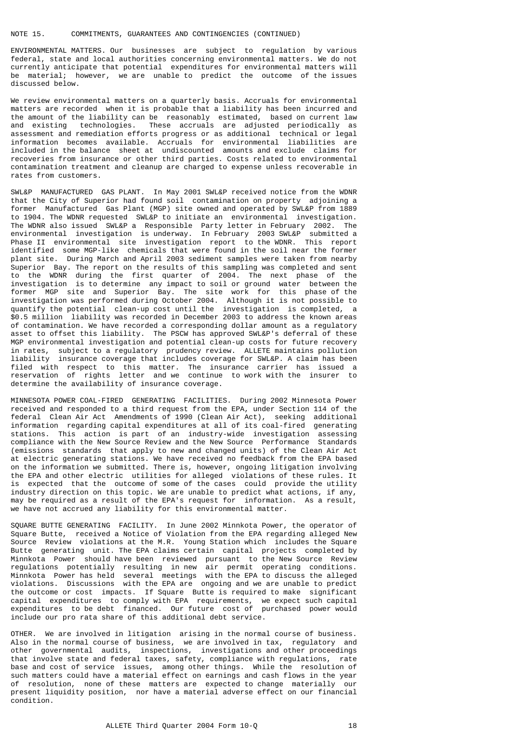NOTE 15. COMMITMENTS, GUARANTEES AND CONTINGENCIES (CONTINUED)

ENVIRONMENTAL MATTERS. Our businesses are subject to regulation by various federal, state and local authorities concerning environmental matters. We do not currently anticipate that potential expenditures for environmental matters will be material; however, we are unable to predict the outcome of the issues discussed below.

We review environmental matters on a quarterly basis. Accruals for environmental matters are recorded when it is probable that a liability has been incurred and the amount of the liability can be reasonably estimated, based on current law and existing technologies. These accruals are adjusted periodically as assessment and remediation efforts progress or as additional technical or legal information becomes available. Accruals for environmental liabilities are included in the balance sheet at undiscounted amounts and exclude claims for recoveries from insurance or other third parties. Costs related to environmental contamination treatment and cleanup are charged to expense unless recoverable in rates from customers.

SWL&P MANUFACTURED GAS PLANT. In May 2001 SWL&P received notice from the WDNR that the City of Superior had found soil contamination on property adjoining a former Manufactured Gas Plant (MGP) site owned and operated by SWL&P from 1889 to 1904. The WDNR requested SWL&P to initiate an environmental investigation. The WDNR also issued SWL&P a Responsible Party letter in February 2002. The environmental investigation is underway. In February 2003 SWL&P submitted a Phase II environmental site investigation report to the WDNR. This report identified some MGP-like chemicals that were found in the soil near the former plant site. During March and April 2003 sediment samples were taken from nearby Superior Bay. The report on the results of this sampling was completed and sent to the WDNR during the first quarter of 2004. The next phase of the investigation is to determine any impact to soil or ground water between the former MGP site and Superior Bay. The site work for this phase of the investigation was performed during October 2004. Although it is not possible to quantify the potential clean-up cost until the investigation is completed, a $0.5 million liability was recorded in December 2003 to address the known areas of contamination. We have recorded a corresponding dollar amount as a regulatory asset to offset this liability. The PSCW has approved SWL&P's deferral of these MGP environmental investigation and potential clean-up costs for future recovery in rates, subject to a regulatory prudency review. ALLETE maintains pollution liability insurance coverage that includes coverage for SWL&P. A claim has been filed with respect to this matter. The insurance carrier has issued a reservation of rights letter and we continue to work with the insurer to determine the availability of insurance coverage.

MINNESOTA POWER COAL-FIRED GENERATING FACILITIES. During 2002 Minnesota Power received and responded to a third request from the EPA, under Section 114 of the federal Clean Air Act Amendments of 1990 (Clean Air Act), seeking additional information regarding capital expenditures at all of its coal-fired generating stations. This action is part of an industry-wide investigation assessing compliance with the New Source Review and the New Source Performance Standards (emissions standards that apply to new and changed units) of the Clean Air Act at electric generating stations. We have received no feedback from the EPA based on the information we submitted. There is, however, ongoing litigation involving the EPA and other electric utilities for alleged violations of these rules. It is expected that the outcome of some of the cases could provide the utility industry direction on this topic. We are unable to predict what actions, if any, may be required as a result of the EPA's request for information. As a result, we have not accrued any liability for this environmental matter.

SQUARE BUTTE GENERATING FACILITY. In June 2002 Minnkota Power, the operator of Square Butte, received a Notice of Violation from the EPA regarding alleged New Source Review violations at the M.R. Young Station which includes the Square Butte generating unit. The EPA claims certain capital projects completed by Minnkota Power should have been reviewed pursuant to the New Source Review regulations potentially resulting in new air permit operating conditions. Minnkota Power has held several meetings with the EPA to discuss the alleged violations. Discussions with the EPA are ongoing and we are unable to predict the outcome or cost impacts. If Square Butte is required to make significant capital expenditures to comply with EPA requirements, we expect such capital expenditures to be debt financed. Our future cost of purchased power would include our pro rata share of this additional debt service.

OTHER. We are involved in litigation arising in the normal course of business. Also in the normal course of business, we are involved in tax, regulatory and other governmental audits, inspections, investigations and other proceedings that involve state and federal taxes, safety, compliance with regulations, rate base and cost of service issues, among other things. While the resolution of such matters could have a material effect on earnings and cash flows in the year of resolution, none of these matters are expected to change materially our present liquidity position, nor have a material adverse effect on our financial condition.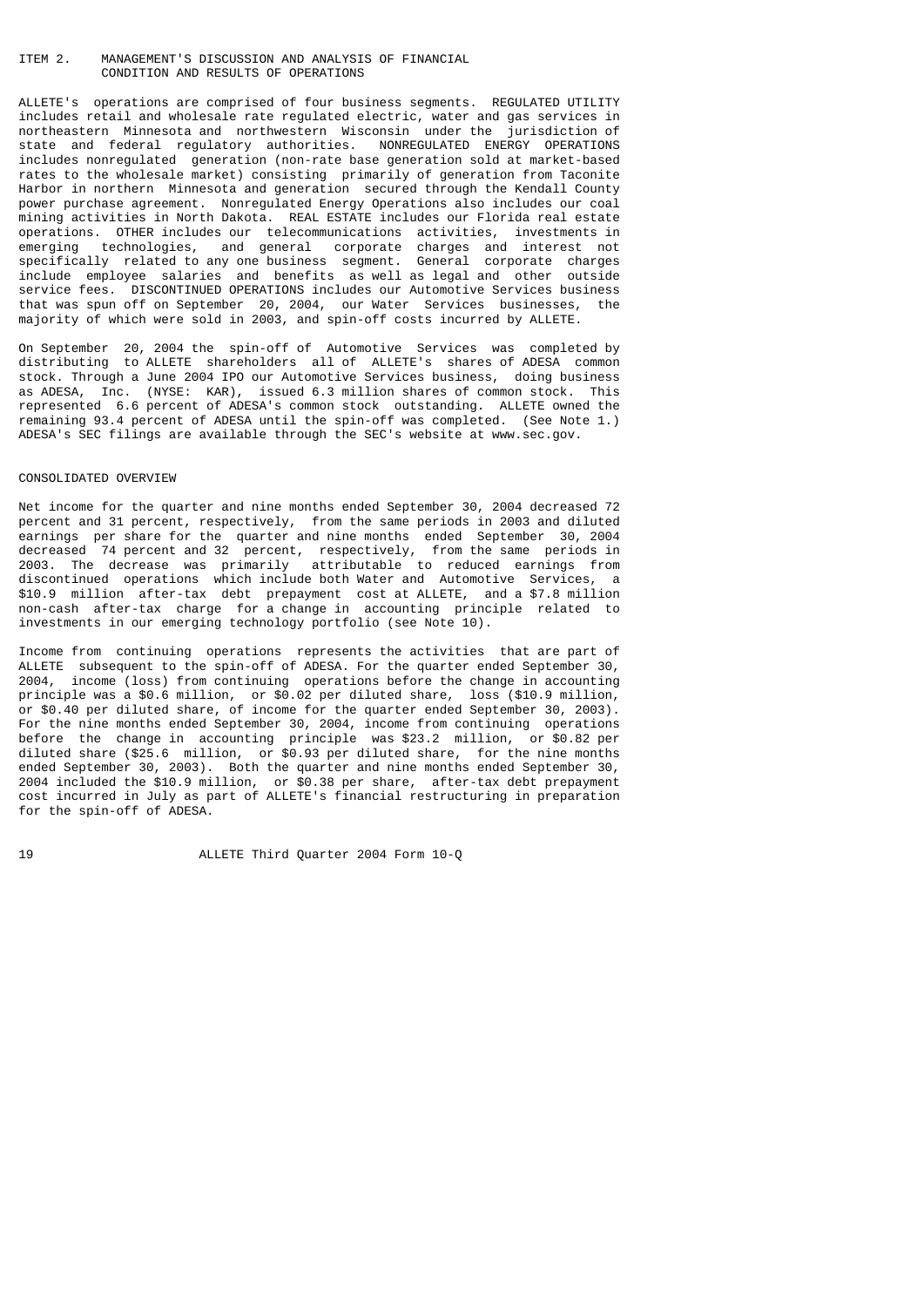## ITEM 2. MANAGEMENT'S DISCUSSION AND ANALYSIS OF FINANCIAL CONDITION AND RESULTS OF OPERATIONS

ALLETE's operations are comprised of four business segments. REGULATED UTILITY includes retail and wholesale rate regulated electric, water and gas services in northeastern Minnesota and northwestern Wisconsin under the jurisdiction of state and federal regulatory authorities. NONREGULATED ENERGY OPERATIONS includes nonregulated generation (non-rate base generation sold at market-based rates to the wholesale market) consisting primarily of generation from Taconite Harbor in northern Minnesota and generation secured through the Kendall County power purchase agreement. Nonregulated Energy Operations also includes our coal mining activities in North Dakota. REAL ESTATE includes our Florida real estate operations. OTHER includes our telecommunications activities, investments in emerging technologies, and general corporate charges and interest not specifically related to any one business segment. General corporate charges include employee salaries and benefits as well as legal and other outside service fees. DISCONTINUED OPERATIONS includes our Automotive Services business that was spun off on September 20, 2004, our Water Services businesses, the majority of which were sold in 2003, and spin-off costs incurred by ALLETE.

On September 20, 2004 the spin-off of Automotive Services was completed by distributing to ALLETE shareholders all of ALLETE's shares of ADESA common stock. Through a June 2004 IPO our Automotive Services business, doing business as ADESA, Inc. (NYSE: KAR), issued 6.3 million shares of common stock. This represented 6.6 percent of ADESA's common stock outstanding. ALLETE owned the remaining 93.4 percent of ADESA until the spin-off was completed. (See Note 1.) ADESA's SEC filings are available through the SEC's website at www.sec.gov.

### CONSOLIDATED OVERVIEW

Net income for the quarter and nine months ended September 30, 2004 decreased 72 percent and 31 percent, respectively, from the same periods in 2003 and diluted earnings per share for the quarter and nine months ended September 30, 2004 decreased 74 percent and 32 percent, respectively, from the same periods in 2003. The decrease was primarily attributable to reduced earnings from discontinued operations which include both Water and Automotive Services, a $10.9 million after-tax debt prepayment cost at ALLETE, and a $7.8 million non-cash after-tax charge for a change in accounting principle related to investments in our emerging technology portfolio (see Note 10).

Income from continuing operations represents the activities that are part of ALLETE subsequent to the spin-off of ADESA. For the quarter ended September 30, 2004, income (loss) from continuing operations before the change in accounting principle was a $0.6 million, or $0.02 per diluted share, loss ($10.9 million, or $0.40 per diluted share, of income for the quarter ended September 30, 2003). For the nine months ended September 30, 2004, income from continuing operations before the change in accounting principle was $23.2 million, or $0.82 per diluted share ($25.6 million, or $0.93 per diluted share, for the nine months ended September 30, 2003). Both the quarter and nine months ended September 30, 2004 included the $10.9 million, or $0.38 per share, after-tax debt prepayment cost incurred in July as part of ALLETE's financial restructuring in preparation for the spin-off of ADESA.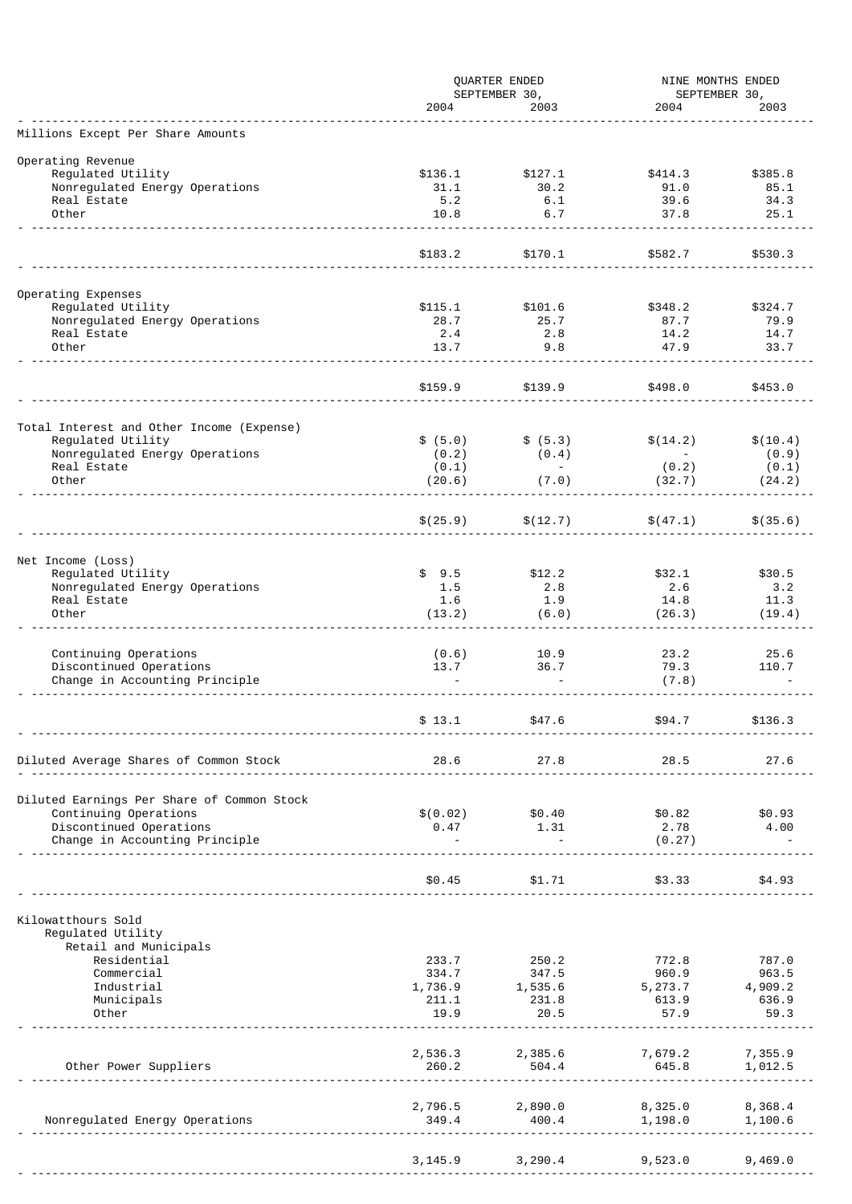| | QUARTER ENDED SEPTEMBER 30, | | NINE MONTHS ENDED SEPTEMBER 30, | |
|---|---|---|---|---|
| | 2004 | 2003 | 2004 | 2003 |
| Millions Except Per Share Amounts | | | | |
| Operating Revenue | | | | |
| Regulated Utility | $136.1 | $127.1 | $414.3 | $385.8 |
| Nonregulated Energy Operations | 31.1 | 30.2 | 91.0 | 85.1 |
| Real Estate | 5.2 | 6.1 | 39.6 | 34.3 |
| Other | 10.8 | 6.7 | 37.8 | 25.1 |
| | $183.2 | $170.1 | $582.7 | $530.3 |
| Operating Expenses | | | | |
| Regulated Utility | $115.1 | $101.6 | $348.2 | $324.7 |
| Nonregulated Energy Operations | 28.7 | 25.7 | 87.7 | 79.9 |
| Real Estate | 2.4 | 2.8 | 14.2 | 14.7 |
| Other | 13.7 | 9.8 | 47.9 | 33.7 |
| | $159.9 | $139.9 | $498.0 | $453.0 |
| Total Interest and Other Income (Expense) | | | | |
| Regulated Utility | $ (5.0) | $ (5.3) | $(14.2) | $(10.4) |
| Nonregulated Energy Operations | (0.2) | (0.4) | - | (0.9) |
| Real Estate | (0.1) | - | (0.2) | (0.1) |
| Other | (20.6) | (7.0) | (32.7) | (24.2) |
| | $(25.9) | $(12.7) | $(47.1) | $(35.6) |
| Net Income (Loss) | | | | |
| Regulated Utility | $ 9.5 | $12.2 | $32.1 | $30.5 |
| Nonregulated Energy Operations | 1.5 | 2.8 | 2.6 | 3.2 |
| Real Estate | 1.6 | 1.9 | 14.8 | 11.3 |
| Other | (13.2) | (6.0) | (26.3) | (19.4) |
| Continuing Operations | (0.6) | 10.9 | 23.2 | 25.6 |
| Discontinued Operations | 13.7 | 36.7 | 79.3 | 110.7 |
| Change in Accounting Principle | - | - | (7.8) | - |
| | $ 13.1 | $47.6 | $94.7 | $136.3 |
| Diluted Average Shares of Common Stock | 28.6 | 27.8 | 28.5 | 27.6 |
| Diluted Earnings Per Share of Common Stock | | | | |
| Continuing Operations | $(0.02) | $0.40 | $0.82 | $0.93 |
| Discontinued Operations | 0.47 | 1.31 | 2.78 | 4.00 |
| Change in Accounting Principle | - | - | (0.27) | - |
| | $0.45 | $1.71 | $3.33 | $4.93 |
| Kilowatthours Sold | | | | |
| Regulated Utility | | | | |
| Retail and Municipals | | | | |
| Residential | 233.7 | 250.2 | 772.8 | 787.0 |
| Commercial | 334.7 | 347.5 | 960.9 | 963.5 |
| Industrial | 1,736.9 | 1,535.6 | 5,273.7 | 4,909.2 |
| Municipals | 211.1 | 231.8 | 613.9 | 636.9 |
| Other | 19.9 | 20.5 | 57.9 | 59.3 |
| | 2,536.3 | 2,385.6 | 7,679.2 | 7,355.9 |
| Other Power Suppliers | 260.2 | 504.4 | 645.8 | 1,012.5 |
| | 2,796.5 | 2,890.0 | 8,325.0 | 8,368.4 |
| Nonregulated Energy Operations | 349.4 | 400.4 | 1,198.0 | 1,100.6 |
| | 3,145.9 | 3,290.4 | 9,523.0 | 9,469.0 |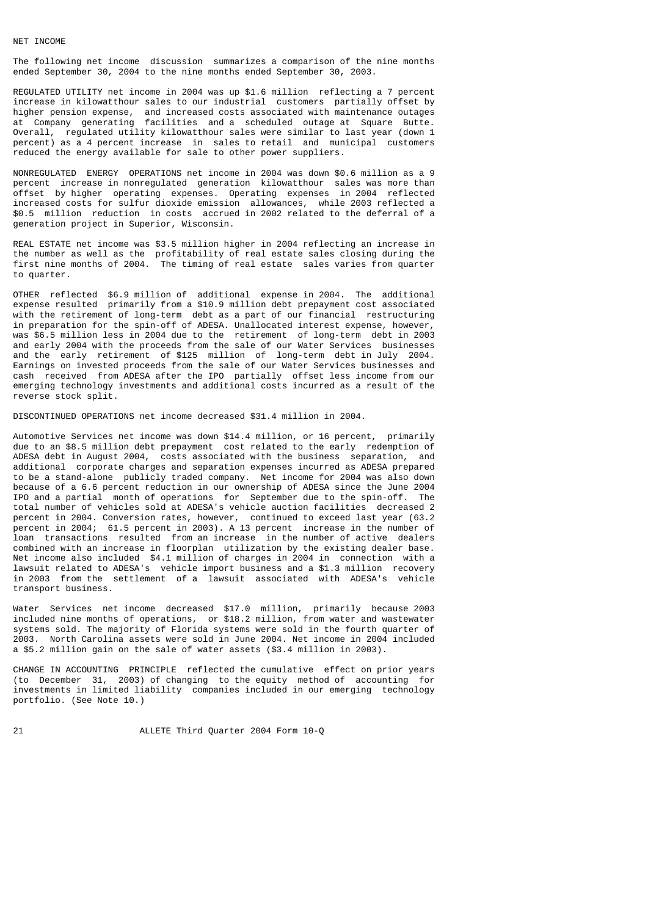NET INCOME

The following net income discussion summarizes a comparison of the nine months ended September 30, 2004 to the nine months ended September 30, 2003.

REGULATED UTILITY net income in 2004 was up $1.6 million reflecting a 7 percent increase in kilowatthour sales to our industrial customers partially offset by higher pension expense, and increased costs associated with maintenance outages at Company generating facilities and a scheduled outage at Square Butte. Overall, regulated utility kilowatthour sales were similar to last year (down 1 percent) as a 4 percent increase in sales to retail and municipal customers reduced the energy available for sale to other power suppliers.

NONREGULATED ENERGY OPERATIONS net income in 2004 was down $0.6 million as a 9 percent increase in nonregulated generation kilowatthour sales was more than offset by higher operating expenses. Operating expenses in 2004 reflected increased costs for sulfur dioxide emission allowances, while 2003 reflected a $0.5 million reduction in costs accrued in 2002 related to the deferral of a generation project in Superior, Wisconsin.

REAL ESTATE net income was $3.5 million higher in 2004 reflecting an increase in the number as well as the profitability of real estate sales closing during the first nine months of 2004. The timing of real estate sales varies from quarter to quarter.

OTHER reflected $6.9 million of additional expense in 2004. The additional expense resulted primarily from a $10.9 million debt prepayment cost associated with the retirement of long-term debt as a part of our financial restructuring in preparation for the spin-off of ADESA. Unallocated interest expense, however, was $6.5 million less in 2004 due to the retirement of long-term debt in 2003 and early 2004 with the proceeds from the sale of our Water Services businesses and the early retirement of $125 million of long-term debt in July 2004. Earnings on invested proceeds from the sale of our Water Services businesses and cash received from ADESA after the IPO partially offset less income from our emerging technology investments and additional costs incurred as a result of the reverse stock split.

DISCONTINUED OPERATIONS net income decreased $31.4 million in 2004.

Automotive Services net income was down $14.4 million, or 16 percent, primarily due to an $8.5 million debt prepayment cost related to the early redemption of ADESA debt in August 2004, costs associated with the business separation, and additional corporate charges and separation expenses incurred as ADESA prepared to be a stand-alone publicly traded company. Net income for 2004 was also down because of a 6.6 percent reduction in our ownership of ADESA since the June 2004 IPO and a partial month of operations for September due to the spin-off. The total number of vehicles sold at ADESA's vehicle auction facilities decreased 2 percent in 2004. Conversion rates, however, continued to exceed last year (63.2 percent in 2004; 61.5 percent in 2003). A 13 percent increase in the number of loan transactions resulted from an increase in the number of active dealers combined with an increase in floorplan utilization by the existing dealer base. Net income also included $4.1 million of charges in 2004 in connection with a lawsuit related to ADESA's vehicle import business and a $1.3 million recovery in 2003 from the settlement of a lawsuit associated with ADESA's vehicle transport business.

Water Services net income decreased $17.0 million, primarily because 2003 included nine months of operations, or $18.2 million, from water and wastewater systems sold. The majority of Florida systems were sold in the fourth quarter of 2003. North Carolina assets were sold in June 2004. Net income in 2004 included a $5.2 million gain on the sale of water assets ($3.4 million in 2003).

CHANGE IN ACCOUNTING PRINCIPLE reflected the cumulative effect on prior years (to December 31, 2003) of changing to the equity method of accounting for investments in limited liability companies included in our emerging technology portfolio. (See Note 10.)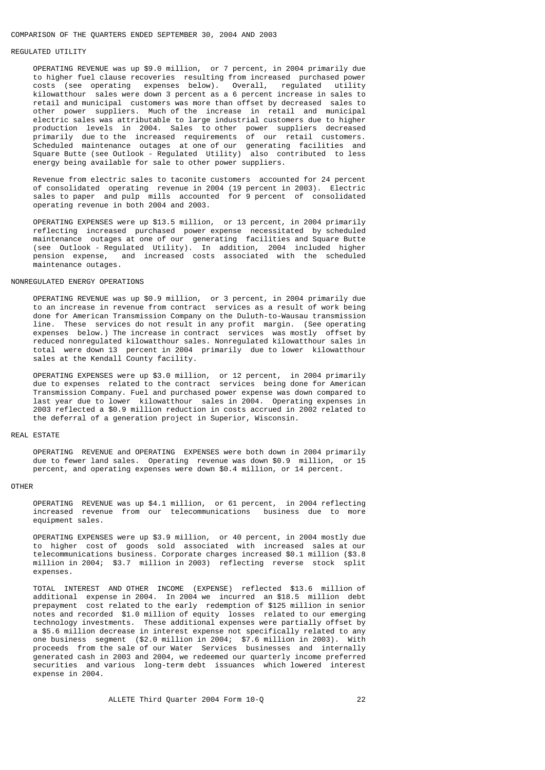## COMPARISON OF THE QUARTERS ENDED SEPTEMBER 30, 2004 AND 2003

### REGULATED UTILITY

OPERATING REVENUE was up $9.0 million, or 7 percent, in 2004 primarily due to higher fuel clause recoveries resulting from increased purchased power costs (see operating expenses below). Overall, regulated utility kilowatthour sales were down 3 percent as a 6 percent increase in sales to retail and municipal customers was more than offset by decreased sales to other power suppliers. Much of the increase in retail and municipal electric sales was attributable to large industrial customers due to higher production levels in 2004. Sales to other power suppliers decreased primarily due to the increased requirements of our retail customers. Scheduled maintenance outages at one of our generating facilities and Square Butte (see Outlook - Regulated Utility) also contributed to less energy being available for sale to other power suppliers.

Revenue from electric sales to taconite customers accounted for 24 percent of consolidated operating revenue in 2004 (19 percent in 2003). Electric sales to paper and pulp mills accounted for 9 percent of consolidated operating revenue in both 2004 and 2003.

OPERATING EXPENSES were up $13.5 million, or 13 percent, in 2004 primarily reflecting increased purchased power expense necessitated by scheduled maintenance outages at one of our generating facilities and Square Butte (see Outlook - Regulated Utility). In addition, 2004 included higher pension expense, and increased costs associated with the scheduled maintenance outages.

### NONREGULATED ENERGY OPERATIONS

OPERATING REVENUE was up $0.9 million, or 3 percent, in 2004 primarily due to an increase in revenue from contract services as a result of work being done for American Transmission Company on the Duluth-to-Wausau transmission line. These services do not result in any profit margin. (See operating expenses below.) The increase in contract services was mostly offset by reduced nonregulated kilowatthour sales. Nonregulated kilowatthour sales in total were down 13 percent in 2004 primarily due to lower kilowatthour sales at the Kendall County facility.

OPERATING EXPENSES were up $3.0 million, or 12 percent, in 2004 primarily due to expenses related to the contract services being done for American Transmission Company. Fuel and purchased power expense was down compared to last year due to lower kilowatthour sales in 2004. Operating expenses in 2003 reflected a $0.9 million reduction in costs accrued in 2002 related to the deferral of a generation project in Superior, Wisconsin.

### REAL ESTATE

OPERATING REVENUE and OPERATING EXPENSES were both down in 2004 primarily due to fewer land sales. Operating revenue was down $0.9 million, or 15 percent, and operating expenses were down $0.4 million, or 14 percent.

### OTHER

OPERATING REVENUE was up $4.1 million, or 61 percent, in 2004 reflecting increased revenue from our telecommunications business due to more equipment sales.

OPERATING EXPENSES were up $3.9 million, or 40 percent, in 2004 mostly due to higher cost of goods sold associated with increased sales at our telecommunications business. Corporate charges increased $0.1 million ($3.8 million in 2004; $3.7 million in 2003) reflecting reverse stock split expenses.

TOTAL INTEREST AND OTHER INCOME (EXPENSE) reflected $13.6 million of additional expense in 2004. In 2004 we incurred an $18.5 million debt prepayment cost related to the early redemption of $125 million in senior notes and recorded $1.0 million of equity losses related to our emerging technology investments. These additional expenses were partially offset by a $5.6 million decrease in interest expense not specifically related to any one business segment ($2.0 million in 2004; $7.6 million in 2003). With proceeds from the sale of our Water Services businesses and internally generated cash in 2003 and 2004, we redeemed our quarterly income preferred securities and various long-term debt issuances which lowered interest expense in 2004.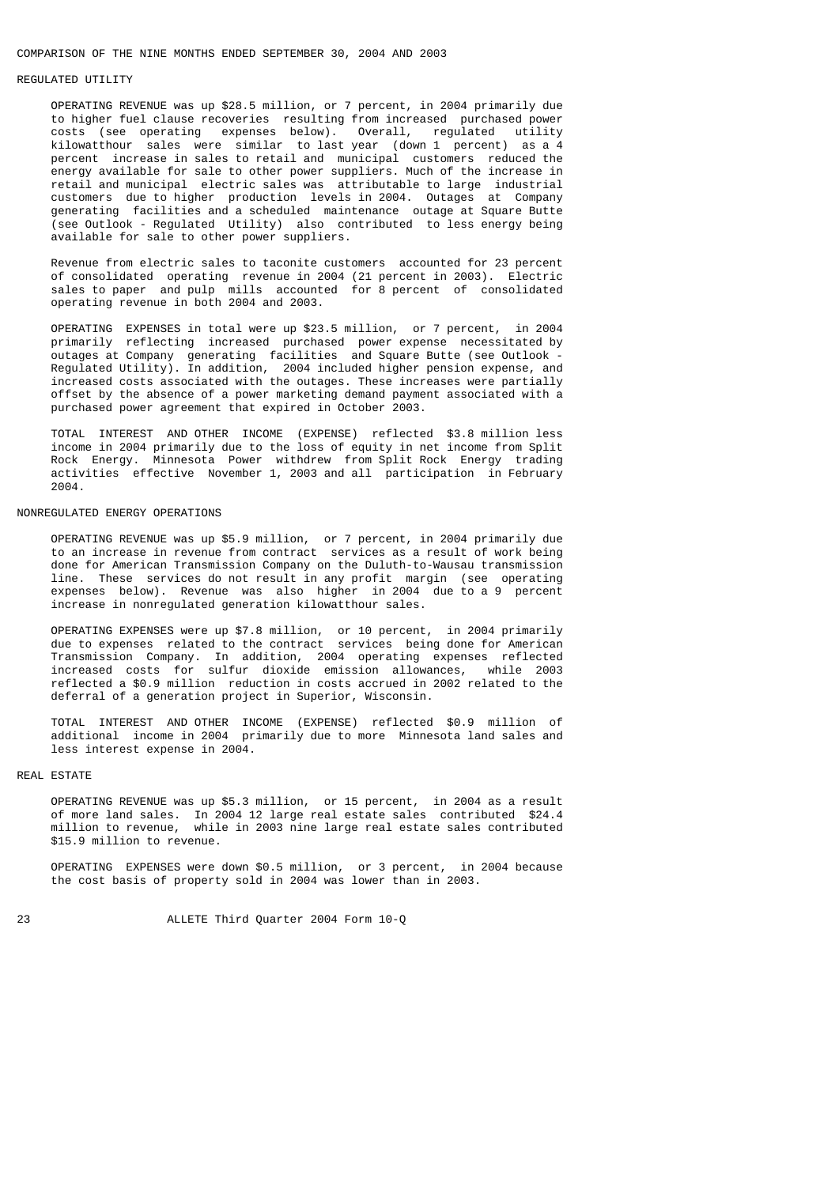## COMPARISON OF THE NINE MONTHS ENDED SEPTEMBER 30, 2004 AND 2003

### REGULATED UTILITY

OPERATING REVENUE was up $28.5 million, or 7 percent, in 2004 primarily due to higher fuel clause recoveries resulting from increased purchased power costs (see operating expenses below). Overall, regulated utility kilowatthour sales were similar to last year (down 1 percent) as a 4 percent increase in sales to retail and municipal customers reduced the energy available for sale to other power suppliers. Much of the increase in retail and municipal electric sales was attributable to large industrial customers due to higher production levels in 2004. Outages at Company generating facilities and a scheduled maintenance outage at Square Butte (see Outlook - Regulated Utility) also contributed to less energy being available for sale to other power suppliers.

Revenue from electric sales to taconite customers accounted for 23 percent of consolidated operating revenue in 2004 (21 percent in 2003). Electric sales to paper and pulp mills accounted for 8 percent of consolidated operating revenue in both 2004 and 2003.

OPERATING EXPENSES in total were up $23.5 million, or 7 percent, in 2004 primarily reflecting increased purchased power expense necessitated by outages at Company generating facilities and Square Butte (see Outlook - Regulated Utility). In addition, 2004 included higher pension expense, and increased costs associated with the outages. These increases were partially offset by the absence of a power marketing demand payment associated with a purchased power agreement that expired in October 2003.

TOTAL INTEREST AND OTHER INCOME (EXPENSE) reflected $3.8 million less income in 2004 primarily due to the loss of equity in net income from Split Rock Energy. Minnesota Power withdrew from Split Rock Energy trading activities effective November 1, 2003 and all participation in February 2004.

### NONREGULATED ENERGY OPERATIONS

OPERATING REVENUE was up $5.9 million, or 7 percent, in 2004 primarily due to an increase in revenue from contract services as a result of work being done for American Transmission Company on the Duluth-to-Wausau transmission line. These services do not result in any profit margin (see operating expenses below). Revenue was also higher in 2004 due to a 9 percent increase in nonregulated generation kilowatthour sales.

OPERATING EXPENSES were up $7.8 million, or 10 percent, in 2004 primarily due to expenses related to the contract services being done for American Transmission Company. In addition, 2004 operating expenses reflected increased costs for sulfur dioxide emission allowances, while 2003 reflected a $0.9 million reduction in costs accrued in 2002 related to the deferral of a generation project in Superior, Wisconsin.

TOTAL INTEREST AND OTHER INCOME (EXPENSE) reflected $0.9 million of additional income in 2004 primarily due to more Minnesota land sales and less interest expense in 2004.

### REAL ESTATE

OPERATING REVENUE was up $5.3 million, or 15 percent, in 2004 as a result of more land sales. In 2004 12 large real estate sales contributed $24.4 million to revenue, while in 2003 nine large real estate sales contributed $15.9 million to revenue.

OPERATING EXPENSES were down $0.5 million, or 3 percent, in 2004 because the cost basis of property sold in 2004 was lower than in 2003.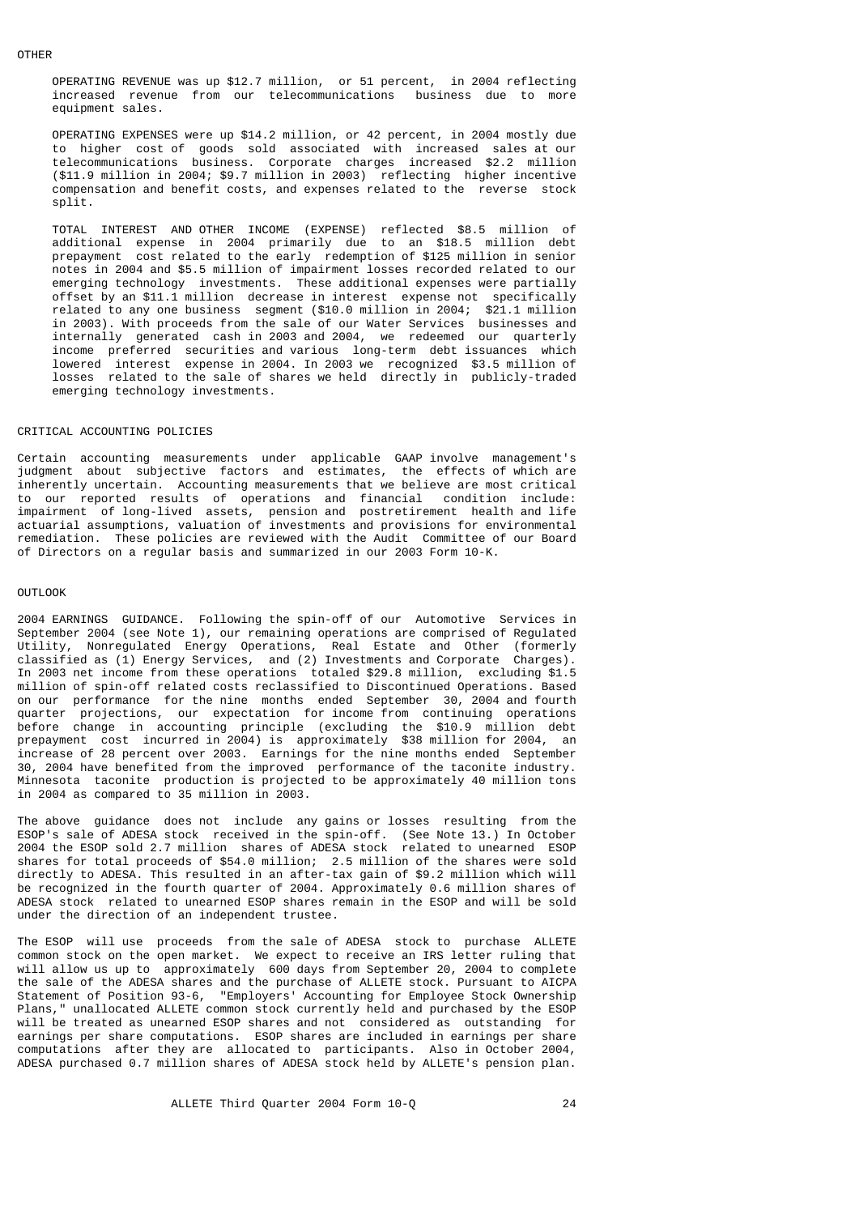OTHER

OPERATING REVENUE was up $12.7 million, or 51 percent, in 2004 reflecting increased revenue from our telecommunications business due to more equipment sales.

OPERATING EXPENSES were up $14.2 million, or 42 percent, in 2004 mostly due to higher cost of goods sold associated with increased sales at our telecommunications business. Corporate charges increased $2.2 million ($11.9 million in 2004; $9.7 million in 2003) reflecting higher incentive compensation and benefit costs, and expenses related to the reverse stock split.

TOTAL INTEREST AND OTHER INCOME (EXPENSE) reflected $8.5 million of additional expense in 2004 primarily due to an $18.5 million debt prepayment cost related to the early redemption of $125 million in senior notes in 2004 and $5.5 million of impairment losses recorded related to our emerging technology investments. These additional expenses were partially offset by an $11.1 million decrease in interest expense not specifically related to any one business segment ($10.0 million in 2004; $21.1 million in 2003). With proceeds from the sale of our Water Services businesses and internally generated cash in 2003 and 2004, we redeemed our quarterly income preferred securities and various long-term debt issuances which lowered interest expense in 2004. In 2003 we recognized $3.5 million of losses related to the sale of shares we held directly in publicly-traded emerging technology investments.

## CRITICAL ACCOUNTING POLICIES

Certain accounting measurements under applicable GAAP involve management's judgment about subjective factors and estimates, the effects of which are inherently uncertain. Accounting measurements that we believe are most critical to our reported results of operations and financial condition include: impairment of long-lived assets, pension and postretirement health and life actuarial assumptions, valuation of investments and provisions for environmental remediation. These policies are reviewed with the Audit Committee of our Board of Directors on a regular basis and summarized in our 2003 Form 10-K.

## OUTLOOK

2004 EARNINGS GUIDANCE. Following the spin-off of our Automotive Services in September 2004 (see Note 1), our remaining operations are comprised of Regulated Utility, Nonregulated Energy Operations, Real Estate and Other (formerly classified as (1) Energy Services, and (2) Investments and Corporate Charges). In 2003 net income from these operations totaled $29.8 million, excluding $1.5 million of spin-off related costs reclassified to Discontinued Operations. Based on our performance for the nine months ended September 30, 2004 and fourth quarter projections, our expectation for income from continuing operations before change in accounting principle (excluding the $10.9 million debt prepayment cost incurred in 2004) is approximately $38 million for 2004, an increase of 28 percent over 2003. Earnings for the nine months ended September 30, 2004 have benefited from the improved performance of the taconite industry. Minnesota taconite production is projected to be approximately 40 million tons in 2004 as compared to 35 million in 2003.

The above guidance does not include any gains or losses resulting from the ESOP's sale of ADESA stock received in the spin-off. (See Note 13.) In October 2004 the ESOP sold 2.7 million shares of ADESA stock related to unearned ESOP shares for total proceeds of $54.0 million; 2.5 million of the shares were sold directly to ADESA. This resulted in an after-tax gain of $9.2 million which will be recognized in the fourth quarter of 2004. Approximately 0.6 million shares of ADESA stock related to unearned ESOP shares remain in the ESOP and will be sold under the direction of an independent trustee.

The ESOP will use proceeds from the sale of ADESA stock to purchase ALLETE common stock on the open market. We expect to receive an IRS letter ruling that will allow us up to approximately 600 days from September 20, 2004 to complete the sale of the ADESA shares and the purchase of ALLETE stock. Pursuant to AICPA Statement of Position 93-6, "Employers' Accounting for Employee Stock Ownership Plans," unallocated ALLETE common stock currently held and purchased by the ESOP will be treated as unearned ESOP shares and not considered as outstanding for earnings per share computations. ESOP shares are included in earnings per share computations after they are allocated to participants. Also in October 2004, ADESA purchased 0.7 million shares of ADESA stock held by ALLETE's pension plan.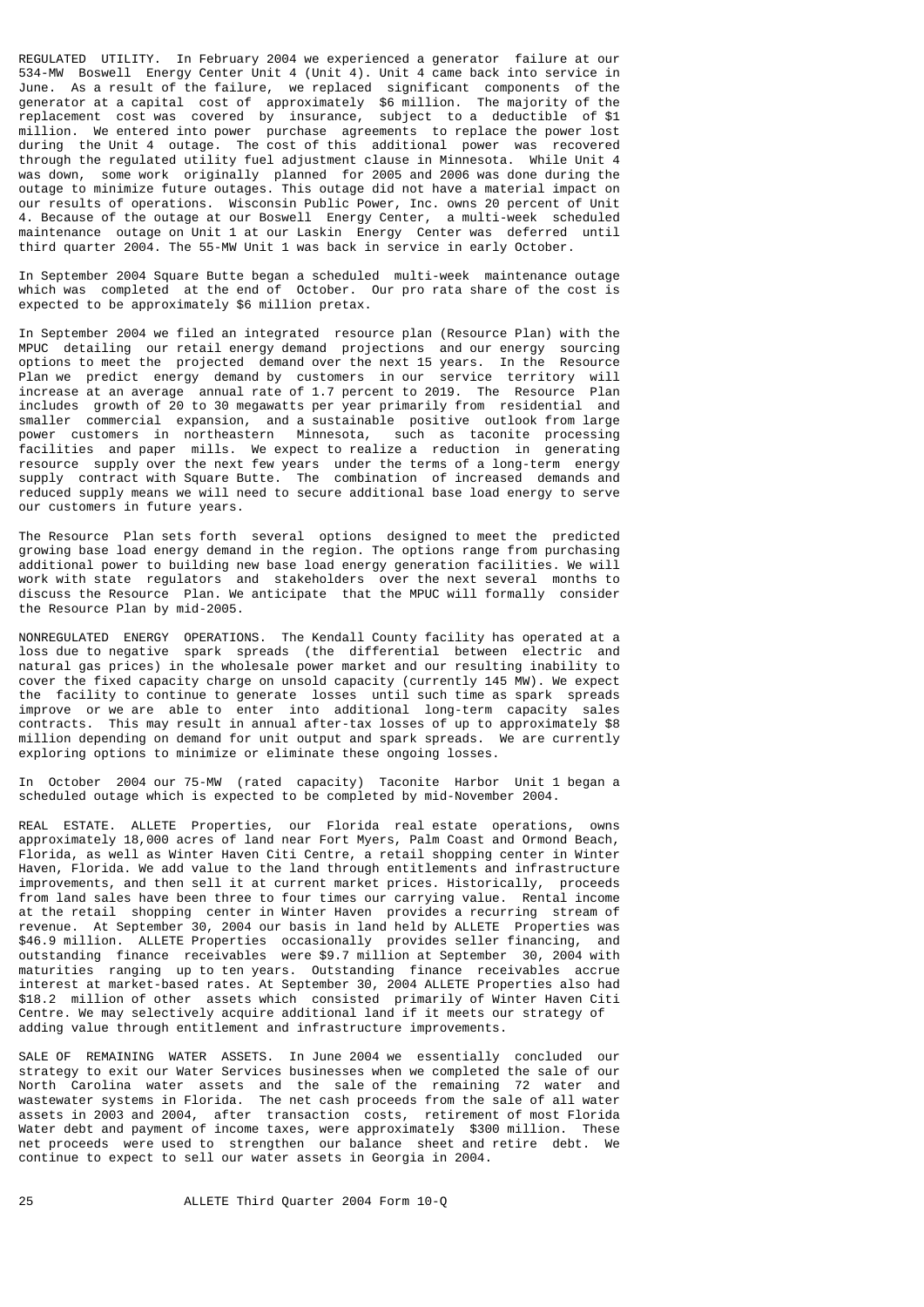REGULATED UTILITY. In February 2004 we experienced a generator failure at our 534-MW Boswell Energy Center Unit 4 (Unit 4). Unit 4 came back into service in June. As a result of the failure, we replaced significant components of the generator at a capital cost of approximately $6 million. The majority of the replacement cost was covered by insurance, subject to a deductible of $1 million. We entered into power purchase agreements to replace the power lost during the Unit 4 outage. The cost of this additional power was recovered through the regulated utility fuel adjustment clause in Minnesota. While Unit 4 was down, some work originally planned for 2005 and 2006 was done during the outage to minimize future outages. This outage did not have a material impact on our results of operations. Wisconsin Public Power, Inc. owns 20 percent of Unit 4. Because of the outage at our Boswell Energy Center, a multi-week scheduled maintenance outage on Unit 1 at our Laskin Energy Center was deferred until third quarter 2004. The 55-MW Unit 1 was back in service in early October.

In September 2004 Square Butte began a scheduled multi-week maintenance outage which was completed at the end of October. Our pro rata share of the cost is expected to be approximately $6 million pretax.

In September 2004 we filed an integrated resource plan (Resource Plan) with the MPUC detailing our retail energy demand projections and our energy sourcing options to meet the projected demand over the next 15 years. In the Resource Plan we predict energy demand by customers in our service territory will increase at an average annual rate of 1.7 percent to 2019. The Resource Plan includes growth of 20 to 30 megawatts per year primarily from residential and smaller commercial expansion, and a sustainable positive outlook from large power customers in northeastern Minnesota, such as taconite processing facilities and paper mills. We expect to realize a reduction in generating resource supply over the next few years under the terms of a long-term energy supply contract with Square Butte. The combination of increased demands and reduced supply means we will need to secure additional base load energy to serve our customers in future years.

The Resource Plan sets forth several options designed to meet the predicted growing base load energy demand in the region. The options range from purchasing additional power to building new base load energy generation facilities. We will work with state regulators and stakeholders over the next several months to discuss the Resource Plan. We anticipate that the MPUC will formally consider the Resource Plan by mid-2005.

NONREGULATED ENERGY OPERATIONS. The Kendall County facility has operated at a loss due to negative spark spreads (the differential between electric and natural gas prices) in the wholesale power market and our resulting inability to cover the fixed capacity charge on unsold capacity (currently 145 MW). We expect the facility to continue to generate losses until such time as spark spreads improve or we are able to enter into additional long-term capacity sales contracts. This may result in annual after-tax losses of up to approximately $8 million depending on demand for unit output and spark spreads. We are currently exploring options to minimize or eliminate these ongoing losses.

In October 2004 our 75-MW (rated capacity) Taconite Harbor Unit 1 began a scheduled outage which is expected to be completed by mid-November 2004.

REAL ESTATE. ALLETE Properties, our Florida real estate operations, owns approximately 18,000 acres of land near Fort Myers, Palm Coast and Ormond Beach, Florida, as well as Winter Haven Citi Centre, a retail shopping center in Winter Haven, Florida. We add value to the land through entitlements and infrastructure improvements, and then sell it at current market prices. Historically, proceeds from land sales have been three to four times our carrying value. Rental income at the retail shopping center in Winter Haven provides a recurring stream of revenue. At September 30, 2004 our basis in land held by ALLETE Properties was $46.9 million. ALLETE Properties occasionally provides seller financing, and outstanding finance receivables were $9.7 million at September 30, 2004 with maturities ranging up to ten years. Outstanding finance receivables accrue interest at market-based rates. At September 30, 2004 ALLETE Properties also had $18.2 million of other assets which consisted primarily of Winter Haven Citi Centre. We may selectively acquire additional land if it meets our strategy of adding value through entitlement and infrastructure improvements.

SALE OF REMAINING WATER ASSETS. In June 2004 we essentially concluded our strategy to exit our Water Services businesses when we completed the sale of our North Carolina water assets and the sale of the remaining 72 water and wastewater systems in Florida. The net cash proceeds from the sale of all water assets in 2003 and 2004, after transaction costs, retirement of most Florida Water debt and payment of income taxes, were approximately $300 million. These net proceeds were used to strengthen our balance sheet and retire debt. We continue to expect to sell our water assets in Georgia in 2004.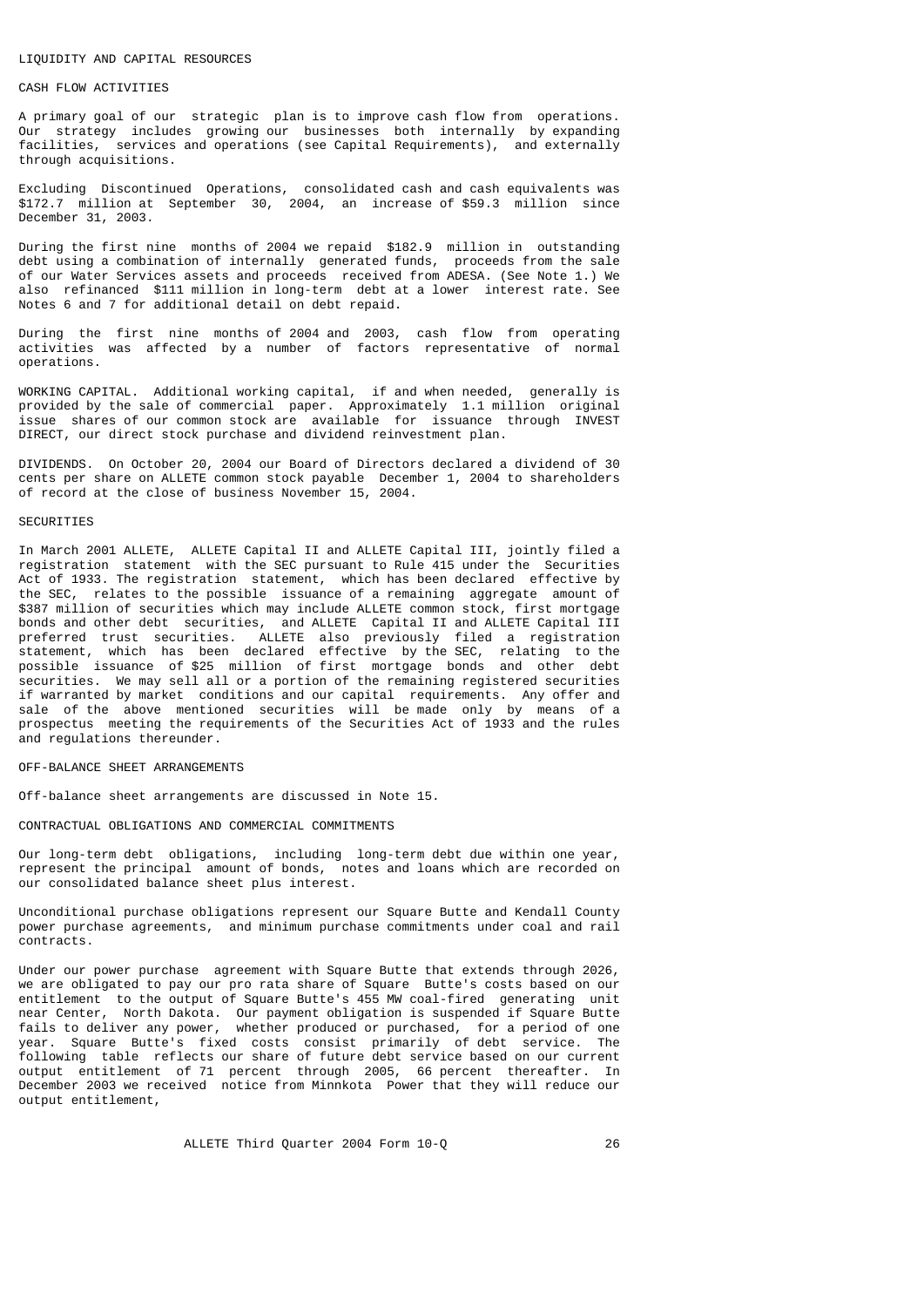## LIQUIDITY AND CAPITAL RESOURCES

### CASH FLOW ACTIVITIES

A primary goal of our strategic plan is to improve cash flow from operations. Our strategy includes growing our businesses both internally by expanding facilities, services and operations (see Capital Requirements), and externally through acquisitions.

Excluding Discontinued Operations, consolidated cash and cash equivalents was $172.7 million at September 30, 2004, an increase of $59.3 million since December 31, 2003.

During the first nine months of 2004 we repaid $182.9 million in outstanding debt using a combination of internally generated funds, proceeds from the sale of our Water Services assets and proceeds received from ADESA. (See Note 1.) We also refinanced $111 million in long-term debt at a lower interest rate. See Notes 6 and 7 for additional detail on debt repaid.

During the first nine months of 2004 and 2003, cash flow from operating activities was affected by a number of factors representative of normal operations.

WORKING CAPITAL. Additional working capital, if and when needed, generally is provided by the sale of commercial paper. Approximately 1.1 million original issue shares of our common stock are available for issuance through INVEST DIRECT, our direct stock purchase and dividend reinvestment plan.

DIVIDENDS. On October 20, 2004 our Board of Directors declared a dividend of 30 cents per share on ALLETE common stock payable December 1, 2004 to shareholders of record at the close of business November 15, 2004.

### SECURITIES

In March 2001 ALLETE, ALLETE Capital II and ALLETE Capital III, jointly filed a registration statement with the SEC pursuant to Rule 415 under the Securities Act of 1933. The registration statement, which has been declared effective by the SEC, relates to the possible issuance of a remaining aggregate amount of $387 million of securities which may include ALLETE common stock, first mortgage bonds and other debt securities, and ALLETE Capital II and ALLETE Capital III preferred trust securities. ALLETE also previously filed a registration statement, which has been declared effective by the SEC, relating to the possible issuance of $25 million of first mortgage bonds and other debt securities. We may sell all or a portion of the remaining registered securities if warranted by market conditions and our capital requirements. Any offer and sale of the above mentioned securities will be made only by means of a prospectus meeting the requirements of the Securities Act of 1933 and the rules and regulations thereunder.

### OFF-BALANCE SHEET ARRANGEMENTS

Off-balance sheet arrangements are discussed in Note 15.

### CONTRACTUAL OBLIGATIONS AND COMMERCIAL COMMITMENTS

Our long-term debt obligations, including long-term debt due within one year, represent the principal amount of bonds, notes and loans which are recorded on our consolidated balance sheet plus interest.

Unconditional purchase obligations represent our Square Butte and Kendall County power purchase agreements, and minimum purchase commitments under coal and rail contracts.

Under our power purchase agreement with Square Butte that extends through 2026, we are obligated to pay our pro rata share of Square Butte's costs based on our entitlement to the output of Square Butte's 455 MW coal-fired generating unit near Center, North Dakota. Our payment obligation is suspended if Square Butte fails to deliver any power, whether produced or purchased, for a period of one year. Square Butte's fixed costs consist primarily of debt service. The following table reflects our share of future debt service based on our current output entitlement of 71 percent through 2005, 66 percent thereafter. In December 2003 we received notice from Minnkota Power that they will reduce our output entitlement,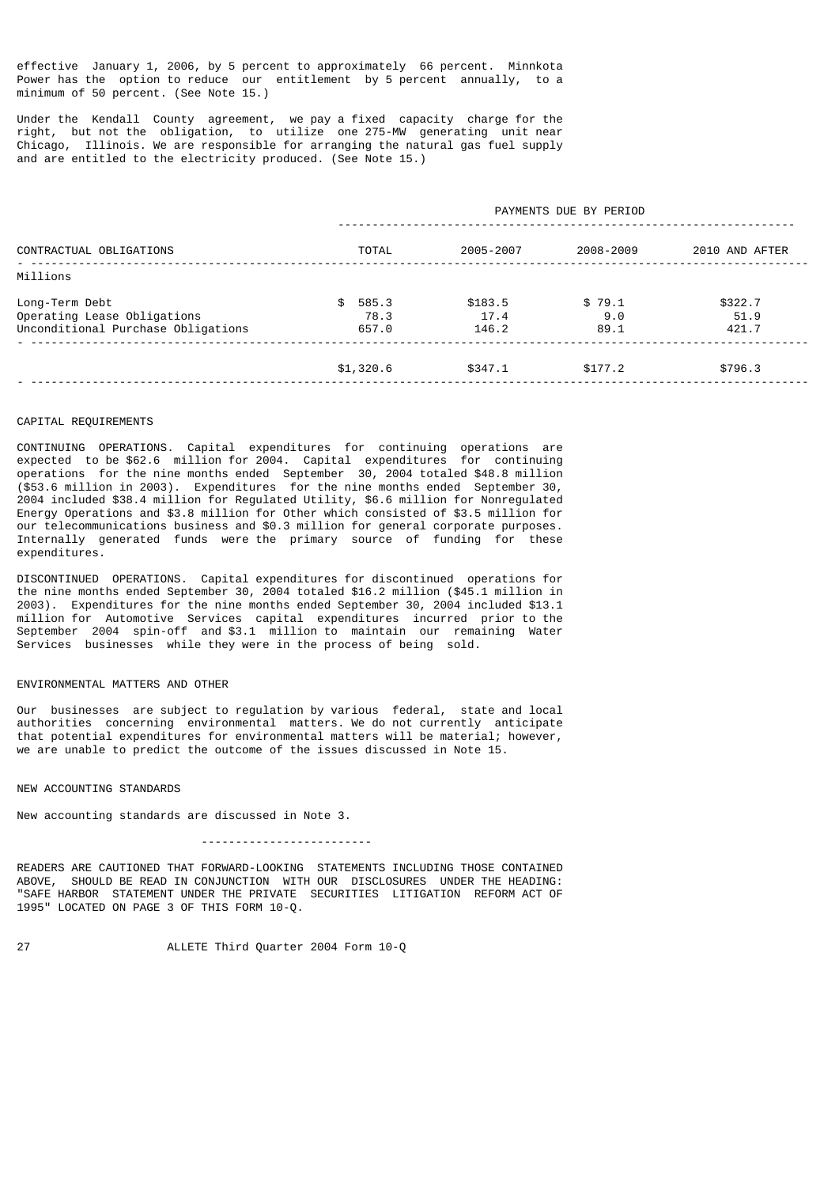effective January 1, 2006, by 5 percent to approximately 66 percent. Minnkota Power has the option to reduce our entitlement by 5 percent annually, to a minimum of 50 percent. (See Note 15.)

Under the Kendall County agreement, we pay a fixed capacity charge for the right, but not the obligation, to utilize one 275-MW generating unit near Chicago, Illinois. We are responsible for arranging the natural gas fuel supply and are entitled to the electricity produced. (See Note 15.)

| | PAYMENTS DUE BY PERIOD | | | |
|---|---|---|---|---|
| CONTRACTUAL OBLIGATIONS | TOTAL | 2005-2007 | 2008-2009 | 2010 AND AFTER |
| Millions | | | | |
| Long-Term Debt | $ 585.3 | $183.5 | $ 79.1 | $322.7 |
| Operating Lease Obligations | 78.3 | 17.4 | 9.0 | 51.9 |
| Unconditional Purchase Obligations | 657.0 | 146.2 | 89.1 | 421.7 |
| | $1,320.6 | $347.1 | $177.2 | $796.3 |

CAPITAL REQUIREMENTS

CONTINUING OPERATIONS. Capital expenditures for continuing operations are expected to be $62.6 million for 2004. Capital expenditures for continuing operations for the nine months ended September 30, 2004 totaled $48.8 million ($53.6 million in 2003). Expenditures for the nine months ended September 30, 2004 included $38.4 million for Regulated Utility, $6.6 million for Nonregulated Energy Operations and $3.8 million for Other which consisted of $3.5 million for our telecommunications business and $0.3 million for general corporate purposes. Internally generated funds were the primary source of funding for these expenditures.

DISCONTINUED OPERATIONS. Capital expenditures for discontinued operations for the nine months ended September 30, 2004 totaled $16.2 million ($45.1 million in 2003). Expenditures for the nine months ended September 30, 2004 included $13.1 million for Automotive Services capital expenditures incurred prior to the September 2004 spin-off and $3.1 million to maintain our remaining Water Services businesses while they were in the process of being sold.

ENVIRONMENTAL MATTERS AND OTHER

Our businesses are subject to regulation by various federal, state and local authorities concerning environmental matters. We do not currently anticipate that potential expenditures for environmental matters will be material; however, we are unable to predict the outcome of the issues discussed in Note 15.

NEW ACCOUNTING STANDARDS

New accounting standards are discussed in Note 3.

---

READERS ARE CAUTIONED THAT FORWARD-LOOKING STATEMENTS INCLUDING THOSE CONTAINED ABOVE, SHOULD BE READ IN CONJUNCTION WITH OUR DISCLOSURES UNDER THE HEADING: "SAFE HARBOR STATEMENT UNDER THE PRIVATE SECURITIES LITIGATION REFORM ACT OF 1995" LOCATED ON PAGE 3 OF THIS FORM 10-Q.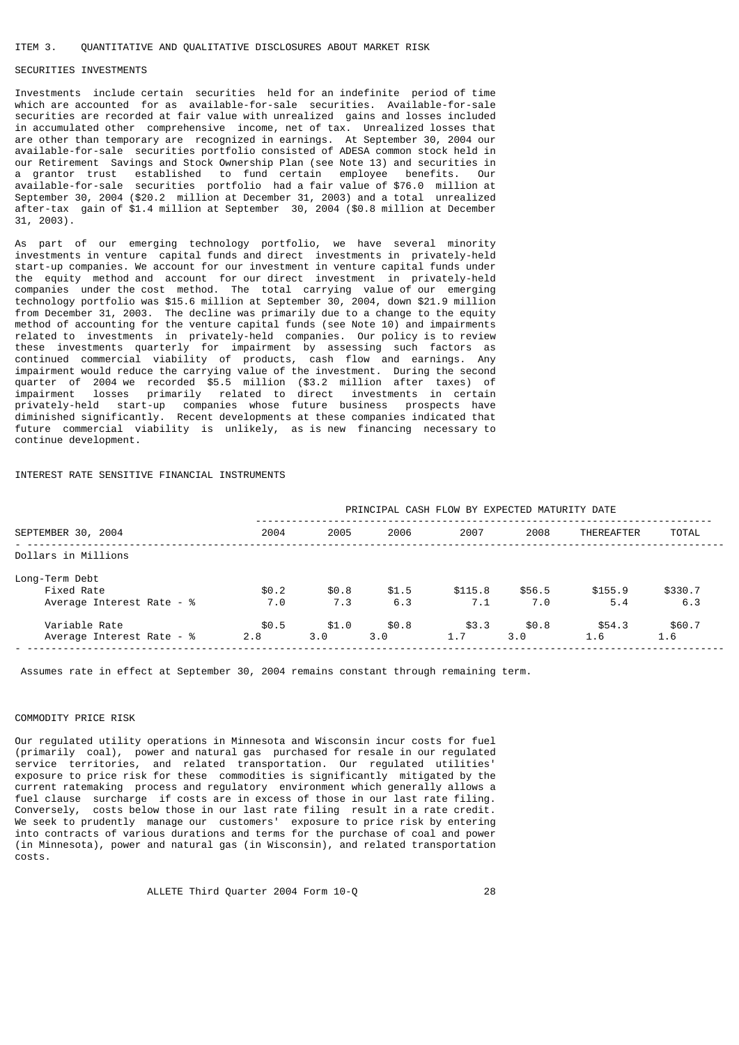## ITEM 3. QUANTITATIVE AND QUALITATIVE DISCLOSURES ABOUT MARKET RISK

### SECURITIES INVESTMENTS

Investments include certain securities held for an indefinite period of time which are accounted for as available-for-sale securities. Available-for-sale securities are recorded at fair value with unrealized gains and losses included in accumulated other comprehensive income, net of tax. Unrealized losses that are other than temporary are recognized in earnings. At September 30, 2004 our available-for-sale securities portfolio consisted of ADESA common stock held in our Retirement Savings and Stock Ownership Plan (see Note 13) and securities in a grantor trust established to fund certain employee benefits. Our available-for-sale securities portfolio had a fair value of $76.0 million at September 30, 2004 ($20.2 million at December 31, 2003) and a total unrealized after-tax gain of $1.4 million at September 30, 2004 ($0.8 million at December 31, 2003).

As part of our emerging technology portfolio, we have several minority investments in venture capital funds and direct investments in privately-held start-up companies. We account for our investment in venture capital funds under the equity method and account for our direct investment in privately-held companies under the cost method. The total carrying value of our emerging technology portfolio was $15.6 million at September 30, 2004, down $21.9 million from December 31, 2003. The decline was primarily due to a change to the equity method of accounting for the venture capital funds (see Note 10) and impairments related to investments in privately-held companies. Our policy is to review these investments quarterly for impairment by assessing such factors as continued commercial viability of products, cash flow and earnings. Any impairment would reduce the carrying value of the investment. During the second quarter of 2004 we recorded $5.5 million ($3.2 million after taxes) of impairment losses primarily related to direct investments in certain privately-held start-up companies whose future business prospects have diminished significantly. Recent developments at these companies indicated that future commercial viability is unlikely, as is new financing necessary to continue development.

### INTEREST RATE SENSITIVE FINANCIAL INSTRUMENTS

| | PRINCIPAL CASH FLOW BY EXPECTED MATURITY DATE | | | | | | |
|---|---|---|---|---|---|---|---|
| SEPTEMBER 30, 2004 | 2004 | 2005 | 2006 | 2007 | 2008 | THEREAFTER | TOTAL |
| Dollars in Millions | | | | | | | |
| Long-Term Debt | | | | | | | |
| Fixed Rate | $0.2 | $0.8 | $1.5 | $115.8 | $56.5 | $155.9 | $330.7 |
| Average Interest Rate - % | 7.0 | 7.3 | 6.3 | 7.1 | 7.0 | 5.4 | 6.3 |
| Variable Rate | $0.5 | $1.0 | $0.8 | $3.3 | $0.8 | $54.3 | $60.7 |
| Average Interest Rate - % | 2.8 | 3.0 | 3.0 | 1.7 | 3.0 | 1.6 | 1.6 |

Assumes rate in effect at September 30, 2004 remains constant through remaining term.

### COMMODITY PRICE RISK

Our regulated utility operations in Minnesota and Wisconsin incur costs for fuel (primarily coal), power and natural gas purchased for resale in our regulated service territories, and related transportation. Our regulated utilities' exposure to price risk for these commodities is significantly mitigated by the current ratemaking process and regulatory environment which generally allows a fuel clause surcharge if costs are in excess of those in our last rate filing. Conversely, costs below those in our last rate filing result in a rate credit. We seek to prudently manage our customers' exposure to price risk by entering into contracts of various durations and terms for the purchase of coal and power (in Minnesota), power and natural gas (in Wisconsin), and related transportation costs.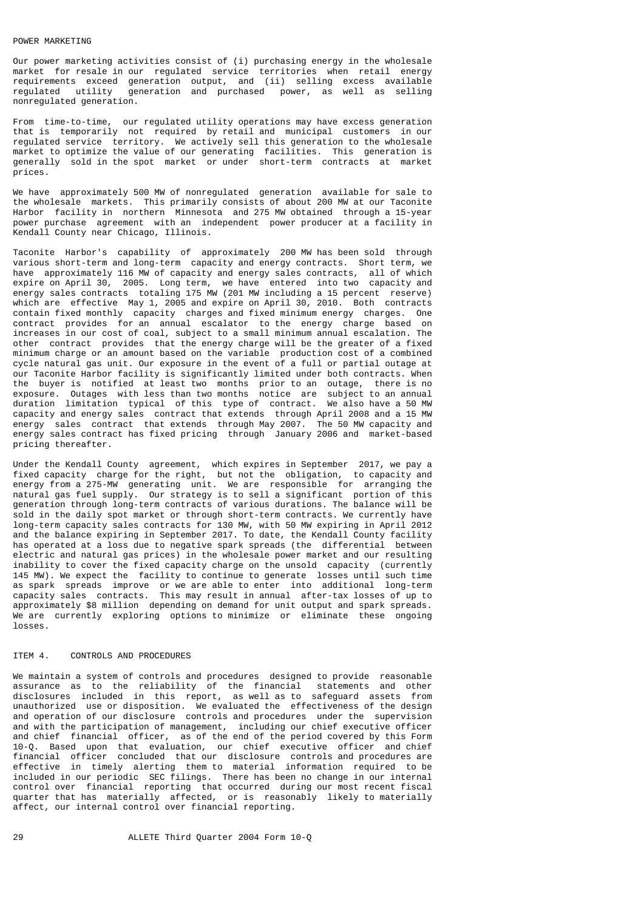## POWER MARKETING

Our power marketing activities consist of (i) purchasing energy in the wholesale market for resale in our regulated service territories when retail energy requirements exceed generation output, and (ii) selling excess available regulated utility generation and purchased power, as well as selling nonregulated generation.

From time-to-time, our regulated utility operations may have excess generation that is temporarily not required by retail and municipal customers in our regulated service territory. We actively sell this generation to the wholesale market to optimize the value of our generating facilities. This generation is generally sold in the spot market or under short-term contracts at market prices.

We have approximately 500 MW of nonregulated generation available for sale to the wholesale markets. This primarily consists of about 200 MW at our Taconite Harbor facility in northern Minnesota and 275 MW obtained through a 15-year power purchase agreement with an independent power producer at a facility in Kendall County near Chicago, Illinois.

Taconite Harbor's capability of approximately 200 MW has been sold through various short-term and long-term capacity and energy contracts. Short term, we have approximately 116 MW of capacity and energy sales contracts, all of which expire on April 30, 2005. Long term, we have entered into two capacity and energy sales contracts totaling 175 MW (201 MW including a 15 percent reserve) which are effective May 1, 2005 and expire on April 30, 2010. Both contracts contain fixed monthly capacity charges and fixed minimum energy charges. One contract provides for an annual escalator to the energy charge based on increases in our cost of coal, subject to a small minimum annual escalation. The other contract provides that the energy charge will be the greater of a fixed minimum charge or an amount based on the variable production cost of a combined cycle natural gas unit. Our exposure in the event of a full or partial outage at our Taconite Harbor facility is significantly limited under both contracts. When the buyer is notified at least two months prior to an outage, there is no exposure. Outages with less than two months notice are subject to an annual duration limitation typical of this type of contract. We also have a 50 MW capacity and energy sales contract that extends through April 2008 and a 15 MW energy sales contract that extends through May 2007. The 50 MW capacity and energy sales contract has fixed pricing through January 2006 and market-based pricing thereafter.

Under the Kendall County agreement, which expires in September 2017, we pay a fixed capacity charge for the right, but not the obligation, to capacity and energy from a 275-MW generating unit. We are responsible for arranging the natural gas fuel supply. Our strategy is to sell a significant portion of this generation through long-term contracts of various durations. The balance will be sold in the daily spot market or through short-term contracts. We currently have long-term capacity sales contracts for 130 MW, with 50 MW expiring in April 2012 and the balance expiring in September 2017. To date, the Kendall County facility has operated at a loss due to negative spark spreads (the differential between electric and natural gas prices) in the wholesale power market and our resulting inability to cover the fixed capacity charge on the unsold capacity (currently 145 MW). We expect the facility to continue to generate losses until such time as spark spreads improve or we are able to enter into additional long-term capacity sales contracts. This may result in annual after-tax losses of up to approximately $8 million depending on demand for unit output and spark spreads. We are currently exploring options to minimize or eliminate these ongoing losses.

## ITEM 4. CONTROLS AND PROCEDURES

We maintain a system of controls and procedures designed to provide reasonable assurance as to the reliability of the financial statements and other disclosures included in this report, as well as to safeguard assets from unauthorized use or disposition. We evaluated the effectiveness of the design and operation of our disclosure controls and procedures under the supervision and with the participation of management, including our chief executive officer and chief financial officer, as of the end of the period covered by this Form 10-Q. Based upon that evaluation, our chief executive officer and chief financial officer concluded that our disclosure controls and procedures are effective in timely alerting them to material information required to be included in our periodic SEC filings. There has been no change in our internal control over financial reporting that occurred during our most recent fiscal quarter that has materially affected, or is reasonably likely to materially affect, our internal control over financial reporting.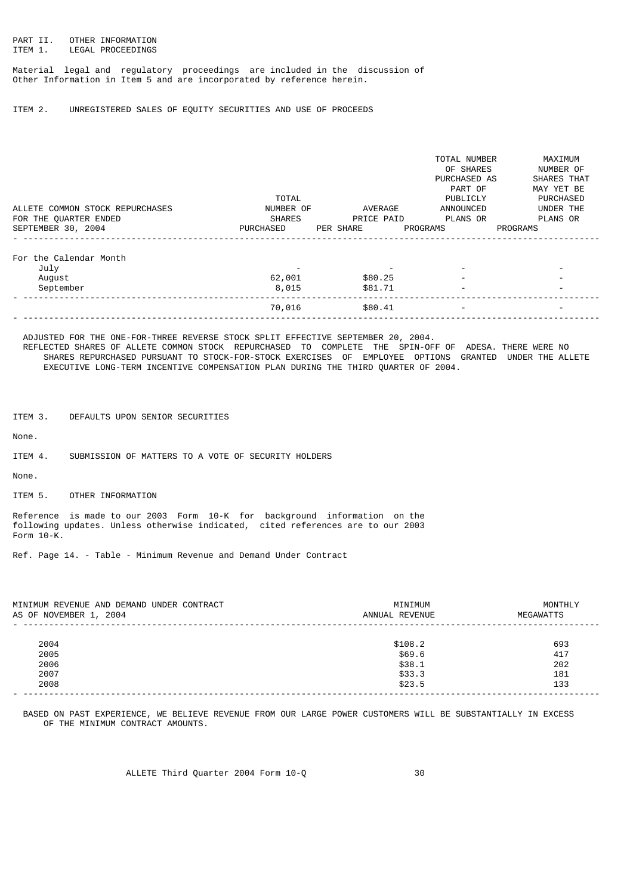PART II. OTHER INFORMATION

ITEM 1. LEGAL PROCEEDINGS

Material legal and regulatory proceedings are included in the discussion of Other Information in Item 5 and are incorporated by reference herein.

ITEM 2. UNREGISTERED SALES OF EQUITY SECURITIES AND USE OF PROCEEDS

| ALLETE COMMON STOCK REPURCHASES FOR THE QUARTER ENDED SEPTEMBER 30, 2004 | TOTAL NUMBER OF SHARES PURCHASED | AVERAGE PRICE PAID PER SHARE | TOTAL NUMBER OF SHARES PURCHASED AS PART OF PUBLICLY ANNOUNCED PLANS OR PROGRAMS | MAXIMUM NUMBER OF SHARES THAT MAY YET BE PURCHASED UNDER THE PLANS OR PROGRAMS |
|---|---|---|---|---|
| For the Calendar Month | | | | |
| July | - | - | - | - |
| August | 62,001 | $80.25 | - | - |
| September | 8,015 | $81.71 | - | - |
| | 70,016 | $80.41 | - | - |

ADJUSTED FOR THE ONE-FOR-THREE REVERSE STOCK SPLIT EFFECTIVE SEPTEMBER 20, 2004.

REFLECTED SHARES OF ALLETE COMMON STOCK REPURCHASED TO COMPLETE THE SPIN-OFF OF ADESA. THERE WERE NO SHARES REPURCHASED PURSUANT TO STOCK-FOR-STOCK EXERCISES OF EMPLOYEE OPTIONS GRANTED UNDER THE ALLETE EXECUTIVE LONG-TERM INCENTIVE COMPENSATION PLAN DURING THE THIRD QUARTER OF 2004.

ITEM 3. DEFAULTS UPON SENIOR SECURITIES

None.

ITEM 4. SUBMISSION OF MATTERS TO A VOTE OF SECURITY HOLDERS

None.

ITEM 5. OTHER INFORMATION

Reference is made to our 2003 Form 10-K for background information on the following updates. Unless otherwise indicated, cited references are to our 2003 Form 10-K.

Ref. Page 14. - Table - Minimum Revenue and Demand Under Contract

| MINIMUM REVENUE AND DEMAND UNDER CONTRACT AS OF NOVEMBER 1, 2004 | MINIMUM ANNUAL REVENUE | MONTHLY MEGAWATTS |
|---|---|---|
| 2004 | $108.2 | 693 |
| 2005 | $69.6 | 417 |
| 2006 | $38.1 | 202 |
| 2007 | $33.3 | 181 |
| 2008 | $23.5 | 133 |

BASED ON PAST EXPERIENCE, WE BELIEVE REVENUE FROM OUR LARGE POWER CUSTOMERS WILL BE SUBSTANTIALLY IN EXCESS OF THE MINIMUM CONTRACT AMOUNTS.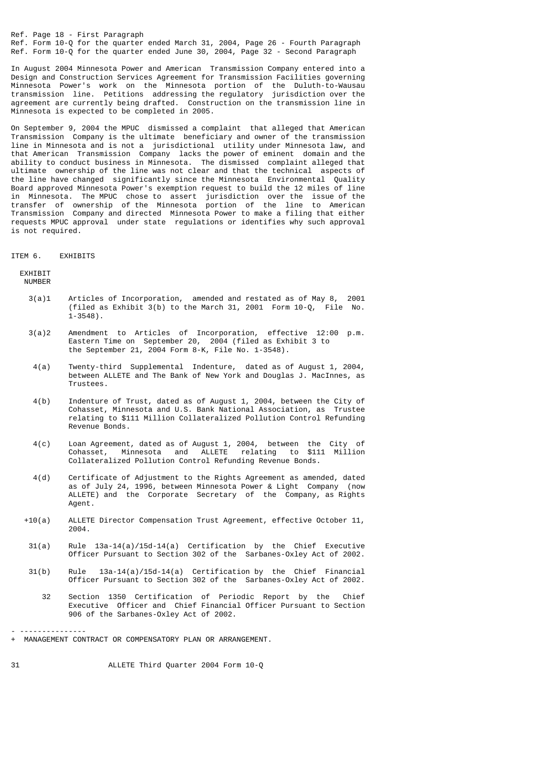Ref. Page 18 - First Paragraph
Ref. Form 10-Q for the quarter ended March 31, 2004, Page 26 - Fourth Paragraph
Ref. Form 10-Q for the quarter ended June 30, 2004, Page 32 - Second Paragraph

In August 2004 Minnesota Power and American Transmission Company entered into a Design and Construction Services Agreement for Transmission Facilities governing Minnesota Power's work on the Minnesota portion of the Duluth-to-Wausau transmission line. Petitions addressing the regulatory jurisdiction over the agreement are currently being drafted. Construction on the transmission line in Minnesota is expected to be completed in 2005.

On September 9, 2004 the MPUC dismissed a complaint that alleged that American Transmission Company is the ultimate beneficiary and owner of the transmission line in Minnesota and is not a jurisdictional utility under Minnesota law, and that American Transmission Company lacks the power of eminent domain and the ability to conduct business in Minnesota. The dismissed complaint alleged that ultimate ownership of the line was not clear and that the technical aspects of the line have changed significantly since the Minnesota Environmental Quality Board approved Minnesota Power's exemption request to build the 12 miles of line in Minnesota. The MPUC chose to assert jurisdiction over the issue of the transfer of ownership of the Minnesota portion of the line to American Transmission Company and directed Minnesota Power to make a filing that either requests MPUC approval under state regulations or identifies why such approval is not required.

## ITEM 6. EXHIBITS

| EXHIBIT NUMBER | |
|---|---|
| 3(a)1 | Articles of Incorporation, amended and restated as of May 8, 2001 (filed as Exhibit 3(b) to the March 31, 2001 Form 10-Q, File No. 1-3548). |
| 3(a)2 | Amendment to Articles of Incorporation, effective 12:00 p.m. Eastern Time on September 20, 2004 (filed as Exhibit 3 to the September 21, 2004 Form 8-K, File No. 1-3548). |
| 4(a) | Twenty-third Supplemental Indenture, dated as of August 1, 2004, between ALLETE and The Bank of New York and Douglas J. MacInnes, as Trustees. |
| 4(b) | Indenture of Trust, dated as of August 1, 2004, between the City of Cohasset, Minnesota and U.S. Bank National Association, as Trustee relating to $111 Million Collateralized Pollution Control Refunding Revenue Bonds. |
| 4(c) | Loan Agreement, dated as of August 1, 2004, between the City of Cohasset, Minnesota and ALLETE relating to $111 Million Collateralized Pollution Control Refunding Revenue Bonds. |
| 4(d) | Certificate of Adjustment to the Rights Agreement as amended, dated as of July 24, 1996, between Minnesota Power & Light Company (now ALLETE) and the Corporate Secretary of the Company, as Rights Agent. |
| +10(a) | ALLETE Director Compensation Trust Agreement, effective October 11, 2004. |
| 31(a) | Rule 13a-14(a)/15d-14(a) Certification by the Chief Executive Officer Pursuant to Section 302 of the Sarbanes-Oxley Act of 2002. |
| 31(b) | Rule 13a-14(a)/15d-14(a) Certification by the Chief Financial Officer Pursuant to Section 302 of the Sarbanes-Oxley Act of 2002. |
| 32 | Section 1350 Certification of Periodic Report by the Chief Executive Officer and Chief Financial Officer Pursuant to Section 906 of the Sarbanes-Oxley Act of 2002. |

---------------

+ MANAGEMENT CONTRACT OR COMPENSATORY PLAN OR ARRANGEMENT.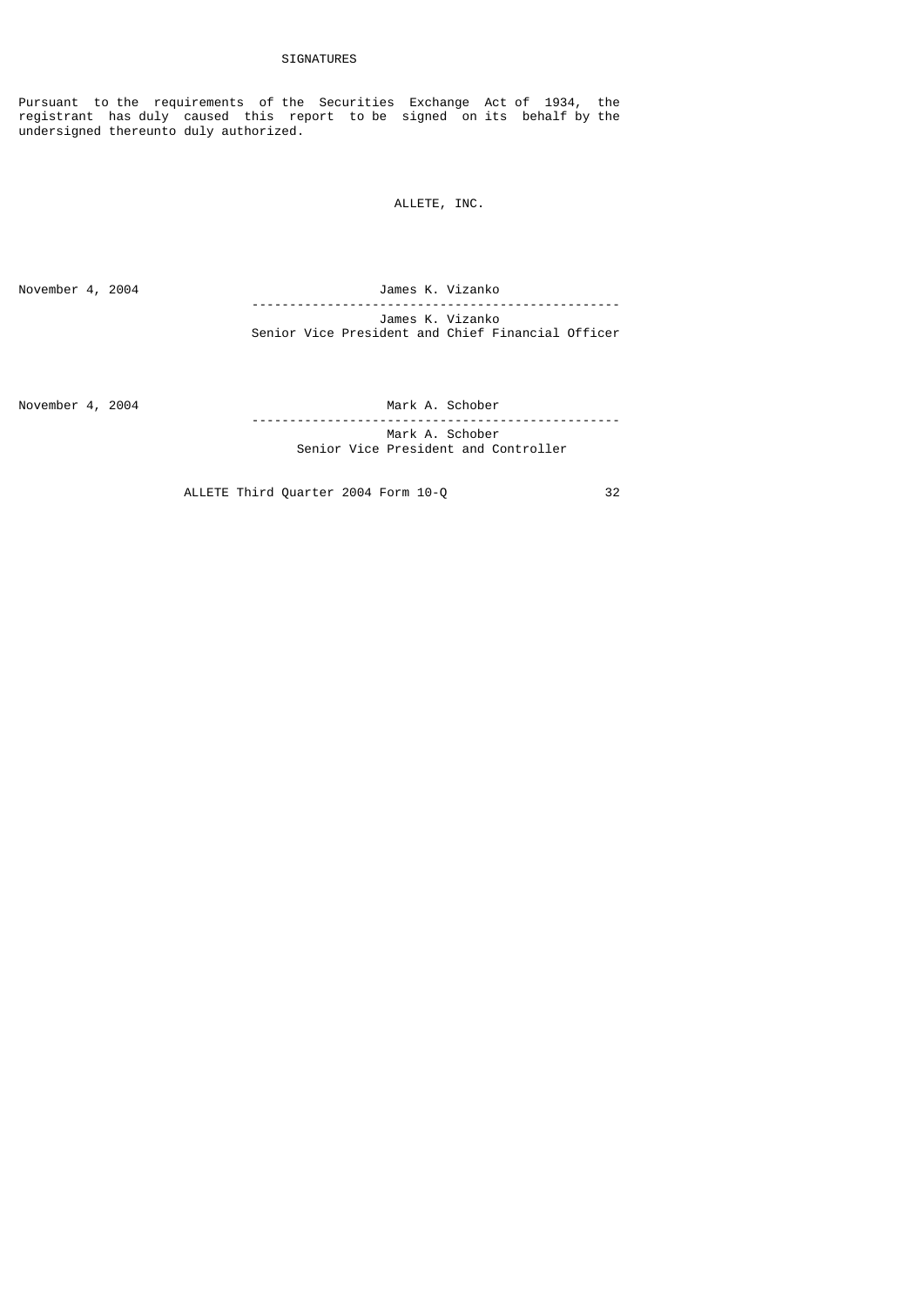## SIGNATURES

Pursuant to the requirements of the Securities Exchange Act of 1934, the registrant has duly caused this report to be signed on its behalf by the undersigned thereunto duly authorized.

ALLETE, INC.

| | |
|---|---|
| November 4, 2004 | James K. Vizanko |
| | James K. Vizanko<br>Senior Vice President and Chief Financial Officer |
| November 4, 2004 | Mark A. Schober |
| | Mark A. Schober<br>Senior Vice President and Controller |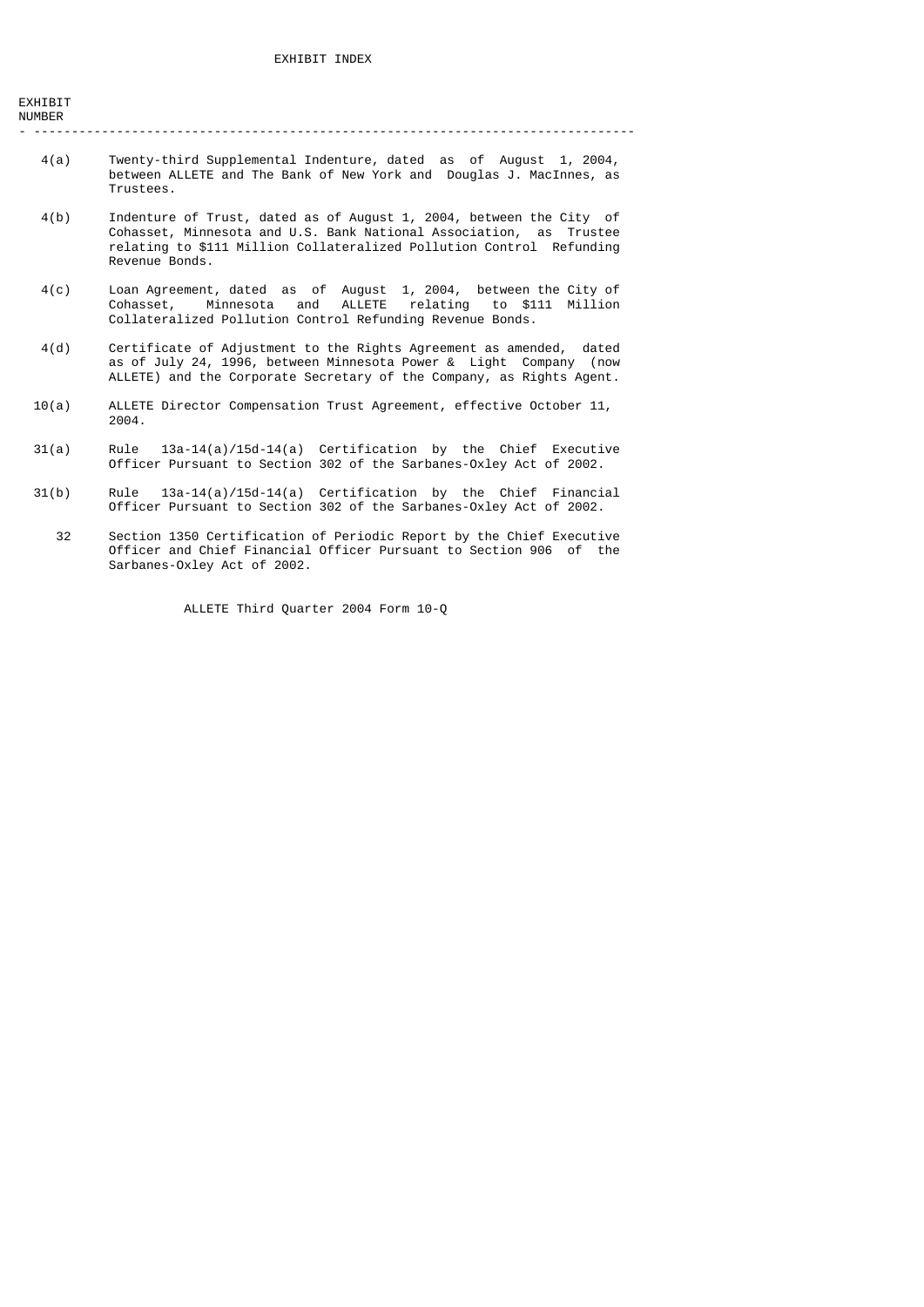# EXHIBIT INDEX

| EXHIBIT NUMBER | |
|---|---|
| 4(a) | Twenty-third Supplemental Indenture, dated as of August 1, 2004, between ALLETE and The Bank of New York and Douglas J. MacInnes, as Trustees. |
| 4(b) | Indenture of Trust, dated as of August 1, 2004, between the City of Cohasset, Minnesota and U.S. Bank National Association, as Trustee relating to $111 Million Collateralized Pollution Control Refunding Revenue Bonds. |
| 4(c) | Loan Agreement, dated as of August 1, 2004, between the City of Cohasset, Minnesota and ALLETE relating to $111 Million Collateralized Pollution Control Refunding Revenue Bonds. |
| 4(d) | Certificate of Adjustment to the Rights Agreement as amended, dated as of July 24, 1996, between Minnesota Power & Light Company (now ALLETE) and the Corporate Secretary of the Company, as Rights Agent. |
| 10(a) | ALLETE Director Compensation Trust Agreement, effective October 11, 2004. |
| 31(a) | Rule 13a-14(a)/15d-14(a) Certification by the Chief Executive Officer Pursuant to Section 302 of the Sarbanes-Oxley Act of 2002. |
| 31(b) | Rule 13a-14(a)/15d-14(a) Certification by the Chief Financial Officer Pursuant to Section 302 of the Sarbanes-Oxley Act of 2002. |
| 32 | Section 1350 Certification of Periodic Report by the Chief Executive Officer and Chief Financial Officer Pursuant to Section 906 of the Sarbanes-Oxley Act of 2002. |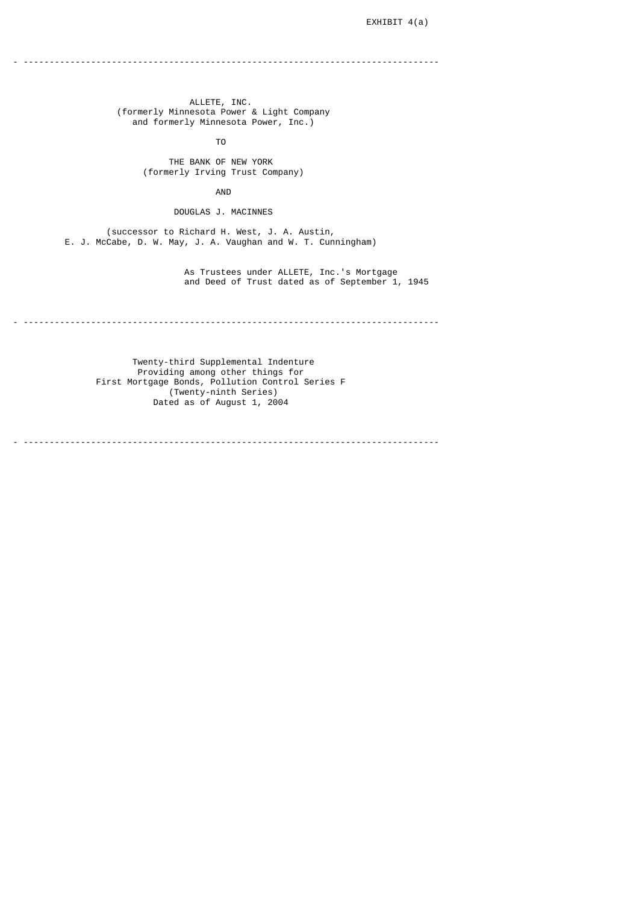EXHIBIT 4(a)

---

ALLETE, INC.
(formerly Minnesota Power & Light Company
and formerly Minnesota Power, Inc.)

TO

THE BANK OF NEW YORK
(formerly Irving Trust Company)

AND

DOUGLAS J. MACINNES

(successor to Richard H. West, J. A. Austin,
E. J. McCabe, D. W. May, J. A. Vaughan and W. T. Cunningham)

As Trustees under ALLETE, Inc.'s Mortgage
and Deed of Trust dated as of September 1, 1945

---

Twenty-third Supplemental Indenture
Providing among other things for
First Mortgage Bonds, Pollution Control Series F
(Twenty-ninth Series)
Dated as of August 1, 2004

---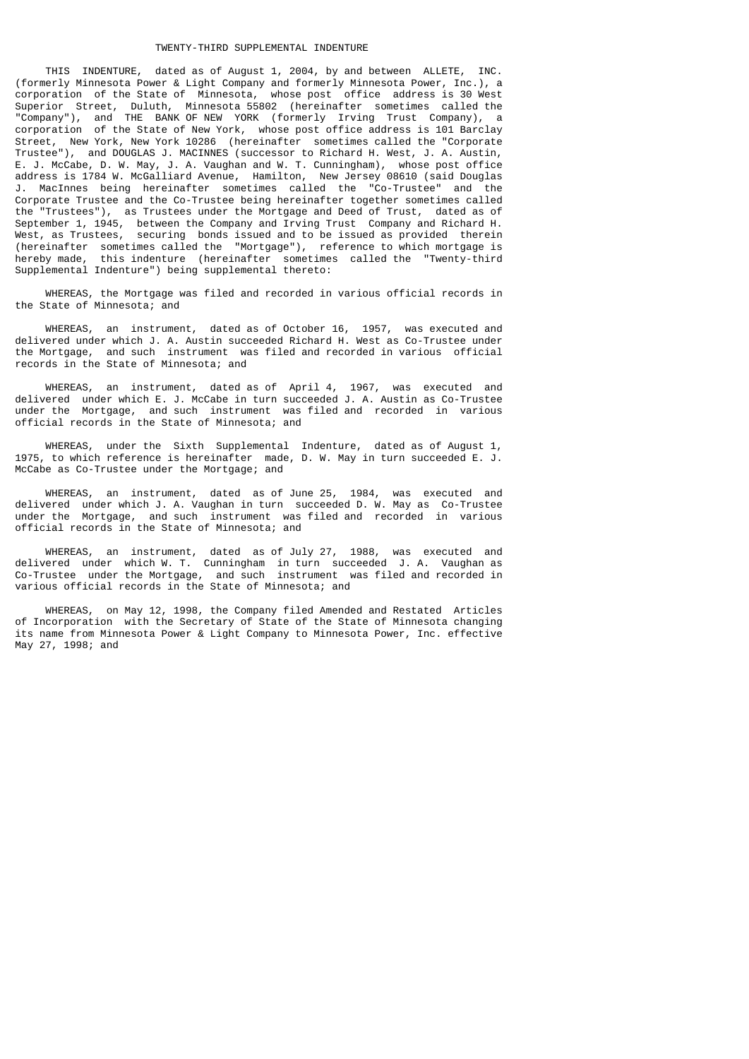# TWENTY-THIRD SUPPLEMENTAL INDENTURE

THIS INDENTURE, dated as of August 1, 2004, by and between ALLETE, INC. (formerly Minnesota Power & Light Company and formerly Minnesota Power, Inc.), a corporation of the State of Minnesota, whose post office address is 30 West Superior Street, Duluth, Minnesota 55802 (hereinafter sometimes called the "Company"), and THE BANK OF NEW YORK (formerly Irving Trust Company), a corporation of the State of New York, whose post office address is 101 Barclay Street, New York, New York 10286 (hereinafter sometimes called the "Corporate Trustee"), and DOUGLAS J. MACINNES (successor to Richard H. West, J. A. Austin, E. J. McCabe, D. W. May, J. A. Vaughan and W. T. Cunningham), whose post office address is 1784 W. McGalliard Avenue, Hamilton, New Jersey 08610 (said Douglas J. MacInnes being hereinafter sometimes called the "Co-Trustee" and the Corporate Trustee and the Co-Trustee being hereinafter together sometimes called the "Trustees"), as Trustees under the Mortgage and Deed of Trust, dated as of September 1, 1945, between the Company and Irving Trust Company and Richard H. West, as Trustees, securing bonds issued and to be issued as provided therein (hereinafter sometimes called the "Mortgage"), reference to which mortgage is hereby made, this indenture (hereinafter sometimes called the "Twenty-third Supplemental Indenture") being supplemental thereto:

WHEREAS, the Mortgage was filed and recorded in various official records in the State of Minnesota; and

WHEREAS, an instrument, dated as of October 16, 1957, was executed and delivered under which J. A. Austin succeeded Richard H. West as Co-Trustee under the Mortgage, and such instrument was filed and recorded in various official records in the State of Minnesota; and

WHEREAS, an instrument, dated as of April 4, 1967, was executed and delivered under which E. J. McCabe in turn succeeded J. A. Austin as Co-Trustee under the Mortgage, and such instrument was filed and recorded in various official records in the State of Minnesota; and

WHEREAS, under the Sixth Supplemental Indenture, dated as of August 1, 1975, to which reference is hereinafter made, D. W. May in turn succeeded E. J. McCabe as Co-Trustee under the Mortgage; and

WHEREAS, an instrument, dated as of June 25, 1984, was executed and delivered under which J. A. Vaughan in turn succeeded D. W. May as Co-Trustee under the Mortgage, and such instrument was filed and recorded in various official records in the State of Minnesota; and

WHEREAS, an instrument, dated as of July 27, 1988, was executed and delivered under which W. T. Cunningham in turn succeeded J. A. Vaughan as Co-Trustee under the Mortgage, and such instrument was filed and recorded in various official records in the State of Minnesota; and

WHEREAS, on May 12, 1998, the Company filed Amended and Restated Articles of Incorporation with the Secretary of State of the State of Minnesota changing its name from Minnesota Power & Light Company to Minnesota Power, Inc. effective May 27, 1998; and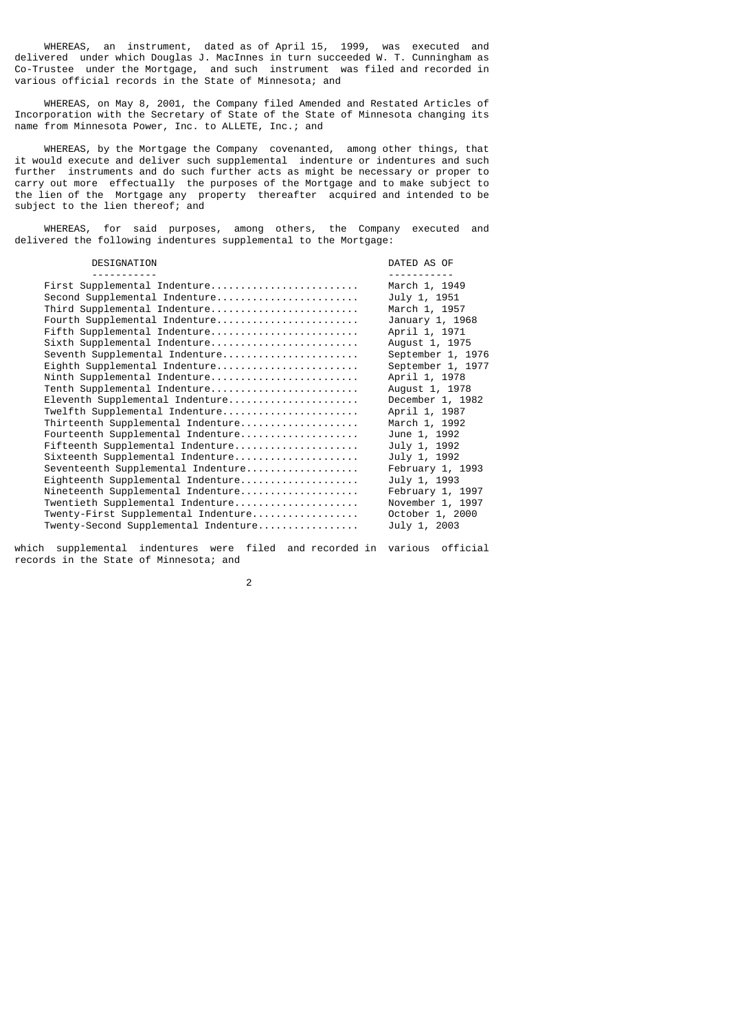WHEREAS, an instrument, dated as of April 15, 1999, was executed and delivered under which Douglas J. MacInnes in turn succeeded W. T. Cunningham as Co-Trustee under the Mortgage, and such instrument was filed and recorded in various official records in the State of Minnesota; and

WHEREAS, on May 8, 2001, the Company filed Amended and Restated Articles of Incorporation with the Secretary of State of the State of Minnesota changing its name from Minnesota Power, Inc. to ALLETE, Inc.; and

WHEREAS, by the Mortgage the Company covenanted, among other things, that it would execute and deliver such supplemental indenture or indentures and such further instruments and do such further acts as might be necessary or proper to carry out more effectually the purposes of the Mortgage and to make subject to the lien of the Mortgage any property thereafter acquired and intended to be subject to the lien thereof; and

WHEREAS, for said purposes, among others, the Company executed and delivered the following indentures supplemental to the Mortgage:

| DESIGNATION | DATED AS OF |
|---|---|
| First Supplemental Indenture | March 1, 1949 |
| Second Supplemental Indenture | July 1, 1951 |
| Third Supplemental Indenture | March 1, 1957 |
| Fourth Supplemental Indenture | January 1, 1968 |
| Fifth Supplemental Indenture | April 1, 1971 |
| Sixth Supplemental Indenture | August 1, 1975 |
| Seventh Supplemental Indenture | September 1, 1976 |
| Eighth Supplemental Indenture | September 1, 1977 |
| Ninth Supplemental Indenture | April 1, 1978 |
| Tenth Supplemental Indenture | August 1, 1978 |
| Eleventh Supplemental Indenture | December 1, 1982 |
| Twelfth Supplemental Indenture | April 1, 1987 |
| Thirteenth Supplemental Indenture | March 1, 1992 |
| Fourteenth Supplemental Indenture | June 1, 1992 |
| Fifteenth Supplemental Indenture | July 1, 1992 |
| Sixteenth Supplemental Indenture | July 1, 1992 |
| Seventeenth Supplemental Indenture | February 1, 1993 |
| Eighteenth Supplemental Indenture | July 1, 1993 |
| Nineteenth Supplemental Indenture | February 1, 1997 |
| Twentieth Supplemental Indenture | November 1, 1997 |
| Twenty-First Supplemental Indenture | October 1, 2000 |
| Twenty-Second Supplemental Indenture | July 1, 2003 |

which supplemental indentures were filed and recorded in various official records in the State of Minnesota; and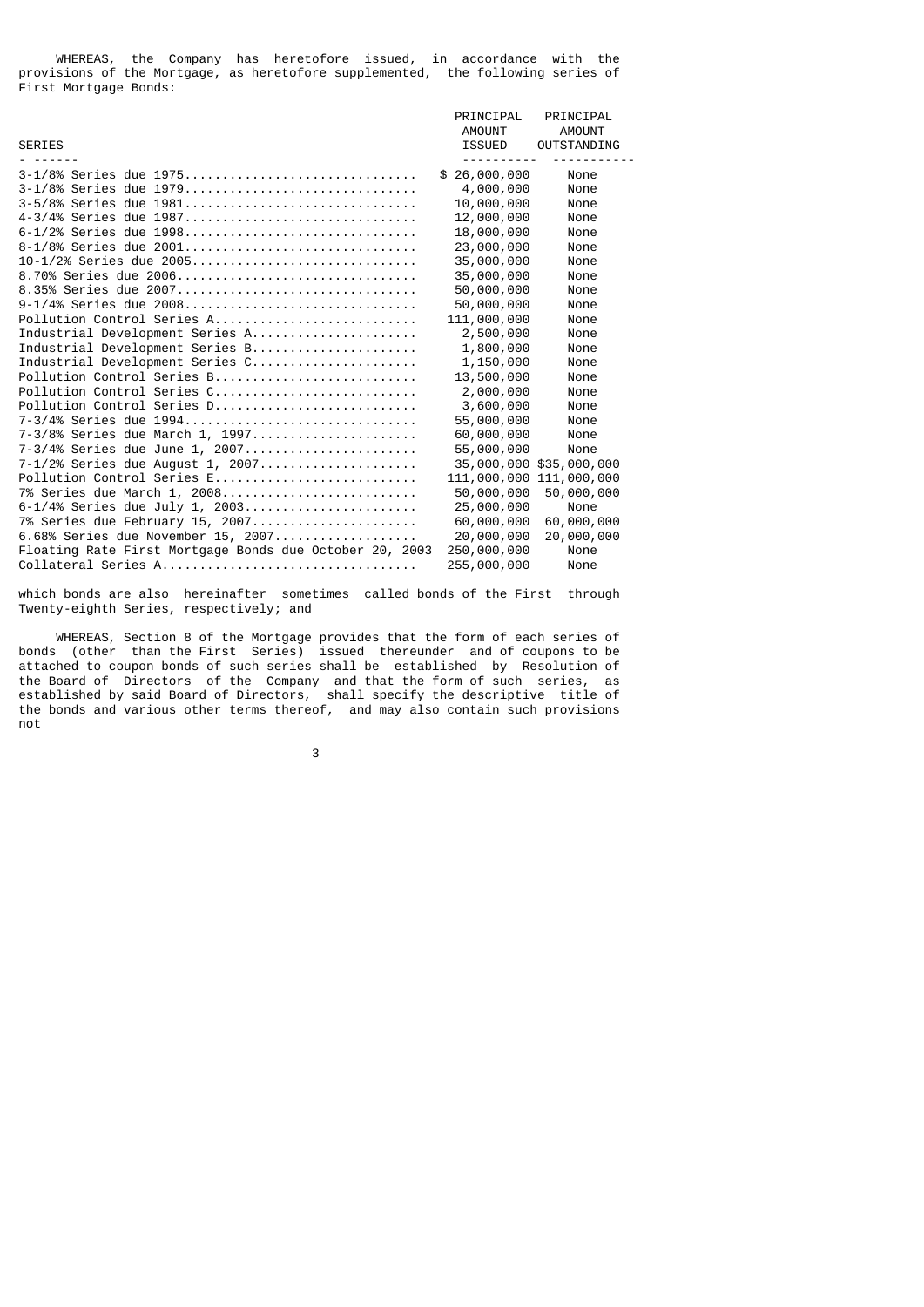WHEREAS, the Company has heretofore issued, in accordance with the provisions of the Mortgage, as heretofore supplemented, the following series of First Mortgage Bonds:

| SERIES | PRINCIPAL AMOUNT ISSUED | PRINCIPAL AMOUNT OUTSTANDING |
|---|---|---|
| 3-1/8% Series due 1975 | $ 26,000,000 | None |
| 3-1/8% Series due 1979 | 4,000,000 | None |
| 3-5/8% Series due 1981 | 10,000,000 | None |
| 4-3/4% Series due 1987 | 12,000,000 | None |
| 6-1/2% Series due 1998 | 18,000,000 | None |
| 8-1/8% Series due 2001 | 23,000,000 | None |
| 10-1/2% Series due 2005 | 35,000,000 | None |
| 8.70% Series due 2006 | 35,000,000 | None |
| 8.35% Series due 2007 | 50,000,000 | None |
| 9-1/4% Series due 2008 | 50,000,000 | None |
| Pollution Control Series A | 111,000,000 | None |
| Industrial Development Series A | 2,500,000 | None |
| Industrial Development Series B | 1,800,000 | None |
| Industrial Development Series C | 1,150,000 | None |
| Pollution Control Series B | 13,500,000 | None |
| Pollution Control Series C | 2,000,000 | None |
| Pollution Control Series D | 3,600,000 | None |
| 7-3/4% Series due 1994 | 55,000,000 | None |
| 7-3/8% Series due March 1, 1997 | 60,000,000 | None |
| 7-3/4% Series due June 1, 2007 | 55,000,000 | None |
| 7-1/2% Series due August 1, 2007 | 35,000,000 | $35,000,000 |
| Pollution Control Series E | 111,000,000 | 111,000,000 |
| 7% Series due March 1, 2008 | 50,000,000 | 50,000,000 |
| 6-1/4% Series due July 1, 2003 | 25,000,000 | None |
| 7% Series due February 15, 2007 | 60,000,000 | 60,000,000 |
| 6.68% Series due November 15, 2007 | 20,000,000 | 20,000,000 |
| Floating Rate First Mortgage Bonds due October 20, 2003 | 250,000,000 | None |
| Collateral Series A | 255,000,000 | None |

which bonds are also hereinafter sometimes called bonds of the First through Twenty-eighth Series, respectively; and

WHEREAS, Section 8 of the Mortgage provides that the form of each series of bonds (other than the First Series) issued thereunder and of coupons to be attached to coupon bonds of such series shall be established by Resolution of the Board of Directors of the Company and that the form of such series, as established by said Board of Directors, shall specify the descriptive title of the bonds and various other terms thereof, and may also contain such provisions not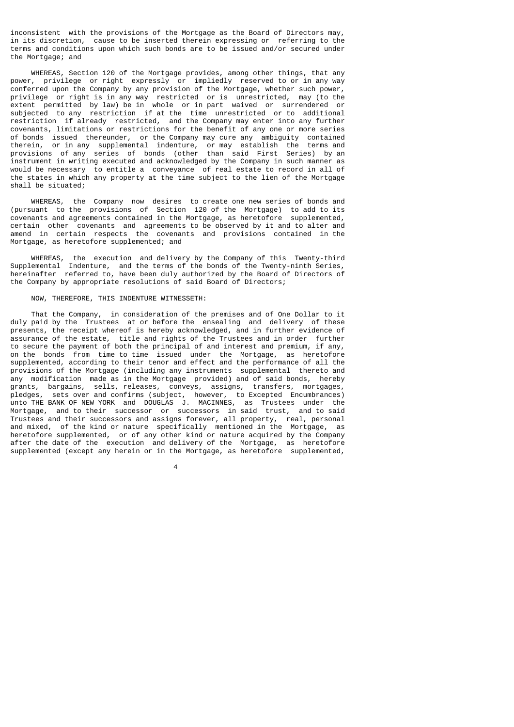inconsistent with the provisions of the Mortgage as the Board of Directors may, in its discretion, cause to be inserted therein expressing or referring to the terms and conditions upon which such bonds are to be issued and/or secured under the Mortgage; and

WHEREAS, Section 120 of the Mortgage provides, among other things, that any power, privilege or right expressly or impliedly reserved to or in any way conferred upon the Company by any provision of the Mortgage, whether such power, privilege or right is in any way restricted or is unrestricted, may (to the extent permitted by law) be in whole or in part waived or surrendered or subjected to any restriction if at the time unrestricted or to additional restriction if already restricted, and the Company may enter into any further covenants, limitations or restrictions for the benefit of any one or more series of bonds issued thereunder, or the Company may cure any ambiguity contained therein, or in any supplemental indenture, or may establish the terms and provisions of any series of bonds (other than said First Series) by an instrument in writing executed and acknowledged by the Company in such manner as would be necessary to entitle a conveyance of real estate to record in all of the states in which any property at the time subject to the lien of the Mortgage shall be situated;

WHEREAS, the Company now desires to create one new series of bonds and (pursuant to the provisions of Section 120 of the Mortgage) to add to its covenants and agreements contained in the Mortgage, as heretofore supplemented, certain other covenants and agreements to be observed by it and to alter and amend in certain respects the covenants and provisions contained in the Mortgage, as heretofore supplemented; and

WHEREAS, the execution and delivery by the Company of this Twenty-third Supplemental Indenture, and the terms of the bonds of the Twenty-ninth Series, hereinafter referred to, have been duly authorized by the Board of Directors of the Company by appropriate resolutions of said Board of Directors;

NOW, THEREFORE, THIS INDENTURE WITNESSETH:

That the Company, in consideration of the premises and of One Dollar to it duly paid by the Trustees at or before the ensealing and delivery of these presents, the receipt whereof is hereby acknowledged, and in further evidence of assurance of the estate, title and rights of the Trustees and in order further to secure the payment of both the principal of and interest and premium, if any, on the bonds from time to time issued under the Mortgage, as heretofore supplemented, according to their tenor and effect and the performance of all the provisions of the Mortgage (including any instruments supplemental thereto and any modification made as in the Mortgage provided) and of said bonds, hereby grants, bargains, sells, releases, conveys, assigns, transfers, mortgages, pledges, sets over and confirms (subject, however, to Excepted Encumbrances) unto THE BANK OF NEW YORK and DOUGLAS J. MACINNES, as Trustees under the Mortgage, and to their successor or successors in said trust, and to said Trustees and their successors and assigns forever, all property, real, personal and mixed, of the kind or nature specifically mentioned in the Mortgage, as heretofore supplemented, or of any other kind or nature acquired by the Company after the date of the execution and delivery of the Mortgage, as heretofore supplemented (except any herein or in the Mortgage, as heretofore supplemented,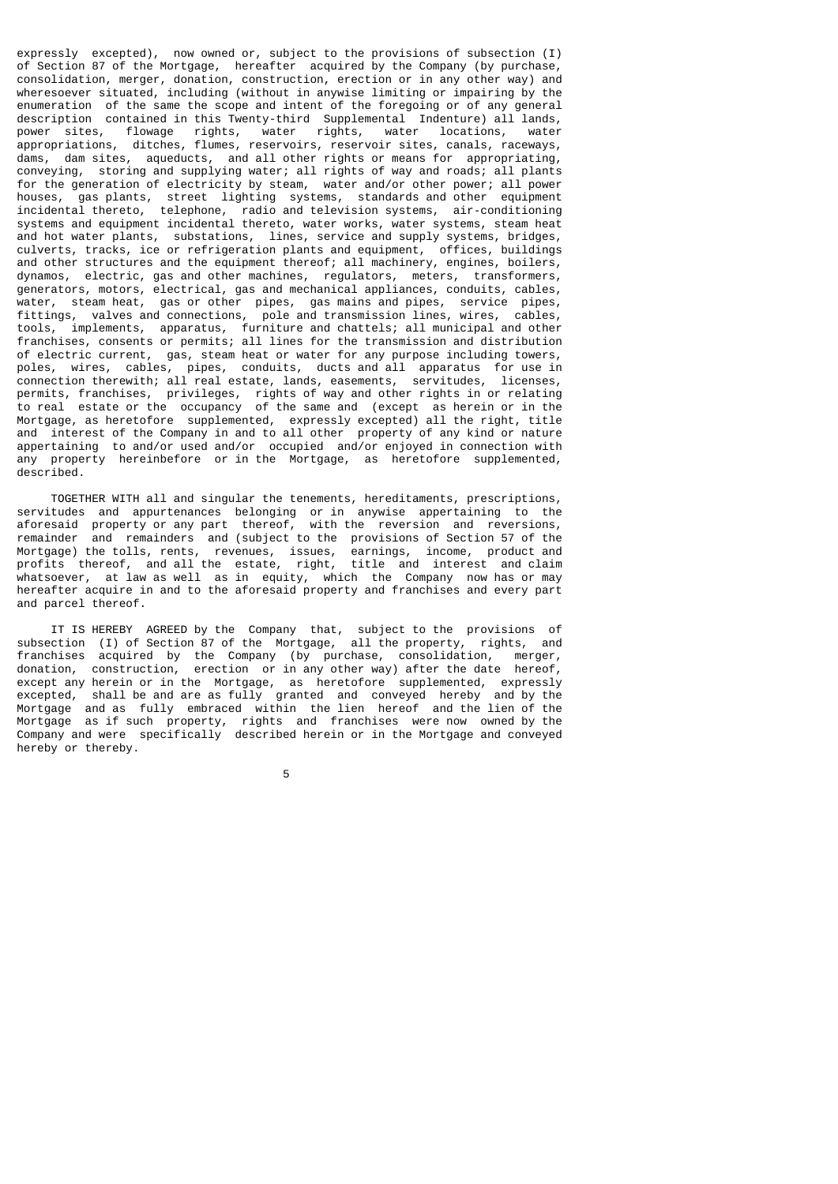expressly excepted), now owned or, subject to the provisions of subsection (I) of Section 87 of the Mortgage, hereafter acquired by the Company (by purchase, consolidation, merger, donation, construction, erection or in any other way) and wheresoever situated, including (without in anywise limiting or impairing by the enumeration of the same the scope and intent of the foregoing or of any general description contained in this Twenty-third Supplemental Indenture) all lands, power sites, flowage rights, water rights, water locations, water appropriations, ditches, flumes, reservoirs, reservoir sites, canals, raceways, dams, dam sites, aqueducts, and all other rights or means for appropriating, conveying, storing and supplying water; all rights of way and roads; all plants for the generation of electricity by steam, water and/or other power; all power houses, gas plants, street lighting systems, standards and other equipment incidental thereto, telephone, radio and television systems, air-conditioning systems and equipment incidental thereto, water works, water systems, steam heat and hot water plants, substations, lines, service and supply systems, bridges, culverts, tracks, ice or refrigeration plants and equipment, offices, buildings and other structures and the equipment thereof; all machinery, engines, boilers, dynamos, electric, gas and other machines, regulators, meters, transformers, generators, motors, electrical, gas and mechanical appliances, conduits, cables, water, steam heat, gas or other pipes, gas mains and pipes, service pipes, fittings, valves and connections, pole and transmission lines, wires, cables, tools, implements, apparatus, furniture and chattels; all municipal and other franchises, consents or permits; all lines for the transmission and distribution of electric current, gas, steam heat or water for any purpose including towers, poles, wires, cables, pipes, conduits, ducts and all apparatus for use in connection therewith; all real estate, lands, easements, servitudes, licenses, permits, franchises, privileges, rights of way and other rights in or relating to real estate or the occupancy of the same and (except as herein or in the Mortgage, as heretofore supplemented, expressly excepted) all the right, title and interest of the Company in and to all other property of any kind or nature appertaining to and/or used and/or occupied and/or enjoyed in connection with any property hereinbefore or in the Mortgage, as heretofore supplemented, described.

TOGETHER WITH all and singular the tenements, hereditaments, prescriptions, servitudes and appurtenances belonging or in anywise appertaining to the aforesaid property or any part thereof, with the reversion and reversions, remainder and remainders and (subject to the provisions of Section 57 of the Mortgage) the tolls, rents, revenues, issues, earnings, income, product and profits thereof, and all the estate, right, title and interest and claim whatsoever, at law as well as in equity, which the Company now has or may hereafter acquire in and to the aforesaid property and franchises and every part and parcel thereof.

IT IS HEREBY AGREED by the Company that, subject to the provisions of subsection (I) of Section 87 of the Mortgage, all the property, rights, and franchises acquired by the Company (by purchase, consolidation, merger, donation, construction, erection or in any other way) after the date hereof, except any herein or in the Mortgage, as heretofore supplemented, expressly excepted, shall be and are as fully granted and conveyed hereby and by the Mortgage and as fully embraced within the lien hereof and the lien of the Mortgage as if such property, rights and franchises were now owned by the Company and were specifically described herein or in the Mortgage and conveyed hereby or thereby.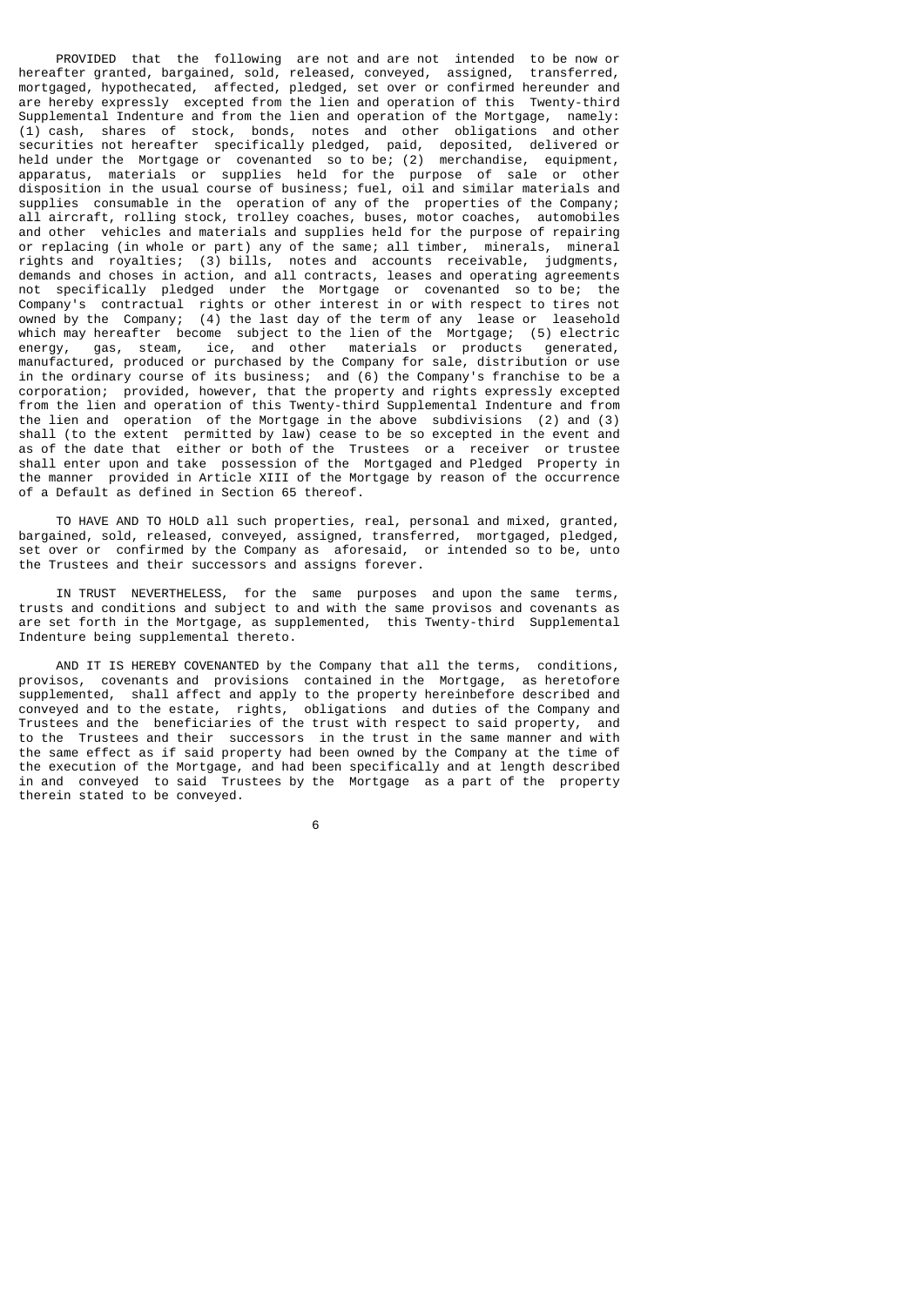PROVIDED that the following are not and are not intended to be now or hereafter granted, bargained, sold, released, conveyed, assigned, transferred, mortgaged, hypothecated, affected, pledged, set over or confirmed hereunder and are hereby expressly excepted from the lien and operation of this Twenty-third Supplemental Indenture and from the lien and operation of the Mortgage, namely: (1) cash, shares of stock, bonds, notes and other obligations and other securities not hereafter specifically pledged, paid, deposited, delivered or held under the Mortgage or covenanted so to be; (2) merchandise, equipment, apparatus, materials or supplies held for the purpose of sale or other disposition in the usual course of business; fuel, oil and similar materials and supplies consumable in the operation of any of the properties of the Company; all aircraft, rolling stock, trolley coaches, buses, motor coaches, automobiles and other vehicles and materials and supplies held for the purpose of repairing or replacing (in whole or part) any of the same; all timber, minerals, mineral rights and royalties; (3) bills, notes and accounts receivable, judgments, demands and choses in action, and all contracts, leases and operating agreements not specifically pledged under the Mortgage or covenanted so to be; the Company's contractual rights or other interest in or with respect to tires not owned by the Company; (4) the last day of the term of any lease or leasehold which may hereafter become subject to the lien of the Mortgage; (5) electric energy, gas, steam, ice, and other materials or products generated, manufactured, produced or purchased by the Company for sale, distribution or use in the ordinary course of its business; and (6) the Company's franchise to be a corporation; provided, however, that the property and rights expressly excepted from the lien and operation of this Twenty-third Supplemental Indenture and from the lien and operation of the Mortgage in the above subdivisions (2) and (3) shall (to the extent permitted by law) cease to be so excepted in the event and as of the date that either or both of the Trustees or a receiver or trustee shall enter upon and take possession of the Mortgaged and Pledged Property in the manner provided in Article XIII of the Mortgage by reason of the occurrence of a Default as defined in Section 65 thereof.

TO HAVE AND TO HOLD all such properties, real, personal and mixed, granted, bargained, sold, released, conveyed, assigned, transferred, mortgaged, pledged, set over or confirmed by the Company as aforesaid, or intended so to be, unto the Trustees and their successors and assigns forever.

IN TRUST NEVERTHELESS, for the same purposes and upon the same terms, trusts and conditions and subject to and with the same provisos and covenants as are set forth in the Mortgage, as supplemented, this Twenty-third Supplemental Indenture being supplemental thereto.

AND IT IS HEREBY COVENANTED by the Company that all the terms, conditions, provisos, covenants and provisions contained in the Mortgage, as heretofore supplemented, shall affect and apply to the property hereinbefore described and conveyed and to the estate, rights, obligations and duties of the Company and Trustees and the beneficiaries of the trust with respect to said property, and to the Trustees and their successors in the trust in the same manner and with the same effect as if said property had been owned by the Company at the time of the execution of the Mortgage, and had been specifically and at length described in and conveyed to said Trustees by the Mortgage as a part of the property therein stated to be conveyed.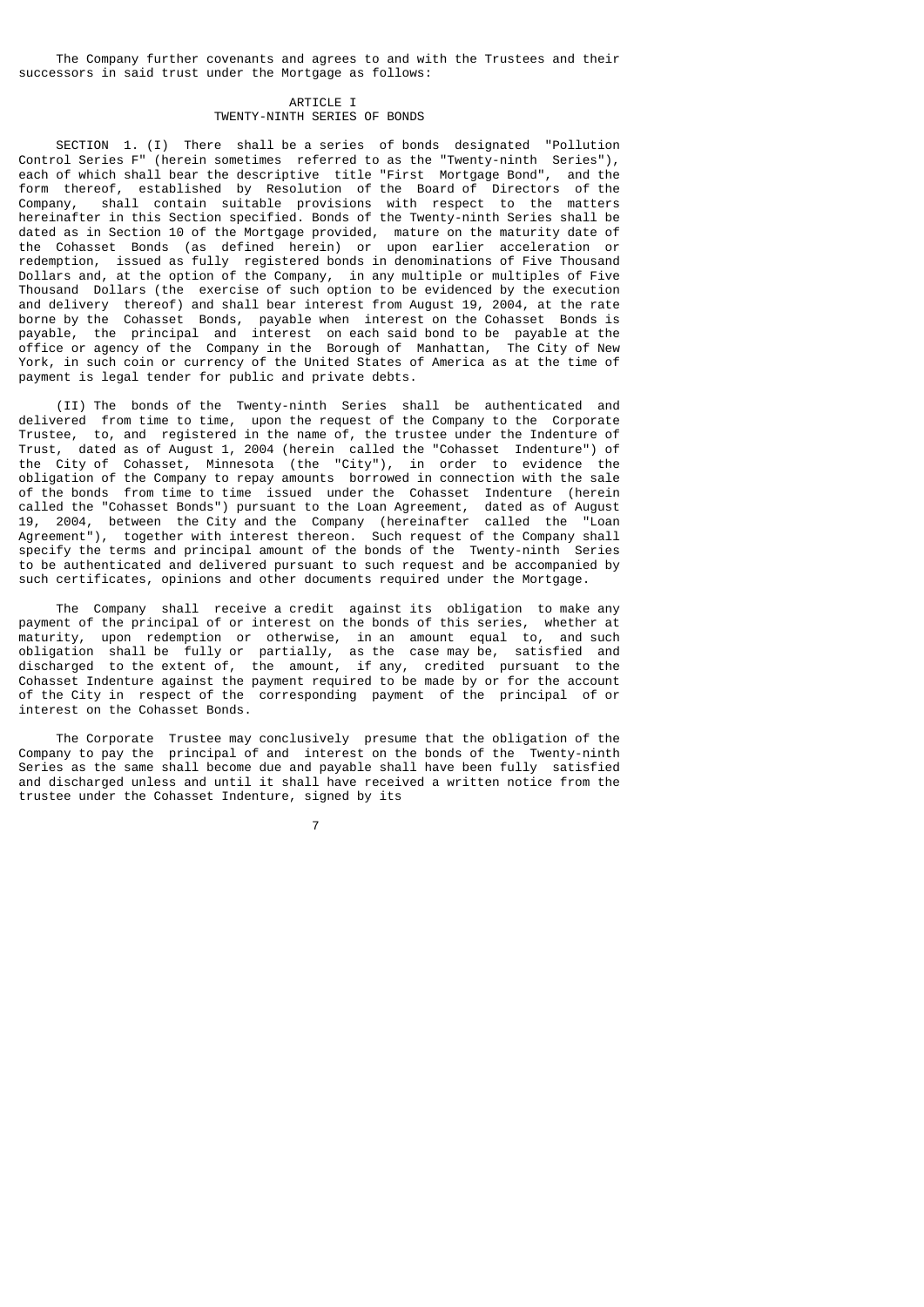The Company further covenants and agrees to and with the Trustees and their successors in said trust under the Mortgage as follows:

## ARTICLE I
## TWENTY-NINTH SERIES OF BONDS

SECTION 1. (I) There shall be a series of bonds designated "Pollution Control Series F" (herein sometimes referred to as the "Twenty-ninth Series"), each of which shall bear the descriptive title "First Mortgage Bond", and the form thereof, established by Resolution of the Board of Directors of the Company, shall contain suitable provisions with respect to the matters hereinafter in this Section specified. Bonds of the Twenty-ninth Series shall be dated as in Section 10 of the Mortgage provided, mature on the maturity date of the Cohasset Bonds (as defined herein) or upon earlier acceleration or redemption, issued as fully registered bonds in denominations of Five Thousand Dollars and, at the option of the Company, in any multiple or multiples of Five Thousand Dollars (the exercise of such option to be evidenced by the execution and delivery thereof) and shall bear interest from August 19, 2004, at the rate borne by the Cohasset Bonds, payable when interest on the Cohasset Bonds is payable, the principal and interest on each said bond to be payable at the office or agency of the Company in the Borough of Manhattan, The City of New York, in such coin or currency of the United States of America as at the time of payment is legal tender for public and private debts.

(II) The bonds of the Twenty-ninth Series shall be authenticated and delivered from time to time, upon the request of the Company to the Corporate Trustee, to, and registered in the name of, the trustee under the Indenture of Trust, dated as of August 1, 2004 (herein called the "Cohasset Indenture") of the City of Cohasset, Minnesota (the "City"), in order to evidence the obligation of the Company to repay amounts borrowed in connection with the sale of the bonds from time to time issued under the Cohasset Indenture (herein called the "Cohasset Bonds") pursuant to the Loan Agreement, dated as of August 19, 2004, between the City and the Company (hereinafter called the "Loan Agreement"), together with interest thereon. Such request of the Company shall specify the terms and principal amount of the bonds of the Twenty-ninth Series to be authenticated and delivered pursuant to such request and be accompanied by such certificates, opinions and other documents required under the Mortgage.

The Company shall receive a credit against its obligation to make any payment of the principal of or interest on the bonds of this series, whether at maturity, upon redemption or otherwise, in an amount equal to, and such obligation shall be fully or partially, as the case may be, satisfied and discharged to the extent of, the amount, if any, credited pursuant to the Cohasset Indenture against the payment required to be made by or for the account of the City in respect of the corresponding payment of the principal of or interest on the Cohasset Bonds.

The Corporate Trustee may conclusively presume that the obligation of the Company to pay the principal of and interest on the bonds of the Twenty-ninth Series as the same shall become due and payable shall have been fully satisfied and discharged unless and until it shall have received a written notice from the trustee under the Cohasset Indenture, signed by its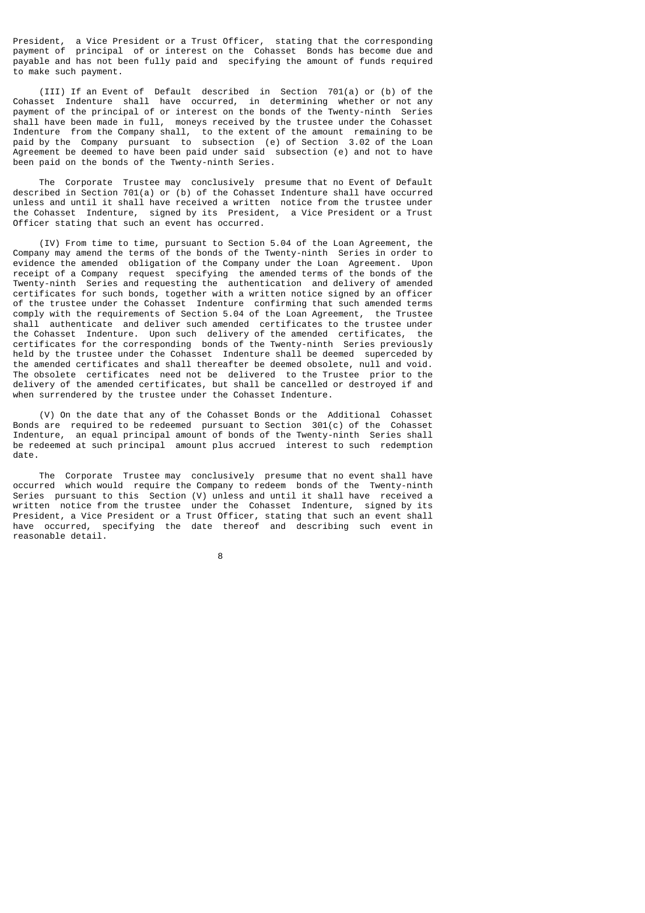President, a Vice President or a Trust Officer, stating that the corresponding payment of principal of or interest on the Cohasset Bonds has become due and payable and has not been fully paid and specifying the amount of funds required to make such payment.

(III) If an Event of Default described in Section 701(a) or (b) of the Cohasset Indenture shall have occurred, in determining whether or not any payment of the principal of or interest on the bonds of the Twenty-ninth Series shall have been made in full, moneys received by the trustee under the Cohasset Indenture from the Company shall, to the extent of the amount remaining to be paid by the Company pursuant to subsection (e) of Section 3.02 of the Loan Agreement be deemed to have been paid under said subsection (e) and not to have been paid on the bonds of the Twenty-ninth Series.

The Corporate Trustee may conclusively presume that no Event of Default described in Section 701(a) or (b) of the Cohasset Indenture shall have occurred unless and until it shall have received a written notice from the trustee under the Cohasset Indenture, signed by its President, a Vice President or a Trust Officer stating that such an event has occurred.

(IV) From time to time, pursuant to Section 5.04 of the Loan Agreement, the Company may amend the terms of the bonds of the Twenty-ninth Series in order to evidence the amended obligation of the Company under the Loan Agreement. Upon receipt of a Company request specifying the amended terms of the bonds of the Twenty-ninth Series and requesting the authentication and delivery of amended certificates for such bonds, together with a written notice signed by an officer of the trustee under the Cohasset Indenture confirming that such amended terms comply with the requirements of Section 5.04 of the Loan Agreement, the Trustee shall authenticate and deliver such amended certificates to the trustee under the Cohasset Indenture. Upon such delivery of the amended certificates, the certificates for the corresponding bonds of the Twenty-ninth Series previously held by the trustee under the Cohasset Indenture shall be deemed superceded by the amended certificates and shall thereafter be deemed obsolete, null and void. The obsolete certificates need not be delivered to the Trustee prior to the delivery of the amended certificates, but shall be cancelled or destroyed if and when surrendered by the trustee under the Cohasset Indenture.

(V) On the date that any of the Cohasset Bonds or the Additional Cohasset Bonds are required to be redeemed pursuant to Section 301(c) of the Cohasset Indenture, an equal principal amount of bonds of the Twenty-ninth Series shall be redeemed at such principal amount plus accrued interest to such redemption date.

The Corporate Trustee may conclusively presume that no event shall have occurred which would require the Company to redeem bonds of the Twenty-ninth Series pursuant to this Section (V) unless and until it shall have received a written notice from the trustee under the Cohasset Indenture, signed by its President, a Vice President or a Trust Officer, stating that such an event shall have occurred, specifying the date thereof and describing such event in reasonable detail.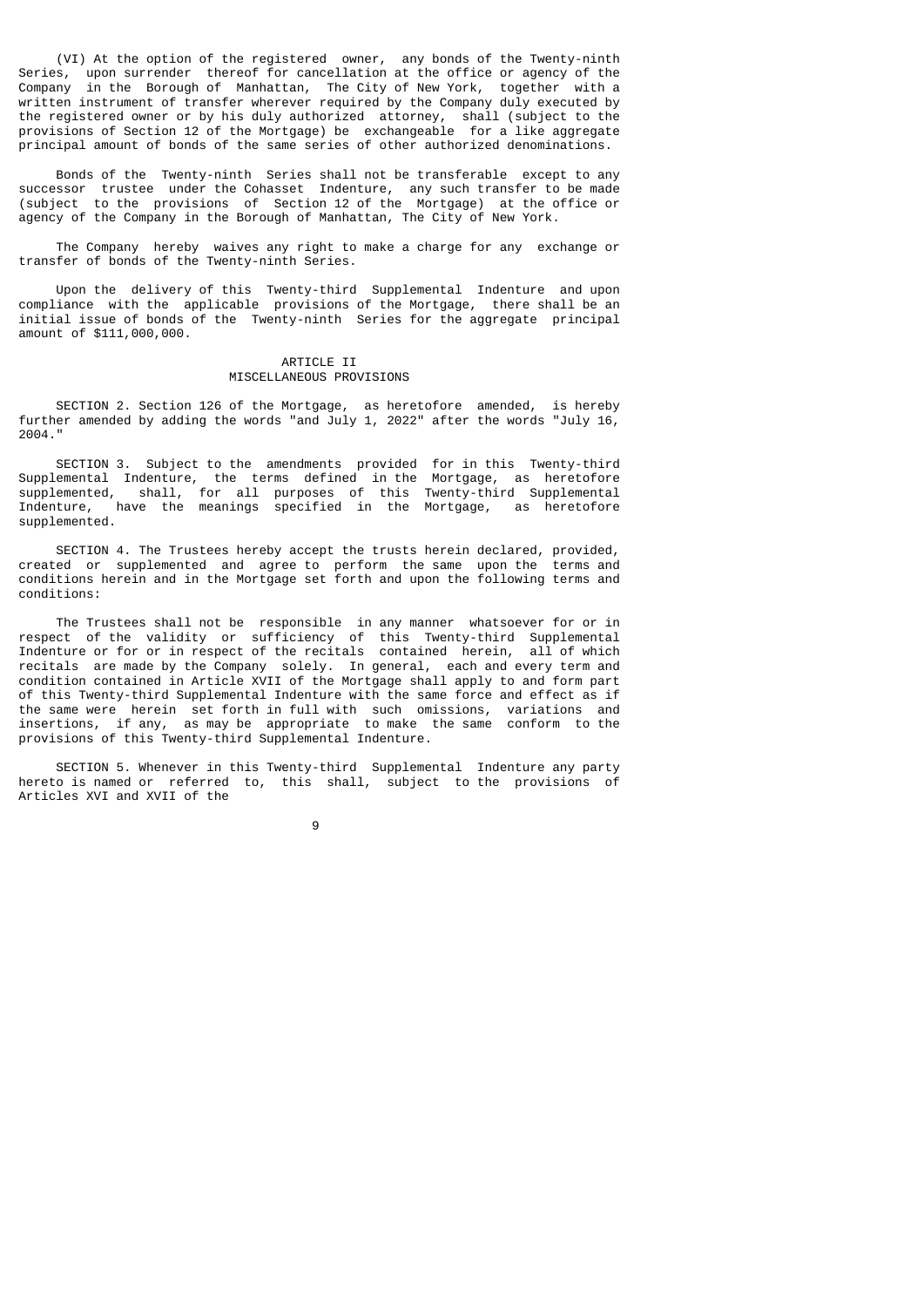(VI) At the option of the registered owner, any bonds of the Twenty-ninth Series, upon surrender thereof for cancellation at the office or agency of the Company in the Borough of Manhattan, The City of New York, together with a written instrument of transfer wherever required by the Company duly executed by the registered owner or by his duly authorized attorney, shall (subject to the provisions of Section 12 of the Mortgage) be exchangeable for a like aggregate principal amount of bonds of the same series of other authorized denominations.

Bonds of the Twenty-ninth Series shall not be transferable except to any successor trustee under the Cohasset Indenture, any such transfer to be made (subject to the provisions of Section 12 of the Mortgage) at the office or agency of the Company in the Borough of Manhattan, The City of New York.

The Company hereby waives any right to make a charge for any exchange or transfer of bonds of the Twenty-ninth Series.

Upon the delivery of this Twenty-third Supplemental Indenture and upon compliance with the applicable provisions of the Mortgage, there shall be an initial issue of bonds of the Twenty-ninth Series for the aggregate principal amount of $111,000,000.

## ARTICLE II
## MISCELLANEOUS PROVISIONS

SECTION 2. Section 126 of the Mortgage, as heretofore amended, is hereby further amended by adding the words "and July 1, 2022" after the words "July 16, 2004."

SECTION 3. Subject to the amendments provided for in this Twenty-third Supplemental Indenture, the terms defined in the Mortgage, as heretofore supplemented, shall, for all purposes of this Twenty-third Supplemental Indenture, have the meanings specified in the Mortgage, as heretofore supplemented.

SECTION 4. The Trustees hereby accept the trusts herein declared, provided, created or supplemented and agree to perform the same upon the terms and conditions herein and in the Mortgage set forth and upon the following terms and conditions:

The Trustees shall not be responsible in any manner whatsoever for or in respect of the validity or sufficiency of this Twenty-third Supplemental Indenture or for or in respect of the recitals contained herein, all of which recitals are made by the Company solely. In general, each and every term and condition contained in Article XVII of the Mortgage shall apply to and form part of this Twenty-third Supplemental Indenture with the same force and effect as if the same were herein set forth in full with such omissions, variations and insertions, if any, as may be appropriate to make the same conform to the provisions of this Twenty-third Supplemental Indenture.

SECTION 5. Whenever in this Twenty-third Supplemental Indenture any party hereto is named or referred to, this shall, subject to the provisions of Articles XVI and XVII of the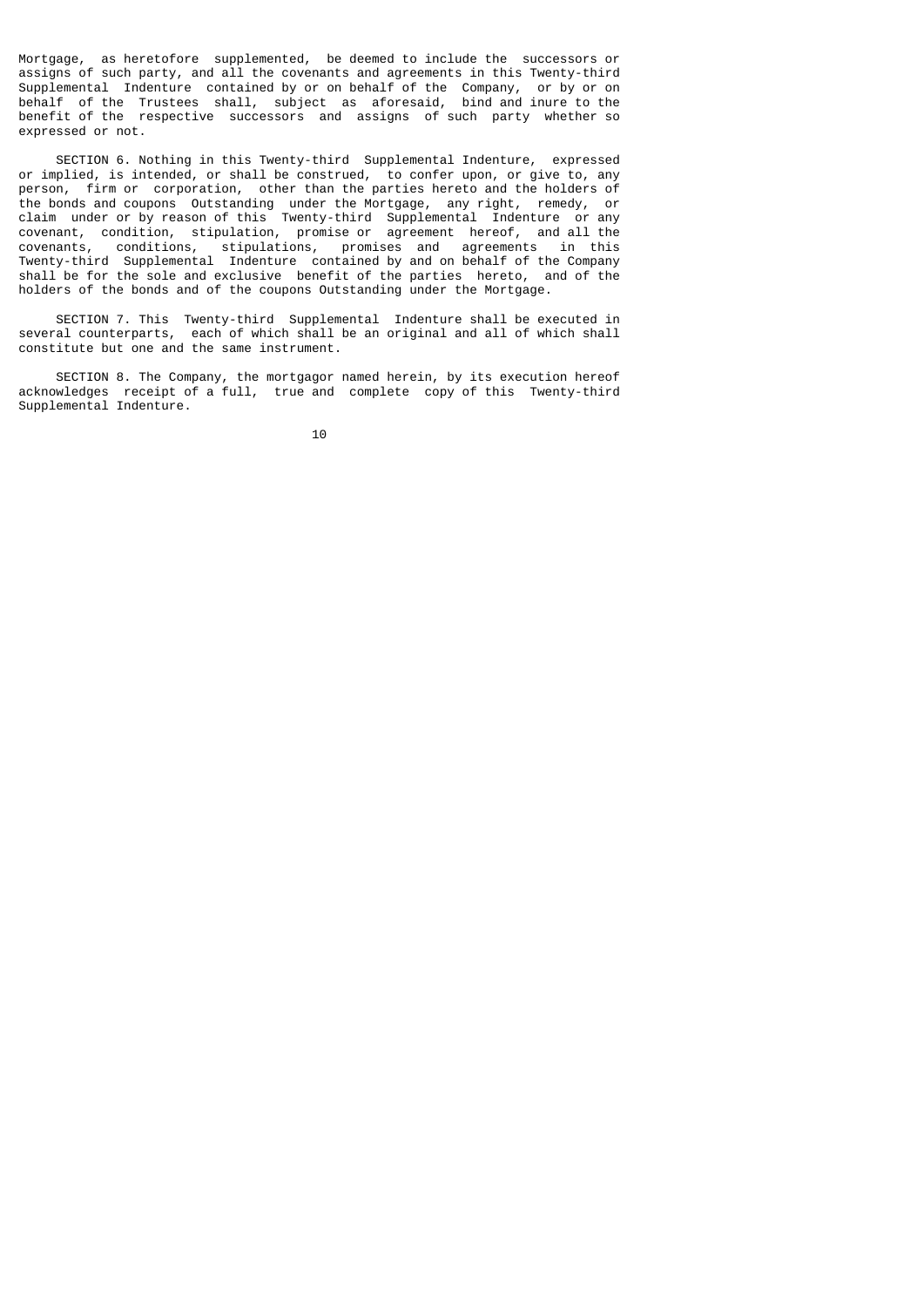Mortgage, as heretofore supplemented, be deemed to include the successors or assigns of such party, and all the covenants and agreements in this Twenty-third Supplemental Indenture contained by or on behalf of the Company, or by or on behalf of the Trustees shall, subject as aforesaid, bind and inure to the benefit of the respective successors and assigns of such party whether so expressed or not.

SECTION 6. Nothing in this Twenty-third Supplemental Indenture, expressed or implied, is intended, or shall be construed, to confer upon, or give to, any person, firm or corporation, other than the parties hereto and the holders of the bonds and coupons Outstanding under the Mortgage, any right, remedy, or claim under or by reason of this Twenty-third Supplemental Indenture or any covenant, condition, stipulation, promise or agreement hereof, and all the covenants, conditions, stipulations, promises and agreements in this Twenty-third Supplemental Indenture contained by and on behalf of the Company shall be for the sole and exclusive benefit of the parties hereto, and of the holders of the bonds and of the coupons Outstanding under the Mortgage.

SECTION 7. This Twenty-third Supplemental Indenture shall be executed in several counterparts, each of which shall be an original and all of which shall constitute but one and the same instrument.

SECTION 8. The Company, the mortgagor named herein, by its execution hereof acknowledges receipt of a full, true and complete copy of this Twenty-third Supplemental Indenture.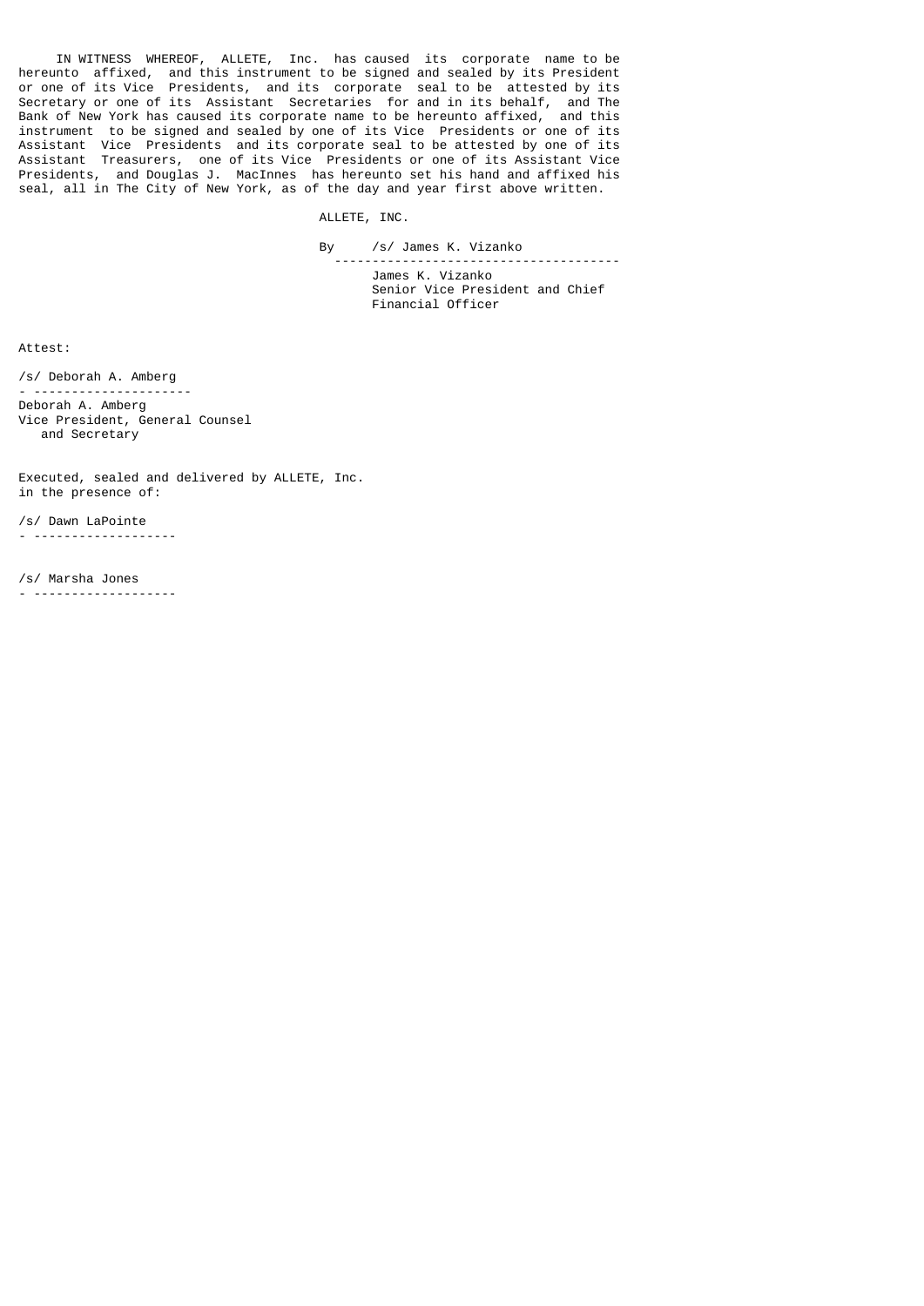IN WITNESS WHEREOF, ALLETE, Inc. has caused its corporate name to be hereunto affixed, and this instrument to be signed and sealed by its President or one of its Vice Presidents, and its corporate seal to be attested by its Secretary or one of its Assistant Secretaries for and in its behalf, and The Bank of New York has caused its corporate name to be hereunto affixed, and this instrument to be signed and sealed by one of its Vice Presidents or one of its Assistant Vice Presidents and its corporate seal to be attested by one of its Assistant Treasurers, one of its Vice Presidents or one of its Assistant Vice Presidents, and Douglas J. MacInnes has hereunto set his hand and affixed his seal, all in The City of New York, as of the day and year first above written.

ALLETE, INC.

By /s/ James K. Vizanko

---

James K. Vizanko
Senior Vice President and Chief Financial Officer

Attest:

/s/ Deborah A. Amberg

---

Deborah A. Amberg
Vice President, General Counsel and Secretary

Executed, sealed and delivered by ALLETE, Inc.
in the presence of:

/s/ Dawn LaPointe

---

/s/ Marsha Jones

---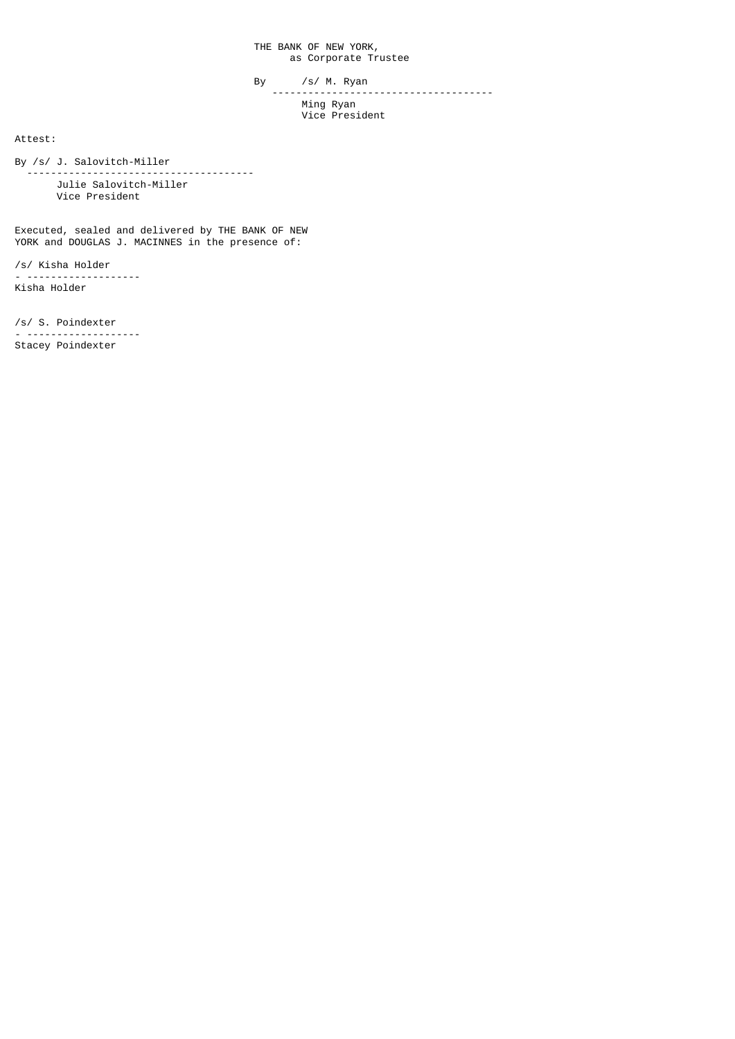THE BANK OF NEW YORK,
as Corporate Trustee

By /s/ M. Ryan

---

Ming Ryan
Vice President

Attest:

By /s/ J. Salovitch-Miller

---

Julie Salovitch-Miller
Vice President

Executed, sealed and delivered by THE BANK OF NEW YORK and DOUGLAS J. MACINNES in the presence of:

/s/ Kisha Holder

---

Kisha Holder

/s/ S. Poindexter

---

Stacey Poindexter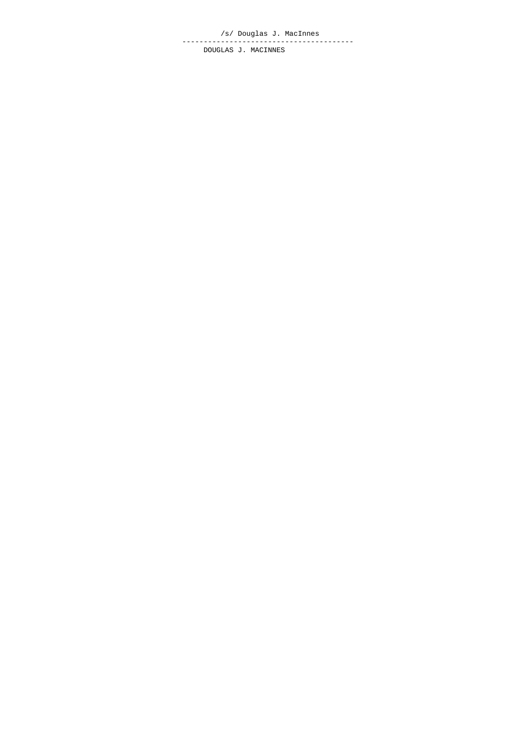/s/ Douglas J. MacInnes

----------------------------------------

DOUGLAS J. MACINNES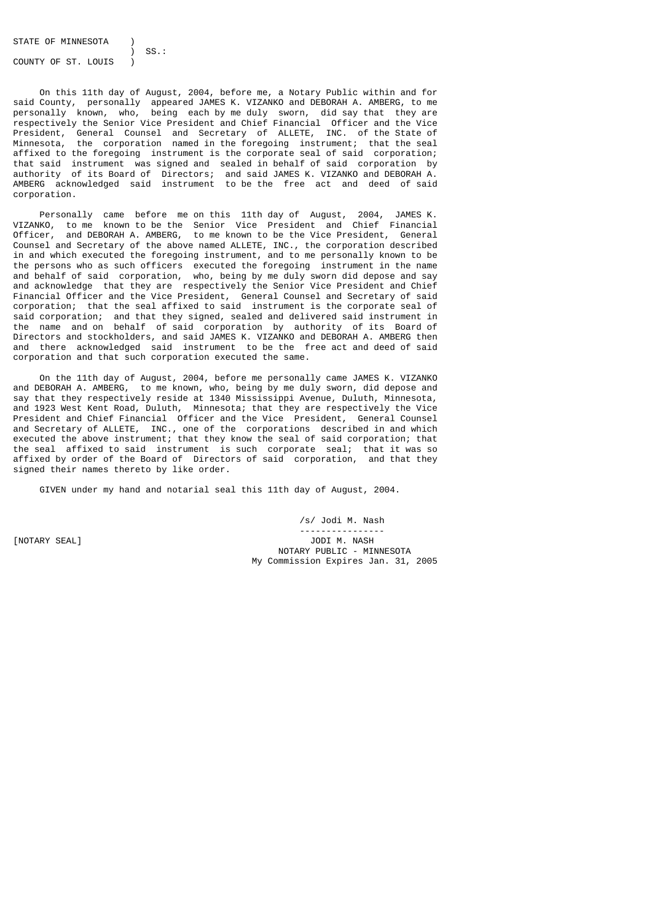STATE OF MINNESOTA )
) SS.:
COUNTY OF ST. LOUIS )

On this 11th day of August, 2004, before me, a Notary Public within and for said County, personally appeared JAMES K. VIZANKO and DEBORAH A. AMBERG, to me personally known, who, being each by me duly sworn, did say that they are respectively the Senior Vice President and Chief Financial Officer and the Vice President, General Counsel and Secretary of ALLETE, INC. of the State of Minnesota, the corporation named in the foregoing instrument; that the seal affixed to the foregoing instrument is the corporate seal of said corporation; that said instrument was signed and sealed in behalf of said corporation by authority of its Board of Directors; and said JAMES K. VIZANKO and DEBORAH A. AMBERG acknowledged said instrument to be the free act and deed of said corporation.

Personally came before me on this 11th day of August, 2004, JAMES K. VIZANKO, to me known to be the Senior Vice President and Chief Financial Officer, and DEBORAH A. AMBERG, to me known to be the Vice President, General Counsel and Secretary of the above named ALLETE, INC., the corporation described in and which executed the foregoing instrument, and to me personally known to be the persons who as such officers executed the foregoing instrument in the name and behalf of said corporation, who, being by me duly sworn did depose and say and acknowledge that they are respectively the Senior Vice President and Chief Financial Officer and the Vice President, General Counsel and Secretary of said corporation; that the seal affixed to said instrument is the corporate seal of said corporation; and that they signed, sealed and delivered said instrument in the name and on behalf of said corporation by authority of its Board of Directors and stockholders, and said JAMES K. VIZANKO and DEBORAH A. AMBERG then and there acknowledged said instrument to be the free act and deed of said corporation and that such corporation executed the same.

On the 11th day of August, 2004, before me personally came JAMES K. VIZANKO and DEBORAH A. AMBERG, to me known, who, being by me duly sworn, did depose and say that they respectively reside at 1340 Mississippi Avenue, Duluth, Minnesota, and 1923 West Kent Road, Duluth, Minnesota; that they are respectively the Vice President and Chief Financial Officer and the Vice President, General Counsel and Secretary of ALLETE, INC., one of the corporations described in and which executed the above instrument; that they know the seal of said corporation; that the seal affixed to said instrument is such corporate seal; that it was so affixed by order of the Board of Directors of said corporation, and that they signed their names thereto by like order.

GIVEN under my hand and notarial seal this 11th day of August, 2004.

/s/ Jodi M. Nash

[NOTARY SEAL]

JODI M. NASH
NOTARY PUBLIC - MINNESOTA
My Commission Expires Jan. 31, 2005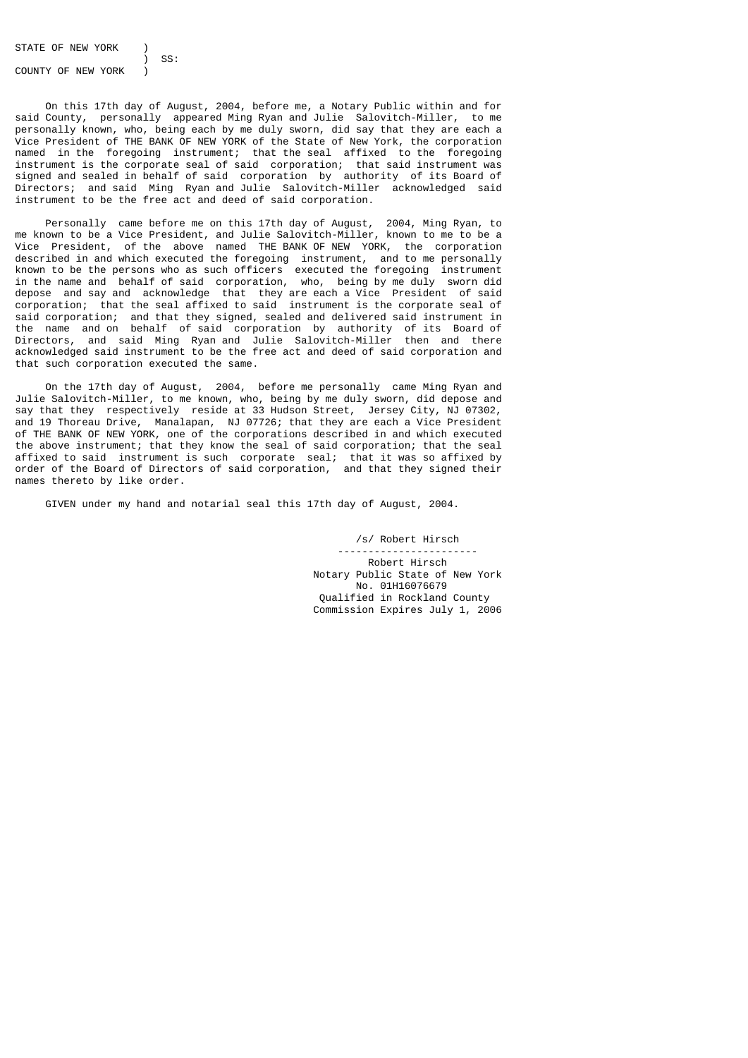STATE OF NEW YORK )
) SS:
COUNTY OF NEW YORK )

On this 17th day of August, 2004, before me, a Notary Public within and for said County, personally appeared Ming Ryan and Julie Salovitch-Miller, to me personally known, who, being each by me duly sworn, did say that they are each a Vice President of THE BANK OF NEW YORK of the State of New York, the corporation named in the foregoing instrument; that the seal affixed to the foregoing instrument is the corporate seal of said corporation; that said instrument was signed and sealed in behalf of said corporation by authority of its Board of Directors; and said Ming Ryan and Julie Salovitch-Miller acknowledged said instrument to be the free act and deed of said corporation.

Personally came before me on this 17th day of August, 2004, Ming Ryan, to me known to be a Vice President, and Julie Salovitch-Miller, known to me to be a Vice President, of the above named THE BANK OF NEW YORK, the corporation described in and which executed the foregoing instrument, and to me personally known to be the persons who as such officers executed the foregoing instrument in the name and behalf of said corporation, who, being by me duly sworn did depose and say and acknowledge that they are each a Vice President of said corporation; that the seal affixed to said instrument is the corporate seal of said corporation; and that they signed, sealed and delivered said instrument in the name and on behalf of said corporation by authority of its Board of Directors, and said Ming Ryan and Julie Salovitch-Miller then and there acknowledged said instrument to be the free act and deed of said corporation and that such corporation executed the same.

On the 17th day of August, 2004, before me personally came Ming Ryan and Julie Salovitch-Miller, to me known, who, being by me duly sworn, did depose and say that they respectively reside at 33 Hudson Street, Jersey City, NJ 07302, and 19 Thoreau Drive, Manalapan, NJ 07726; that they are each a Vice President of THE BANK OF NEW YORK, one of the corporations described in and which executed the above instrument; that they know the seal of said corporation; that the seal affixed to said instrument is such corporate seal; that it was so affixed by order of the Board of Directors of said corporation, and that they signed their names thereto by like order.

GIVEN under my hand and notarial seal this 17th day of August, 2004.

/s/ Robert Hirsch

-----------------------

Robert Hirsch
Notary Public State of New York
No. 01H16076679
Qualified in Rockland County
Commission Expires July 1, 2006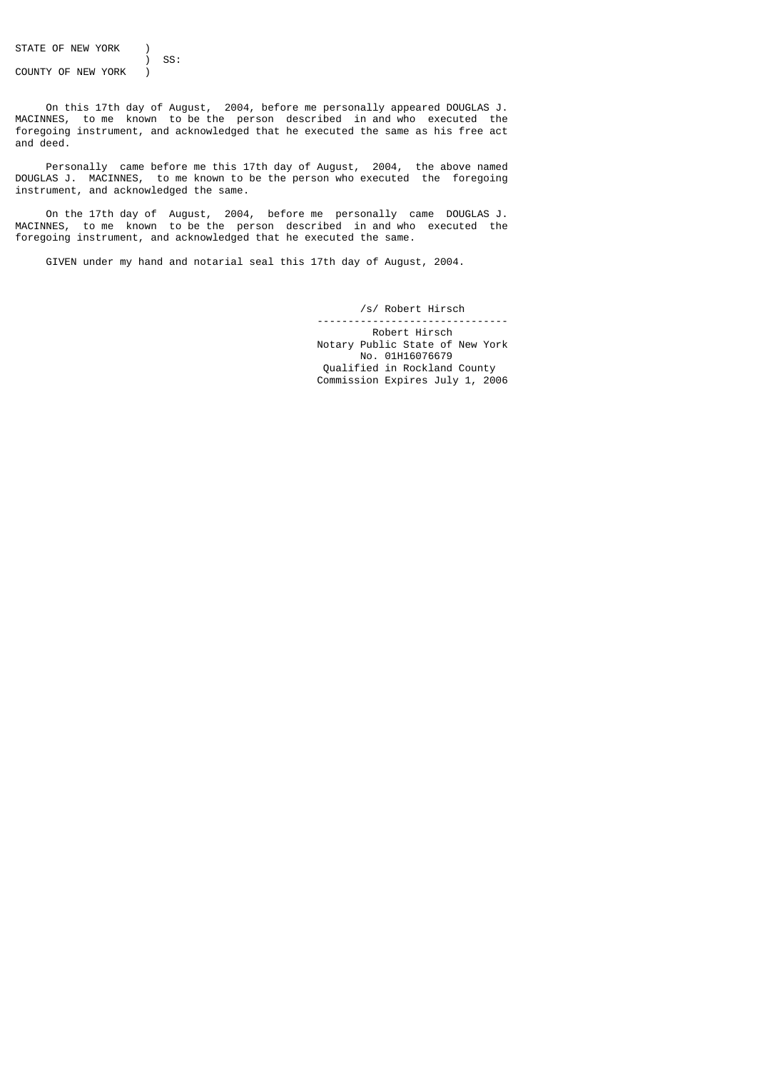STATE OF NEW YORK )
) SS:
COUNTY OF NEW YORK )

On this 17th day of August, 2004, before me personally appeared DOUGLAS J. MACINNES, to me known to be the person described in and who executed the foregoing instrument, and acknowledged that he executed the same as his free act and deed.

Personally came before me this 17th day of August, 2004, the above named DOUGLAS J. MACINNES, to me known to be the person who executed the foregoing instrument, and acknowledged the same.

On the 17th day of August, 2004, before me personally came DOUGLAS J. MACINNES, to me known to be the person described in and who executed the foregoing instrument, and acknowledged that he executed the same.

GIVEN under my hand and notarial seal this 17th day of August, 2004.

/s/ Robert Hirsch

Robert Hirsch
Notary Public State of New York
No. 01H16076679
Qualified in Rockland County
Commission Expires July 1, 2006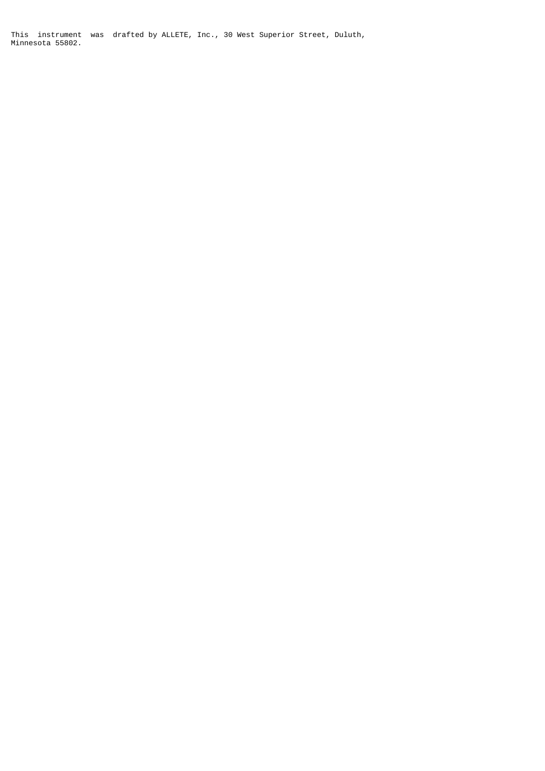This instrument was drafted by ALLETE, Inc., 30 West Superior Street, Duluth, Minnesota 55802.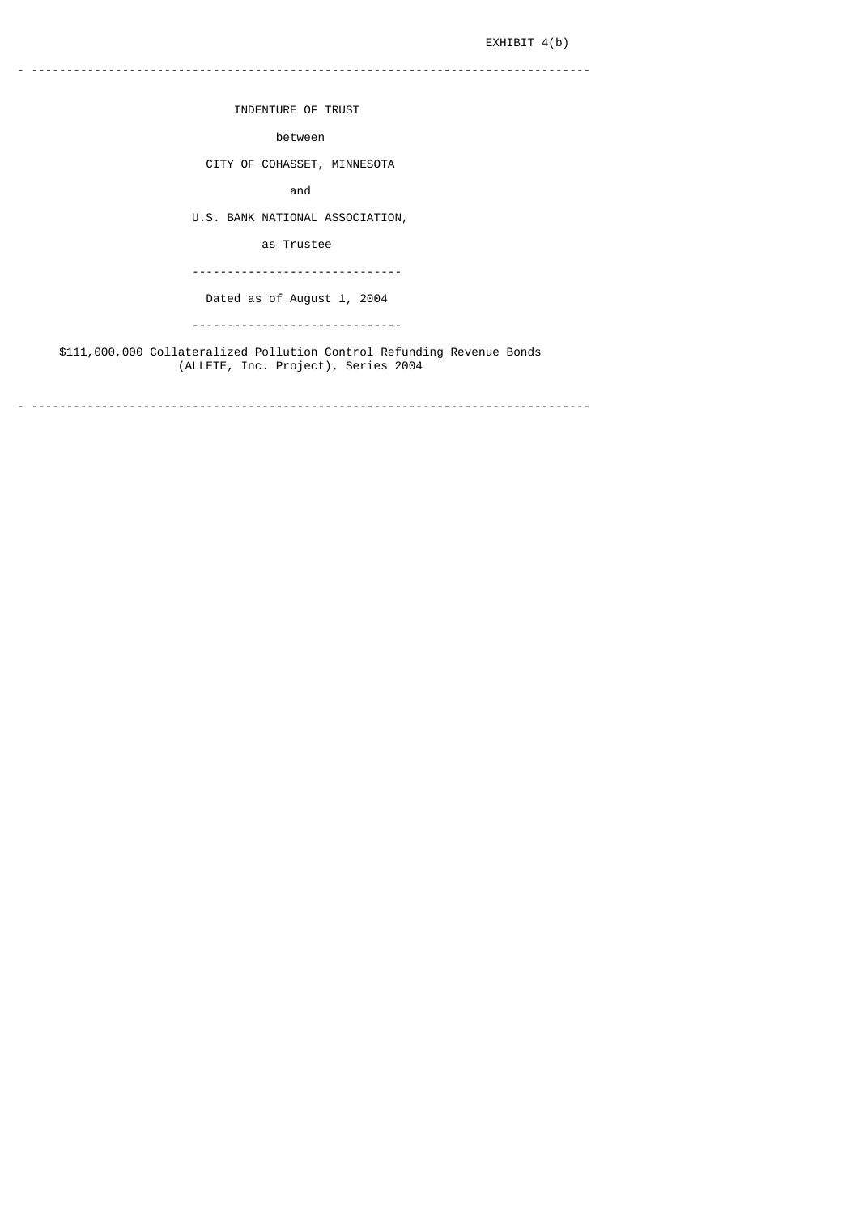EXHIBIT 4(b)

---

# INDENTURE OF TRUST

between

CITY OF COHASSET, MINNESOTA

and

U.S. BANK NATIONAL ASSOCIATION,

as Trustee

---

Dated as of August 1, 2004

---

$111,000,000 Collateralized Pollution Control Refunding Revenue Bonds
(ALLETE, Inc. Project), Series 2004

---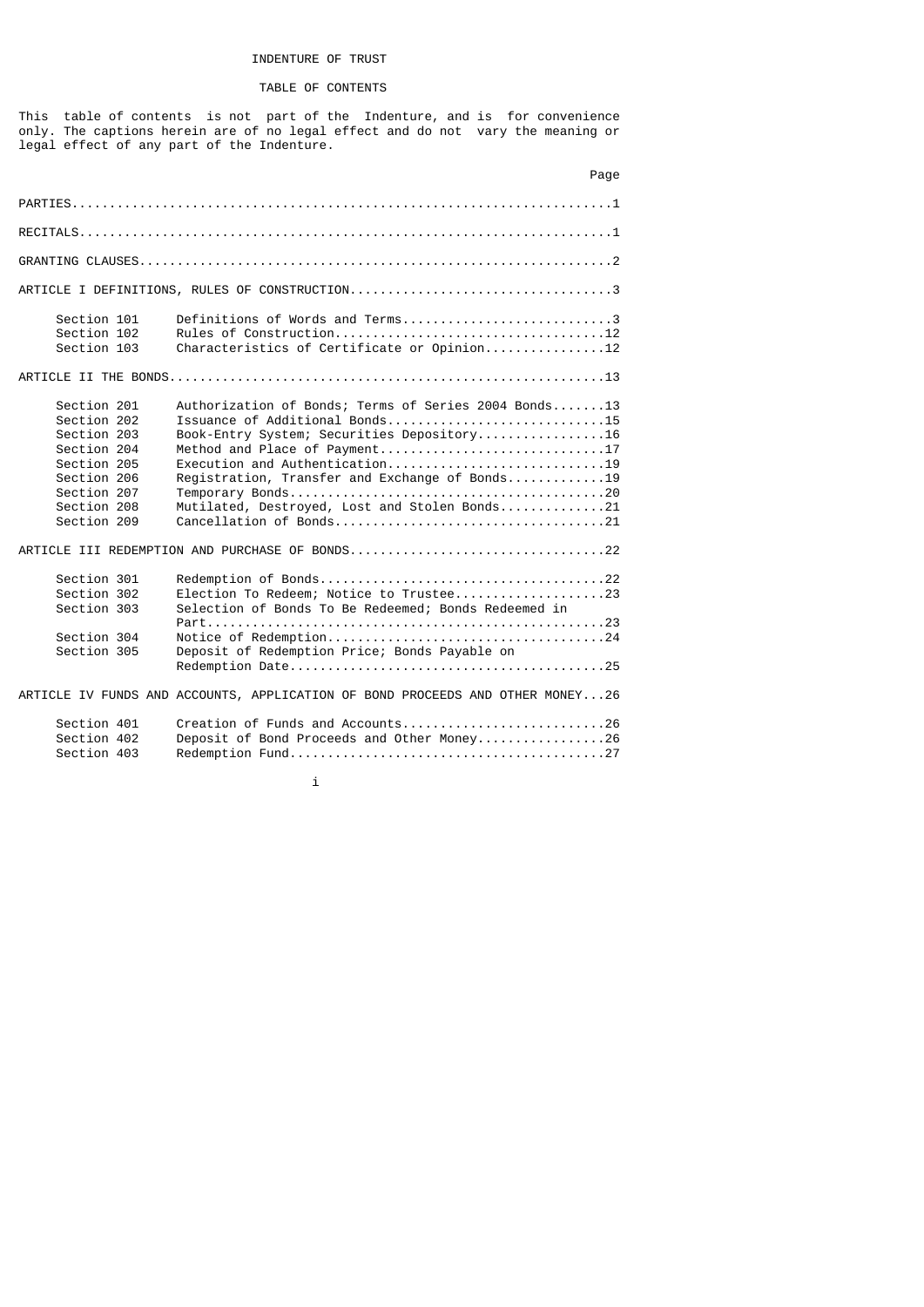# INDENTURE OF TRUST

## TABLE OF CONTENTS

This table of contents is not part of the Indenture, and is for convenience only. The captions herein are of no legal effect and do not vary the meaning or legal effect of any part of the Indenture.

| | | Page |
|---|---|---|
| PARTIES | | 1 |
| RECITALS | | 1 |
| GRANTING CLAUSES | | 2 |
| ARTICLE I DEFINITIONS, RULES OF CONSTRUCTION | | 3 |
| Section 101 | Definitions of Words and Terms | 3 |
| Section 102 | Rules of Construction | 12 |
| Section 103 | Characteristics of Certificate or Opinion | 12 |
| ARTICLE II THE BONDS | | 13 |
| Section 201 | Authorization of Bonds; Terms of Series 2004 Bonds | 13 |
| Section 202 | Issuance of Additional Bonds | 15 |
| Section 203 | Book-Entry System; Securities Depository | 16 |
| Section 204 | Method and Place of Payment | 17 |
| Section 205 | Execution and Authentication | 19 |
| Section 206 | Registration, Transfer and Exchange of Bonds | 19 |
| Section 207 | Temporary Bonds | 20 |
| Section 208 | Mutilated, Destroyed, Lost and Stolen Bonds | 21 |
| Section 209 | Cancellation of Bonds | 21 |
| ARTICLE III REDEMPTION AND PURCHASE OF BONDS | | 22 |
| Section 301 | Redemption of Bonds | 22 |
| Section 302 | Election To Redeem; Notice to Trustee | 23 |
| Section 303 | Selection of Bonds To Be Redeemed; Bonds Redeemed in Part | 23 |
| Section 304 | Notice of Redemption | 24 |
| Section 305 | Deposit of Redemption Price; Bonds Payable on Redemption Date | 25 |
| ARTICLE IV FUNDS AND ACCOUNTS, APPLICATION OF BOND PROCEEDS AND OTHER MONEY | | 26 |
| Section 401 | Creation of Funds and Accounts | 26 |
| Section 402 | Deposit of Bond Proceeds and Other Money | 26 |
| Section 403 | Redemption Fund | 27 |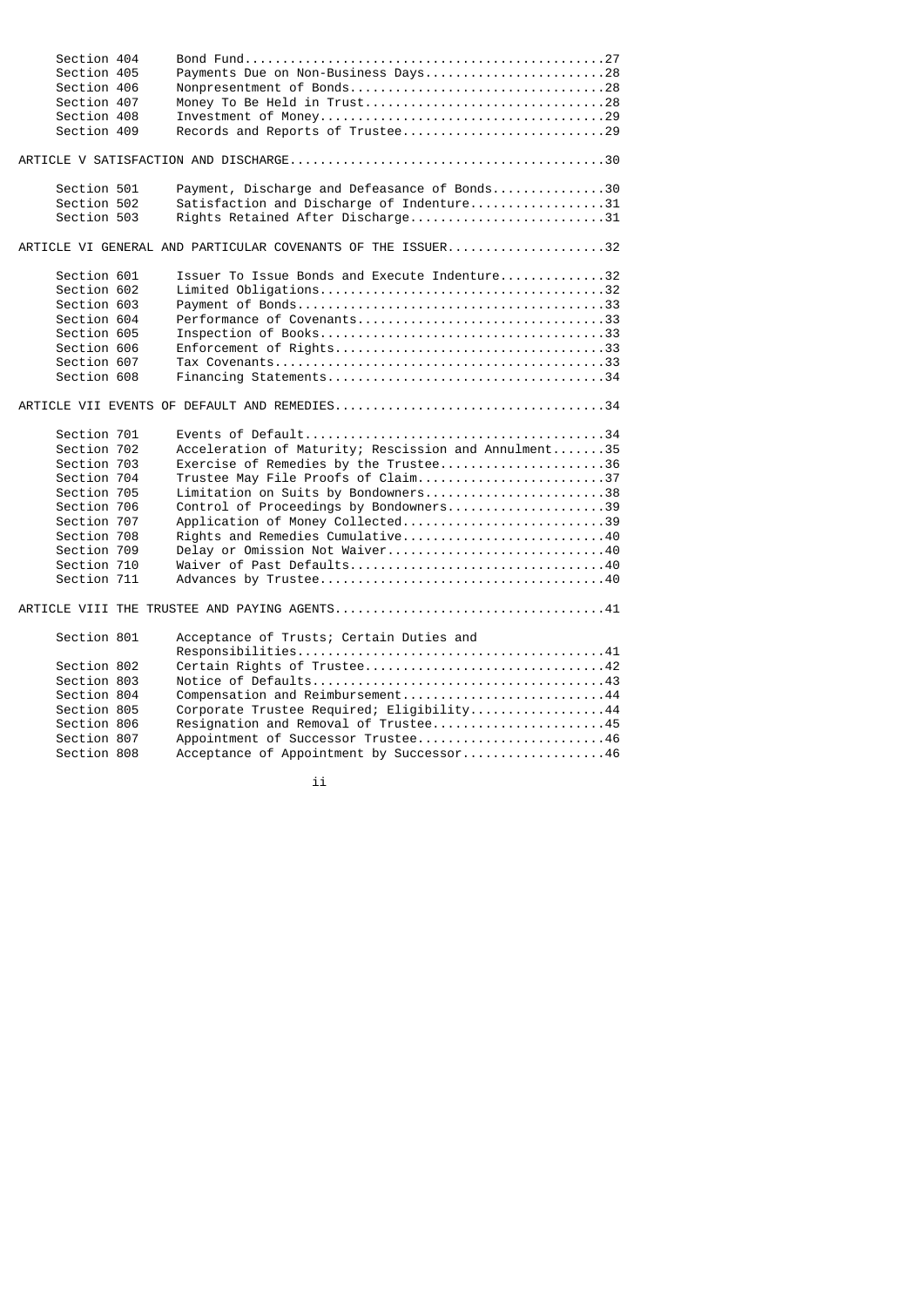| | | |
|---|---|---|
| Section 404 | Bond Fund | 27 |
| Section 405 | Payments Due on Non-Business Days | 28 |
| Section 406 | Nonpresentment of Bonds | 28 |
| Section 407 | Money To Be Held in Trust | 28 |
| Section 408 | Investment of Money | 29 |
| Section 409 | Records and Reports of Trustee | 29 |

ARTICLE V SATISFACTION AND DISCHARGE.....30

| | | |
|---|---|---|
| Section 501 | Payment, Discharge and Defeasance of Bonds | 30 |
| Section 502 | Satisfaction and Discharge of Indenture | 31 |
| Section 503 | Rights Retained After Discharge | 31 |

ARTICLE VI GENERAL AND PARTICULAR COVENANTS OF THE ISSUER.....32

| | | |
|---|---|---|
| Section 601 | Issuer To Issue Bonds and Execute Indenture | 32 |
| Section 602 | Limited Obligations | 32 |
| Section 603 | Payment of Bonds | 33 |
| Section 604 | Performance of Covenants | 33 |
| Section 605 | Inspection of Books | 33 |
| Section 606 | Enforcement of Rights | 33 |
| Section 607 | Tax Covenants | 33 |
| Section 608 | Financing Statements | 34 |

ARTICLE VII EVENTS OF DEFAULT AND REMEDIES.....34

| | | |
|---|---|---|
| Section 701 | Events of Default | 34 |
| Section 702 | Acceleration of Maturity; Rescission and Annulment | 35 |
| Section 703 | Exercise of Remedies by the Trustee | 36 |
| Section 704 | Trustee May File Proofs of Claim | 37 |
| Section 705 | Limitation on Suits by Bondowners | 38 |
| Section 706 | Control of Proceedings by Bondowners | 39 |
| Section 707 | Application of Money Collected | 39 |
| Section 708 | Rights and Remedies Cumulative | 40 |
| Section 709 | Delay or Omission Not Waiver | 40 |
| Section 710 | Waiver of Past Defaults | 40 |
| Section 711 | Advances by Trustee | 40 |

ARTICLE VIII THE TRUSTEE AND PAYING AGENTS.....41

| | | |
|---|---|---|
| Section 801 | Acceptance of Trusts; Certain Duties and Responsibilities | 41 |
| Section 802 | Certain Rights of Trustee | 42 |
| Section 803 | Notice of Defaults | 43 |
| Section 804 | Compensation and Reimbursement | 44 |
| Section 805 | Corporate Trustee Required; Eligibility | 44 |
| Section 806 | Resignation and Removal of Trustee | 45 |
| Section 807 | Appointment of Successor Trustee | 46 |
| Section 808 | Acceptance of Appointment by Successor | 46 |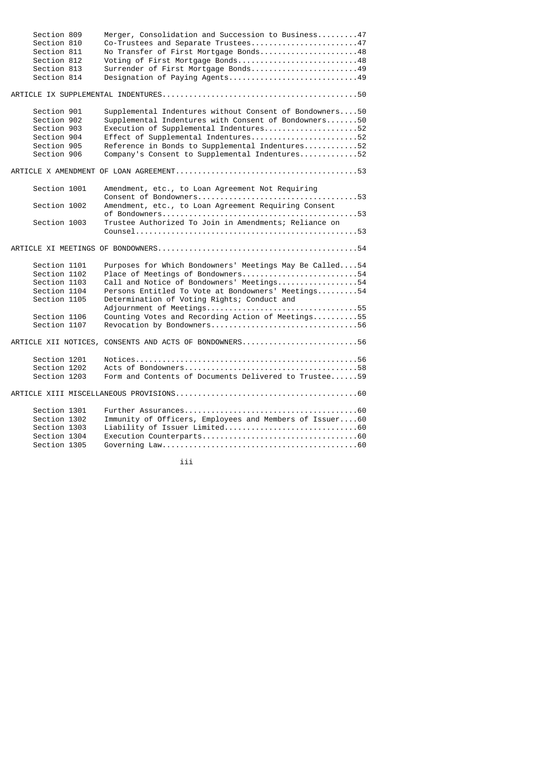| | | |
|---|---|---|
| Section 809 | Merger, Consolidation and Succession to Business | 47 |
| Section 810 | Co-Trustees and Separate Trustees | 47 |
| Section 811 | No Transfer of First Mortgage Bonds | 48 |
| Section 812 | Voting of First Mortgage Bonds | 48 |
| Section 813 | Surrender of First Mortgage Bonds | 49 |
| Section 814 | Designation of Paying Agents | 49 |

ARTICLE IX SUPPLEMENTAL INDENTURES....50

| | | |
|---|---|---|
| Section 901 | Supplemental Indentures without Consent of Bondowners | 50 |
| Section 902 | Supplemental Indentures with Consent of Bondowners | 50 |
| Section 903 | Execution of Supplemental Indentures | 52 |
| Section 904 | Effect of Supplemental Indentures | 52 |
| Section 905 | Reference in Bonds to Supplemental Indentures | 52 |
| Section 906 | Company's Consent to Supplemental Indentures | 52 |

ARTICLE X AMENDMENT OF LOAN AGREEMENT....53

| | | |
|---|---|---|
| Section 1001 | Amendment, etc., to Loan Agreement Not Requiring Consent of Bondowners | 53 |
| Section 1002 | Amendment, etc., to Loan Agreement Requiring Consent of Bondowners | 53 |
| Section 1003 | Trustee Authorized To Join in Amendments; Reliance on Counsel | 53 |

ARTICLE XI MEETINGS OF BONDOWNERS....54

| | | |
|---|---|---|
| Section 1101 | Purposes for Which Bondowners' Meetings May Be Called | 54 |
| Section 1102 | Place of Meetings of Bondowners | 54 |
| Section 1103 | Call and Notice of Bondowners' Meetings | 54 |
| Section 1104 | Persons Entitled To Vote at Bondowners' Meetings | 54 |
| Section 1105 | Determination of Voting Rights; Conduct and Adjournment of Meetings | 55 |
| Section 1106 | Counting Votes and Recording Action of Meetings | 55 |
| Section 1107 | Revocation by Bondowners | 56 |

ARTICLE XII NOTICES, CONSENTS AND ACTS OF BONDOWNERS....56

| | | |
|---|---|---|
| Section 1201 | Notices | 56 |
| Section 1202 | Acts of Bondowners | 58 |
| Section 1203 | Form and Contents of Documents Delivered to Trustee | 59 |

ARTICLE XIII MISCELLANEOUS PROVISIONS....60

| | | |
|---|---|---|
| Section 1301 | Further Assurances | 60 |
| Section 1302 | Immunity of Officers, Employees and Members of Issuer | 60 |
| Section 1303 | Liability of Issuer Limited | 60 |
| Section 1304 | Execution Counterparts | 60 |
| Section 1305 | Governing Law | 60 |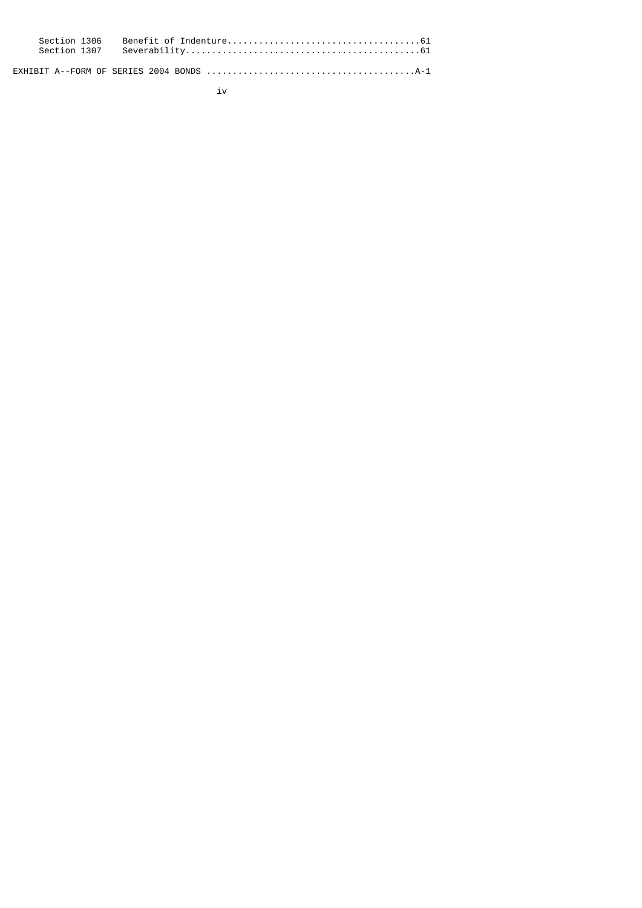| | | |
|---|---|---|
| Section 1306 | Benefit of Indenture | 61 |
| Section 1307 | Severability | 61 |

EXHIBIT A--FORM OF SERIES 2004 BONDS ....................................A-1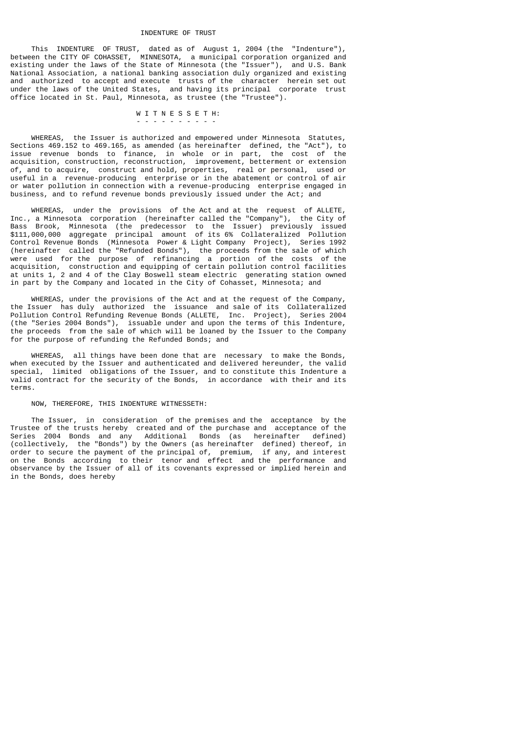# INDENTURE OF TRUST

This INDENTURE OF TRUST, dated as of August 1, 2004 (the "Indenture"), between the CITY OF COHASSET, MINNESOTA, a municipal corporation organized and existing under the laws of the State of Minnesota (the "Issuer"), and U.S. Bank National Association, a national banking association duly organized and existing and authorized to accept and execute trusts of the character herein set out under the laws of the United States, and having its principal corporate trust office located in St. Paul, Minnesota, as trustee (the "Trustee").

## W I T N E S S E T H:

WHEREAS, the Issuer is authorized and empowered under Minnesota Statutes, Sections 469.152 to 469.165, as amended (as hereinafter defined, the "Act"), to issue revenue bonds to finance, in whole or in part, the cost of the acquisition, construction, reconstruction, improvement, betterment or extension of, and to acquire, construct and hold, properties, real or personal, used or useful in a revenue-producing enterprise or in the abatement or control of air or water pollution in connection with a revenue-producing enterprise engaged in business, and to refund revenue bonds previously issued under the Act; and

WHEREAS, under the provisions of the Act and at the request of ALLETE, Inc., a Minnesota corporation (hereinafter called the "Company"), the City of Bass Brook, Minnesota (the predecessor to the Issuer) previously issued $111,000,000 aggregate principal amount of its 6% Collateralized Pollution Control Revenue Bonds (Minnesota Power & Light Company Project), Series 1992 (hereinafter called the "Refunded Bonds"), the proceeds from the sale of which were used for the purpose of refinancing a portion of the costs of the acquisition, construction and equipping of certain pollution control facilities at units 1, 2 and 4 of the Clay Boswell steam electric generating station owned in part by the Company and located in the City of Cohasset, Minnesota; and

WHEREAS, under the provisions of the Act and at the request of the Company, the Issuer has duly authorized the issuance and sale of its Collateralized Pollution Control Refunding Revenue Bonds (ALLETE, Inc. Project), Series 2004 (the "Series 2004 Bonds"), issuable under and upon the terms of this Indenture, the proceeds from the sale of which will be loaned by the Issuer to the Company for the purpose of refunding the Refunded Bonds; and

WHEREAS, all things have been done that are necessary to make the Bonds, when executed by the Issuer and authenticated and delivered hereunder, the valid special, limited obligations of the Issuer, and to constitute this Indenture a valid contract for the security of the Bonds, in accordance with their and its terms.

NOW, THEREFORE, THIS INDENTURE WITNESSETH:

The Issuer, in consideration of the premises and the acceptance by the Trustee of the trusts hereby created and of the purchase and acceptance of the Series 2004 Bonds and any Additional Bonds (as hereinafter defined) (collectively, the "Bonds") by the Owners (as hereinafter defined) thereof, in order to secure the payment of the principal of, premium, if any, and interest on the Bonds according to their tenor and effect and the performance and observance by the Issuer of all of its covenants expressed or implied herein and in the Bonds, does hereby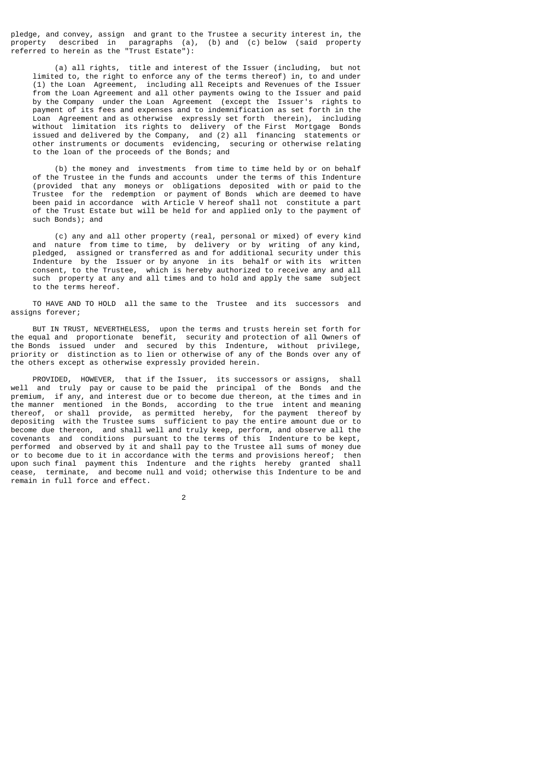pledge, and convey, assign and grant to the Trustee a security interest in, the property described in paragraphs (a), (b) and (c) below (said property referred to herein as the "Trust Estate"):

(a) all rights, title and interest of the Issuer (including, but not limited to, the right to enforce any of the terms thereof) in, to and under (1) the Loan Agreement, including all Receipts and Revenues of the Issuer from the Loan Agreement and all other payments owing to the Issuer and paid by the Company under the Loan Agreement (except the Issuer's rights to payment of its fees and expenses and to indemnification as set forth in the Loan Agreement and as otherwise expressly set forth therein), including without limitation its rights to delivery of the First Mortgage Bonds issued and delivered by the Company, and (2) all financing statements or other instruments or documents evidencing, securing or otherwise relating to the loan of the proceeds of the Bonds; and

(b) the money and investments from time to time held by or on behalf of the Trustee in the funds and accounts under the terms of this Indenture (provided that any moneys or obligations deposited with or paid to the Trustee for the redemption or payment of Bonds which are deemed to have been paid in accordance with Article V hereof shall not constitute a part of the Trust Estate but will be held for and applied only to the payment of such Bonds); and

(c) any and all other property (real, personal or mixed) of every kind and nature from time to time, by delivery or by writing of any kind, pledged, assigned or transferred as and for additional security under this Indenture by the Issuer or by anyone in its behalf or with its written consent, to the Trustee, which is hereby authorized to receive any and all such property at any and all times and to hold and apply the same subject to the terms hereof.

TO HAVE AND TO HOLD all the same to the Trustee and its successors and assigns forever;

BUT IN TRUST, NEVERTHELESS, upon the terms and trusts herein set forth for the equal and proportionate benefit, security and protection of all Owners of the Bonds issued under and secured by this Indenture, without privilege, priority or distinction as to lien or otherwise of any of the Bonds over any of the others except as otherwise expressly provided herein.

PROVIDED, HOWEVER, that if the Issuer, its successors or assigns, shall well and truly pay or cause to be paid the principal of the Bonds and the premium, if any, and interest due or to become due thereon, at the times and in the manner mentioned in the Bonds, according to the true intent and meaning thereof, or shall provide, as permitted hereby, for the payment thereof by depositing with the Trustee sums sufficient to pay the entire amount due or to become due thereon, and shall well and truly keep, perform, and observe all the covenants and conditions pursuant to the terms of this Indenture to be kept, performed and observed by it and shall pay to the Trustee all sums of money due or to become due to it in accordance with the terms and provisions hereof; then upon such final payment this Indenture and the rights hereby granted shall cease, terminate, and become null and void; otherwise this Indenture to be and remain in full force and effect.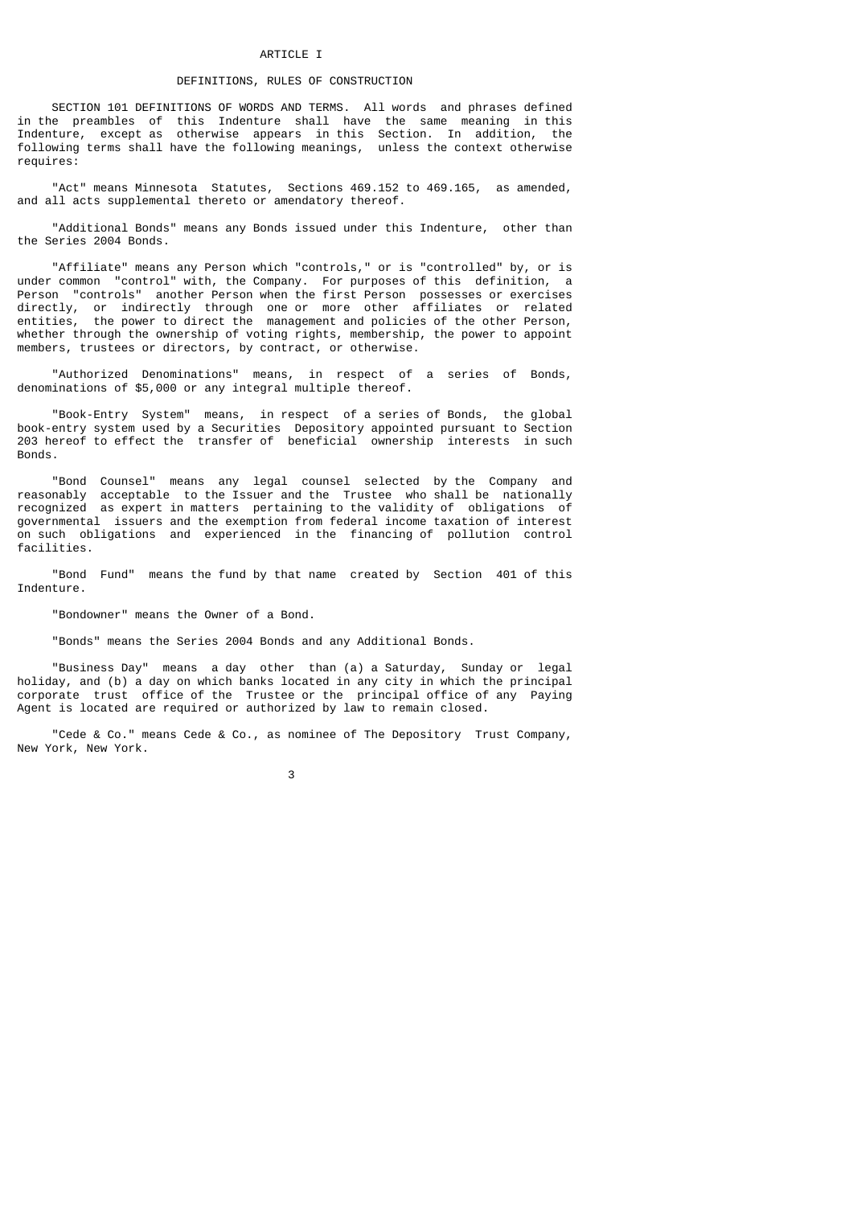# ARTICLE I

## DEFINITIONS, RULES OF CONSTRUCTION

SECTION 101 DEFINITIONS OF WORDS AND TERMS. All words and phrases defined in the preambles of this Indenture shall have the same meaning in this Indenture, except as otherwise appears in this Section. In addition, the following terms shall have the following meanings, unless the context otherwise requires:

"Act" means Minnesota Statutes, Sections 469.152 to 469.165, as amended, and all acts supplemental thereto or amendatory thereof.

"Additional Bonds" means any Bonds issued under this Indenture, other than the Series 2004 Bonds.

"Affiliate" means any Person which "controls," or is "controlled" by, or is under common "control" with, the Company. For purposes of this definition, a Person "controls" another Person when the first Person possesses or exercises directly, or indirectly through one or more other affiliates or related entities, the power to direct the management and policies of the other Person, whether through the ownership of voting rights, membership, the power to appoint members, trustees or directors, by contract, or otherwise.

"Authorized Denominations" means, in respect of a series of Bonds, denominations of $5,000 or any integral multiple thereof.

"Book-Entry System" means, in respect of a series of Bonds, the global book-entry system used by a Securities Depository appointed pursuant to Section 203 hereof to effect the transfer of beneficial ownership interests in such Bonds.

"Bond Counsel" means any legal counsel selected by the Company and reasonably acceptable to the Issuer and the Trustee who shall be nationally recognized as expert in matters pertaining to the validity of obligations of governmental issuers and the exemption from federal income taxation of interest on such obligations and experienced in the financing of pollution control facilities.

"Bond Fund" means the fund by that name created by Section 401 of this Indenture.

"Bondowner" means the Owner of a Bond.

"Bonds" means the Series 2004 Bonds and any Additional Bonds.

"Business Day" means a day other than (a) a Saturday, Sunday or legal holiday, and (b) a day on which banks located in any city in which the principal corporate trust office of the Trustee or the principal office of any Paying Agent is located are required or authorized by law to remain closed.

"Cede & Co." means Cede & Co., as nominee of The Depository Trust Company, New York, New York.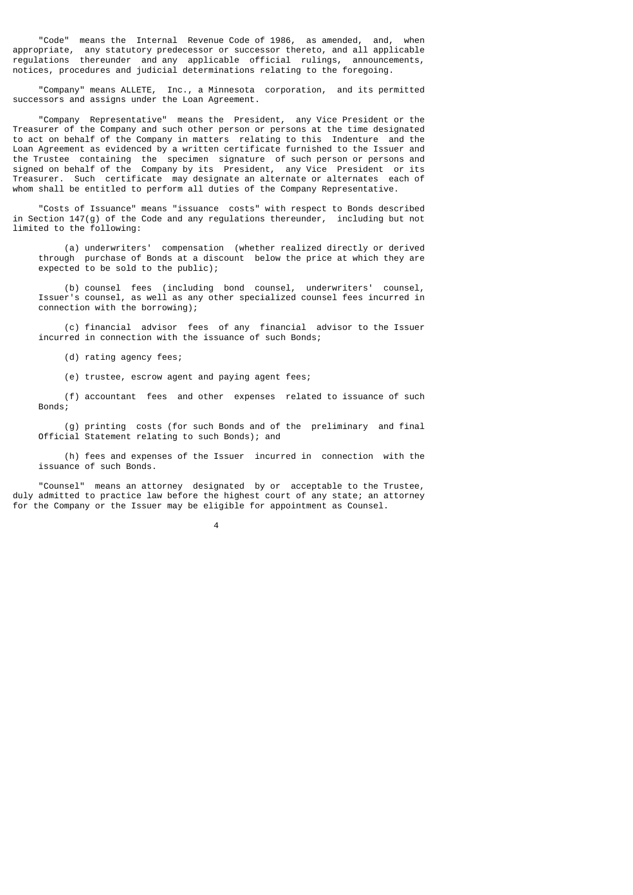"Code" means the Internal Revenue Code of 1986, as amended, and, when appropriate, any statutory predecessor or successor thereto, and all applicable regulations thereunder and any applicable official rulings, announcements, notices, procedures and judicial determinations relating to the foregoing.

"Company" means ALLETE, Inc., a Minnesota corporation, and its permitted successors and assigns under the Loan Agreement.

"Company Representative" means the President, any Vice President or the Treasurer of the Company and such other person or persons at the time designated to act on behalf of the Company in matters relating to this Indenture and the Loan Agreement as evidenced by a written certificate furnished to the Issuer and the Trustee containing the specimen signature of such person or persons and signed on behalf of the Company by its President, any Vice President or its Treasurer. Such certificate may designate an alternate or alternates each of whom shall be entitled to perform all duties of the Company Representative.

"Costs of Issuance" means "issuance costs" with respect to Bonds described in Section 147(g) of the Code and any regulations thereunder, including but not limited to the following:

(a) underwriters' compensation (whether realized directly or derived through purchase of Bonds at a discount below the price at which they are expected to be sold to the public);

(b) counsel fees (including bond counsel, underwriters' counsel, Issuer's counsel, as well as any other specialized counsel fees incurred in connection with the borrowing);

(c) financial advisor fees of any financial advisor to the Issuer incurred in connection with the issuance of such Bonds;

(d) rating agency fees;

(e) trustee, escrow agent and paying agent fees;

(f) accountant fees and other expenses related to issuance of such Bonds;

(g) printing costs (for such Bonds and of the preliminary and final Official Statement relating to such Bonds); and

(h) fees and expenses of the Issuer incurred in connection with the issuance of such Bonds.

"Counsel" means an attorney designated by or acceptable to the Trustee, duly admitted to practice law before the highest court of any state; an attorney for the Company or the Issuer may be eligible for appointment as Counsel.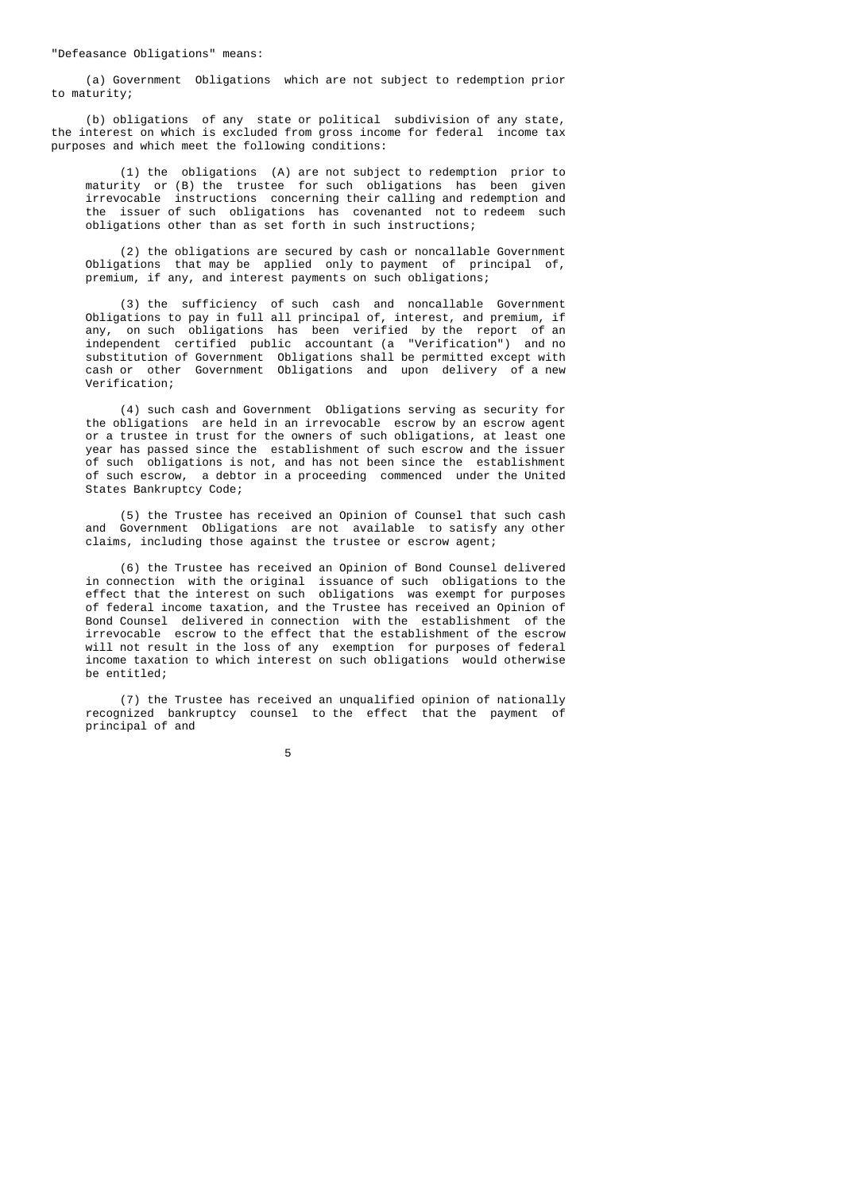"Defeasance Obligations" means:

(a) Government Obligations which are not subject to redemption prior to maturity;

(b) obligations of any state or political subdivision of any state, the interest on which is excluded from gross income for federal income tax purposes and which meet the following conditions:

(1) the obligations (A) are not subject to redemption prior to maturity or (B) the trustee for such obligations has been given irrevocable instructions concerning their calling and redemption and the issuer of such obligations has covenanted not to redeem such obligations other than as set forth in such instructions;

(2) the obligations are secured by cash or noncallable Government Obligations that may be applied only to payment of principal of, premium, if any, and interest payments on such obligations;

(3) the sufficiency of such cash and noncallable Government Obligations to pay in full all principal of, interest, and premium, if any, on such obligations has been verified by the report of an independent certified public accountant (a "Verification") and no substitution of Government Obligations shall be permitted except with cash or other Government Obligations and upon delivery of a new Verification;

(4) such cash and Government Obligations serving as security for the obligations are held in an irrevocable escrow by an escrow agent or a trustee in trust for the owners of such obligations, at least one year has passed since the establishment of such escrow and the issuer of such obligations is not, and has not been since the establishment of such escrow, a debtor in a proceeding commenced under the United States Bankruptcy Code;

(5) the Trustee has received an Opinion of Counsel that such cash and Government Obligations are not available to satisfy any other claims, including those against the trustee or escrow agent;

(6) the Trustee has received an Opinion of Bond Counsel delivered in connection with the original issuance of such obligations to the effect that the interest on such obligations was exempt for purposes of federal income taxation, and the Trustee has received an Opinion of Bond Counsel delivered in connection with the establishment of the irrevocable escrow to the effect that the establishment of the escrow will not result in the loss of any exemption for purposes of federal income taxation to which interest on such obligations would otherwise be entitled;

(7) the Trustee has received an unqualified opinion of nationally recognized bankruptcy counsel to the effect that the payment of principal of and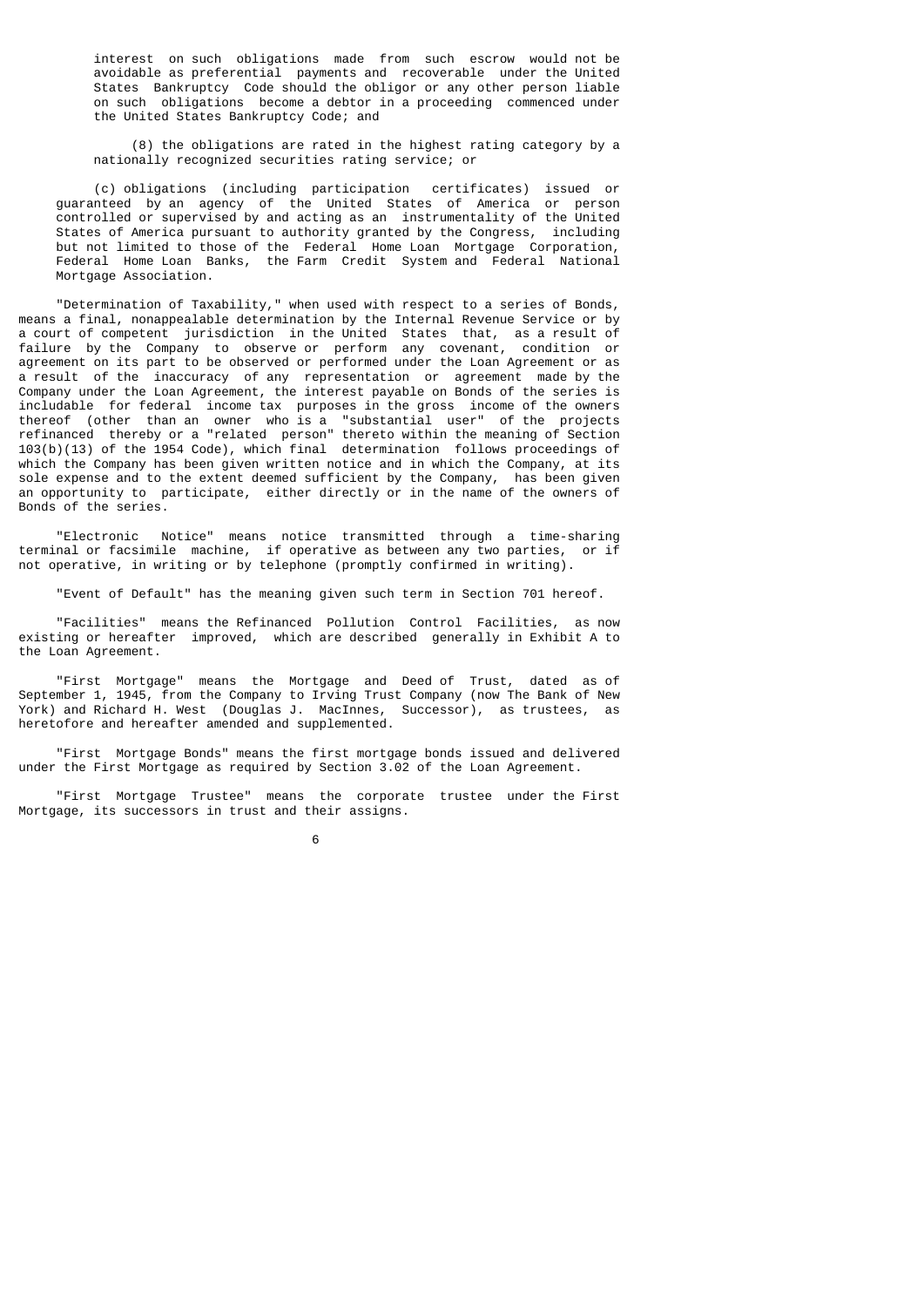interest on such obligations made from such escrow would not be avoidable as preferential payments and recoverable under the United States Bankruptcy Code should the obligor or any other person liable on such obligations become a debtor in a proceeding commenced under the United States Bankruptcy Code; and

(8) the obligations are rated in the highest rating category by a nationally recognized securities rating service; or

(c) obligations (including participation certificates) issued or guaranteed by an agency of the United States of America or person controlled or supervised by and acting as an instrumentality of the United States of America pursuant to authority granted by the Congress, including but not limited to those of the Federal Home Loan Mortgage Corporation, Federal Home Loan Banks, the Farm Credit System and Federal National Mortgage Association.

"Determination of Taxability," when used with respect to a series of Bonds, means a final, nonappealable determination by the Internal Revenue Service or by a court of competent jurisdiction in the United States that, as a result of failure by the Company to observe or perform any covenant, condition or agreement on its part to be observed or performed under the Loan Agreement or as a result of the inaccuracy of any representation or agreement made by the Company under the Loan Agreement, the interest payable on Bonds of the series is includable for federal income tax purposes in the gross income of the owners thereof (other than an owner who is a "substantial user" of the projects refinanced thereby or a "related person" thereto within the meaning of Section 103(b)(13) of the 1954 Code), which final determination follows proceedings of which the Company has been given written notice and in which the Company, at its sole expense and to the extent deemed sufficient by the Company, has been given an opportunity to participate, either directly or in the name of the owners of Bonds of the series.

"Electronic Notice" means notice transmitted through a time-sharing terminal or facsimile machine, if operative as between any two parties, or if not operative, in writing or by telephone (promptly confirmed in writing).

"Event of Default" has the meaning given such term in Section 701 hereof.

"Facilities" means the Refinanced Pollution Control Facilities, as now existing or hereafter improved, which are described generally in Exhibit A to the Loan Agreement.

"First Mortgage" means the Mortgage and Deed of Trust, dated as of September 1, 1945, from the Company to Irving Trust Company (now The Bank of New York) and Richard H. West (Douglas J. MacInnes, Successor), as trustees, as heretofore and hereafter amended and supplemented.

"First Mortgage Bonds" means the first mortgage bonds issued and delivered under the First Mortgage as required by Section 3.02 of the Loan Agreement.

"First Mortgage Trustee" means the corporate trustee under the First Mortgage, its successors in trust and their assigns.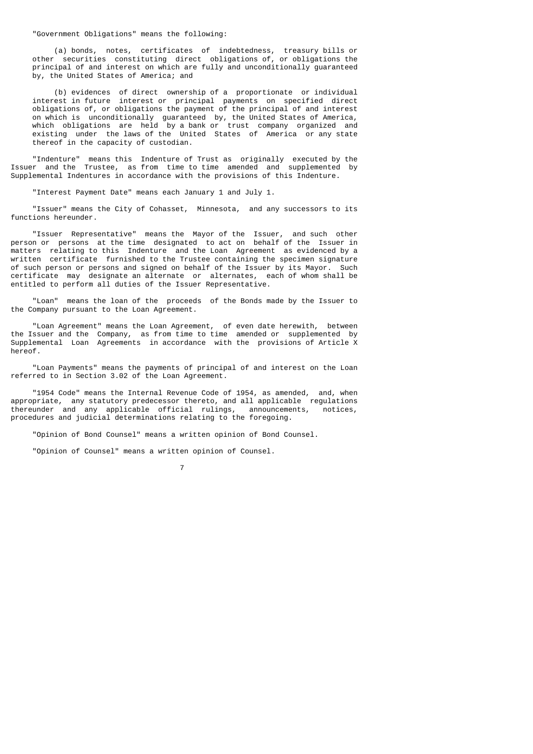"Government Obligations" means the following:

(a) bonds, notes, certificates of indebtedness, treasury bills or other securities constituting direct obligations of, or obligations the principal of and interest on which are fully and unconditionally guaranteed by, the United States of America; and

(b) evidences of direct ownership of a proportionate or individual interest in future interest or principal payments on specified direct obligations of, or obligations the payment of the principal of and interest on which is unconditionally guaranteed by, the United States of America, which obligations are held by a bank or trust company organized and existing under the laws of the United States of America or any state thereof in the capacity of custodian.

"Indenture" means this Indenture of Trust as originally executed by the Issuer and the Trustee, as from time to time amended and supplemented by Supplemental Indentures in accordance with the provisions of this Indenture.

"Interest Payment Date" means each January 1 and July 1.

"Issuer" means the City of Cohasset, Minnesota, and any successors to its functions hereunder.

"Issuer Representative" means the Mayor of the Issuer, and such other person or persons at the time designated to act on behalf of the Issuer in matters relating to this Indenture and the Loan Agreement as evidenced by a written certificate furnished to the Trustee containing the specimen signature of such person or persons and signed on behalf of the Issuer by its Mayor. Such certificate may designate an alternate or alternates, each of whom shall be entitled to perform all duties of the Issuer Representative.

"Loan" means the loan of the proceeds of the Bonds made by the Issuer to the Company pursuant to the Loan Agreement.

"Loan Agreement" means the Loan Agreement, of even date herewith, between the Issuer and the Company, as from time to time amended or supplemented by Supplemental Loan Agreements in accordance with the provisions of Article X hereof.

"Loan Payments" means the payments of principal of and interest on the Loan referred to in Section 3.02 of the Loan Agreement.

"1954 Code" means the Internal Revenue Code of 1954, as amended, and, when appropriate, any statutory predecessor thereto, and all applicable regulations thereunder and any applicable official rulings, announcements, notices, procedures and judicial determinations relating to the foregoing.

"Opinion of Bond Counsel" means a written opinion of Bond Counsel.

"Opinion of Counsel" means a written opinion of Counsel.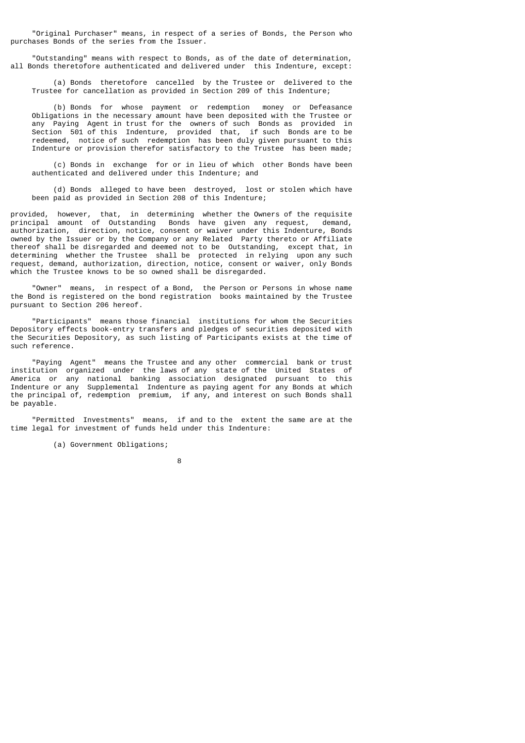"Original Purchaser" means, in respect of a series of Bonds, the Person who purchases Bonds of the series from the Issuer.

"Outstanding" means with respect to Bonds, as of the date of determination, all Bonds theretofore authenticated and delivered under this Indenture, except:

(a) Bonds theretofore cancelled by the Trustee or delivered to the Trustee for cancellation as provided in Section 209 of this Indenture;

(b) Bonds for whose payment or redemption money or Defeasance Obligations in the necessary amount have been deposited with the Trustee or any Paying Agent in trust for the owners of such Bonds as provided in Section 501 of this Indenture, provided that, if such Bonds are to be redeemed, notice of such redemption has been duly given pursuant to this Indenture or provision therefor satisfactory to the Trustee has been made;

(c) Bonds in exchange for or in lieu of which other Bonds have been authenticated and delivered under this Indenture; and

(d) Bonds alleged to have been destroyed, lost or stolen which have been paid as provided in Section 208 of this Indenture;

provided, however, that, in determining whether the Owners of the requisite principal amount of Outstanding Bonds have given any request, demand, authorization, direction, notice, consent or waiver under this Indenture, Bonds owned by the Issuer or by the Company or any Related Party thereto or Affiliate thereof shall be disregarded and deemed not to be Outstanding, except that, in determining whether the Trustee shall be protected in relying upon any such request, demand, authorization, direction, notice, consent or waiver, only Bonds which the Trustee knows to be so owned shall be disregarded.

"Owner" means, in respect of a Bond, the Person or Persons in whose name the Bond is registered on the bond registration books maintained by the Trustee pursuant to Section 206 hereof.

"Participants" means those financial institutions for whom the Securities Depository effects book-entry transfers and pledges of securities deposited with the Securities Depository, as such listing of Participants exists at the time of such reference.

"Paying Agent" means the Trustee and any other commercial bank or trust institution organized under the laws of any state of the United States of America or any national banking association designated pursuant to this Indenture or any Supplemental Indenture as paying agent for any Bonds at which the principal of, redemption premium, if any, and interest on such Bonds shall be payable.

"Permitted Investments" means, if and to the extent the same are at the time legal for investment of funds held under this Indenture:

(a) Government Obligations;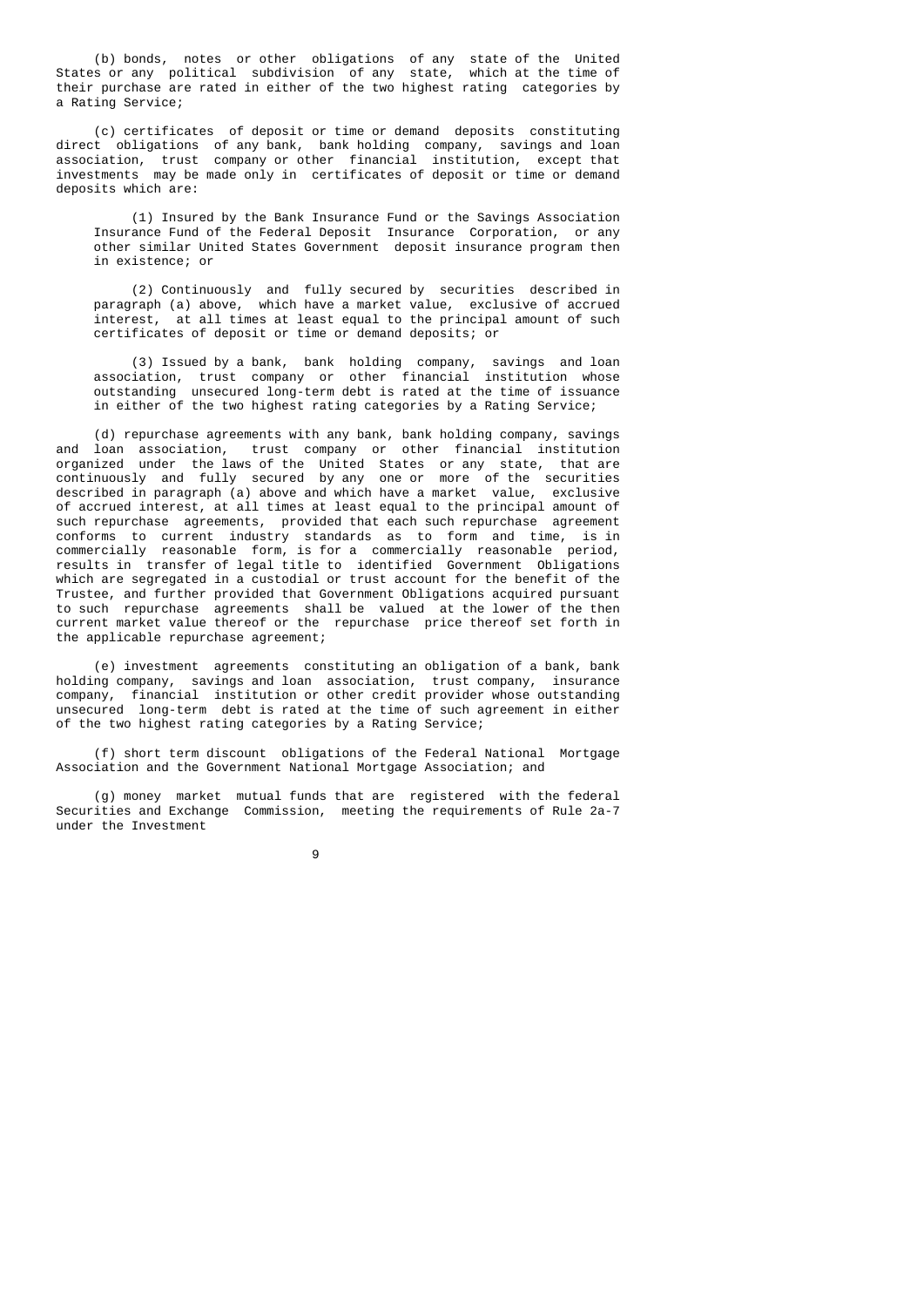(b) bonds, notes or other obligations of any state of the United States or any political subdivision of any state, which at the time of their purchase are rated in either of the two highest rating categories by a Rating Service;

(c) certificates of deposit or time or demand deposits constituting direct obligations of any bank, bank holding company, savings and loan association, trust company or other financial institution, except that investments may be made only in certificates of deposit or time or demand deposits which are:

(1) Insured by the Bank Insurance Fund or the Savings Association Insurance Fund of the Federal Deposit Insurance Corporation, or any other similar United States Government deposit insurance program then in existence; or

(2) Continuously and fully secured by securities described in paragraph (a) above, which have a market value, exclusive of accrued interest, at all times at least equal to the principal amount of such certificates of deposit or time or demand deposits; or

(3) Issued by a bank, bank holding company, savings and loan association, trust company or other financial institution whose outstanding unsecured long-term debt is rated at the time of issuance in either of the two highest rating categories by a Rating Service;

(d) repurchase agreements with any bank, bank holding company, savings and loan association, trust company or other financial institution organized under the laws of the United States or any state, that are continuously and fully secured by any one or more of the securities described in paragraph (a) above and which have a market value, exclusive of accrued interest, at all times at least equal to the principal amount of such repurchase agreements, provided that each such repurchase agreement conforms to current industry standards as to form and time, is in commercially reasonable form, is for a commercially reasonable period, results in transfer of legal title to identified Government Obligations which are segregated in a custodial or trust account for the benefit of the Trustee, and further provided that Government Obligations acquired pursuant to such repurchase agreements shall be valued at the lower of the then current market value thereof or the repurchase price thereof set forth in the applicable repurchase agreement;

(e) investment agreements constituting an obligation of a bank, bank holding company, savings and loan association, trust company, insurance company, financial institution or other credit provider whose outstanding unsecured long-term debt is rated at the time of such agreement in either of the two highest rating categories by a Rating Service;

(f) short term discount obligations of the Federal National Mortgage Association and the Government National Mortgage Association; and

(g) money market mutual funds that are registered with the federal Securities and Exchange Commission, meeting the requirements of Rule 2a-7 under the Investment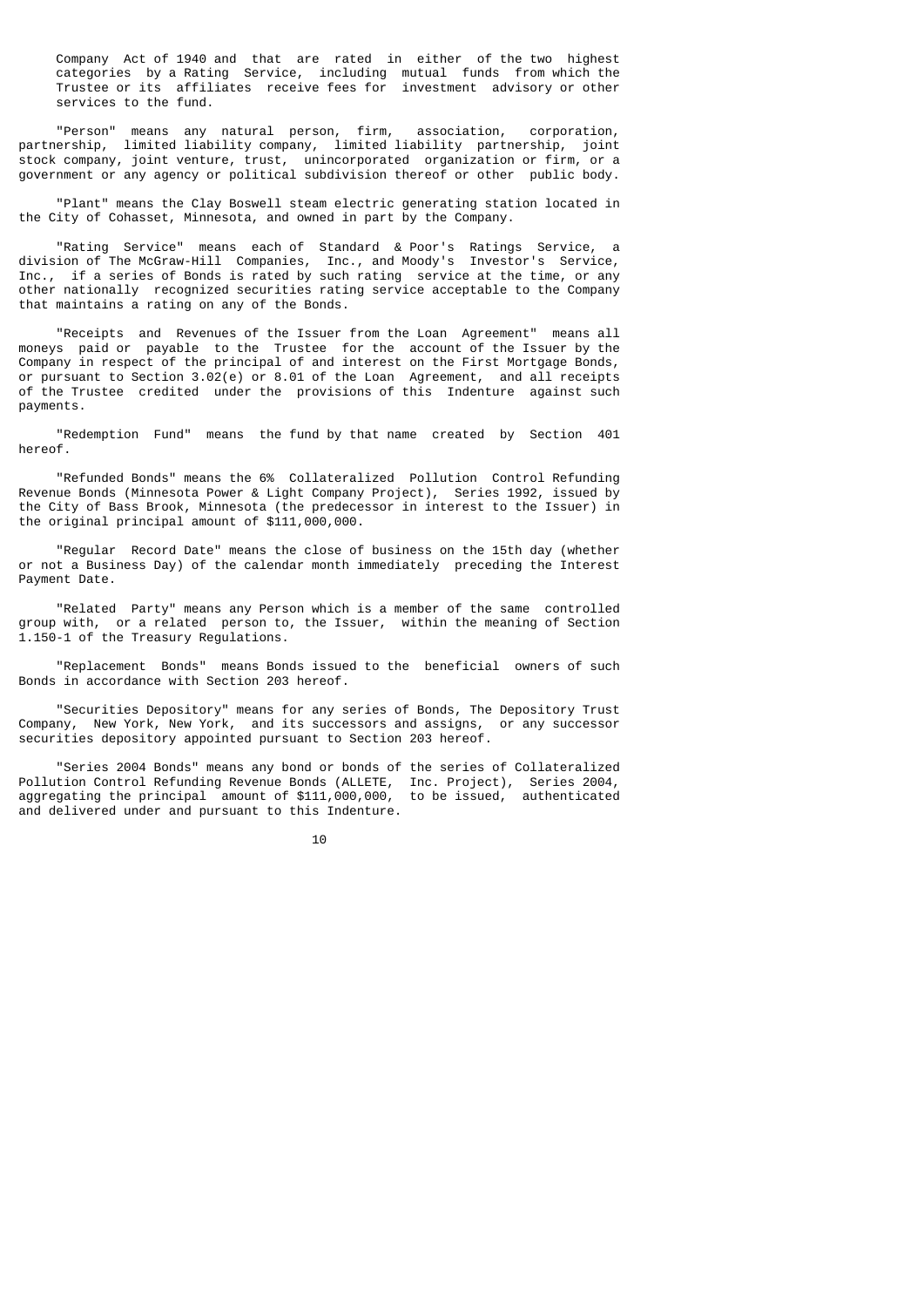Company Act of 1940 and that are rated in either of the two highest categories by a Rating Service, including mutual funds from which the Trustee or its affiliates receive fees for investment advisory or other services to the fund.

"Person" means any natural person, firm, association, corporation, partnership, limited liability company, limited liability partnership, joint stock company, joint venture, trust, unincorporated organization or firm, or a government or any agency or political subdivision thereof or other public body.

"Plant" means the Clay Boswell steam electric generating station located in the City of Cohasset, Minnesota, and owned in part by the Company.

"Rating Service" means each of Standard & Poor's Ratings Service, a division of The McGraw-Hill Companies, Inc., and Moody's Investor's Service, Inc., if a series of Bonds is rated by such rating service at the time, or any other nationally recognized securities rating service acceptable to the Company that maintains a rating on any of the Bonds.

"Receipts and Revenues of the Issuer from the Loan Agreement" means all moneys paid or payable to the Trustee for the account of the Issuer by the Company in respect of the principal of and interest on the First Mortgage Bonds, or pursuant to Section 3.02(e) or 8.01 of the Loan Agreement, and all receipts of the Trustee credited under the provisions of this Indenture against such payments.

"Redemption Fund" means the fund by that name created by Section 401 hereof.

"Refunded Bonds" means the 6% Collateralized Pollution Control Refunding Revenue Bonds (Minnesota Power & Light Company Project), Series 1992, issued by the City of Bass Brook, Minnesota (the predecessor in interest to the Issuer) in the original principal amount of $111,000,000.

"Regular Record Date" means the close of business on the 15th day (whether or not a Business Day) of the calendar month immediately preceding the Interest Payment Date.

"Related Party" means any Person which is a member of the same controlled group with, or a related person to, the Issuer, within the meaning of Section 1.150-1 of the Treasury Regulations.

"Replacement Bonds" means Bonds issued to the beneficial owners of such Bonds in accordance with Section 203 hereof.

"Securities Depository" means for any series of Bonds, The Depository Trust Company, New York, New York, and its successors and assigns, or any successor securities depository appointed pursuant to Section 203 hereof.

"Series 2004 Bonds" means any bond or bonds of the series of Collateralized Pollution Control Refunding Revenue Bonds (ALLETE, Inc. Project), Series 2004, aggregating the principal amount of $111,000,000, to be issued, authenticated and delivered under and pursuant to this Indenture.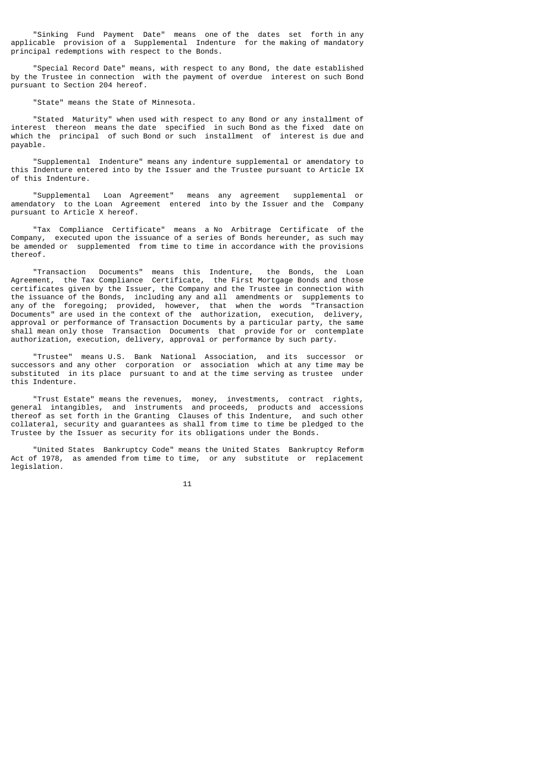"Sinking Fund Payment Date" means one of the dates set forth in any applicable provision of a Supplemental Indenture for the making of mandatory principal redemptions with respect to the Bonds.

"Special Record Date" means, with respect to any Bond, the date established by the Trustee in connection with the payment of overdue interest on such Bond pursuant to Section 204 hereof.

"State" means the State of Minnesota.

"Stated Maturity" when used with respect to any Bond or any installment of interest thereon means the date specified in such Bond as the fixed date on which the principal of such Bond or such installment of interest is due and payable.

"Supplemental Indenture" means any indenture supplemental or amendatory to this Indenture entered into by the Issuer and the Trustee pursuant to Article IX of this Indenture.

"Supplemental Loan Agreement" means any agreement supplemental or amendatory to the Loan Agreement entered into by the Issuer and the Company pursuant to Article X hereof.

"Tax Compliance Certificate" means a No Arbitrage Certificate of the Company, executed upon the issuance of a series of Bonds hereunder, as such may be amended or supplemented from time to time in accordance with the provisions thereof.

"Transaction Documents" means this Indenture, the Bonds, the Loan Agreement, the Tax Compliance Certificate, the First Mortgage Bonds and those certificates given by the Issuer, the Company and the Trustee in connection with the issuance of the Bonds, including any and all amendments or supplements to any of the foregoing; provided, however, that when the words "Transaction Documents" are used in the context of the authorization, execution, delivery, approval or performance of Transaction Documents by a particular party, the same shall mean only those Transaction Documents that provide for or contemplate authorization, execution, delivery, approval or performance by such party.

"Trustee" means U.S. Bank National Association, and its successor or successors and any other corporation or association which at any time may be substituted in its place pursuant to and at the time serving as trustee under this Indenture.

"Trust Estate" means the revenues, money, investments, contract rights, general intangibles, and instruments and proceeds, products and accessions thereof as set forth in the Granting Clauses of this Indenture, and such other collateral, security and guarantees as shall from time to time be pledged to the Trustee by the Issuer as security for its obligations under the Bonds.

"United States Bankruptcy Code" means the United States Bankruptcy Reform Act of 1978, as amended from time to time, or any substitute or replacement legislation.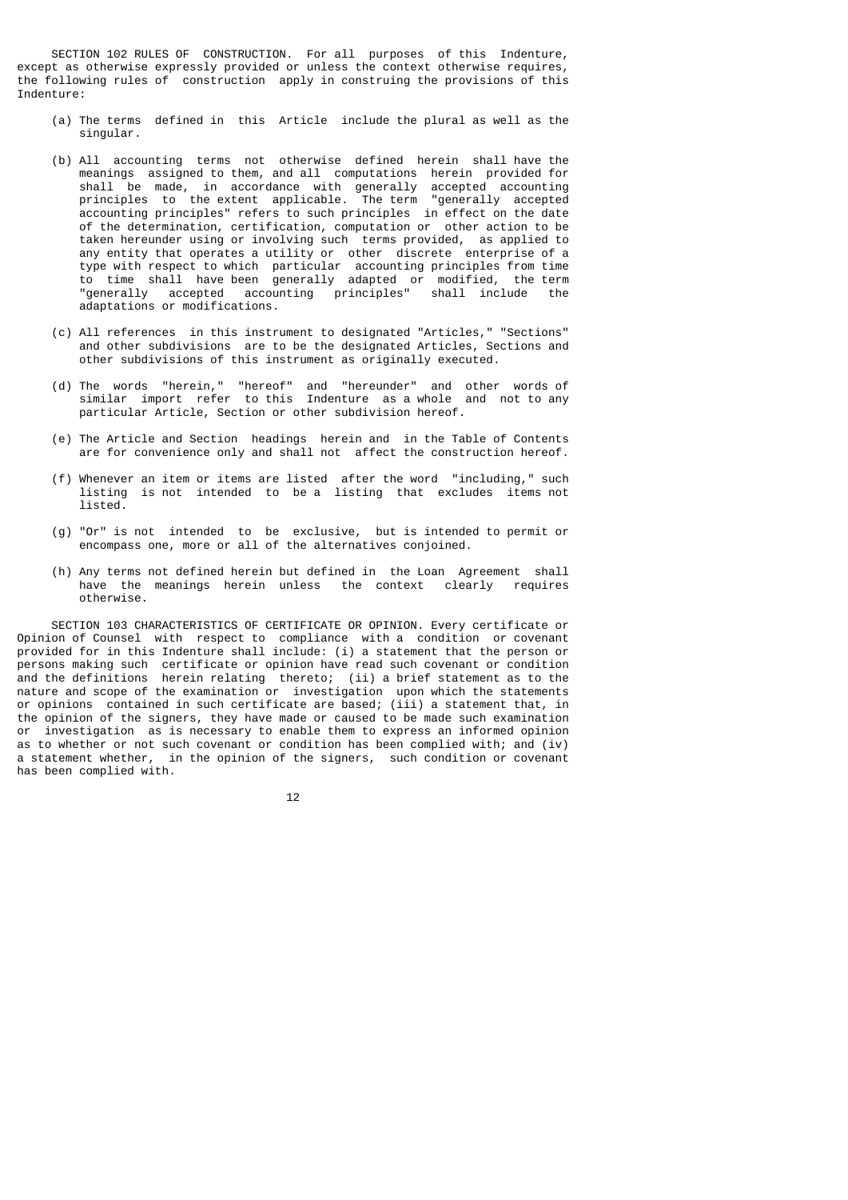SECTION 102 RULES OF CONSTRUCTION. For all purposes of this Indenture, except as otherwise expressly provided or unless the context otherwise requires, the following rules of construction apply in construing the provisions of this Indenture:

(a) The terms defined in this Article include the plural as well as the singular.

(b) All accounting terms not otherwise defined herein shall have the meanings assigned to them, and all computations herein provided for shall be made, in accordance with generally accepted accounting principles to the extent applicable. The term "generally accepted accounting principles" refers to such principles in effect on the date of the determination, certification, computation or other action to be taken hereunder using or involving such terms provided, as applied to any entity that operates a utility or other discrete enterprise of a type with respect to which particular accounting principles from time to time shall have been generally adapted or modified, the term "generally accepted accounting principles" shall include the adaptations or modifications.

(c) All references in this instrument to designated "Articles," "Sections" and other subdivisions are to be the designated Articles, Sections and other subdivisions of this instrument as originally executed.

(d) The words "herein," "hereof" and "hereunder" and other words of similar import refer to this Indenture as a whole and not to any particular Article, Section or other subdivision hereof.

(e) The Article and Section headings herein and in the Table of Contents are for convenience only and shall not affect the construction hereof.

(f) Whenever an item or items are listed after the word "including," such listing is not intended to be a listing that excludes items not listed.

(g) "Or" is not intended to be exclusive, but is intended to permit or encompass one, more or all of the alternatives conjoined.

(h) Any terms not defined herein but defined in the Loan Agreement shall have the meanings herein unless the context clearly requires otherwise.

SECTION 103 CHARACTERISTICS OF CERTIFICATE OR OPINION. Every certificate or Opinion of Counsel with respect to compliance with a condition or covenant provided for in this Indenture shall include: (i) a statement that the person or persons making such certificate or opinion have read such covenant or condition and the definitions herein relating thereto; (ii) a brief statement as to the nature and scope of the examination or investigation upon which the statements or opinions contained in such certificate are based; (iii) a statement that, in the opinion of the signers, they have made or caused to be made such examination or investigation as is necessary to enable them to express an informed opinion as to whether or not such covenant or condition has been complied with; and (iv) a statement whether, in the opinion of the signers, such condition or covenant has been complied with.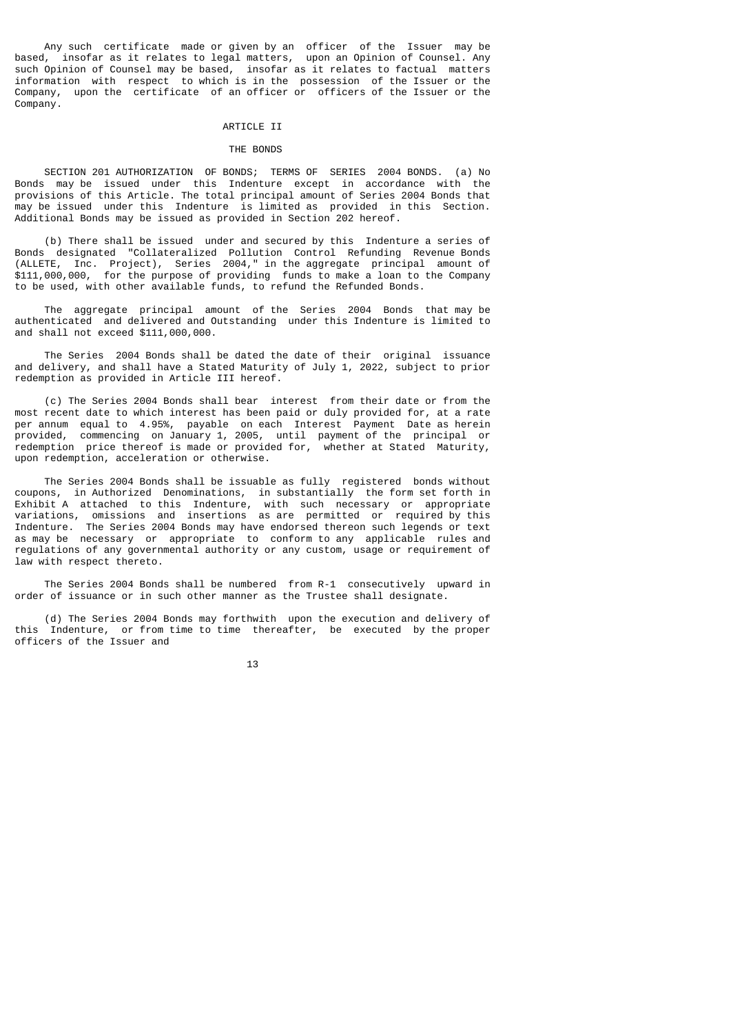Any such certificate made or given by an officer of the Issuer may be based, insofar as it relates to legal matters, upon an Opinion of Counsel. Any such Opinion of Counsel may be based, insofar as it relates to factual matters information with respect to which is in the possession of the Issuer or the Company, upon the certificate of an officer or officers of the Issuer or the Company.

# ARTICLE II

## THE BONDS

SECTION 201 AUTHORIZATION OF BONDS; TERMS OF SERIES 2004 BONDS. (a) No Bonds may be issued under this Indenture except in accordance with the provisions of this Article. The total principal amount of Series 2004 Bonds that may be issued under this Indenture is limited as provided in this Section. Additional Bonds may be issued as provided in Section 202 hereof.

(b) There shall be issued under and secured by this Indenture a series of Bonds designated "Collateralized Pollution Control Refunding Revenue Bonds (ALLETE, Inc. Project), Series 2004," in the aggregate principal amount of $111,000,000, for the purpose of providing funds to make a loan to the Company to be used, with other available funds, to refund the Refunded Bonds.

The aggregate principal amount of the Series 2004 Bonds that may be authenticated and delivered and Outstanding under this Indenture is limited to and shall not exceed $111,000,000.

The Series 2004 Bonds shall be dated the date of their original issuance and delivery, and shall have a Stated Maturity of July 1, 2022, subject to prior redemption as provided in Article III hereof.

(c) The Series 2004 Bonds shall bear interest from their date or from the most recent date to which interest has been paid or duly provided for, at a rate per annum equal to 4.95%, payable on each Interest Payment Date as herein provided, commencing on January 1, 2005, until payment of the principal or redemption price thereof is made or provided for, whether at Stated Maturity, upon redemption, acceleration or otherwise.

The Series 2004 Bonds shall be issuable as fully registered bonds without coupons, in Authorized Denominations, in substantially the form set forth in Exhibit A attached to this Indenture, with such necessary or appropriate variations, omissions and insertions as are permitted or required by this Indenture. The Series 2004 Bonds may have endorsed thereon such legends or text as may be necessary or appropriate to conform to any applicable rules and regulations of any governmental authority or any custom, usage or requirement of law with respect thereto.

The Series 2004 Bonds shall be numbered from R-1 consecutively upward in order of issuance or in such other manner as the Trustee shall designate.

(d) The Series 2004 Bonds may forthwith upon the execution and delivery of this Indenture, or from time to time thereafter, be executed by the proper officers of the Issuer and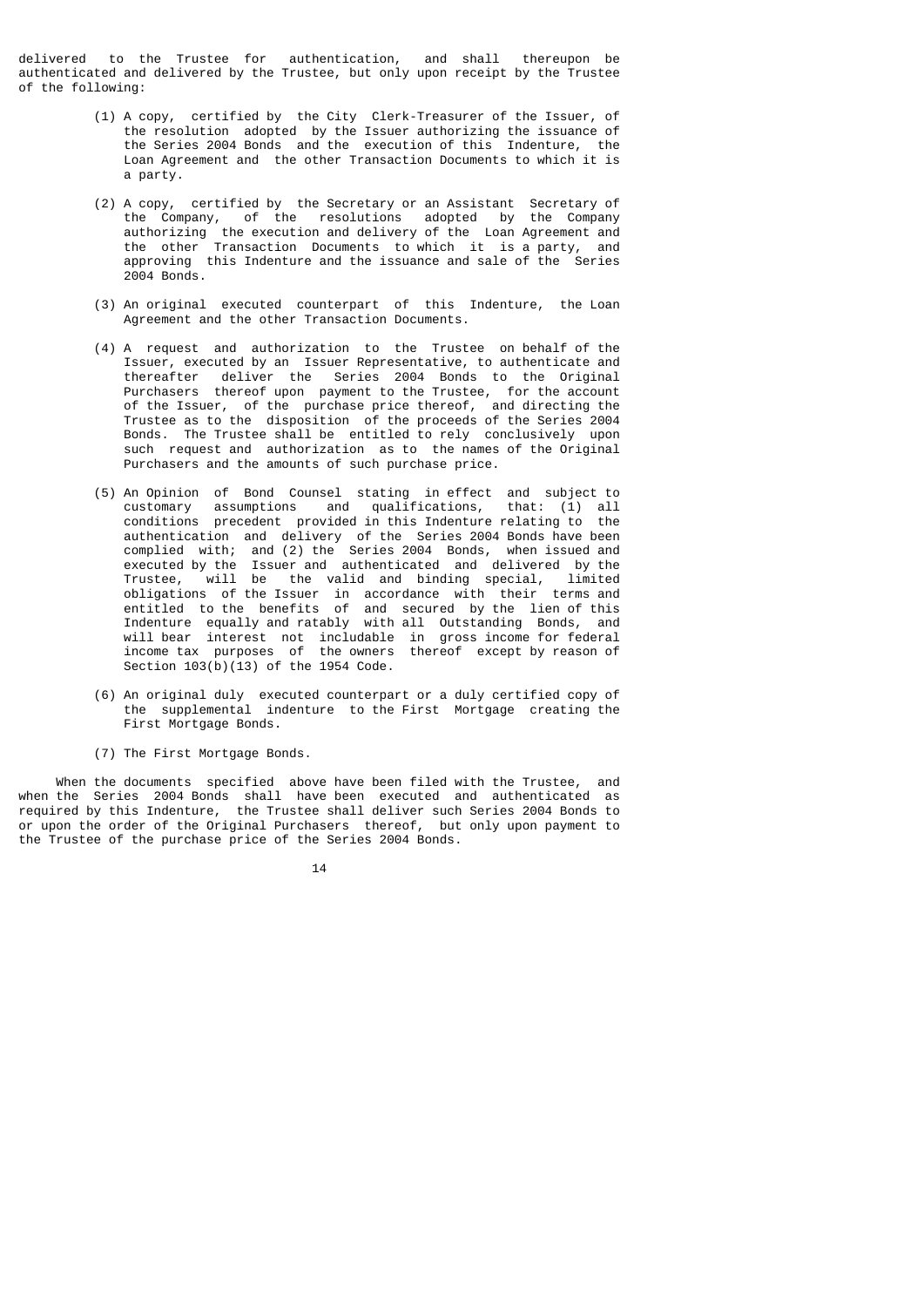delivered to the Trustee for authentication, and shall thereupon be authenticated and delivered by the Trustee, but only upon receipt by the Trustee of the following:

(1) A copy, certified by the City Clerk-Treasurer of the Issuer, of the resolution adopted by the Issuer authorizing the issuance of the Series 2004 Bonds and the execution of this Indenture, the Loan Agreement and the other Transaction Documents to which it is a party.

(2) A copy, certified by the Secretary or an Assistant Secretary of the Company, of the resolutions adopted by the Company authorizing the execution and delivery of the Loan Agreement and the other Transaction Documents to which it is a party, and approving this Indenture and the issuance and sale of the Series 2004 Bonds.

(3) An original executed counterpart of this Indenture, the Loan Agreement and the other Transaction Documents.

(4) A request and authorization to the Trustee on behalf of the Issuer, executed by an Issuer Representative, to authenticate and thereafter deliver the Series 2004 Bonds to the Original Purchasers thereof upon payment to the Trustee, for the account of the Issuer, of the purchase price thereof, and directing the Trustee as to the disposition of the proceeds of the Series 2004 Bonds. The Trustee shall be entitled to rely conclusively upon such request and authorization as to the names of the Original Purchasers and the amounts of such purchase price.

(5) An Opinion of Bond Counsel stating in effect and subject to customary assumptions and qualifications, that: (1) all conditions precedent provided in this Indenture relating to the authentication and delivery of the Series 2004 Bonds have been complied with; and (2) the Series 2004 Bonds, when issued and executed by the Issuer and authenticated and delivered by the Trustee, will be the valid and binding special, limited obligations of the Issuer in accordance with their terms and entitled to the benefits of and secured by the lien of this Indenture equally and ratably with all Outstanding Bonds, and will bear interest not includable in gross income for federal income tax purposes of the owners thereof except by reason of Section 103(b)(13) of the 1954 Code.

(6) An original duly executed counterpart or a duly certified copy of the supplemental indenture to the First Mortgage creating the First Mortgage Bonds.

(7) The First Mortgage Bonds.

When the documents specified above have been filed with the Trustee, and when the Series 2004 Bonds shall have been executed and authenticated as required by this Indenture, the Trustee shall deliver such Series 2004 Bonds to or upon the order of the Original Purchasers thereof, but only upon payment to the Trustee of the purchase price of the Series 2004 Bonds.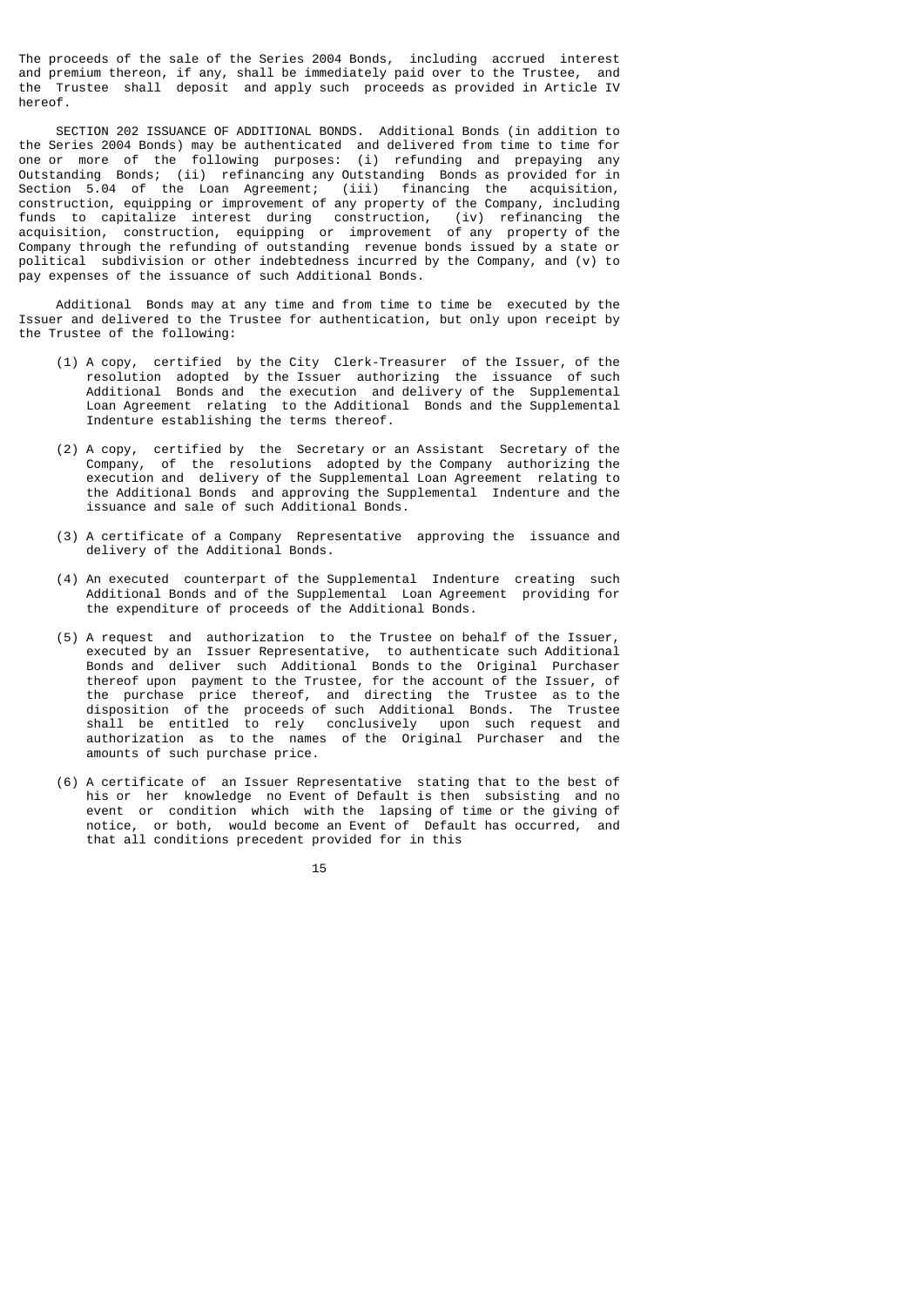The proceeds of the sale of the Series 2004 Bonds, including accrued interest and premium thereon, if any, shall be immediately paid over to the Trustee, and the Trustee shall deposit and apply such proceeds as provided in Article IV hereof.

SECTION 202 ISSUANCE OF ADDITIONAL BONDS. Additional Bonds (in addition to the Series 2004 Bonds) may be authenticated and delivered from time to time for one or more of the following purposes: (i) refunding and prepaying any Outstanding Bonds; (ii) refinancing any Outstanding Bonds as provided for in Section 5.04 of the Loan Agreement; (iii) financing the acquisition, construction, equipping or improvement of any property of the Company, including funds to capitalize interest during construction, (iv) refinancing the acquisition, construction, equipping or improvement of any property of the Company through the refunding of outstanding revenue bonds issued by a state or political subdivision or other indebtedness incurred by the Company, and (v) to pay expenses of the issuance of such Additional Bonds.

Additional Bonds may at any time and from time to time be executed by the Issuer and delivered to the Trustee for authentication, but only upon receipt by the Trustee of the following:

(1) A copy, certified by the City Clerk-Treasurer of the Issuer, of the resolution adopted by the Issuer authorizing the issuance of such Additional Bonds and the execution and delivery of the Supplemental Loan Agreement relating to the Additional Bonds and the Supplemental Indenture establishing the terms thereof.

(2) A copy, certified by the Secretary or an Assistant Secretary of the Company, of the resolutions adopted by the Company authorizing the execution and delivery of the Supplemental Loan Agreement relating to the Additional Bonds and approving the Supplemental Indenture and the issuance and sale of such Additional Bonds.

(3) A certificate of a Company Representative approving the issuance and delivery of the Additional Bonds.

(4) An executed counterpart of the Supplemental Indenture creating such Additional Bonds and of the Supplemental Loan Agreement providing for the expenditure of proceeds of the Additional Bonds.

(5) A request and authorization to the Trustee on behalf of the Issuer, executed by an Issuer Representative, to authenticate such Additional Bonds and deliver such Additional Bonds to the Original Purchaser thereof upon payment to the Trustee, for the account of the Issuer, of the purchase price thereof, and directing the Trustee as to the disposition of the proceeds of such Additional Bonds. The Trustee shall be entitled to rely conclusively upon such request and authorization as to the names of the Original Purchaser and the amounts of such purchase price.

(6) A certificate of an Issuer Representative stating that to the best of his or her knowledge no Event of Default is then subsisting and no event or condition which with the lapsing of time or the giving of notice, or both, would become an Event of Default has occurred, and that all conditions precedent provided for in this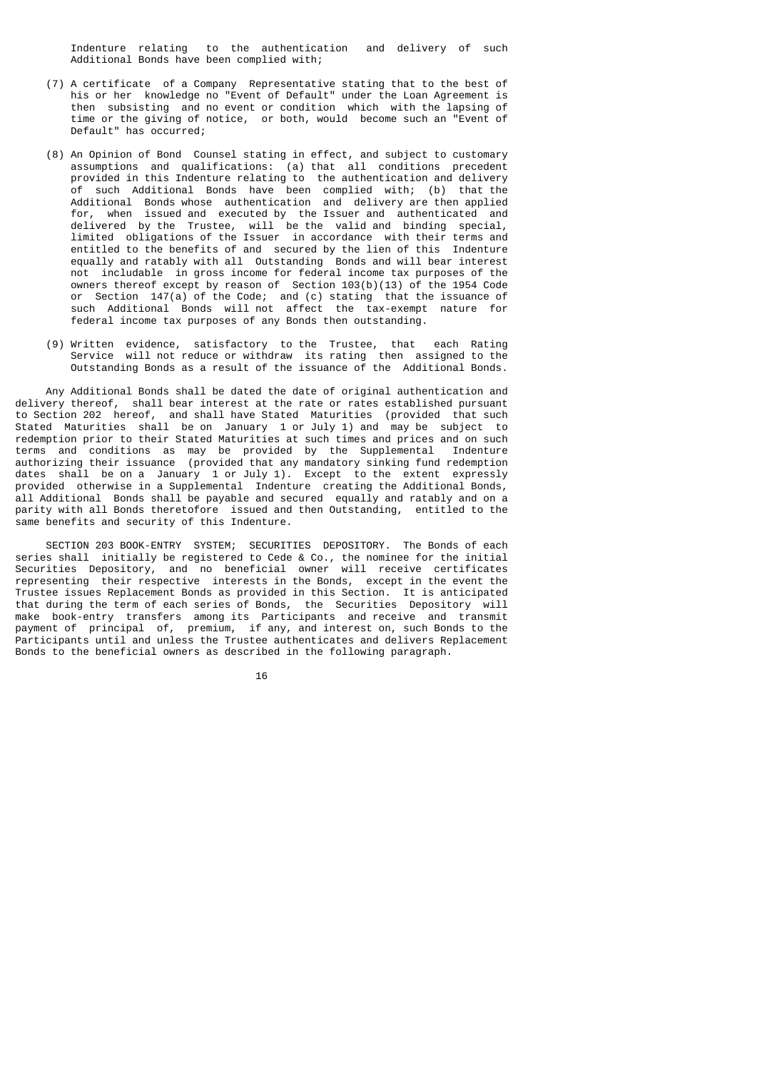Indenture relating to the authentication and delivery of such Additional Bonds have been complied with;

(7) A certificate of a Company Representative stating that to the best of his or her knowledge no "Event of Default" under the Loan Agreement is then subsisting and no event or condition which with the lapsing of time or the giving of notice, or both, would become such an "Event of Default" has occurred;

(8) An Opinion of Bond Counsel stating in effect, and subject to customary assumptions and qualifications: (a) that all conditions precedent provided in this Indenture relating to the authentication and delivery of such Additional Bonds have been complied with; (b) that the Additional Bonds whose authentication and delivery are then applied for, when issued and executed by the Issuer and authenticated and delivered by the Trustee, will be the valid and binding special, limited obligations of the Issuer in accordance with their terms and entitled to the benefits of and secured by the lien of this Indenture equally and ratably with all Outstanding Bonds and will bear interest not includable in gross income for federal income tax purposes of the owners thereof except by reason of Section 103(b)(13) of the 1954 Code or Section 147(a) of the Code; and (c) stating that the issuance of such Additional Bonds will not affect the tax-exempt nature for federal income tax purposes of any Bonds then outstanding.

(9) Written evidence, satisfactory to the Trustee, that each Rating Service will not reduce or withdraw its rating then assigned to the Outstanding Bonds as a result of the issuance of the Additional Bonds.

Any Additional Bonds shall be dated the date of original authentication and delivery thereof, shall bear interest at the rate or rates established pursuant to Section 202 hereof, and shall have Stated Maturities (provided that such Stated Maturities shall be on January 1 or July 1) and may be subject to redemption prior to their Stated Maturities at such times and prices and on such terms and conditions as may be provided by the Supplemental Indenture authorizing their issuance (provided that any mandatory sinking fund redemption dates shall be on a January 1 or July 1). Except to the extent expressly provided otherwise in a Supplemental Indenture creating the Additional Bonds, all Additional Bonds shall be payable and secured equally and ratably and on a parity with all Bonds theretofore issued and then Outstanding, entitled to the same benefits and security of this Indenture.

SECTION 203 BOOK-ENTRY SYSTEM; SECURITIES DEPOSITORY. The Bonds of each series shall initially be registered to Cede & Co., the nominee for the initial Securities Depository, and no beneficial owner will receive certificates representing their respective interests in the Bonds, except in the event the Trustee issues Replacement Bonds as provided in this Section. It is anticipated that during the term of each series of Bonds, the Securities Depository will make book-entry transfers among its Participants and receive and transmit payment of principal of, premium, if any, and interest on, such Bonds to the Participants until and unless the Trustee authenticates and delivers Replacement Bonds to the beneficial owners as described in the following paragraph.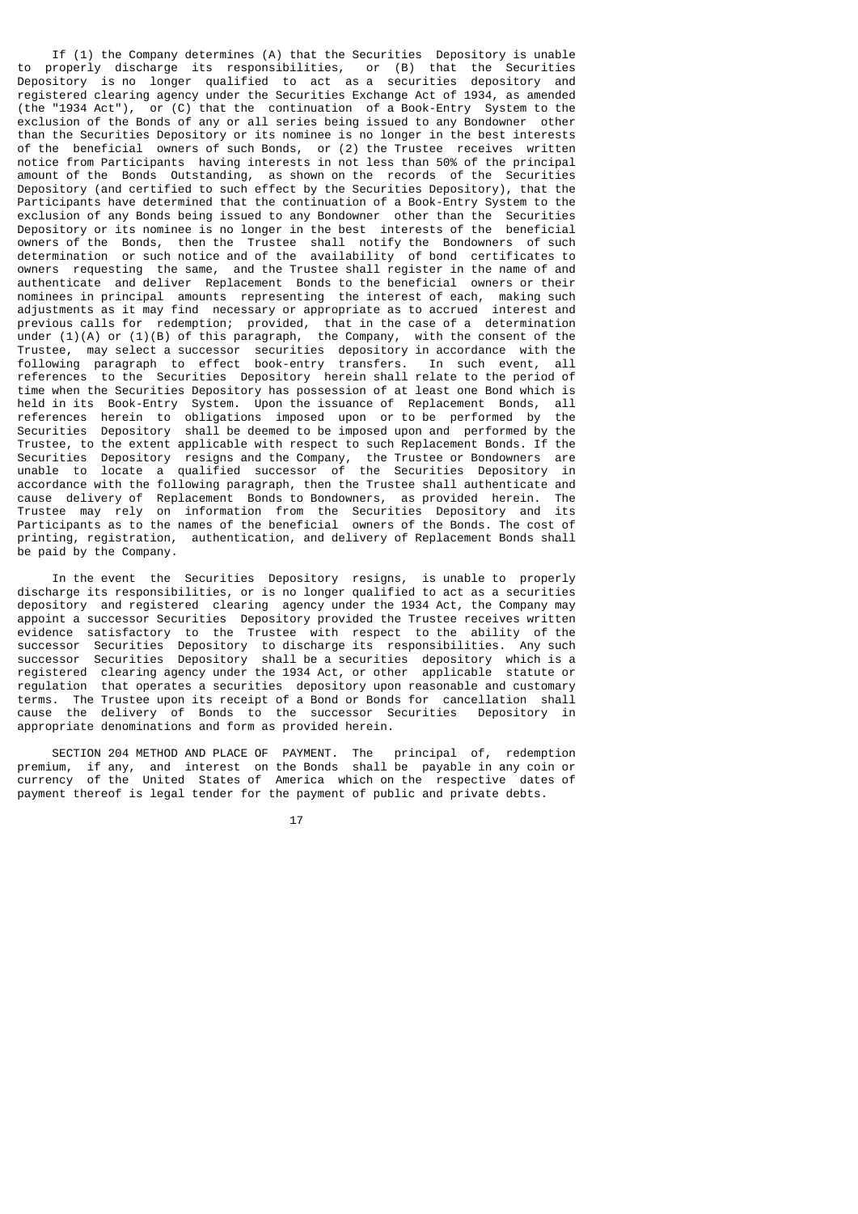If (1) the Company determines (A) that the Securities Depository is unable to properly discharge its responsibilities, or (B) that the Securities Depository is no longer qualified to act as a securities depository and registered clearing agency under the Securities Exchange Act of 1934, as amended (the "1934 Act"), or (C) that the continuation of a Book-Entry System to the exclusion of the Bonds of any or all series being issued to any Bondowner other than the Securities Depository or its nominee is no longer in the best interests of the beneficial owners of such Bonds, or (2) the Trustee receives written notice from Participants having interests in not less than 50% of the principal amount of the Bonds Outstanding, as shown on the records of the Securities Depository (and certified to such effect by the Securities Depository), that the Participants have determined that the continuation of a Book-Entry System to the exclusion of any Bonds being issued to any Bondowner other than the Securities Depository or its nominee is no longer in the best interests of the beneficial owners of the Bonds, then the Trustee shall notify the Bondowners of such determination or such notice and of the availability of bond certificates to owners requesting the same, and the Trustee shall register in the name of and authenticate and deliver Replacement Bonds to the beneficial owners or their nominees in principal amounts representing the interest of each, making such adjustments as it may find necessary or appropriate as to accrued interest and previous calls for redemption; provided, that in the case of a determination under (1)(A) or (1)(B) of this paragraph, the Company, with the consent of the Trustee, may select a successor securities depository in accordance with the following paragraph to effect book-entry transfers. In such event, all references to the Securities Depository herein shall relate to the period of time when the Securities Depository has possession of at least one Bond which is held in its Book-Entry System. Upon the issuance of Replacement Bonds, all references herein to obligations imposed upon or to be performed by the Securities Depository shall be deemed to be imposed upon and performed by the Trustee, to the extent applicable with respect to such Replacement Bonds. If the Securities Depository resigns and the Company, the Trustee or Bondowners are unable to locate a qualified successor of the Securities Depository in accordance with the following paragraph, then the Trustee shall authenticate and cause delivery of Replacement Bonds to Bondowners, as provided herein. The Trustee may rely on information from the Securities Depository and its Participants as to the names of the beneficial owners of the Bonds. The cost of printing, registration, authentication, and delivery of Replacement Bonds shall be paid by the Company.

In the event the Securities Depository resigns, is unable to properly discharge its responsibilities, or is no longer qualified to act as a securities depository and registered clearing agency under the 1934 Act, the Company may appoint a successor Securities Depository provided the Trustee receives written evidence satisfactory to the Trustee with respect to the ability of the successor Securities Depository to discharge its responsibilities. Any such successor Securities Depository shall be a securities depository which is a registered clearing agency under the 1934 Act, or other applicable statute or regulation that operates a securities depository upon reasonable and customary terms. The Trustee upon its receipt of a Bond or Bonds for cancellation shall cause the delivery of Bonds to the successor Securities Depository in appropriate denominations and form as provided herein.

SECTION 204 METHOD AND PLACE OF PAYMENT. The principal of, redemption premium, if any, and interest on the Bonds shall be payable in any coin or currency of the United States of America which on the respective dates of payment thereof is legal tender for the payment of public and private debts.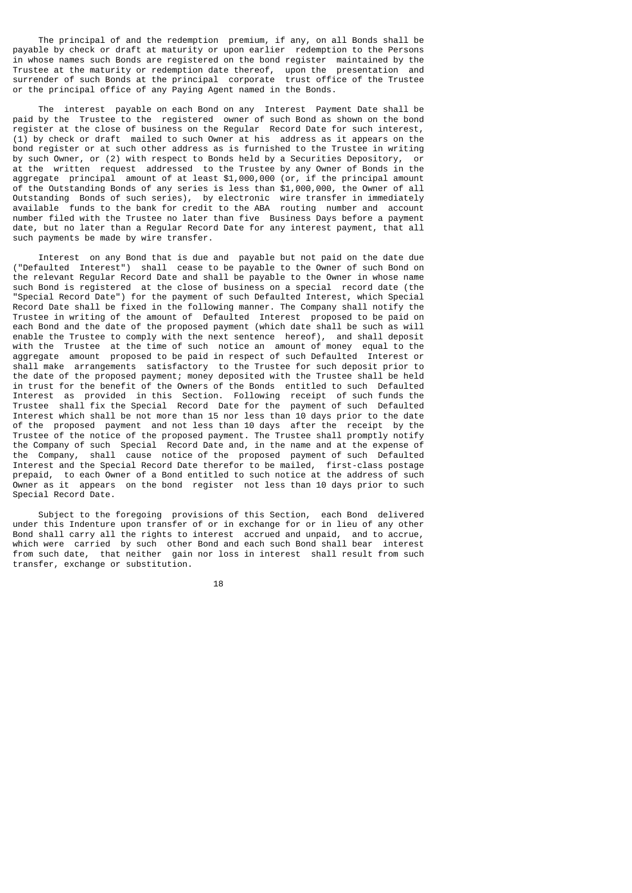The principal of and the redemption premium, if any, on all Bonds shall be payable by check or draft at maturity or upon earlier redemption to the Persons in whose names such Bonds are registered on the bond register maintained by the Trustee at the maturity or redemption date thereof, upon the presentation and surrender of such Bonds at the principal corporate trust office of the Trustee or the principal office of any Paying Agent named in the Bonds.

The interest payable on each Bond on any Interest Payment Date shall be paid by the Trustee to the registered owner of such Bond as shown on the bond register at the close of business on the Regular Record Date for such interest, (1) by check or draft mailed to such Owner at his address as it appears on the bond register or at such other address as is furnished to the Trustee in writing by such Owner, or (2) with respect to Bonds held by a Securities Depository, or at the written request addressed to the Trustee by any Owner of Bonds in the aggregate principal amount of at least $1,000,000 (or, if the principal amount of the Outstanding Bonds of any series is less than $1,000,000, the Owner of all Outstanding Bonds of such series), by electronic wire transfer in immediately available funds to the bank for credit to the ABA routing number and account number filed with the Trustee no later than five Business Days before a payment date, but no later than a Regular Record Date for any interest payment, that all such payments be made by wire transfer.

Interest on any Bond that is due and payable but not paid on the date due ("Defaulted Interest") shall cease to be payable to the Owner of such Bond on the relevant Regular Record Date and shall be payable to the Owner in whose name such Bond is registered at the close of business on a special record date (the "Special Record Date") for the payment of such Defaulted Interest, which Special Record Date shall be fixed in the following manner. The Company shall notify the Trustee in writing of the amount of Defaulted Interest proposed to be paid on each Bond and the date of the proposed payment (which date shall be such as will enable the Trustee to comply with the next sentence hereof), and shall deposit with the Trustee at the time of such notice an amount of money equal to the aggregate amount proposed to be paid in respect of such Defaulted Interest or shall make arrangements satisfactory to the Trustee for such deposit prior to the date of the proposed payment; money deposited with the Trustee shall be held in trust for the benefit of the Owners of the Bonds entitled to such Defaulted Interest as provided in this Section. Following receipt of such funds the Trustee shall fix the Special Record Date for the payment of such Defaulted Interest which shall be not more than 15 nor less than 10 days prior to the date of the proposed payment and not less than 10 days after the receipt by the Trustee of the notice of the proposed payment. The Trustee shall promptly notify the Company of such Special Record Date and, in the name and at the expense of the Company, shall cause notice of the proposed payment of such Defaulted Interest and the Special Record Date therefor to be mailed, first-class postage prepaid, to each Owner of a Bond entitled to such notice at the address of such Owner as it appears on the bond register not less than 10 days prior to such Special Record Date.

Subject to the foregoing provisions of this Section, each Bond delivered under this Indenture upon transfer of or in exchange for or in lieu of any other Bond shall carry all the rights to interest accrued and unpaid, and to accrue, which were carried by such other Bond and each such Bond shall bear interest from such date, that neither gain nor loss in interest shall result from such transfer, exchange or substitution.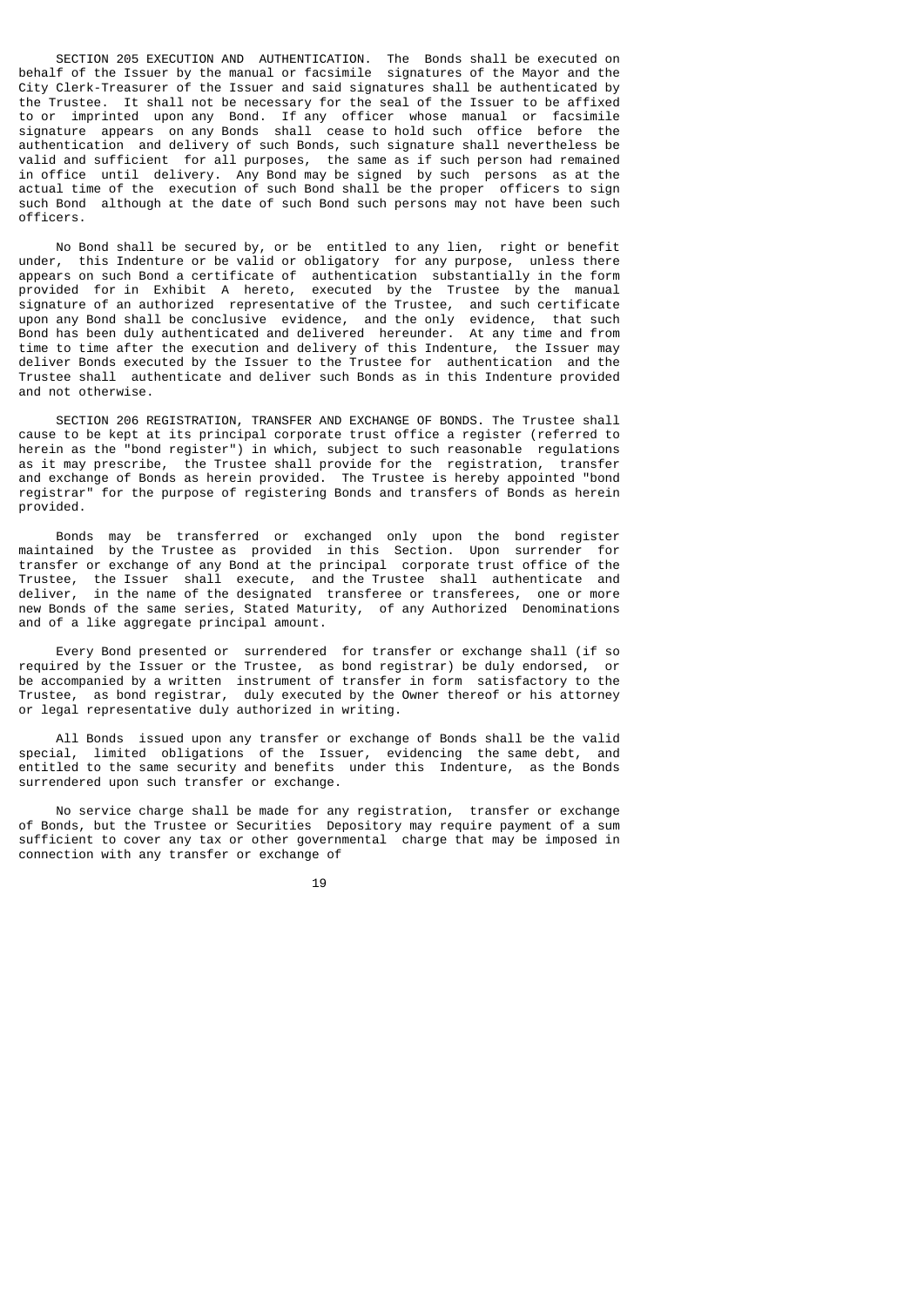SECTION 205 EXECUTION AND AUTHENTICATION. The Bonds shall be executed on behalf of the Issuer by the manual or facsimile signatures of the Mayor and the City Clerk-Treasurer of the Issuer and said signatures shall be authenticated by the Trustee. It shall not be necessary for the seal of the Issuer to be affixed to or imprinted upon any Bond. If any officer whose manual or facsimile signature appears on any Bonds shall cease to hold such office before the authentication and delivery of such Bonds, such signature shall nevertheless be valid and sufficient for all purposes, the same as if such person had remained in office until delivery. Any Bond may be signed by such persons as at the actual time of the execution of such Bond shall be the proper officers to sign such Bond although at the date of such Bond such persons may not have been such officers.

No Bond shall be secured by, or be entitled to any lien, right or benefit under, this Indenture or be valid or obligatory for any purpose, unless there appears on such Bond a certificate of authentication substantially in the form provided for in Exhibit A hereto, executed by the Trustee by the manual signature of an authorized representative of the Trustee, and such certificate upon any Bond shall be conclusive evidence, and the only evidence, that such Bond has been duly authenticated and delivered hereunder. At any time and from time to time after the execution and delivery of this Indenture, the Issuer may deliver Bonds executed by the Issuer to the Trustee for authentication and the Trustee shall authenticate and deliver such Bonds as in this Indenture provided and not otherwise.

SECTION 206 REGISTRATION, TRANSFER AND EXCHANGE OF BONDS. The Trustee shall cause to be kept at its principal corporate trust office a register (referred to herein as the "bond register") in which, subject to such reasonable regulations as it may prescribe, the Trustee shall provide for the registration, transfer and exchange of Bonds as herein provided. The Trustee is hereby appointed "bond registrar" for the purpose of registering Bonds and transfers of Bonds as herein provided.

Bonds may be transferred or exchanged only upon the bond register maintained by the Trustee as provided in this Section. Upon surrender for transfer or exchange of any Bond at the principal corporate trust office of the Trustee, the Issuer shall execute, and the Trustee shall authenticate and deliver, in the name of the designated transferee or transferees, one or more new Bonds of the same series, Stated Maturity, of any Authorized Denominations and of a like aggregate principal amount.

Every Bond presented or surrendered for transfer or exchange shall (if so required by the Issuer or the Trustee, as bond registrar) be duly endorsed, or be accompanied by a written instrument of transfer in form satisfactory to the Trustee, as bond registrar, duly executed by the Owner thereof or his attorney or legal representative duly authorized in writing.

All Bonds issued upon any transfer or exchange of Bonds shall be the valid special, limited obligations of the Issuer, evidencing the same debt, and entitled to the same security and benefits under this Indenture, as the Bonds surrendered upon such transfer or exchange.

No service charge shall be made for any registration, transfer or exchange of Bonds, but the Trustee or Securities Depository may require payment of a sum sufficient to cover any tax or other governmental charge that may be imposed in connection with any transfer or exchange of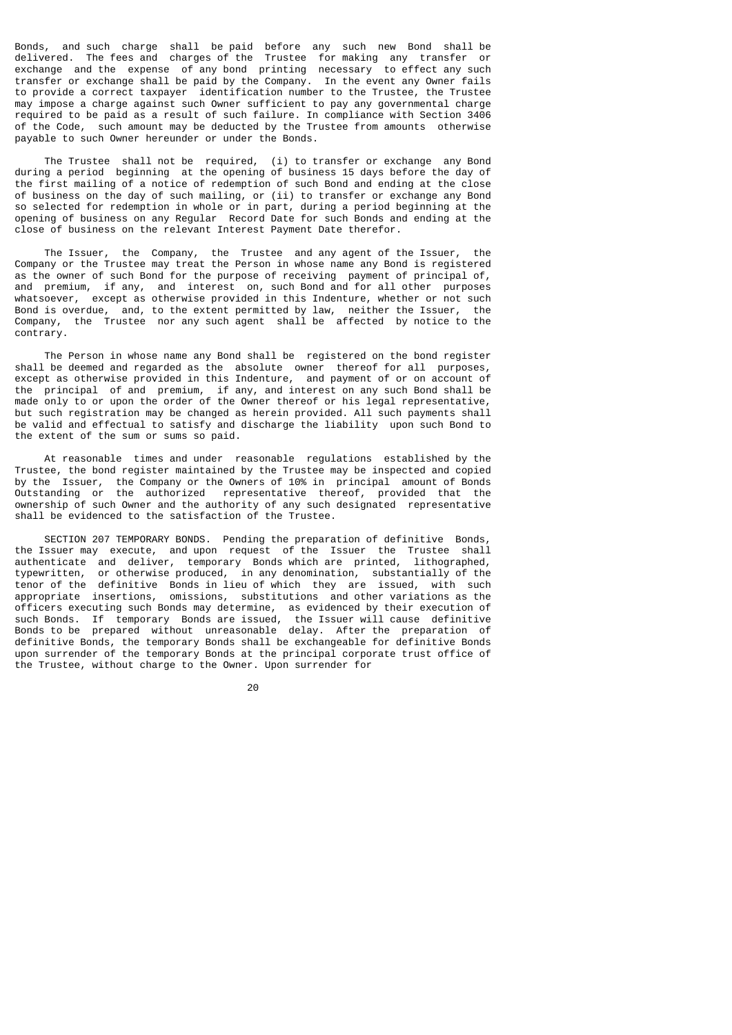Bonds, and such charge shall be paid before any such new Bond shall be delivered. The fees and charges of the Trustee for making any transfer or exchange and the expense of any bond printing necessary to effect any such transfer or exchange shall be paid by the Company. In the event any Owner fails to provide a correct taxpayer identification number to the Trustee, the Trustee may impose a charge against such Owner sufficient to pay any governmental charge required to be paid as a result of such failure. In compliance with Section 3406 of the Code, such amount may be deducted by the Trustee from amounts otherwise payable to such Owner hereunder or under the Bonds.

The Trustee shall not be required, (i) to transfer or exchange any Bond during a period beginning at the opening of business 15 days before the day of the first mailing of a notice of redemption of such Bond and ending at the close of business on the day of such mailing, or (ii) to transfer or exchange any Bond so selected for redemption in whole or in part, during a period beginning at the opening of business on any Regular Record Date for such Bonds and ending at the close of business on the relevant Interest Payment Date therefor.

The Issuer, the Company, the Trustee and any agent of the Issuer, the Company or the Trustee may treat the Person in whose name any Bond is registered as the owner of such Bond for the purpose of receiving payment of principal of, and premium, if any, and interest on, such Bond and for all other purposes whatsoever, except as otherwise provided in this Indenture, whether or not such Bond is overdue, and, to the extent permitted by law, neither the Issuer, the Company, the Trustee nor any such agent shall be affected by notice to the contrary.

The Person in whose name any Bond shall be registered on the bond register shall be deemed and regarded as the absolute owner thereof for all purposes, except as otherwise provided in this Indenture, and payment of or on account of the principal of and premium, if any, and interest on any such Bond shall be made only to or upon the order of the Owner thereof or his legal representative, but such registration may be changed as herein provided. All such payments shall be valid and effectual to satisfy and discharge the liability upon such Bond to the extent of the sum or sums so paid.

At reasonable times and under reasonable regulations established by the Trustee, the bond register maintained by the Trustee may be inspected and copied by the Issuer, the Company or the Owners of 10% in principal amount of Bonds Outstanding or the authorized representative thereof, provided that the ownership of such Owner and the authority of any such designated representative shall be evidenced to the satisfaction of the Trustee.

SECTION 207 TEMPORARY BONDS. Pending the preparation of definitive Bonds, the Issuer may execute, and upon request of the Issuer the Trustee shall authenticate and deliver, temporary Bonds which are printed, lithographed, typewritten, or otherwise produced, in any denomination, substantially of the tenor of the definitive Bonds in lieu of which they are issued, with such appropriate insertions, omissions, substitutions and other variations as the officers executing such Bonds may determine, as evidenced by their execution of such Bonds. If temporary Bonds are issued, the Issuer will cause definitive Bonds to be prepared without unreasonable delay. After the preparation of definitive Bonds, the temporary Bonds shall be exchangeable for definitive Bonds upon surrender of the temporary Bonds at the principal corporate trust office of the Trustee, without charge to the Owner. Upon surrender for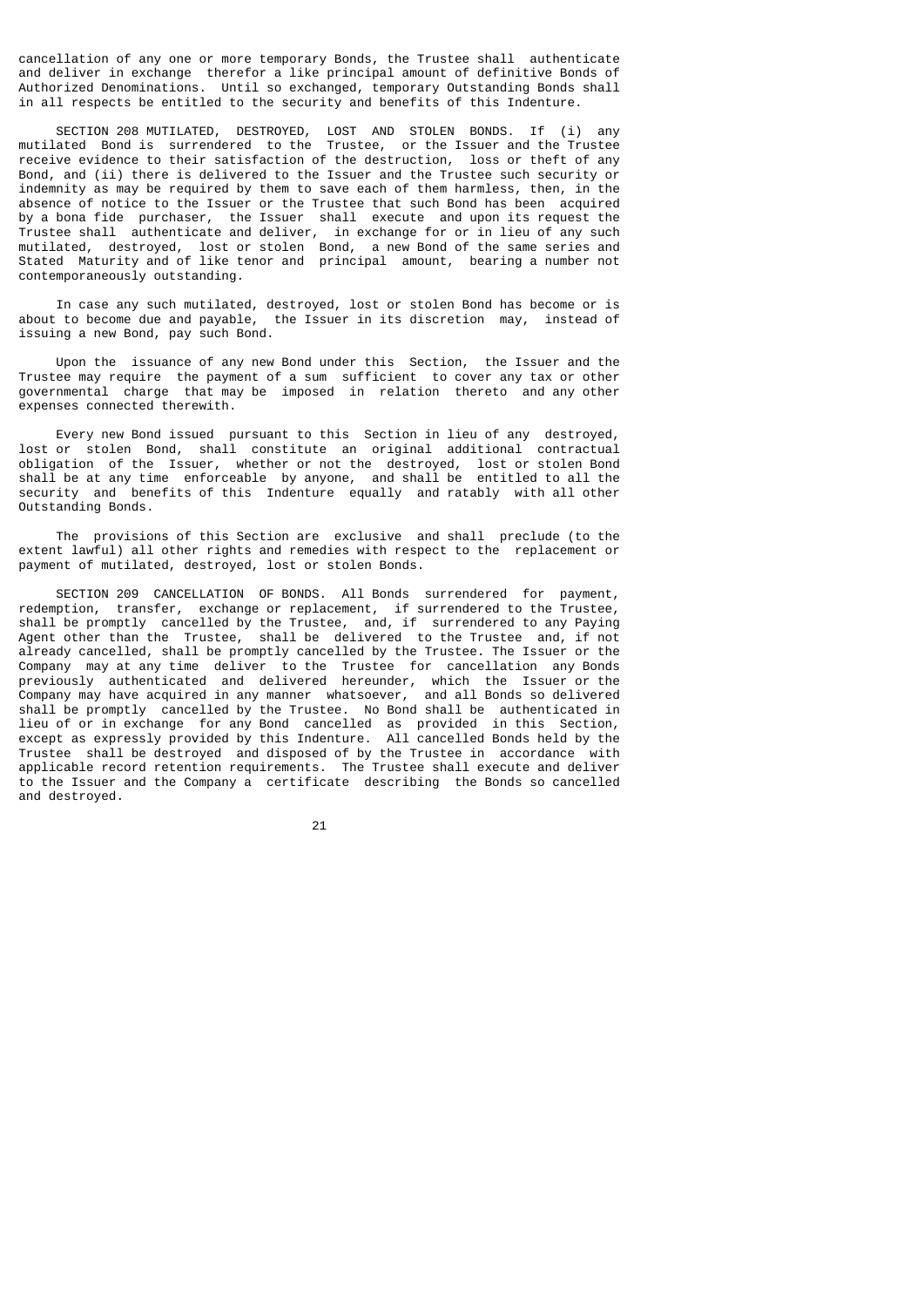cancellation of any one or more temporary Bonds, the Trustee shall authenticate and deliver in exchange therefor a like principal amount of definitive Bonds of Authorized Denominations. Until so exchanged, temporary Outstanding Bonds shall in all respects be entitled to the security and benefits of this Indenture.

SECTION 208 MUTILATED, DESTROYED, LOST AND STOLEN BONDS. If (i) any mutilated Bond is surrendered to the Trustee, or the Issuer and the Trustee receive evidence to their satisfaction of the destruction, loss or theft of any Bond, and (ii) there is delivered to the Issuer and the Trustee such security or indemnity as may be required by them to save each of them harmless, then, in the absence of notice to the Issuer or the Trustee that such Bond has been acquired by a bona fide purchaser, the Issuer shall execute and upon its request the Trustee shall authenticate and deliver, in exchange for or in lieu of any such mutilated, destroyed, lost or stolen Bond, a new Bond of the same series and Stated Maturity and of like tenor and principal amount, bearing a number not contemporaneously outstanding.

In case any such mutilated, destroyed, lost or stolen Bond has become or is about to become due and payable, the Issuer in its discretion may, instead of issuing a new Bond, pay such Bond.

Upon the issuance of any new Bond under this Section, the Issuer and the Trustee may require the payment of a sum sufficient to cover any tax or other governmental charge that may be imposed in relation thereto and any other expenses connected therewith.

Every new Bond issued pursuant to this Section in lieu of any destroyed, lost or stolen Bond, shall constitute an original additional contractual obligation of the Issuer, whether or not the destroyed, lost or stolen Bond shall be at any time enforceable by anyone, and shall be entitled to all the security and benefits of this Indenture equally and ratably with all other Outstanding Bonds.

The provisions of this Section are exclusive and shall preclude (to the extent lawful) all other rights and remedies with respect to the replacement or payment of mutilated, destroyed, lost or stolen Bonds.

SECTION 209 CANCELLATION OF BONDS. All Bonds surrendered for payment, redemption, transfer, exchange or replacement, if surrendered to the Trustee, shall be promptly cancelled by the Trustee, and, if surrendered to any Paying Agent other than the Trustee, shall be delivered to the Trustee and, if not already cancelled, shall be promptly cancelled by the Trustee. The Issuer or the Company may at any time deliver to the Trustee for cancellation any Bonds previously authenticated and delivered hereunder, which the Issuer or the Company may have acquired in any manner whatsoever, and all Bonds so delivered shall be promptly cancelled by the Trustee. No Bond shall be authenticated in lieu of or in exchange for any Bond cancelled as provided in this Section, except as expressly provided by this Indenture. All cancelled Bonds held by the Trustee shall be destroyed and disposed of by the Trustee in accordance with applicable record retention requirements. The Trustee shall execute and deliver to the Issuer and the Company a certificate describing the Bonds so cancelled and destroyed.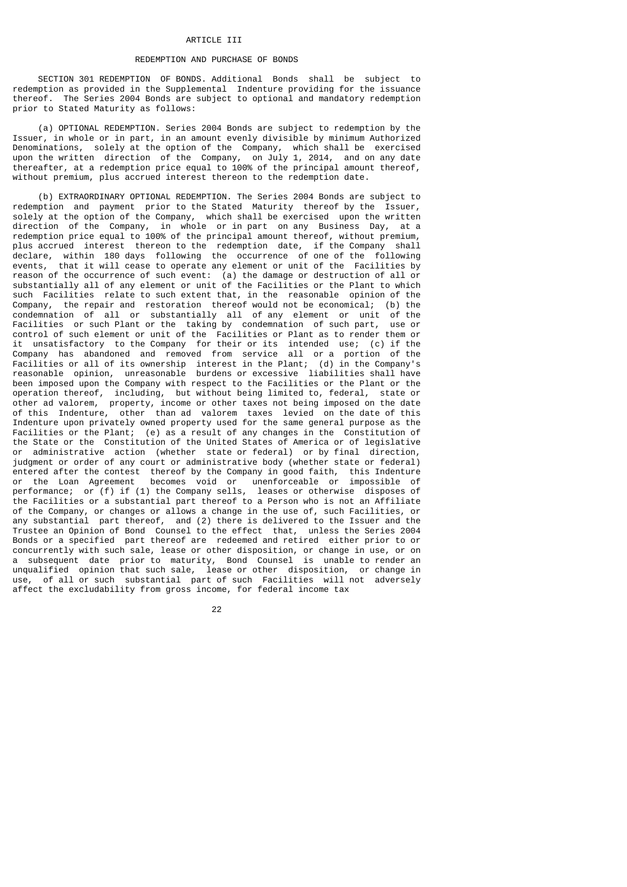# ARTICLE III

## REDEMPTION AND PURCHASE OF BONDS

SECTION 301 REDEMPTION OF BONDS. Additional Bonds shall be subject to redemption as provided in the Supplemental Indenture providing for the issuance thereof. The Series 2004 Bonds are subject to optional and mandatory redemption prior to Stated Maturity as follows:

(a) OPTIONAL REDEMPTION. Series 2004 Bonds are subject to redemption by the Issuer, in whole or in part, in an amount evenly divisible by minimum Authorized Denominations, solely at the option of the Company, which shall be exercised upon the written direction of the Company, on July 1, 2014, and on any date thereafter, at a redemption price equal to 100% of the principal amount thereof, without premium, plus accrued interest thereon to the redemption date.

(b) EXTRAORDINARY OPTIONAL REDEMPTION. The Series 2004 Bonds are subject to redemption and payment prior to the Stated Maturity thereof by the Issuer, solely at the option of the Company, which shall be exercised upon the written direction of the Company, in whole or in part on any Business Day, at a redemption price equal to 100% of the principal amount thereof, without premium, plus accrued interest thereon to the redemption date, if the Company shall declare, within 180 days following the occurrence of one of the following events, that it will cease to operate any element or unit of the Facilities by reason of the occurrence of such event: (a) the damage or destruction of all or substantially all of any element or unit of the Facilities or the Plant to which such Facilities relate to such extent that, in the reasonable opinion of the Company, the repair and restoration thereof would not be economical; (b) the condemnation of all or substantially all of any element or unit of the Facilities or such Plant or the taking by condemnation of such part, use or control of such element or unit of the Facilities or Plant as to render them or it unsatisfactory to the Company for their or its intended use; (c) if the Company has abandoned and removed from service all or a portion of the Facilities or all of its ownership interest in the Plant; (d) in the Company's reasonable opinion, unreasonable burdens or excessive liabilities shall have been imposed upon the Company with respect to the Facilities or the Plant or the operation thereof, including, but without being limited to, federal, state or other ad valorem, property, income or other taxes not being imposed on the date of this Indenture, other than ad valorem taxes levied on the date of this Indenture upon privately owned property used for the same general purpose as the Facilities or the Plant; (e) as a result of any changes in the Constitution of the State or the Constitution of the United States of America or of legislative or administrative action (whether state or federal) or by final direction, judgment or order of any court or administrative body (whether state or federal) entered after the contest thereof by the Company in good faith, this Indenture or the Loan Agreement becomes void or unenforceable or impossible of performance; or (f) if (1) the Company sells, leases or otherwise disposes of the Facilities or a substantial part thereof to a Person who is not an Affiliate of the Company, or changes or allows a change in the use of, such Facilities, or any substantial part thereof, and (2) there is delivered to the Issuer and the Trustee an Opinion of Bond Counsel to the effect that, unless the Series 2004 Bonds or a specified part thereof are redeemed and retired either prior to or concurrently with such sale, lease or other disposition, or change in use, or on a subsequent date prior to maturity, Bond Counsel is unable to render an unqualified opinion that such sale, lease or other disposition, or change in use, of all or such substantial part of such Facilities will not adversely affect the excludability from gross income, for federal income tax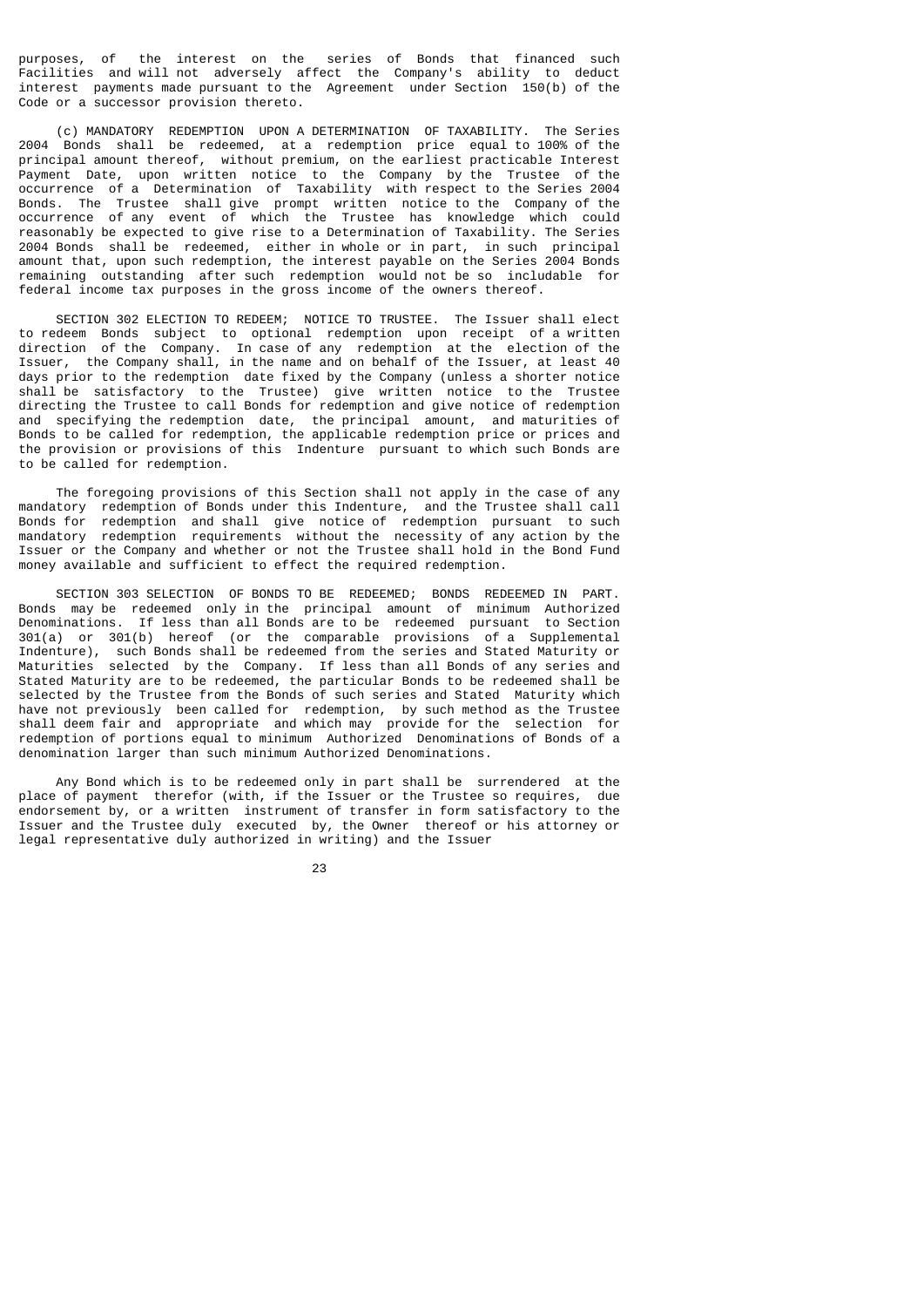purposes, of the interest on the series of Bonds that financed such Facilities and will not adversely affect the Company's ability to deduct interest payments made pursuant to the Agreement under Section 150(b) of the Code or a successor provision thereto.

(c) MANDATORY REDEMPTION UPON A DETERMINATION OF TAXABILITY. The Series 2004 Bonds shall be redeemed, at a redemption price equal to 100% of the principal amount thereof, without premium, on the earliest practicable Interest Payment Date, upon written notice to the Company by the Trustee of the occurrence of a Determination of Taxability with respect to the Series 2004 Bonds. The Trustee shall give prompt written notice to the Company of the occurrence of any event of which the Trustee has knowledge which could reasonably be expected to give rise to a Determination of Taxability. The Series 2004 Bonds shall be redeemed, either in whole or in part, in such principal amount that, upon such redemption, the interest payable on the Series 2004 Bonds remaining outstanding after such redemption would not be so includable for federal income tax purposes in the gross income of the owners thereof.

SECTION 302 ELECTION TO REDEEM; NOTICE TO TRUSTEE. The Issuer shall elect to redeem Bonds subject to optional redemption upon receipt of a written direction of the Company. In case of any redemption at the election of the Issuer, the Company shall, in the name and on behalf of the Issuer, at least 40 days prior to the redemption date fixed by the Company (unless a shorter notice shall be satisfactory to the Trustee) give written notice to the Trustee directing the Trustee to call Bonds for redemption and give notice of redemption and specifying the redemption date, the principal amount, and maturities of Bonds to be called for redemption, the applicable redemption price or prices and the provision or provisions of this Indenture pursuant to which such Bonds are to be called for redemption.

The foregoing provisions of this Section shall not apply in the case of any mandatory redemption of Bonds under this Indenture, and the Trustee shall call Bonds for redemption and shall give notice of redemption pursuant to such mandatory redemption requirements without the necessity of any action by the Issuer or the Company and whether or not the Trustee shall hold in the Bond Fund money available and sufficient to effect the required redemption.

SECTION 303 SELECTION OF BONDS TO BE REDEEMED; BONDS REDEEMED IN PART. Bonds may be redeemed only in the principal amount of minimum Authorized Denominations. If less than all Bonds are to be redeemed pursuant to Section 301(a) or 301(b) hereof (or the comparable provisions of a Supplemental Indenture), such Bonds shall be redeemed from the series and Stated Maturity or Maturities selected by the Company. If less than all Bonds of any series and Stated Maturity are to be redeemed, the particular Bonds to be redeemed shall be selected by the Trustee from the Bonds of such series and Stated Maturity which have not previously been called for redemption, by such method as the Trustee shall deem fair and appropriate and which may provide for the selection for redemption of portions equal to minimum Authorized Denominations of Bonds of a denomination larger than such minimum Authorized Denominations.

Any Bond which is to be redeemed only in part shall be surrendered at the place of payment therefor (with, if the Issuer or the Trustee so requires, due endorsement by, or a written instrument of transfer in form satisfactory to the Issuer and the Trustee duly executed by, the Owner thereof or his attorney or legal representative duly authorized in writing) and the Issuer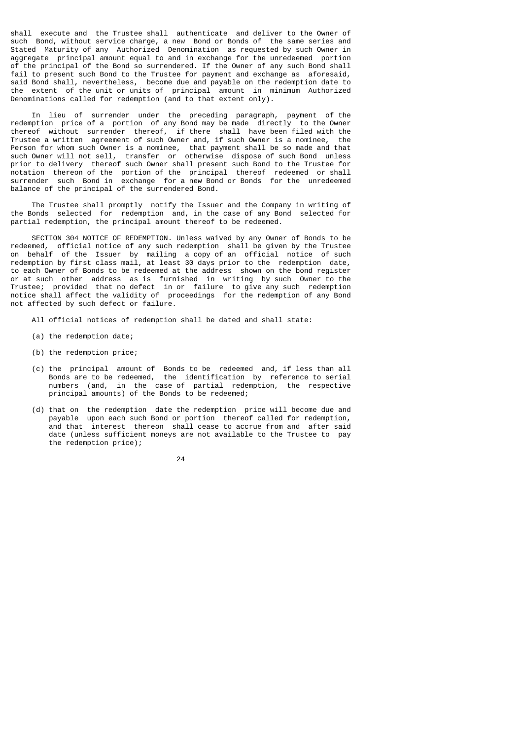shall execute and the Trustee shall authenticate and deliver to the Owner of such Bond, without service charge, a new Bond or Bonds of the same series and Stated Maturity of any Authorized Denomination as requested by such Owner in aggregate principal amount equal to and in exchange for the unredeemed portion of the principal of the Bond so surrendered. If the Owner of any such Bond shall fail to present such Bond to the Trustee for payment and exchange as aforesaid, said Bond shall, nevertheless, become due and payable on the redemption date to the extent of the unit or units of principal amount in minimum Authorized Denominations called for redemption (and to that extent only).

In lieu of surrender under the preceding paragraph, payment of the redemption price of a portion of any Bond may be made directly to the Owner thereof without surrender thereof, if there shall have been filed with the Trustee a written agreement of such Owner and, if such Owner is a nominee, the Person for whom such Owner is a nominee, that payment shall be so made and that such Owner will not sell, transfer or otherwise dispose of such Bond unless prior to delivery thereof such Owner shall present such Bond to the Trustee for notation thereon of the portion of the principal thereof redeemed or shall surrender such Bond in exchange for a new Bond or Bonds for the unredeemed balance of the principal of the surrendered Bond.

The Trustee shall promptly notify the Issuer and the Company in writing of the Bonds selected for redemption and, in the case of any Bond selected for partial redemption, the principal amount thereof to be redeemed.

SECTION 304 NOTICE OF REDEMPTION. Unless waived by any Owner of Bonds to be redeemed, official notice of any such redemption shall be given by the Trustee on behalf of the Issuer by mailing a copy of an official notice of such redemption by first class mail, at least 30 days prior to the redemption date, to each Owner of Bonds to be redeemed at the address shown on the bond register or at such other address as is furnished in writing by such Owner to the Trustee; provided that no defect in or failure to give any such redemption notice shall affect the validity of proceedings for the redemption of any Bond not affected by such defect or failure.

All official notices of redemption shall be dated and shall state:

(a) the redemption date;

(b) the redemption price;

(c) the principal amount of Bonds to be redeemed and, if less than all Bonds are to be redeemed, the identification by reference to serial numbers (and, in the case of partial redemption, the respective principal amounts) of the Bonds to be redeemed;

(d) that on the redemption date the redemption price will become due and payable upon each such Bond or portion thereof called for redemption, and that interest thereon shall cease to accrue from and after said date (unless sufficient moneys are not available to the Trustee to pay the redemption price);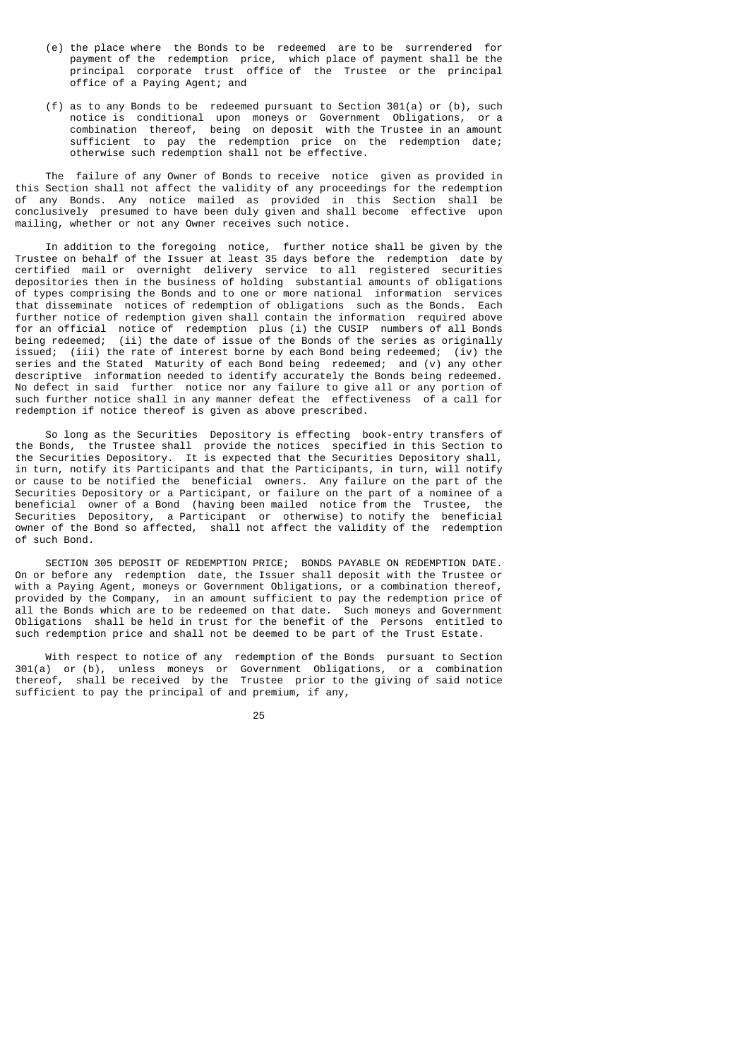(e) the place where the Bonds to be redeemed are to be surrendered for payment of the redemption price, which place of payment shall be the principal corporate trust office of the Trustee or the principal office of a Paying Agent; and

(f) as to any Bonds to be redeemed pursuant to Section 301(a) or (b), such notice is conditional upon moneys or Government Obligations, or a combination thereof, being on deposit with the Trustee in an amount sufficient to pay the redemption price on the redemption date; otherwise such redemption shall not be effective.

The failure of any Owner of Bonds to receive notice given as provided in this Section shall not affect the validity of any proceedings for the redemption of any Bonds. Any notice mailed as provided in this Section shall be conclusively presumed to have been duly given and shall become effective upon mailing, whether or not any Owner receives such notice.

In addition to the foregoing notice, further notice shall be given by the Trustee on behalf of the Issuer at least 35 days before the redemption date by certified mail or overnight delivery service to all registered securities depositories then in the business of holding substantial amounts of obligations of types comprising the Bonds and to one or more national information services that disseminate notices of redemption of obligations such as the Bonds. Each further notice of redemption given shall contain the information required above for an official notice of redemption plus (i) the CUSIP numbers of all Bonds being redeemed; (ii) the date of issue of the Bonds of the series as originally issued; (iii) the rate of interest borne by each Bond being redeemed; (iv) the series and the Stated Maturity of each Bond being redeemed; and (v) any other descriptive information needed to identify accurately the Bonds being redeemed. No defect in said further notice nor any failure to give all or any portion of such further notice shall in any manner defeat the effectiveness of a call for redemption if notice thereof is given as above prescribed.

So long as the Securities Depository is effecting book-entry transfers of the Bonds, the Trustee shall provide the notices specified in this Section to the Securities Depository. It is expected that the Securities Depository shall, in turn, notify its Participants and that the Participants, in turn, will notify or cause to be notified the beneficial owners. Any failure on the part of the Securities Depository or a Participant, or failure on the part of a nominee of a beneficial owner of a Bond (having been mailed notice from the Trustee, the Securities Depository, a Participant or otherwise) to notify the beneficial owner of the Bond so affected, shall not affect the validity of the redemption of such Bond.

SECTION 305 DEPOSIT OF REDEMPTION PRICE; BONDS PAYABLE ON REDEMPTION DATE. On or before any redemption date, the Issuer shall deposit with the Trustee or with a Paying Agent, moneys or Government Obligations, or a combination thereof, provided by the Company, in an amount sufficient to pay the redemption price of all the Bonds which are to be redeemed on that date. Such moneys and Government Obligations shall be held in trust for the benefit of the Persons entitled to such redemption price and shall not be deemed to be part of the Trust Estate.

With respect to notice of any redemption of the Bonds pursuant to Section 301(a) or (b), unless moneys or Government Obligations, or a combination thereof, shall be received by the Trustee prior to the giving of said notice sufficient to pay the principal of and premium, if any,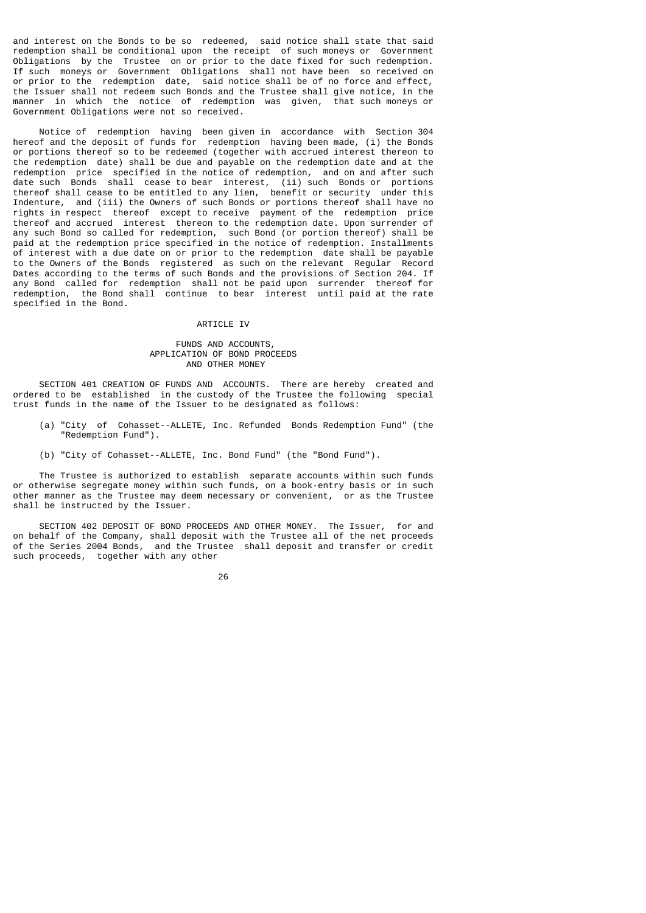and interest on the Bonds to be so redeemed, said notice shall state that said redemption shall be conditional upon the receipt of such moneys or Government Obligations by the Trustee on or prior to the date fixed for such redemption. If such moneys or Government Obligations shall not have been so received on or prior to the redemption date, said notice shall be of no force and effect, the Issuer shall not redeem such Bonds and the Trustee shall give notice, in the manner in which the notice of redemption was given, that such moneys or Government Obligations were not so received.

Notice of redemption having been given in accordance with Section 304 hereof and the deposit of funds for redemption having been made, (i) the Bonds or portions thereof so to be redeemed (together with accrued interest thereon to the redemption date) shall be due and payable on the redemption date and at the redemption price specified in the notice of redemption, and on and after such date such Bonds shall cease to bear interest, (ii) such Bonds or portions thereof shall cease to be entitled to any lien, benefit or security under this Indenture, and (iii) the Owners of such Bonds or portions thereof shall have no rights in respect thereof except to receive payment of the redemption price thereof and accrued interest thereon to the redemption date. Upon surrender of any such Bond so called for redemption, such Bond (or portion thereof) shall be paid at the redemption price specified in the notice of redemption. Installments of interest with a due date on or prior to the redemption date shall be payable to the Owners of the Bonds registered as such on the relevant Regular Record Dates according to the terms of such Bonds and the provisions of Section 204. If any Bond called for redemption shall not be paid upon surrender thereof for redemption, the Bond shall continue to bear interest until paid at the rate specified in the Bond.

# ARTICLE IV

## FUNDS AND ACCOUNTS, APPLICATION OF BOND PROCEEDS AND OTHER MONEY

SECTION 401 CREATION OF FUNDS AND ACCOUNTS. There are hereby created and ordered to be established in the custody of the Trustee the following special trust funds in the name of the Issuer to be designated as follows:

(a) "City of Cohasset--ALLETE, Inc. Refunded Bonds Redemption Fund" (the "Redemption Fund").

(b) "City of Cohasset--ALLETE, Inc. Bond Fund" (the "Bond Fund").

The Trustee is authorized to establish separate accounts within such funds or otherwise segregate money within such funds, on a book-entry basis or in such other manner as the Trustee may deem necessary or convenient, or as the Trustee shall be instructed by the Issuer.

SECTION 402 DEPOSIT OF BOND PROCEEDS AND OTHER MONEY. The Issuer, for and on behalf of the Company, shall deposit with the Trustee all of the net proceeds of the Series 2004 Bonds, and the Trustee shall deposit and transfer or credit such proceeds, together with any other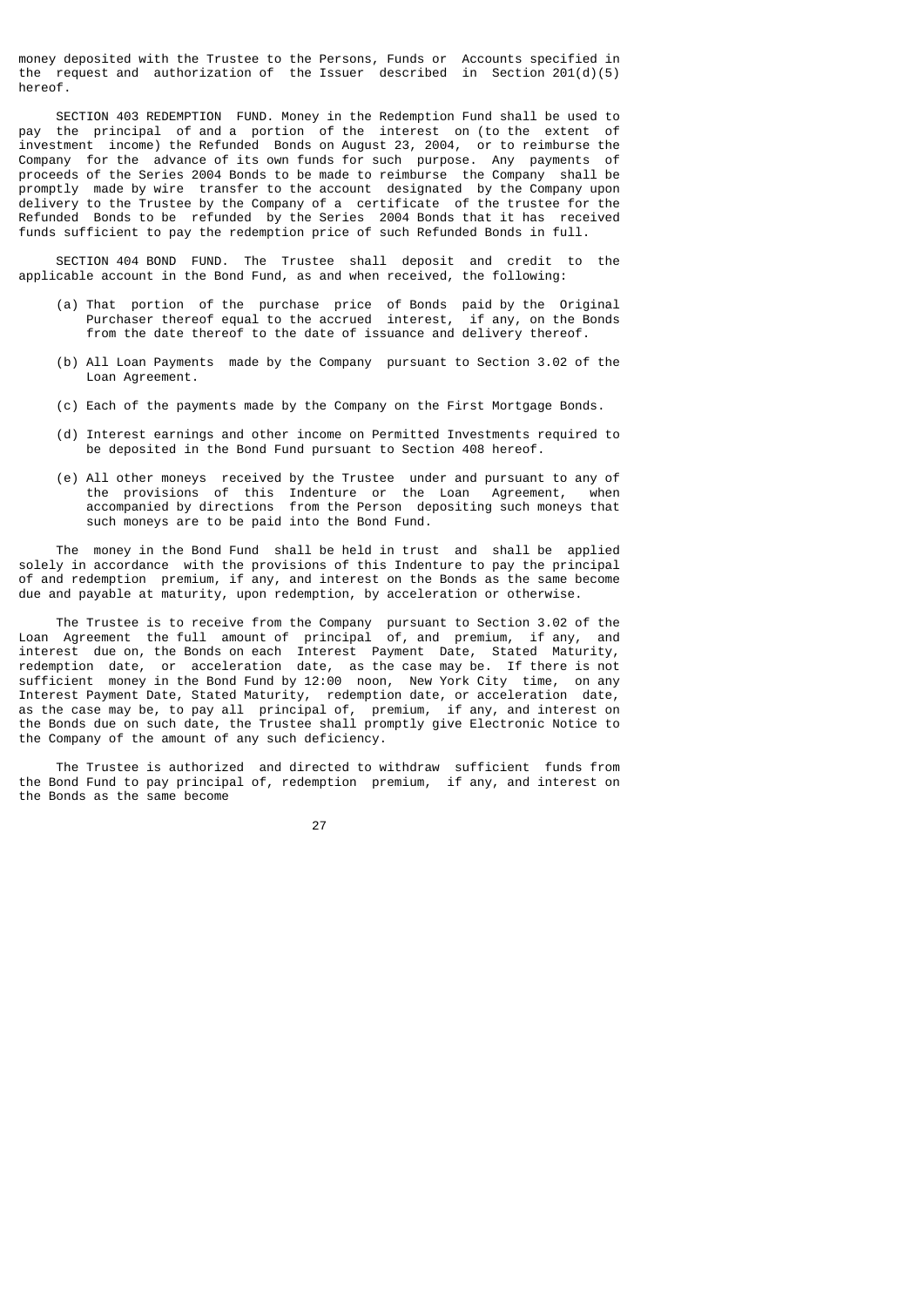money deposited with the Trustee to the Persons, Funds or Accounts specified in the request and authorization of the Issuer described in Section 201(d)(5) hereof.

SECTION 403 REDEMPTION FUND. Money in the Redemption Fund shall be used to pay the principal of and a portion of the interest on (to the extent of investment income) the Refunded Bonds on August 23, 2004, or to reimburse the Company for the advance of its own funds for such purpose. Any payments of proceeds of the Series 2004 Bonds to be made to reimburse the Company shall be promptly made by wire transfer to the account designated by the Company upon delivery to the Trustee by the Company of a certificate of the trustee for the Refunded Bonds to be refunded by the Series 2004 Bonds that it has received funds sufficient to pay the redemption price of such Refunded Bonds in full.

SECTION 404 BOND FUND. The Trustee shall deposit and credit to the applicable account in the Bond Fund, as and when received, the following:

(a) That portion of the purchase price of Bonds paid by the Original Purchaser thereof equal to the accrued interest, if any, on the Bonds from the date thereof to the date of issuance and delivery thereof.

(b) All Loan Payments made by the Company pursuant to Section 3.02 of the Loan Agreement.

(c) Each of the payments made by the Company on the First Mortgage Bonds.

(d) Interest earnings and other income on Permitted Investments required to be deposited in the Bond Fund pursuant to Section 408 hereof.

(e) All other moneys received by the Trustee under and pursuant to any of the provisions of this Indenture or the Loan Agreement, when accompanied by directions from the Person depositing such moneys that such moneys are to be paid into the Bond Fund.

The money in the Bond Fund shall be held in trust and shall be applied solely in accordance with the provisions of this Indenture to pay the principal of and redemption premium, if any, and interest on the Bonds as the same become due and payable at maturity, upon redemption, by acceleration or otherwise.

The Trustee is to receive from the Company pursuant to Section 3.02 of the Loan Agreement the full amount of principal of, and premium, if any, and interest due on, the Bonds on each Interest Payment Date, Stated Maturity, redemption date, or acceleration date, as the case may be. If there is not sufficient money in the Bond Fund by 12:00 noon, New York City time, on any Interest Payment Date, Stated Maturity, redemption date, or acceleration date, as the case may be, to pay all principal of, premium, if any, and interest on the Bonds due on such date, the Trustee shall promptly give Electronic Notice to the Company of the amount of any such deficiency.

The Trustee is authorized and directed to withdraw sufficient funds from the Bond Fund to pay principal of, redemption premium, if any, and interest on the Bonds as the same become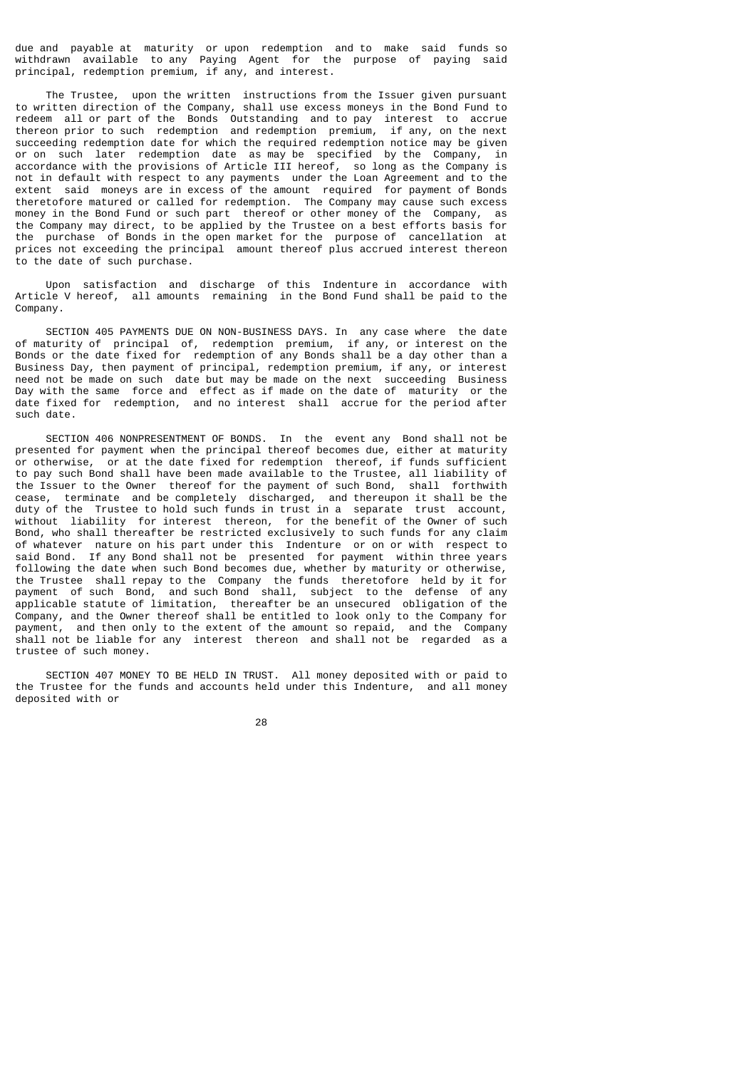due and payable at maturity or upon redemption and to make said funds so withdrawn available to any Paying Agent for the purpose of paying said principal, redemption premium, if any, and interest.

The Trustee, upon the written instructions from the Issuer given pursuant to written direction of the Company, shall use excess moneys in the Bond Fund to redeem all or part of the Bonds Outstanding and to pay interest to accrue thereon prior to such redemption and redemption premium, if any, on the next succeeding redemption date for which the required redemption notice may be given or on such later redemption date as may be specified by the Company, in accordance with the provisions of Article III hereof, so long as the Company is not in default with respect to any payments under the Loan Agreement and to the extent said moneys are in excess of the amount required for payment of Bonds theretofore matured or called for redemption. The Company may cause such excess money in the Bond Fund or such part thereof or other money of the Company, as the Company may direct, to be applied by the Trustee on a best efforts basis for the purchase of Bonds in the open market for the purpose of cancellation at prices not exceeding the principal amount thereof plus accrued interest thereon to the date of such purchase.

Upon satisfaction and discharge of this Indenture in accordance with Article V hereof, all amounts remaining in the Bond Fund shall be paid to the Company.

SECTION 405 PAYMENTS DUE ON NON-BUSINESS DAYS. In any case where the date of maturity of principal of, redemption premium, if any, or interest on the Bonds or the date fixed for redemption of any Bonds shall be a day other than a Business Day, then payment of principal, redemption premium, if any, or interest need not be made on such date but may be made on the next succeeding Business Day with the same force and effect as if made on the date of maturity or the date fixed for redemption, and no interest shall accrue for the period after such date.

SECTION 406 NONPRESENTMENT OF BONDS. In the event any Bond shall not be presented for payment when the principal thereof becomes due, either at maturity or otherwise, or at the date fixed for redemption thereof, if funds sufficient to pay such Bond shall have been made available to the Trustee, all liability of the Issuer to the Owner thereof for the payment of such Bond, shall forthwith cease, terminate and be completely discharged, and thereupon it shall be the duty of the Trustee to hold such funds in trust in a separate trust account, without liability for interest thereon, for the benefit of the Owner of such Bond, who shall thereafter be restricted exclusively to such funds for any claim of whatever nature on his part under this Indenture or on or with respect to said Bond. If any Bond shall not be presented for payment within three years following the date when such Bond becomes due, whether by maturity or otherwise, the Trustee shall repay to the Company the funds theretofore held by it for payment of such Bond, and such Bond shall, subject to the defense of any applicable statute of limitation, thereafter be an unsecured obligation of the Company, and the Owner thereof shall be entitled to look only to the Company for payment, and then only to the extent of the amount so repaid, and the Company shall not be liable for any interest thereon and shall not be regarded as a trustee of such money.

SECTION 407 MONEY TO BE HELD IN TRUST. All money deposited with or paid to the Trustee for the funds and accounts held under this Indenture, and all money deposited with or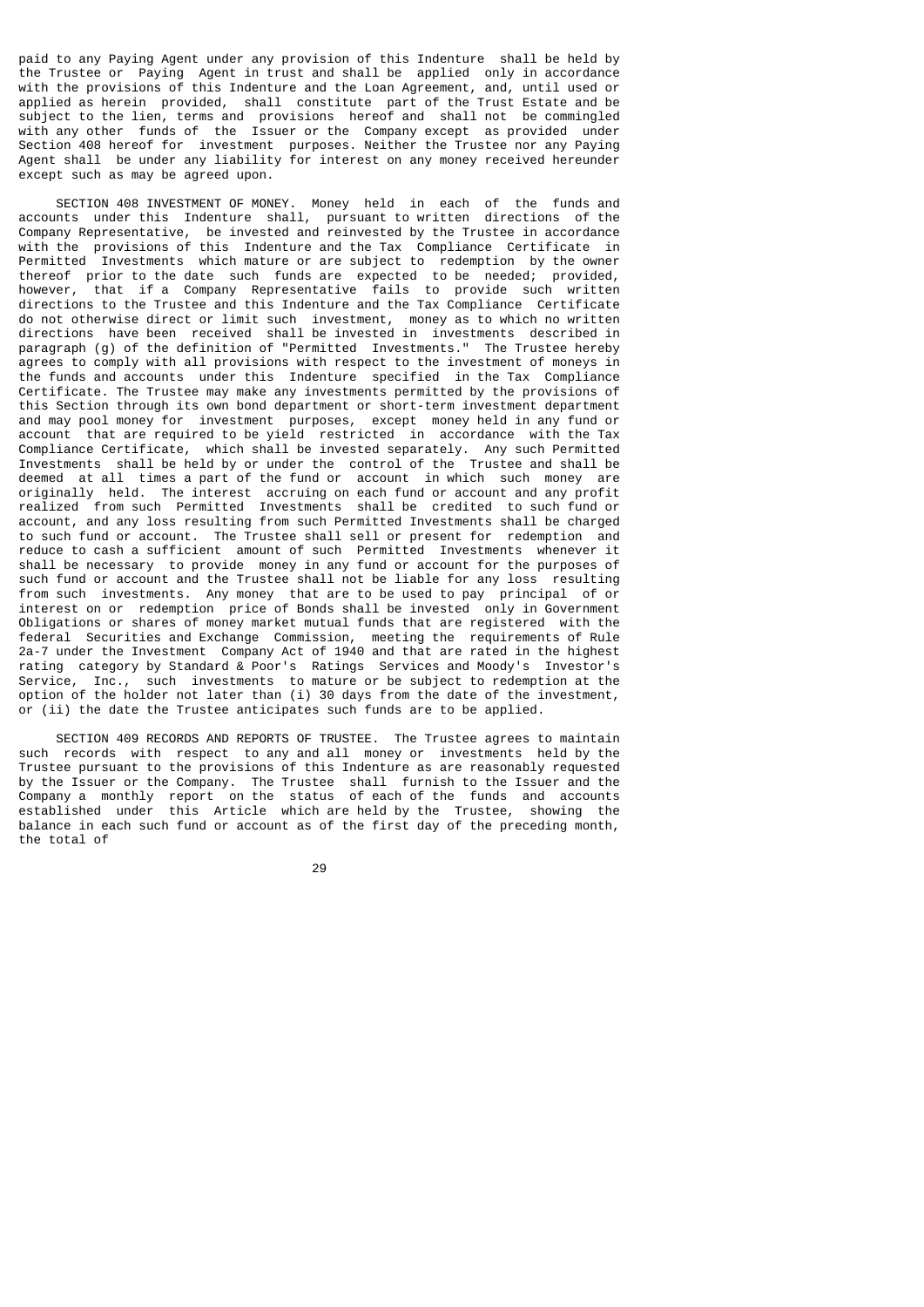paid to any Paying Agent under any provision of this Indenture shall be held by the Trustee or Paying Agent in trust and shall be applied only in accordance with the provisions of this Indenture and the Loan Agreement, and, until used or applied as herein provided, shall constitute part of the Trust Estate and be subject to the lien, terms and provisions hereof and shall not be commingled with any other funds of the Issuer or the Company except as provided under Section 408 hereof for investment purposes. Neither the Trustee nor any Paying Agent shall be under any liability for interest on any money received hereunder except such as may be agreed upon.

SECTION 408 INVESTMENT OF MONEY. Money held in each of the funds and accounts under this Indenture shall, pursuant to written directions of the Company Representative, be invested and reinvested by the Trustee in accordance with the provisions of this Indenture and the Tax Compliance Certificate in Permitted Investments which mature or are subject to redemption by the owner thereof prior to the date such funds are expected to be needed; provided, however, that if a Company Representative fails to provide such written directions to the Trustee and this Indenture and the Tax Compliance Certificate do not otherwise direct or limit such investment, money as to which no written directions have been received shall be invested in investments described in paragraph (g) of the definition of "Permitted Investments." The Trustee hereby agrees to comply with all provisions with respect to the investment of moneys in the funds and accounts under this Indenture specified in the Tax Compliance Certificate. The Trustee may make any investments permitted by the provisions of this Section through its own bond department or short-term investment department and may pool money for investment purposes, except money held in any fund or account that are required to be yield restricted in accordance with the Tax Compliance Certificate, which shall be invested separately. Any such Permitted Investments shall be held by or under the control of the Trustee and shall be deemed at all times a part of the fund or account in which such money are originally held. The interest accruing on each fund or account and any profit realized from such Permitted Investments shall be credited to such fund or account, and any loss resulting from such Permitted Investments shall be charged to such fund or account. The Trustee shall sell or present for redemption and reduce to cash a sufficient amount of such Permitted Investments whenever it shall be necessary to provide money in any fund or account for the purposes of such fund or account and the Trustee shall not be liable for any loss resulting from such investments. Any money that are to be used to pay principal of or interest on or redemption price of Bonds shall be invested only in Government Obligations or shares of money market mutual funds that are registered with the federal Securities and Exchange Commission, meeting the requirements of Rule 2a-7 under the Investment Company Act of 1940 and that are rated in the highest rating category by Standard & Poor's Ratings Services and Moody's Investor's Service, Inc., such investments to mature or be subject to redemption at the option of the holder not later than (i) 30 days from the date of the investment, or (ii) the date the Trustee anticipates such funds are to be applied.

SECTION 409 RECORDS AND REPORTS OF TRUSTEE. The Trustee agrees to maintain such records with respect to any and all money or investments held by the Trustee pursuant to the provisions of this Indenture as are reasonably requested by the Issuer or the Company. The Trustee shall furnish to the Issuer and the Company a monthly report on the status of each of the funds and accounts established under this Article which are held by the Trustee, showing the balance in each such fund or account as of the first day of the preceding month, the total of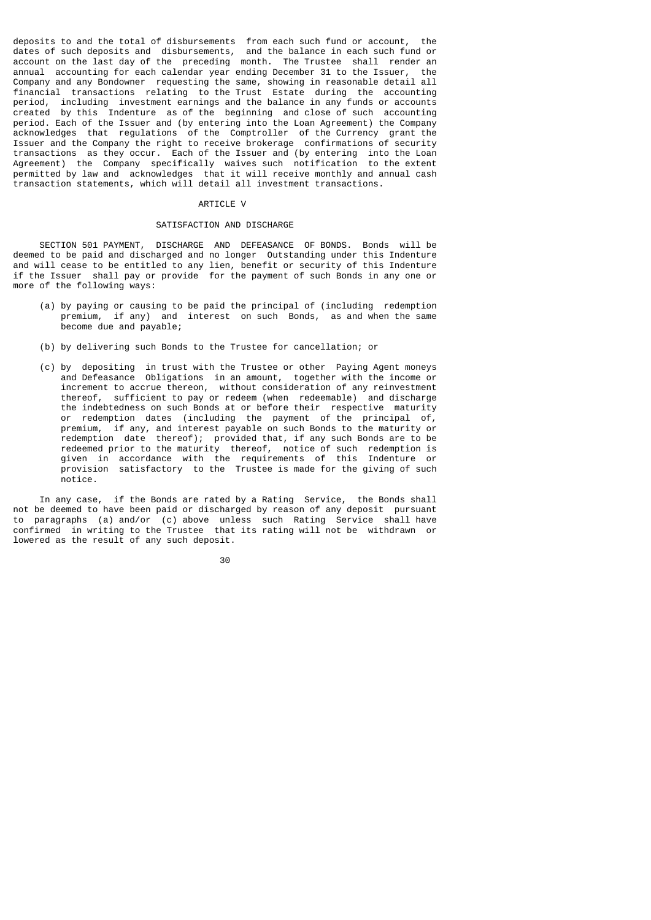deposits to and the total of disbursements from each such fund or account, the dates of such deposits and disbursements, and the balance in each such fund or account on the last day of the preceding month. The Trustee shall render an annual accounting for each calendar year ending December 31 to the Issuer, the Company and any Bondowner requesting the same, showing in reasonable detail all financial transactions relating to the Trust Estate during the accounting period, including investment earnings and the balance in any funds or accounts created by this Indenture as of the beginning and close of such accounting period. Each of the Issuer and (by entering into the Loan Agreement) the Company acknowledges that regulations of the Comptroller of the Currency grant the Issuer and the Company the right to receive brokerage confirmations of security transactions as they occur. Each of the Issuer and (by entering into the Loan Agreement) the Company specifically waives such notification to the extent permitted by law and acknowledges that it will receive monthly and annual cash transaction statements, which will detail all investment transactions.

## ARTICLE V

## SATISFACTION AND DISCHARGE

SECTION 501 PAYMENT, DISCHARGE AND DEFEASANCE OF BONDS. Bonds will be deemed to be paid and discharged and no longer Outstanding under this Indenture and will cease to be entitled to any lien, benefit or security of this Indenture if the Issuer shall pay or provide for the payment of such Bonds in any one or more of the following ways:

(a) by paying or causing to be paid the principal of (including redemption premium, if any) and interest on such Bonds, as and when the same become due and payable;

(b) by delivering such Bonds to the Trustee for cancellation; or

(c) by depositing in trust with the Trustee or other Paying Agent moneys and Defeasance Obligations in an amount, together with the income or increment to accrue thereon, without consideration of any reinvestment thereof, sufficient to pay or redeem (when redeemable) and discharge the indebtedness on such Bonds at or before their respective maturity or redemption dates (including the payment of the principal of, premium, if any, and interest payable on such Bonds to the maturity or redemption date thereof); provided that, if any such Bonds are to be redeemed prior to the maturity thereof, notice of such redemption is given in accordance with the requirements of this Indenture or provision satisfactory to the Trustee is made for the giving of such notice.

In any case, if the Bonds are rated by a Rating Service, the Bonds shall not be deemed to have been paid or discharged by reason of any deposit pursuant to paragraphs (a) and/or (c) above unless such Rating Service shall have confirmed in writing to the Trustee that its rating will not be withdrawn or lowered as the result of any such deposit.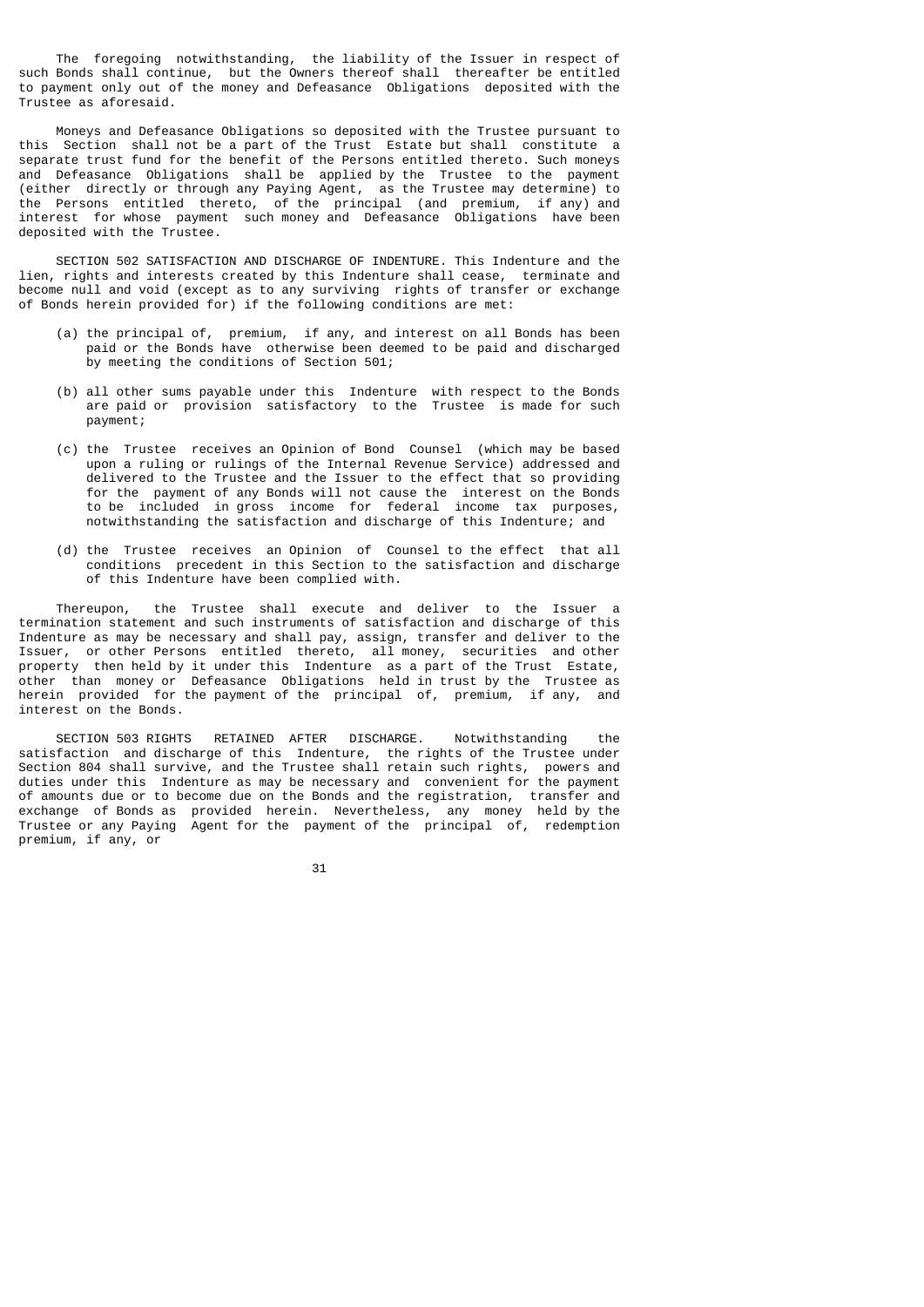The foregoing notwithstanding, the liability of the Issuer in respect of such Bonds shall continue, but the Owners thereof shall thereafter be entitled to payment only out of the money and Defeasance Obligations deposited with the Trustee as aforesaid.

Moneys and Defeasance Obligations so deposited with the Trustee pursuant to this Section shall not be a part of the Trust Estate but shall constitute a separate trust fund for the benefit of the Persons entitled thereto. Such moneys and Defeasance Obligations shall be applied by the Trustee to the payment (either directly or through any Paying Agent, as the Trustee may determine) to the Persons entitled thereto, of the principal (and premium, if any) and interest for whose payment such money and Defeasance Obligations have been deposited with the Trustee.

SECTION 502 SATISFACTION AND DISCHARGE OF INDENTURE. This Indenture and the lien, rights and interests created by this Indenture shall cease, terminate and become null and void (except as to any surviving rights of transfer or exchange of Bonds herein provided for) if the following conditions are met:

(a) the principal of, premium, if any, and interest on all Bonds has been paid or the Bonds have otherwise been deemed to be paid and discharged by meeting the conditions of Section 501;

(b) all other sums payable under this Indenture with respect to the Bonds are paid or provision satisfactory to the Trustee is made for such payment;

(c) the Trustee receives an Opinion of Bond Counsel (which may be based upon a ruling or rulings of the Internal Revenue Service) addressed and delivered to the Trustee and the Issuer to the effect that so providing for the payment of any Bonds will not cause the interest on the Bonds to be included in gross income for federal income tax purposes, notwithstanding the satisfaction and discharge of this Indenture; and

(d) the Trustee receives an Opinion of Counsel to the effect that all conditions precedent in this Section to the satisfaction and discharge of this Indenture have been complied with.

Thereupon, the Trustee shall execute and deliver to the Issuer a termination statement and such instruments of satisfaction and discharge of this Indenture as may be necessary and shall pay, assign, transfer and deliver to the Issuer, or other Persons entitled thereto, all money, securities and other property then held by it under this Indenture as a part of the Trust Estate, other than money or Defeasance Obligations held in trust by the Trustee as herein provided for the payment of the principal of, premium, if any, and interest on the Bonds.

SECTION 503 RIGHTS RETAINED AFTER DISCHARGE. Notwithstanding the satisfaction and discharge of this Indenture, the rights of the Trustee under Section 804 shall survive, and the Trustee shall retain such rights, powers and duties under this Indenture as may be necessary and convenient for the payment of amounts due or to become due on the Bonds and the registration, transfer and exchange of Bonds as provided herein. Nevertheless, any money held by the Trustee or any Paying Agent for the payment of the principal of, redemption premium, if any, or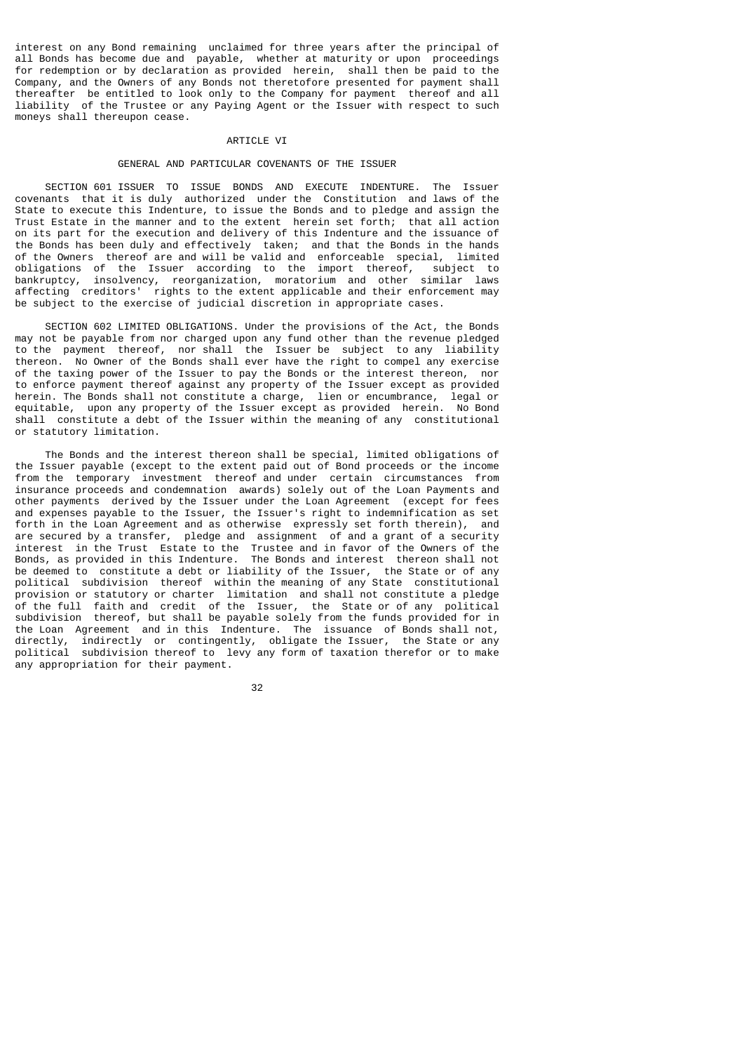interest on any Bond remaining unclaimed for three years after the principal of all Bonds has become due and payable, whether at maturity or upon proceedings for redemption or by declaration as provided herein, shall then be paid to the Company, and the Owners of any Bonds not theretofore presented for payment shall thereafter be entitled to look only to the Company for payment thereof and all liability of the Trustee or any Paying Agent or the Issuer with respect to such moneys shall thereupon cease.

# ARTICLE VI

## GENERAL AND PARTICULAR COVENANTS OF THE ISSUER

SECTION 601 ISSUER TO ISSUE BONDS AND EXECUTE INDENTURE. The Issuer covenants that it is duly authorized under the Constitution and laws of the State to execute this Indenture, to issue the Bonds and to pledge and assign the Trust Estate in the manner and to the extent herein set forth; that all action on its part for the execution and delivery of this Indenture and the issuance of the Bonds has been duly and effectively taken; and that the Bonds in the hands of the Owners thereof are and will be valid and enforceable special, limited obligations of the Issuer according to the import thereof, subject to bankruptcy, insolvency, reorganization, moratorium and other similar laws affecting creditors' rights to the extent applicable and their enforcement may be subject to the exercise of judicial discretion in appropriate cases.

SECTION 602 LIMITED OBLIGATIONS. Under the provisions of the Act, the Bonds may not be payable from nor charged upon any fund other than the revenue pledged to the payment thereof, nor shall the Issuer be subject to any liability thereon. No Owner of the Bonds shall ever have the right to compel any exercise of the taxing power of the Issuer to pay the Bonds or the interest thereon, nor to enforce payment thereof against any property of the Issuer except as provided herein. The Bonds shall not constitute a charge, lien or encumbrance, legal or equitable, upon any property of the Issuer except as provided herein. No Bond shall constitute a debt of the Issuer within the meaning of any constitutional or statutory limitation.

The Bonds and the interest thereon shall be special, limited obligations of the Issuer payable (except to the extent paid out of Bond proceeds or the income from the temporary investment thereof and under certain circumstances from insurance proceeds and condemnation awards) solely out of the Loan Payments and other payments derived by the Issuer under the Loan Agreement (except for fees and expenses payable to the Issuer, the Issuer's right to indemnification as set forth in the Loan Agreement and as otherwise expressly set forth therein), and are secured by a transfer, pledge and assignment of and a grant of a security interest in the Trust Estate to the Trustee and in favor of the Owners of the Bonds, as provided in this Indenture. The Bonds and interest thereon shall not be deemed to constitute a debt or liability of the Issuer, the State or of any political subdivision thereof within the meaning of any State constitutional provision or statutory or charter limitation and shall not constitute a pledge of the full faith and credit of the Issuer, the State or of any political subdivision thereof, but shall be payable solely from the funds provided for in the Loan Agreement and in this Indenture. The issuance of Bonds shall not, directly, indirectly or contingently, obligate the Issuer, the State or any political subdivision thereof to levy any form of taxation therefor or to make any appropriation for their payment.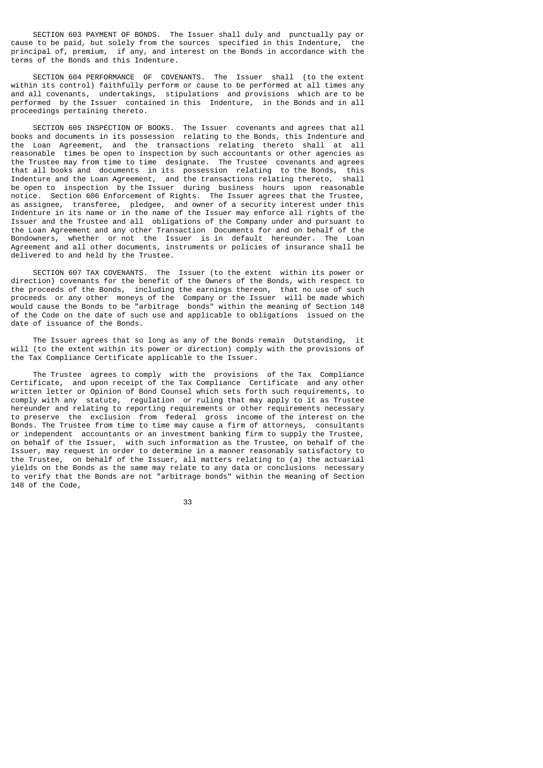SECTION 603 PAYMENT OF BONDS. The Issuer shall duly and punctually pay or cause to be paid, but solely from the sources specified in this Indenture, the principal of, premium, if any, and interest on the Bonds in accordance with the terms of the Bonds and this Indenture.

SECTION 604 PERFORMANCE OF COVENANTS. The Issuer shall (to the extent within its control) faithfully perform or cause to be performed at all times any and all covenants, undertakings, stipulations and provisions which are to be performed by the Issuer contained in this Indenture, in the Bonds and in all proceedings pertaining thereto.

SECTION 605 INSPECTION OF BOOKS. The Issuer covenants and agrees that all books and documents in its possession relating to the Bonds, this Indenture and the Loan Agreement, and the transactions relating thereto shall at all reasonable times be open to inspection by such accountants or other agencies as the Trustee may from time to time designate. The Trustee covenants and agrees that all books and documents in its possession relating to the Bonds, this Indenture and the Loan Agreement, and the transactions relating thereto, shall be open to inspection by the Issuer during business hours upon reasonable notice. Section 606 Enforcement of Rights. The Issuer agrees that the Trustee, as assignee, transferee, pledgee, and owner of a security interest under this Indenture in its name or in the name of the Issuer may enforce all rights of the Issuer and the Trustee and all obligations of the Company under and pursuant to the Loan Agreement and any other Transaction Documents for and on behalf of the Bondowners, whether or not the Issuer is in default hereunder. The Loan Agreement and all other documents, instruments or policies of insurance shall be delivered to and held by the Trustee.

SECTION 607 TAX COVENANTS. The Issuer (to the extent within its power or direction) covenants for the benefit of the Owners of the Bonds, with respect to the proceeds of the Bonds, including the earnings thereon, that no use of such proceeds or any other moneys of the Company or the Issuer will be made which would cause the Bonds to be "arbitrage bonds" within the meaning of Section 148 of the Code on the date of such use and applicable to obligations issued on the date of issuance of the Bonds.

The Issuer agrees that so long as any of the Bonds remain Outstanding, it will (to the extent within its power or direction) comply with the provisions of the Tax Compliance Certificate applicable to the Issuer.

The Trustee agrees to comply with the provisions of the Tax Compliance Certificate, and upon receipt of the Tax Compliance Certificate and any other written letter or Opinion of Bond Counsel which sets forth such requirements, to comply with any statute, regulation or ruling that may apply to it as Trustee hereunder and relating to reporting requirements or other requirements necessary to preserve the exclusion from federal gross income of the interest on the Bonds. The Trustee from time to time may cause a firm of attorneys, consultants or independent accountants or an investment banking firm to supply the Trustee, on behalf of the Issuer, with such information as the Trustee, on behalf of the Issuer, may request in order to determine in a manner reasonably satisfactory to the Trustee, on behalf of the Issuer, all matters relating to (a) the actuarial yields on the Bonds as the same may relate to any data or conclusions necessary to verify that the Bonds are not "arbitrage bonds" within the meaning of Section 148 of the Code,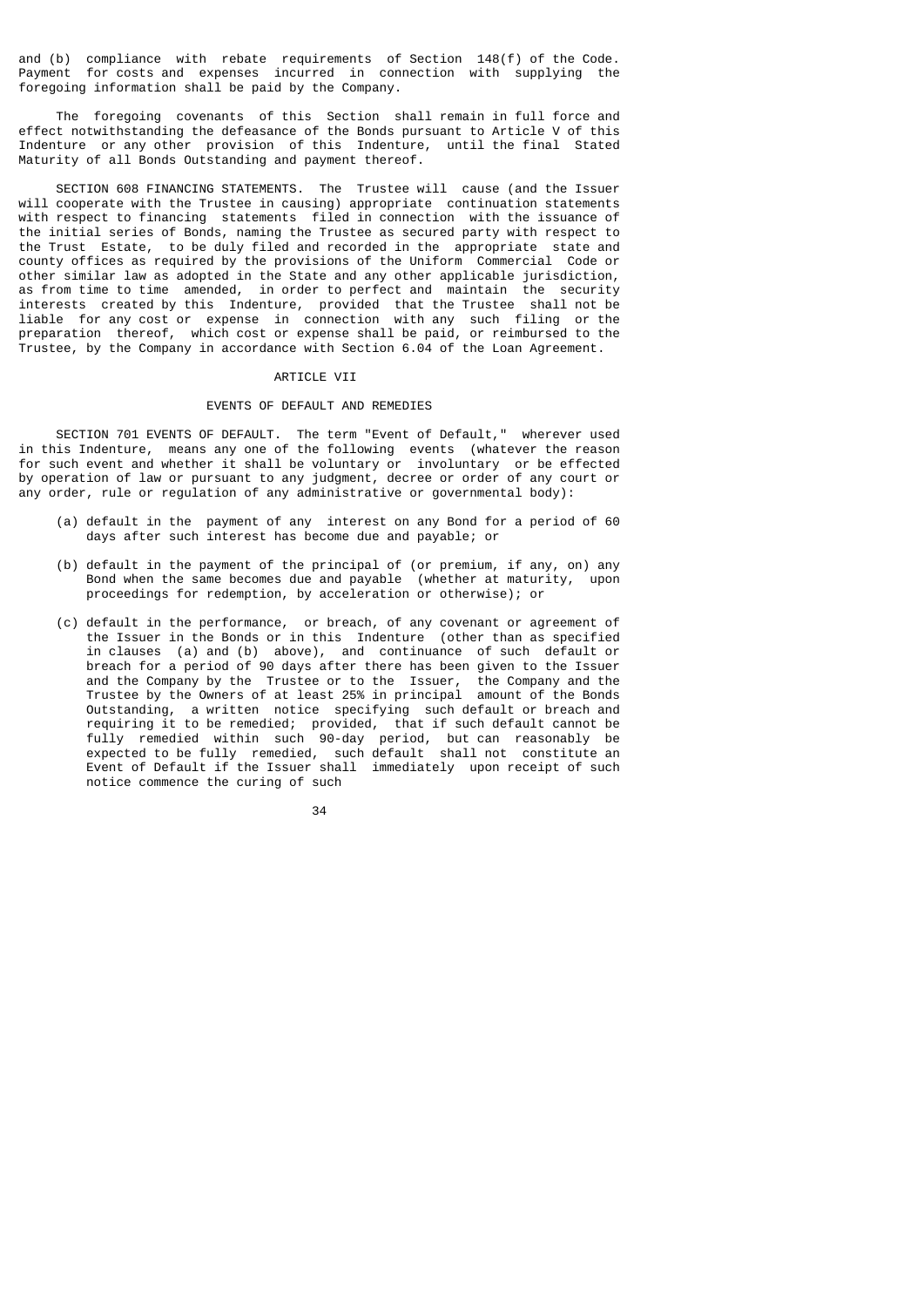and (b) compliance with rebate requirements of Section 148(f) of the Code. Payment for costs and expenses incurred in connection with supplying the foregoing information shall be paid by the Company.

The foregoing covenants of this Section shall remain in full force and effect notwithstanding the defeasance of the Bonds pursuant to Article V of this Indenture or any other provision of this Indenture, until the final Stated Maturity of all Bonds Outstanding and payment thereof.

SECTION 608 FINANCING STATEMENTS. The Trustee will cause (and the Issuer will cooperate with the Trustee in causing) appropriate continuation statements with respect to financing statements filed in connection with the issuance of the initial series of Bonds, naming the Trustee as secured party with respect to the Trust Estate, to be duly filed and recorded in the appropriate state and county offices as required by the provisions of the Uniform Commercial Code or other similar law as adopted in the State and any other applicable jurisdiction, as from time to time amended, in order to perfect and maintain the security interests created by this Indenture, provided that the Trustee shall not be liable for any cost or expense in connection with any such filing or the preparation thereof, which cost or expense shall be paid, or reimbursed to the Trustee, by the Company in accordance with Section 6.04 of the Loan Agreement.

## ARTICLE VII

## EVENTS OF DEFAULT AND REMEDIES

SECTION 701 EVENTS OF DEFAULT. The term "Event of Default," wherever used in this Indenture, means any one of the following events (whatever the reason for such event and whether it shall be voluntary or involuntary or be effected by operation of law or pursuant to any judgment, decree or order of any court or any order, rule or regulation of any administrative or governmental body):

(a) default in the payment of any interest on any Bond for a period of 60 days after such interest has become due and payable; or

(b) default in the payment of the principal of (or premium, if any, on) any Bond when the same becomes due and payable (whether at maturity, upon proceedings for redemption, by acceleration or otherwise); or

(c) default in the performance, or breach, of any covenant or agreement of the Issuer in the Bonds or in this Indenture (other than as specified in clauses (a) and (b) above), and continuance of such default or breach for a period of 90 days after there has been given to the Issuer and the Company by the Trustee or to the Issuer, the Company and the Trustee by the Owners of at least 25% in principal amount of the Bonds Outstanding, a written notice specifying such default or breach and requiring it to be remedied; provided, that if such default cannot be fully remedied within such 90-day period, but can reasonably be expected to be fully remedied, such default shall not constitute an Event of Default if the Issuer shall immediately upon receipt of such notice commence the curing of such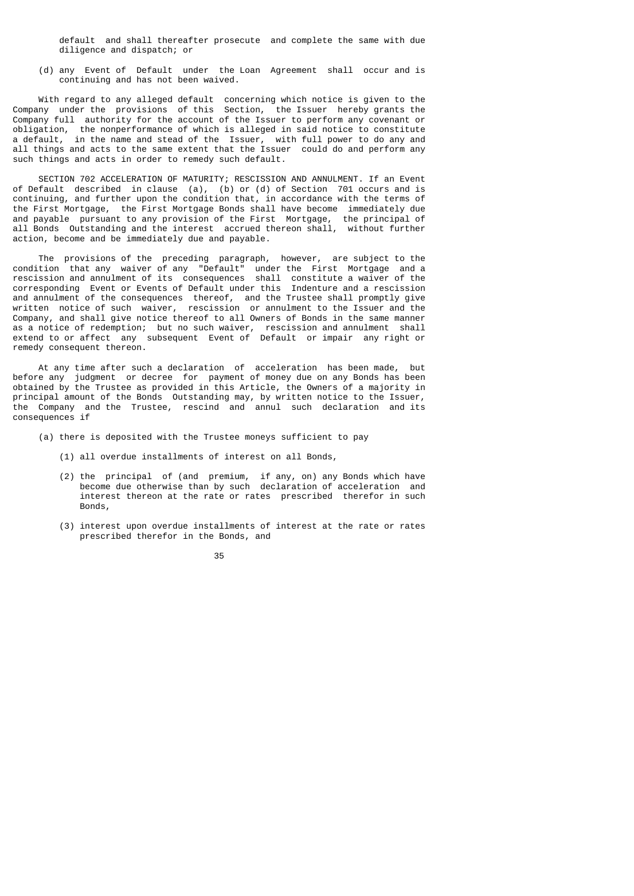default and shall thereafter prosecute and complete the same with due diligence and dispatch; or

(d) any Event of Default under the Loan Agreement shall occur and is continuing and has not been waived.

With regard to any alleged default concerning which notice is given to the Company under the provisions of this Section, the Issuer hereby grants the Company full authority for the account of the Issuer to perform any covenant or obligation, the nonperformance of which is alleged in said notice to constitute a default, in the name and stead of the Issuer, with full power to do any and all things and acts to the same extent that the Issuer could do and perform any such things and acts in order to remedy such default.

SECTION 702 ACCELERATION OF MATURITY; RESCISSION AND ANNULMENT. If an Event of Default described in clause (a), (b) or (d) of Section 701 occurs and is continuing, and further upon the condition that, in accordance with the terms of the First Mortgage, the First Mortgage Bonds shall have become immediately due and payable pursuant to any provision of the First Mortgage, the principal of all Bonds Outstanding and the interest accrued thereon shall, without further action, become and be immediately due and payable.

The provisions of the preceding paragraph, however, are subject to the condition that any waiver of any "Default" under the First Mortgage and a rescission and annulment of its consequences shall constitute a waiver of the corresponding Event or Events of Default under this Indenture and a rescission and annulment of the consequences thereof, and the Trustee shall promptly give written notice of such waiver, rescission or annulment to the Issuer and the Company, and shall give notice thereof to all Owners of Bonds in the same manner as a notice of redemption; but no such waiver, rescission and annulment shall extend to or affect any subsequent Event of Default or impair any right or remedy consequent thereon.

At any time after such a declaration of acceleration has been made, but before any judgment or decree for payment of money due on any Bonds has been obtained by the Trustee as provided in this Article, the Owners of a majority in principal amount of the Bonds Outstanding may, by written notice to the Issuer, the Company and the Trustee, rescind and annul such declaration and its consequences if

(a) there is deposited with the Trustee moneys sufficient to pay

(1) all overdue installments of interest on all Bonds,

(2) the principal of (and premium, if any, on) any Bonds which have become due otherwise than by such declaration of acceleration and interest thereon at the rate or rates prescribed therefor in such Bonds,

(3) interest upon overdue installments of interest at the rate or rates prescribed therefor in the Bonds, and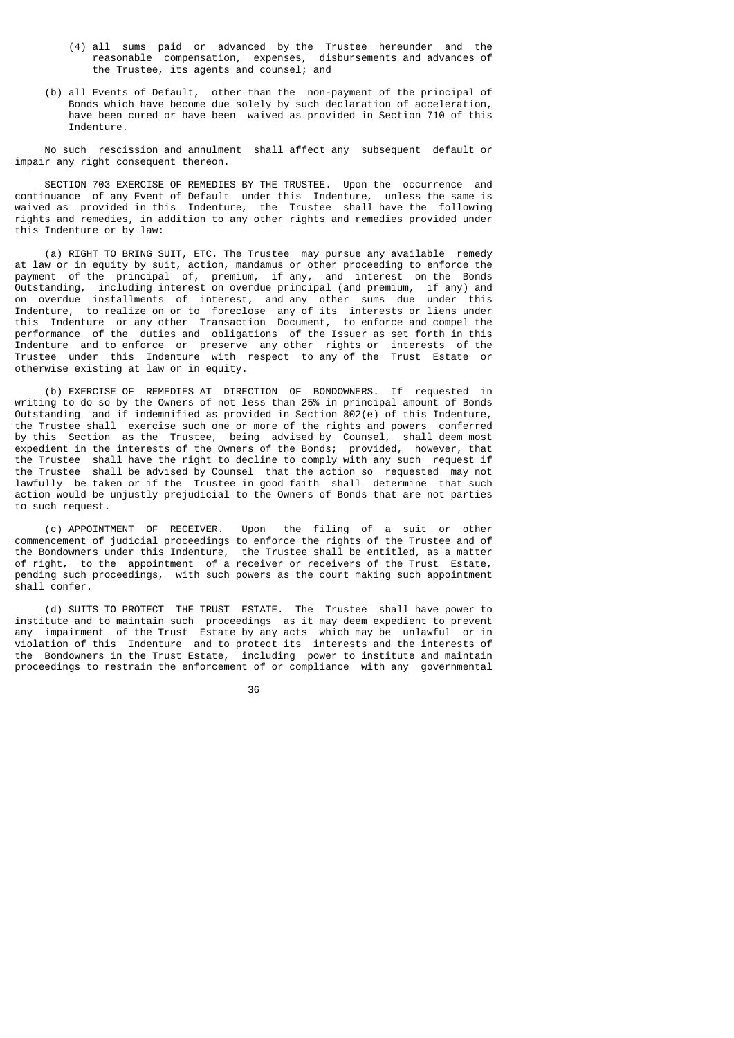(4) all sums paid or advanced by the Trustee hereunder and the reasonable compensation, expenses, disbursements and advances of the Trustee, its agents and counsel; and

(b) all Events of Default, other than the non-payment of the principal of Bonds which have become due solely by such declaration of acceleration, have been cured or have been waived as provided in Section 710 of this Indenture.

No such rescission and annulment shall affect any subsequent default or impair any right consequent thereon.

SECTION 703 EXERCISE OF REMEDIES BY THE TRUSTEE. Upon the occurrence and continuance of any Event of Default under this Indenture, unless the same is waived as provided in this Indenture, the Trustee shall have the following rights and remedies, in addition to any other rights and remedies provided under this Indenture or by law:

(a) RIGHT TO BRING SUIT, ETC. The Trustee may pursue any available remedy at law or in equity by suit, action, mandamus or other proceeding to enforce the payment of the principal of, premium, if any, and interest on the Bonds Outstanding, including interest on overdue principal (and premium, if any) and on overdue installments of interest, and any other sums due under this Indenture, to realize on or to foreclose any of its interests or liens under this Indenture or any other Transaction Document, to enforce and compel the performance of the duties and obligations of the Issuer as set forth in this Indenture and to enforce or preserve any other rights or interests of the Trustee under this Indenture with respect to any of the Trust Estate or otherwise existing at law or in equity.

(b) EXERCISE OF REMEDIES AT DIRECTION OF BONDOWNERS. If requested in writing to do so by the Owners of not less than 25% in principal amount of Bonds Outstanding and if indemnified as provided in Section 802(e) of this Indenture, the Trustee shall exercise such one or more of the rights and powers conferred by this Section as the Trustee, being advised by Counsel, shall deem most expedient in the interests of the Owners of the Bonds; provided, however, that the Trustee shall have the right to decline to comply with any such request if the Trustee shall be advised by Counsel that the action so requested may not lawfully be taken or if the Trustee in good faith shall determine that such action would be unjustly prejudicial to the Owners of Bonds that are not parties to such request.

(c) APPOINTMENT OF RECEIVER. Upon the filing of a suit or other commencement of judicial proceedings to enforce the rights of the Trustee and of the Bondowners under this Indenture, the Trustee shall be entitled, as a matter of right, to the appointment of a receiver or receivers of the Trust Estate, pending such proceedings, with such powers as the court making such appointment shall confer.

(d) SUITS TO PROTECT THE TRUST ESTATE. The Trustee shall have power to institute and to maintain such proceedings as it may deem expedient to prevent any impairment of the Trust Estate by any acts which may be unlawful or in violation of this Indenture and to protect its interests and the interests of the Bondowners in the Trust Estate, including power to institute and maintain proceedings to restrain the enforcement of or compliance with any governmental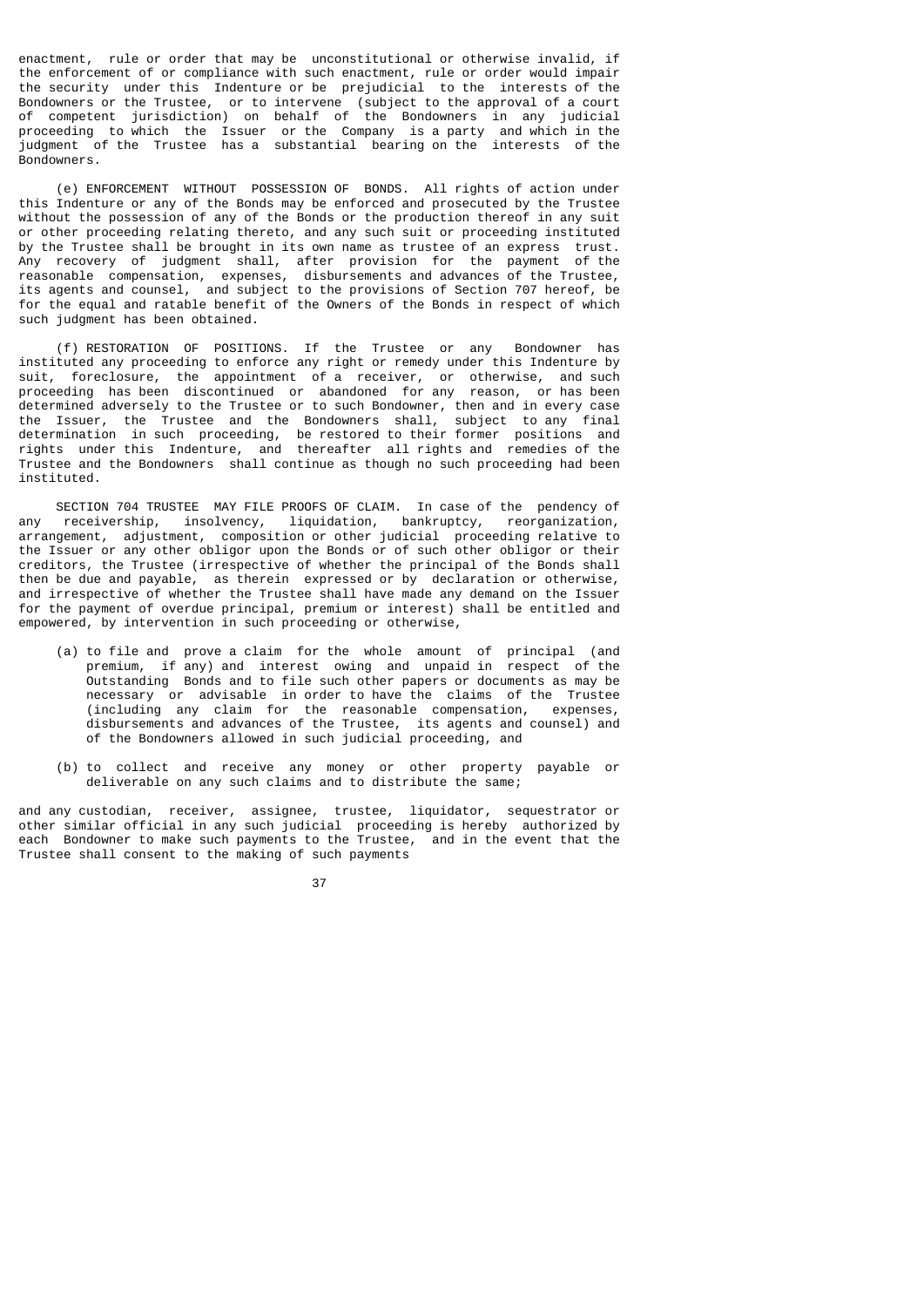enactment, rule or order that may be unconstitutional or otherwise invalid, if the enforcement of or compliance with such enactment, rule or order would impair the security under this Indenture or be prejudicial to the interests of the Bondowners or the Trustee, or to intervene (subject to the approval of a court of competent jurisdiction) on behalf of the Bondowners in any judicial proceeding to which the Issuer or the Company is a party and which in the judgment of the Trustee has a substantial bearing on the interests of the Bondowners.

(e) ENFORCEMENT WITHOUT POSSESSION OF BONDS. All rights of action under this Indenture or any of the Bonds may be enforced and prosecuted by the Trustee without the possession of any of the Bonds or the production thereof in any suit or other proceeding relating thereto, and any such suit or proceeding instituted by the Trustee shall be brought in its own name as trustee of an express trust. Any recovery of judgment shall, after provision for the payment of the reasonable compensation, expenses, disbursements and advances of the Trustee, its agents and counsel, and subject to the provisions of Section 707 hereof, be for the equal and ratable benefit of the Owners of the Bonds in respect of which such judgment has been obtained.

(f) RESTORATION OF POSITIONS. If the Trustee or any Bondowner has instituted any proceeding to enforce any right or remedy under this Indenture by suit, foreclosure, the appointment of a receiver, or otherwise, and such proceeding has been discontinued or abandoned for any reason, or has been determined adversely to the Trustee or to such Bondowner, then and in every case the Issuer, the Trustee and the Bondowners shall, subject to any final determination in such proceeding, be restored to their former positions and rights under this Indenture, and thereafter all rights and remedies of the Trustee and the Bondowners shall continue as though no such proceeding had been instituted.

SECTION 704 TRUSTEE MAY FILE PROOFS OF CLAIM. In case of the pendency of any receivership, insolvency, liquidation, bankruptcy, reorganization, arrangement, adjustment, composition or other judicial proceeding relative to the Issuer or any other obligor upon the Bonds or of such other obligor or their creditors, the Trustee (irrespective of whether the principal of the Bonds shall then be due and payable, as therein expressed or by declaration or otherwise, and irrespective of whether the Trustee shall have made any demand on the Issuer for the payment of overdue principal, premium or interest) shall be entitled and empowered, by intervention in such proceeding or otherwise,

(a) to file and prove a claim for the whole amount of principal (and premium, if any) and interest owing and unpaid in respect of the Outstanding Bonds and to file such other papers or documents as may be necessary or advisable in order to have the claims of the Trustee (including any claim for the reasonable compensation, expenses, disbursements and advances of the Trustee, its agents and counsel) and of the Bondowners allowed in such judicial proceeding, and

(b) to collect and receive any money or other property payable or deliverable on any such claims and to distribute the same;

and any custodian, receiver, assignee, trustee, liquidator, sequestrator or other similar official in any such judicial proceeding is hereby authorized by each Bondowner to make such payments to the Trustee, and in the event that the Trustee shall consent to the making of such payments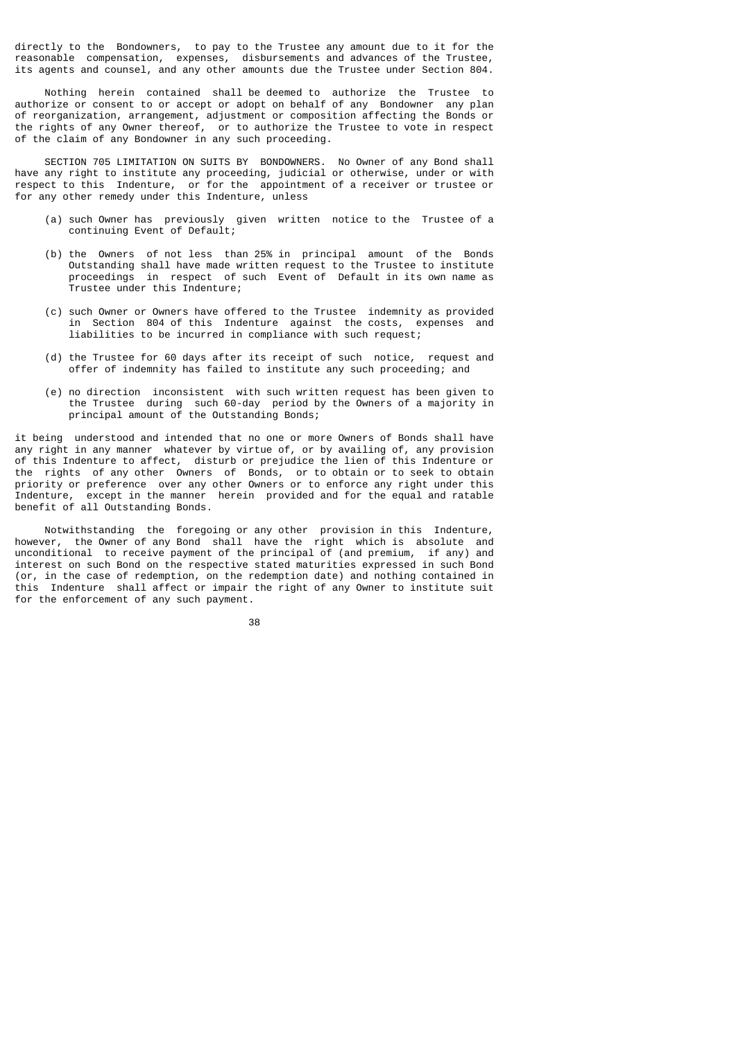directly to the Bondowners, to pay to the Trustee any amount due to it for the reasonable compensation, expenses, disbursements and advances of the Trustee, its agents and counsel, and any other amounts due the Trustee under Section 804.

Nothing herein contained shall be deemed to authorize the Trustee to authorize or consent to or accept or adopt on behalf of any Bondowner any plan of reorganization, arrangement, adjustment or composition affecting the Bonds or the rights of any Owner thereof, or to authorize the Trustee to vote in respect of the claim of any Bondowner in any such proceeding.

SECTION 705 LIMITATION ON SUITS BY BONDOWNERS. No Owner of any Bond shall have any right to institute any proceeding, judicial or otherwise, under or with respect to this Indenture, or for the appointment of a receiver or trustee or for any other remedy under this Indenture, unless

(a) such Owner has previously given written notice to the Trustee of a continuing Event of Default;

(b) the Owners of not less than 25% in principal amount of the Bonds Outstanding shall have made written request to the Trustee to institute proceedings in respect of such Event of Default in its own name as Trustee under this Indenture;

(c) such Owner or Owners have offered to the Trustee indemnity as provided in Section 804 of this Indenture against the costs, expenses and liabilities to be incurred in compliance with such request;

(d) the Trustee for 60 days after its receipt of such notice, request and offer of indemnity has failed to institute any such proceeding; and

(e) no direction inconsistent with such written request has been given to the Trustee during such 60-day period by the Owners of a majority in principal amount of the Outstanding Bonds;

it being understood and intended that no one or more Owners of Bonds shall have any right in any manner whatever by virtue of, or by availing of, any provision of this Indenture to affect, disturb or prejudice the lien of this Indenture or the rights of any other Owners of Bonds, or to obtain or to seek to obtain priority or preference over any other Owners or to enforce any right under this Indenture, except in the manner herein provided and for the equal and ratable benefit of all Outstanding Bonds.

Notwithstanding the foregoing or any other provision in this Indenture, however, the Owner of any Bond shall have the right which is absolute and unconditional to receive payment of the principal of (and premium, if any) and interest on such Bond on the respective stated maturities expressed in such Bond (or, in the case of redemption, on the redemption date) and nothing contained in this Indenture shall affect or impair the right of any Owner to institute suit for the enforcement of any such payment.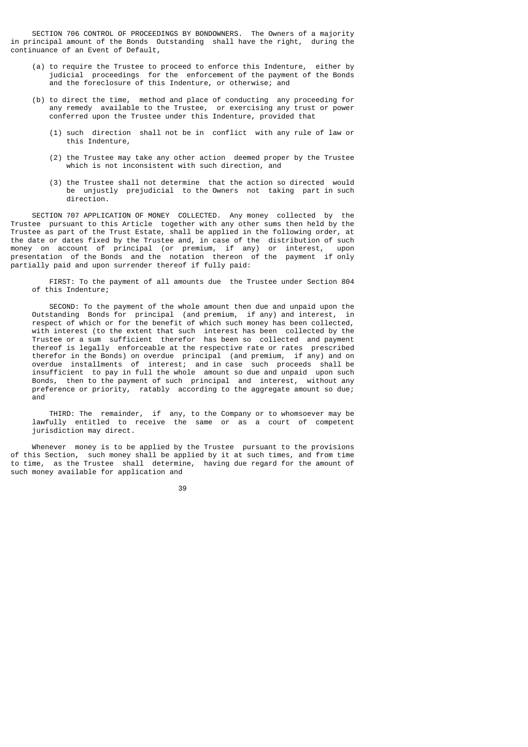SECTION 706 CONTROL OF PROCEEDINGS BY BONDOWNERS. The Owners of a majority in principal amount of the Bonds Outstanding shall have the right, during the continuance of an Event of Default,

(a) to require the Trustee to proceed to enforce this Indenture, either by judicial proceedings for the enforcement of the payment of the Bonds and the foreclosure of this Indenture, or otherwise; and

(b) to direct the time, method and place of conducting any proceeding for any remedy available to the Trustee, or exercising any trust or power conferred upon the Trustee under this Indenture, provided that

  (1) such direction shall not be in conflict with any rule of law or this Indenture,

  (2) the Trustee may take any other action deemed proper by the Trustee which is not inconsistent with such direction, and

  (3) the Trustee shall not determine that the action so directed would be unjustly prejudicial to the Owners not taking part in such direction.

SECTION 707 APPLICATION OF MONEY COLLECTED. Any money collected by the Trustee pursuant to this Article together with any other sums then held by the Trustee as part of the Trust Estate, shall be applied in the following order, at the date or dates fixed by the Trustee and, in case of the distribution of such money on account of principal (or premium, if any) or interest, upon presentation of the Bonds and the notation thereon of the payment if only partially paid and upon surrender thereof if fully paid:

FIRST: To the payment of all amounts due the Trustee under Section 804 of this Indenture;

SECOND: To the payment of the whole amount then due and unpaid upon the Outstanding Bonds for principal (and premium, if any) and interest, in respect of which or for the benefit of which such money has been collected, with interest (to the extent that such interest has been collected by the Trustee or a sum sufficient therefor has been so collected and payment thereof is legally enforceable at the respective rate or rates prescribed therefor in the Bonds) on overdue principal (and premium, if any) and on overdue installments of interest; and in case such proceeds shall be insufficient to pay in full the whole amount so due and unpaid upon such Bonds, then to the payment of such principal and interest, without any preference or priority, ratably according to the aggregate amount so due; and

THIRD: The remainder, if any, to the Company or to whomsoever may be lawfully entitled to receive the same or as a court of competent jurisdiction may direct.

Whenever money is to be applied by the Trustee pursuant to the provisions of this Section, such money shall be applied by it at such times, and from time to time, as the Trustee shall determine, having due regard for the amount of such money available for application and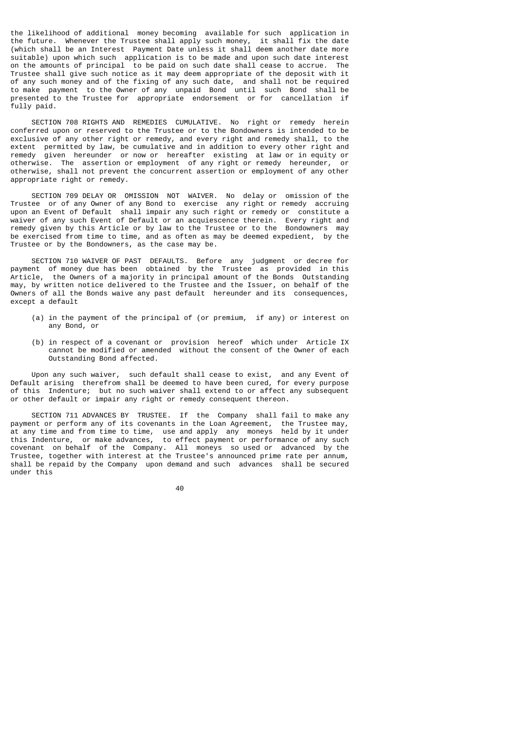the likelihood of additional money becoming available for such application in the future. Whenever the Trustee shall apply such money, it shall fix the date (which shall be an Interest Payment Date unless it shall deem another date more suitable) upon which such application is to be made and upon such date interest on the amounts of principal to be paid on such date shall cease to accrue. The Trustee shall give such notice as it may deem appropriate of the deposit with it of any such money and of the fixing of any such date, and shall not be required to make payment to the Owner of any unpaid Bond until such Bond shall be presented to the Trustee for appropriate endorsement or for cancellation if fully paid.

SECTION 708 RIGHTS AND REMEDIES CUMULATIVE. No right or remedy herein conferred upon or reserved to the Trustee or to the Bondowners is intended to be exclusive of any other right or remedy, and every right and remedy shall, to the extent permitted by law, be cumulative and in addition to every other right and remedy given hereunder or now or hereafter existing at law or in equity or otherwise. The assertion or employment of any right or remedy hereunder, or otherwise, shall not prevent the concurrent assertion or employment of any other appropriate right or remedy.

SECTION 709 DELAY OR OMISSION NOT WAIVER. No delay or omission of the Trustee or of any Owner of any Bond to exercise any right or remedy accruing upon an Event of Default shall impair any such right or remedy or constitute a waiver of any such Event of Default or an acquiescence therein. Every right and remedy given by this Article or by law to the Trustee or to the Bondowners may be exercised from time to time, and as often as may be deemed expedient, by the Trustee or by the Bondowners, as the case may be.

SECTION 710 WAIVER OF PAST DEFAULTS. Before any judgment or decree for payment of money due has been obtained by the Trustee as provided in this Article, the Owners of a majority in principal amount of the Bonds Outstanding may, by written notice delivered to the Trustee and the Issuer, on behalf of the Owners of all the Bonds waive any past default hereunder and its consequences, except a default

(a) in the payment of the principal of (or premium, if any) or interest on any Bond, or

(b) in respect of a covenant or provision hereof which under Article IX cannot be modified or amended without the consent of the Owner of each Outstanding Bond affected.

Upon any such waiver, such default shall cease to exist, and any Event of Default arising therefrom shall be deemed to have been cured, for every purpose of this Indenture; but no such waiver shall extend to or affect any subsequent or other default or impair any right or remedy consequent thereon.

SECTION 711 ADVANCES BY TRUSTEE. If the Company shall fail to make any payment or perform any of its covenants in the Loan Agreement, the Trustee may, at any time and from time to time, use and apply any moneys held by it under this Indenture, or make advances, to effect payment or performance of any such covenant on behalf of the Company. All moneys so used or advanced by the Trustee, together with interest at the Trustee's announced prime rate per annum, shall be repaid by the Company upon demand and such advances shall be secured under this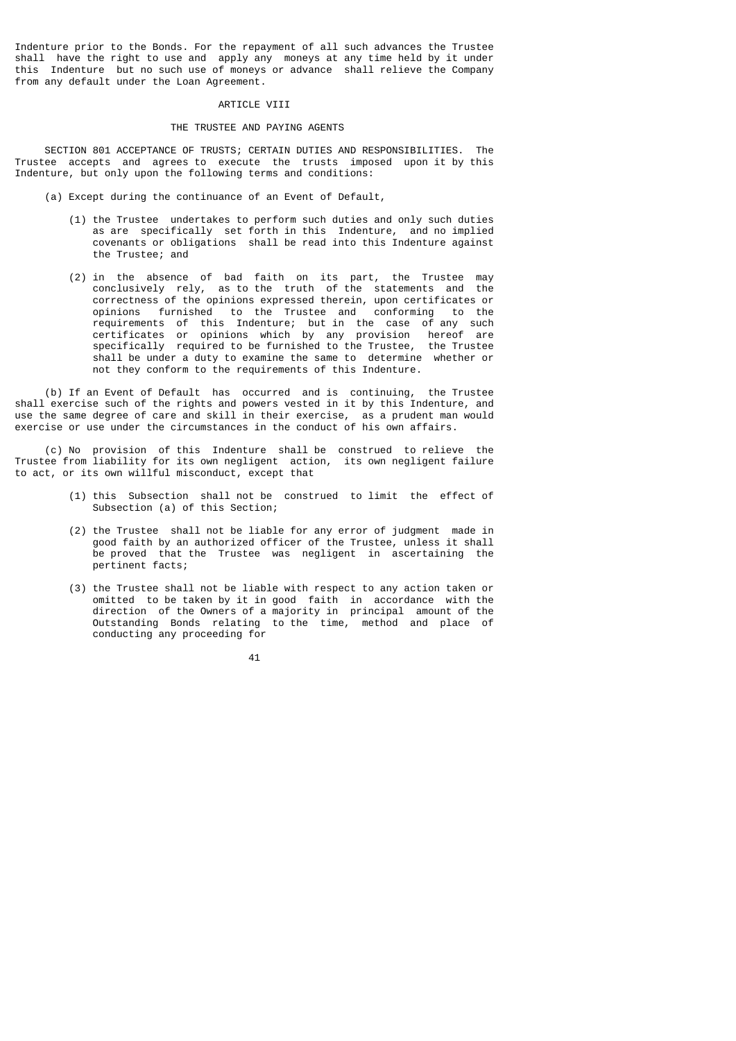Indenture prior to the Bonds. For the repayment of all such advances the Trustee shall have the right to use and apply any moneys at any time held by it under this Indenture but no such use of moneys or advance shall relieve the Company from any default under the Loan Agreement.

## ARTICLE VIII

## THE TRUSTEE AND PAYING AGENTS

SECTION 801 ACCEPTANCE OF TRUSTS; CERTAIN DUTIES AND RESPONSIBILITIES. The Trustee accepts and agrees to execute the trusts imposed upon it by this Indenture, but only upon the following terms and conditions:

(a) Except during the continuance of an Event of Default,

(1) the Trustee undertakes to perform such duties and only such duties as are specifically set forth in this Indenture, and no implied covenants or obligations shall be read into this Indenture against the Trustee; and

(2) in the absence of bad faith on its part, the Trustee may conclusively rely, as to the truth of the statements and the correctness of the opinions expressed therein, upon certificates or opinions furnished to the Trustee and conforming to the requirements of this Indenture; but in the case of any such certificates or opinions which by any provision hereof are specifically required to be furnished to the Trustee, the Trustee shall be under a duty to examine the same to determine whether or not they conform to the requirements of this Indenture.

(b) If an Event of Default has occurred and is continuing, the Trustee shall exercise such of the rights and powers vested in it by this Indenture, and use the same degree of care and skill in their exercise, as a prudent man would exercise or use under the circumstances in the conduct of his own affairs.

(c) No provision of this Indenture shall be construed to relieve the Trustee from liability for its own negligent action, its own negligent failure to act, or its own willful misconduct, except that

(1) this Subsection shall not be construed to limit the effect of Subsection (a) of this Section;

(2) the Trustee shall not be liable for any error of judgment made in good faith by an authorized officer of the Trustee, unless it shall be proved that the Trustee was negligent in ascertaining the pertinent facts;

(3) the Trustee shall not be liable with respect to any action taken or omitted to be taken by it in good faith in accordance with the direction of the Owners of a majority in principal amount of the Outstanding Bonds relating to the time, method and place of conducting any proceeding for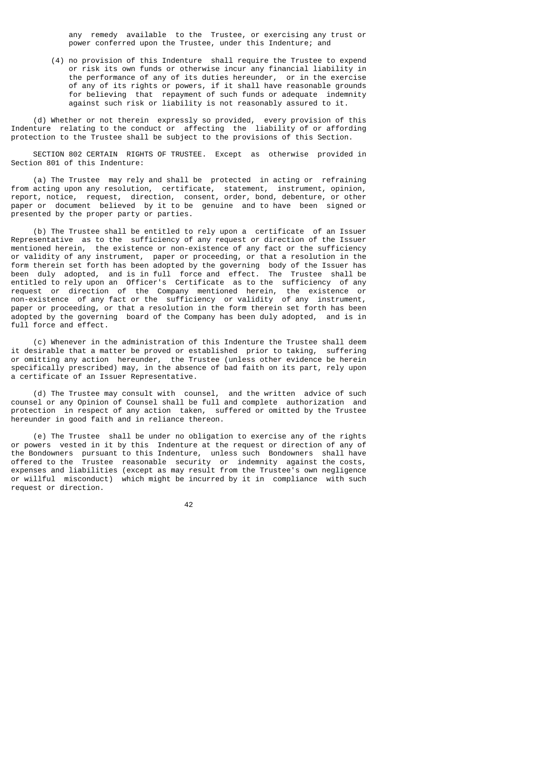any remedy available to the Trustee, or exercising any trust or power conferred upon the Trustee, under this Indenture; and

(4) no provision of this Indenture shall require the Trustee to expend or risk its own funds or otherwise incur any financial liability in the performance of any of its duties hereunder, or in the exercise of any of its rights or powers, if it shall have reasonable grounds for believing that repayment of such funds or adequate indemnity against such risk or liability is not reasonably assured to it.

(d) Whether or not therein expressly so provided, every provision of this Indenture relating to the conduct or affecting the liability of or affording protection to the Trustee shall be subject to the provisions of this Section.

SECTION 802 CERTAIN RIGHTS OF TRUSTEE. Except as otherwise provided in Section 801 of this Indenture:

(a) The Trustee may rely and shall be protected in acting or refraining from acting upon any resolution, certificate, statement, instrument, opinion, report, notice, request, direction, consent, order, bond, debenture, or other paper or document believed by it to be genuine and to have been signed or presented by the proper party or parties.

(b) The Trustee shall be entitled to rely upon a certificate of an Issuer Representative as to the sufficiency of any request or direction of the Issuer mentioned herein, the existence or non-existence of any fact or the sufficiency or validity of any instrument, paper or proceeding, or that a resolution in the form therein set forth has been adopted by the governing body of the Issuer has been duly adopted, and is in full force and effect. The Trustee shall be entitled to rely upon an Officer's Certificate as to the sufficiency of any request or direction of the Company mentioned herein, the existence or non-existence of any fact or the sufficiency or validity of any instrument, paper or proceeding, or that a resolution in the form therein set forth has been adopted by the governing board of the Company has been duly adopted, and is in full force and effect.

(c) Whenever in the administration of this Indenture the Trustee shall deem it desirable that a matter be proved or established prior to taking, suffering or omitting any action hereunder, the Trustee (unless other evidence be herein specifically prescribed) may, in the absence of bad faith on its part, rely upon a certificate of an Issuer Representative.

(d) The Trustee may consult with counsel, and the written advice of such counsel or any Opinion of Counsel shall be full and complete authorization and protection in respect of any action taken, suffered or omitted by the Trustee hereunder in good faith and in reliance thereon.

(e) The Trustee shall be under no obligation to exercise any of the rights or powers vested in it by this Indenture at the request or direction of any of the Bondowners pursuant to this Indenture, unless such Bondowners shall have offered to the Trustee reasonable security or indemnity against the costs, expenses and liabilities (except as may result from the Trustee's own negligence or willful misconduct) which might be incurred by it in compliance with such request or direction.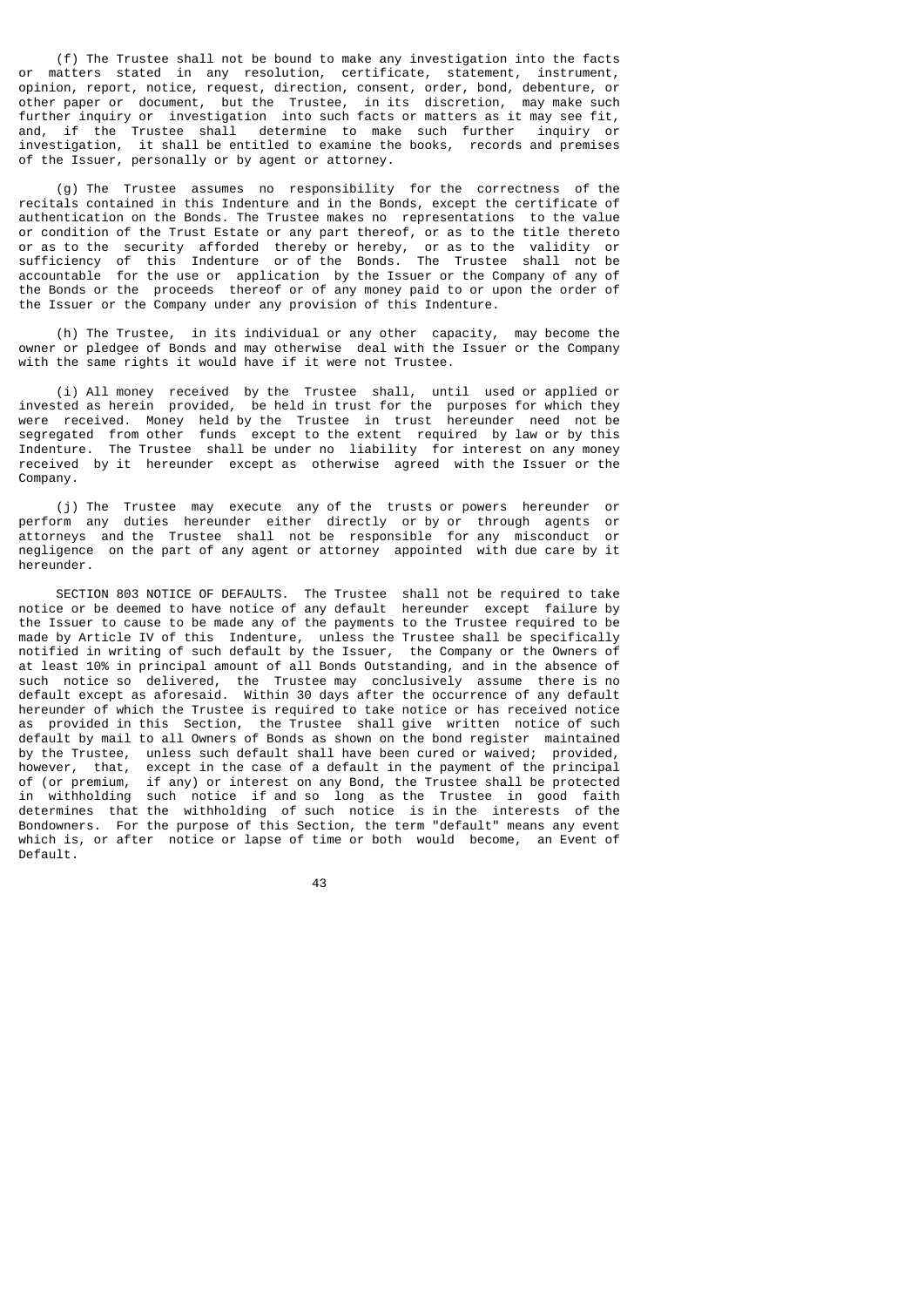(f) The Trustee shall not be bound to make any investigation into the facts or matters stated in any resolution, certificate, statement, instrument, opinion, report, notice, request, direction, consent, order, bond, debenture, or other paper or document, but the Trustee, in its discretion, may make such further inquiry or investigation into such facts or matters as it may see fit, and, if the Trustee shall determine to make such further inquiry or investigation, it shall be entitled to examine the books, records and premises of the Issuer, personally or by agent or attorney.

(g) The Trustee assumes no responsibility for the correctness of the recitals contained in this Indenture and in the Bonds, except the certificate of authentication on the Bonds. The Trustee makes no representations to the value or condition of the Trust Estate or any part thereof, or as to the title thereto or as to the security afforded thereby or hereby, or as to the validity or sufficiency of this Indenture or of the Bonds. The Trustee shall not be accountable for the use or application by the Issuer or the Company of any of the Bonds or the proceeds thereof or of any money paid to or upon the order of the Issuer or the Company under any provision of this Indenture.

(h) The Trustee, in its individual or any other capacity, may become the owner or pledgee of Bonds and may otherwise deal with the Issuer or the Company with the same rights it would have if it were not Trustee.

(i) All money received by the Trustee shall, until used or applied or invested as herein provided, be held in trust for the purposes for which they were received. Money held by the Trustee in trust hereunder need not be segregated from other funds except to the extent required by law or by this Indenture. The Trustee shall be under no liability for interest on any money received by it hereunder except as otherwise agreed with the Issuer or the Company.

(j) The Trustee may execute any of the trusts or powers hereunder or perform any duties hereunder either directly or by or through agents or attorneys and the Trustee shall not be responsible for any misconduct or negligence on the part of any agent or attorney appointed with due care by it hereunder.

SECTION 803 NOTICE OF DEFAULTS. The Trustee shall not be required to take notice or be deemed to have notice of any default hereunder except failure by the Issuer to cause to be made any of the payments to the Trustee required to be made by Article IV of this Indenture, unless the Trustee shall be specifically notified in writing of such default by the Issuer, the Company or the Owners of at least 10% in principal amount of all Bonds Outstanding, and in the absence of such notice so delivered, the Trustee may conclusively assume there is no default except as aforesaid. Within 30 days after the occurrence of any default hereunder of which the Trustee is required to take notice or has received notice as provided in this Section, the Trustee shall give written notice of such default by mail to all Owners of Bonds as shown on the bond register maintained by the Trustee, unless such default shall have been cured or waived; provided, however, that, except in the case of a default in the payment of the principal of (or premium, if any) or interest on any Bond, the Trustee shall be protected in withholding such notice if and so long as the Trustee in good faith determines that the withholding of such notice is in the interests of the Bondowners. For the purpose of this Section, the term "default" means any event which is, or after notice or lapse of time or both would become, an Event of Default.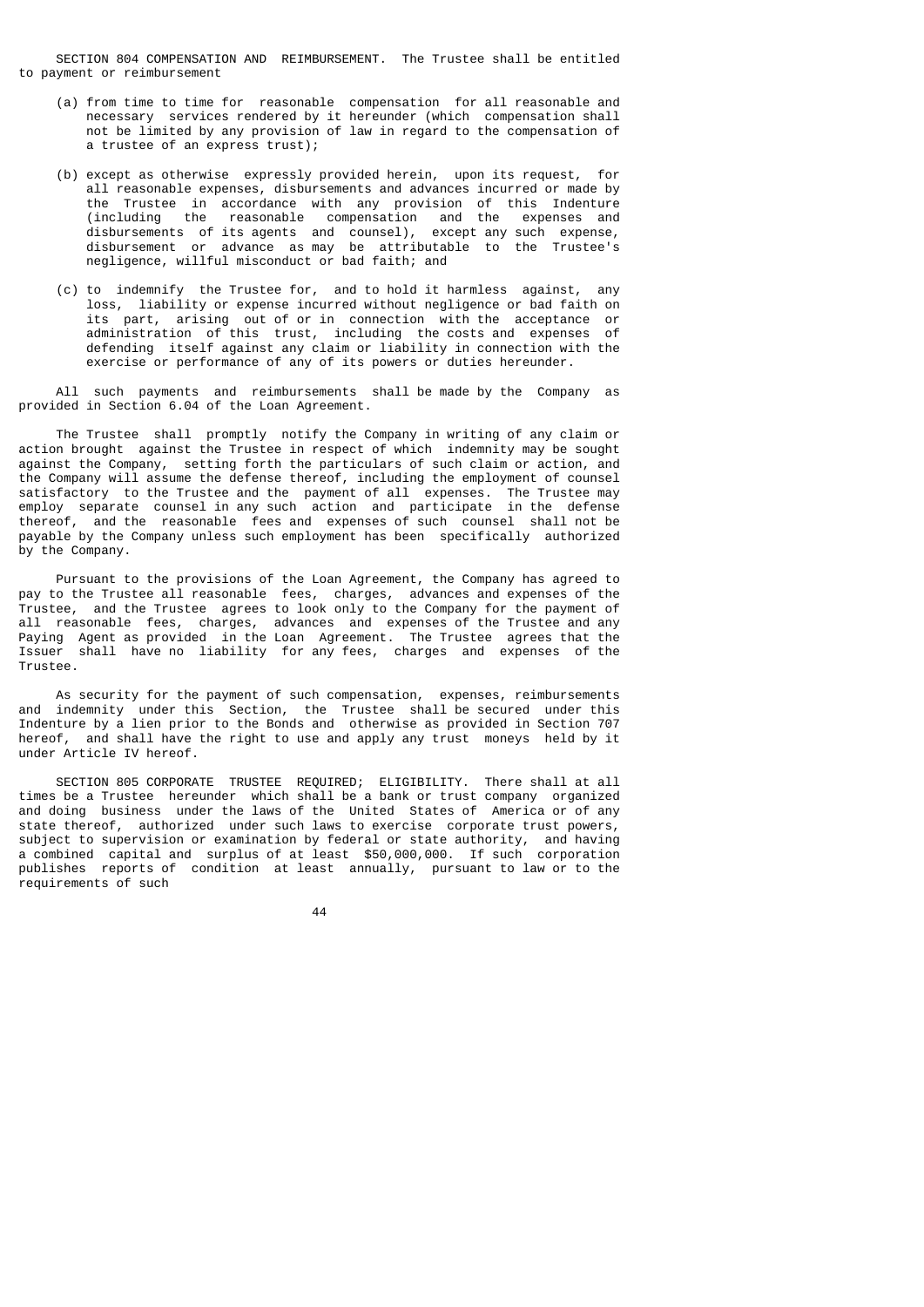SECTION 804 COMPENSATION AND REIMBURSEMENT. The Trustee shall be entitled to payment or reimbursement

(a) from time to time for reasonable compensation for all reasonable and necessary services rendered by it hereunder (which compensation shall not be limited by any provision of law in regard to the compensation of a trustee of an express trust);

(b) except as otherwise expressly provided herein, upon its request, for all reasonable expenses, disbursements and advances incurred or made by the Trustee in accordance with any provision of this Indenture (including the reasonable compensation and the expenses and disbursements of its agents and counsel), except any such expense, disbursement or advance as may be attributable to the Trustee's negligence, willful misconduct or bad faith; and

(c) to indemnify the Trustee for, and to hold it harmless against, any loss, liability or expense incurred without negligence or bad faith on its part, arising out of or in connection with the acceptance or administration of this trust, including the costs and expenses of defending itself against any claim or liability in connection with the exercise or performance of any of its powers or duties hereunder.

All such payments and reimbursements shall be made by the Company as provided in Section 6.04 of the Loan Agreement.

The Trustee shall promptly notify the Company in writing of any claim or action brought against the Trustee in respect of which indemnity may be sought against the Company, setting forth the particulars of such claim or action, and the Company will assume the defense thereof, including the employment of counsel satisfactory to the Trustee and the payment of all expenses. The Trustee may employ separate counsel in any such action and participate in the defense thereof, and the reasonable fees and expenses of such counsel shall not be payable by the Company unless such employment has been specifically authorized by the Company.

Pursuant to the provisions of the Loan Agreement, the Company has agreed to pay to the Trustee all reasonable fees, charges, advances and expenses of the Trustee, and the Trustee agrees to look only to the Company for the payment of all reasonable fees, charges, advances and expenses of the Trustee and any Paying Agent as provided in the Loan Agreement. The Trustee agrees that the Issuer shall have no liability for any fees, charges and expenses of the Trustee.

As security for the payment of such compensation, expenses, reimbursements and indemnity under this Section, the Trustee shall be secured under this Indenture by a lien prior to the Bonds and otherwise as provided in Section 707 hereof, and shall have the right to use and apply any trust moneys held by it under Article IV hereof.

SECTION 805 CORPORATE TRUSTEE REQUIRED; ELIGIBILITY. There shall at all times be a Trustee hereunder which shall be a bank or trust company organized and doing business under the laws of the United States of America or of any state thereof, authorized under such laws to exercise corporate trust powers, subject to supervision or examination by federal or state authority, and having a combined capital and surplus of at least $50,000,000. If such corporation publishes reports of condition at least annually, pursuant to law or to the requirements of such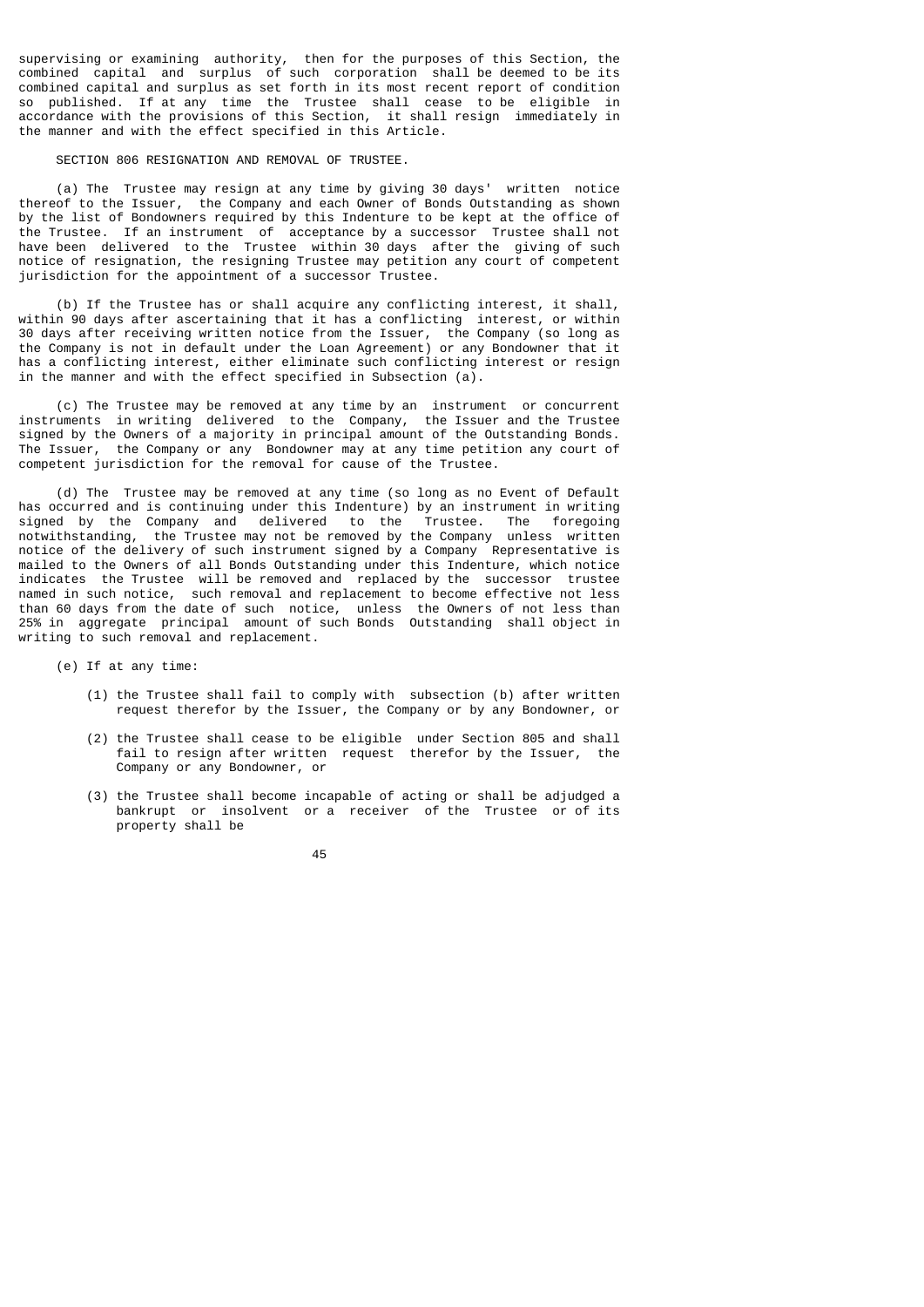supervising or examining authority, then for the purposes of this Section, the combined capital and surplus of such corporation shall be deemed to be its combined capital and surplus as set forth in its most recent report of condition so published. If at any time the Trustee shall cease to be eligible in accordance with the provisions of this Section, it shall resign immediately in the manner and with the effect specified in this Article.

SECTION 806 RESIGNATION AND REMOVAL OF TRUSTEE.

(a) The Trustee may resign at any time by giving 30 days' written notice thereof to the Issuer, the Company and each Owner of Bonds Outstanding as shown by the list of Bondowners required by this Indenture to be kept at the office of the Trustee. If an instrument of acceptance by a successor Trustee shall not have been delivered to the Trustee within 30 days after the giving of such notice of resignation, the resigning Trustee may petition any court of competent jurisdiction for the appointment of a successor Trustee.

(b) If the Trustee has or shall acquire any conflicting interest, it shall, within 90 days after ascertaining that it has a conflicting interest, or within 30 days after receiving written notice from the Issuer, the Company (so long as the Company is not in default under the Loan Agreement) or any Bondowner that it has a conflicting interest, either eliminate such conflicting interest or resign in the manner and with the effect specified in Subsection (a).

(c) The Trustee may be removed at any time by an instrument or concurrent instruments in writing delivered to the Company, the Issuer and the Trustee signed by the Owners of a majority in principal amount of the Outstanding Bonds. The Issuer, the Company or any Bondowner may at any time petition any court of competent jurisdiction for the removal for cause of the Trustee.

(d) The Trustee may be removed at any time (so long as no Event of Default has occurred and is continuing under this Indenture) by an instrument in writing signed by the Company and delivered to the Trustee. The foregoing notwithstanding, the Trustee may not be removed by the Company unless written notice of the delivery of such instrument signed by a Company Representative is mailed to the Owners of all Bonds Outstanding under this Indenture, which notice indicates the Trustee will be removed and replaced by the successor trustee named in such notice, such removal and replacement to become effective not less than 60 days from the date of such notice, unless the Owners of not less than 25% in aggregate principal amount of such Bonds Outstanding shall object in writing to such removal and replacement.

(e) If at any time:

(1) the Trustee shall fail to comply with subsection (b) after written request therefor by the Issuer, the Company or by any Bondowner, or

(2) the Trustee shall cease to be eligible under Section 805 and shall fail to resign after written request therefor by the Issuer, the Company or any Bondowner, or

(3) the Trustee shall become incapable of acting or shall be adjudged a bankrupt or insolvent or a receiver of the Trustee or of its property shall be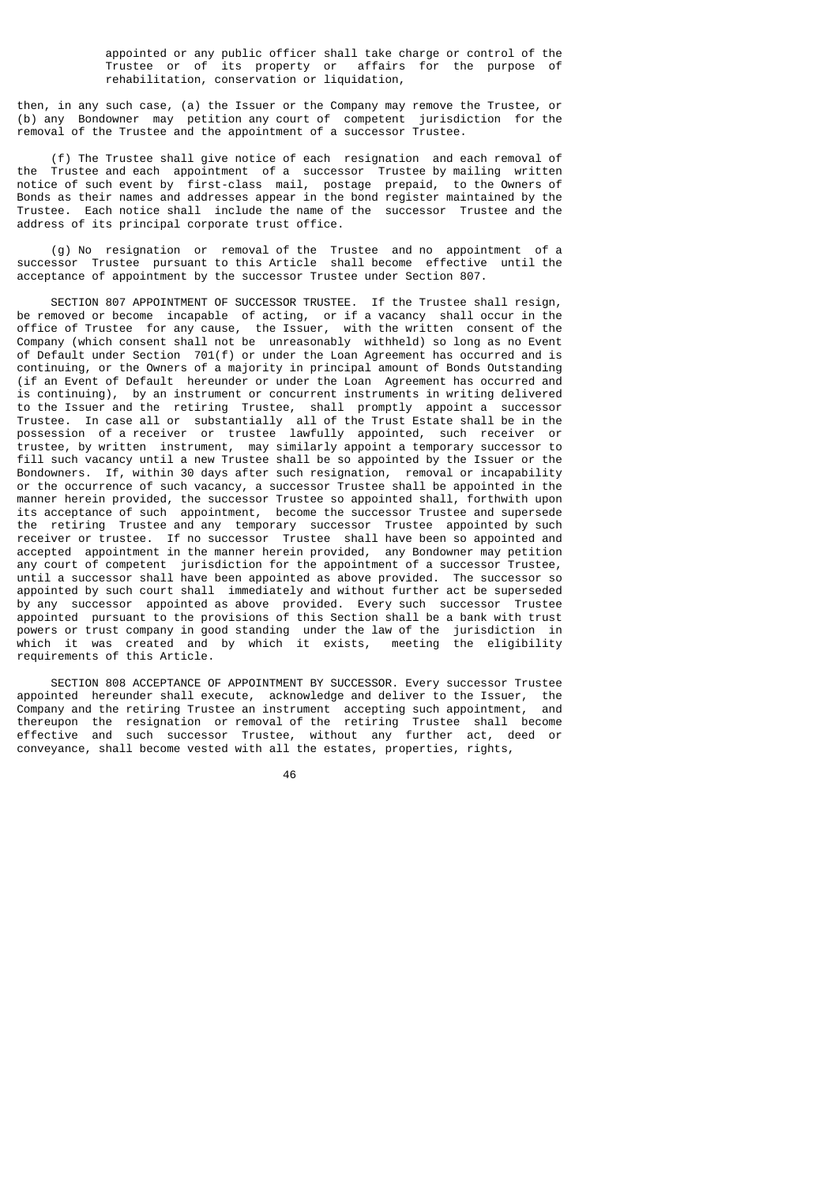appointed or any public officer shall take charge or control of the Trustee or of its property or affairs for the purpose of rehabilitation, conservation or liquidation,

then, in any such case, (a) the Issuer or the Company may remove the Trustee, or (b) any Bondowner may petition any court of competent jurisdiction for the removal of the Trustee and the appointment of a successor Trustee.

(f) The Trustee shall give notice of each resignation and each removal of the Trustee and each appointment of a successor Trustee by mailing written notice of such event by first-class mail, postage prepaid, to the Owners of Bonds as their names and addresses appear in the bond register maintained by the Trustee. Each notice shall include the name of the successor Trustee and the address of its principal corporate trust office.

(g) No resignation or removal of the Trustee and no appointment of a successor Trustee pursuant to this Article shall become effective until the acceptance of appointment by the successor Trustee under Section 807.

SECTION 807 APPOINTMENT OF SUCCESSOR TRUSTEE. If the Trustee shall resign, be removed or become incapable of acting, or if a vacancy shall occur in the office of Trustee for any cause, the Issuer, with the written consent of the Company (which consent shall not be unreasonably withheld) so long as no Event of Default under Section 701(f) or under the Loan Agreement has occurred and is continuing, or the Owners of a majority in principal amount of Bonds Outstanding (if an Event of Default hereunder or under the Loan Agreement has occurred and is continuing), by an instrument or concurrent instruments in writing delivered to the Issuer and the retiring Trustee, shall promptly appoint a successor Trustee. In case all or substantially all of the Trust Estate shall be in the possession of a receiver or trustee lawfully appointed, such receiver or trustee, by written instrument, may similarly appoint a temporary successor to fill such vacancy until a new Trustee shall be so appointed by the Issuer or the Bondowners. If, within 30 days after such resignation, removal or incapability or the occurrence of such vacancy, a successor Trustee shall be appointed in the manner herein provided, the successor Trustee so appointed shall, forthwith upon its acceptance of such appointment, become the successor Trustee and supersede the retiring Trustee and any temporary successor Trustee appointed by such receiver or trustee. If no successor Trustee shall have been so appointed and accepted appointment in the manner herein provided, any Bondowner may petition any court of competent jurisdiction for the appointment of a successor Trustee, until a successor shall have been appointed as above provided. The successor so appointed by such court shall immediately and without further act be superseded by any successor appointed as above provided. Every such successor Trustee appointed pursuant to the provisions of this Section shall be a bank with trust powers or trust company in good standing under the law of the jurisdiction in which it was created and by which it exists, meeting the eligibility requirements of this Article.

SECTION 808 ACCEPTANCE OF APPOINTMENT BY SUCCESSOR. Every successor Trustee appointed hereunder shall execute, acknowledge and deliver to the Issuer, the Company and the retiring Trustee an instrument accepting such appointment, and thereupon the resignation or removal of the retiring Trustee shall become effective and such successor Trustee, without any further act, deed or conveyance, shall become vested with all the estates, properties, rights,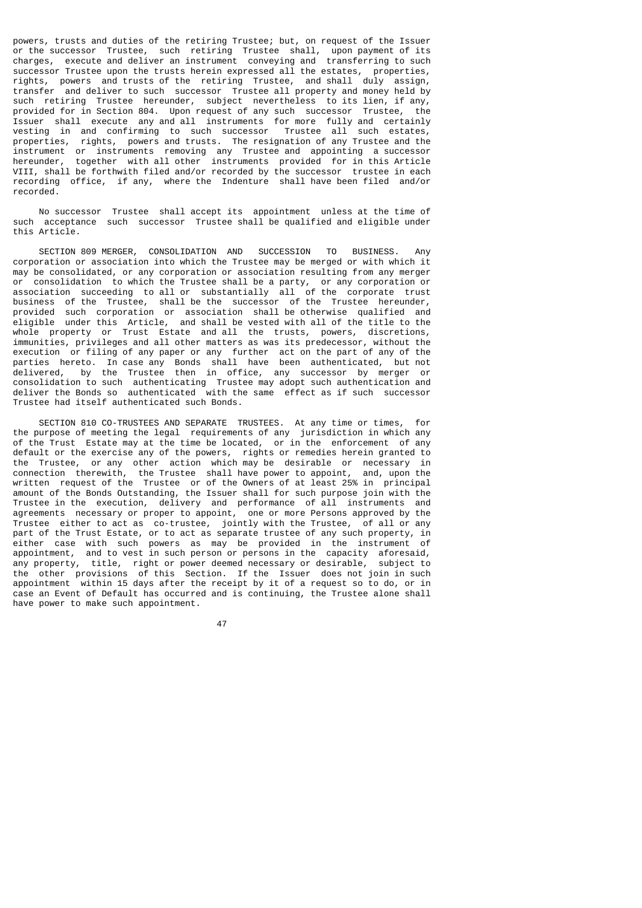powers, trusts and duties of the retiring Trustee; but, on request of the Issuer or the successor Trustee, such retiring Trustee shall, upon payment of its charges, execute and deliver an instrument conveying and transferring to such successor Trustee upon the trusts herein expressed all the estates, properties, rights, powers and trusts of the retiring Trustee, and shall duly assign, transfer and deliver to such successor Trustee all property and money held by such retiring Trustee hereunder, subject nevertheless to its lien, if any, provided for in Section 804. Upon request of any such successor Trustee, the Issuer shall execute any and all instruments for more fully and certainly vesting in and confirming to such successor Trustee all such estates, properties, rights, powers and trusts. The resignation of any Trustee and the instrument or instruments removing any Trustee and appointing a successor hereunder, together with all other instruments provided for in this Article VIII, shall be forthwith filed and/or recorded by the successor trustee in each recording office, if any, where the Indenture shall have been filed and/or recorded.

No successor Trustee shall accept its appointment unless at the time of such acceptance such successor Trustee shall be qualified and eligible under this Article.

SECTION 809 MERGER, CONSOLIDATION AND SUCCESSION TO BUSINESS. Any corporation or association into which the Trustee may be merged or with which it may be consolidated, or any corporation or association resulting from any merger or consolidation to which the Trustee shall be a party, or any corporation or association succeeding to all or substantially all of the corporate trust business of the Trustee, shall be the successor of the Trustee hereunder, provided such corporation or association shall be otherwise qualified and eligible under this Article, and shall be vested with all of the title to the whole property or Trust Estate and all the trusts, powers, discretions, immunities, privileges and all other matters as was its predecessor, without the execution or filing of any paper or any further act on the part of any of the parties hereto. In case any Bonds shall have been authenticated, but not delivered, by the Trustee then in office, any successor by merger or consolidation to such authenticating Trustee may adopt such authentication and deliver the Bonds so authenticated with the same effect as if such successor Trustee had itself authenticated such Bonds.

SECTION 810 CO-TRUSTEES AND SEPARATE TRUSTEES. At any time or times, for the purpose of meeting the legal requirements of any jurisdiction in which any of the Trust Estate may at the time be located, or in the enforcement of any default or the exercise any of the powers, rights or remedies herein granted to the Trustee, or any other action which may be desirable or necessary in connection therewith, the Trustee shall have power to appoint, and, upon the written request of the Trustee or of the Owners of at least 25% in principal amount of the Bonds Outstanding, the Issuer shall for such purpose join with the Trustee in the execution, delivery and performance of all instruments and agreements necessary or proper to appoint, one or more Persons approved by the Trustee either to act as co-trustee, jointly with the Trustee, of all or any part of the Trust Estate, or to act as separate trustee of any such property, in either case with such powers as may be provided in the instrument of appointment, and to vest in such person or persons in the capacity aforesaid, any property, title, right or power deemed necessary or desirable, subject to the other provisions of this Section. If the Issuer does not join in such appointment within 15 days after the receipt by it of a request so to do, or in case an Event of Default has occurred and is continuing, the Trustee alone shall have power to make such appointment.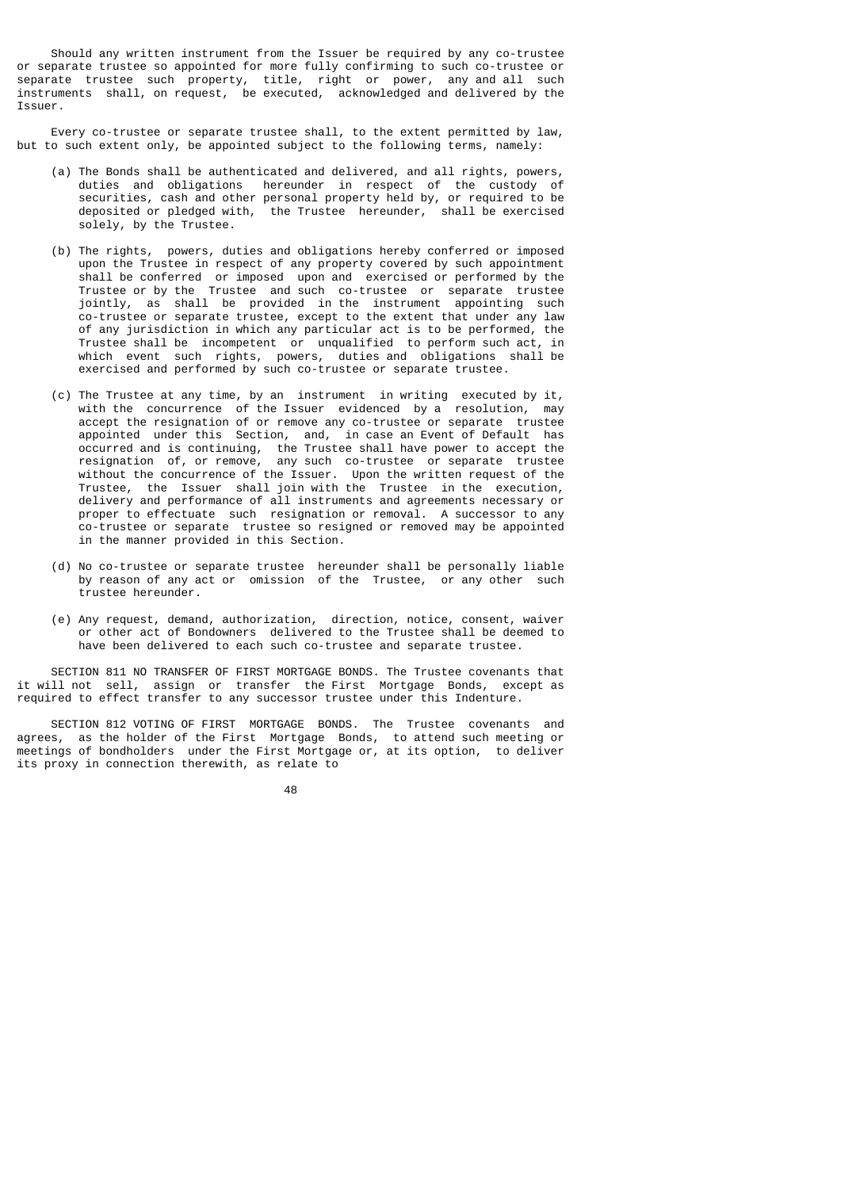Should any written instrument from the Issuer be required by any co-trustee or separate trustee so appointed for more fully confirming to such co-trustee or separate trustee such property, title, right or power, any and all such instruments shall, on request, be executed, acknowledged and delivered by the Issuer.

Every co-trustee or separate trustee shall, to the extent permitted by law, but to such extent only, be appointed subject to the following terms, namely:

(a) The Bonds shall be authenticated and delivered, and all rights, powers, duties and obligations hereunder in respect of the custody of securities, cash and other personal property held by, or required to be deposited or pledged with, the Trustee hereunder, shall be exercised solely, by the Trustee.

(b) The rights, powers, duties and obligations hereby conferred or imposed upon the Trustee in respect of any property covered by such appointment shall be conferred or imposed upon and exercised or performed by the Trustee or by the Trustee and such co-trustee or separate trustee jointly, as shall be provided in the instrument appointing such co-trustee or separate trustee, except to the extent that under any law of any jurisdiction in which any particular act is to be performed, the Trustee shall be incompetent or unqualified to perform such act, in which event such rights, powers, duties and obligations shall be exercised and performed by such co-trustee or separate trustee.

(c) The Trustee at any time, by an instrument in writing executed by it, with the concurrence of the Issuer evidenced by a resolution, may accept the resignation of or remove any co-trustee or separate trustee appointed under this Section, and, in case an Event of Default has occurred and is continuing, the Trustee shall have power to accept the resignation of, or remove, any such co-trustee or separate trustee without the concurrence of the Issuer. Upon the written request of the Trustee, the Issuer shall join with the Trustee in the execution, delivery and performance of all instruments and agreements necessary or proper to effectuate such resignation or removal. A successor to any co-trustee or separate trustee so resigned or removed may be appointed in the manner provided in this Section.

(d) No co-trustee or separate trustee hereunder shall be personally liable by reason of any act or omission of the Trustee, or any other such trustee hereunder.

(e) Any request, demand, authorization, direction, notice, consent, waiver or other act of Bondowners delivered to the Trustee shall be deemed to have been delivered to each such co-trustee and separate trustee.

SECTION 811 NO TRANSFER OF FIRST MORTGAGE BONDS. The Trustee covenants that it will not sell, assign or transfer the First Mortgage Bonds, except as required to effect transfer to any successor trustee under this Indenture.

SECTION 812 VOTING OF FIRST MORTGAGE BONDS. The Trustee covenants and agrees, as the holder of the First Mortgage Bonds, to attend such meeting or meetings of bondholders under the First Mortgage or, at its option, to deliver its proxy in connection therewith, as relate to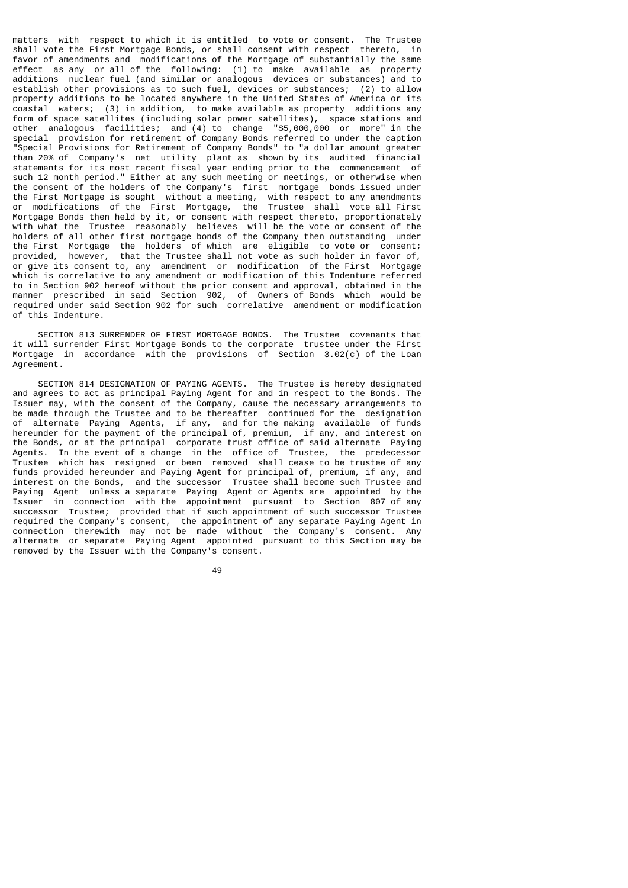matters with respect to which it is entitled to vote or consent. The Trustee shall vote the First Mortgage Bonds, or shall consent with respect thereto, in favor of amendments and modifications of the Mortgage of substantially the same effect as any or all of the following: (1) to make available as property additions nuclear fuel (and similar or analogous devices or substances) and to establish other provisions as to such fuel, devices or substances; (2) to allow property additions to be located anywhere in the United States of America or its coastal waters; (3) in addition, to make available as property additions any form of space satellites (including solar power satellites), space stations and other analogous facilities; and (4) to change "$5,000,000 or more" in the special provision for retirement of Company Bonds referred to under the caption "Special Provisions for Retirement of Company Bonds" to "a dollar amount greater than 20% of Company's net utility plant as shown by its audited financial statements for its most recent fiscal year ending prior to the commencement of such 12 month period." Either at any such meeting or meetings, or otherwise when the consent of the holders of the Company's first mortgage bonds issued under the First Mortgage is sought without a meeting, with respect to any amendments or modifications of the First Mortgage, the Trustee shall vote all First Mortgage Bonds then held by it, or consent with respect thereto, proportionately with what the Trustee reasonably believes will be the vote or consent of the holders of all other first mortgage bonds of the Company then outstanding under the First Mortgage the holders of which are eligible to vote or consent; provided, however, that the Trustee shall not vote as such holder in favor of, or give its consent to, any amendment or modification of the First Mortgage which is correlative to any amendment or modification of this Indenture referred to in Section 902 hereof without the prior consent and approval, obtained in the manner prescribed in said Section 902, of Owners of Bonds which would be required under said Section 902 for such correlative amendment or modification of this Indenture.

SECTION 813 SURRENDER OF FIRST MORTGAGE BONDS. The Trustee covenants that it will surrender First Mortgage Bonds to the corporate trustee under the First Mortgage in accordance with the provisions of Section 3.02(c) of the Loan Agreement.

SECTION 814 DESIGNATION OF PAYING AGENTS. The Trustee is hereby designated and agrees to act as principal Paying Agent for and in respect to the Bonds. The Issuer may, with the consent of the Company, cause the necessary arrangements to be made through the Trustee and to be thereafter continued for the designation of alternate Paying Agents, if any, and for the making available of funds hereunder for the payment of the principal of, premium, if any, and interest on the Bonds, or at the principal corporate trust office of said alternate Paying Agents. In the event of a change in the office of Trustee, the predecessor Trustee which has resigned or been removed shall cease to be trustee of any funds provided hereunder and Paying Agent for principal of, premium, if any, and interest on the Bonds, and the successor Trustee shall become such Trustee and Paying Agent unless a separate Paying Agent or Agents are appointed by the Issuer in connection with the appointment pursuant to Section 807 of any successor Trustee; provided that if such appointment of such successor Trustee required the Company's consent, the appointment of any separate Paying Agent in connection therewith may not be made without the Company's consent. Any alternate or separate Paying Agent appointed pursuant to this Section may be removed by the Issuer with the Company's consent.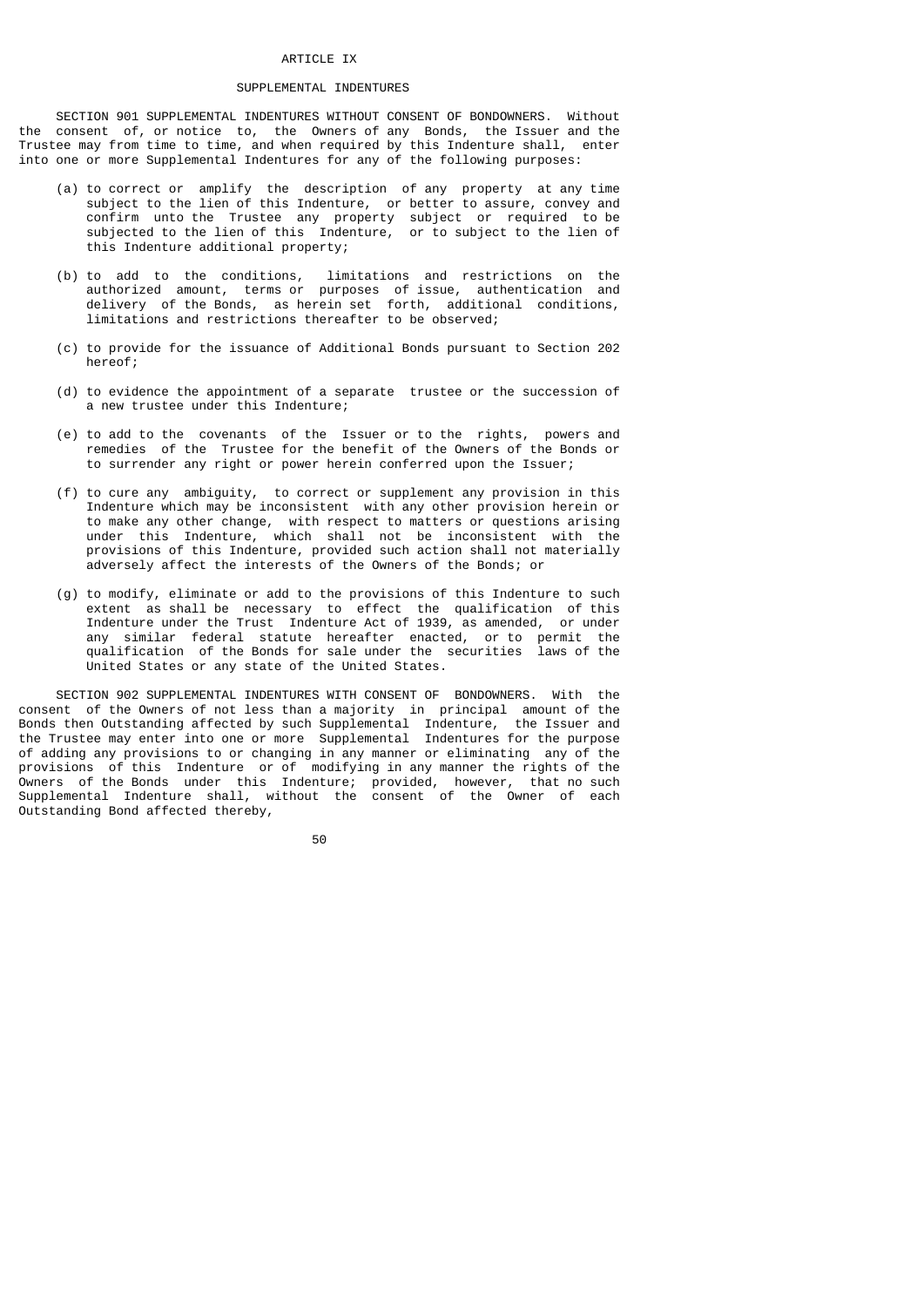# ARTICLE IX

## SUPPLEMENTAL INDENTURES

SECTION 901 SUPPLEMENTAL INDENTURES WITHOUT CONSENT OF BONDOWNERS. Without the consent of, or notice to, the Owners of any Bonds, the Issuer and the Trustee may from time to time, and when required by this Indenture shall, enter into one or more Supplemental Indentures for any of the following purposes:

(a) to correct or amplify the description of any property at any time subject to the lien of this Indenture, or better to assure, convey and confirm unto the Trustee any property subject or required to be subjected to the lien of this Indenture, or to subject to the lien of this Indenture additional property;

(b) to add to the conditions, limitations and restrictions on the authorized amount, terms or purposes of issue, authentication and delivery of the Bonds, as herein set forth, additional conditions, limitations and restrictions thereafter to be observed;

(c) to provide for the issuance of Additional Bonds pursuant to Section 202 hereof;

(d) to evidence the appointment of a separate trustee or the succession of a new trustee under this Indenture;

(e) to add to the covenants of the Issuer or to the rights, powers and remedies of the Trustee for the benefit of the Owners of the Bonds or to surrender any right or power herein conferred upon the Issuer;

(f) to cure any ambiguity, to correct or supplement any provision in this Indenture which may be inconsistent with any other provision herein or to make any other change, with respect to matters or questions arising under this Indenture, which shall not be inconsistent with the provisions of this Indenture, provided such action shall not materially adversely affect the interests of the Owners of the Bonds; or

(g) to modify, eliminate or add to the provisions of this Indenture to such extent as shall be necessary to effect the qualification of this Indenture under the Trust Indenture Act of 1939, as amended, or under any similar federal statute hereafter enacted, or to permit the qualification of the Bonds for sale under the securities laws of the United States or any state of the United States.

SECTION 902 SUPPLEMENTAL INDENTURES WITH CONSENT OF BONDOWNERS. With the consent of the Owners of not less than a majority in principal amount of the Bonds then Outstanding affected by such Supplemental Indenture, the Issuer and the Trustee may enter into one or more Supplemental Indentures for the purpose of adding any provisions to or changing in any manner or eliminating any of the provisions of this Indenture or of modifying in any manner the rights of the Owners of the Bonds under this Indenture; provided, however, that no such Supplemental Indenture shall, without the consent of the Owner of each Outstanding Bond affected thereby,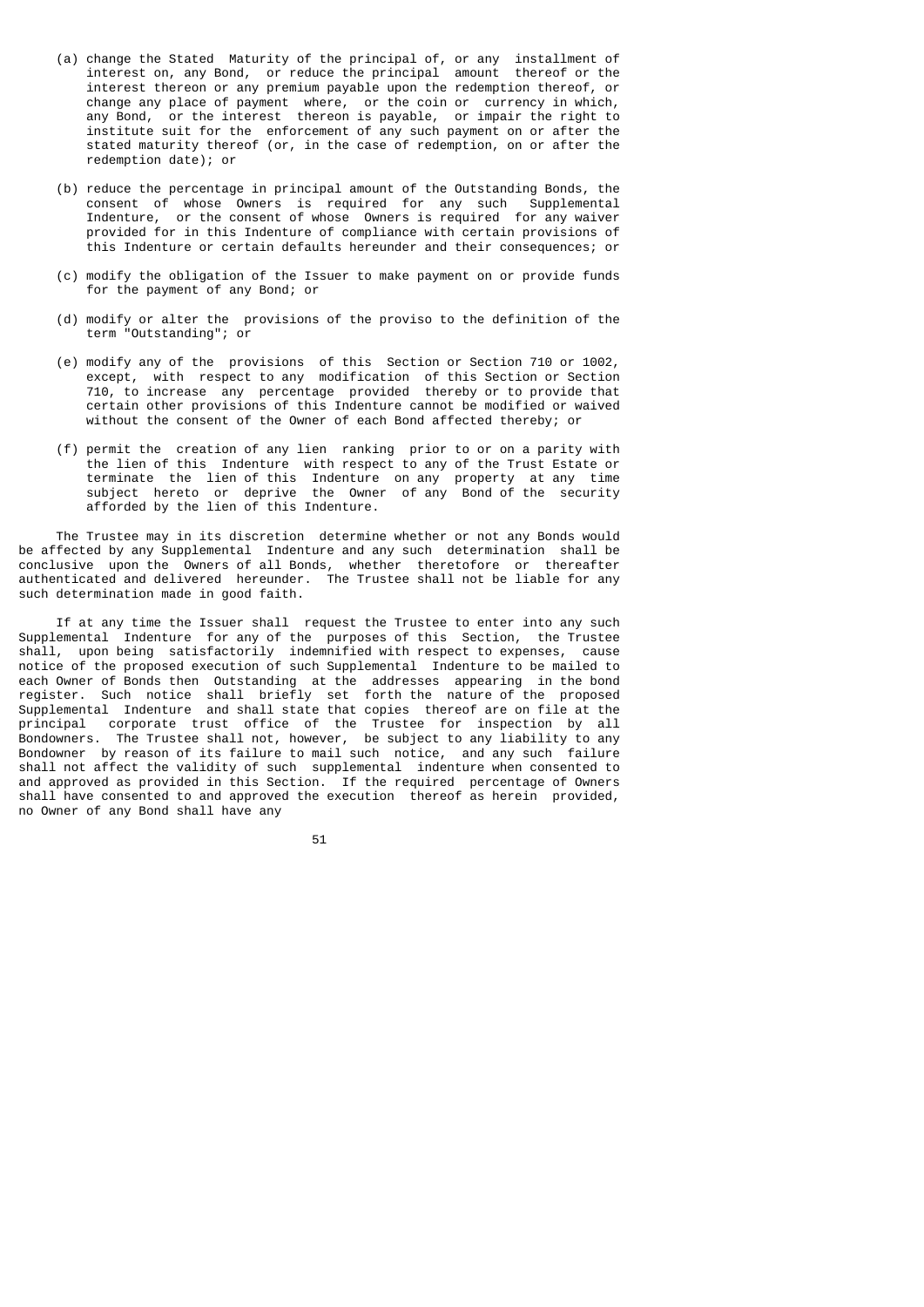(a) change the Stated Maturity of the principal of, or any installment of interest on, any Bond, or reduce the principal amount thereof or the interest thereon or any premium payable upon the redemption thereof, or change any place of payment where, or the coin or currency in which, any Bond, or the interest thereon is payable, or impair the right to institute suit for the enforcement of any such payment on or after the stated maturity thereof (or, in the case of redemption, on or after the redemption date); or

(b) reduce the percentage in principal amount of the Outstanding Bonds, the consent of whose Owners is required for any such Supplemental Indenture, or the consent of whose Owners is required for any waiver provided for in this Indenture of compliance with certain provisions of this Indenture or certain defaults hereunder and their consequences; or

(c) modify the obligation of the Issuer to make payment on or provide funds for the payment of any Bond; or

(d) modify or alter the provisions of the proviso to the definition of the term "Outstanding"; or

(e) modify any of the provisions of this Section or Section 710 or 1002, except, with respect to any modification of this Section or Section 710, to increase any percentage provided thereby or to provide that certain other provisions of this Indenture cannot be modified or waived without the consent of the Owner of each Bond affected thereby; or

(f) permit the creation of any lien ranking prior to or on a parity with the lien of this Indenture with respect to any of the Trust Estate or terminate the lien of this Indenture on any property at any time subject hereto or deprive the Owner of any Bond of the security afforded by the lien of this Indenture.

The Trustee may in its discretion determine whether or not any Bonds would be affected by any Supplemental Indenture and any such determination shall be conclusive upon the Owners of all Bonds, whether theretofore or thereafter authenticated and delivered hereunder. The Trustee shall not be liable for any such determination made in good faith.

If at any time the Issuer shall request the Trustee to enter into any such Supplemental Indenture for any of the purposes of this Section, the Trustee shall, upon being satisfactorily indemnified with respect to expenses, cause notice of the proposed execution of such Supplemental Indenture to be mailed to each Owner of Bonds then Outstanding at the addresses appearing in the bond register. Such notice shall briefly set forth the nature of the proposed Supplemental Indenture and shall state that copies thereof are on file at the principal corporate trust office of the Trustee for inspection by all Bondowners. The Trustee shall not, however, be subject to any liability to any Bondowner by reason of its failure to mail such notice, and any such failure shall not affect the validity of such supplemental indenture when consented to and approved as provided in this Section. If the required percentage of Owners shall have consented to and approved the execution thereof as herein provided, no Owner of any Bond shall have any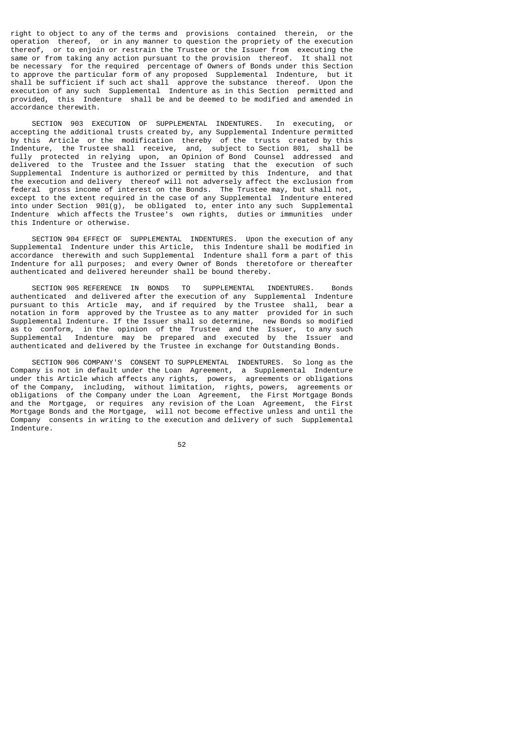right to object to any of the terms and provisions contained therein, or the operation thereof, or in any manner to question the propriety of the execution thereof, or to enjoin or restrain the Trustee or the Issuer from executing the same or from taking any action pursuant to the provision thereof. It shall not be necessary for the required percentage of Owners of Bonds under this Section to approve the particular form of any proposed Supplemental Indenture, but it shall be sufficient if such act shall approve the substance thereof. Upon the execution of any such Supplemental Indenture as in this Section permitted and provided, this Indenture shall be and be deemed to be modified and amended in accordance therewith.

SECTION 903 EXECUTION OF SUPPLEMENTAL INDENTURES. In executing, or accepting the additional trusts created by, any Supplemental Indenture permitted by this Article or the modification thereby of the trusts created by this Indenture, the Trustee shall receive, and, subject to Section 801, shall be fully protected in relying upon, an Opinion of Bond Counsel addressed and delivered to the Trustee and the Issuer stating that the execution of such Supplemental Indenture is authorized or permitted by this Indenture, and that the execution and delivery thereof will not adversely affect the exclusion from federal gross income of interest on the Bonds. The Trustee may, but shall not, except to the extent required in the case of any Supplemental Indenture entered into under Section 901(g), be obligated to, enter into any such Supplemental Indenture which affects the Trustee's own rights, duties or immunities under this Indenture or otherwise.

SECTION 904 EFFECT OF SUPPLEMENTAL INDENTURES. Upon the execution of any Supplemental Indenture under this Article, this Indenture shall be modified in accordance therewith and such Supplemental Indenture shall form a part of this Indenture for all purposes; and every Owner of Bonds theretofore or thereafter authenticated and delivered hereunder shall be bound thereby.

SECTION 905 REFERENCE IN BONDS TO SUPPLEMENTAL INDENTURES. Bonds authenticated and delivered after the execution of any Supplemental Indenture pursuant to this Article may, and if required by the Trustee shall, bear a notation in form approved by the Trustee as to any matter provided for in such Supplemental Indenture. If the Issuer shall so determine, new Bonds so modified as to conform, in the opinion of the Trustee and the Issuer, to any such Supplemental Indenture may be prepared and executed by the Issuer and authenticated and delivered by the Trustee in exchange for Outstanding Bonds.

SECTION 906 COMPANY'S CONSENT TO SUPPLEMENTAL INDENTURES. So long as the Company is not in default under the Loan Agreement, a Supplemental Indenture under this Article which affects any rights, powers, agreements or obligations of the Company, including, without limitation, rights, powers, agreements or obligations of the Company under the Loan Agreement, the First Mortgage Bonds and the Mortgage, or requires any revision of the Loan Agreement, the First Mortgage Bonds and the Mortgage, will not become effective unless and until the Company consents in writing to the execution and delivery of such Supplemental Indenture.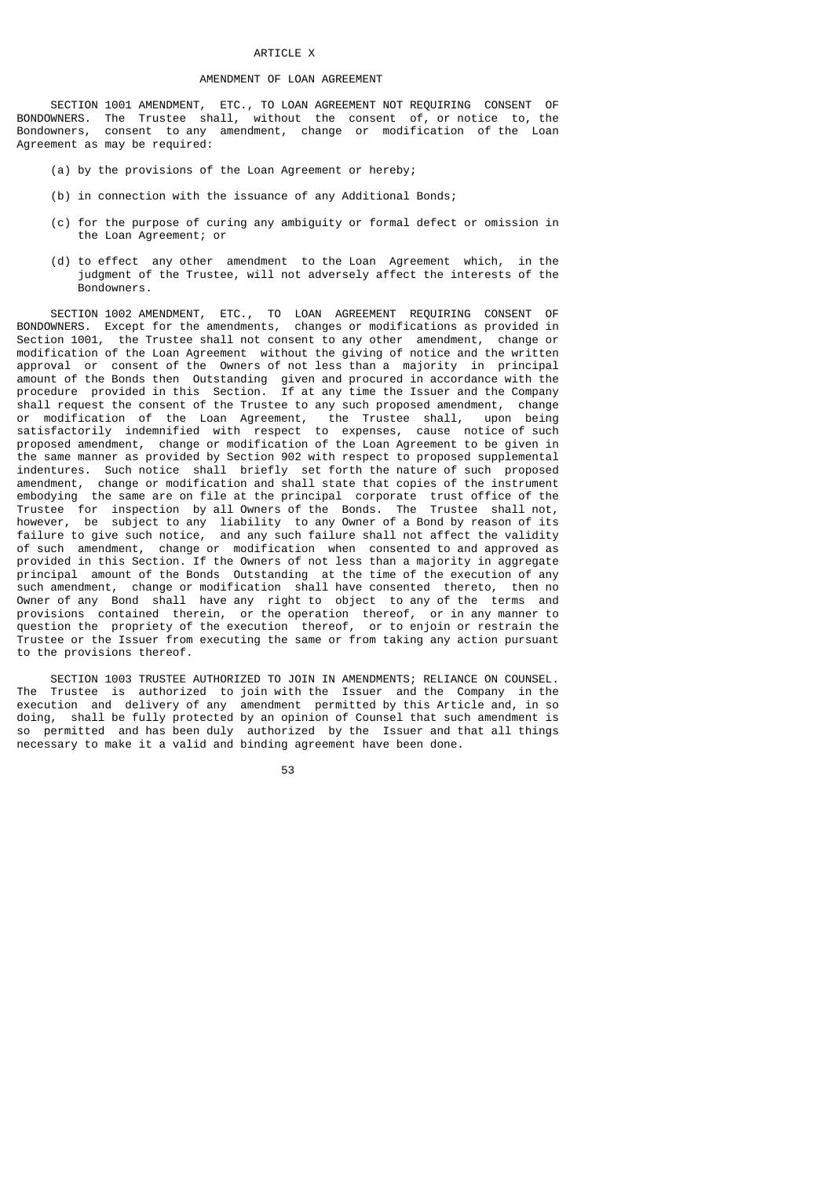# ARTICLE X

## AMENDMENT OF LOAN AGREEMENT

SECTION 1001 AMENDMENT, ETC., TO LOAN AGREEMENT NOT REQUIRING CONSENT OF BONDOWNERS. The Trustee shall, without the consent of, or notice to, the Bondowners, consent to any amendment, change or modification of the Loan Agreement as may be required:

(a) by the provisions of the Loan Agreement or hereby;

(b) in connection with the issuance of any Additional Bonds;

(c) for the purpose of curing any ambiguity or formal defect or omission in the Loan Agreement; or

(d) to effect any other amendment to the Loan Agreement which, in the judgment of the Trustee, will not adversely affect the interests of the Bondowners.

SECTION 1002 AMENDMENT, ETC., TO LOAN AGREEMENT REQUIRING CONSENT OF BONDOWNERS. Except for the amendments, changes or modifications as provided in Section 1001, the Trustee shall not consent to any other amendment, change or modification of the Loan Agreement without the giving of notice and the written approval or consent of the Owners of not less than a majority in principal amount of the Bonds then Outstanding given and procured in accordance with the procedure provided in this Section. If at any time the Issuer and the Company shall request the consent of the Trustee to any such proposed amendment, change or modification of the Loan Agreement, the Trustee shall, upon being satisfactorily indemnified with respect to expenses, cause notice of such proposed amendment, change or modification of the Loan Agreement to be given in the same manner as provided by Section 902 with respect to proposed supplemental indentures. Such notice shall briefly set forth the nature of such proposed amendment, change or modification and shall state that copies of the instrument embodying the same are on file at the principal corporate trust office of the Trustee for inspection by all Owners of the Bonds. The Trustee shall not, however, be subject to any liability to any Owner of a Bond by reason of its failure to give such notice, and any such failure shall not affect the validity of such amendment, change or modification when consented to and approved as provided in this Section. If the Owners of not less than a majority in aggregate principal amount of the Bonds Outstanding at the time of the execution of any such amendment, change or modification shall have consented thereto, then no Owner of any Bond shall have any right to object to any of the terms and provisions contained therein, or the operation thereof, or in any manner to question the propriety of the execution thereof, or to enjoin or restrain the Trustee or the Issuer from executing the same or from taking any action pursuant to the provisions thereof.

SECTION 1003 TRUSTEE AUTHORIZED TO JOIN IN AMENDMENTS; RELIANCE ON COUNSEL. The Trustee is authorized to join with the Issuer and the Company in the execution and delivery of any amendment permitted by this Article and, in so doing, shall be fully protected by an opinion of Counsel that such amendment is so permitted and has been duly authorized by the Issuer and that all things necessary to make it a valid and binding agreement have been done.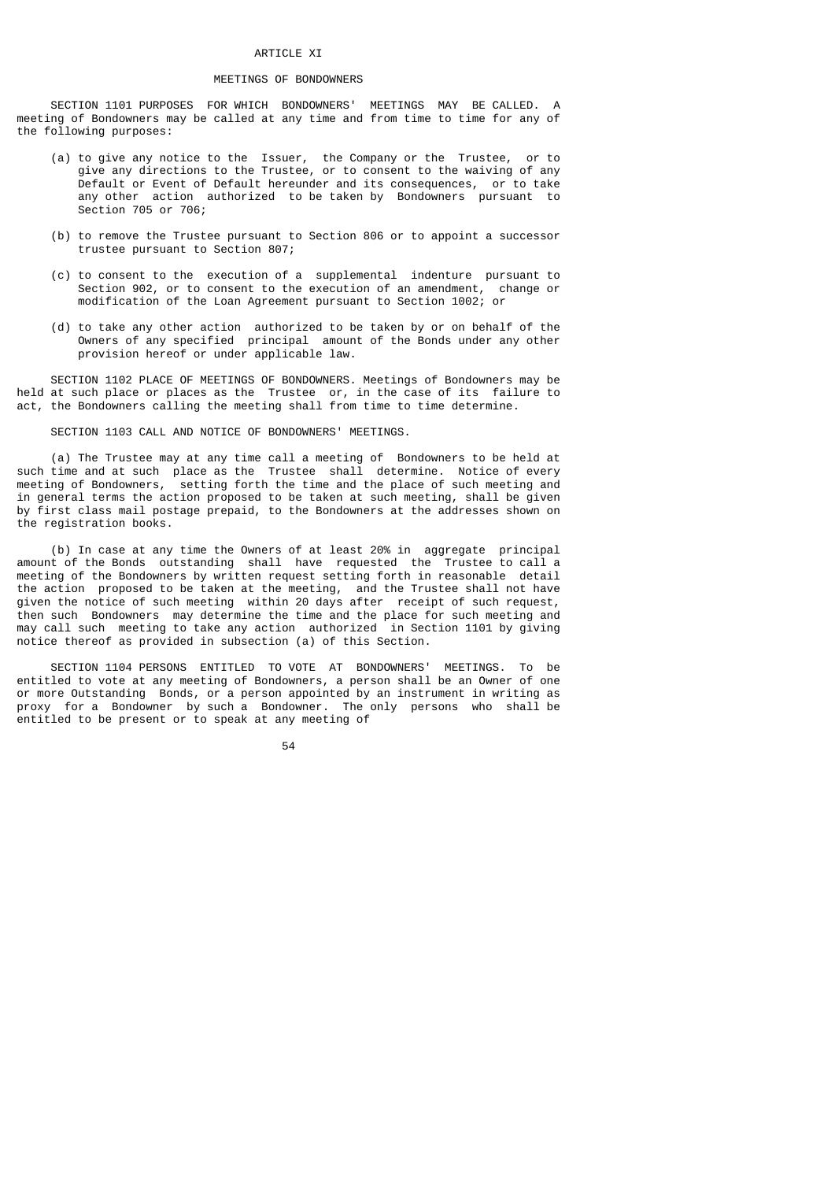# ARTICLE XI

## MEETINGS OF BONDOWNERS

SECTION 1101 PURPOSES FOR WHICH BONDOWNERS' MEETINGS MAY BE CALLED. A meeting of Bondowners may be called at any time and from time to time for any of the following purposes:

(a) to give any notice to the Issuer, the Company or the Trustee, or to give any directions to the Trustee, or to consent to the waiving of any Default or Event of Default hereunder and its consequences, or to take any other action authorized to be taken by Bondowners pursuant to Section 705 or 706;

(b) to remove the Trustee pursuant to Section 806 or to appoint a successor trustee pursuant to Section 807;

(c) to consent to the execution of a supplemental indenture pursuant to Section 902, or to consent to the execution of an amendment, change or modification of the Loan Agreement pursuant to Section 1002; or

(d) to take any other action authorized to be taken by or on behalf of the Owners of any specified principal amount of the Bonds under any other provision hereof or under applicable law.

SECTION 1102 PLACE OF MEETINGS OF BONDOWNERS. Meetings of Bondowners may be held at such place or places as the Trustee or, in the case of its failure to act, the Bondowners calling the meeting shall from time to time determine.

SECTION 1103 CALL AND NOTICE OF BONDOWNERS' MEETINGS.

(a) The Trustee may at any time call a meeting of Bondowners to be held at such time and at such place as the Trustee shall determine. Notice of every meeting of Bondowners, setting forth the time and the place of such meeting and in general terms the action proposed to be taken at such meeting, shall be given by first class mail postage prepaid, to the Bondowners at the addresses shown on the registration books.

(b) In case at any time the Owners of at least 20% in aggregate principal amount of the Bonds outstanding shall have requested the Trustee to call a meeting of the Bondowners by written request setting forth in reasonable detail the action proposed to be taken at the meeting, and the Trustee shall not have given the notice of such meeting within 20 days after receipt of such request, then such Bondowners may determine the time and the place for such meeting and may call such meeting to take any action authorized in Section 1101 by giving notice thereof as provided in subsection (a) of this Section.

SECTION 1104 PERSONS ENTITLED TO VOTE AT BONDOWNERS' MEETINGS. To be entitled to vote at any meeting of Bondowners, a person shall be an Owner of one or more Outstanding Bonds, or a person appointed by an instrument in writing as proxy for a Bondowner by such a Bondowner. The only persons who shall be entitled to be present or to speak at any meeting of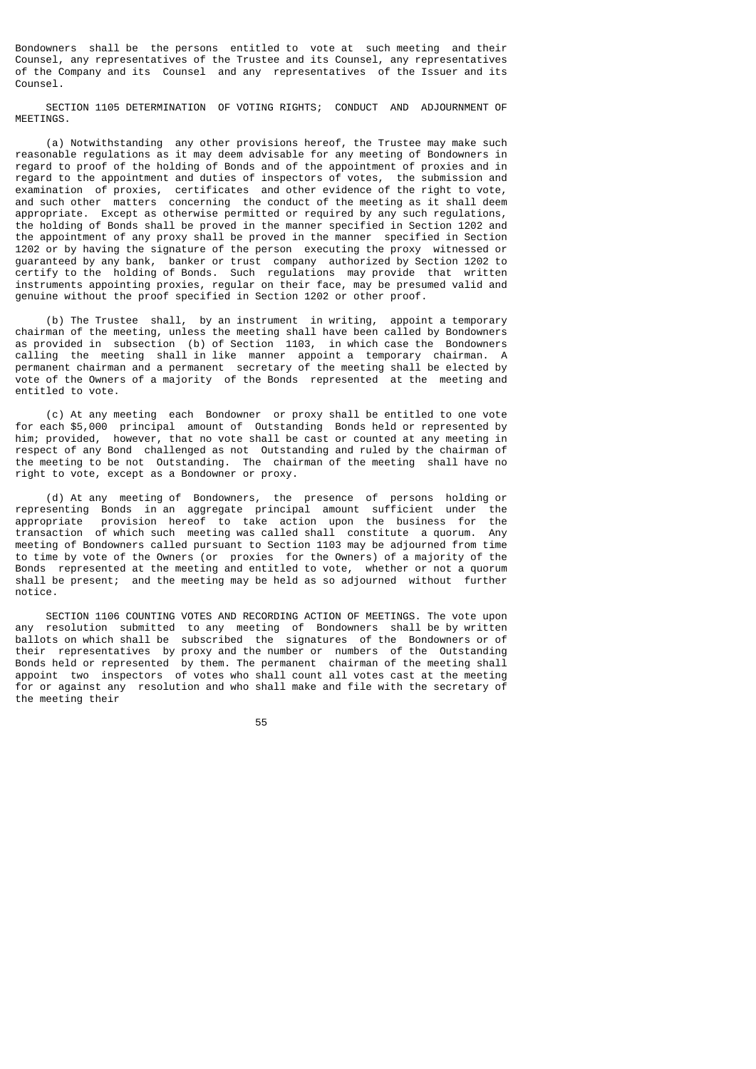Bondowners shall be the persons entitled to vote at such meeting and their Counsel, any representatives of the Trustee and its Counsel, any representatives of the Company and its Counsel and any representatives of the Issuer and its Counsel.

SECTION 1105 DETERMINATION OF VOTING RIGHTS; CONDUCT AND ADJOURNMENT OF MEETINGS.

(a) Notwithstanding any other provisions hereof, the Trustee may make such reasonable regulations as it may deem advisable for any meeting of Bondowners in regard to proof of the holding of Bonds and of the appointment of proxies and in regard to the appointment and duties of inspectors of votes, the submission and examination of proxies, certificates and other evidence of the right to vote, and such other matters concerning the conduct of the meeting as it shall deem appropriate. Except as otherwise permitted or required by any such regulations, the holding of Bonds shall be proved in the manner specified in Section 1202 and the appointment of any proxy shall be proved in the manner specified in Section 1202 or by having the signature of the person executing the proxy witnessed or guaranteed by any bank, banker or trust company authorized by Section 1202 to certify to the holding of Bonds. Such regulations may provide that written instruments appointing proxies, regular on their face, may be presumed valid and genuine without the proof specified in Section 1202 or other proof.

(b) The Trustee shall, by an instrument in writing, appoint a temporary chairman of the meeting, unless the meeting shall have been called by Bondowners as provided in subsection (b) of Section 1103, in which case the Bondowners calling the meeting shall in like manner appoint a temporary chairman. A permanent chairman and a permanent secretary of the meeting shall be elected by vote of the Owners of a majority of the Bonds represented at the meeting and entitled to vote.

(c) At any meeting each Bondowner or proxy shall be entitled to one vote for each $5,000 principal amount of Outstanding Bonds held or represented by him; provided, however, that no vote shall be cast or counted at any meeting in respect of any Bond challenged as not Outstanding and ruled by the chairman of the meeting to be not Outstanding. The chairman of the meeting shall have no right to vote, except as a Bondowner or proxy.

(d) At any meeting of Bondowners, the presence of persons holding or representing Bonds in an aggregate principal amount sufficient under the appropriate provision hereof to take action upon the business for the transaction of which such meeting was called shall constitute a quorum. Any meeting of Bondowners called pursuant to Section 1103 may be adjourned from time to time by vote of the Owners (or proxies for the Owners) of a majority of the Bonds represented at the meeting and entitled to vote, whether or not a quorum shall be present; and the meeting may be held as so adjourned without further notice.

SECTION 1106 COUNTING VOTES AND RECORDING ACTION OF MEETINGS. The vote upon any resolution submitted to any meeting of Bondowners shall be by written ballots on which shall be subscribed the signatures of the Bondowners or of their representatives by proxy and the number or numbers of the Outstanding Bonds held or represented by them. The permanent chairman of the meeting shall appoint two inspectors of votes who shall count all votes cast at the meeting for or against any resolution and who shall make and file with the secretary of the meeting their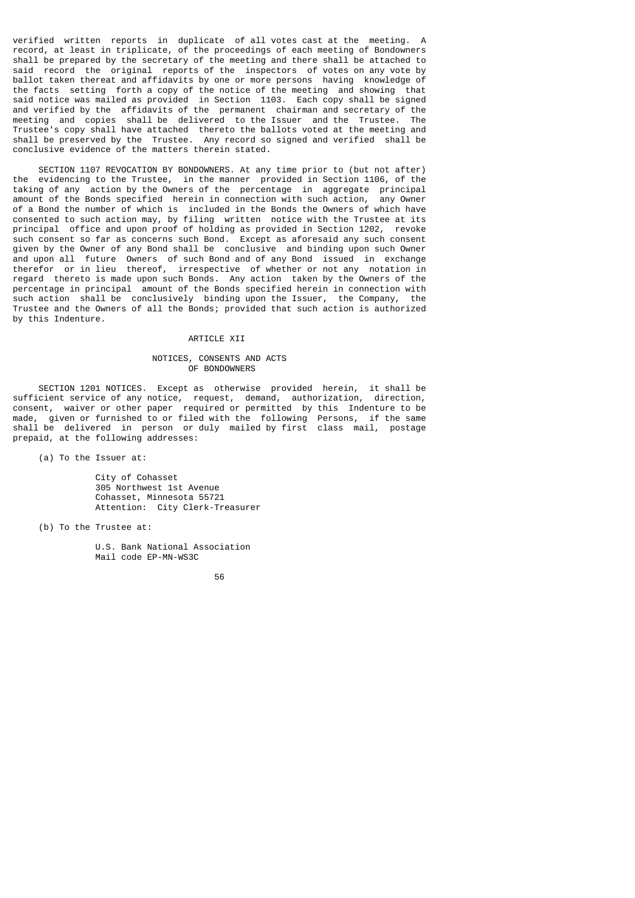verified written reports in duplicate of all votes cast at the meeting. A record, at least in triplicate, of the proceedings of each meeting of Bondowners shall be prepared by the secretary of the meeting and there shall be attached to said record the original reports of the inspectors of votes on any vote by ballot taken thereat and affidavits by one or more persons having knowledge of the facts setting forth a copy of the notice of the meeting and showing that said notice was mailed as provided in Section 1103. Each copy shall be signed and verified by the affidavits of the permanent chairman and secretary of the meeting and copies shall be delivered to the Issuer and the Trustee. The Trustee's copy shall have attached thereto the ballots voted at the meeting and shall be preserved by the Trustee. Any record so signed and verified shall be conclusive evidence of the matters therein stated.

SECTION 1107 REVOCATION BY BONDOWNERS. At any time prior to (but not after) the evidencing to the Trustee, in the manner provided in Section 1106, of the taking of any action by the Owners of the percentage in aggregate principal amount of the Bonds specified herein in connection with such action, any Owner of a Bond the number of which is included in the Bonds the Owners of which have consented to such action may, by filing written notice with the Trustee at its principal office and upon proof of holding as provided in Section 1202, revoke such consent so far as concerns such Bond. Except as aforesaid any such consent given by the Owner of any Bond shall be conclusive and binding upon such Owner and upon all future Owners of such Bond and of any Bond issued in exchange therefor or in lieu thereof, irrespective of whether or not any notation in regard thereto is made upon such Bonds. Any action taken by the Owners of the percentage in principal amount of the Bonds specified herein in connection with such action shall be conclusively binding upon the Issuer, the Company, the Trustee and the Owners of all the Bonds; provided that such action is authorized by this Indenture.

## ARTICLE XII

## NOTICES, CONSENTS AND ACTS OF BONDOWNERS

SECTION 1201 NOTICES. Except as otherwise provided herein, it shall be sufficient service of any notice, request, demand, authorization, direction, consent, waiver or other paper required or permitted by this Indenture to be made, given or furnished to or filed with the following Persons, if the same shall be delivered in person or duly mailed by first class mail, postage prepaid, at the following addresses:

(a) To the Issuer at:

City of Cohasset
305 Northwest 1st Avenue
Cohasset, Minnesota 55721
Attention: City Clerk-Treasurer

(b) To the Trustee at:

U.S. Bank National Association
Mail code EP-MN-WS3C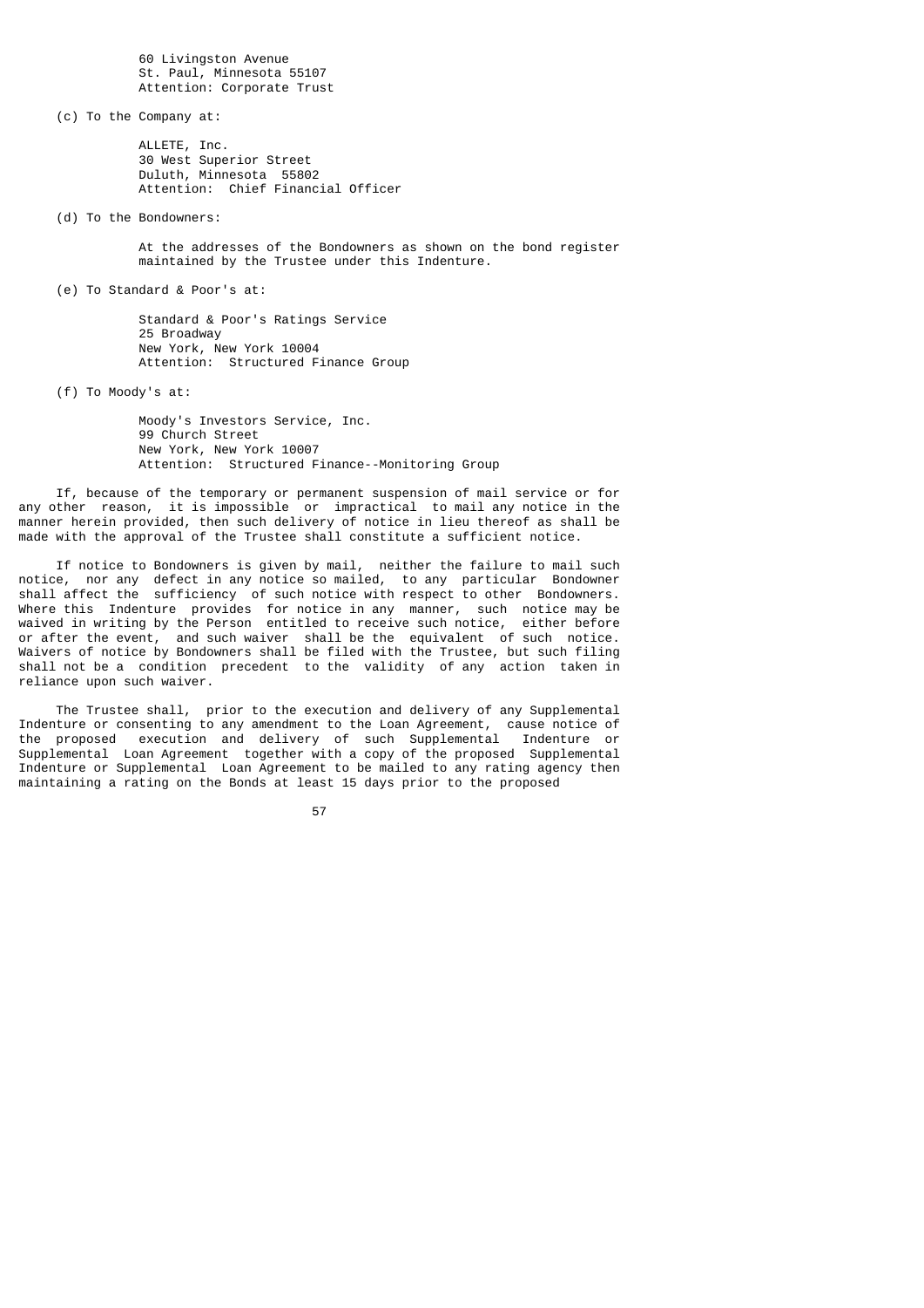60 Livingston Avenue
St. Paul, Minnesota 55107
Attention: Corporate Trust

(c) To the Company at:

ALLETE, Inc.
30 West Superior Street
Duluth, Minnesota 55802
Attention: Chief Financial Officer

(d) To the Bondowners:

At the addresses of the Bondowners as shown on the bond register maintained by the Trustee under this Indenture.

(e) To Standard & Poor's at:

Standard & Poor's Ratings Service
25 Broadway
New York, New York 10004
Attention: Structured Finance Group

(f) To Moody's at:

Moody's Investors Service, Inc.
99 Church Street
New York, New York 10007
Attention: Structured Finance--Monitoring Group

If, because of the temporary or permanent suspension of mail service or for any other reason, it is impossible or impractical to mail any notice in the manner herein provided, then such delivery of notice in lieu thereof as shall be made with the approval of the Trustee shall constitute a sufficient notice.

If notice to Bondowners is given by mail, neither the failure to mail such notice, nor any defect in any notice so mailed, to any particular Bondowner shall affect the sufficiency of such notice with respect to other Bondowners. Where this Indenture provides for notice in any manner, such notice may be waived in writing by the Person entitled to receive such notice, either before or after the event, and such waiver shall be the equivalent of such notice. Waivers of notice by Bondowners shall be filed with the Trustee, but such filing shall not be a condition precedent to the validity of any action taken in reliance upon such waiver.

The Trustee shall, prior to the execution and delivery of any Supplemental Indenture or consenting to any amendment to the Loan Agreement, cause notice of the proposed execution and delivery of such Supplemental Indenture or Supplemental Loan Agreement together with a copy of the proposed Supplemental Indenture or Supplemental Loan Agreement to be mailed to any rating agency then maintaining a rating on the Bonds at least 15 days prior to the proposed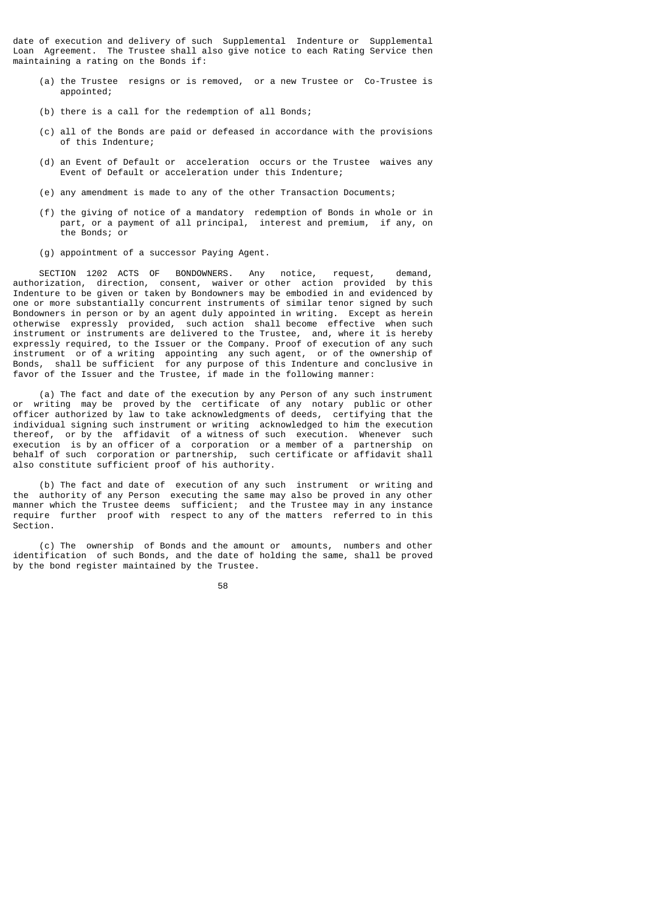date of execution and delivery of such Supplemental Indenture or Supplemental Loan Agreement. The Trustee shall also give notice to each Rating Service then maintaining a rating on the Bonds if:

(a) the Trustee resigns or is removed, or a new Trustee or Co-Trustee is appointed;

(b) there is a call for the redemption of all Bonds;

(c) all of the Bonds are paid or defeased in accordance with the provisions of this Indenture;

(d) an Event of Default or acceleration occurs or the Trustee waives any Event of Default or acceleration under this Indenture;

(e) any amendment is made to any of the other Transaction Documents;

(f) the giving of notice of a mandatory redemption of Bonds in whole or in part, or a payment of all principal, interest and premium, if any, on the Bonds; or

(g) appointment of a successor Paying Agent.

SECTION 1202 ACTS OF BONDOWNERS. Any notice, request, demand, authorization, direction, consent, waiver or other action provided by this Indenture to be given or taken by Bondowners may be embodied in and evidenced by one or more substantially concurrent instruments of similar tenor signed by such Bondowners in person or by an agent duly appointed in writing. Except as herein otherwise expressly provided, such action shall become effective when such instrument or instruments are delivered to the Trustee, and, where it is hereby expressly required, to the Issuer or the Company. Proof of execution of any such instrument or of a writing appointing any such agent, or of the ownership of Bonds, shall be sufficient for any purpose of this Indenture and conclusive in favor of the Issuer and the Trustee, if made in the following manner:

(a) The fact and date of the execution by any Person of any such instrument or writing may be proved by the certificate of any notary public or other officer authorized by law to take acknowledgments of deeds, certifying that the individual signing such instrument or writing acknowledged to him the execution thereof, or by the affidavit of a witness of such execution. Whenever such execution is by an officer of a corporation or a member of a partnership on behalf of such corporation or partnership, such certificate or affidavit shall also constitute sufficient proof of his authority.

(b) The fact and date of execution of any such instrument or writing and the authority of any Person executing the same may also be proved in any other manner which the Trustee deems sufficient; and the Trustee may in any instance require further proof with respect to any of the matters referred to in this Section.

(c) The ownership of Bonds and the amount or amounts, numbers and other identification of such Bonds, and the date of holding the same, shall be proved by the bond register maintained by the Trustee.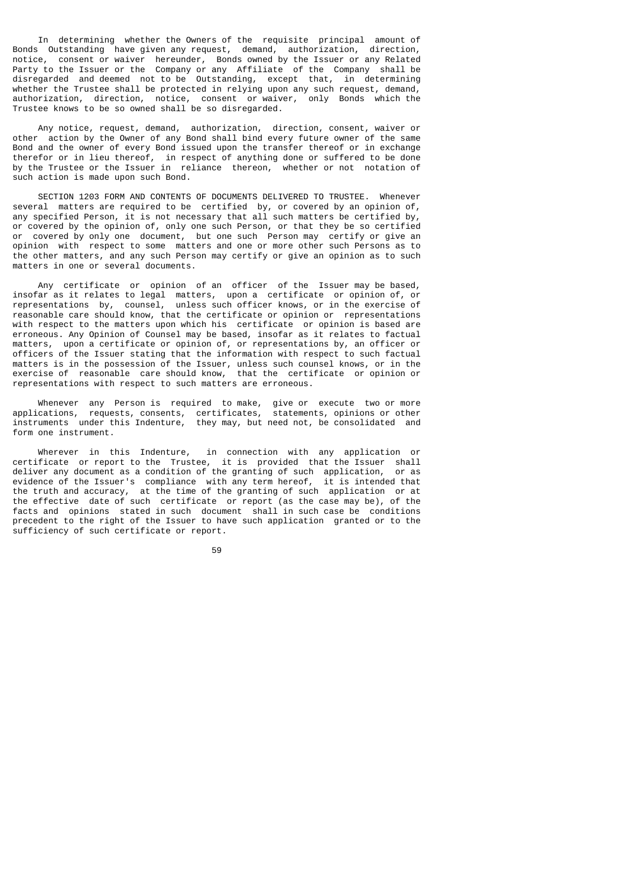In determining whether the Owners of the requisite principal amount of Bonds Outstanding have given any request, demand, authorization, direction, notice, consent or waiver hereunder, Bonds owned by the Issuer or any Related Party to the Issuer or the Company or any Affiliate of the Company shall be disregarded and deemed not to be Outstanding, except that, in determining whether the Trustee shall be protected in relying upon any such request, demand, authorization, direction, notice, consent or waiver, only Bonds which the Trustee knows to be so owned shall be so disregarded.

Any notice, request, demand, authorization, direction, consent, waiver or other action by the Owner of any Bond shall bind every future owner of the same Bond and the owner of every Bond issued upon the transfer thereof or in exchange therefor or in lieu thereof, in respect of anything done or suffered to be done by the Trustee or the Issuer in reliance thereon, whether or not notation of such action is made upon such Bond.

SECTION 1203 FORM AND CONTENTS OF DOCUMENTS DELIVERED TO TRUSTEE. Whenever several matters are required to be certified by, or covered by an opinion of, any specified Person, it is not necessary that all such matters be certified by, or covered by the opinion of, only one such Person, or that they be so certified or covered by only one document, but one such Person may certify or give an opinion with respect to some matters and one or more other such Persons as to the other matters, and any such Person may certify or give an opinion as to such matters in one or several documents.

Any certificate or opinion of an officer of the Issuer may be based, insofar as it relates to legal matters, upon a certificate or opinion of, or representations by, counsel, unless such officer knows, or in the exercise of reasonable care should know, that the certificate or opinion or representations with respect to the matters upon which his certificate or opinion is based are erroneous. Any Opinion of Counsel may be based, insofar as it relates to factual matters, upon a certificate or opinion of, or representations by, an officer or officers of the Issuer stating that the information with respect to such factual matters is in the possession of the Issuer, unless such counsel knows, or in the exercise of reasonable care should know, that the certificate or opinion or representations with respect to such matters are erroneous.

Whenever any Person is required to make, give or execute two or more applications, requests, consents, certificates, statements, opinions or other instruments under this Indenture, they may, but need not, be consolidated and form one instrument.

Wherever in this Indenture, in connection with any application or certificate or report to the Trustee, it is provided that the Issuer shall deliver any document as a condition of the granting of such application, or as evidence of the Issuer's compliance with any term hereof, it is intended that the truth and accuracy, at the time of the granting of such application or at the effective date of such certificate or report (as the case may be), of the facts and opinions stated in such document shall in such case be conditions precedent to the right of the Issuer to have such application granted or to the sufficiency of such certificate or report.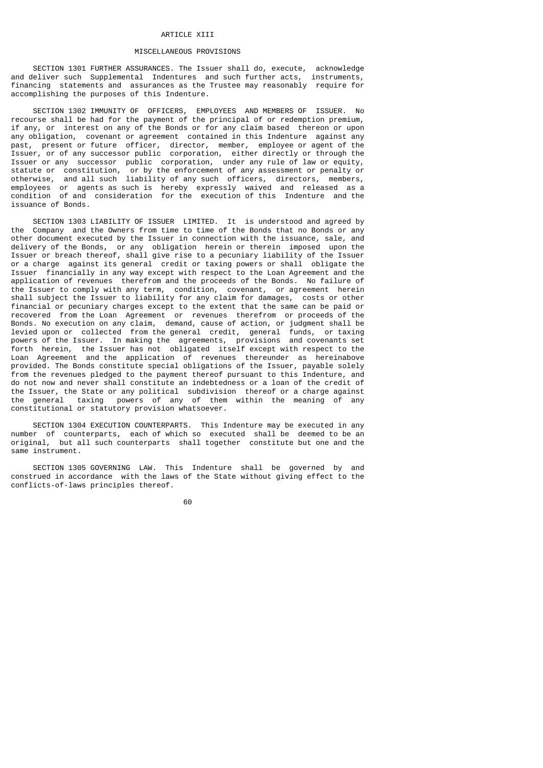# ARTICLE XIII

## MISCELLANEOUS PROVISIONS

SECTION 1301 FURTHER ASSURANCES. The Issuer shall do, execute, acknowledge and deliver such Supplemental Indentures and such further acts, instruments, financing statements and assurances as the Trustee may reasonably require for accomplishing the purposes of this Indenture.

SECTION 1302 IMMUNITY OF OFFICERS, EMPLOYEES AND MEMBERS OF ISSUER. No recourse shall be had for the payment of the principal of or redemption premium, if any, or interest on any of the Bonds or for any claim based thereon or upon any obligation, covenant or agreement contained in this Indenture against any past, present or future officer, director, member, employee or agent of the Issuer, or of any successor public corporation, either directly or through the Issuer or any successor public corporation, under any rule of law or equity, statute or constitution, or by the enforcement of any assessment or penalty or otherwise, and all such liability of any such officers, directors, members, employees or agents as such is hereby expressly waived and released as a condition of and consideration for the execution of this Indenture and the issuance of Bonds.

SECTION 1303 LIABILITY OF ISSUER LIMITED. It is understood and agreed by the Company and the Owners from time to time of the Bonds that no Bonds or any other document executed by the Issuer in connection with the issuance, sale, and delivery of the Bonds, or any obligation herein or therein imposed upon the Issuer or breach thereof, shall give rise to a pecuniary liability of the Issuer or a charge against its general credit or taxing powers or shall obligate the Issuer financially in any way except with respect to the Loan Agreement and the application of revenues therefrom and the proceeds of the Bonds. No failure of the Issuer to comply with any term, condition, covenant, or agreement herein shall subject the Issuer to liability for any claim for damages, costs or other financial or pecuniary charges except to the extent that the same can be paid or recovered from the Loan Agreement or revenues therefrom or proceeds of the Bonds. No execution on any claim, demand, cause of action, or judgment shall be levied upon or collected from the general credit, general funds, or taxing powers of the Issuer. In making the agreements, provisions and covenants set forth herein, the Issuer has not obligated itself except with respect to the Loan Agreement and the application of revenues thereunder as hereinabove provided. The Bonds constitute special obligations of the Issuer, payable solely from the revenues pledged to the payment thereof pursuant to this Indenture, and do not now and never shall constitute an indebtedness or a loan of the credit of the Issuer, the State or any political subdivision thereof or a charge against the general taxing powers of any of them within the meaning of any constitutional or statutory provision whatsoever.

SECTION 1304 EXECUTION COUNTERPARTS. This Indenture may be executed in any number of counterparts, each of which so executed shall be deemed to be an original, but all such counterparts shall together constitute but one and the same instrument.

SECTION 1305 GOVERNING LAW. This Indenture shall be governed by and construed in accordance with the laws of the State without giving effect to the conflicts-of-laws principles thereof.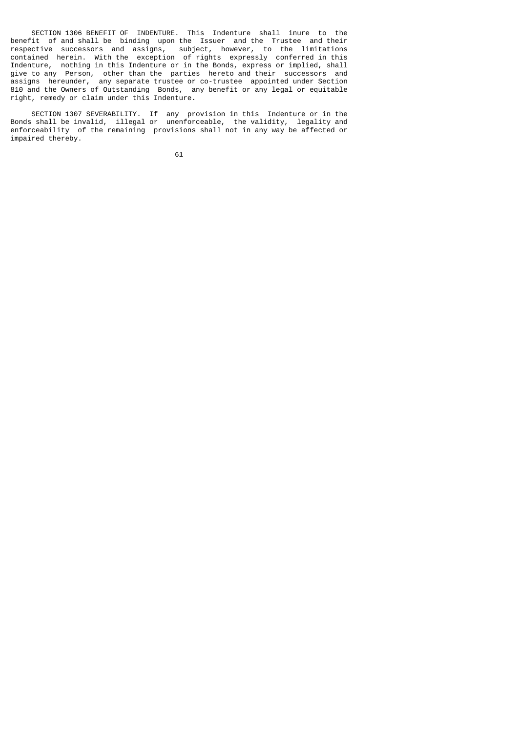SECTION 1306 BENEFIT OF INDENTURE. This Indenture shall inure to the benefit of and shall be binding upon the Issuer and the Trustee and their respective successors and assigns, subject, however, to the limitations contained herein. With the exception of rights expressly conferred in this Indenture, nothing in this Indenture or in the Bonds, express or implied, shall give to any Person, other than the parties hereto and their successors and assigns hereunder, any separate trustee or co-trustee appointed under Section 810 and the Owners of Outstanding Bonds, any benefit or any legal or equitable right, remedy or claim under this Indenture.

SECTION 1307 SEVERABILITY. If any provision in this Indenture or in the Bonds shall be invalid, illegal or unenforceable, the validity, legality and enforceability of the remaining provisions shall not in any way be affected or impaired thereby.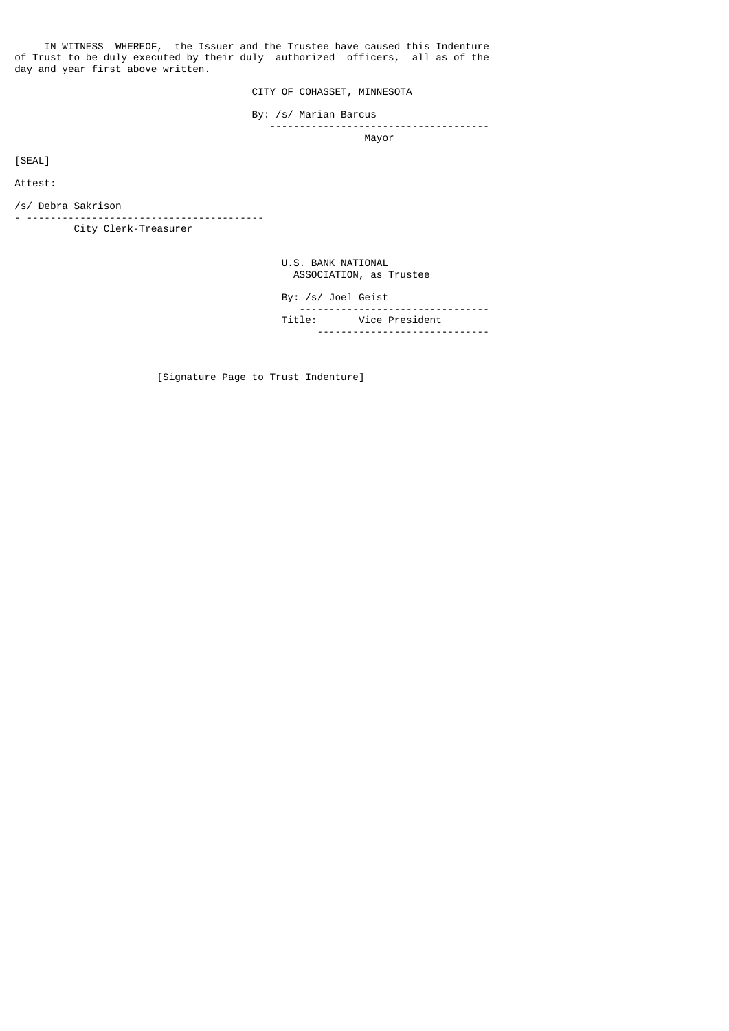IN WITNESS WHEREOF, the Issuer and the Trustee have caused this Indenture of Trust to be duly executed by their duly authorized officers, all as of the day and year first above written.

CITY OF COHASSET, MINNESOTA

By: /s/ Marian Barcus
-------------------------------------
Mayor

[SEAL]

Attest:

/s/ Debra Sakrison
----------------------------------------
City Clerk-Treasurer

U.S. BANK NATIONAL ASSOCIATION, as Trustee

By: /s/ Joel Geist
---------------------------------
Title: Vice President
-----------------------------

[Signature Page to Trust Indenture]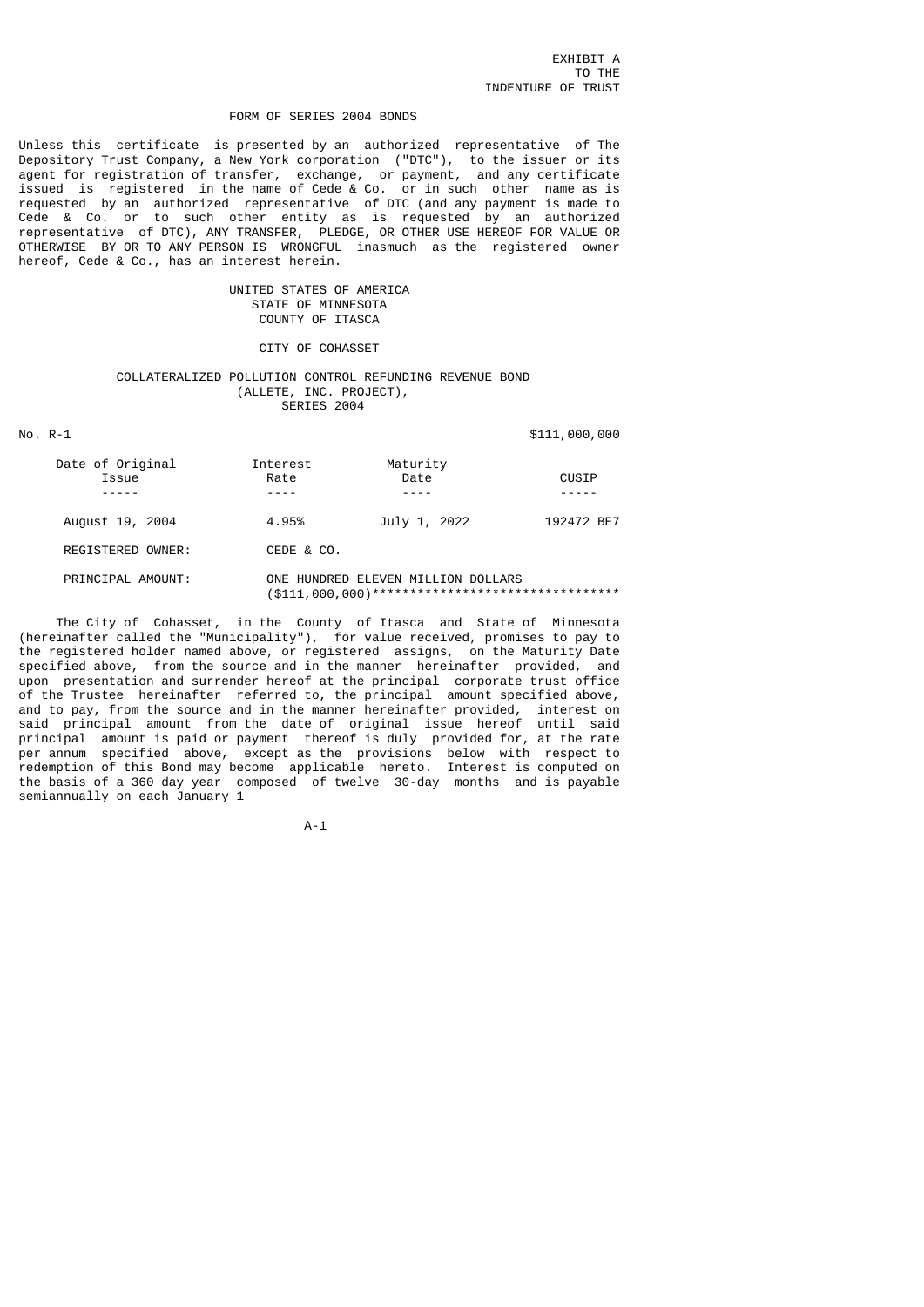EXHIBIT A
TO THE
INDENTURE OF TRUST

FORM OF SERIES 2004 BONDS

Unless this certificate is presented by an authorized representative of The Depository Trust Company, a New York corporation ("DTC"), to the issuer or its agent for registration of transfer, exchange, or payment, and any certificate issued is registered in the name of Cede & Co. or in such other name as is requested by an authorized representative of DTC (and any payment is made to Cede & Co. or to such other entity as is requested by an authorized representative of DTC), ANY TRANSFER, PLEDGE, OR OTHER USE HEREOF FOR VALUE OR OTHERWISE BY OR TO ANY PERSON IS WRONGFUL inasmuch as the registered owner hereof, Cede & Co., has an interest herein.

UNITED STATES OF AMERICA
STATE OF MINNESOTA
COUNTY OF ITASCA

CITY OF COHASSET

COLLATERALIZED POLLUTION CONTROL REFUNDING REVENUE BOND
(ALLETE, INC. PROJECT),
SERIES 2004

No. R-1 $111,000,000

| Date of Original Issue | Interest Rate | Maturity Date | CUSIP |
|---|---|---|---|
| August 19, 2004 | 4.95% | July 1, 2022 | 192472 BE7 |

REGISTERED OWNER: CEDE & CO.

PRINCIPAL AMOUNT: ONE HUNDRED ELEVEN MILLION DOLLARS ($111,000,000)*********************************

The City of Cohasset, in the County of Itasca and State of Minnesota (hereinafter called the "Municipality"), for value received, promises to pay to the registered holder named above, or registered assigns, on the Maturity Date specified above, from the source and in the manner hereinafter provided, and upon presentation and surrender hereof at the principal corporate trust office of the Trustee hereinafter referred to, the principal amount specified above, and to pay, from the source and in the manner hereinafter provided, interest on said principal amount from the date of original issue hereof until said principal amount is paid or payment thereof is duly provided for, at the rate per annum specified above, except as the provisions below with respect to redemption of this Bond may become applicable hereto. Interest is computed on the basis of a 360 day year composed of twelve 30-day months and is payable semiannually on each January 1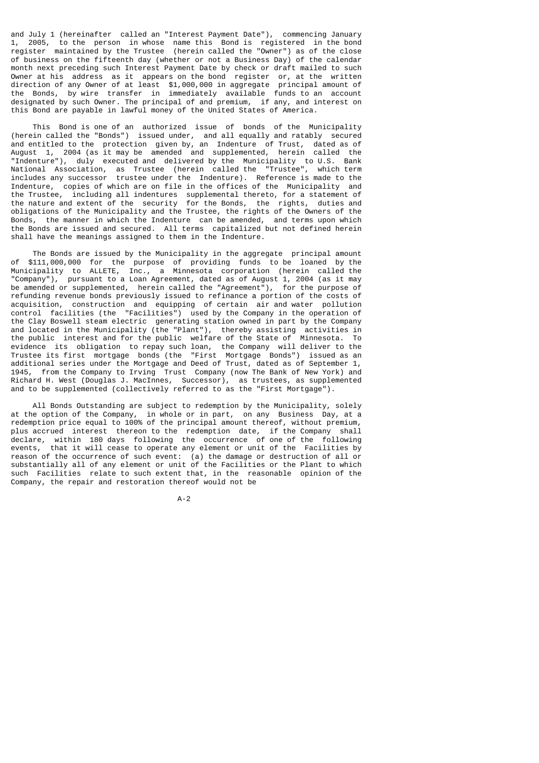and July 1 (hereinafter called an "Interest Payment Date"), commencing January 1, 2005, to the person in whose name this Bond is registered in the bond register maintained by the Trustee (herein called the "Owner") as of the close of business on the fifteenth day (whether or not a Business Day) of the calendar month next preceding such Interest Payment Date by check or draft mailed to such Owner at his address as it appears on the bond register or, at the written direction of any Owner of at least $1,000,000 in aggregate principal amount of the Bonds, by wire transfer in immediately available funds to an account designated by such Owner. The principal of and premium, if any, and interest on this Bond are payable in lawful money of the United States of America.

This Bond is one of an authorized issue of bonds of the Municipality (herein called the "Bonds") issued under, and all equally and ratably secured and entitled to the protection given by, an Indenture of Trust, dated as of August 1, 2004 (as it may be amended and supplemented, herein called the "Indenture"), duly executed and delivered by the Municipality to U.S. Bank National Association, as Trustee (herein called the "Trustee", which term includes any successor trustee under the Indenture). Reference is made to the Indenture, copies of which are on file in the offices of the Municipality and the Trustee, including all indentures supplemental thereto, for a statement of the nature and extent of the security for the Bonds, the rights, duties and obligations of the Municipality and the Trustee, the rights of the Owners of the Bonds, the manner in which the Indenture can be amended, and terms upon which the Bonds are issued and secured. All terms capitalized but not defined herein shall have the meanings assigned to them in the Indenture.

The Bonds are issued by the Municipality in the aggregate principal amount of $111,000,000 for the purpose of providing funds to be loaned by the Municipality to ALLETE, Inc., a Minnesota corporation (herein called the "Company"), pursuant to a Loan Agreement, dated as of August 1, 2004 (as it may be amended or supplemented, herein called the "Agreement"), for the purpose of refunding revenue bonds previously issued to refinance a portion of the costs of acquisition, construction and equipping of certain air and water pollution control facilities (the "Facilities") used by the Company in the operation of the Clay Boswell steam electric generating station owned in part by the Company and located in the Municipality (the "Plant"), thereby assisting activities in the public interest and for the public welfare of the State of Minnesota. To evidence its obligation to repay such loan, the Company will deliver to the Trustee its first mortgage bonds (the "First Mortgage Bonds") issued as an additional series under the Mortgage and Deed of Trust, dated as of September 1, 1945, from the Company to Irving Trust Company (now The Bank of New York) and Richard H. West (Douglas J. MacInnes, Successor), as trustees, as supplemented and to be supplemented (collectively referred to as the "First Mortgage").

All Bonds Outstanding are subject to redemption by the Municipality, solely at the option of the Company, in whole or in part, on any Business Day, at a redemption price equal to 100% of the principal amount thereof, without premium, plus accrued interest thereon to the redemption date, if the Company shall declare, within 180 days following the occurrence of one of the following events, that it will cease to operate any element or unit of the Facilities by reason of the occurrence of such event: (a) the damage or destruction of all or substantially all of any element or unit of the Facilities or the Plant to which such Facilities relate to such extent that, in the reasonable opinion of the Company, the repair and restoration thereof would not be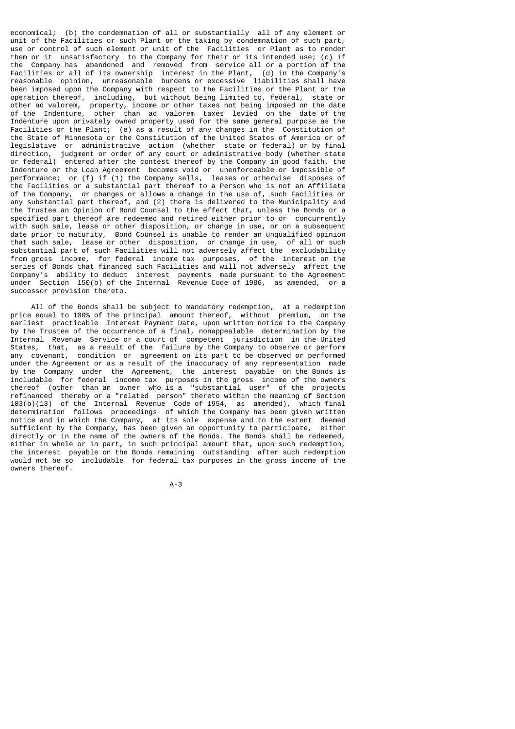economical; (b) the condemnation of all or substantially all of any element or unit of the Facilities or such Plant or the taking by condemnation of such part, use or control of such element or unit of the Facilities or Plant as to render them or it unsatisfactory to the Company for their or its intended use; (c) if the Company has abandoned and removed from service all or a portion of the Facilities or all of its ownership interest in the Plant, (d) in the Company's reasonable opinion, unreasonable burdens or excessive liabilities shall have been imposed upon the Company with respect to the Facilities or the Plant or the operation thereof, including, but without being limited to, federal, state or other ad valorem, property, income or other taxes not being imposed on the date of the Indenture, other than ad valorem taxes levied on the date of the Indenture upon privately owned property used for the same general purpose as the Facilities or the Plant; (e) as a result of any changes in the Constitution of the State of Minnesota or the Constitution of the United States of America or of legislative or administrative action (whether state or federal) or by final direction, judgment or order of any court or administrative body (whether state or federal) entered after the contest thereof by the Company in good faith, the Indenture or the Loan Agreement becomes void or unenforceable or impossible of performance; or (f) if (1) the Company sells, leases or otherwise disposes of the Facilities or a substantial part thereof to a Person who is not an Affiliate of the Company, or changes or allows a change in the use of, such Facilities or any substantial part thereof, and (2) there is delivered to the Municipality and the Trustee an Opinion of Bond Counsel to the effect that, unless the Bonds or a specified part thereof are redeemed and retired either prior to or concurrently with such sale, lease or other disposition, or change in use, or on a subsequent date prior to maturity, Bond Counsel is unable to render an unqualified opinion that such sale, lease or other disposition, or change in use, of all or such substantial part of such Facilities will not adversely affect the excludability from gross income, for federal income tax purposes, of the interest on the series of Bonds that financed such Facilities and will not adversely affect the Company's ability to deduct interest payments made pursuant to the Agreement under Section 150(b) of the Internal Revenue Code of 1986, as amended, or a successor provision thereto.

All of the Bonds shall be subject to mandatory redemption, at a redemption price equal to 100% of the principal amount thereof, without premium, on the earliest practicable Interest Payment Date, upon written notice to the Company by the Trustee of the occurrence of a final, nonappealable determination by the Internal Revenue Service or a court of competent jurisdiction in the United States, that, as a result of the failure by the Company to observe or perform any covenant, condition or agreement on its part to be observed or performed under the Agreement or as a result of the inaccuracy of any representation made by the Company under the Agreement, the interest payable on the Bonds is includable for federal income tax purposes in the gross income of the owners thereof (other than an owner who is a "substantial user" of the projects refinanced thereby or a "related person" thereto within the meaning of Section 103(b)(13) of the Internal Revenue Code of 1954, as amended), which final determination follows proceedings of which the Company has been given written notice and in which the Company, at its sole expense and to the extent deemed sufficient by the Company, has been given an opportunity to participate, either directly or in the name of the owners of the Bonds. The Bonds shall be redeemed, either in whole or in part, in such principal amount that, upon such redemption, the interest payable on the Bonds remaining outstanding after such redemption would not be so includable for federal tax purposes in the gross income of the owners thereof.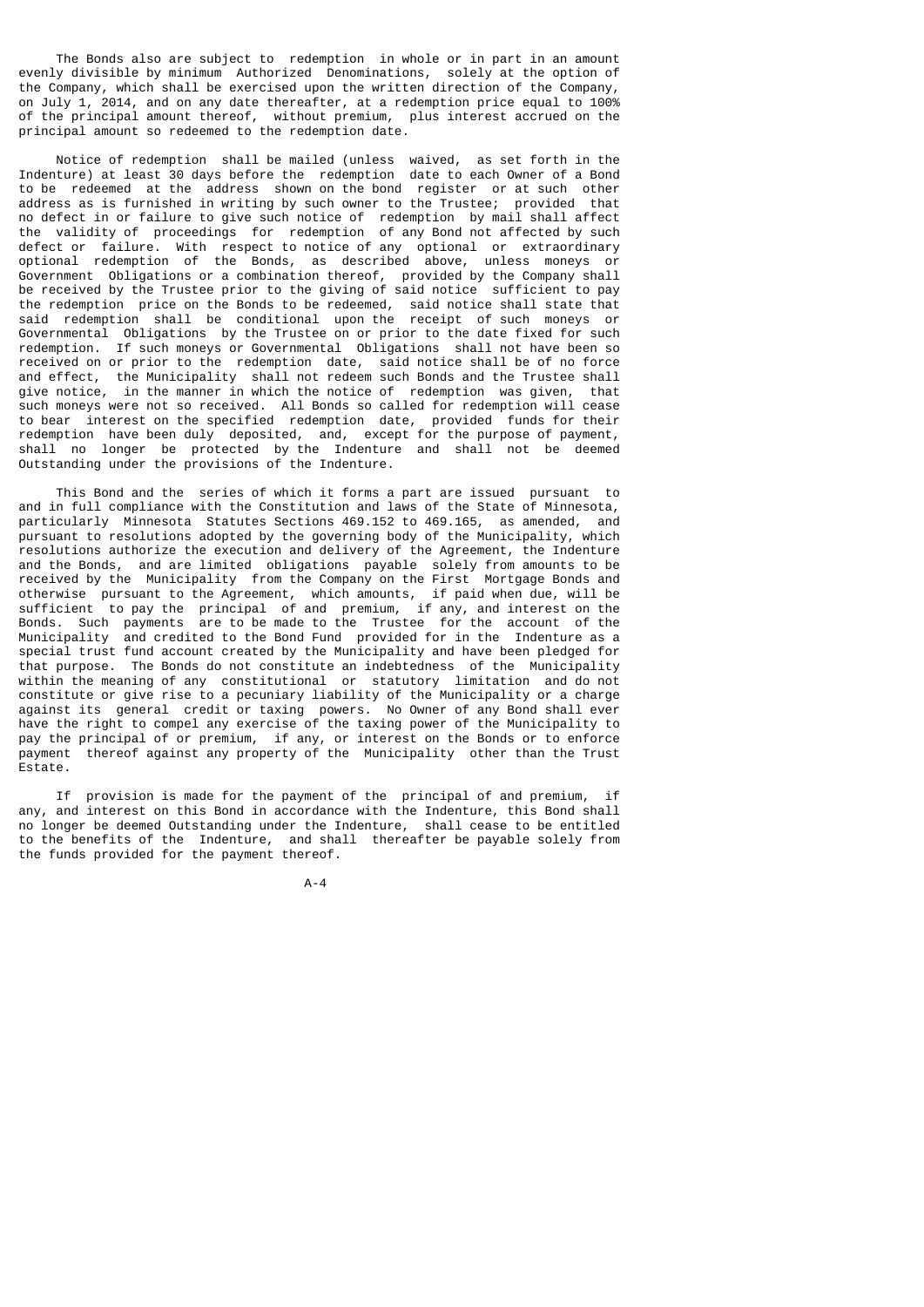The Bonds also are subject to redemption in whole or in part in an amount evenly divisible by minimum Authorized Denominations, solely at the option of the Company, which shall be exercised upon the written direction of the Company, on July 1, 2014, and on any date thereafter, at a redemption price equal to 100% of the principal amount thereof, without premium, plus interest accrued on the principal amount so redeemed to the redemption date.

Notice of redemption shall be mailed (unless waived, as set forth in the Indenture) at least 30 days before the redemption date to each Owner of a Bond to be redeemed at the address shown on the bond register or at such other address as is furnished in writing by such owner to the Trustee; provided that no defect in or failure to give such notice of redemption by mail shall affect the validity of proceedings for redemption of any Bond not affected by such defect or failure. With respect to notice of any optional or extraordinary optional redemption of the Bonds, as described above, unless moneys or Government Obligations or a combination thereof, provided by the Company shall be received by the Trustee prior to the giving of said notice sufficient to pay the redemption price on the Bonds to be redeemed, said notice shall state that said redemption shall be conditional upon the receipt of such moneys or Governmental Obligations by the Trustee on or prior to the date fixed for such redemption. If such moneys or Governmental Obligations shall not have been so received on or prior to the redemption date, said notice shall be of no force and effect, the Municipality shall not redeem such Bonds and the Trustee shall give notice, in the manner in which the notice of redemption was given, that such moneys were not so received. All Bonds so called for redemption will cease to bear interest on the specified redemption date, provided funds for their redemption have been duly deposited, and, except for the purpose of payment, shall no longer be protected by the Indenture and shall not be deemed Outstanding under the provisions of the Indenture.

This Bond and the series of which it forms a part are issued pursuant to and in full compliance with the Constitution and laws of the State of Minnesota, particularly Minnesota Statutes Sections 469.152 to 469.165, as amended, and pursuant to resolutions adopted by the governing body of the Municipality, which resolutions authorize the execution and delivery of the Agreement, the Indenture and the Bonds, and are limited obligations payable solely from amounts to be received by the Municipality from the Company on the First Mortgage Bonds and otherwise pursuant to the Agreement, which amounts, if paid when due, will be sufficient to pay the principal of and premium, if any, and interest on the Bonds. Such payments are to be made to the Trustee for the account of the Municipality and credited to the Bond Fund provided for in the Indenture as a special trust fund account created by the Municipality and have been pledged for that purpose. The Bonds do not constitute an indebtedness of the Municipality within the meaning of any constitutional or statutory limitation and do not constitute or give rise to a pecuniary liability of the Municipality or a charge against its general credit or taxing powers. No Owner of any Bond shall ever have the right to compel any exercise of the taxing power of the Municipality to pay the principal of or premium, if any, or interest on the Bonds or to enforce payment thereof against any property of the Municipality other than the Trust Estate.

If provision is made for the payment of the principal of and premium, if any, and interest on this Bond in accordance with the Indenture, this Bond shall no longer be deemed Outstanding under the Indenture, shall cease to be entitled to the benefits of the Indenture, and shall thereafter be payable solely from the funds provided for the payment thereof.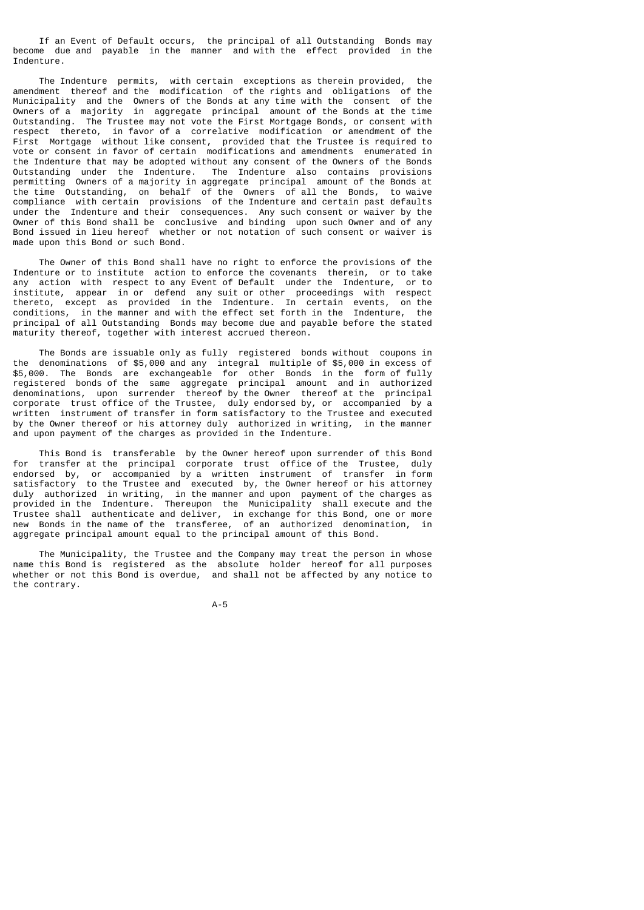If an Event of Default occurs, the principal of all Outstanding Bonds may become due and payable in the manner and with the effect provided in the Indenture.

The Indenture permits, with certain exceptions as therein provided, the amendment thereof and the modification of the rights and obligations of the Municipality and the Owners of the Bonds at any time with the consent of the Owners of a majority in aggregate principal amount of the Bonds at the time Outstanding. The Trustee may not vote the First Mortgage Bonds, or consent with respect thereto, in favor of a correlative modification or amendment of the First Mortgage without like consent, provided that the Trustee is required to vote or consent in favor of certain modifications and amendments enumerated in the Indenture that may be adopted without any consent of the Owners of the Bonds Outstanding under the Indenture. The Indenture also contains provisions permitting Owners of a majority in aggregate principal amount of the Bonds at the time Outstanding, on behalf of the Owners of all the Bonds, to waive compliance with certain provisions of the Indenture and certain past defaults under the Indenture and their consequences. Any such consent or waiver by the Owner of this Bond shall be conclusive and binding upon such Owner and of any Bond issued in lieu hereof whether or not notation of such consent or waiver is made upon this Bond or such Bond.

The Owner of this Bond shall have no right to enforce the provisions of the Indenture or to institute action to enforce the covenants therein, or to take any action with respect to any Event of Default under the Indenture, or to institute, appear in or defend any suit or other proceedings with respect thereto, except as provided in the Indenture. In certain events, on the conditions, in the manner and with the effect set forth in the Indenture, the principal of all Outstanding Bonds may become due and payable before the stated maturity thereof, together with interest accrued thereon.

The Bonds are issuable only as fully registered bonds without coupons in the denominations of $5,000 and any integral multiple of $5,000 in excess of $5,000. The Bonds are exchangeable for other Bonds in the form of fully registered bonds of the same aggregate principal amount and in authorized denominations, upon surrender thereof by the Owner thereof at the principal corporate trust office of the Trustee, duly endorsed by, or accompanied by a written instrument of transfer in form satisfactory to the Trustee and executed by the Owner thereof or his attorney duly authorized in writing, in the manner and upon payment of the charges as provided in the Indenture.

This Bond is transferable by the Owner hereof upon surrender of this Bond for transfer at the principal corporate trust office of the Trustee, duly endorsed by, or accompanied by a written instrument of transfer in form satisfactory to the Trustee and executed by, the Owner hereof or his attorney duly authorized in writing, in the manner and upon payment of the charges as provided in the Indenture. Thereupon the Municipality shall execute and the Trustee shall authenticate and deliver, in exchange for this Bond, one or more new Bonds in the name of the transferee, of an authorized denomination, in aggregate principal amount equal to the principal amount of this Bond.

The Municipality, the Trustee and the Company may treat the person in whose name this Bond is registered as the absolute holder hereof for all purposes whether or not this Bond is overdue, and shall not be affected by any notice to the contrary.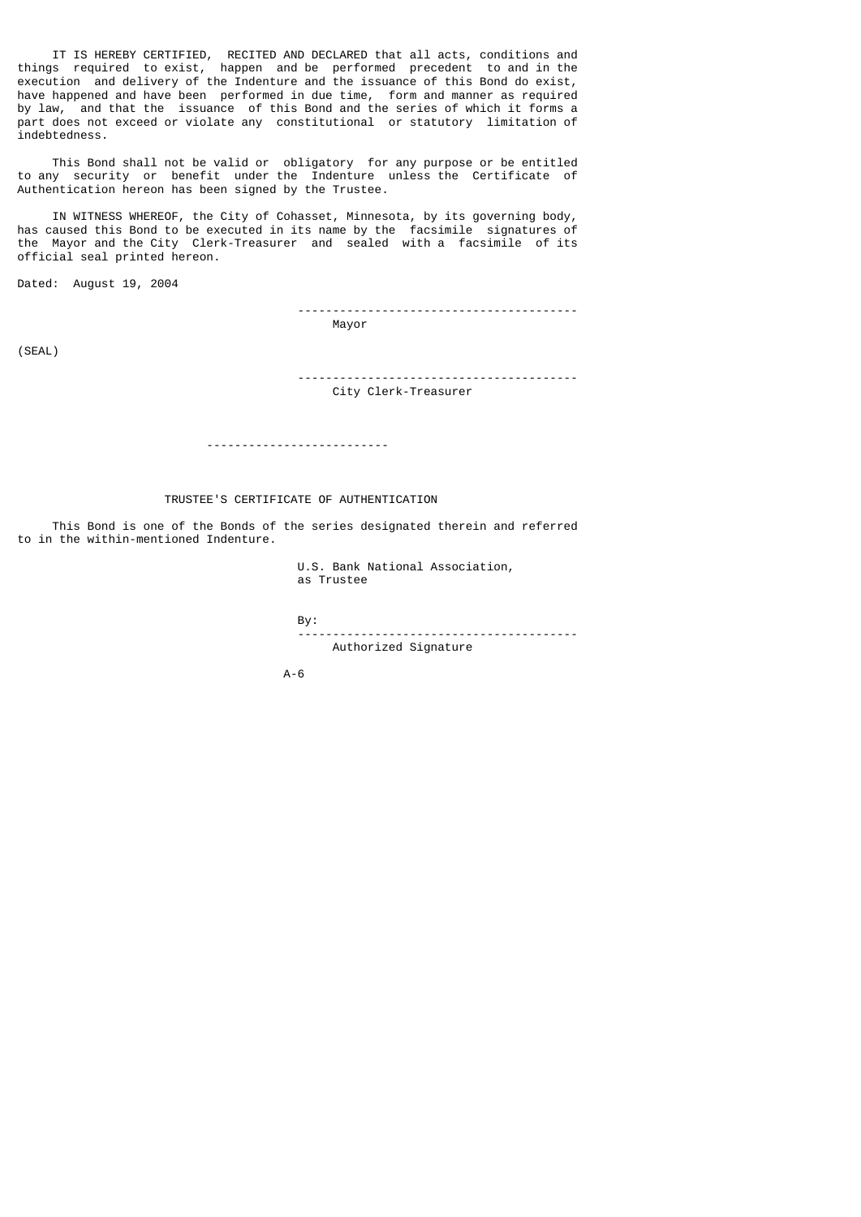IT IS HEREBY CERTIFIED, RECITED AND DECLARED that all acts, conditions and things required to exist, happen and be performed precedent to and in the execution and delivery of the Indenture and the issuance of this Bond do exist, have happened and have been performed in due time, form and manner as required by law, and that the issuance of this Bond and the series of which it forms a part does not exceed or violate any constitutional or statutory limitation of indebtedness.

This Bond shall not be valid or obligatory for any purpose or be entitled to any security or benefit under the Indenture unless the Certificate of Authentication hereon has been signed by the Trustee.

IN WITNESS WHEREOF, the City of Cohasset, Minnesota, by its governing body, has caused this Bond to be executed in its name by the facsimile signatures of the Mayor and the City Clerk-Treasurer and sealed with a facsimile of its official seal printed hereon.

Dated: August 19, 2004

---------------------------------------
Mayor

(SEAL)

---------------------------------------
City Clerk-Treasurer

-------------------------

TRUSTEE'S CERTIFICATE OF AUTHENTICATION

This Bond is one of the Bonds of the series designated therein and referred to in the within-mentioned Indenture.

U.S. Bank National Association,
as Trustee

By:
---------------------------------------
Authorized Signature

A-6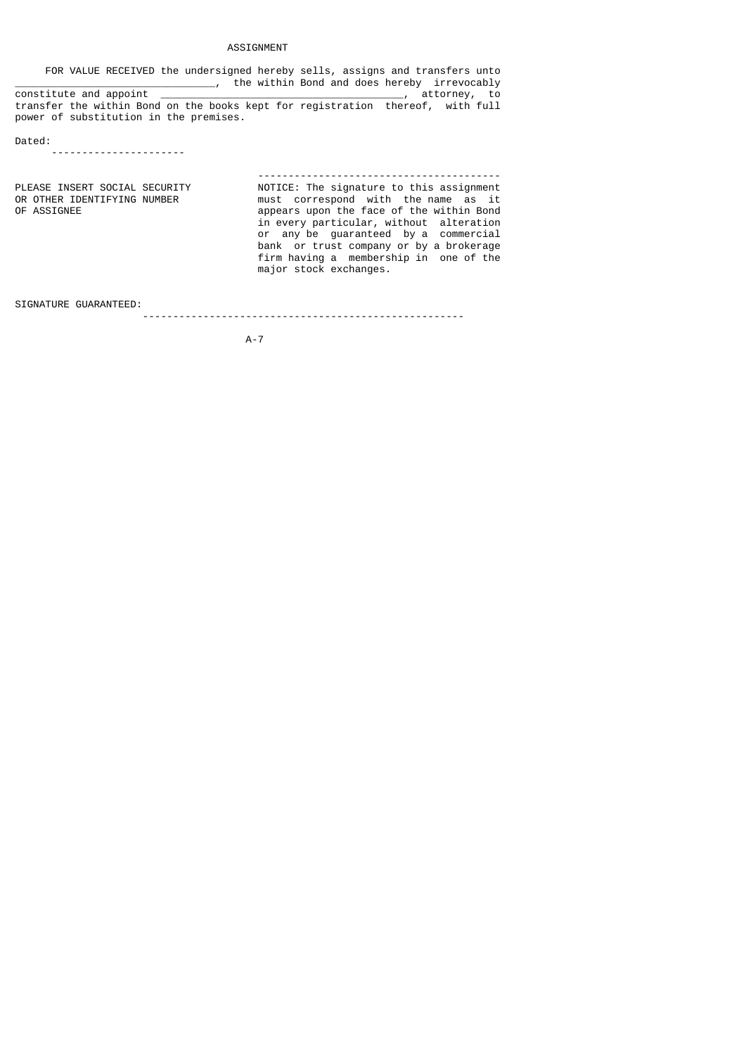# ASSIGNMENT

FOR VALUE RECEIVED the undersigned hereby sells, assigns and transfers unto _______________________________, the within Bond and does hereby irrevocably constitute and appoint ______________________________________, attorney, to transfer the within Bond on the books kept for registration thereof, with full power of substitution in the premises.

Dated: ---------------------

PLEASE INSERT SOCIAL SECURITY OR OTHER IDENTIFYING NUMBER OF ASSIGNEE

---------------------------------------

NOTICE: The signature to this assignment must correspond with the name as it appears upon the face of the within Bond in every particular, without alteration or any be guaranteed by a commercial bank or trust company or by a brokerage firm having a membership in one of the major stock exchanges.

SIGNATURE GUARANTEED: ----------------------------------------------------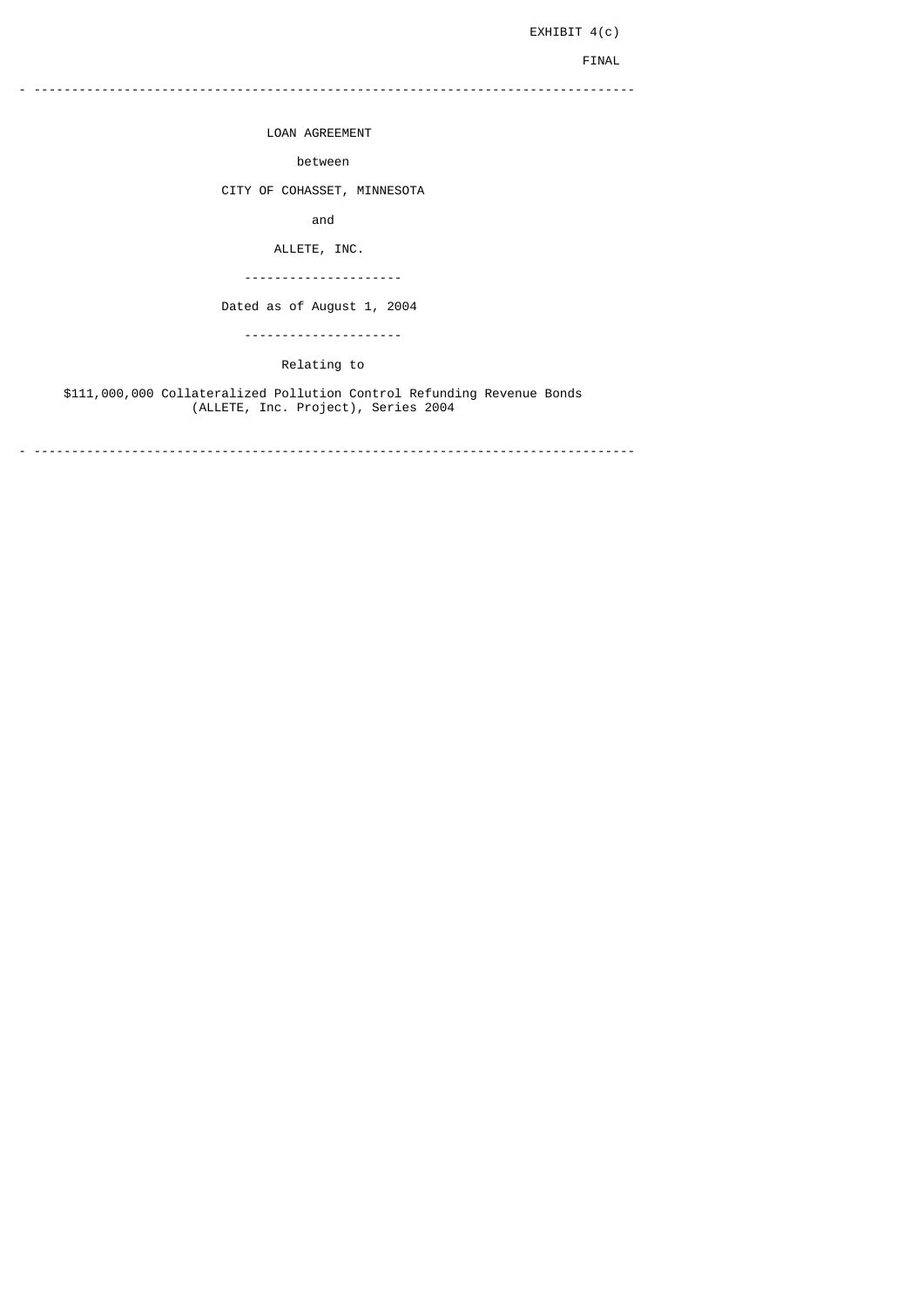EXHIBIT 4(c)

FINAL

---

LOAN AGREEMENT

between

CITY OF COHASSET, MINNESOTA

and

ALLETE, INC.

---

Dated as of August 1, 2004

---

Relating to

$111,000,000 Collateralized Pollution Control Refunding Revenue Bonds (ALLETE, Inc. Project), Series 2004

---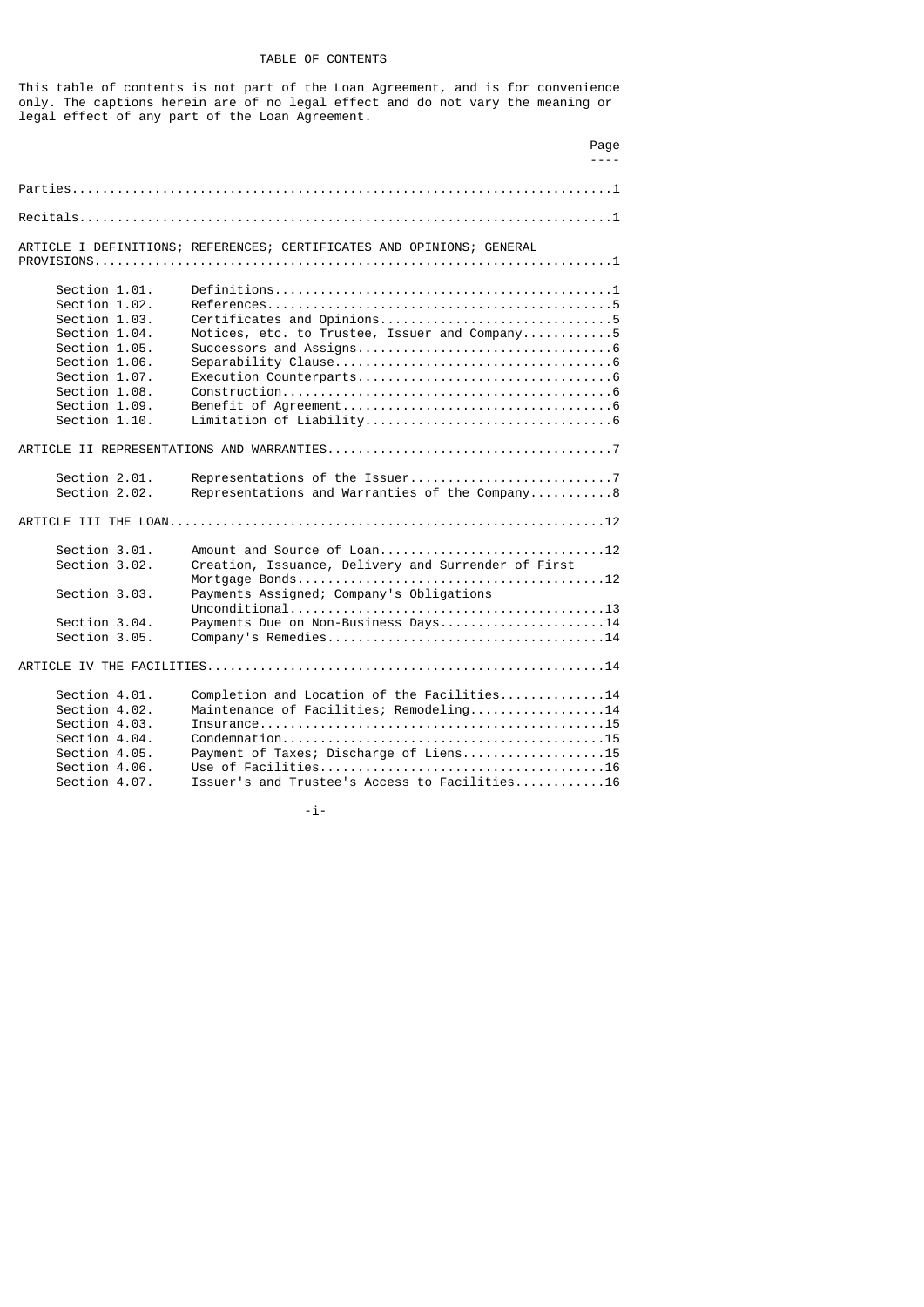# TABLE OF CONTENTS

This table of contents is not part of the Loan Agreement, and is for convenience only. The captions herein are of no legal effect and do not vary the meaning or legal effect of any part of the Loan Agreement.

| | | Page |
|---|---|---|
| Parties | | 1 |
| Recitals | | 1 |
| ARTICLE I DEFINITIONS; REFERENCES; CERTIFICATES AND OPINIONS; GENERAL PROVISIONS | | 1 |
| Section 1.01. | Definitions | 1 |
| Section 1.02. | References | 5 |
| Section 1.03. | Certificates and Opinions | 5 |
| Section 1.04. | Notices, etc. to Trustee, Issuer and Company | 5 |
| Section 1.05. | Successors and Assigns | 6 |
| Section 1.06. | Separability Clause | 6 |
| Section 1.07. | Execution Counterparts | 6 |
| Section 1.08. | Construction | 6 |
| Section 1.09. | Benefit of Agreement | 6 |
| Section 1.10. | Limitation of Liability | 6 |
| ARTICLE II REPRESENTATIONS AND WARRANTIES | | 7 |
| Section 2.01. | Representations of the Issuer | 7 |
| Section 2.02. | Representations and Warranties of the Company | 8 |
| ARTICLE III THE LOAN | | 12 |
| Section 3.01. | Amount and Source of Loan | 12 |
| Section 3.02. | Creation, Issuance, Delivery and Surrender of First Mortgage Bonds | 12 |
| Section 3.03. | Payments Assigned; Company's Obligations Unconditional | 13 |
| Section 3.04. | Payments Due on Non-Business Days | 14 |
| Section 3.05. | Company's Remedies | 14 |
| ARTICLE IV THE FACILITIES | | 14 |
| Section 4.01. | Completion and Location of the Facilities | 14 |
| Section 4.02. | Maintenance of Facilities; Remodeling | 14 |
| Section 4.03. | Insurance | 15 |
| Section 4.04. | Condemnation | 15 |
| Section 4.05. | Payment of Taxes; Discharge of Liens | 15 |
| Section 4.06. | Use of Facilities | 16 |
| Section 4.07. | Issuer's and Trustee's Access to Facilities | 16 |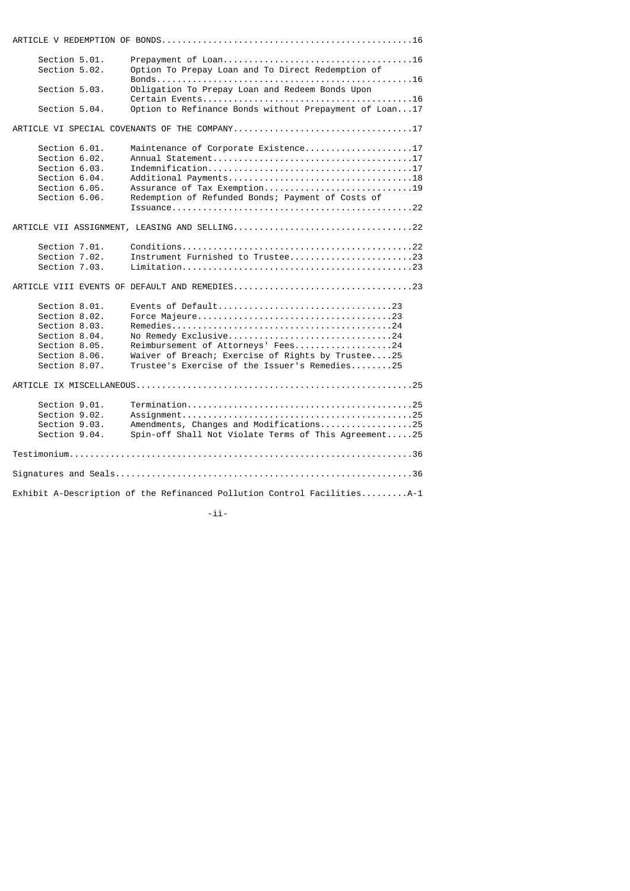| | | |
|---|---|---|
| ARTICLE V REDEMPTION OF BONDS | | 16 |
| Section 5.01. | Prepayment of Loan | 16 |
| Section 5.02. | Option To Prepay Loan and To Direct Redemption of Bonds | 16 |
| Section 5.03. | Obligation To Prepay Loan and Redeem Bonds Upon Certain Events | 16 |
| Section 5.04. | Option to Refinance Bonds without Prepayment of Loan | 17 |
| ARTICLE VI SPECIAL COVENANTS OF THE COMPANY | | 17 |
| Section 6.01. | Maintenance of Corporate Existence | 17 |
| Section 6.02. | Annual Statement | 17 |
| Section 6.03. | Indemnification | 17 |
| Section 6.04. | Additional Payments | 18 |
| Section 6.05. | Assurance of Tax Exemption | 19 |
| Section 6.06. | Redemption of Refunded Bonds; Payment of Costs of Issuance | 22 |
| ARTICLE VII ASSIGNMENT, LEASING AND SELLING | | 22 |
| Section 7.01. | Conditions | 22 |
| Section 7.02. | Instrument Furnished to Trustee | 23 |
| Section 7.03. | Limitation | 23 |
| ARTICLE VIII EVENTS OF DEFAULT AND REMEDIES | | 23 |
| Section 8.01. | Events of Default | 23 |
| Section 8.02. | Force Majeure | 23 |
| Section 8.03. | Remedies | 24 |
| Section 8.04. | No Remedy Exclusive | 24 |
| Section 8.05. | Reimbursement of Attorneys' Fees | 24 |
| Section 8.06. | Waiver of Breach; Exercise of Rights by Trustee | 25 |
| Section 8.07. | Trustee's Exercise of the Issuer's Remedies | 25 |
| ARTICLE IX MISCELLANEOUS | | 25 |
| Section 9.01. | Termination | 25 |
| Section 9.02. | Assignment | 25 |
| Section 9.03. | Amendments, Changes and Modifications | 25 |
| Section 9.04. | Spin-off Shall Not Violate Terms of This Agreement | 25 |
| Testimonium | | 36 |
| Signatures and Seals | | 36 |
| Exhibit A-Description of the Refinanced Pollution Control Facilities | | A-1 |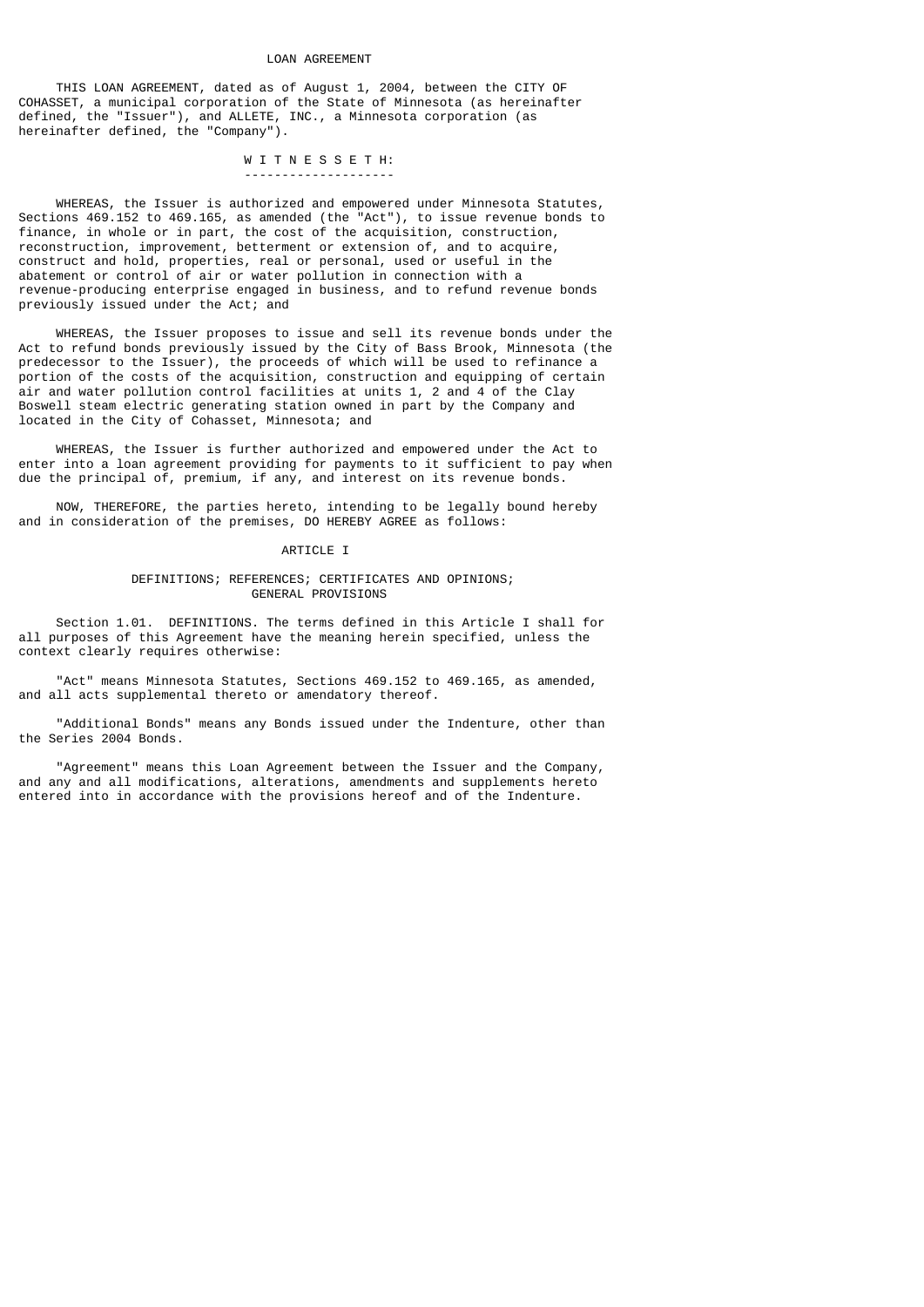# LOAN AGREEMENT

THIS LOAN AGREEMENT, dated as of August 1, 2004, between the CITY OF COHASSET, a municipal corporation of the State of Minnesota (as hereinafter defined, the "Issuer"), and ALLETE, INC., a Minnesota corporation (as hereinafter defined, the "Company").

W I T N E S S E T H:

WHEREAS, the Issuer is authorized and empowered under Minnesota Statutes, Sections 469.152 to 469.165, as amended (the "Act"), to issue revenue bonds to finance, in whole or in part, the cost of the acquisition, construction, reconstruction, improvement, betterment or extension of, and to acquire, construct and hold, properties, real or personal, used or useful in the abatement or control of air or water pollution in connection with a revenue-producing enterprise engaged in business, and to refund revenue bonds previously issued under the Act; and

WHEREAS, the Issuer proposes to issue and sell its revenue bonds under the Act to refund bonds previously issued by the City of Bass Brook, Minnesota (the predecessor to the Issuer), the proceeds of which will be used to refinance a portion of the costs of the acquisition, construction and equipping of certain air and water pollution control facilities at units 1, 2 and 4 of the Clay Boswell steam electric generating station owned in part by the Company and located in the City of Cohasset, Minnesota; and

WHEREAS, the Issuer is further authorized and empowered under the Act to enter into a loan agreement providing for payments to it sufficient to pay when due the principal of, premium, if any, and interest on its revenue bonds.

NOW, THEREFORE, the parties hereto, intending to be legally bound hereby and in consideration of the premises, DO HEREBY AGREE as follows:

## ARTICLE I

### DEFINITIONS; REFERENCES; CERTIFICATES AND OPINIONS; GENERAL PROVISIONS

Section 1.01. DEFINITIONS. The terms defined in this Article I shall for all purposes of this Agreement have the meaning herein specified, unless the context clearly requires otherwise:

"Act" means Minnesota Statutes, Sections 469.152 to 469.165, as amended, and all acts supplemental thereto or amendatory thereof.

"Additional Bonds" means any Bonds issued under the Indenture, other than the Series 2004 Bonds.

"Agreement" means this Loan Agreement between the Issuer and the Company, and any and all modifications, alterations, amendments and supplements hereto entered into in accordance with the provisions hereof and of the Indenture.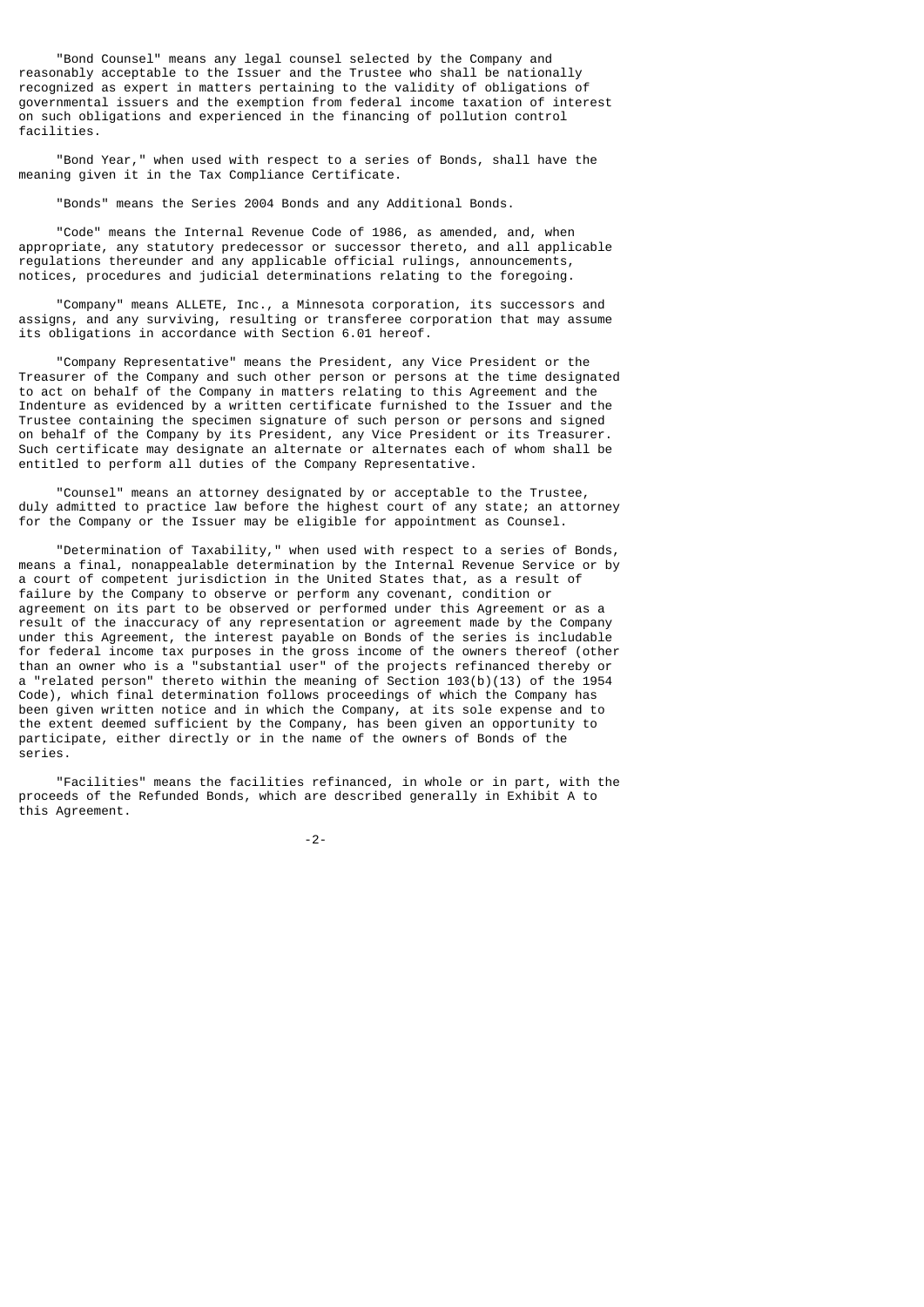"Bond Counsel" means any legal counsel selected by the Company and reasonably acceptable to the Issuer and the Trustee who shall be nationally recognized as expert in matters pertaining to the validity of obligations of governmental issuers and the exemption from federal income taxation of interest on such obligations and experienced in the financing of pollution control facilities.

"Bond Year," when used with respect to a series of Bonds, shall have the meaning given it in the Tax Compliance Certificate.

"Bonds" means the Series 2004 Bonds and any Additional Bonds.

"Code" means the Internal Revenue Code of 1986, as amended, and, when appropriate, any statutory predecessor or successor thereto, and all applicable regulations thereunder and any applicable official rulings, announcements, notices, procedures and judicial determinations relating to the foregoing.

"Company" means ALLETE, Inc., a Minnesota corporation, its successors and assigns, and any surviving, resulting or transferee corporation that may assume its obligations in accordance with Section 6.01 hereof.

"Company Representative" means the President, any Vice President or the Treasurer of the Company and such other person or persons at the time designated to act on behalf of the Company in matters relating to this Agreement and the Indenture as evidenced by a written certificate furnished to the Issuer and the Trustee containing the specimen signature of such person or persons and signed on behalf of the Company by its President, any Vice President or its Treasurer. Such certificate may designate an alternate or alternates each of whom shall be entitled to perform all duties of the Company Representative.

"Counsel" means an attorney designated by or acceptable to the Trustee, duly admitted to practice law before the highest court of any state; an attorney for the Company or the Issuer may be eligible for appointment as Counsel.

"Determination of Taxability," when used with respect to a series of Bonds, means a final, nonappealable determination by the Internal Revenue Service or by a court of competent jurisdiction in the United States that, as a result of failure by the Company to observe or perform any covenant, condition or agreement on its part to be observed or performed under this Agreement or as a result of the inaccuracy of any representation or agreement made by the Company under this Agreement, the interest payable on Bonds of the series is includable for federal income tax purposes in the gross income of the owners thereof (other than an owner who is a "substantial user" of the projects refinanced thereby or a "related person" thereto within the meaning of Section 103(b)(13) of the 1954 Code), which final determination follows proceedings of which the Company has been given written notice and in which the Company, at its sole expense and to the extent deemed sufficient by the Company, has been given an opportunity to participate, either directly or in the name of the owners of Bonds of the series.

"Facilities" means the facilities refinanced, in whole or in part, with the proceeds of the Refunded Bonds, which are described generally in Exhibit A to this Agreement.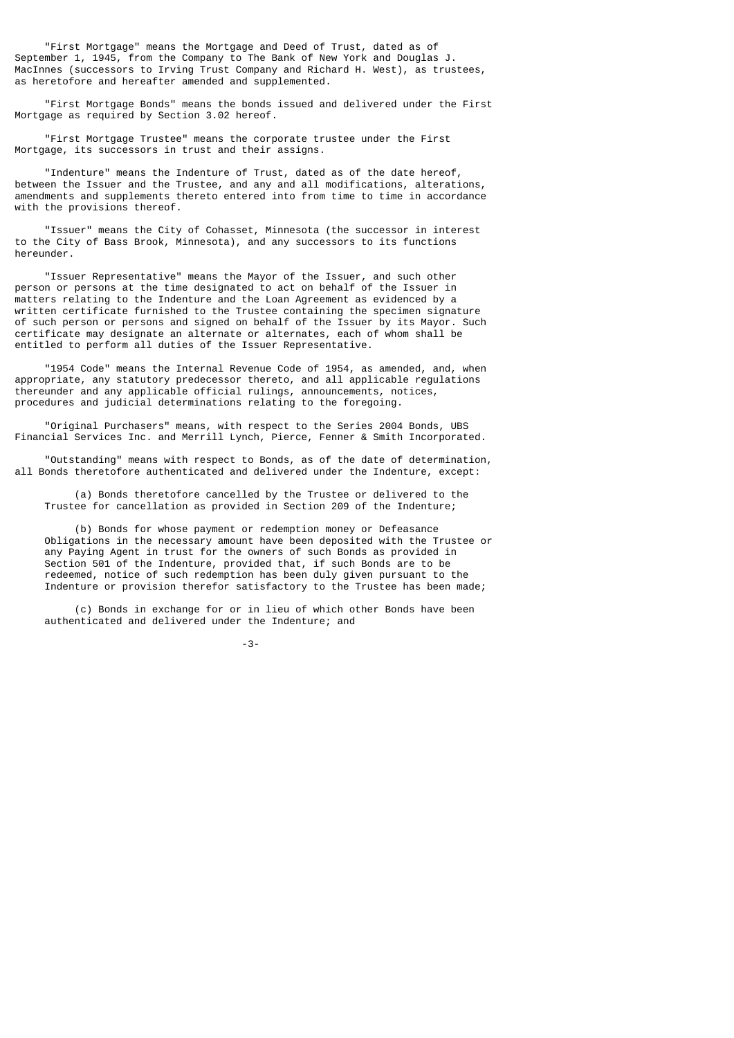"First Mortgage" means the Mortgage and Deed of Trust, dated as of September 1, 1945, from the Company to The Bank of New York and Douglas J. MacInnes (successors to Irving Trust Company and Richard H. West), as trustees, as heretofore and hereafter amended and supplemented.

"First Mortgage Bonds" means the bonds issued and delivered under the First Mortgage as required by Section 3.02 hereof.

"First Mortgage Trustee" means the corporate trustee under the First Mortgage, its successors in trust and their assigns.

"Indenture" means the Indenture of Trust, dated as of the date hereof, between the Issuer and the Trustee, and any and all modifications, alterations, amendments and supplements thereto entered into from time to time in accordance with the provisions thereof.

"Issuer" means the City of Cohasset, Minnesota (the successor in interest to the City of Bass Brook, Minnesota), and any successors to its functions hereunder.

"Issuer Representative" means the Mayor of the Issuer, and such other person or persons at the time designated to act on behalf of the Issuer in matters relating to the Indenture and the Loan Agreement as evidenced by a written certificate furnished to the Trustee containing the specimen signature of such person or persons and signed on behalf of the Issuer by its Mayor. Such certificate may designate an alternate or alternates, each of whom shall be entitled to perform all duties of the Issuer Representative.

"1954 Code" means the Internal Revenue Code of 1954, as amended, and, when appropriate, any statutory predecessor thereto, and all applicable regulations thereunder and any applicable official rulings, announcements, notices, procedures and judicial determinations relating to the foregoing.

"Original Purchasers" means, with respect to the Series 2004 Bonds, UBS Financial Services Inc. and Merrill Lynch, Pierce, Fenner & Smith Incorporated.

"Outstanding" means with respect to Bonds, as of the date of determination, all Bonds theretofore authenticated and delivered under the Indenture, except:

(a) Bonds theretofore cancelled by the Trustee or delivered to the Trustee for cancellation as provided in Section 209 of the Indenture;

(b) Bonds for whose payment or redemption money or Defeasance Obligations in the necessary amount have been deposited with the Trustee or any Paying Agent in trust for the owners of such Bonds as provided in Section 501 of the Indenture, provided that, if such Bonds are to be redeemed, notice of such redemption has been duly given pursuant to the Indenture or provision therefor satisfactory to the Trustee has been made;

(c) Bonds in exchange for or in lieu of which other Bonds have been authenticated and delivered under the Indenture; and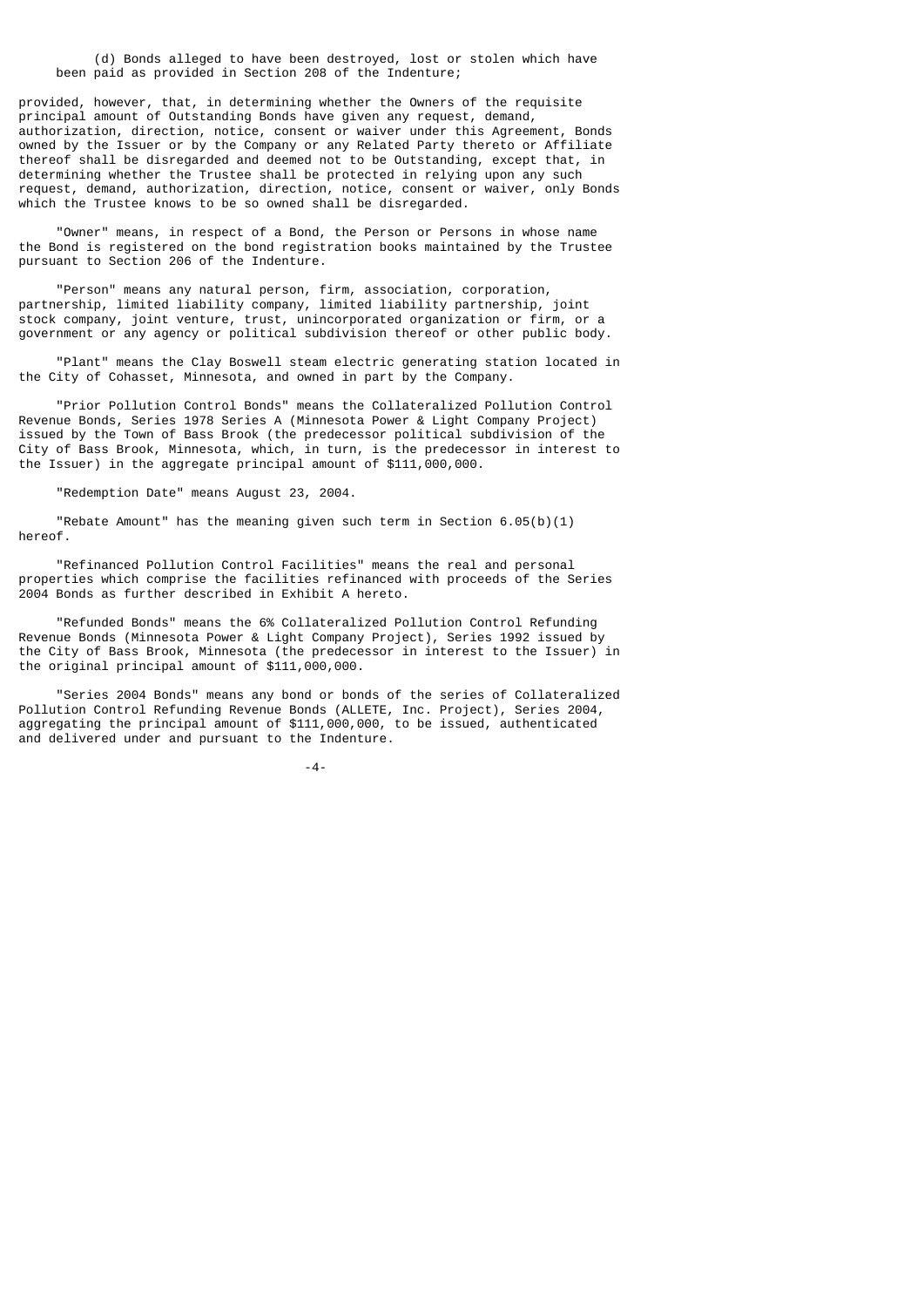(d) Bonds alleged to have been destroyed, lost or stolen which have been paid as provided in Section 208 of the Indenture;

provided, however, that, in determining whether the Owners of the requisite principal amount of Outstanding Bonds have given any request, demand, authorization, direction, notice, consent or waiver under this Agreement, Bonds owned by the Issuer or by the Company or any Related Party thereto or Affiliate thereof shall be disregarded and deemed not to be Outstanding, except that, in determining whether the Trustee shall be protected in relying upon any such request, demand, authorization, direction, notice, consent or waiver, only Bonds which the Trustee knows to be so owned shall be disregarded.

"Owner" means, in respect of a Bond, the Person or Persons in whose name the Bond is registered on the bond registration books maintained by the Trustee pursuant to Section 206 of the Indenture.

"Person" means any natural person, firm, association, corporation, partnership, limited liability company, limited liability partnership, joint stock company, joint venture, trust, unincorporated organization or firm, or a government or any agency or political subdivision thereof or other public body.

"Plant" means the Clay Boswell steam electric generating station located in the City of Cohasset, Minnesota, and owned in part by the Company.

"Prior Pollution Control Bonds" means the Collateralized Pollution Control Revenue Bonds, Series 1978 Series A (Minnesota Power & Light Company Project) issued by the Town of Bass Brook (the predecessor political subdivision of the City of Bass Brook, Minnesota, which, in turn, is the predecessor in interest to the Issuer) in the aggregate principal amount of $111,000,000.

"Redemption Date" means August 23, 2004.

"Rebate Amount" has the meaning given such term in Section 6.05(b)(1) hereof.

"Refinanced Pollution Control Facilities" means the real and personal properties which comprise the facilities refinanced with proceeds of the Series 2004 Bonds as further described in Exhibit A hereto.

"Refunded Bonds" means the 6% Collateralized Pollution Control Refunding Revenue Bonds (Minnesota Power & Light Company Project), Series 1992 issued by the City of Bass Brook, Minnesota (the predecessor in interest to the Issuer) in the original principal amount of $111,000,000.

"Series 2004 Bonds" means any bond or bonds of the series of Collateralized Pollution Control Refunding Revenue Bonds (ALLETE, Inc. Project), Series 2004, aggregating the principal amount of $111,000,000, to be issued, authenticated and delivered under and pursuant to the Indenture.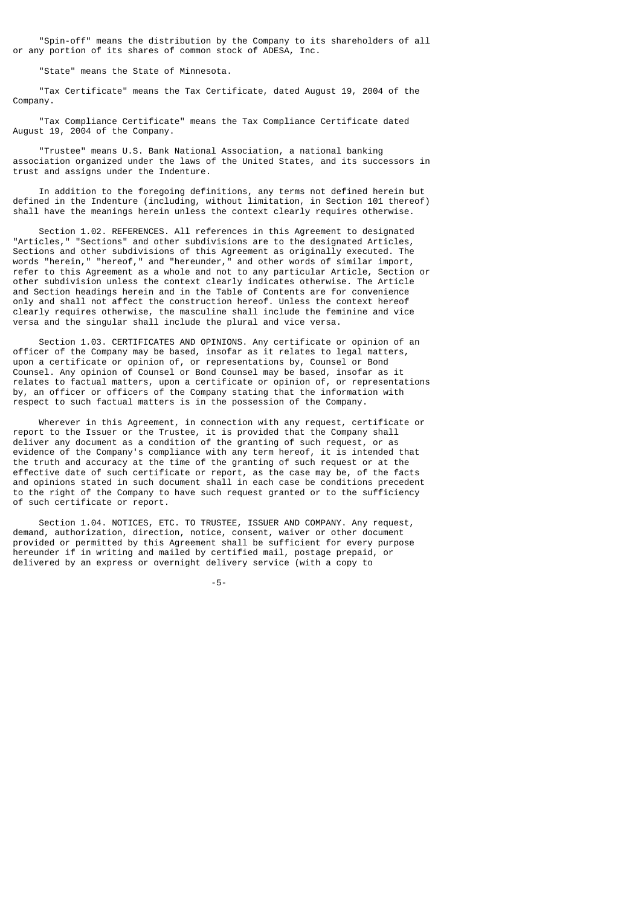"Spin-off" means the distribution by the Company to its shareholders of all or any portion of its shares of common stock of ADESA, Inc.

"State" means the State of Minnesota.

"Tax Certificate" means the Tax Certificate, dated August 19, 2004 of the Company.

"Tax Compliance Certificate" means the Tax Compliance Certificate dated August 19, 2004 of the Company.

"Trustee" means U.S. Bank National Association, a national banking association organized under the laws of the United States, and its successors in trust and assigns under the Indenture.

In addition to the foregoing definitions, any terms not defined herein but defined in the Indenture (including, without limitation, in Section 101 thereof) shall have the meanings herein unless the context clearly requires otherwise.

Section 1.02. REFERENCES. All references in this Agreement to designated "Articles," "Sections" and other subdivisions are to the designated Articles, Sections and other subdivisions of this Agreement as originally executed. The words "herein," "hereof," and "hereunder," and other words of similar import, refer to this Agreement as a whole and not to any particular Article, Section or other subdivision unless the context clearly indicates otherwise. The Article and Section headings herein and in the Table of Contents are for convenience only and shall not affect the construction hereof. Unless the context hereof clearly requires otherwise, the masculine shall include the feminine and vice versa and the singular shall include the plural and vice versa.

Section 1.03. CERTIFICATES AND OPINIONS. Any certificate or opinion of an officer of the Company may be based, insofar as it relates to legal matters, upon a certificate or opinion of, or representations by, Counsel or Bond Counsel. Any opinion of Counsel or Bond Counsel may be based, insofar as it relates to factual matters, upon a certificate or opinion of, or representations by, an officer or officers of the Company stating that the information with respect to such factual matters is in the possession of the Company.

Wherever in this Agreement, in connection with any request, certificate or report to the Issuer or the Trustee, it is provided that the Company shall deliver any document as a condition of the granting of such request, or as evidence of the Company's compliance with any term hereof, it is intended that the truth and accuracy at the time of the granting of such request or at the effective date of such certificate or report, as the case may be, of the facts and opinions stated in such document shall in each case be conditions precedent to the right of the Company to have such request granted or to the sufficiency of such certificate or report.

Section 1.04. NOTICES, ETC. TO TRUSTEE, ISSUER AND COMPANY. Any request, demand, authorization, direction, notice, consent, waiver or other document provided or permitted by this Agreement shall be sufficient for every purpose hereunder if in writing and mailed by certified mail, postage prepaid, or delivered by an express or overnight delivery service (with a copy to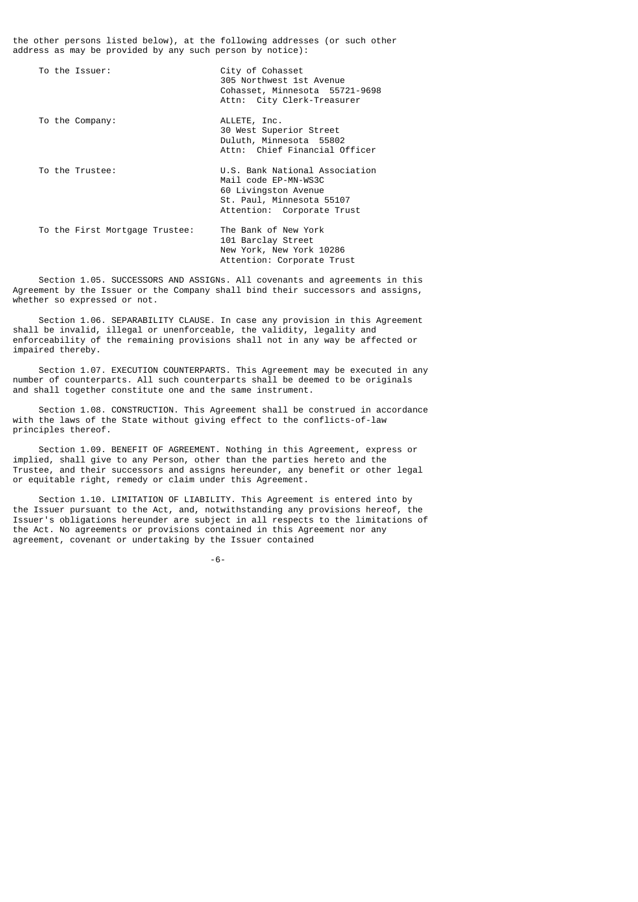the other persons listed below), at the following addresses (or such other address as may be provided by any such person by notice):

| | |
|---|---|
| To the Issuer: | City of Cohasset<br>305 Northwest 1st Avenue<br>Cohasset, Minnesota 55721-9698<br>Attn: City Clerk-Treasurer |
| To the Company: | ALLETE, Inc.<br>30 West Superior Street<br>Duluth, Minnesota 55802<br>Attn: Chief Financial Officer |
| To the Trustee: | U.S. Bank National Association<br>Mail code EP-MN-WS3C<br>60 Livingston Avenue<br>St. Paul, Minnesota 55107<br>Attention: Corporate Trust |
| To the First Mortgage Trustee: | The Bank of New York<br>101 Barclay Street<br>New York, New York 10286<br>Attention: Corporate Trust |

Section 1.05. SUCCESSORS AND ASSIGNs. All covenants and agreements in this Agreement by the Issuer or the Company shall bind their successors and assigns, whether so expressed or not.

Section 1.06. SEPARABILITY CLAUSE. In case any provision in this Agreement shall be invalid, illegal or unenforceable, the validity, legality and enforceability of the remaining provisions shall not in any way be affected or impaired thereby.

Section 1.07. EXECUTION COUNTERPARTS. This Agreement may be executed in any number of counterparts. All such counterparts shall be deemed to be originals and shall together constitute one and the same instrument.

Section 1.08. CONSTRUCTION. This Agreement shall be construed in accordance with the laws of the State without giving effect to the conflicts-of-law principles thereof.

Section 1.09. BENEFIT OF AGREEMENT. Nothing in this Agreement, express or implied, shall give to any Person, other than the parties hereto and the Trustee, and their successors and assigns hereunder, any benefit or other legal or equitable right, remedy or claim under this Agreement.

Section 1.10. LIMITATION OF LIABILITY. This Agreement is entered into by the Issuer pursuant to the Act, and, notwithstanding any provisions hereof, the Issuer's obligations hereunder are subject in all respects to the limitations of the Act. No agreements or provisions contained in this Agreement nor any agreement, covenant or undertaking by the Issuer contained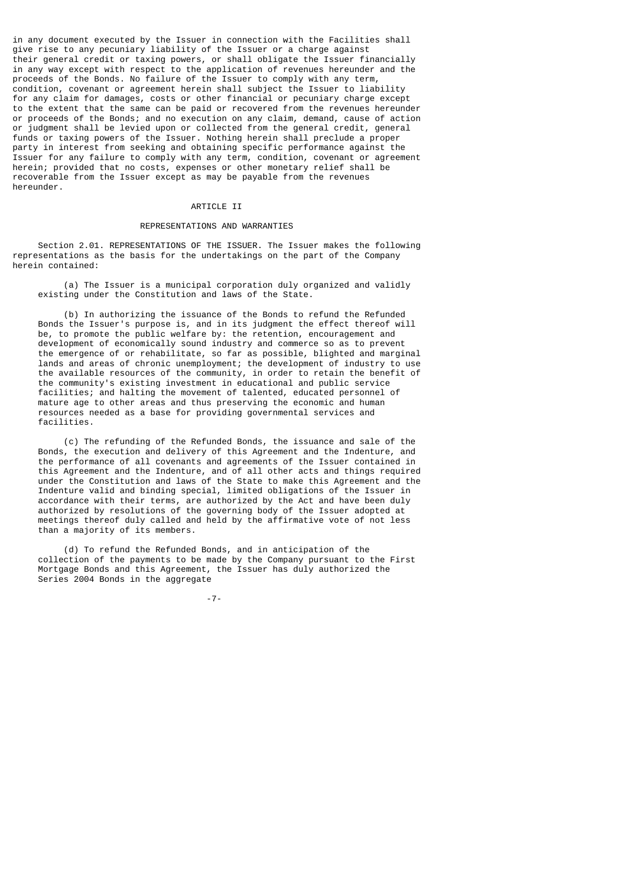in any document executed by the Issuer in connection with the Facilities shall give rise to any pecuniary liability of the Issuer or a charge against their general credit or taxing powers, or shall obligate the Issuer financially in any way except with respect to the application of revenues hereunder and the proceeds of the Bonds. No failure of the Issuer to comply with any term, condition, covenant or agreement herein shall subject the Issuer to liability for any claim for damages, costs or other financial or pecuniary charge except to the extent that the same can be paid or recovered from the revenues hereunder or proceeds of the Bonds; and no execution on any claim, demand, cause of action or judgment shall be levied upon or collected from the general credit, general funds or taxing powers of the Issuer. Nothing herein shall preclude a proper party in interest from seeking and obtaining specific performance against the Issuer for any failure to comply with any term, condition, covenant or agreement herein; provided that no costs, expenses or other monetary relief shall be recoverable from the Issuer except as may be payable from the revenues hereunder.

## ARTICLE II

## REPRESENTATIONS AND WARRANTIES

Section 2.01. REPRESENTATIONS OF THE ISSUER. The Issuer makes the following representations as the basis for the undertakings on the part of the Company herein contained:

(a) The Issuer is a municipal corporation duly organized and validly existing under the Constitution and laws of the State.

(b) In authorizing the issuance of the Bonds to refund the Refunded Bonds the Issuer's purpose is, and in its judgment the effect thereof will be, to promote the public welfare by: the retention, encouragement and development of economically sound industry and commerce so as to prevent the emergence of or rehabilitate, so far as possible, blighted and marginal lands and areas of chronic unemployment; the development of industry to use the available resources of the community, in order to retain the benefit of the community's existing investment in educational and public service facilities; and halting the movement of talented, educated personnel of mature age to other areas and thus preserving the economic and human resources needed as a base for providing governmental services and facilities.

(c) The refunding of the Refunded Bonds, the issuance and sale of the Bonds, the execution and delivery of this Agreement and the Indenture, and the performance of all covenants and agreements of the Issuer contained in this Agreement and the Indenture, and of all other acts and things required under the Constitution and laws of the State to make this Agreement and the Indenture valid and binding special, limited obligations of the Issuer in accordance with their terms, are authorized by the Act and have been duly authorized by resolutions of the governing body of the Issuer adopted at meetings thereof duly called and held by the affirmative vote of not less than a majority of its members.

(d) To refund the Refunded Bonds, and in anticipation of the collection of the payments to be made by the Company pursuant to the First Mortgage Bonds and this Agreement, the Issuer has duly authorized the Series 2004 Bonds in the aggregate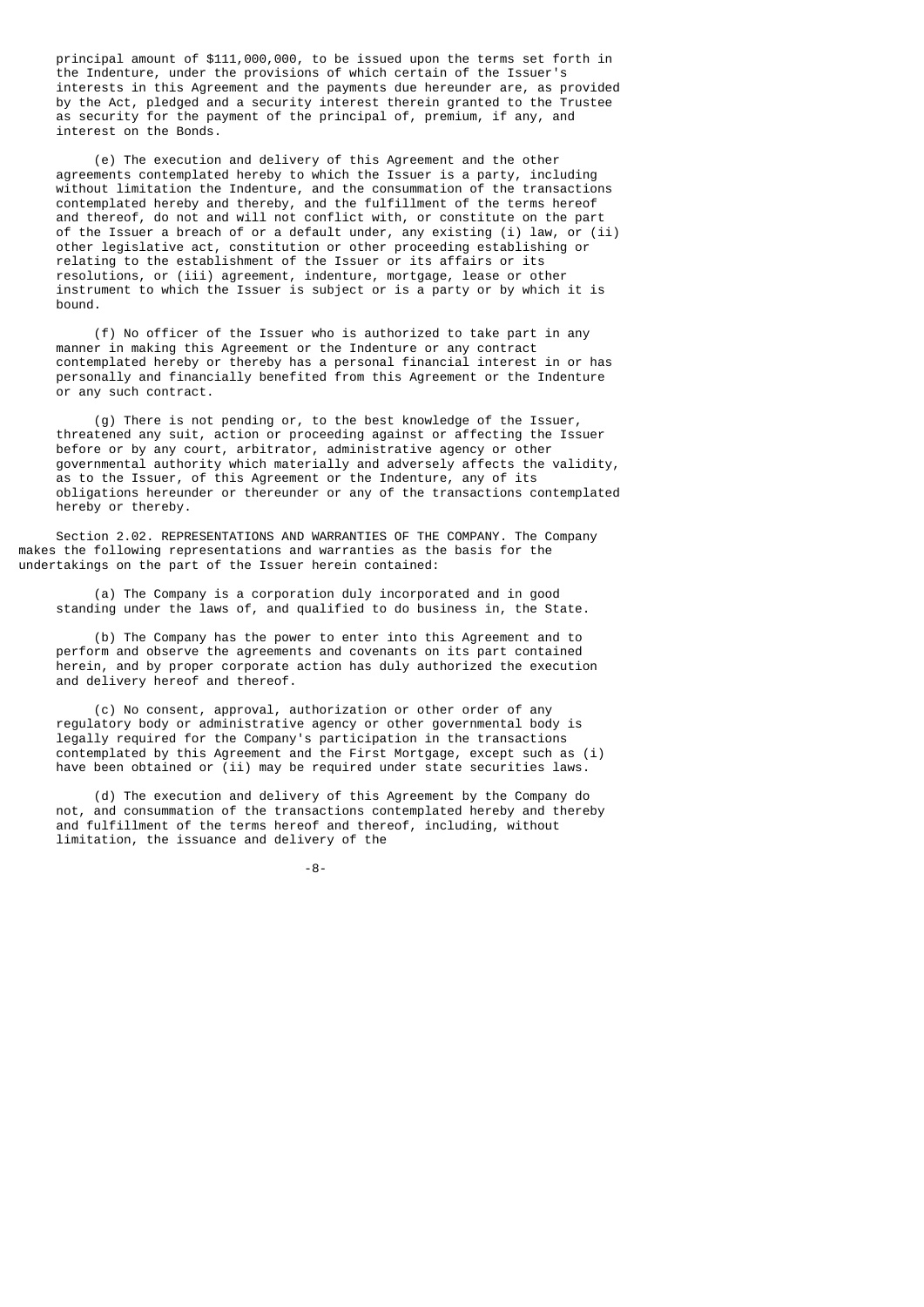principal amount of $111,000,000, to be issued upon the terms set forth in the Indenture, under the provisions of which certain of the Issuer's interests in this Agreement and the payments due hereunder are, as provided by the Act, pledged and a security interest therein granted to the Trustee as security for the payment of the principal of, premium, if any, and interest on the Bonds.

(e) The execution and delivery of this Agreement and the other agreements contemplated hereby to which the Issuer is a party, including without limitation the Indenture, and the consummation of the transactions contemplated hereby and thereby, and the fulfillment of the terms hereof and thereof, do not and will not conflict with, or constitute on the part of the Issuer a breach of or a default under, any existing (i) law, or (ii) other legislative act, constitution or other proceeding establishing or relating to the establishment of the Issuer or its affairs or its resolutions, or (iii) agreement, indenture, mortgage, lease or other instrument to which the Issuer is subject or is a party or by which it is bound.

(f) No officer of the Issuer who is authorized to take part in any manner in making this Agreement or the Indenture or any contract contemplated hereby or thereby has a personal financial interest in or has personally and financially benefited from this Agreement or the Indenture or any such contract.

(g) There is not pending or, to the best knowledge of the Issuer, threatened any suit, action or proceeding against or affecting the Issuer before or by any court, arbitrator, administrative agency or other governmental authority which materially and adversely affects the validity, as to the Issuer, of this Agreement or the Indenture, any of its obligations hereunder or thereunder or any of the transactions contemplated hereby or thereby.

Section 2.02. REPRESENTATIONS AND WARRANTIES OF THE COMPANY. The Company makes the following representations and warranties as the basis for the undertakings on the part of the Issuer herein contained:

(a) The Company is a corporation duly incorporated and in good standing under the laws of, and qualified to do business in, the State.

(b) The Company has the power to enter into this Agreement and to perform and observe the agreements and covenants on its part contained herein, and by proper corporate action has duly authorized the execution and delivery hereof and thereof.

(c) No consent, approval, authorization or other order of any regulatory body or administrative agency or other governmental body is legally required for the Company's participation in the transactions contemplated by this Agreement and the First Mortgage, except such as (i) have been obtained or (ii) may be required under state securities laws.

(d) The execution and delivery of this Agreement by the Company do not, and consummation of the transactions contemplated hereby and thereby and fulfillment of the terms hereof and thereof, including, without limitation, the issuance and delivery of the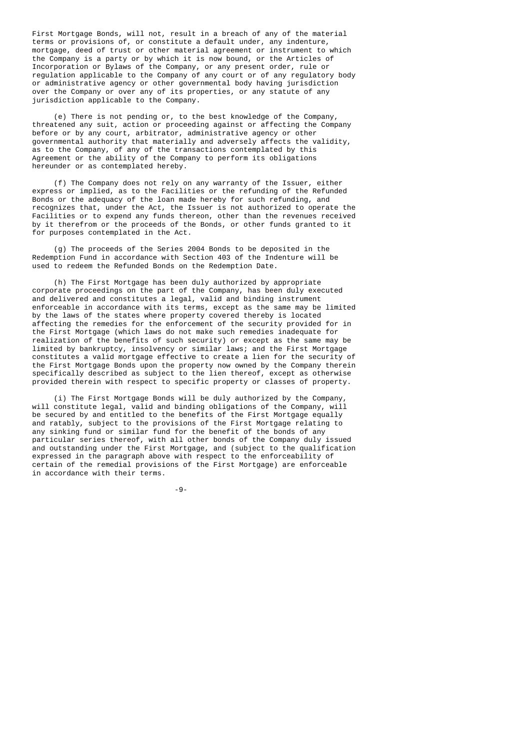First Mortgage Bonds, will not, result in a breach of any of the material terms or provisions of, or constitute a default under, any indenture, mortgage, deed of trust or other material agreement or instrument to which the Company is a party or by which it is now bound, or the Articles of Incorporation or Bylaws of the Company, or any present order, rule or regulation applicable to the Company of any court or of any regulatory body or administrative agency or other governmental body having jurisdiction over the Company or over any of its properties, or any statute of any jurisdiction applicable to the Company.

(e) There is not pending or, to the best knowledge of the Company, threatened any suit, action or proceeding against or affecting the Company before or by any court, arbitrator, administrative agency or other governmental authority that materially and adversely affects the validity, as to the Company, of any of the transactions contemplated by this Agreement or the ability of the Company to perform its obligations hereunder or as contemplated hereby.

(f) The Company does not rely on any warranty of the Issuer, either express or implied, as to the Facilities or the refunding of the Refunded Bonds or the adequacy of the loan made hereby for such refunding, and recognizes that, under the Act, the Issuer is not authorized to operate the Facilities or to expend any funds thereon, other than the revenues received by it therefrom or the proceeds of the Bonds, or other funds granted to it for purposes contemplated in the Act.

(g) The proceeds of the Series 2004 Bonds to be deposited in the Redemption Fund in accordance with Section 403 of the Indenture will be used to redeem the Refunded Bonds on the Redemption Date.

(h) The First Mortgage has been duly authorized by appropriate corporate proceedings on the part of the Company, has been duly executed and delivered and constitutes a legal, valid and binding instrument enforceable in accordance with its terms, except as the same may be limited by the laws of the states where property covered thereby is located affecting the remedies for the enforcement of the security provided for in the First Mortgage (which laws do not make such remedies inadequate for realization of the benefits of such security) or except as the same may be limited by bankruptcy, insolvency or similar laws; and the First Mortgage constitutes a valid mortgage effective to create a lien for the security of the First Mortgage Bonds upon the property now owned by the Company therein specifically described as subject to the lien thereof, except as otherwise provided therein with respect to specific property or classes of property.

(i) The First Mortgage Bonds will be duly authorized by the Company, will constitute legal, valid and binding obligations of the Company, will be secured by and entitled to the benefits of the First Mortgage equally and ratably, subject to the provisions of the First Mortgage relating to any sinking fund or similar fund for the benefit of the bonds of any particular series thereof, with all other bonds of the Company duly issued and outstanding under the First Mortgage, and (subject to the qualification expressed in the paragraph above with respect to the enforceability of certain of the remedial provisions of the First Mortgage) are enforceable in accordance with their terms.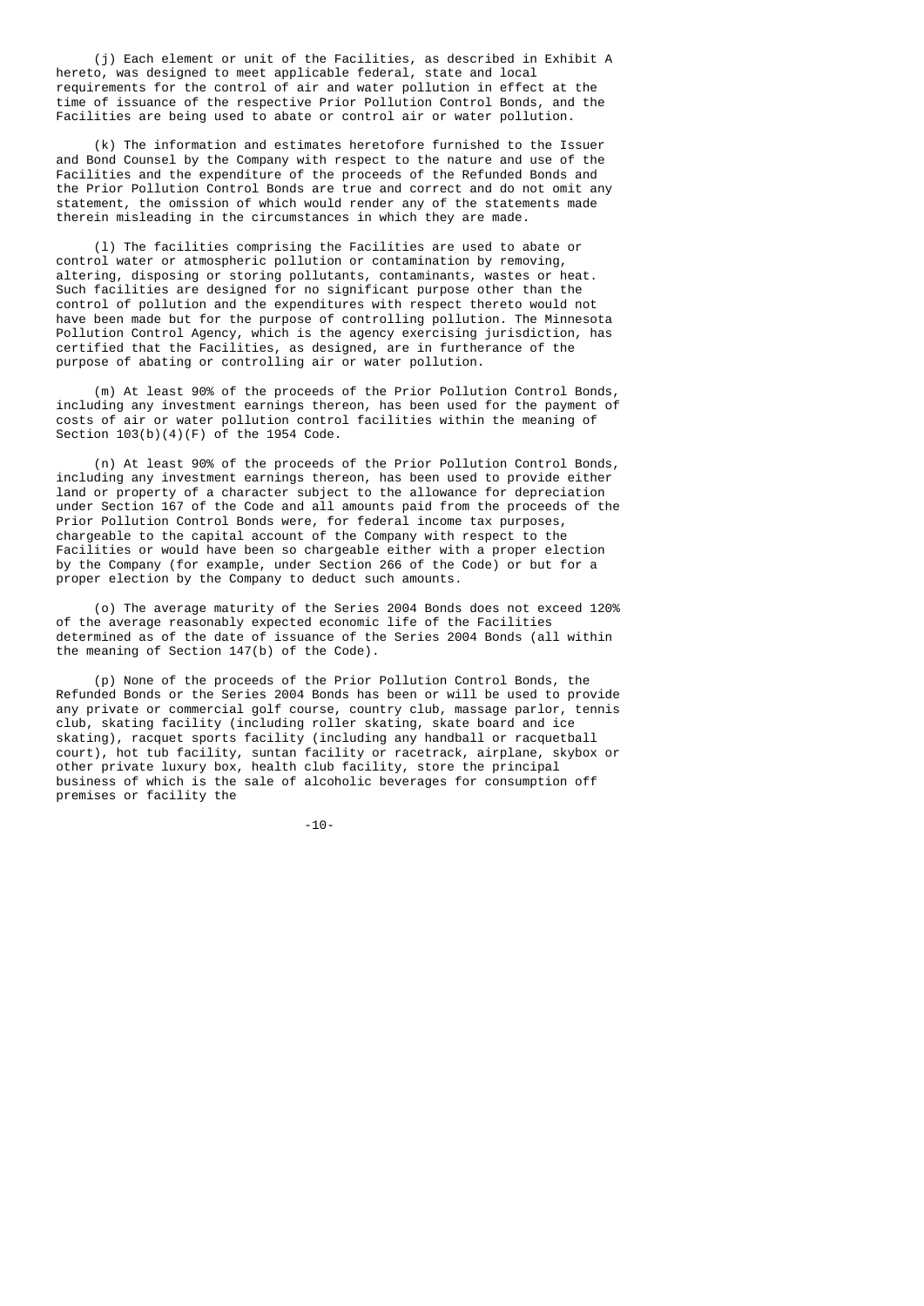(j) Each element or unit of the Facilities, as described in Exhibit A hereto, was designed to meet applicable federal, state and local requirements for the control of air and water pollution in effect at the time of issuance of the respective Prior Pollution Control Bonds, and the Facilities are being used to abate or control air or water pollution.

(k) The information and estimates heretofore furnished to the Issuer and Bond Counsel by the Company with respect to the nature and use of the Facilities and the expenditure of the proceeds of the Refunded Bonds and the Prior Pollution Control Bonds are true and correct and do not omit any statement, the omission of which would render any of the statements made therein misleading in the circumstances in which they are made.

(l) The facilities comprising the Facilities are used to abate or control water or atmospheric pollution or contamination by removing, altering, disposing or storing pollutants, contaminants, wastes or heat. Such facilities are designed for no significant purpose other than the control of pollution and the expenditures with respect thereto would not have been made but for the purpose of controlling pollution. The Minnesota Pollution Control Agency, which is the agency exercising jurisdiction, has certified that the Facilities, as designed, are in furtherance of the purpose of abating or controlling air or water pollution.

(m) At least 90% of the proceeds of the Prior Pollution Control Bonds, including any investment earnings thereon, has been used for the payment of costs of air or water pollution control facilities within the meaning of Section 103(b)(4)(F) of the 1954 Code.

(n) At least 90% of the proceeds of the Prior Pollution Control Bonds, including any investment earnings thereon, has been used to provide either land or property of a character subject to the allowance for depreciation under Section 167 of the Code and all amounts paid from the proceeds of the Prior Pollution Control Bonds were, for federal income tax purposes, chargeable to the capital account of the Company with respect to the Facilities or would have been so chargeable either with a proper election by the Company (for example, under Section 266 of the Code) or but for a proper election by the Company to deduct such amounts.

(o) The average maturity of the Series 2004 Bonds does not exceed 120% of the average reasonably expected economic life of the Facilities determined as of the date of issuance of the Series 2004 Bonds (all within the meaning of Section 147(b) of the Code).

(p) None of the proceeds of the Prior Pollution Control Bonds, the Refunded Bonds or the Series 2004 Bonds has been or will be used to provide any private or commercial golf course, country club, massage parlor, tennis club, skating facility (including roller skating, skate board and ice skating), racquet sports facility (including any handball or racquetball court), hot tub facility, suntan facility or racetrack, airplane, skybox or other private luxury box, health club facility, store the principal business of which is the sale of alcoholic beverages for consumption off premises or facility the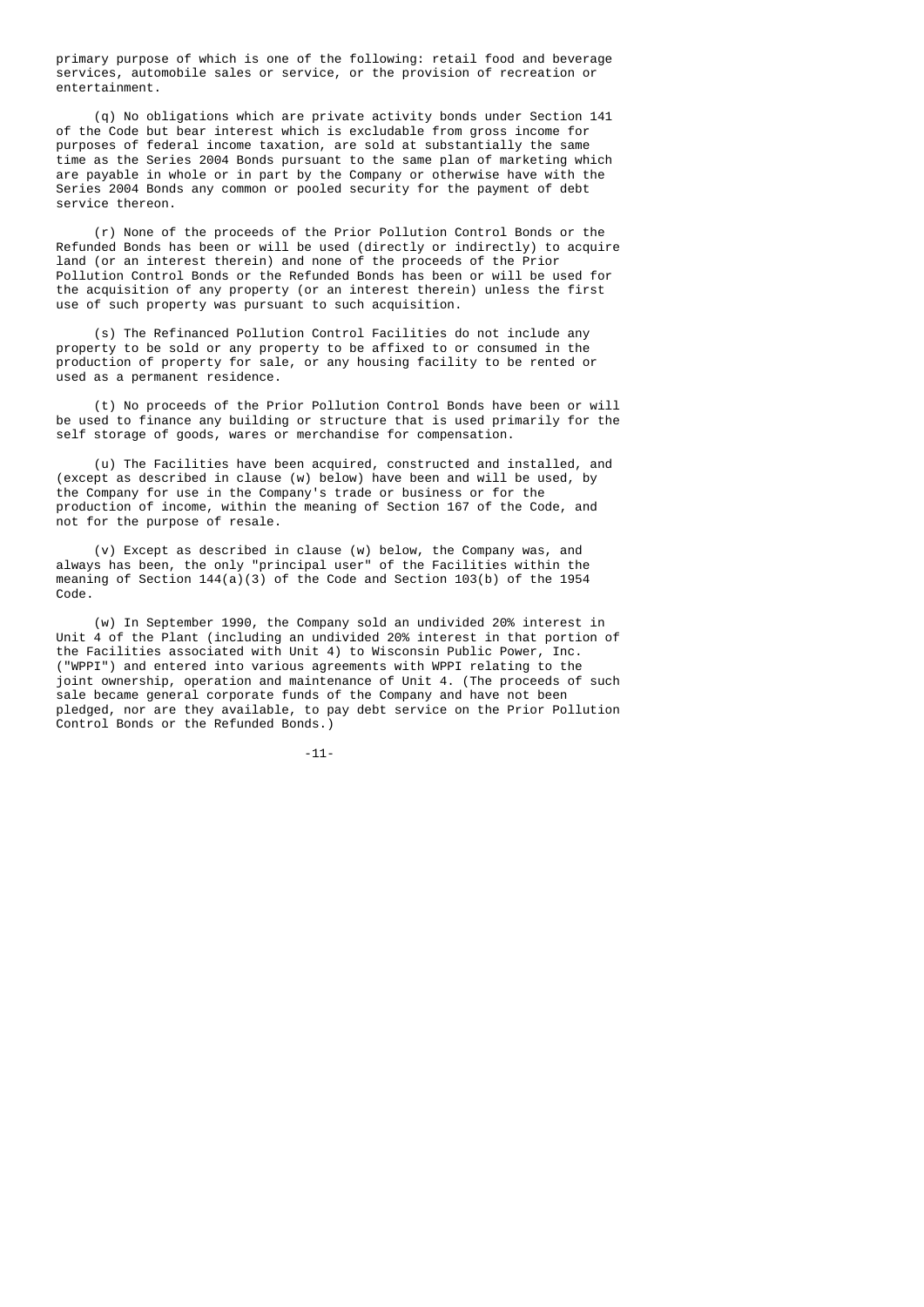primary purpose of which is one of the following: retail food and beverage services, automobile sales or service, or the provision of recreation or entertainment.

(q) No obligations which are private activity bonds under Section 141 of the Code but bear interest which is excludable from gross income for purposes of federal income taxation, are sold at substantially the same time as the Series 2004 Bonds pursuant to the same plan of marketing which are payable in whole or in part by the Company or otherwise have with the Series 2004 Bonds any common or pooled security for the payment of debt service thereon.

(r) None of the proceeds of the Prior Pollution Control Bonds or the Refunded Bonds has been or will be used (directly or indirectly) to acquire land (or an interest therein) and none of the proceeds of the Prior Pollution Control Bonds or the Refunded Bonds has been or will be used for the acquisition of any property (or an interest therein) unless the first use of such property was pursuant to such acquisition.

(s) The Refinanced Pollution Control Facilities do not include any property to be sold or any property to be affixed to or consumed in the production of property for sale, or any housing facility to be rented or used as a permanent residence.

(t) No proceeds of the Prior Pollution Control Bonds have been or will be used to finance any building or structure that is used primarily for the self storage of goods, wares or merchandise for compensation.

(u) The Facilities have been acquired, constructed and installed, and (except as described in clause (w) below) have been and will be used, by the Company for use in the Company's trade or business or for the production of income, within the meaning of Section 167 of the Code, and not for the purpose of resale.

(v) Except as described in clause (w) below, the Company was, and always has been, the only "principal user" of the Facilities within the meaning of Section 144(a)(3) of the Code and Section 103(b) of the 1954 Code.

(w) In September 1990, the Company sold an undivided 20% interest in Unit 4 of the Plant (including an undivided 20% interest in that portion of the Facilities associated with Unit 4) to Wisconsin Public Power, Inc. ("WPPI") and entered into various agreements with WPPI relating to the joint ownership, operation and maintenance of Unit 4. (The proceeds of such sale became general corporate funds of the Company and have not been pledged, nor are they available, to pay debt service on the Prior Pollution Control Bonds or the Refunded Bonds.)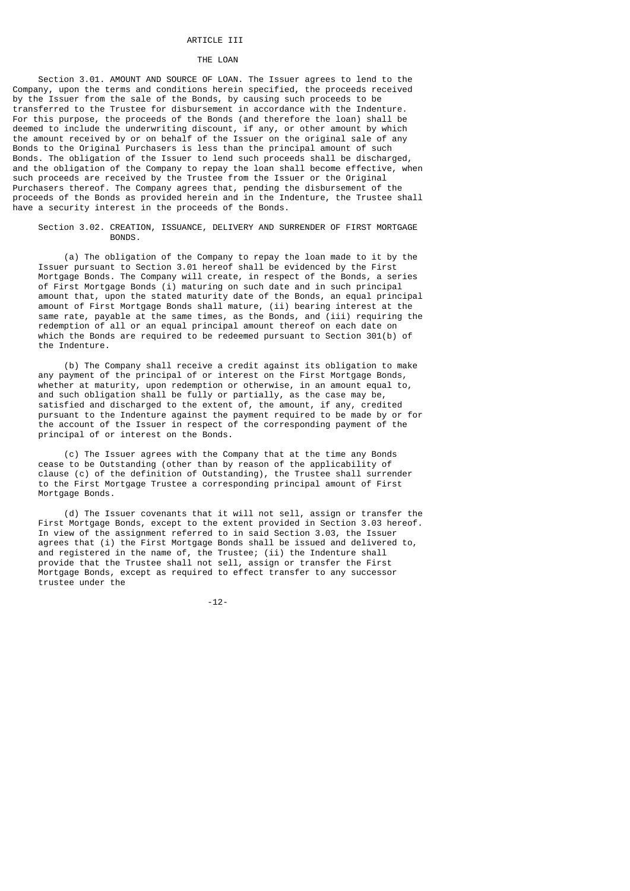## ARTICLE III

## THE LOAN

Section 3.01. AMOUNT AND SOURCE OF LOAN. The Issuer agrees to lend to the Company, upon the terms and conditions herein specified, the proceeds received by the Issuer from the sale of the Bonds, by causing such proceeds to be transferred to the Trustee for disbursement in accordance with the Indenture. For this purpose, the proceeds of the Bonds (and therefore the loan) shall be deemed to include the underwriting discount, if any, or other amount by which the amount received by or on behalf of the Issuer on the original sale of any Bonds to the Original Purchasers is less than the principal amount of such Bonds. The obligation of the Issuer to lend such proceeds shall be discharged, and the obligation of the Company to repay the loan shall become effective, when such proceeds are received by the Trustee from the Issuer or the Original Purchasers thereof. The Company agrees that, pending the disbursement of the proceeds of the Bonds as provided herein and in the Indenture, the Trustee shall have a security interest in the proceeds of the Bonds.

Section 3.02. CREATION, ISSUANCE, DELIVERY AND SURRENDER OF FIRST MORTGAGE BONDS.

(a) The obligation of the Company to repay the loan made to it by the Issuer pursuant to Section 3.01 hereof shall be evidenced by the First Mortgage Bonds. The Company will create, in respect of the Bonds, a series of First Mortgage Bonds (i) maturing on such date and in such principal amount that, upon the stated maturity date of the Bonds, an equal principal amount of First Mortgage Bonds shall mature, (ii) bearing interest at the same rate, payable at the same times, as the Bonds, and (iii) requiring the redemption of all or an equal principal amount thereof on each date on which the Bonds are required to be redeemed pursuant to Section 301(b) of the Indenture.

(b) The Company shall receive a credit against its obligation to make any payment of the principal of or interest on the First Mortgage Bonds, whether at maturity, upon redemption or otherwise, in an amount equal to, and such obligation shall be fully or partially, as the case may be, satisfied and discharged to the extent of, the amount, if any, credited pursuant to the Indenture against the payment required to be made by or for the account of the Issuer in respect of the corresponding payment of the principal of or interest on the Bonds.

(c) The Issuer agrees with the Company that at the time any Bonds cease to be Outstanding (other than by reason of the applicability of clause (c) of the definition of Outstanding), the Trustee shall surrender to the First Mortgage Trustee a corresponding principal amount of First Mortgage Bonds.

(d) The Issuer covenants that it will not sell, assign or transfer the First Mortgage Bonds, except to the extent provided in Section 3.03 hereof. In view of the assignment referred to in said Section 3.03, the Issuer agrees that (i) the First Mortgage Bonds shall be issued and delivered to, and registered in the name of, the Trustee; (ii) the Indenture shall provide that the Trustee shall not sell, assign or transfer the First Mortgage Bonds, except as required to effect transfer to any successor trustee under the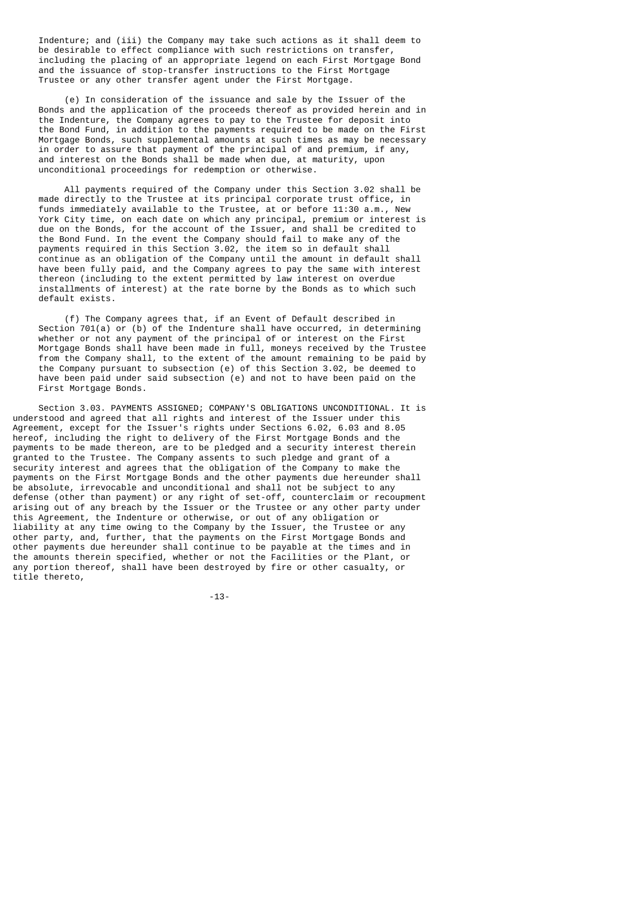Indenture; and (iii) the Company may take such actions as it shall deem to be desirable to effect compliance with such restrictions on transfer, including the placing of an appropriate legend on each First Mortgage Bond and the issuance of stop-transfer instructions to the First Mortgage Trustee or any other transfer agent under the First Mortgage.

(e) In consideration of the issuance and sale by the Issuer of the Bonds and the application of the proceeds thereof as provided herein and in the Indenture, the Company agrees to pay to the Trustee for deposit into the Bond Fund, in addition to the payments required to be made on the First Mortgage Bonds, such supplemental amounts at such times as may be necessary in order to assure that payment of the principal of and premium, if any, and interest on the Bonds shall be made when due, at maturity, upon unconditional proceedings for redemption or otherwise.

All payments required of the Company under this Section 3.02 shall be made directly to the Trustee at its principal corporate trust office, in funds immediately available to the Trustee, at or before 11:30 a.m., New York City time, on each date on which any principal, premium or interest is due on the Bonds, for the account of the Issuer, and shall be credited to the Bond Fund. In the event the Company should fail to make any of the payments required in this Section 3.02, the item so in default shall continue as an obligation of the Company until the amount in default shall have been fully paid, and the Company agrees to pay the same with interest thereon (including to the extent permitted by law interest on overdue installments of interest) at the rate borne by the Bonds as to which such default exists.

(f) The Company agrees that, if an Event of Default described in Section 701(a) or (b) of the Indenture shall have occurred, in determining whether or not any payment of the principal of or interest on the First Mortgage Bonds shall have been made in full, moneys received by the Trustee from the Company shall, to the extent of the amount remaining to be paid by the Company pursuant to subsection (e) of this Section 3.02, be deemed to have been paid under said subsection (e) and not to have been paid on the First Mortgage Bonds.

Section 3.03. PAYMENTS ASSIGNED; COMPANY'S OBLIGATIONS UNCONDITIONAL. It is understood and agreed that all rights and interest of the Issuer under this Agreement, except for the Issuer's rights under Sections 6.02, 6.03 and 8.05 hereof, including the right to delivery of the First Mortgage Bonds and the payments to be made thereon, are to be pledged and a security interest therein granted to the Trustee. The Company assents to such pledge and grant of a security interest and agrees that the obligation of the Company to make the payments on the First Mortgage Bonds and the other payments due hereunder shall be absolute, irrevocable and unconditional and shall not be subject to any defense (other than payment) or any right of set-off, counterclaim or recoupment arising out of any breach by the Issuer or the Trustee or any other party under this Agreement, the Indenture or otherwise, or out of any obligation or liability at any time owing to the Company by the Issuer, the Trustee or any other party, and, further, that the payments on the First Mortgage Bonds and other payments due hereunder shall continue to be payable at the times and in the amounts therein specified, whether or not the Facilities or the Plant, or any portion thereof, shall have been destroyed by fire or other casualty, or title thereto,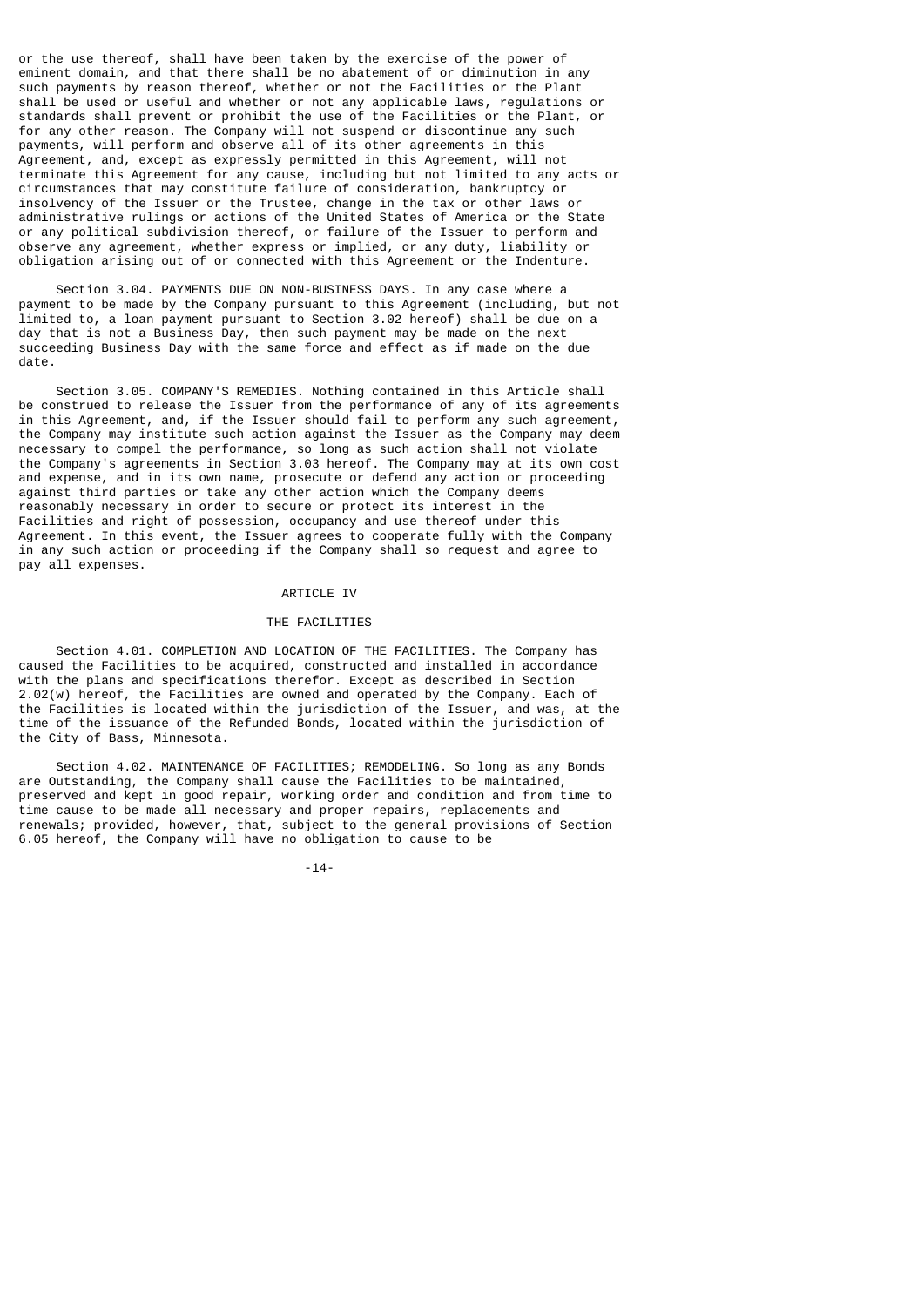or the use thereof, shall have been taken by the exercise of the power of eminent domain, and that there shall be no abatement of or diminution in any such payments by reason thereof, whether or not the Facilities or the Plant shall be used or useful and whether or not any applicable laws, regulations or standards shall prevent or prohibit the use of the Facilities or the Plant, or for any other reason. The Company will not suspend or discontinue any such payments, will perform and observe all of its other agreements in this Agreement, and, except as expressly permitted in this Agreement, will not terminate this Agreement for any cause, including but not limited to any acts or circumstances that may constitute failure of consideration, bankruptcy or insolvency of the Issuer or the Trustee, change in the tax or other laws or administrative rulings or actions of the United States of America or the State or any political subdivision thereof, or failure of the Issuer to perform and observe any agreement, whether express or implied, or any duty, liability or obligation arising out of or connected with this Agreement or the Indenture.

Section 3.04. PAYMENTS DUE ON NON-BUSINESS DAYS. In any case where a payment to be made by the Company pursuant to this Agreement (including, but not limited to, a loan payment pursuant to Section 3.02 hereof) shall be due on a day that is not a Business Day, then such payment may be made on the next succeeding Business Day with the same force and effect as if made on the due date.

Section 3.05. COMPANY'S REMEDIES. Nothing contained in this Article shall be construed to release the Issuer from the performance of any of its agreements in this Agreement, and, if the Issuer should fail to perform any such agreement, the Company may institute such action against the Issuer as the Company may deem necessary to compel the performance, so long as such action shall not violate the Company's agreements in Section 3.03 hereof. The Company may at its own cost and expense, and in its own name, prosecute or defend any action or proceeding against third parties or take any other action which the Company deems reasonably necessary in order to secure or protect its interest in the Facilities and right of possession, occupancy and use thereof under this Agreement. In this event, the Issuer agrees to cooperate fully with the Company in any such action or proceeding if the Company shall so request and agree to pay all expenses.

## ARTICLE IV

## THE FACILITIES

Section 4.01. COMPLETION AND LOCATION OF THE FACILITIES. The Company has caused the Facilities to be acquired, constructed and installed in accordance with the plans and specifications therefor. Except as described in Section 2.02(w) hereof, the Facilities are owned and operated by the Company. Each of the Facilities is located within the jurisdiction of the Issuer, and was, at the time of the issuance of the Refunded Bonds, located within the jurisdiction of the City of Bass, Minnesota.

Section 4.02. MAINTENANCE OF FACILITIES; REMODELING. So long as any Bonds are Outstanding, the Company shall cause the Facilities to be maintained, preserved and kept in good repair, working order and condition and from time to time cause to be made all necessary and proper repairs, replacements and renewals; provided, however, that, subject to the general provisions of Section 6.05 hereof, the Company will have no obligation to cause to be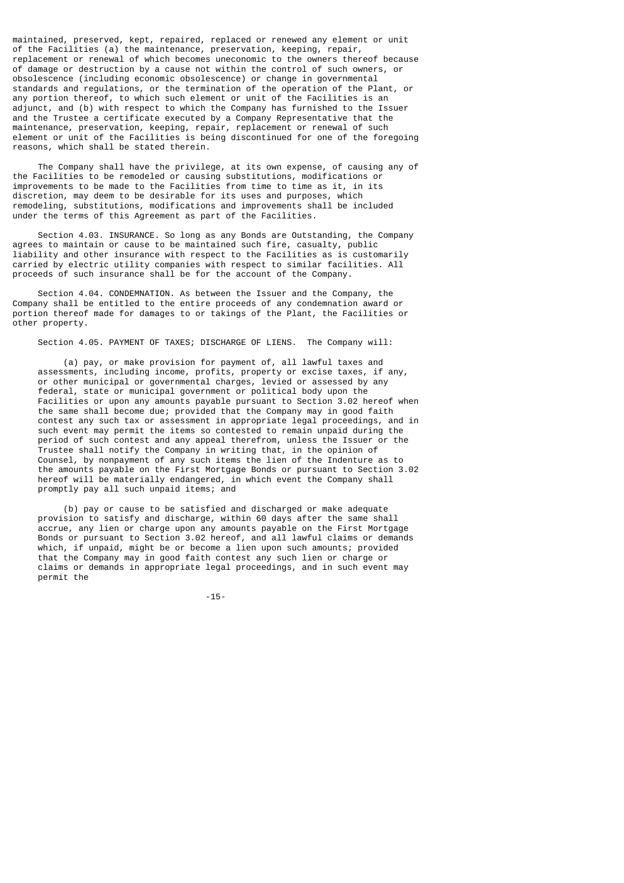maintained, preserved, kept, repaired, replaced or renewed any element or unit of the Facilities (a) the maintenance, preservation, keeping, repair, replacement or renewal of which becomes uneconomic to the owners thereof because of damage or destruction by a cause not within the control of such owners, or obsolescence (including economic obsolescence) or change in governmental standards and regulations, or the termination of the operation of the Plant, or any portion thereof, to which such element or unit of the Facilities is an adjunct, and (b) with respect to which the Company has furnished to the Issuer and the Trustee a certificate executed by a Company Representative that the maintenance, preservation, keeping, repair, replacement or renewal of such element or unit of the Facilities is being discontinued for one of the foregoing reasons, which shall be stated therein.

The Company shall have the privilege, at its own expense, of causing any of the Facilities to be remodeled or causing substitutions, modifications or improvements to be made to the Facilities from time to time as it, in its discretion, may deem to be desirable for its uses and purposes, which remodeling, substitutions, modifications and improvements shall be included under the terms of this Agreement as part of the Facilities.

Section 4.03. INSURANCE. So long as any Bonds are Outstanding, the Company agrees to maintain or cause to be maintained such fire, casualty, public liability and other insurance with respect to the Facilities as is customarily carried by electric utility companies with respect to similar facilities. All proceeds of such insurance shall be for the account of the Company.

Section 4.04. CONDEMNATION. As between the Issuer and the Company, the Company shall be entitled to the entire proceeds of any condemnation award or portion thereof made for damages to or takings of the Plant, the Facilities or other property.

Section 4.05. PAYMENT OF TAXES; DISCHARGE OF LIENS. The Company will:

(a) pay, or make provision for payment of, all lawful taxes and assessments, including income, profits, property or excise taxes, if any, or other municipal or governmental charges, levied or assessed by any federal, state or municipal government or political body upon the Facilities or upon any amounts payable pursuant to Section 3.02 hereof when the same shall become due; provided that the Company may in good faith contest any such tax or assessment in appropriate legal proceedings, and in such event may permit the items so contested to remain unpaid during the period of such contest and any appeal therefrom, unless the Issuer or the Trustee shall notify the Company in writing that, in the opinion of Counsel, by nonpayment of any such items the lien of the Indenture as to the amounts payable on the First Mortgage Bonds or pursuant to Section 3.02 hereof will be materially endangered, in which event the Company shall promptly pay all such unpaid items; and

(b) pay or cause to be satisfied and discharged or make adequate provision to satisfy and discharge, within 60 days after the same shall accrue, any lien or charge upon any amounts payable on the First Mortgage Bonds or pursuant to Section 3.02 hereof, and all lawful claims or demands which, if unpaid, might be or become a lien upon such amounts; provided that the Company may in good faith contest any such lien or charge or claims or demands in appropriate legal proceedings, and in such event may permit the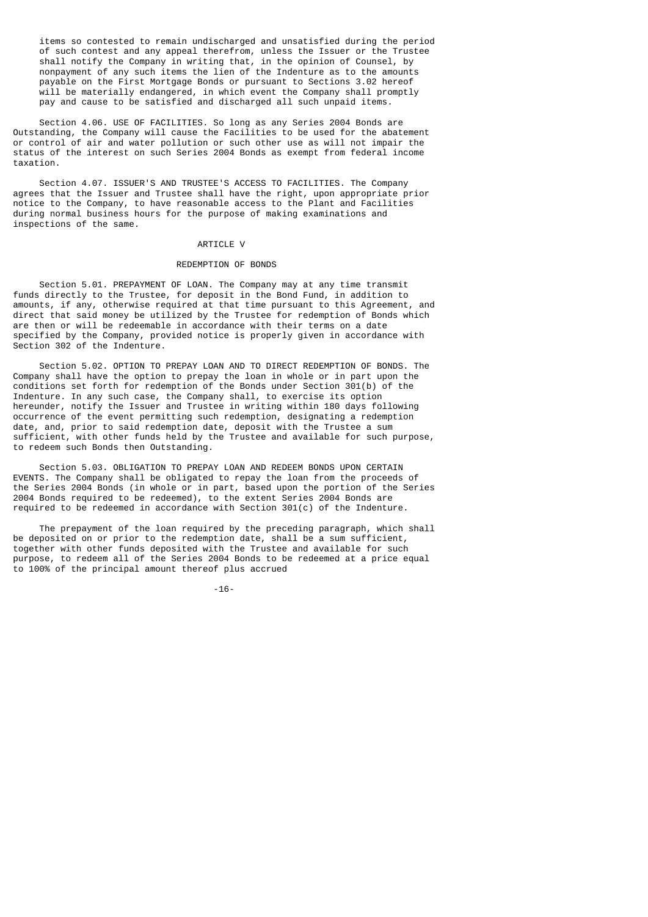items so contested to remain undischarged and unsatisfied during the period of such contest and any appeal therefrom, unless the Issuer or the Trustee shall notify the Company in writing that, in the opinion of Counsel, by nonpayment of any such items the lien of the Indenture as to the amounts payable on the First Mortgage Bonds or pursuant to Sections 3.02 hereof will be materially endangered, in which event the Company shall promptly pay and cause to be satisfied and discharged all such unpaid items.

Section 4.06. USE OF FACILITIES. So long as any Series 2004 Bonds are Outstanding, the Company will cause the Facilities to be used for the abatement or control of air and water pollution or such other use as will not impair the status of the interest on such Series 2004 Bonds as exempt from federal income taxation.

Section 4.07. ISSUER'S AND TRUSTEE'S ACCESS TO FACILITIES. The Company agrees that the Issuer and Trustee shall have the right, upon appropriate prior notice to the Company, to have reasonable access to the Plant and Facilities during normal business hours for the purpose of making examinations and inspections of the same.

## ARTICLE V

## REDEMPTION OF BONDS

Section 5.01. PREPAYMENT OF LOAN. The Company may at any time transmit funds directly to the Trustee, for deposit in the Bond Fund, in addition to amounts, if any, otherwise required at that time pursuant to this Agreement, and direct that said money be utilized by the Trustee for redemption of Bonds which are then or will be redeemable in accordance with their terms on a date specified by the Company, provided notice is properly given in accordance with Section 302 of the Indenture.

Section 5.02. OPTION TO PREPAY LOAN AND TO DIRECT REDEMPTION OF BONDS. The Company shall have the option to prepay the loan in whole or in part upon the conditions set forth for redemption of the Bonds under Section 301(b) of the Indenture. In any such case, the Company shall, to exercise its option hereunder, notify the Issuer and Trustee in writing within 180 days following occurrence of the event permitting such redemption, designating a redemption date, and, prior to said redemption date, deposit with the Trustee a sum sufficient, with other funds held by the Trustee and available for such purpose, to redeem such Bonds then Outstanding.

Section 5.03. OBLIGATION TO PREPAY LOAN AND REDEEM BONDS UPON CERTAIN EVENTS. The Company shall be obligated to repay the loan from the proceeds of the Series 2004 Bonds (in whole or in part, based upon the portion of the Series 2004 Bonds required to be redeemed), to the extent Series 2004 Bonds are required to be redeemed in accordance with Section 301(c) of the Indenture.

The prepayment of the loan required by the preceding paragraph, which shall be deposited on or prior to the redemption date, shall be a sum sufficient, together with other funds deposited with the Trustee and available for such purpose, to redeem all of the Series 2004 Bonds to be redeemed at a price equal to 100% of the principal amount thereof plus accrued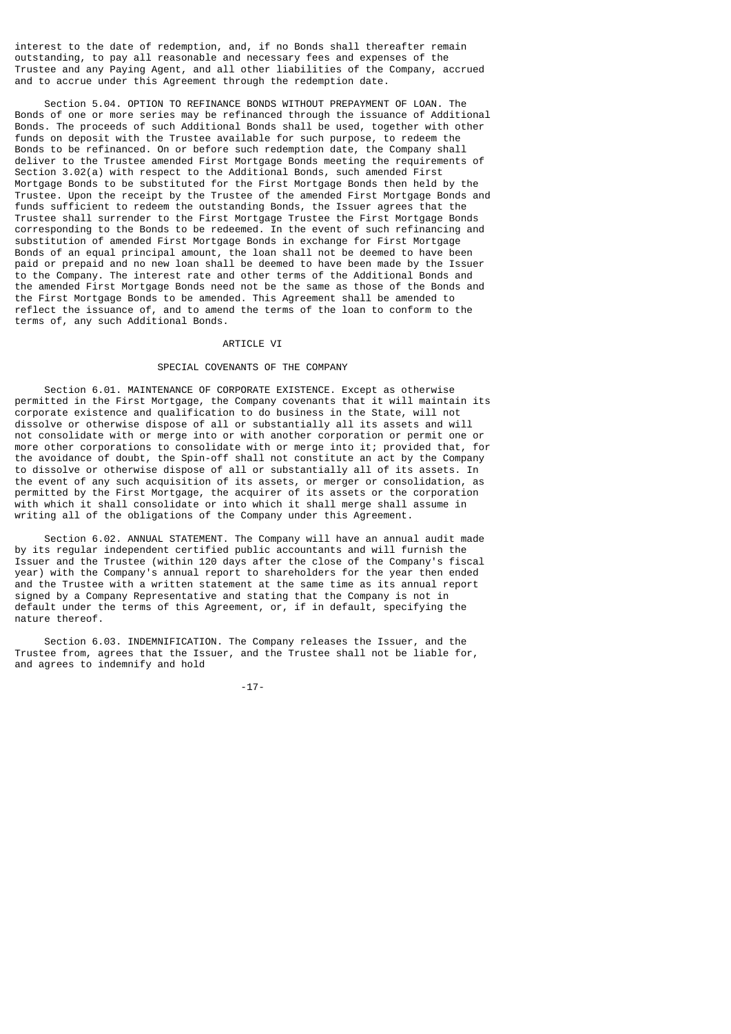interest to the date of redemption, and, if no Bonds shall thereafter remain outstanding, to pay all reasonable and necessary fees and expenses of the Trustee and any Paying Agent, and all other liabilities of the Company, accrued and to accrue under this Agreement through the redemption date.

Section 5.04. OPTION TO REFINANCE BONDS WITHOUT PREPAYMENT OF LOAN. The Bonds of one or more series may be refinanced through the issuance of Additional Bonds. The proceeds of such Additional Bonds shall be used, together with other funds on deposit with the Trustee available for such purpose, to redeem the Bonds to be refinanced. On or before such redemption date, the Company shall deliver to the Trustee amended First Mortgage Bonds meeting the requirements of Section 3.02(a) with respect to the Additional Bonds, such amended First Mortgage Bonds to be substituted for the First Mortgage Bonds then held by the Trustee. Upon the receipt by the Trustee of the amended First Mortgage Bonds and funds sufficient to redeem the outstanding Bonds, the Issuer agrees that the Trustee shall surrender to the First Mortgage Trustee the First Mortgage Bonds corresponding to the Bonds to be redeemed. In the event of such refinancing and substitution of amended First Mortgage Bonds in exchange for First Mortgage Bonds of an equal principal amount, the loan shall not be deemed to have been paid or prepaid and no new loan shall be deemed to have been made by the Issuer to the Company. The interest rate and other terms of the Additional Bonds and the amended First Mortgage Bonds need not be the same as those of the Bonds and the First Mortgage Bonds to be amended. This Agreement shall be amended to reflect the issuance of, and to amend the terms of the loan to conform to the terms of, any such Additional Bonds.

## ARTICLE VI

## SPECIAL COVENANTS OF THE COMPANY

Section 6.01. MAINTENANCE OF CORPORATE EXISTENCE. Except as otherwise permitted in the First Mortgage, the Company covenants that it will maintain its corporate existence and qualification to do business in the State, will not dissolve or otherwise dispose of all or substantially all its assets and will not consolidate with or merge into or with another corporation or permit one or more other corporations to consolidate with or merge into it; provided that, for the avoidance of doubt, the Spin-off shall not constitute an act by the Company to dissolve or otherwise dispose of all or substantially all of its assets. In the event of any such acquisition of its assets, or merger or consolidation, as permitted by the First Mortgage, the acquirer of its assets or the corporation with which it shall consolidate or into which it shall merge shall assume in writing all of the obligations of the Company under this Agreement.

Section 6.02. ANNUAL STATEMENT. The Company will have an annual audit made by its regular independent certified public accountants and will furnish the Issuer and the Trustee (within 120 days after the close of the Company's fiscal year) with the Company's annual report to shareholders for the year then ended and the Trustee with a written statement at the same time as its annual report signed by a Company Representative and stating that the Company is not in default under the terms of this Agreement, or, if in default, specifying the nature thereof.

Section 6.03. INDEMNIFICATION. The Company releases the Issuer, and the Trustee from, agrees that the Issuer, and the Trustee shall not be liable for, and agrees to indemnify and hold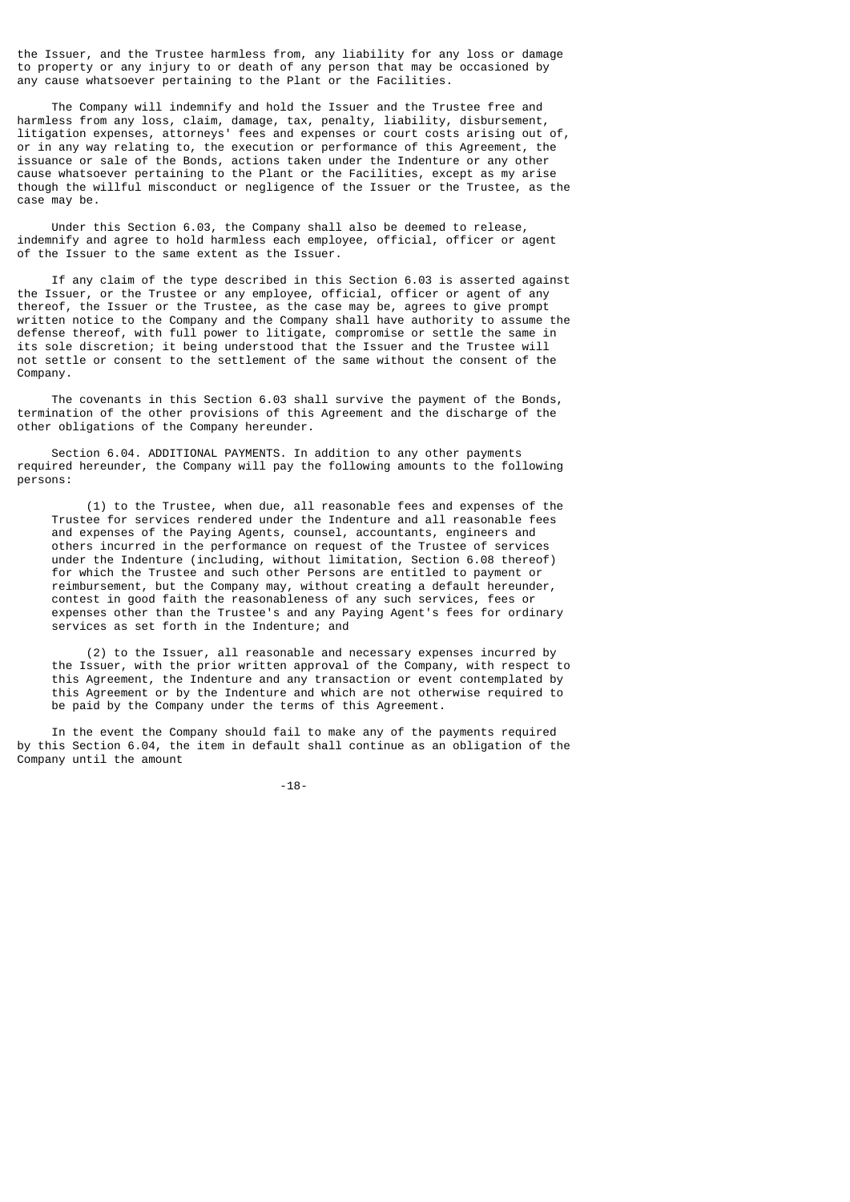the Issuer, and the Trustee harmless from, any liability for any loss or damage to property or any injury to or death of any person that may be occasioned by any cause whatsoever pertaining to the Plant or the Facilities.

The Company will indemnify and hold the Issuer and the Trustee free and harmless from any loss, claim, damage, tax, penalty, liability, disbursement, litigation expenses, attorneys' fees and expenses or court costs arising out of, or in any way relating to, the execution or performance of this Agreement, the issuance or sale of the Bonds, actions taken under the Indenture or any other cause whatsoever pertaining to the Plant or the Facilities, except as my arise though the willful misconduct or negligence of the Issuer or the Trustee, as the case may be.

Under this Section 6.03, the Company shall also be deemed to release, indemnify and agree to hold harmless each employee, official, officer or agent of the Issuer to the same extent as the Issuer.

If any claim of the type described in this Section 6.03 is asserted against the Issuer, or the Trustee or any employee, official, officer or agent of any thereof, the Issuer or the Trustee, as the case may be, agrees to give prompt written notice to the Company and the Company shall have authority to assume the defense thereof, with full power to litigate, compromise or settle the same in its sole discretion; it being understood that the Issuer and the Trustee will not settle or consent to the settlement of the same without the consent of the Company.

The covenants in this Section 6.03 shall survive the payment of the Bonds, termination of the other provisions of this Agreement and the discharge of the other obligations of the Company hereunder.

Section 6.04. ADDITIONAL PAYMENTS. In addition to any other payments required hereunder, the Company will pay the following amounts to the following persons:

(1) to the Trustee, when due, all reasonable fees and expenses of the Trustee for services rendered under the Indenture and all reasonable fees and expenses of the Paying Agents, counsel, accountants, engineers and others incurred in the performance on request of the Trustee of services under the Indenture (including, without limitation, Section 6.08 thereof) for which the Trustee and such other Persons are entitled to payment or reimbursement, but the Company may, without creating a default hereunder, contest in good faith the reasonableness of any such services, fees or expenses other than the Trustee's and any Paying Agent's fees for ordinary services as set forth in the Indenture; and

(2) to the Issuer, all reasonable and necessary expenses incurred by the Issuer, with the prior written approval of the Company, with respect to this Agreement, the Indenture and any transaction or event contemplated by this Agreement or by the Indenture and which are not otherwise required to be paid by the Company under the terms of this Agreement.

In the event the Company should fail to make any of the payments required by this Section 6.04, the item in default shall continue as an obligation of the Company until the amount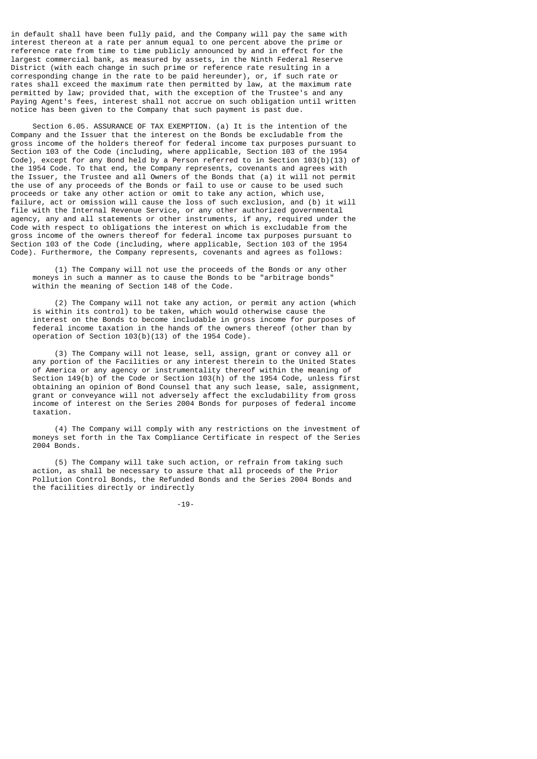in default shall have been fully paid, and the Company will pay the same with interest thereon at a rate per annum equal to one percent above the prime or reference rate from time to time publicly announced by and in effect for the largest commercial bank, as measured by assets, in the Ninth Federal Reserve District (with each change in such prime or reference rate resulting in a corresponding change in the rate to be paid hereunder), or, if such rate or rates shall exceed the maximum rate then permitted by law, at the maximum rate permitted by law; provided that, with the exception of the Trustee's and any Paying Agent's fees, interest shall not accrue on such obligation until written notice has been given to the Company that such payment is past due.

Section 6.05. ASSURANCE OF TAX EXEMPTION. (a) It is the intention of the Company and the Issuer that the interest on the Bonds be excludable from the gross income of the holders thereof for federal income tax purposes pursuant to Section 103 of the Code (including, where applicable, Section 103 of the 1954 Code), except for any Bond held by a Person referred to in Section 103(b)(13) of the 1954 Code. To that end, the Company represents, covenants and agrees with the Issuer, the Trustee and all Owners of the Bonds that (a) it will not permit the use of any proceeds of the Bonds or fail to use or cause to be used such proceeds or take any other action or omit to take any action, which use, failure, act or omission will cause the loss of such exclusion, and (b) it will file with the Internal Revenue Service, or any other authorized governmental agency, any and all statements or other instruments, if any, required under the Code with respect to obligations the interest on which is excludable from the gross income of the owners thereof for federal income tax purposes pursuant to Section 103 of the Code (including, where applicable, Section 103 of the 1954 Code). Furthermore, the Company represents, covenants and agrees as follows:

(1) The Company will not use the proceeds of the Bonds or any other moneys in such a manner as to cause the Bonds to be "arbitrage bonds" within the meaning of Section 148 of the Code.

(2) The Company will not take any action, or permit any action (which is within its control) to be taken, which would otherwise cause the interest on the Bonds to become includable in gross income for purposes of federal income taxation in the hands of the owners thereof (other than by operation of Section 103(b)(13) of the 1954 Code).

(3) The Company will not lease, sell, assign, grant or convey all or any portion of the Facilities or any interest therein to the United States of America or any agency or instrumentality thereof within the meaning of Section 149(b) of the Code or Section 103(h) of the 1954 Code, unless first obtaining an opinion of Bond Counsel that any such lease, sale, assignment, grant or conveyance will not adversely affect the excludability from gross income of interest on the Series 2004 Bonds for purposes of federal income taxation.

(4) The Company will comply with any restrictions on the investment of moneys set forth in the Tax Compliance Certificate in respect of the Series 2004 Bonds.

(5) The Company will take such action, or refrain from taking such action, as shall be necessary to assure that all proceeds of the Prior Pollution Control Bonds, the Refunded Bonds and the Series 2004 Bonds and the facilities directly or indirectly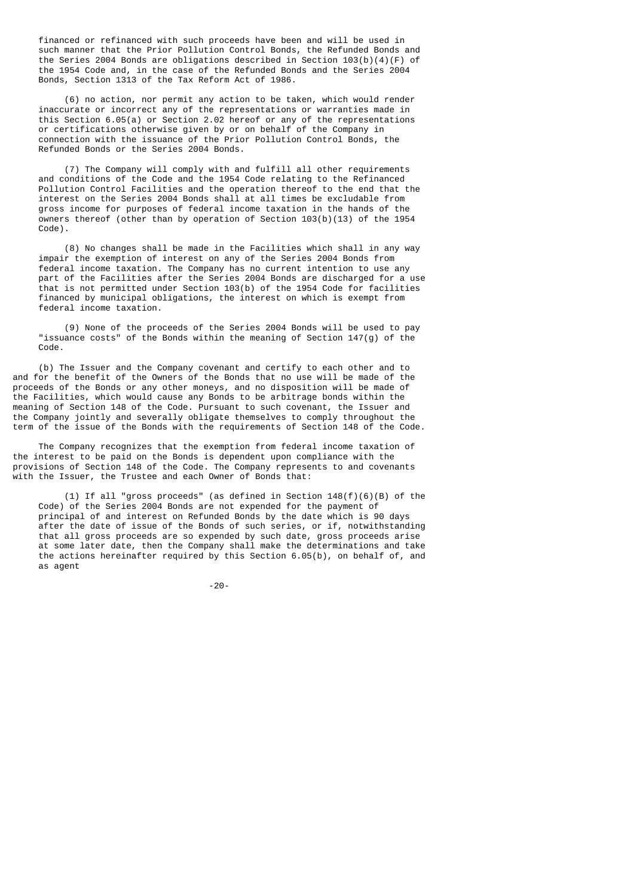financed or refinanced with such proceeds have been and will be used in such manner that the Prior Pollution Control Bonds, the Refunded Bonds and the Series 2004 Bonds are obligations described in Section 103(b)(4)(F) of the 1954 Code and, in the case of the Refunded Bonds and the Series 2004 Bonds, Section 1313 of the Tax Reform Act of 1986.

(6) no action, nor permit any action to be taken, which would render inaccurate or incorrect any of the representations or warranties made in this Section 6.05(a) or Section 2.02 hereof or any of the representations or certifications otherwise given by or on behalf of the Company in connection with the issuance of the Prior Pollution Control Bonds, the Refunded Bonds or the Series 2004 Bonds.

(7) The Company will comply with and fulfill all other requirements and conditions of the Code and the 1954 Code relating to the Refinanced Pollution Control Facilities and the operation thereof to the end that the interest on the Series 2004 Bonds shall at all times be excludable from gross income for purposes of federal income taxation in the hands of the owners thereof (other than by operation of Section 103(b)(13) of the 1954 Code).

(8) No changes shall be made in the Facilities which shall in any way impair the exemption of interest on any of the Series 2004 Bonds from federal income taxation. The Company has no current intention to use any part of the Facilities after the Series 2004 Bonds are discharged for a use that is not permitted under Section 103(b) of the 1954 Code for facilities financed by municipal obligations, the interest on which is exempt from federal income taxation.

(9) None of the proceeds of the Series 2004 Bonds will be used to pay "issuance costs" of the Bonds within the meaning of Section 147(g) of the Code.

(b) The Issuer and the Company covenant and certify to each other and to and for the benefit of the Owners of the Bonds that no use will be made of the proceeds of the Bonds or any other moneys, and no disposition will be made of the Facilities, which would cause any Bonds to be arbitrage bonds within the meaning of Section 148 of the Code. Pursuant to such covenant, the Issuer and the Company jointly and severally obligate themselves to comply throughout the term of the issue of the Bonds with the requirements of Section 148 of the Code.

The Company recognizes that the exemption from federal income taxation of the interest to be paid on the Bonds is dependent upon compliance with the provisions of Section 148 of the Code. The Company represents to and covenants with the Issuer, the Trustee and each Owner of Bonds that:

(1) If all "gross proceeds" (as defined in Section 148(f)(6)(B) of the Code) of the Series 2004 Bonds are not expended for the payment of principal of and interest on Refunded Bonds by the date which is 90 days after the date of issue of the Bonds of such series, or if, notwithstanding that all gross proceeds are so expended by such date, gross proceeds arise at some later date, then the Company shall make the determinations and take the actions hereinafter required by this Section 6.05(b), on behalf of, and as agent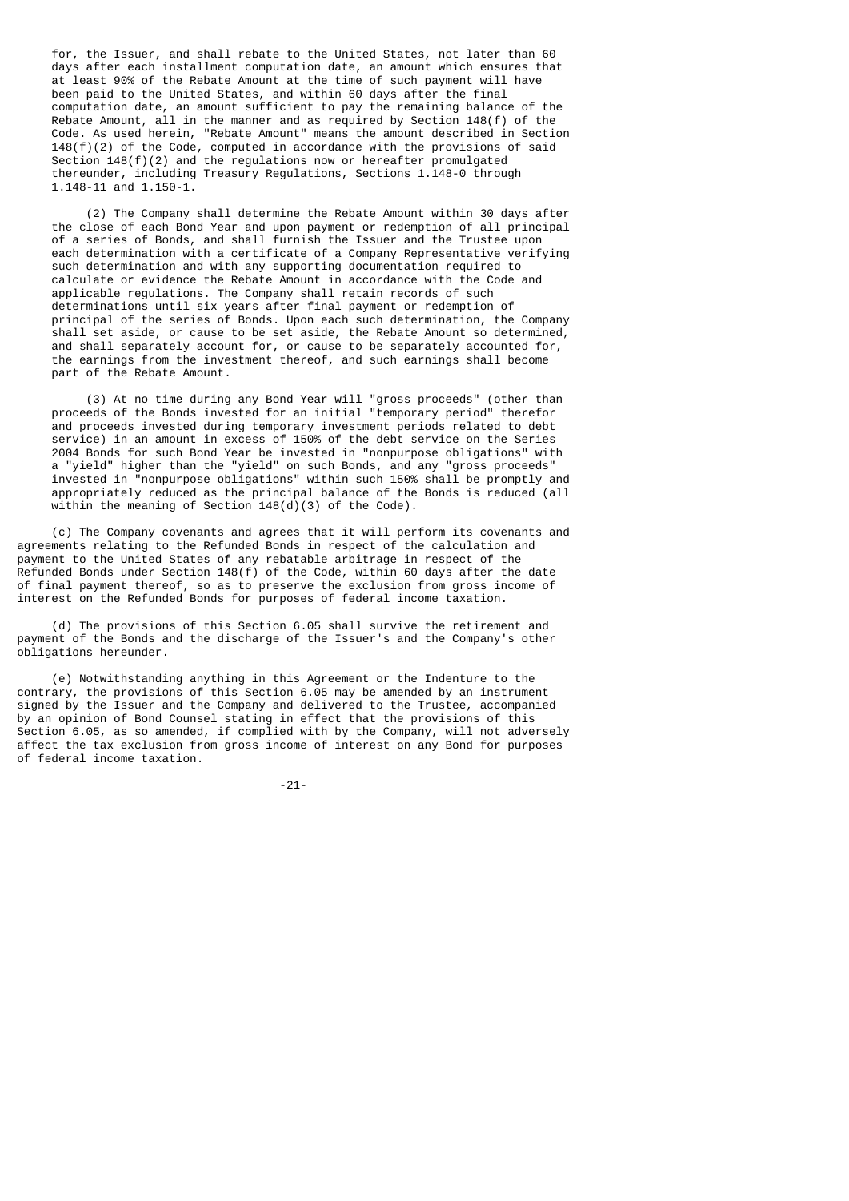for, the Issuer, and shall rebate to the United States, not later than 60 days after each installment computation date, an amount which ensures that at least 90% of the Rebate Amount at the time of such payment will have been paid to the United States, and within 60 days after the final computation date, an amount sufficient to pay the remaining balance of the Rebate Amount, all in the manner and as required by Section 148(f) of the Code. As used herein, "Rebate Amount" means the amount described in Section 148(f)(2) of the Code, computed in accordance with the provisions of said Section 148(f)(2) and the regulations now or hereafter promulgated thereunder, including Treasury Regulations, Sections 1.148-0 through 1.148-11 and 1.150-1.

(2) The Company shall determine the Rebate Amount within 30 days after the close of each Bond Year and upon payment or redemption of all principal of a series of Bonds, and shall furnish the Issuer and the Trustee upon each determination with a certificate of a Company Representative verifying such determination and with any supporting documentation required to calculate or evidence the Rebate Amount in accordance with the Code and applicable regulations. The Company shall retain records of such determinations until six years after final payment or redemption of principal of the series of Bonds. Upon each such determination, the Company shall set aside, or cause to be set aside, the Rebate Amount so determined, and shall separately account for, or cause to be separately accounted for, the earnings from the investment thereof, and such earnings shall become part of the Rebate Amount.

(3) At no time during any Bond Year will "gross proceeds" (other than proceeds of the Bonds invested for an initial "temporary period" therefor and proceeds invested during temporary investment periods related to debt service) in an amount in excess of 150% of the debt service on the Series 2004 Bonds for such Bond Year be invested in "nonpurpose obligations" with a "yield" higher than the "yield" on such Bonds, and any "gross proceeds" invested in "nonpurpose obligations" within such 150% shall be promptly and appropriately reduced as the principal balance of the Bonds is reduced (all within the meaning of Section 148(d)(3) of the Code).

(c) The Company covenants and agrees that it will perform its covenants and agreements relating to the Refunded Bonds in respect of the calculation and payment to the United States of any rebatable arbitrage in respect of the Refunded Bonds under Section 148(f) of the Code, within 60 days after the date of final payment thereof, so as to preserve the exclusion from gross income of interest on the Refunded Bonds for purposes of federal income taxation.

(d) The provisions of this Section 6.05 shall survive the retirement and payment of the Bonds and the discharge of the Issuer's and the Company's other obligations hereunder.

(e) Notwithstanding anything in this Agreement or the Indenture to the contrary, the provisions of this Section 6.05 may be amended by an instrument signed by the Issuer and the Company and delivered to the Trustee, accompanied by an opinion of Bond Counsel stating in effect that the provisions of this Section 6.05, as so amended, if complied with by the Company, will not adversely affect the tax exclusion from gross income of interest on any Bond for purposes of federal income taxation.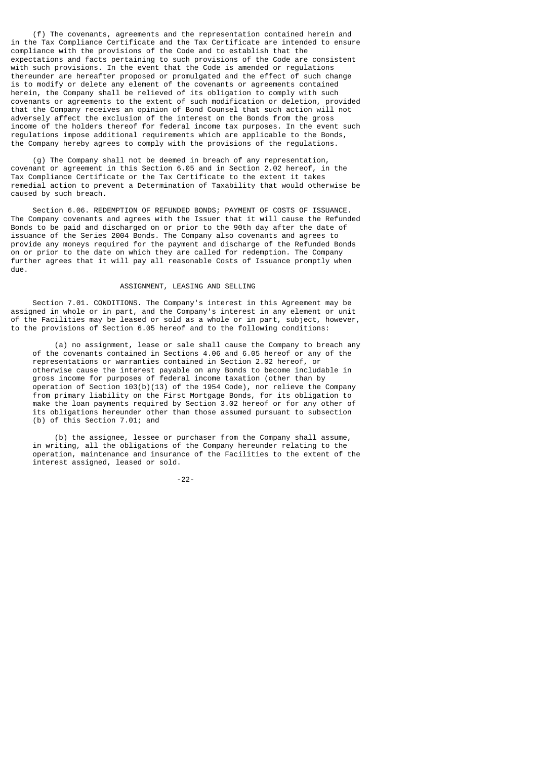(f) The covenants, agreements and the representation contained herein and in the Tax Compliance Certificate and the Tax Certificate are intended to ensure compliance with the provisions of the Code and to establish that the expectations and facts pertaining to such provisions of the Code are consistent with such provisions. In the event that the Code is amended or regulations thereunder are hereafter proposed or promulgated and the effect of such change is to modify or delete any element of the covenants or agreements contained herein, the Company shall be relieved of its obligation to comply with such covenants or agreements to the extent of such modification or deletion, provided that the Company receives an opinion of Bond Counsel that such action will not adversely affect the exclusion of the interest on the Bonds from the gross income of the holders thereof for federal income tax purposes. In the event such regulations impose additional requirements which are applicable to the Bonds, the Company hereby agrees to comply with the provisions of the regulations.

(g) The Company shall not be deemed in breach of any representation, covenant or agreement in this Section 6.05 and in Section 2.02 hereof, in the Tax Compliance Certificate or the Tax Certificate to the extent it takes remedial action to prevent a Determination of Taxability that would otherwise be caused by such breach.

Section 6.06. REDEMPTION OF REFUNDED BONDS; PAYMENT OF COSTS OF ISSUANCE. The Company covenants and agrees with the Issuer that it will cause the Refunded Bonds to be paid and discharged on or prior to the 90th day after the date of issuance of the Series 2004 Bonds. The Company also covenants and agrees to provide any moneys required for the payment and discharge of the Refunded Bonds on or prior to the date on which they are called for redemption. The Company further agrees that it will pay all reasonable Costs of Issuance promptly when due.

## ASSIGNMENT, LEASING AND SELLING

Section 7.01. CONDITIONS. The Company's interest in this Agreement may be assigned in whole or in part, and the Company's interest in any element or unit of the Facilities may be leased or sold as a whole or in part, subject, however, to the provisions of Section 6.05 hereof and to the following conditions:

(a) no assignment, lease or sale shall cause the Company to breach any of the covenants contained in Sections 4.06 and 6.05 hereof or any of the representations or warranties contained in Section 2.02 hereof, or otherwise cause the interest payable on any Bonds to become includable in gross income for purposes of federal income taxation (other than by operation of Section 103(b)(13) of the 1954 Code), nor relieve the Company from primary liability on the First Mortgage Bonds, for its obligation to make the loan payments required by Section 3.02 hereof or for any other of its obligations hereunder other than those assumed pursuant to subsection (b) of this Section 7.01; and

(b) the assignee, lessee or purchaser from the Company shall assume, in writing, all the obligations of the Company hereunder relating to the operation, maintenance and insurance of the Facilities to the extent of the interest assigned, leased or sold.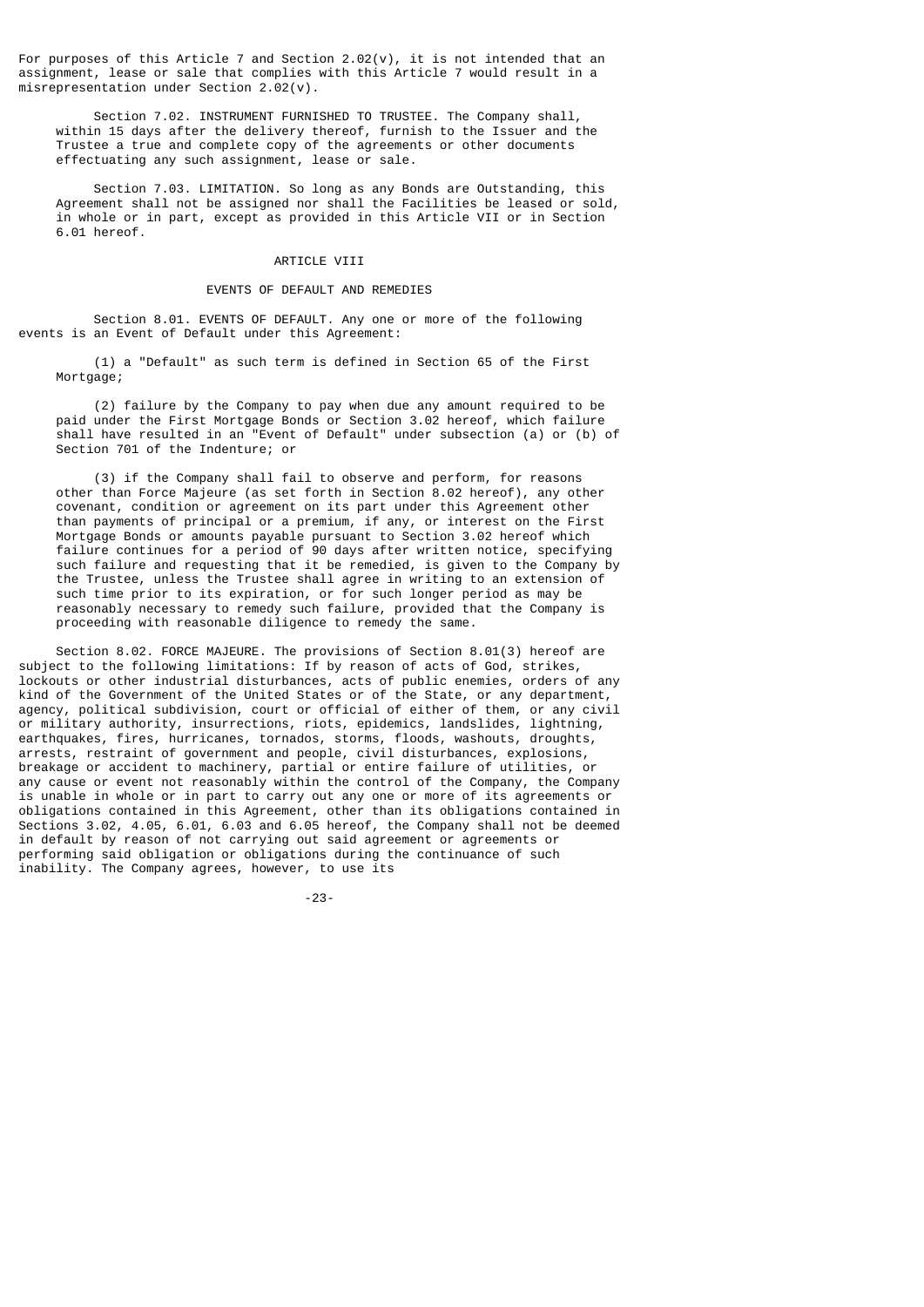For purposes of this Article 7 and Section 2.02(v), it is not intended that an assignment, lease or sale that complies with this Article 7 would result in a misrepresentation under Section 2.02(v).

Section 7.02. INSTRUMENT FURNISHED TO TRUSTEE. The Company shall, within 15 days after the delivery thereof, furnish to the Issuer and the Trustee a true and complete copy of the agreements or other documents effectuating any such assignment, lease or sale.

Section 7.03. LIMITATION. So long as any Bonds are Outstanding, this Agreement shall not be assigned nor shall the Facilities be leased or sold, in whole or in part, except as provided in this Article VII or in Section 6.01 hereof.

## ARTICLE VIII

## EVENTS OF DEFAULT AND REMEDIES

Section 8.01. EVENTS OF DEFAULT. Any one or more of the following events is an Event of Default under this Agreement:

(1) a "Default" as such term is defined in Section 65 of the First Mortgage;

(2) failure by the Company to pay when due any amount required to be paid under the First Mortgage Bonds or Section 3.02 hereof, which failure shall have resulted in an "Event of Default" under subsection (a) or (b) of Section 701 of the Indenture; or

(3) if the Company shall fail to observe and perform, for reasons other than Force Majeure (as set forth in Section 8.02 hereof), any other covenant, condition or agreement on its part under this Agreement other than payments of principal or a premium, if any, or interest on the First Mortgage Bonds or amounts payable pursuant to Section 3.02 hereof which failure continues for a period of 90 days after written notice, specifying such failure and requesting that it be remedied, is given to the Company by the Trustee, unless the Trustee shall agree in writing to an extension of such time prior to its expiration, or for such longer period as may be reasonably necessary to remedy such failure, provided that the Company is proceeding with reasonable diligence to remedy the same.

Section 8.02. FORCE MAJEURE. The provisions of Section 8.01(3) hereof are subject to the following limitations: If by reason of acts of God, strikes, lockouts or other industrial disturbances, acts of public enemies, orders of any kind of the Government of the United States or of the State, or any department, agency, political subdivision, court or official of either of them, or any civil or military authority, insurrections, riots, epidemics, landslides, lightning, earthquakes, fires, hurricanes, tornados, storms, floods, washouts, droughts, arrests, restraint of government and people, civil disturbances, explosions, breakage or accident to machinery, partial or entire failure of utilities, or any cause or event not reasonably within the control of the Company, the Company is unable in whole or in part to carry out any one or more of its agreements or obligations contained in this Agreement, other than its obligations contained in Sections 3.02, 4.05, 6.01, 6.03 and 6.05 hereof, the Company shall not be deemed in default by reason of not carrying out said agreement or agreements or performing said obligation or obligations during the continuance of such inability. The Company agrees, however, to use its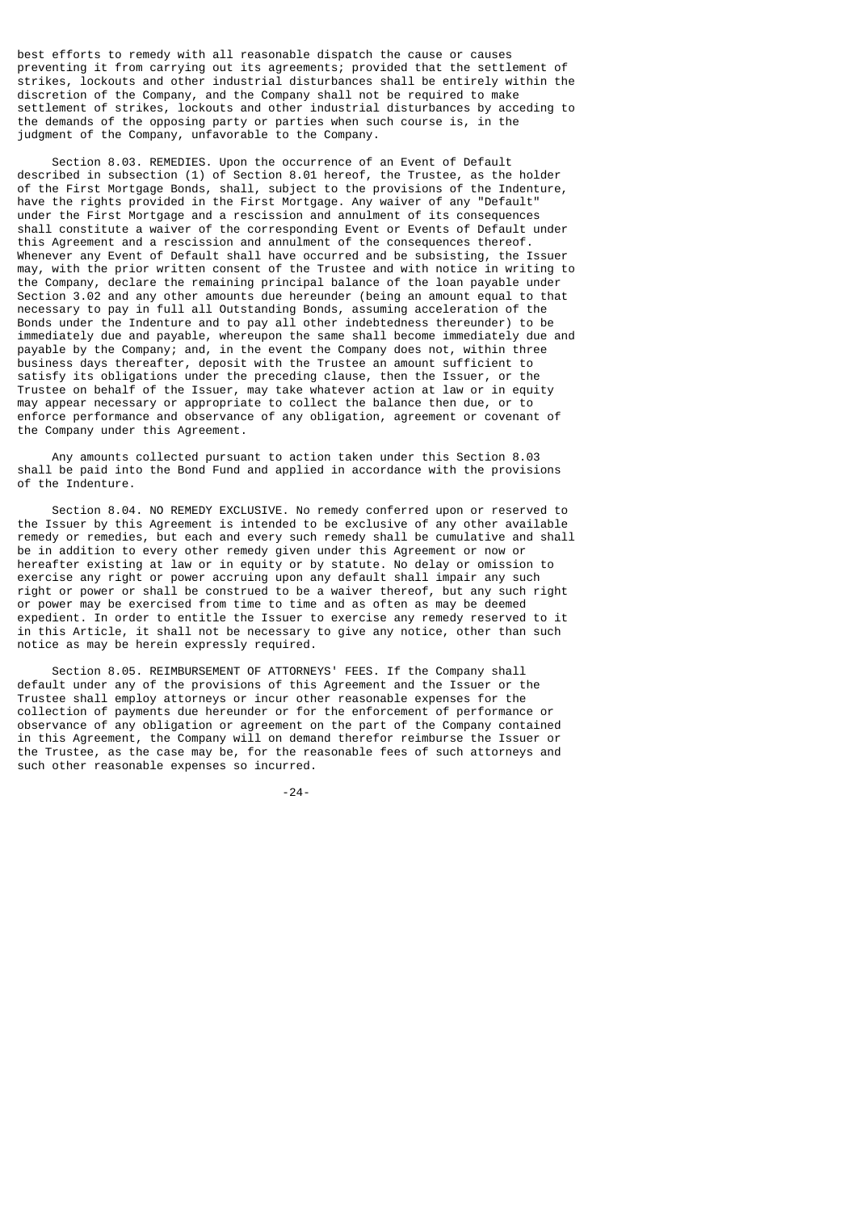best efforts to remedy with all reasonable dispatch the cause or causes preventing it from carrying out its agreements; provided that the settlement of strikes, lockouts and other industrial disturbances shall be entirely within the discretion of the Company, and the Company shall not be required to make settlement of strikes, lockouts and other industrial disturbances by acceding to the demands of the opposing party or parties when such course is, in the judgment of the Company, unfavorable to the Company.

Section 8.03. REMEDIES. Upon the occurrence of an Event of Default described in subsection (1) of Section 8.01 hereof, the Trustee, as the holder of the First Mortgage Bonds, shall, subject to the provisions of the Indenture, have the rights provided in the First Mortgage. Any waiver of any "Default" under the First Mortgage and a rescission and annulment of its consequences shall constitute a waiver of the corresponding Event or Events of Default under this Agreement and a rescission and annulment of the consequences thereof. Whenever any Event of Default shall have occurred and be subsisting, the Issuer may, with the prior written consent of the Trustee and with notice in writing to the Company, declare the remaining principal balance of the loan payable under Section 3.02 and any other amounts due hereunder (being an amount equal to that necessary to pay in full all Outstanding Bonds, assuming acceleration of the Bonds under the Indenture and to pay all other indebtedness thereunder) to be immediately due and payable, whereupon the same shall become immediately due and payable by the Company; and, in the event the Company does not, within three business days thereafter, deposit with the Trustee an amount sufficient to satisfy its obligations under the preceding clause, then the Issuer, or the Trustee on behalf of the Issuer, may take whatever action at law or in equity may appear necessary or appropriate to collect the balance then due, or to enforce performance and observance of any obligation, agreement or covenant of the Company under this Agreement.

Any amounts collected pursuant to action taken under this Section 8.03 shall be paid into the Bond Fund and applied in accordance with the provisions of the Indenture.

Section 8.04. NO REMEDY EXCLUSIVE. No remedy conferred upon or reserved to the Issuer by this Agreement is intended to be exclusive of any other available remedy or remedies, but each and every such remedy shall be cumulative and shall be in addition to every other remedy given under this Agreement or now or hereafter existing at law or in equity or by statute. No delay or omission to exercise any right or power accruing upon any default shall impair any such right or power or shall be construed to be a waiver thereof, but any such right or power may be exercised from time to time and as often as may be deemed expedient. In order to entitle the Issuer to exercise any remedy reserved to it in this Article, it shall not be necessary to give any notice, other than such notice as may be herein expressly required.

Section 8.05. REIMBURSEMENT OF ATTORNEYS' FEES. If the Company shall default under any of the provisions of this Agreement and the Issuer or the Trustee shall employ attorneys or incur other reasonable expenses for the collection of payments due hereunder or for the enforcement of performance or observance of any obligation or agreement on the part of the Company contained in this Agreement, the Company will on demand therefor reimburse the Issuer or the Trustee, as the case may be, for the reasonable fees of such attorneys and such other reasonable expenses so incurred.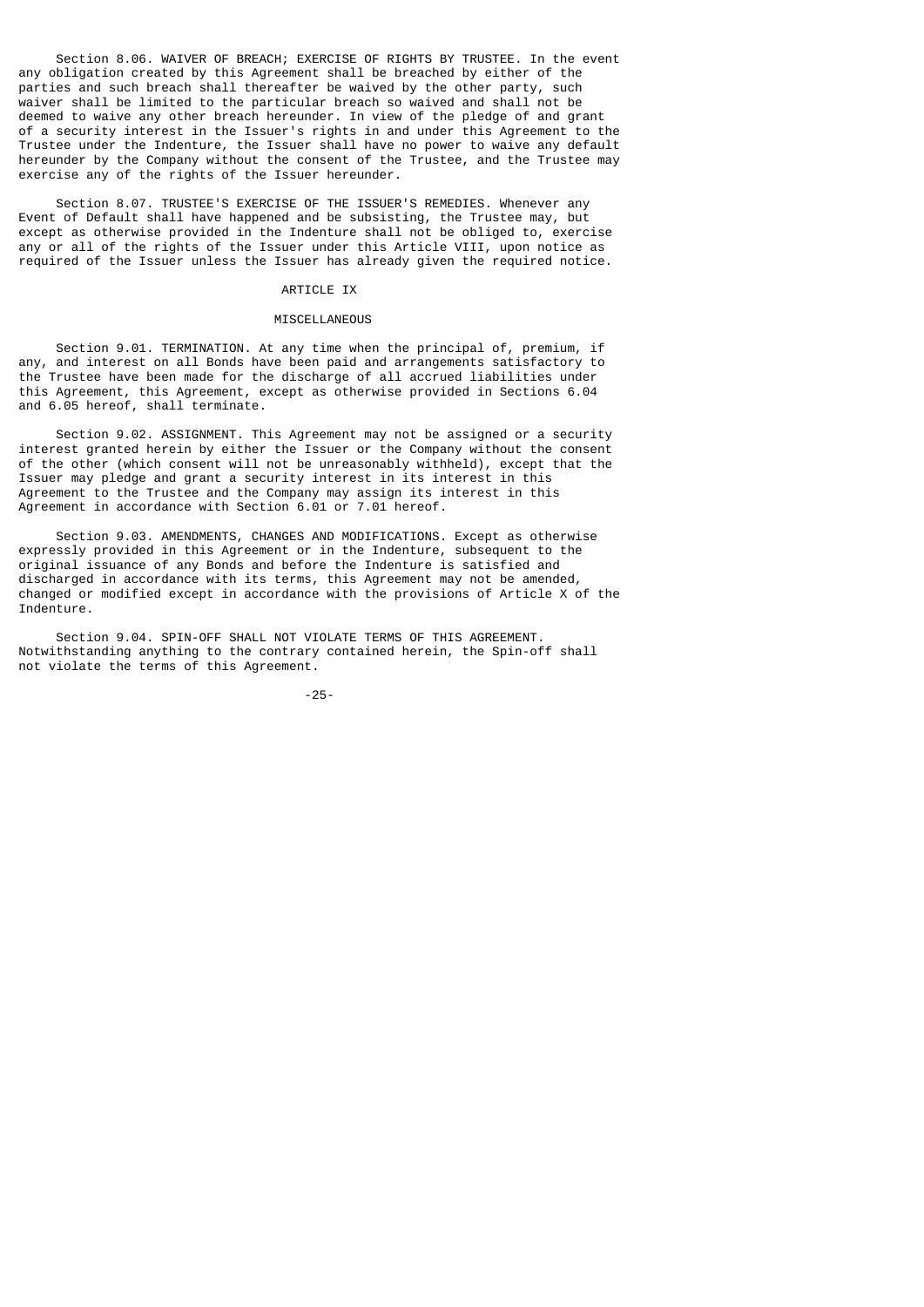Section 8.06. WAIVER OF BREACH; EXERCISE OF RIGHTS BY TRUSTEE. In the event any obligation created by this Agreement shall be breached by either of the parties and such breach shall thereafter be waived by the other party, such waiver shall be limited to the particular breach so waived and shall not be deemed to waive any other breach hereunder. In view of the pledge of and grant of a security interest in the Issuer's rights in and under this Agreement to the Trustee under the Indenture, the Issuer shall have no power to waive any default hereunder by the Company without the consent of the Trustee, and the Trustee may exercise any of the rights of the Issuer hereunder.

Section 8.07. TRUSTEE'S EXERCISE OF THE ISSUER'S REMEDIES. Whenever any Event of Default shall have happened and be subsisting, the Trustee may, but except as otherwise provided in the Indenture shall not be obliged to, exercise any or all of the rights of the Issuer under this Article VIII, upon notice as required of the Issuer unless the Issuer has already given the required notice.

## ARTICLE IX

## MISCELLANEOUS

Section 9.01. TERMINATION. At any time when the principal of, premium, if any, and interest on all Bonds have been paid and arrangements satisfactory to the Trustee have been made for the discharge of all accrued liabilities under this Agreement, this Agreement, except as otherwise provided in Sections 6.04 and 6.05 hereof, shall terminate.

Section 9.02. ASSIGNMENT. This Agreement may not be assigned or a security interest granted herein by either the Issuer or the Company without the consent of the other (which consent will not be unreasonably withheld), except that the Issuer may pledge and grant a security interest in its interest in this Agreement to the Trustee and the Company may assign its interest in this Agreement in accordance with Section 6.01 or 7.01 hereof.

Section 9.03. AMENDMENTS, CHANGES AND MODIFICATIONS. Except as otherwise expressly provided in this Agreement or in the Indenture, subsequent to the original issuance of any Bonds and before the Indenture is satisfied and discharged in accordance with its terms, this Agreement may not be amended, changed or modified except in accordance with the provisions of Article X of the Indenture.

Section 9.04. SPIN-OFF SHALL NOT VIOLATE TERMS OF THIS AGREEMENT. Notwithstanding anything to the contrary contained herein, the Spin-off shall not violate the terms of this Agreement.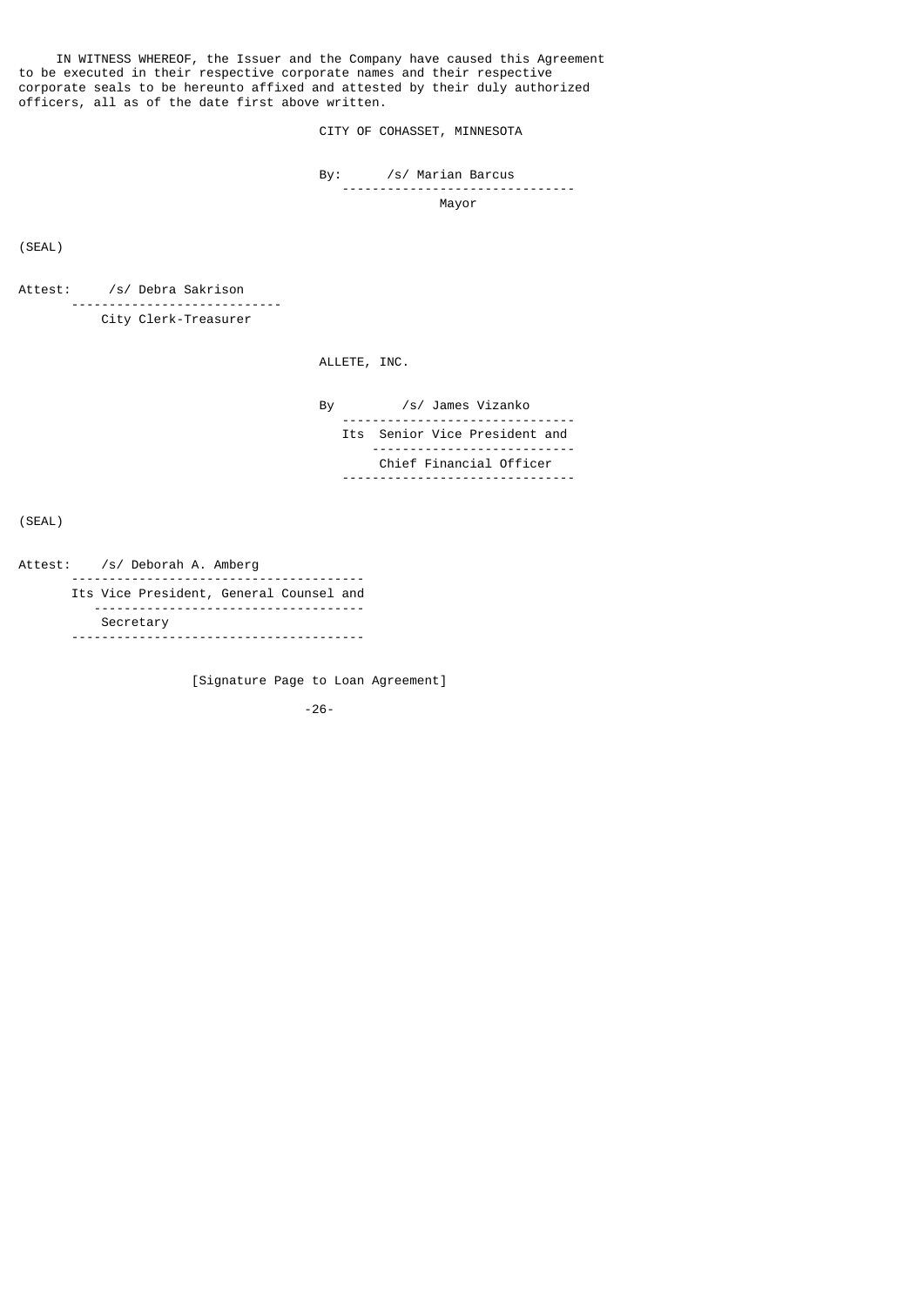IN WITNESS WHEREOF, the Issuer and the Company have caused this Agreement to be executed in their respective corporate names and their respective corporate seals to be hereunto affixed and attested by their duly authorized officers, all as of the date first above written.

CITY OF COHASSET, MINNESOTA

By: /s/ Marian Barcus
Mayor

(SEAL)

Attest: /s/ Debra Sakrison
City Clerk-Treasurer

ALLETE, INC.

By /s/ James Vizanko
Its Senior Vice President and
Chief Financial Officer

(SEAL)

Attest: /s/ Deborah A. Amberg
Its Vice President, General Counsel and
Secretary

[Signature Page to Loan Agreement]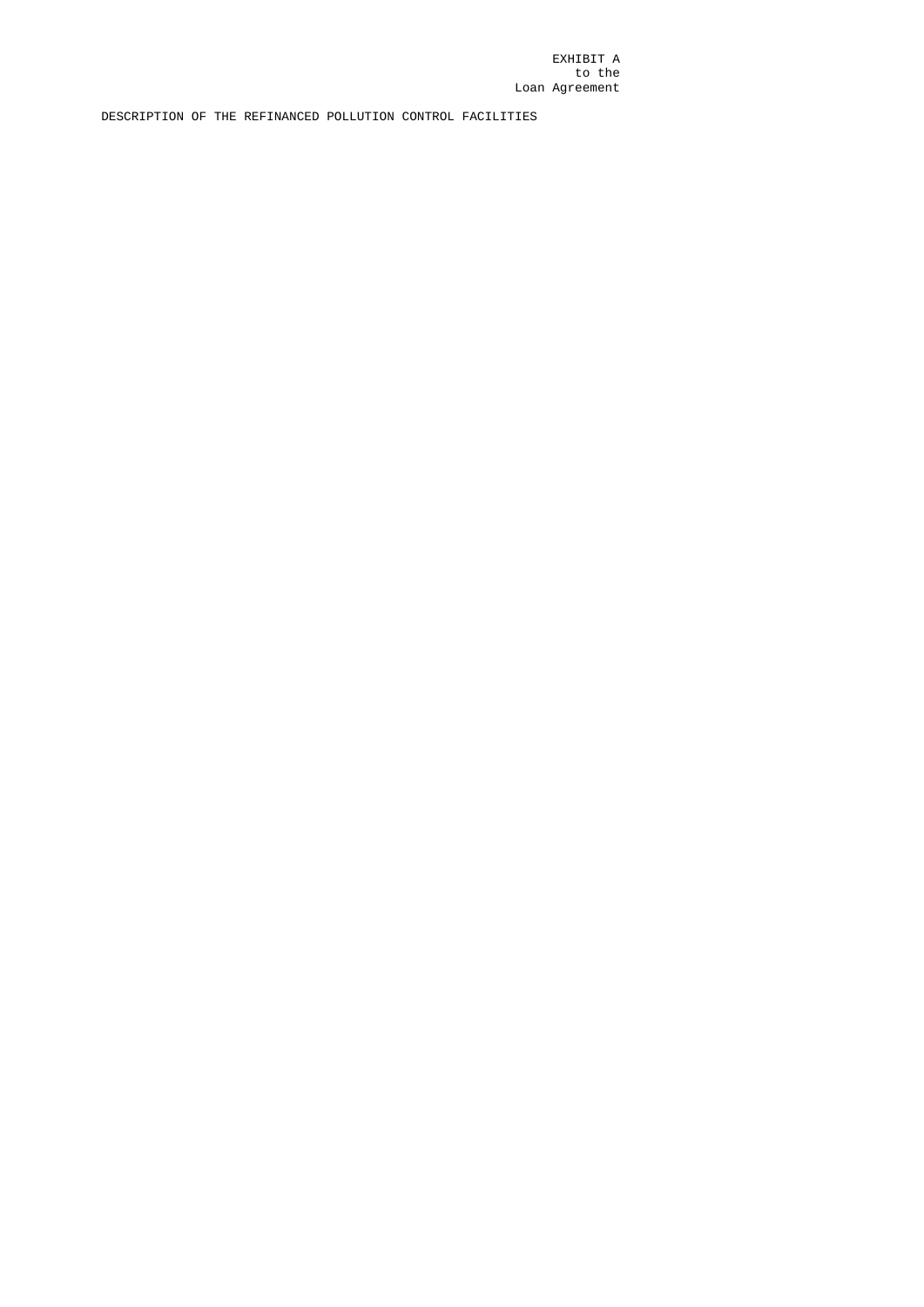EXHIBIT A
to the
Loan Agreement

DESCRIPTION OF THE REFINANCED POLLUTION CONTROL FACILITIES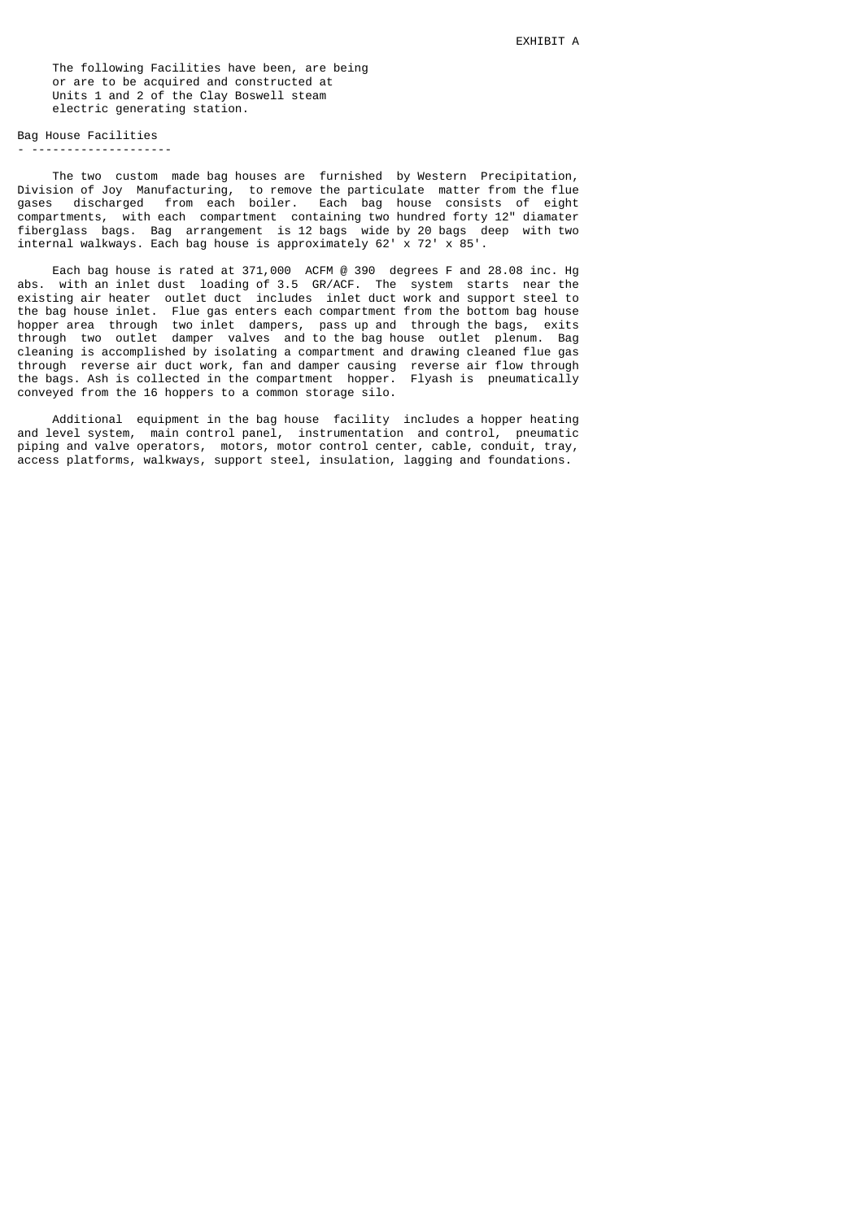EXHIBIT A

The following Facilities have been, are being or are to be acquired and constructed at Units 1 and 2 of the Clay Boswell steam electric generating station.

## Bag House Facilities

The two custom made bag houses are furnished by Western Precipitation, Division of Joy Manufacturing, to remove the particulate matter from the flue gases discharged from each boiler. Each bag house consists of eight compartments, with each compartment containing two hundred forty 12" diamater fiberglass bags. Bag arrangement is 12 bags wide by 20 bags deep with two internal walkways. Each bag house is approximately 62' x 72' x 85'.

Each bag house is rated at 371,000 ACFM @ 390 degrees F and 28.08 inc. Hg abs. with an inlet dust loading of 3.5 GR/ACF. The system starts near the existing air heater outlet duct includes inlet duct work and support steel to the bag house inlet. Flue gas enters each compartment from the bottom bag house hopper area through two inlet dampers, pass up and through the bags, exits through two outlet damper valves and to the bag house outlet plenum. Bag cleaning is accomplished by isolating a compartment and drawing cleaned flue gas through reverse air duct work, fan and damper causing reverse air flow through the bags. Ash is collected in the compartment hopper. Flyash is pneumatically conveyed from the 16 hoppers to a common storage silo.

Additional equipment in the bag house facility includes a hopper heating and level system, main control panel, instrumentation and control, pneumatic piping and valve operators, motors, motor control center, cable, conduit, tray, access platforms, walkways, support steel, insulation, lagging and foundations.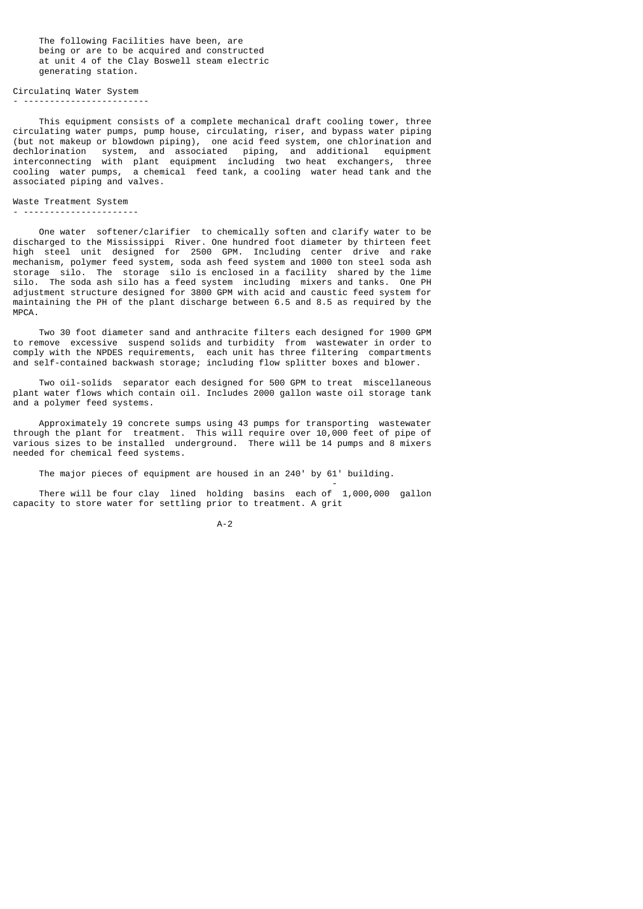The following Facilities have been, are being or are to be acquired and constructed at unit 4 of the Clay Boswell steam electric generating station.

## Circulatinq Water System

This equipment consists of a complete mechanical draft cooling tower, three circulating water pumps, pump house, circulating, riser, and bypass water piping (but not makeup or blowdown piping), one acid feed system, one chlorination and dechlorination system, and associated piping, and additional equipment interconnecting with plant equipment including two heat exchangers, three cooling water pumps, a chemical feed tank, a cooling water head tank and the associated piping and valves.

## Waste Treatment System

One water softener/clarifier to chemically soften and clarify water to be discharged to the Mississippi River. One hundred foot diameter by thirteen feet high steel unit designed for 2500 GPM. Including center drive and rake mechanism, polymer feed system, soda ash feed system and 1000 ton steel soda ash storage silo. The storage silo is enclosed in a facility shared by the lime silo. The soda ash silo has a feed system including mixers and tanks. One PH adjustment structure designed for 3800 GPM with acid and caustic feed system for maintaining the PH of the plant discharge between 6.5 and 8.5 as required by the MPCA.

Two 30 foot diameter sand and anthracite filters each designed for 1900 GPM to remove excessive suspend solids and turbidity from wastewater in order to comply with the NPDES requirements, each unit has three filtering compartments and self-contained backwash storage; including flow splitter boxes and blower.

Two oil-solids separator each designed for 500 GPM to treat miscellaneous plant water flows which contain oil. Includes 2000 gallon waste oil storage tank and a polymer feed systems.

Approximately 19 concrete sumps using 43 pumps for transporting wastewater through the plant for treatment. This will require over 10,000 feet of pipe of various sizes to be installed underground. There will be 14 pumps and 8 mixers needed for chemical feed systems.

The major pieces of equipment are housed in an 240' by 61' building.

There will be four clay lined holding basins each of 1,000,000 gallon capacity to store water for settling prior to treatment. A grit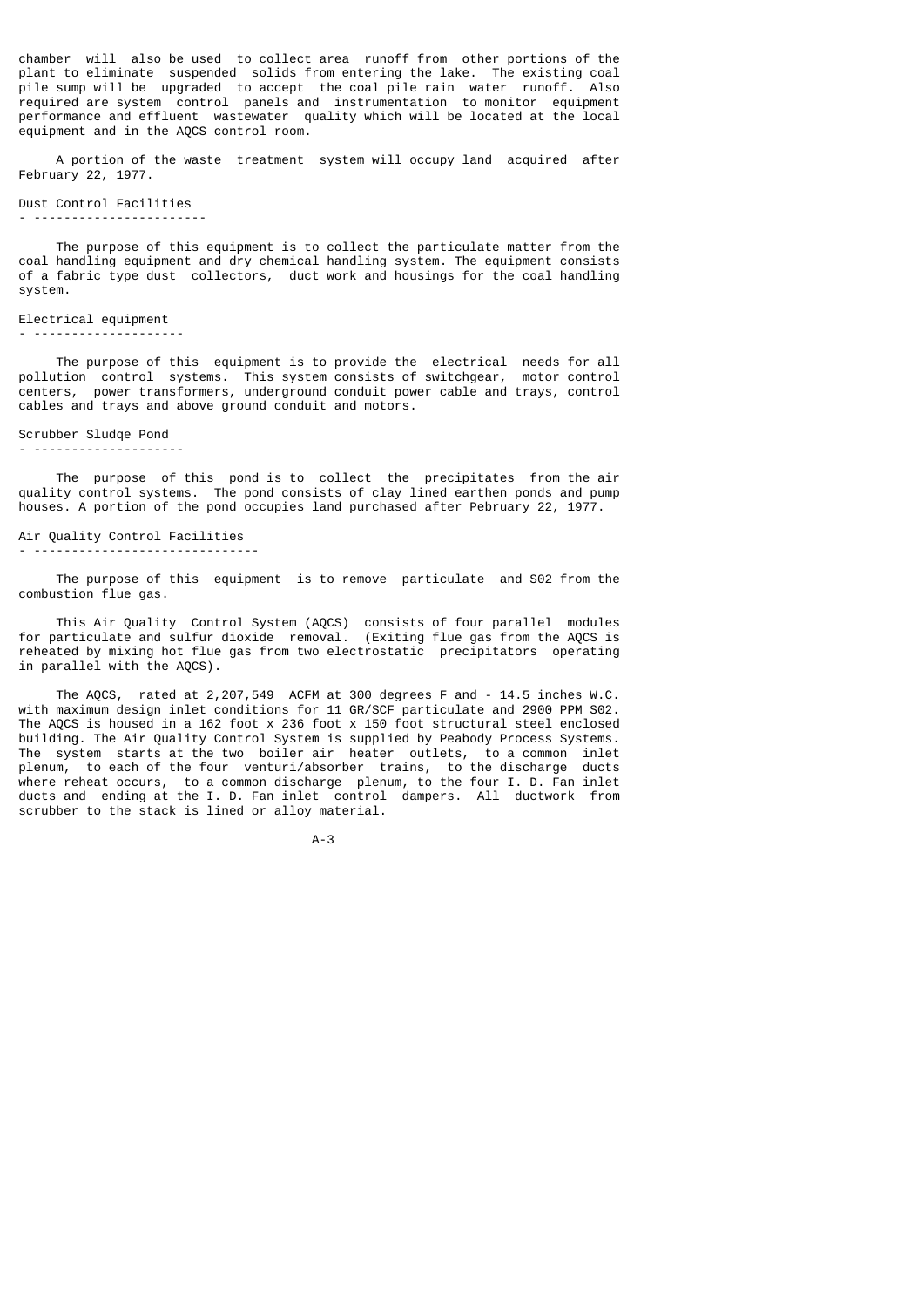chamber will also be used to collect area runoff from other portions of the plant to eliminate suspended solids from entering the lake. The existing coal pile sump will be upgraded to accept the coal pile rain water runoff. Also required are system control panels and instrumentation to monitor equipment performance and effluent wastewater quality which will be located at the local equipment and in the AQCS control room.

A portion of the waste treatment system will occupy land acquired after February 22, 1977.

## Dust Control Facilities

The purpose of this equipment is to collect the particulate matter from the coal handling equipment and dry chemical handling system. The equipment consists of a fabric type dust collectors, duct work and housings for the coal handling system.

## Electrical equipment

The purpose of this equipment is to provide the electrical needs for all pollution control systems. This system consists of switchgear, motor control centers, power transformers, underground conduit power cable and trays, control cables and trays and above ground conduit and motors.

## Scrubber Sludqe Pond

The purpose of this pond is to collect the precipitates from the air quality control systems. The pond consists of clay lined earthen ponds and pump houses. A portion of the pond occupies land purchased after Februarv 22, 1977.

## Air Quality Control Facilities

The purpose of this equipment is to remove particulate and S02 from the combustion flue gas.

This Air Quality Control System (AQCS) consists of four parallel modules for particulate and sulfur dioxide removal. (Exiting flue gas from the AQCS is reheated by mixing hot flue gas from two electrostatic precipitators operating in parallel with the AQCS).

The AQCS, rated at 2,207,549 ACFM at 300 degrees F and - 14.5 inches W.C. with maximum design inlet conditions for 11 GR/SCF particulate and 2900 PPM S02. The AQCS is housed in a 162 foot x 236 foot x 150 foot structural steel enclosed building. The Air Quality Control System is supplied by Peabody Process Systems. The system starts at the two boiler air heater outlets, to a common inlet plenum, to each of the four venturi/absorber trains, to the discharge ducts where reheat occurs, to a common discharge plenum, to the four I. D. Fan inlet ducts and ending at the I. D. Fan inlet control dampers. All ductwork from scrubber to the stack is lined or alloy material.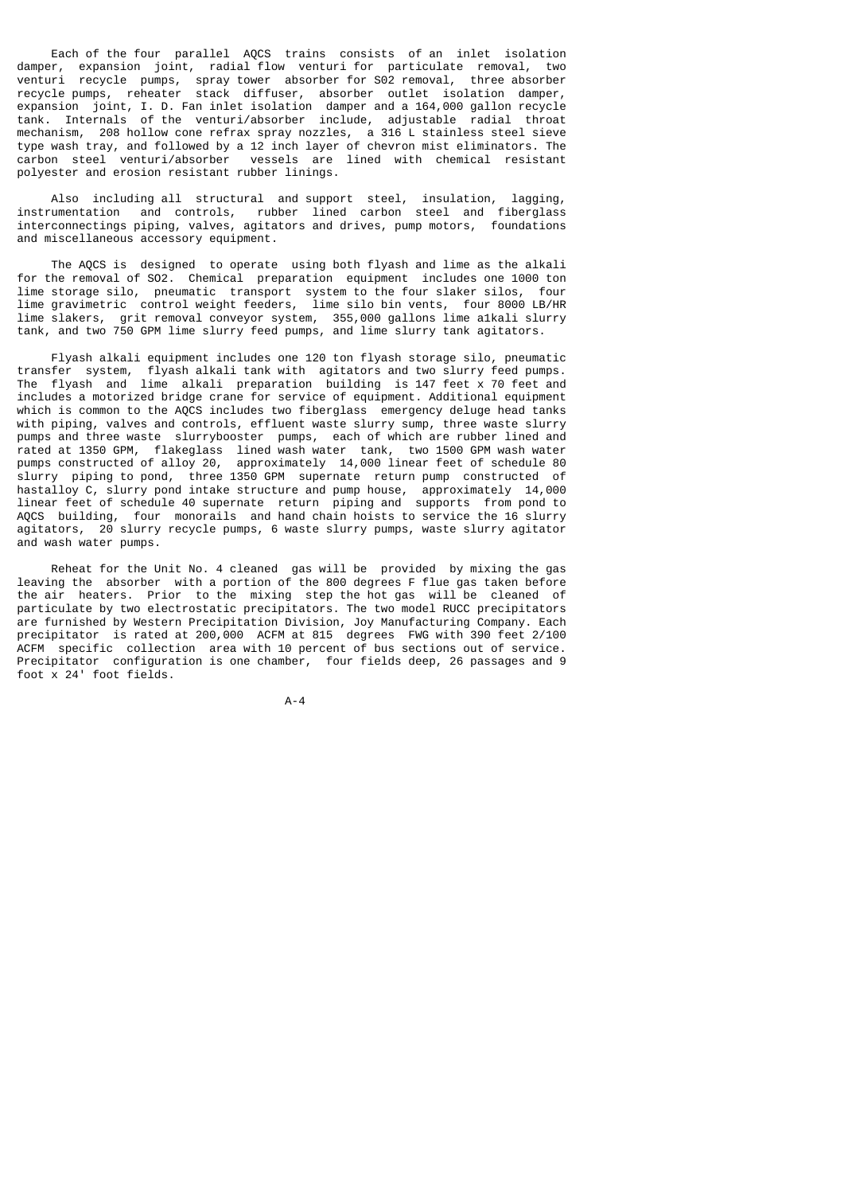Each of the four parallel AQCS trains consists of an inlet isolation damper, expansion joint, radial flow venturi for particulate removal, two venturi recycle pumps, spray tower absorber for S02 removal, three absorber recycle pumps, reheater stack diffuser, absorber outlet isolation damper, expansion joint, I. D. Fan inlet isolation damper and a 164,000 gallon recycle tank. Internals of the venturi/absorber include, adjustable radial throat mechanism, 208 hollow cone refrax spray nozzles, a 316 L stainless steel sieve type wash tray, and followed by a 12 inch layer of chevron mist eliminators. The carbon steel venturi/absorber vessels are lined with chemical resistant polyester and erosion resistant rubber linings.

Also including all structural and support steel, insulation, lagging, instrumentation and controls, rubber lined carbon steel and fiberglass interconnectings piping, valves, agitators and drives, pump motors, foundations and miscellaneous accessory equipment.

The AQCS is designed to operate using both flyash and lime as the alkali for the removal of SO2. Chemical preparation equipment includes one 1000 ton lime storage silo, pneumatic transport system to the four slaker silos, four lime gravimetric control weight feeders, lime silo bin vents, four 8000 LB/HR lime slakers, grit removal conveyor system, 355,000 gallons lime a1kali slurry tank, and two 750 GPM lime slurry feed pumps, and lime slurry tank agitators.

Flyash alkali equipment includes one 120 ton flyash storage silo, pneumatic transfer system, flyash alkali tank with agitators and two slurry feed pumps. The flyash and lime alkali preparation building is 147 feet x 70 feet and includes a motorized bridge crane for service of equipment. Additional equipment which is common to the AQCS includes two fiberglass emergency deluge head tanks with piping, valves and controls, effluent waste slurry sump, three waste slurry pumps and three waste slurrybooster pumps, each of which are rubber lined and rated at 1350 GPM, flakeglass lined wash water tank, two 1500 GPM wash water pumps constructed of alloy 20, approximately 14,000 linear feet of schedule 80 slurry piping to pond, three 1350 GPM supernate return pump constructed of hastalloy C, slurry pond intake structure and pump house, approximately 14,000 linear feet of schedule 40 supernate return piping and supports from pond to AQCS building, four monorails and hand chain hoists to service the 16 slurry agitators, 20 slurry recycle pumps, 6 waste slurry pumps, waste slurry agitator and wash water pumps.

Reheat for the Unit No. 4 cleaned gas will be provided by mixing the gas leaving the absorber with a portion of the 800 degrees F flue gas taken before the air heaters. Prior to the mixing step the hot gas will be cleaned of particulate by two electrostatic precipitators. The two model RUCC precipitators are furnished by Western Precipitation Division, Joy Manufacturing Company. Each precipitator is rated at 200,000 ACFM at 815 degrees FWG with 390 feet 2/100 ACFM specific collection area with 10 percent of bus sections out of service. Precipitator configuration is one chamber, four fields deep, 26 passages and 9 foot x 24' foot fields.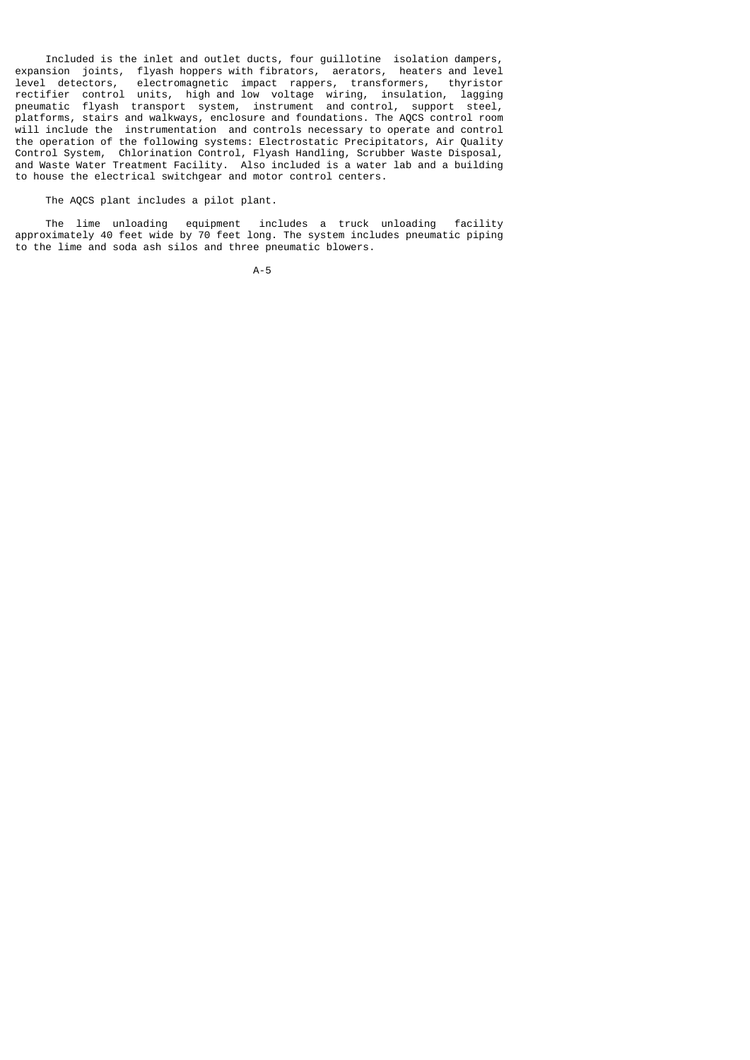Included is the inlet and outlet ducts, four guillotine isolation dampers, expansion joints, flyash hoppers with fibrators, aerators, heaters and level level detectors, electromagnetic impact rappers, transformers, thyristor rectifier control units, high and low voltage wiring, insulation, lagging pneumatic flyash transport system, instrument and control, support steel, platforms, stairs and walkways, enclosure and foundations. The AQCS control room will include the instrumentation and controls necessary to operate and control the operation of the following systems: Electrostatic Precipitators, Air Quality Control System, Chlorination Control, Flyash Handling, Scrubber Waste Disposal, and Waste Water Treatment Facility. Also included is a water lab and a building to house the electrical switchgear and motor control centers.

The AQCS plant includes a pilot plant.

The lime unloading equipment includes a truck unloading facility approximately 40 feet wide by 70 feet long. The system includes pneumatic piping to the lime and soda ash silos and three pneumatic blowers.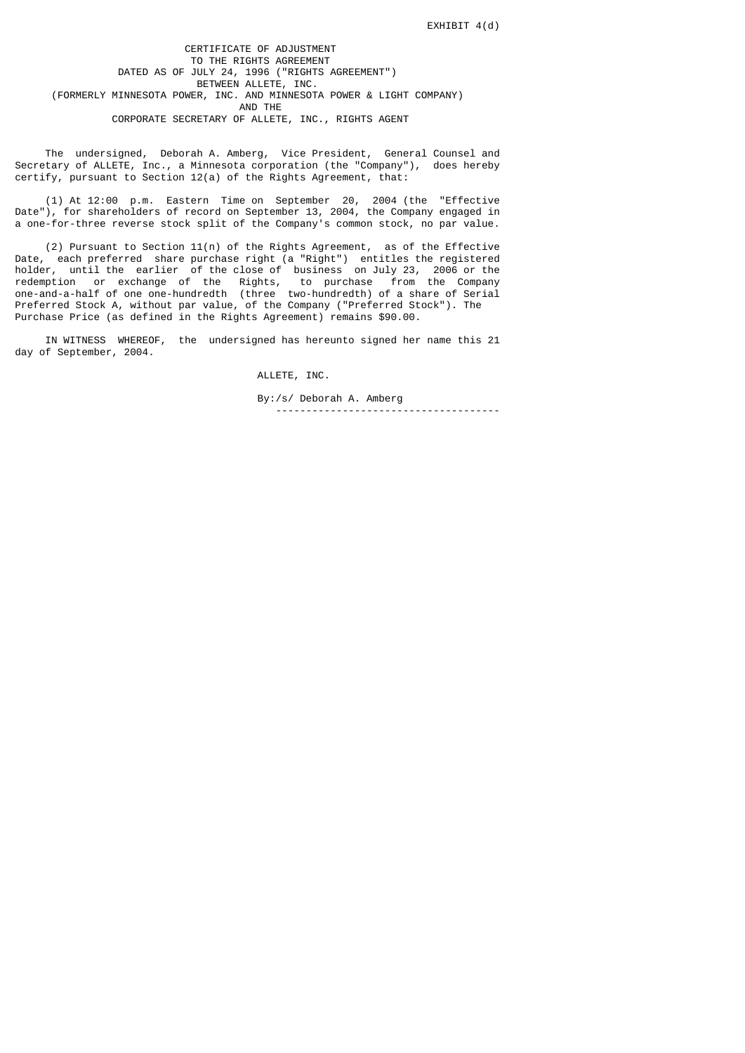EXHIBIT 4(d)

CERTIFICATE OF ADJUSTMENT
TO THE RIGHTS AGREEMENT
DATED AS OF JULY 24, 1996 ("RIGHTS AGREEMENT")
BETWEEN ALLETE, INC.
(FORMERLY MINNESOTA POWER, INC. AND MINNESOTA POWER & LIGHT COMPANY)
AND THE
CORPORATE SECRETARY OF ALLETE, INC., RIGHTS AGENT

The undersigned, Deborah A. Amberg, Vice President, General Counsel and Secretary of ALLETE, Inc., a Minnesota corporation (the "Company"), does hereby certify, pursuant to Section 12(a) of the Rights Agreement, that:

(1) At 12:00 p.m. Eastern Time on September 20, 2004 (the "Effective Date"), for shareholders of record on September 13, 2004, the Company engaged in a one-for-three reverse stock split of the Company's common stock, no par value.

(2) Pursuant to Section 11(n) of the Rights Agreement, as of the Effective Date, each preferred share purchase right (a "Right") entitles the registered holder, until the earlier of the close of business on July 23, 2006 or the redemption or exchange of the Rights, to purchase from the Company one-and-a-half of one one-hundredth (three two-hundredth) of a share of Serial Preferred Stock A, without par value, of the Company ("Preferred Stock"). The Purchase Price (as defined in the Rights Agreement) remains $90.00.

IN WITNESS WHEREOF, the undersigned has hereunto signed her name this 21 day of September, 2004.

ALLETE, INC.

By:/s/ Deborah A. Amberg

------------------------------------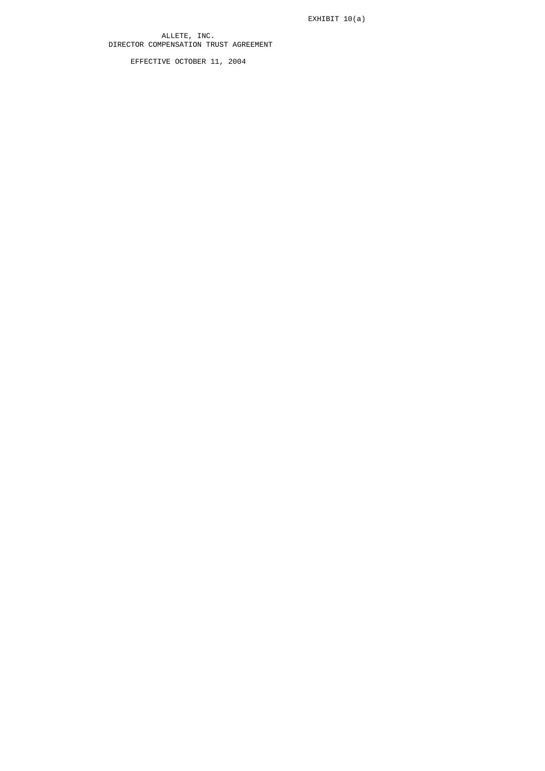EXHIBIT 10(a)

# ALLETE, INC.
# DIRECTOR COMPENSATION TRUST AGREEMENT

EFFECTIVE OCTOBER 11, 2004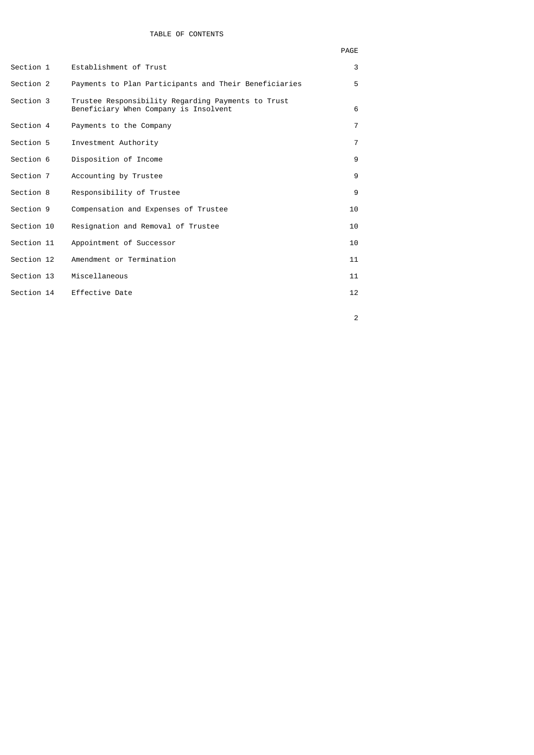# TABLE OF CONTENTS

| | | PAGE |
|---|---|---|
| Section 1 | Establishment of Trust | 3 |
| Section 2 | Payments to Plan Participants and Their Beneficiaries | 5 |
| Section 3 | Trustee Responsibility Regarding Payments to Trust Beneficiary When Company is Insolvent | 6 |
| Section 4 | Payments to the Company | 7 |
| Section 5 | Investment Authority | 7 |
| Section 6 | Disposition of Income | 9 |
| Section 7 | Accounting by Trustee | 9 |
| Section 8 | Responsibility of Trustee | 9 |
| Section 9 | Compensation and Expenses of Trustee | 10 |
| Section 10 | Resignation and Removal of Trustee | 10 |
| Section 11 | Appointment of Successor | 10 |
| Section 12 | Amendment or Termination | 11 |
| Section 13 | Miscellaneous | 11 |
| Section 14 | Effective Date | 12 |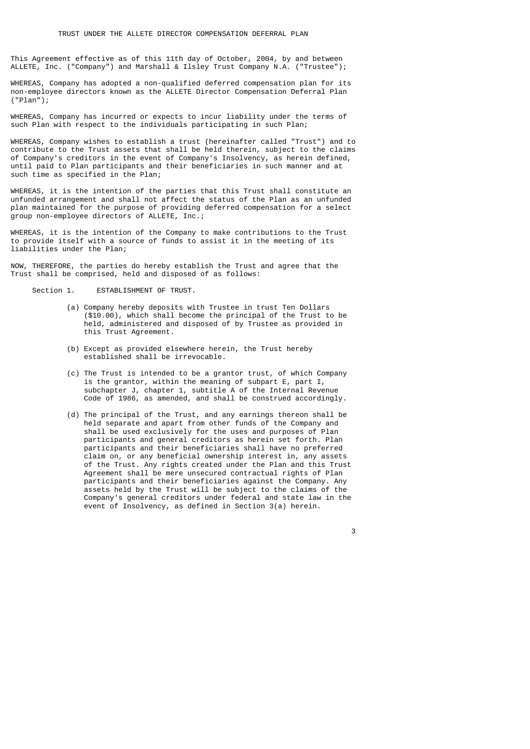# TRUST UNDER THE ALLETE DIRECTOR COMPENSATION DEFERRAL PLAN

This Agreement effective as of this 11th day of October, 2004, by and between ALLETE, Inc. ("Company") and Marshall & Ilsley Trust Company N.A. ("Trustee");

WHEREAS, Company has adopted a non-qualified deferred compensation plan for its non-employee directors known as the ALLETE Director Compensation Deferral Plan ("Plan");

WHEREAS, Company has incurred or expects to incur liability under the terms of such Plan with respect to the individuals participating in such Plan;

WHEREAS, Company wishes to establish a trust (hereinafter called "Trust") and to contribute to the Trust assets that shall be held therein, subject to the claims of Company's creditors in the event of Company's Insolvency, as herein defined, until paid to Plan participants and their beneficiaries in such manner and at such time as specified in the Plan;

WHEREAS, it is the intention of the parties that this Trust shall constitute an unfunded arrangement and shall not affect the status of the Plan as an unfunded plan maintained for the purpose of providing deferred compensation for a select group non-employee directors of ALLETE, Inc.;

WHEREAS, it is the intention of the Company to make contributions to the Trust to provide itself with a source of funds to assist it in the meeting of its liabilities under the Plan;

NOW, THEREFORE, the parties do hereby establish the Trust and agree that the Trust shall be comprised, held and disposed of as follows:

Section 1. ESTABLISHMENT OF TRUST.

(a) Company hereby deposits with Trustee in trust Ten Dollars ($10.00), which shall become the principal of the Trust to be held, administered and disposed of by Trustee as provided in this Trust Agreement.

(b) Except as provided elsewhere herein, the Trust hereby established shall be irrevocable.

(c) The Trust is intended to be a grantor trust, of which Company is the grantor, within the meaning of subpart E, part I, subchapter J, chapter 1, subtitle A of the Internal Revenue Code of 1986, as amended, and shall be construed accordingly.

(d) The principal of the Trust, and any earnings thereon shall be held separate and apart from other funds of the Company and shall be used exclusively for the uses and purposes of Plan participants and general creditors as herein set forth. Plan participants and their beneficiaries shall have no preferred claim on, or any beneficial ownership interest in, any assets of the Trust. Any rights created under the Plan and this Trust Agreement shall be mere unsecured contractual rights of Plan participants and their beneficiaries against the Company. Any assets held by the Trust will be subject to the claims of the Company's general creditors under federal and state law in the event of Insolvency, as defined in Section 3(a) herein.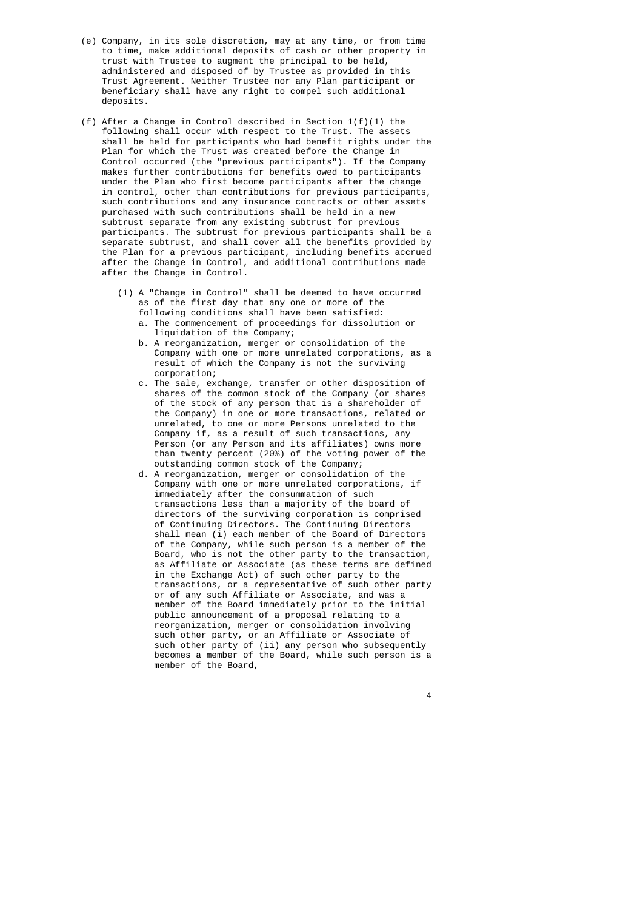(e) Company, in its sole discretion, may at any time, or from time to time, make additional deposits of cash or other property in trust with Trustee to augment the principal to be held, administered and disposed of by Trustee as provided in this Trust Agreement. Neither Trustee nor any Plan participant or beneficiary shall have any right to compel such additional deposits.

(f) After a Change in Control described in Section 1(f)(1) the following shall occur with respect to the Trust. The assets shall be held for participants who had benefit rights under the Plan for which the Trust was created before the Change in Control occurred (the "previous participants"). If the Company makes further contributions for benefits owed to participants under the Plan who first become participants after the change in control, other than contributions for previous participants, such contributions and any insurance contracts or other assets purchased with such contributions shall be held in a new subtrust separate from any existing subtrust for previous participants. The subtrust for previous participants shall be a separate subtrust, and shall cover all the benefits provided by the Plan for a previous participant, including benefits accrued after the Change in Control, and additional contributions made after the Change in Control.

   (1) A "Change in Control" shall be deemed to have occurred as of the first day that any one or more of the following conditions shall have been satisfied:

      a. The commencement of proceedings for dissolution or liquidation of the Company;

      b. A reorganization, merger or consolidation of the Company with one or more unrelated corporations, as a result of which the Company is not the surviving corporation;

      c. The sale, exchange, transfer or other disposition of shares of the common stock of the Company (or shares of the stock of any person that is a shareholder of the Company) in one or more transactions, related or unrelated, to one or more Persons unrelated to the Company if, as a result of such transactions, any Person (or any Person and its affiliates) owns more than twenty percent (20%) of the voting power of the outstanding common stock of the Company;

      d. A reorganization, merger or consolidation of the Company with one or more unrelated corporations, if immediately after the consummation of such transactions less than a majority of the board of directors of the surviving corporation is comprised of Continuing Directors. The Continuing Directors shall mean (i) each member of the Board of Directors of the Company, while such person is a member of the Board, who is not the other party to the transaction, as Affiliate or Associate (as these terms are defined in the Exchange Act) of such other party to the transactions, or a representative of such other party or of any such Affiliate or Associate, and was a member of the Board immediately prior to the initial public announcement of a proposal relating to a reorganization, merger or consolidation involving such other party, or an Affiliate or Associate of such other party of (ii) any person who subsequently becomes a member of the Board, while such person is a member of the Board,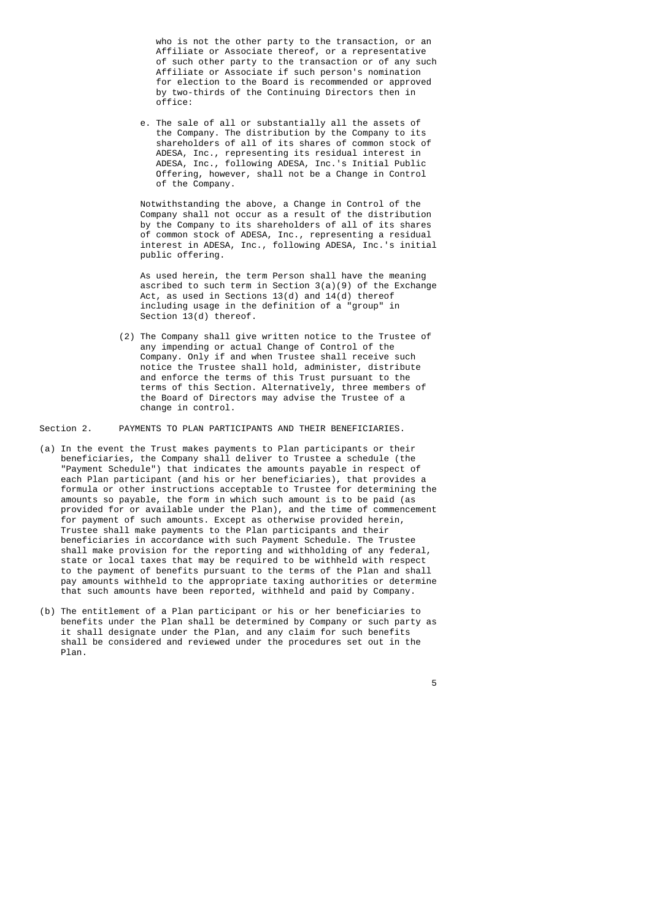who is not the other party to the transaction, or an Affiliate or Associate thereof, or a representative of such other party to the transaction or of any such Affiliate or Associate if such person's nomination for election to the Board is recommended or approved by two-thirds of the Continuing Directors then in office:

e. The sale of all or substantially all the assets of the Company. The distribution by the Company to its shareholders of all of its shares of common stock of ADESA, Inc., representing its residual interest in ADESA, Inc., following ADESA, Inc.'s Initial Public Offering, however, shall not be a Change in Control of the Company.

Notwithstanding the above, a Change in Control of the Company shall not occur as a result of the distribution by the Company to its shareholders of all of its shares of common stock of ADESA, Inc., representing a residual interest in ADESA, Inc., following ADESA, Inc.'s initial public offering.

As used herein, the term Person shall have the meaning ascribed to such term in Section 3(a)(9) of the Exchange Act, as used in Sections 13(d) and 14(d) thereof including usage in the definition of a "group" in Section 13(d) thereof.

(2) The Company shall give written notice to the Trustee of any impending or actual Change of Control of the Company. Only if and when Trustee shall receive such notice the Trustee shall hold, administer, distribute and enforce the terms of this Trust pursuant to the terms of this Section. Alternatively, three members of the Board of Directors may advise the Trustee of a change in control.

Section 2. PAYMENTS TO PLAN PARTICIPANTS AND THEIR BENEFICIARIES.

(a) In the event the Trust makes payments to Plan participants or their beneficiaries, the Company shall deliver to Trustee a schedule (the "Payment Schedule") that indicates the amounts payable in respect of each Plan participant (and his or her beneficiaries), that provides a formula or other instructions acceptable to Trustee for determining the amounts so payable, the form in which such amount is to be paid (as provided for or available under the Plan), and the time of commencement for payment of such amounts. Except as otherwise provided herein, Trustee shall make payments to the Plan participants and their beneficiaries in accordance with such Payment Schedule. The Trustee shall make provision for the reporting and withholding of any federal, state or local taxes that may be required to be withheld with respect to the payment of benefits pursuant to the terms of the Plan and shall pay amounts withheld to the appropriate taxing authorities or determine that such amounts have been reported, withheld and paid by Company.

(b) The entitlement of a Plan participant or his or her beneficiaries to benefits under the Plan shall be determined by Company or such party as it shall designate under the Plan, and any claim for such benefits shall be considered and reviewed under the procedures set out in the Plan.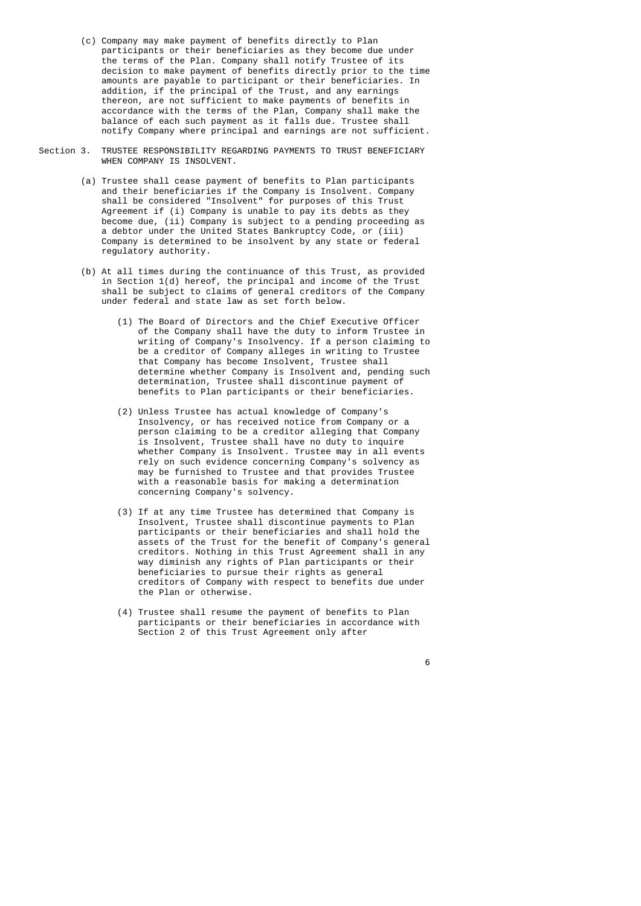(c) Company may make payment of benefits directly to Plan participants or their beneficiaries as they become due under the terms of the Plan. Company shall notify Trustee of its decision to make payment of benefits directly prior to the time amounts are payable to participant or their beneficiaries. In addition, if the principal of the Trust, and any earnings thereon, are not sufficient to make payments of benefits in accordance with the terms of the Plan, Company shall make the balance of each such payment as it falls due. Trustee shall notify Company where principal and earnings are not sufficient.

Section 3. TRUSTEE RESPONSIBILITY REGARDING PAYMENTS TO TRUST BENEFICIARY WHEN COMPANY IS INSOLVENT.

(a) Trustee shall cease payment of benefits to Plan participants and their beneficiaries if the Company is Insolvent. Company shall be considered "Insolvent" for purposes of this Trust Agreement if (i) Company is unable to pay its debts as they become due, (ii) Company is subject to a pending proceeding as a debtor under the United States Bankruptcy Code, or (iii) Company is determined to be insolvent by any state or federal regulatory authority.

(b) At all times during the continuance of this Trust, as provided in Section 1(d) hereof, the principal and income of the Trust shall be subject to claims of general creditors of the Company under federal and state law as set forth below.

(1) The Board of Directors and the Chief Executive Officer of the Company shall have the duty to inform Trustee in writing of Company's Insolvency. If a person claiming to be a creditor of Company alleges in writing to Trustee that Company has become Insolvent, Trustee shall determine whether Company is Insolvent and, pending such determination, Trustee shall discontinue payment of benefits to Plan participants or their beneficiaries.

(2) Unless Trustee has actual knowledge of Company's Insolvency, or has received notice from Company or a person claiming to be a creditor alleging that Company is Insolvent, Trustee shall have no duty to inquire whether Company is Insolvent. Trustee may in all events rely on such evidence concerning Company's solvency as may be furnished to Trustee and that provides Trustee with a reasonable basis for making a determination concerning Company's solvency.

(3) If at any time Trustee has determined that Company is Insolvent, Trustee shall discontinue payments to Plan participants or their beneficiaries and shall hold the assets of the Trust for the benefit of Company's general creditors. Nothing in this Trust Agreement shall in any way diminish any rights of Plan participants or their beneficiaries to pursue their rights as general creditors of Company with respect to benefits due under the Plan or otherwise.

(4) Trustee shall resume the payment of benefits to Plan participants or their beneficiaries in accordance with Section 2 of this Trust Agreement only after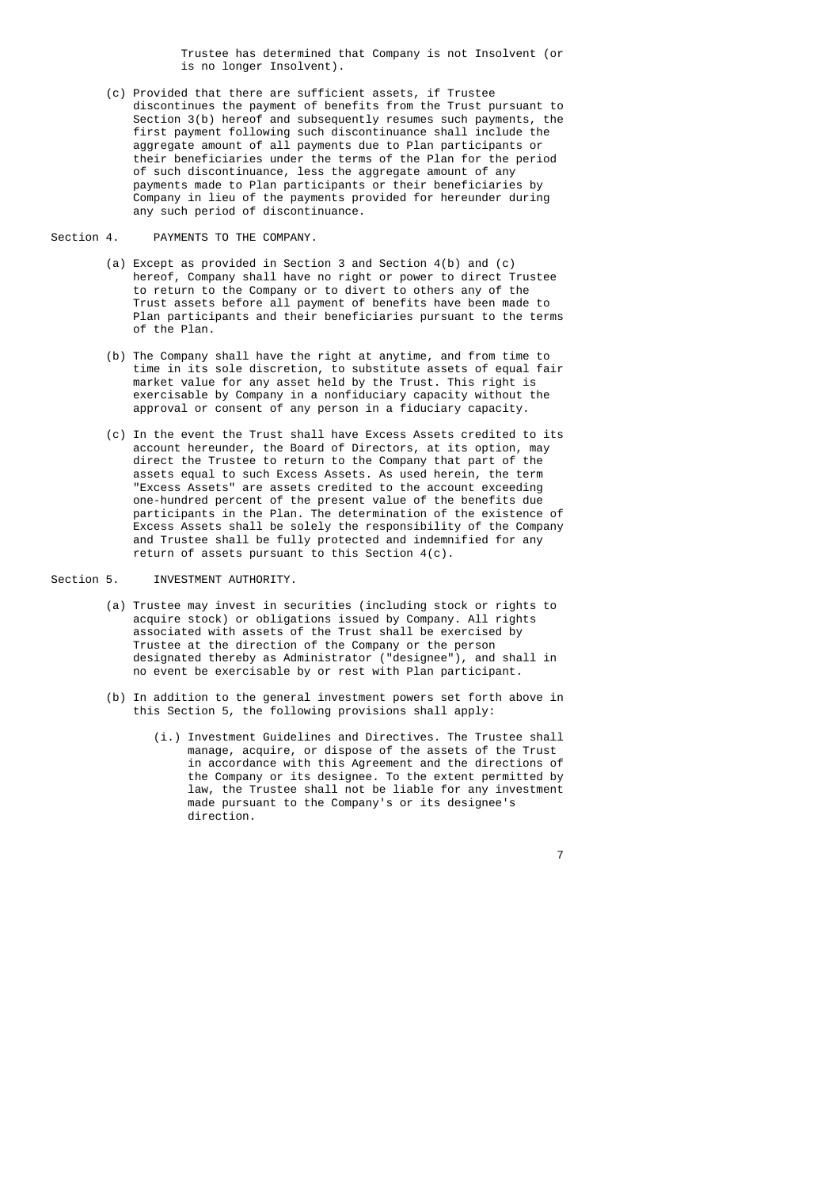Trustee has determined that Company is not Insolvent (or is no longer Insolvent).

(c) Provided that there are sufficient assets, if Trustee discontinues the payment of benefits from the Trust pursuant to Section 3(b) hereof and subsequently resumes such payments, the first payment following such discontinuance shall include the aggregate amount of all payments due to Plan participants or their beneficiaries under the terms of the Plan for the period of such discontinuance, less the aggregate amount of any payments made to Plan participants or their beneficiaries by Company in lieu of the payments provided for hereunder during any such period of discontinuance.

Section 4. PAYMENTS TO THE COMPANY.

(a) Except as provided in Section 3 and Section 4(b) and (c) hereof, Company shall have no right or power to direct Trustee to return to the Company or to divert to others any of the Trust assets before all payment of benefits have been made to Plan participants and their beneficiaries pursuant to the terms of the Plan.

(b) The Company shall have the right at anytime, and from time to time in its sole discretion, to substitute assets of equal fair market value for any asset held by the Trust. This right is exercisable by Company in a nonfiduciary capacity without the approval or consent of any person in a fiduciary capacity.

(c) In the event the Trust shall have Excess Assets credited to its account hereunder, the Board of Directors, at its option, may direct the Trustee to return to the Company that part of the assets equal to such Excess Assets. As used herein, the term "Excess Assets" are assets credited to the account exceeding one-hundred percent of the present value of the benefits due participants in the Plan. The determination of the existence of Excess Assets shall be solely the responsibility of the Company and Trustee shall be fully protected and indemnified for any return of assets pursuant to this Section 4(c).

Section 5. INVESTMENT AUTHORITY.

(a) Trustee may invest in securities (including stock or rights to acquire stock) or obligations issued by Company. All rights associated with assets of the Trust shall be exercised by Trustee at the direction of the Company or the person designated thereby as Administrator ("designee"), and shall in no event be exercisable by or rest with Plan participant.

(b) In addition to the general investment powers set forth above in this Section 5, the following provisions shall apply:

(i.) Investment Guidelines and Directives. The Trustee shall manage, acquire, or dispose of the assets of the Trust in accordance with this Agreement and the directions of the Company or its designee. To the extent permitted by law, the Trustee shall not be liable for any investment made pursuant to the Company's or its designee's direction.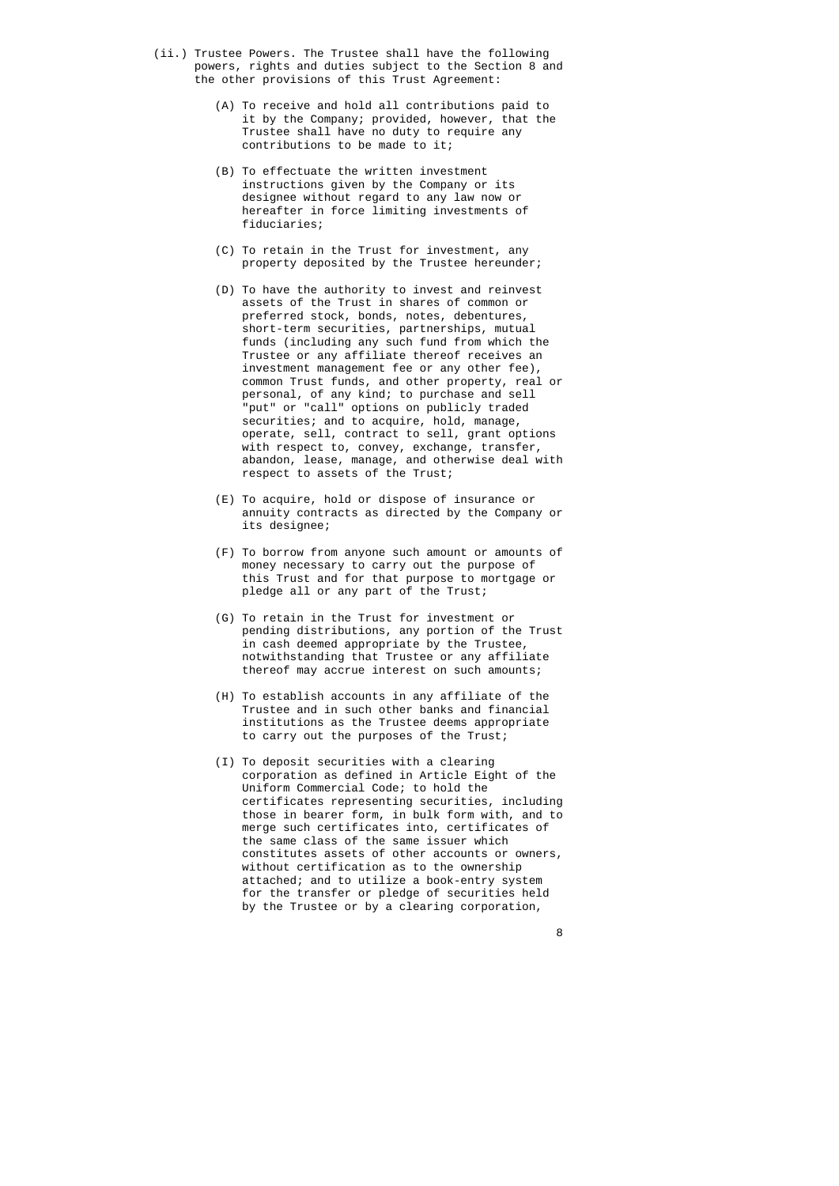(ii.) Trustee Powers. The Trustee shall have the following powers, rights and duties subject to the Section 8 and the other provisions of this Trust Agreement:

(A) To receive and hold all contributions paid to it by the Company; provided, however, that the Trustee shall have no duty to require any contributions to be made to it;

(B) To effectuate the written investment instructions given by the Company or its designee without regard to any law now or hereafter in force limiting investments of fiduciaries;

(C) To retain in the Trust for investment, any property deposited by the Trustee hereunder;

(D) To have the authority to invest and reinvest assets of the Trust in shares of common or preferred stock, bonds, notes, debentures, short-term securities, partnerships, mutual funds (including any such fund from which the Trustee or any affiliate thereof receives an investment management fee or any other fee), common Trust funds, and other property, real or personal, of any kind; to purchase and sell "put" or "call" options on publicly traded securities; and to acquire, hold, manage, operate, sell, contract to sell, grant options with respect to, convey, exchange, transfer, abandon, lease, manage, and otherwise deal with respect to assets of the Trust;

(E) To acquire, hold or dispose of insurance or annuity contracts as directed by the Company or its designee;

(F) To borrow from anyone such amount or amounts of money necessary to carry out the purpose of this Trust and for that purpose to mortgage or pledge all or any part of the Trust;

(G) To retain in the Trust for investment or pending distributions, any portion of the Trust in cash deemed appropriate by the Trustee, notwithstanding that Trustee or any affiliate thereof may accrue interest on such amounts;

(H) To establish accounts in any affiliate of the Trustee and in such other banks and financial institutions as the Trustee deems appropriate to carry out the purposes of the Trust;

(I) To deposit securities with a clearing corporation as defined in Article Eight of the Uniform Commercial Code; to hold the certificates representing securities, including those in bearer form, in bulk form with, and to merge such certificates into, certificates of the same class of the same issuer which constitutes assets of other accounts or owners, without certification as to the ownership attached; and to utilize a book-entry system for the transfer or pledge of securities held by the Trustee or by a clearing corporation,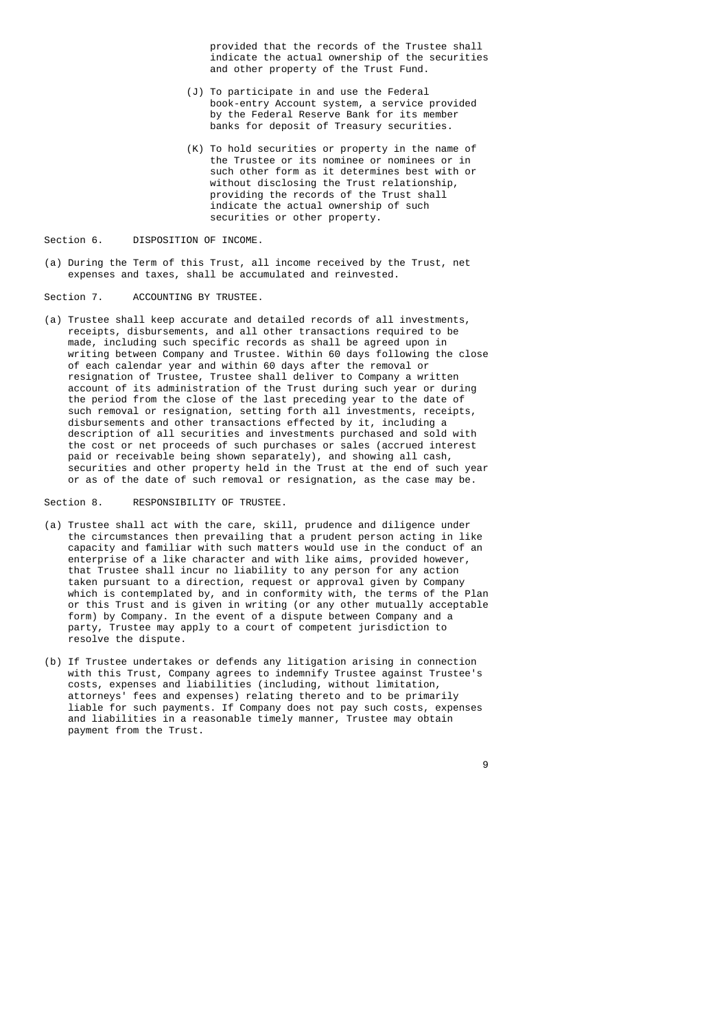provided that the records of the Trustee shall indicate the actual ownership of the securities and other property of the Trust Fund.

(J) To participate in and use the Federal book-entry Account system, a service provided by the Federal Reserve Bank for its member banks for deposit of Treasury securities.

(K) To hold securities or property in the name of the Trustee or its nominee or nominees or in such other form as it determines best with or without disclosing the Trust relationship, providing the records of the Trust shall indicate the actual ownership of such securities or other property.

Section 6. DISPOSITION OF INCOME.

(a) During the Term of this Trust, all income received by the Trust, net expenses and taxes, shall be accumulated and reinvested.

Section 7. ACCOUNTING BY TRUSTEE.

(a) Trustee shall keep accurate and detailed records of all investments, receipts, disbursements, and all other transactions required to be made, including such specific records as shall be agreed upon in writing between Company and Trustee. Within 60 days following the close of each calendar year and within 60 days after the removal or resignation of Trustee, Trustee shall deliver to Company a written account of its administration of the Trust during such year or during the period from the close of the last preceding year to the date of such removal or resignation, setting forth all investments, receipts, disbursements and other transactions effected by it, including a description of all securities and investments purchased and sold with the cost or net proceeds of such purchases or sales (accrued interest paid or receivable being shown separately), and showing all cash, securities and other property held in the Trust at the end of such year or as of the date of such removal or resignation, as the case may be.

Section 8. RESPONSIBILITY OF TRUSTEE.

(a) Trustee shall act with the care, skill, prudence and diligence under the circumstances then prevailing that a prudent person acting in like capacity and familiar with such matters would use in the conduct of an enterprise of a like character and with like aims, provided however, that Trustee shall incur no liability to any person for any action taken pursuant to a direction, request or approval given by Company which is contemplated by, and in conformity with, the terms of the Plan or this Trust and is given in writing (or any other mutually acceptable form) by Company. In the event of a dispute between Company and a party, Trustee may apply to a court of competent jurisdiction to resolve the dispute.

(b) If Trustee undertakes or defends any litigation arising in connection with this Trust, Company agrees to indemnify Trustee against Trustee's costs, expenses and liabilities (including, without limitation, attorneys' fees and expenses) relating thereto and to be primarily liable for such payments. If Company does not pay such costs, expenses and liabilities in a reasonable timely manner, Trustee may obtain payment from the Trust.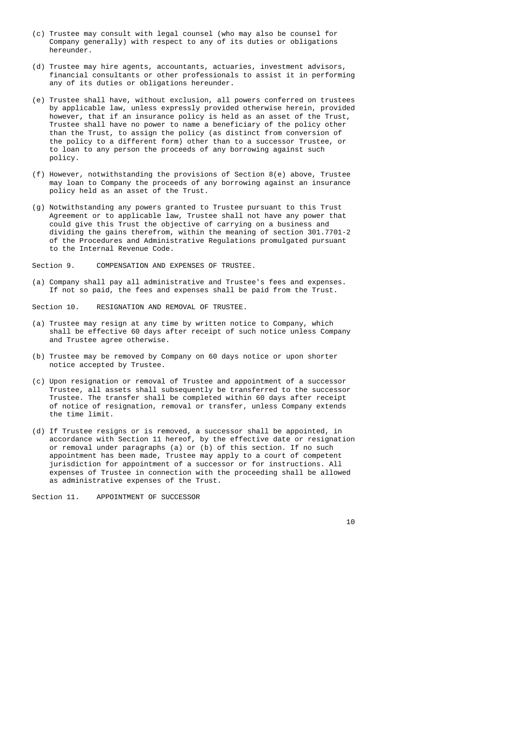(c) Trustee may consult with legal counsel (who may also be counsel for Company generally) with respect to any of its duties or obligations hereunder.

(d) Trustee may hire agents, accountants, actuaries, investment advisors, financial consultants or other professionals to assist it in performing any of its duties or obligations hereunder.

(e) Trustee shall have, without exclusion, all powers conferred on trustees by applicable law, unless expressly provided otherwise herein, provided however, that if an insurance policy is held as an asset of the Trust, Trustee shall have no power to name a beneficiary of the policy other than the Trust, to assign the policy (as distinct from conversion of the policy to a different form) other than to a successor Trustee, or to loan to any person the proceeds of any borrowing against such policy.

(f) However, notwithstanding the provisions of Section 8(e) above, Trustee may loan to Company the proceeds of any borrowing against an insurance policy held as an asset of the Trust.

(g) Notwithstanding any powers granted to Trustee pursuant to this Trust Agreement or to applicable law, Trustee shall not have any power that could give this Trust the objective of carrying on a business and dividing the gains therefrom, within the meaning of section 301.7701-2 of the Procedures and Administrative Regulations promulgated pursuant to the Internal Revenue Code.

Section 9. COMPENSATION AND EXPENSES OF TRUSTEE.

(a) Company shall pay all administrative and Trustee's fees and expenses. If not so paid, the fees and expenses shall be paid from the Trust.

Section 10. RESIGNATION AND REMOVAL OF TRUSTEE.

(a) Trustee may resign at any time by written notice to Company, which shall be effective 60 days after receipt of such notice unless Company and Trustee agree otherwise.

(b) Trustee may be removed by Company on 60 days notice or upon shorter notice accepted by Trustee.

(c) Upon resignation or removal of Trustee and appointment of a successor Trustee, all assets shall subsequently be transferred to the successor Trustee. The transfer shall be completed within 60 days after receipt of notice of resignation, removal or transfer, unless Company extends the time limit.

(d) If Trustee resigns or is removed, a successor shall be appointed, in accordance with Section 11 hereof, by the effective date or resignation or removal under paragraphs (a) or (b) of this section. If no such appointment has been made, Trustee may apply to a court of competent jurisdiction for appointment of a successor or for instructions. All expenses of Trustee in connection with the proceeding shall be allowed as administrative expenses of the Trust.

Section 11. APPOINTMENT OF SUCCESSOR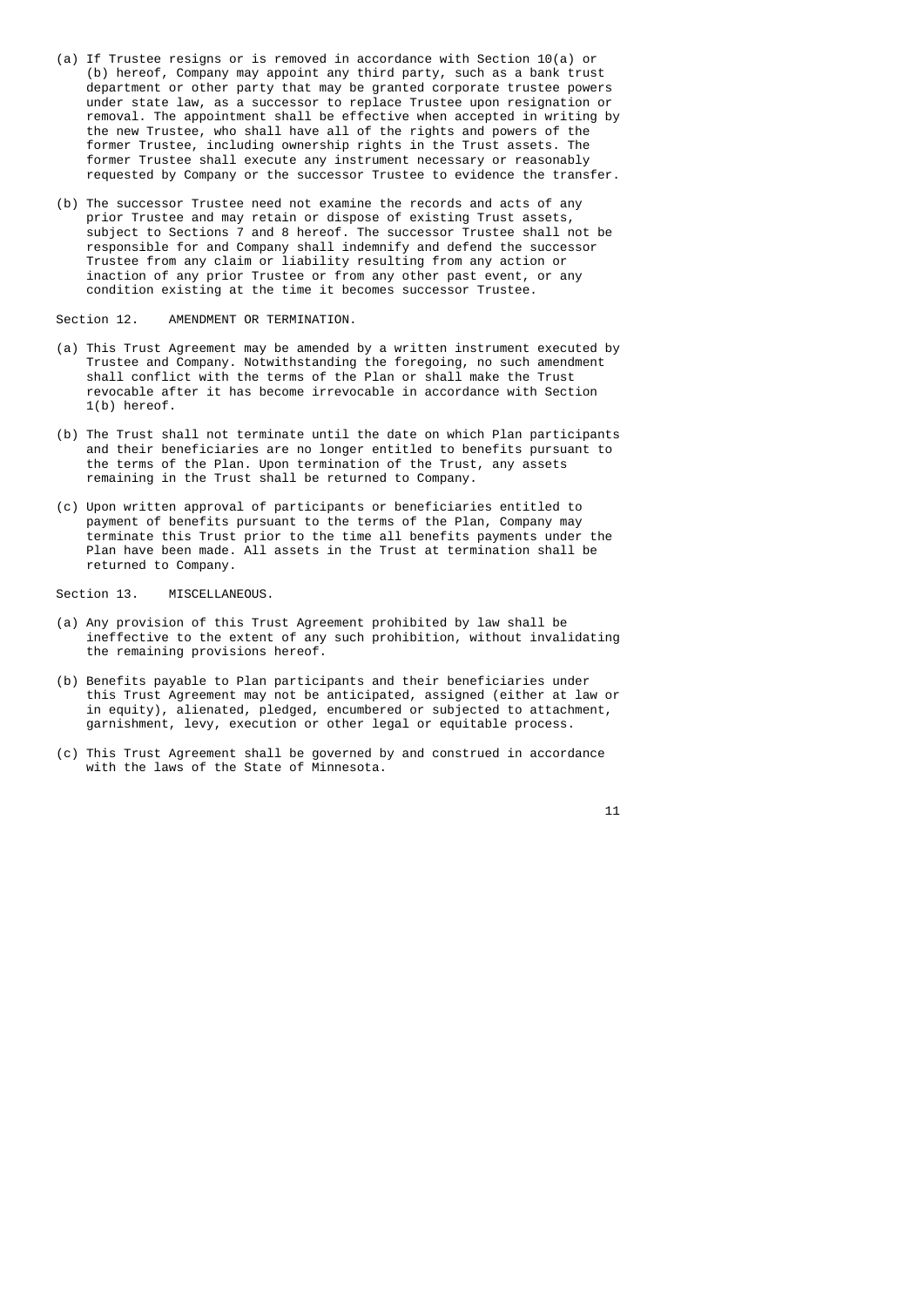(a) If Trustee resigns or is removed in accordance with Section 10(a) or (b) hereof, Company may appoint any third party, such as a bank trust department or other party that may be granted corporate trustee powers under state law, as a successor to replace Trustee upon resignation or removal. The appointment shall be effective when accepted in writing by the new Trustee, who shall have all of the rights and powers of the former Trustee, including ownership rights in the Trust assets. The former Trustee shall execute any instrument necessary or reasonably requested by Company or the successor Trustee to evidence the transfer.

(b) The successor Trustee need not examine the records and acts of any prior Trustee and may retain or dispose of existing Trust assets, subject to Sections 7 and 8 hereof. The successor Trustee shall not be responsible for and Company shall indemnify and defend the successor Trustee from any claim or liability resulting from any action or inaction of any prior Trustee or from any other past event, or any condition existing at the time it becomes successor Trustee.

Section 12. AMENDMENT OR TERMINATION.

(a) This Trust Agreement may be amended by a written instrument executed by Trustee and Company. Notwithstanding the foregoing, no such amendment shall conflict with the terms of the Plan or shall make the Trust revocable after it has become irrevocable in accordance with Section 1(b) hereof.

(b) The Trust shall not terminate until the date on which Plan participants and their beneficiaries are no longer entitled to benefits pursuant to the terms of the Plan. Upon termination of the Trust, any assets remaining in the Trust shall be returned to Company.

(c) Upon written approval of participants or beneficiaries entitled to payment of benefits pursuant to the terms of the Plan, Company may terminate this Trust prior to the time all benefits payments under the Plan have been made. All assets in the Trust at termination shall be returned to Company.

Section 13. MISCELLANEOUS.

(a) Any provision of this Trust Agreement prohibited by law shall be ineffective to the extent of any such prohibition, without invalidating the remaining provisions hereof.

(b) Benefits payable to Plan participants and their beneficiaries under this Trust Agreement may not be anticipated, assigned (either at law or in equity), alienated, pledged, encumbered or subjected to attachment, garnishment, levy, execution or other legal or equitable process.

(c) This Trust Agreement shall be governed by and construed in accordance with the laws of the State of Minnesota.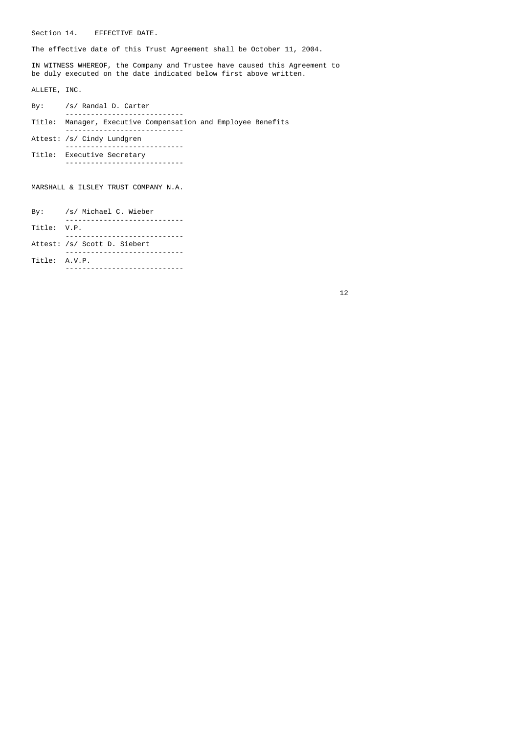Section 14. EFFECTIVE DATE.

The effective date of this Trust Agreement shall be October 11, 2004.

IN WITNESS WHEREOF, the Company and Trustee have caused this Agreement to be duly executed on the date indicated below first above written.

ALLETE, INC.

By: /s/ Randal D. Carter

Title: Manager, Executive Compensation and Employee Benefits

Attest: /s/ Cindy Lundgren

Title: Executive Secretary

MARSHALL & ILSLEY TRUST COMPANY N.A.

By: /s/ Michael C. Wieber

Title: V.P.

Attest: /s/ Scott D. Siebert

Title: A.V.P.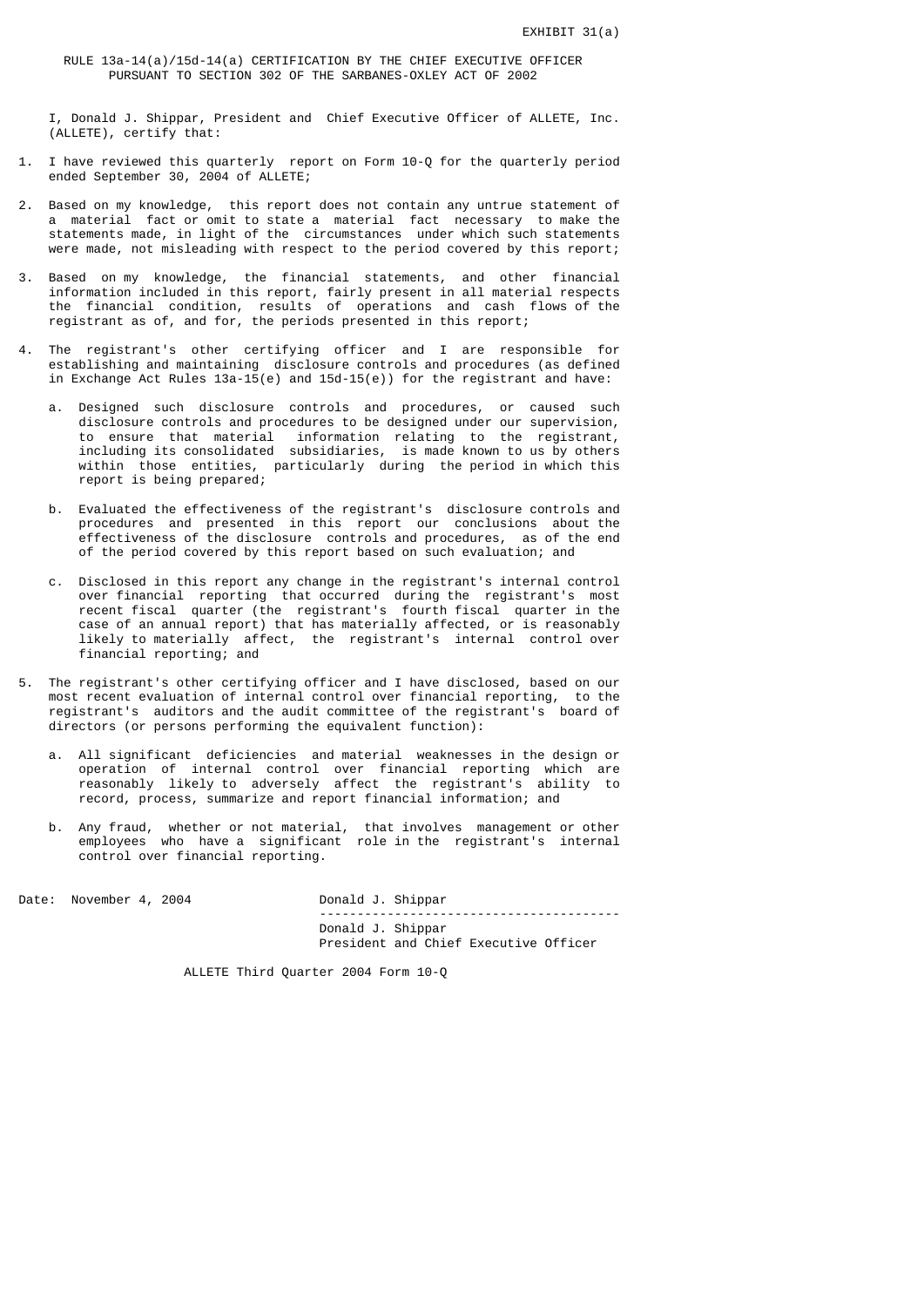EXHIBIT 31(a)

# RULE 13a-14(a)/15d-14(a) CERTIFICATION BY THE CHIEF EXECUTIVE OFFICER PURSUANT TO SECTION 302 OF THE SARBANES-OXLEY ACT OF 2002

I, Donald J. Shippar, President and Chief Executive Officer of ALLETE, Inc. (ALLETE), certify that:

1. I have reviewed this quarterly report on Form 10-Q for the quarterly period ended September 30, 2004 of ALLETE;

2. Based on my knowledge, this report does not contain any untrue statement of a material fact or omit to state a material fact necessary to make the statements made, in light of the circumstances under which such statements were made, not misleading with respect to the period covered by this report;

3. Based on my knowledge, the financial statements, and other financial information included in this report, fairly present in all material respects the financial condition, results of operations and cash flows of the registrant as of, and for, the periods presented in this report;

4. The registrant's other certifying officer and I are responsible for establishing and maintaining disclosure controls and procedures (as defined in Exchange Act Rules 13a-15(e) and 15d-15(e)) for the registrant and have:

   a. Designed such disclosure controls and procedures, or caused such disclosure controls and procedures to be designed under our supervision, to ensure that material information relating to the registrant, including its consolidated subsidiaries, is made known to us by others within those entities, particularly during the period in which this report is being prepared;

   b. Evaluated the effectiveness of the registrant's disclosure controls and procedures and presented in this report our conclusions about the effectiveness of the disclosure controls and procedures, as of the end of the period covered by this report based on such evaluation; and

   c. Disclosed in this report any change in the registrant's internal control over financial reporting that occurred during the registrant's most recent fiscal quarter (the registrant's fourth fiscal quarter in the case of an annual report) that has materially affected, or is reasonably likely to materially affect, the registrant's internal control over financial reporting; and

5. The registrant's other certifying officer and I have disclosed, based on our most recent evaluation of internal control over financial reporting, to the registrant's auditors and the audit committee of the registrant's board of directors (or persons performing the equivalent function):

   a. All significant deficiencies and material weaknesses in the design or operation of internal control over financial reporting which are reasonably likely to adversely affect the registrant's ability to record, process, summarize and report financial information; and

   b. Any fraud, whether or not material, that involves management or other employees who have a significant role in the registrant's internal control over financial reporting.

Date: November 4, 2004

Donald J. Shippar

---

Donald J. Shippar
President and Chief Executive Officer

ALLETE Third Quarter 2004 Form 10-Q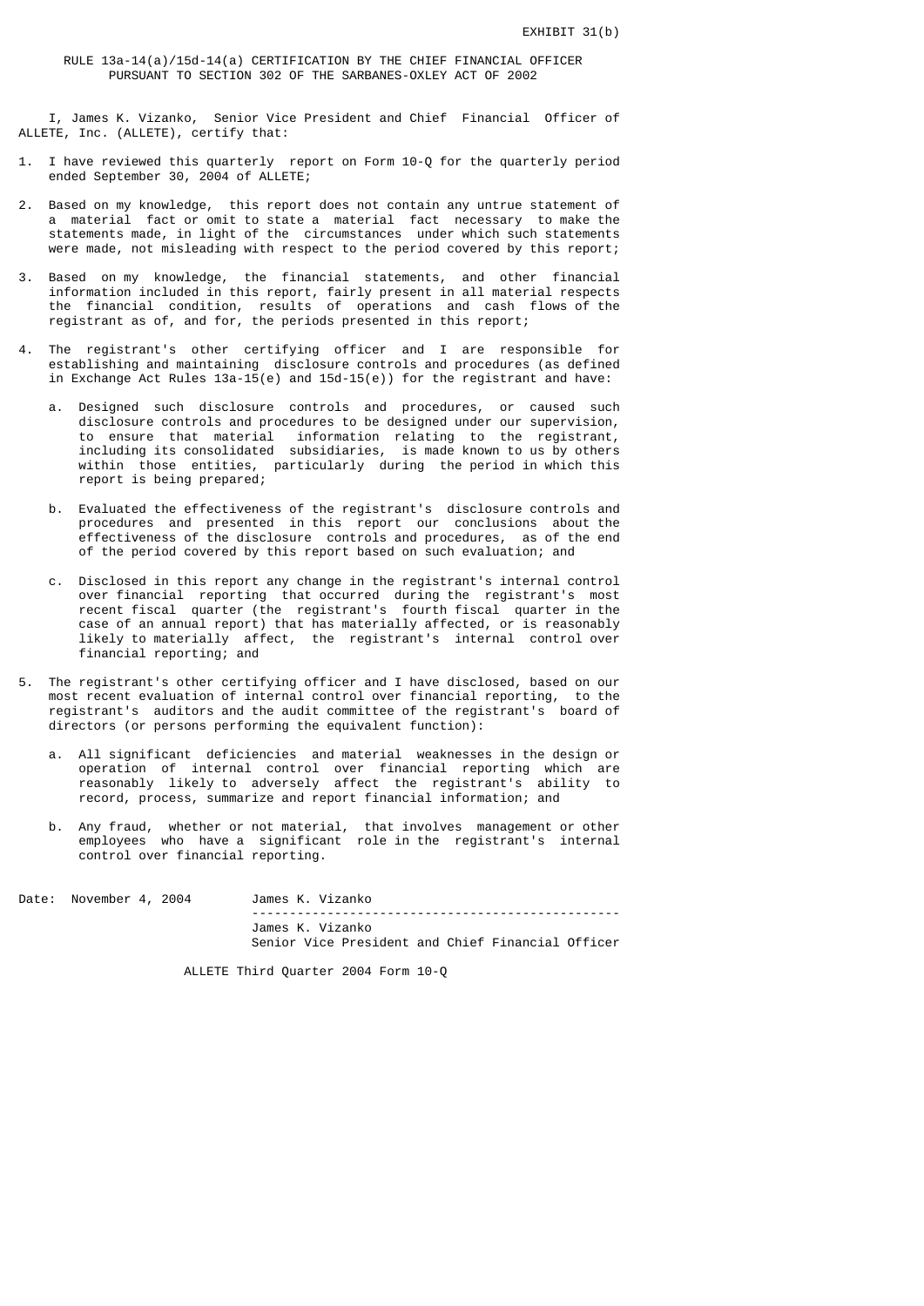EXHIBIT 31(b)

RULE 13a-14(a)/15d-14(a) CERTIFICATION BY THE CHIEF FINANCIAL OFFICER PURSUANT TO SECTION 302 OF THE SARBANES-OXLEY ACT OF 2002

I, James K. Vizanko, Senior Vice President and Chief Financial Officer of ALLETE, Inc. (ALLETE), certify that:

1. I have reviewed this quarterly report on Form 10-Q for the quarterly period ended September 30, 2004 of ALLETE;

2. Based on my knowledge, this report does not contain any untrue statement of a material fact or omit to state a material fact necessary to make the statements made, in light of the circumstances under which such statements were made, not misleading with respect to the period covered by this report;

3. Based on my knowledge, the financial statements, and other financial information included in this report, fairly present in all material respects the financial condition, results of operations and cash flows of the registrant as of, and for, the periods presented in this report;

4. The registrant's other certifying officer and I are responsible for establishing and maintaining disclosure controls and procedures (as defined in Exchange Act Rules 13a-15(e) and 15d-15(e)) for the registrant and have:

   a. Designed such disclosure controls and procedures, or caused such disclosure controls and procedures to be designed under our supervision, to ensure that material information relating to the registrant, including its consolidated subsidiaries, is made known to us by others within those entities, particularly during the period in which this report is being prepared;

   b. Evaluated the effectiveness of the registrant's disclosure controls and procedures and presented in this report our conclusions about the effectiveness of the disclosure controls and procedures, as of the end of the period covered by this report based on such evaluation; and

   c. Disclosed in this report any change in the registrant's internal control over financial reporting that occurred during the registrant's most recent fiscal quarter (the registrant's fourth fiscal quarter in the case of an annual report) that has materially affected, or is reasonably likely to materially affect, the registrant's internal control over financial reporting; and

5. The registrant's other certifying officer and I have disclosed, based on our most recent evaluation of internal control over financial reporting, to the registrant's auditors and the audit committee of the registrant's board of directors (or persons performing the equivalent function):

   a. All significant deficiencies and material weaknesses in the design or operation of internal control over financial reporting which are reasonably likely to adversely affect the registrant's ability to record, process, summarize and report financial information; and

   b. Any fraud, whether or not material, that involves management or other employees who have a significant role in the registrant's internal control over financial reporting.

Date: November 4, 2004

James K. Vizanko

---

James K. Vizanko
Senior Vice President and Chief Financial Officer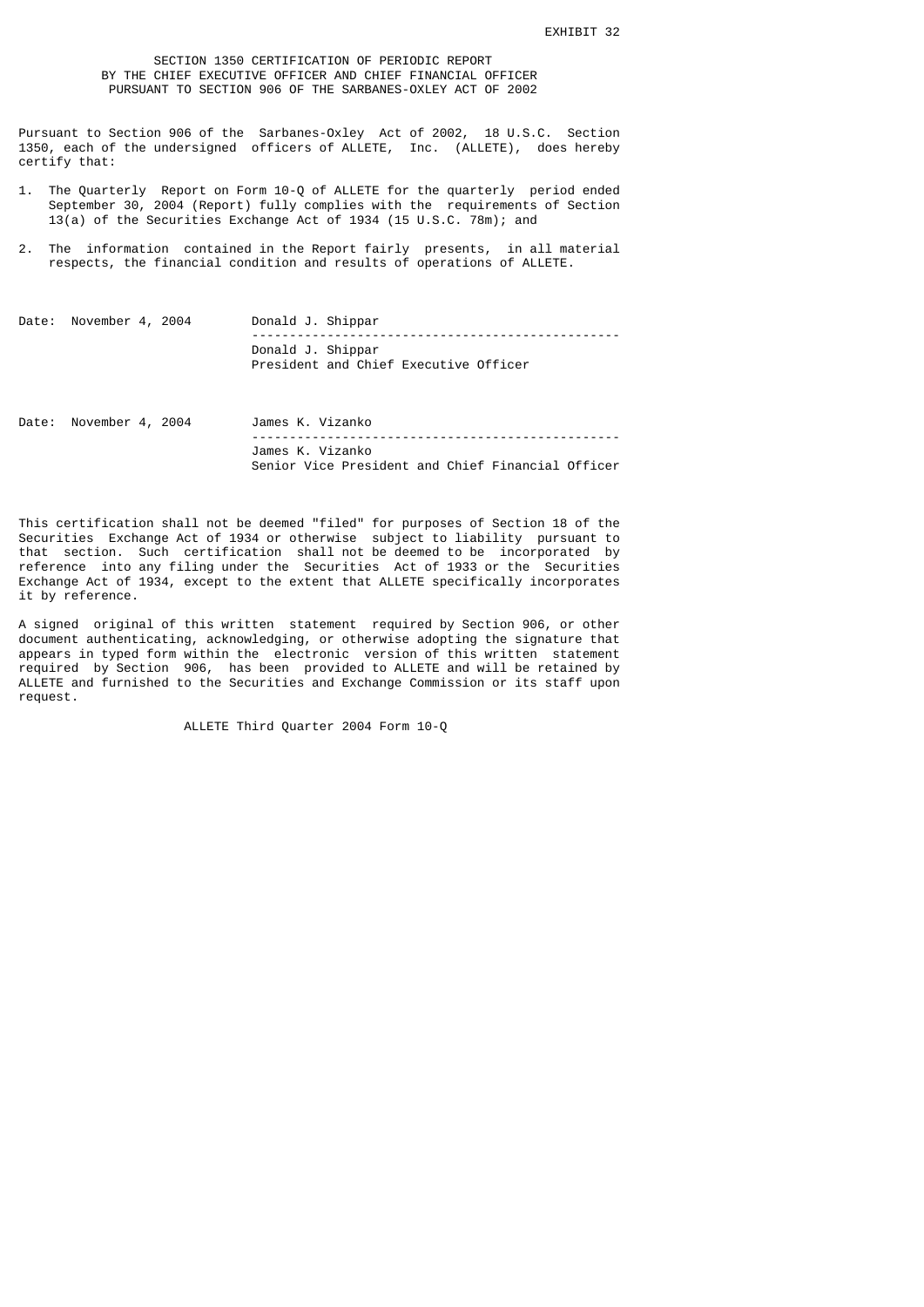EXHIBIT 32

# SECTION 1350 CERTIFICATION OF PERIODIC REPORT BY THE CHIEF EXECUTIVE OFFICER AND CHIEF FINANCIAL OFFICER PURSUANT TO SECTION 906 OF THE SARBANES-OXLEY ACT OF 2002

Pursuant to Section 906 of the Sarbanes-Oxley Act of 2002, 18 U.S.C. Section 1350, each of the undersigned officers of ALLETE, Inc. (ALLETE), does hereby certify that:

1. The Quarterly Report on Form 10-Q of ALLETE for the quarterly period ended September 30, 2004 (Report) fully complies with the requirements of Section 13(a) of the Securities Exchange Act of 1934 (15 U.S.C. 78m); and

2. The information contained in the Report fairly presents, in all material respects, the financial condition and results of operations of ALLETE.

Date: November 4, 2004

Donald J. Shippar

Donald J. Shippar
President and Chief Executive Officer

Date: November 4, 2004

James K. Vizanko

James K. Vizanko
Senior Vice President and Chief Financial Officer

This certification shall not be deemed "filed" for purposes of Section 18 of the Securities Exchange Act of 1934 or otherwise subject to liability pursuant to that section. Such certification shall not be deemed to be incorporated by reference into any filing under the Securities Act of 1933 or the Securities Exchange Act of 1934, except to the extent that ALLETE specifically incorporates it by reference.

A signed original of this written statement required by Section 906, or other document authenticating, acknowledging, or otherwise adopting the signature that appears in typed form within the electronic version of this written statement required by Section 906, has been provided to ALLETE and will be retained by ALLETE and furnished to the Securities and Exchange Commission or its staff upon request.